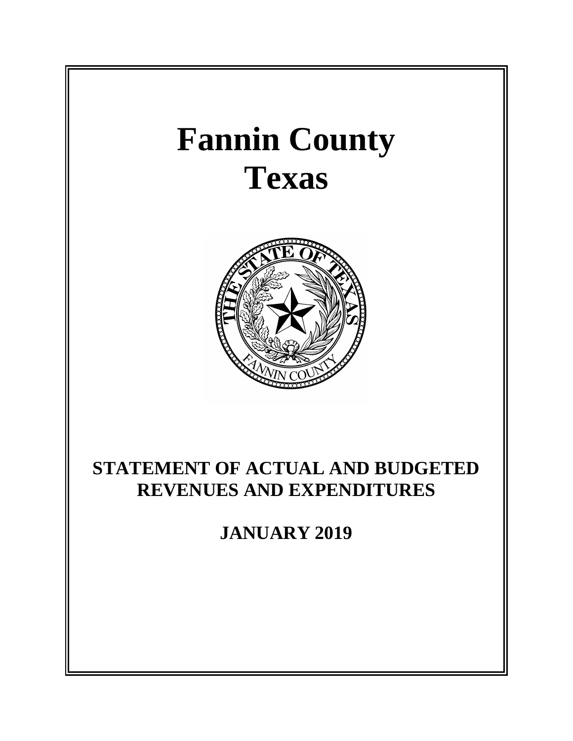# Fannin County
# Texas

## STATEMENT OF ACTUAL AND BUDGETED REVENUES AND EXPENDITURES

## JANUARY 2019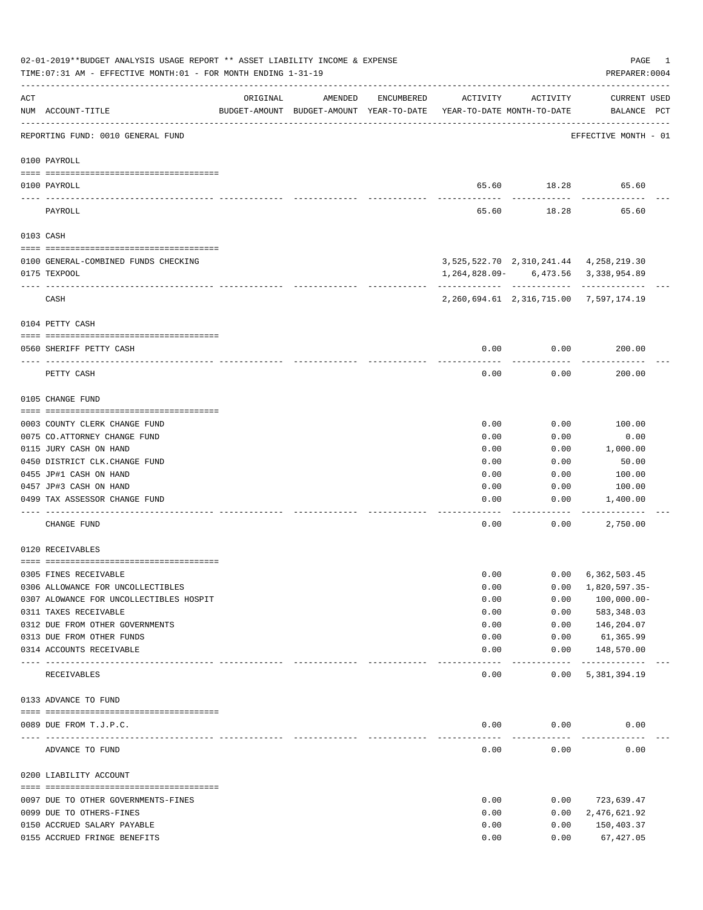02-01-2019**BUDGET ANALYSIS USAGE REPORT ** ASSET LIABILITY INCOME & EXPENSE

TIME:07:31 AM - EFFECTIVE MONTH:01 - FOR MONTH ENDING 1-31-19

PREPARER:0004

REPORTING FUND: 0010 GENERAL FUND — EFFECTIVE MONTH - 01

| ACT NUM | ACCOUNT-TITLE | ORIGINAL BUDGET-AMOUNT | AMENDED BUDGET-AMOUNT | ENCUMBERED YEAR-TO-DATE | ACTIVITY YEAR-TO-DATE | ACTIVITY MONTH-TO-DATE | CURRENT BALANCE | USED PCT |
|---|---|---|---|---|---|---|---|---|
| **0100 PAYROLL** | | | | | | | | |
| 0100 | PAYROLL | | | | 65.60 | 18.28 | 65.60 | |
| | PAYROLL | | | | 65.60 | 18.28 | 65.60 | |
| **0103 CASH** | | | | | | | | |
| 0100 | GENERAL-COMBINED FUNDS CHECKING | | | | 3,525,522.70 | 2,310,241.44 | 4,258,219.30 | |
| 0175 | TEXPOOL | | | | 1,264,828.09- | 6,473.56 | 3,338,954.89 | |
| | CASH | | | | 2,260,694.61 | 2,316,715.00 | 7,597,174.19 | |
| **0104 PETTY CASH** | | | | | | | | |
| 0560 | SHERIFF PETTY CASH | | | | 0.00 | 0.00 | 200.00 | |
| | PETTY CASH | | | | 0.00 | 0.00 | 200.00 | |
| **0105 CHANGE FUND** | | | | | | | | |
| 0003 | COUNTY CLERK CHANGE FUND | | | | 0.00 | 0.00 | 100.00 | |
| 0075 | CO.ATTORNEY CHANGE FUND | | | | 0.00 | 0.00 | 0.00 | |
| 0115 | JURY CASH ON HAND | | | | 0.00 | 0.00 | 1,000.00 | |
| 0450 | DISTRICT CLK.CHANGE FUND | | | | 0.00 | 0.00 | 50.00 | |
| 0455 | JP#1 CASH ON HAND | | | | 0.00 | 0.00 | 100.00 | |
| 0457 | JP#3 CASH ON HAND | | | | 0.00 | 0.00 | 100.00 | |
| 0499 | TAX ASSESSOR CHANGE FUND | | | | 0.00 | 0.00 | 1,400.00 | |
| | CHANGE FUND | | | | 0.00 | 0.00 | 2,750.00 | |
| **0120 RECEIVABLES** | | | | | | | | |
| 0305 | FINES RECEIVABLE | | | | 0.00 | 0.00 | 6,362,503.45 | |
| 0306 | ALLOWANCE FOR UNCOLLECTIBLES | | | | 0.00 | 0.00 | 1,820,597.35- | |
| 0307 | ALOWANCE FOR UNCOLLECTIBLES HOSPIT | | | | 0.00 | 0.00 | 100,000.00- | |
| 0311 | TAXES RECEIVABLE | | | | 0.00 | 0.00 | 583,348.03 | |
| 0312 | DUE FROM OTHER GOVERNMENTS | | | | 0.00 | 0.00 | 146,204.07 | |
| 0313 | DUE FROM OTHER FUNDS | | | | 0.00 | 0.00 | 61,365.99 | |
| 0314 | ACCOUNTS RECEIVABLE | | | | 0.00 | 0.00 | 148,570.00 | |
| | RECEIVABLES | | | | 0.00 | 0.00 | 5,381,394.19 | |
| **0133 ADVANCE TO FUND** | | | | | | | | |
| 0089 | DUE FROM T.J.P.C. | | | | 0.00 | 0.00 | 0.00 | |
| | ADVANCE TO FUND | | | | 0.00 | 0.00 | 0.00 | |
| **0200 LIABILITY ACCOUNT** | | | | | | | | |
| 0097 | DUE TO OTHER GOVERNMENTS-FINES | | | | 0.00 | 0.00 | 723,639.47 | |
| 0099 | DUE TO OTHERS-FINES | | | | 0.00 | 0.00 | 2,476,621.92 | |
| 0150 | ACCRUED SALARY PAYABLE | | | | 0.00 | 0.00 | 150,403.37 | |
| 0155 | ACCRUED FRINGE BENEFITS | | | | 0.00 | 0.00 | 67,427.05 | |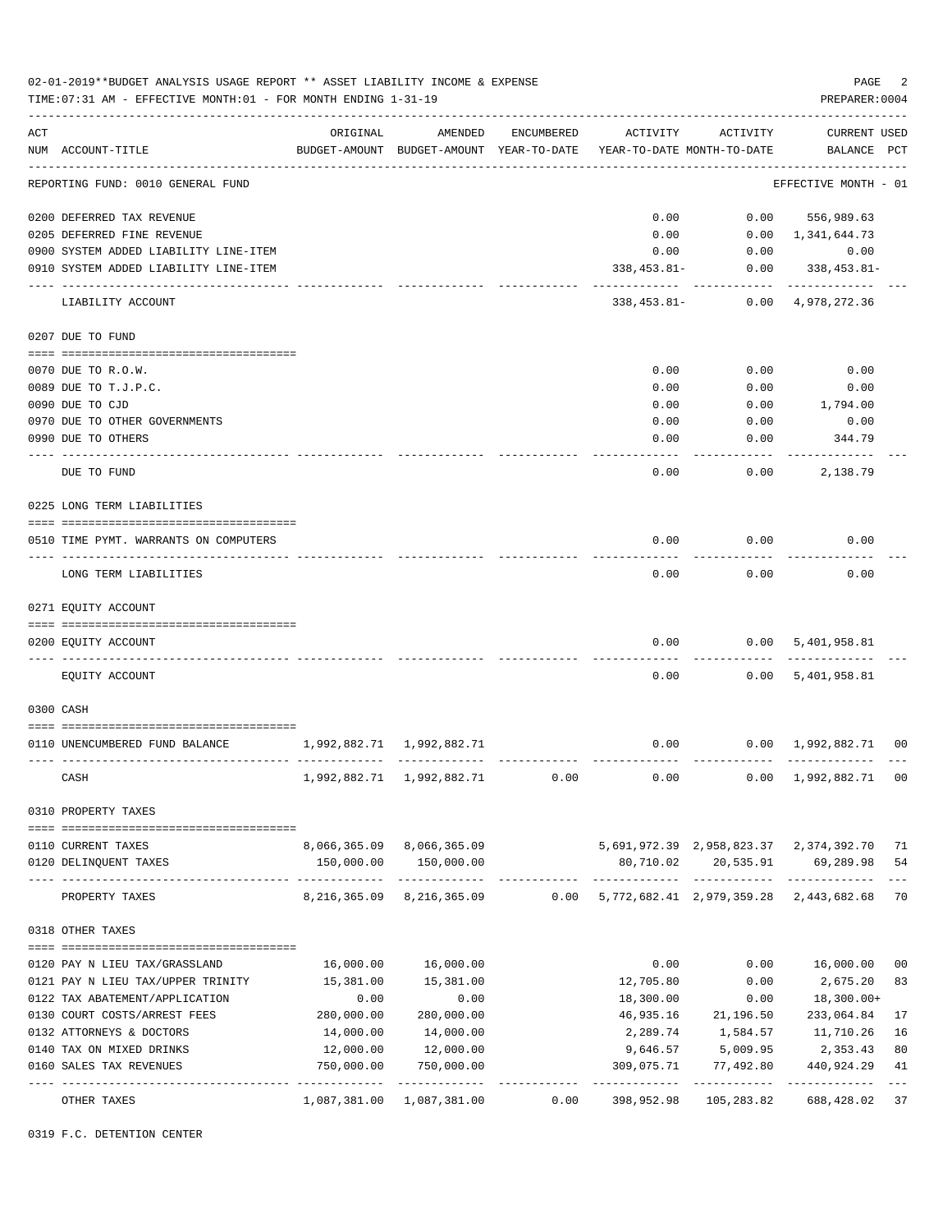02-01-2019**BUDGET ANALYSIS USAGE REPORT ** ASSET LIABILITY INCOME & EXPENSE

TIME:07:31 AM - EFFECTIVE MONTH:01 - FOR MONTH ENDING 1-31-19

PREPARER:0004

REPORTING FUND: 0010 GENERAL FUND — EFFECTIVE MONTH - 01

| ACT NUM | ACCOUNT-TITLE | ORIGINAL BUDGET-AMOUNT | AMENDED BUDGET-AMOUNT | ENCUMBERED YEAR-TO-DATE | ACTIVITY YEAR-TO-DATE | ACTIVITY MONTH-TO-DATE | CURRENT BALANCE | USED PCT |
|---|---|---|---|---|---|---|---|---|
| 0200 | DEFERRED TAX REVENUE | | | | 0.00 | 0.00 | 556,989.63 | |
| 0205 | DEFERRED FINE REVENUE | | | | 0.00 | 0.00 | 1,341,644.73 | |
| 0900 | SYSTEM ADDED LIABILITY LINE-ITEM | | | | 0.00 | 0.00 | 0.00 | |
| 0910 | SYSTEM ADDED LIABILITY LINE-ITEM | | | | 338,453.81- | 0.00 | 338,453.81- | |
| | LIABILITY ACCOUNT | | | | 338,453.81- | 0.00 | 4,978,272.36 | |
| | **0207 DUE TO FUND** | | | | | | | |
| 0070 | DUE TO R.O.W. | | | | 0.00 | 0.00 | 0.00 | |
| 0089 | DUE TO T.J.P.C. | | | | 0.00 | 0.00 | 0.00 | |
| 0090 | DUE TO CJD | | | | 0.00 | 0.00 | 1,794.00 | |
| 0970 | DUE TO OTHER GOVERNMENTS | | | | 0.00 | 0.00 | 0.00 | |
| 0990 | DUE TO OTHERS | | | | 0.00 | 0.00 | 344.79 | |
| | DUE TO FUND | | | | 0.00 | 0.00 | 2,138.79 | |
| | **0225 LONG TERM LIABILITIES** | | | | | | | |
| 0510 | TIME PYMT. WARRANTS ON COMPUTERS | | | | 0.00 | 0.00 | 0.00 | |
| | LONG TERM LIABILITIES | | | | 0.00 | 0.00 | 0.00 | |
| | **0271 EQUITY ACCOUNT** | | | | | | | |
| 0200 | EQUITY ACCOUNT | | | | 0.00 | 0.00 | 5,401,958.81 | |
| | EQUITY ACCOUNT | | | | 0.00 | 0.00 | 5,401,958.81 | |
| | **0300 CASH** | | | | | | | |
| 0110 | UNENCUMBERED FUND BALANCE | 1,992,882.71 | 1,992,882.71 | | 0.00 | 0.00 | 1,992,882.71 | 00 |
| | CASH | 1,992,882.71 | 1,992,882.71 | 0.00 | 0.00 | 0.00 | 1,992,882.71 | 00 |
| | **0310 PROPERTY TAXES** | | | | | | | |
| 0110 | CURRENT TAXES | 8,066,365.09 | 8,066,365.09 | | 5,691,972.39 | 2,958,823.37 | 2,374,392.70 | 71 |
| 0120 | DELINQUENT TAXES | 150,000.00 | 150,000.00 | | 80,710.02 | 20,535.91 | 69,289.98 | 54 |
| | PROPERTY TAXES | 8,216,365.09 | 8,216,365.09 | 0.00 | 5,772,682.41 | 2,979,359.28 | 2,443,682.68 | 70 |
| | **0318 OTHER TAXES** | | | | | | | |
| 0120 | PAY N LIEU TAX/GRASSLAND | 16,000.00 | 16,000.00 | | 0.00 | 0.00 | 16,000.00 | 00 |
| 0121 | PAY N LIEU TAX/UPPER TRINITY | 15,381.00 | 15,381.00 | | 12,705.80 | 0.00 | 2,675.20 | 83 |
| 0122 | TAX ABATEMENT/APPLICATION | 0.00 | 0.00 | | 18,300.00 | 0.00 | 18,300.00+ | |
| 0130 | COURT COSTS/ARREST FEES | 280,000.00 | 280,000.00 | | 46,935.16 | 21,196.50 | 233,064.84 | 17 |
| 0132 | ATTORNEYS & DOCTORS | 14,000.00 | 14,000.00 | | 2,289.74 | 1,584.57 | 11,710.26 | 16 |
| 0140 | TAX ON MIXED DRINKS | 12,000.00 | 12,000.00 | | 9,646.57 | 5,009.95 | 2,353.43 | 80 |
| 0160 | SALES TAX REVENUES | 750,000.00 | 750,000.00 | | 309,075.71 | 77,492.80 | 440,924.29 | 41 |
| | OTHER TAXES | 1,087,381.00 | 1,087,381.00 | 0.00 | 398,952.98 | 105,283.82 | 688,428.02 | 37 |

0319 F.C. DETENTION CENTER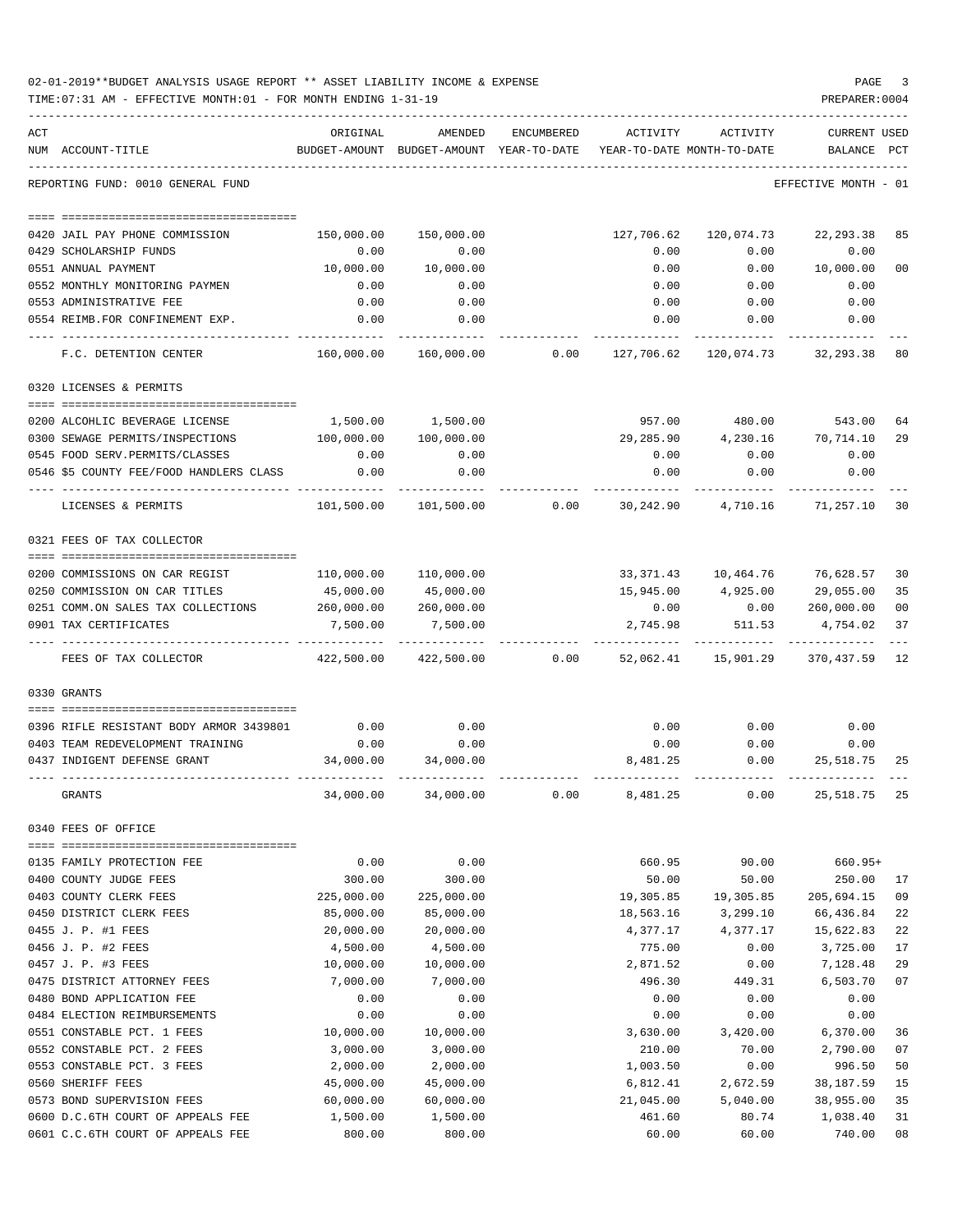02-01-2019**BUDGET ANALYSIS USAGE REPORT ** ASSET LIABILITY INCOME & EXPENSE

TIME:07:31 AM - EFFECTIVE MONTH:01 - FOR MONTH ENDING 1-31-19

PREPARER:0004

REPORTING FUND: 0010 GENERAL FUND — EFFECTIVE MONTH - 01

| ACT NUM | ACCOUNT-TITLE | ORIGINAL BUDGET-AMOUNT | AMENDED BUDGET-AMOUNT | ENCUMBERED YEAR-TO-DATE | ACTIVITY YEAR-TO-DATE | ACTIVITY MONTH-TO-DATE | CURRENT USED BALANCE | PCT |
|---|---|---|---|---|---|---|---|---|
| 0420 | JAIL PAY PHONE COMMISSION | 150,000.00 | 150,000.00 | | 127,706.62 | 120,074.73 | 22,293.38 | 85 |
| 0429 | SCHOLARSHIP FUNDS | 0.00 | 0.00 | | 0.00 | 0.00 | 0.00 | |
| 0551 | ANNUAL PAYMENT | 10,000.00 | 10,000.00 | | 0.00 | 0.00 | 10,000.00 | 00 |
| 0552 | MONTHLY MONITORING PAYMEN | 0.00 | 0.00 | | 0.00 | 0.00 | 0.00 | |
| 0553 | ADMINISTRATIVE FEE | 0.00 | 0.00 | | 0.00 | 0.00 | 0.00 | |
| 0554 | REIMB.FOR CONFINEMENT EXP. | 0.00 | 0.00 | | 0.00 | 0.00 | 0.00 | |
| | F.C. DETENTION CENTER | 160,000.00 | 160,000.00 | 0.00 | 127,706.62 | 120,074.73 | 32,293.38 | 80 |
| **0320** | **LICENSES & PERMITS** | | | | | | | |
| 0200 | ALCOHLIC BEVERAGE LICENSE | 1,500.00 | 1,500.00 | | 957.00 | 480.00 | 543.00 | 64 |
| 0300 | SEWAGE PERMITS/INSPECTIONS | 100,000.00 | 100,000.00 | | 29,285.90 | 4,230.16 | 70,714.10 | 29 |
| 0545 | FOOD SERV.PERMITS/CLASSES | 0.00 | 0.00 | | 0.00 | 0.00 | 0.00 | |
| 0546 | $5 COUNTY FEE/FOOD HANDLERS CLASS | 0.00 | 0.00 | | 0.00 | 0.00 | 0.00 | |
| | LICENSES & PERMITS | 101,500.00 | 101,500.00 | 0.00 | 30,242.90 | 4,710.16 | 71,257.10 | 30 |
| **0321** | **FEES OF TAX COLLECTOR** | | | | | | | |
| 0200 | COMMISSIONS ON CAR REGIST | 110,000.00 | 110,000.00 | | 33,371.43 | 10,464.76 | 76,628.57 | 30 |
| 0250 | COMMISSION ON CAR TITLES | 45,000.00 | 45,000.00 | | 15,945.00 | 4,925.00 | 29,055.00 | 35 |
| 0251 | COMM.ON SALES TAX COLLECTIONS | 260,000.00 | 260,000.00 | | 0.00 | 0.00 | 260,000.00 | 00 |
| 0901 | TAX CERTIFICATES | 7,500.00 | 7,500.00 | | 2,745.98 | 511.53 | 4,754.02 | 37 |
| | FEES OF TAX COLLECTOR | 422,500.00 | 422,500.00 | 0.00 | 52,062.41 | 15,901.29 | 370,437.59 | 12 |
| **0330** | **GRANTS** | | | | | | | |
| 0396 | RIFLE RESISTANT BODY ARMOR 3439801 | 0.00 | 0.00 | | 0.00 | 0.00 | 0.00 | |
| 0403 | TEAM REDEVELOPMENT TRAINING | 0.00 | 0.00 | | 0.00 | 0.00 | 0.00 | |
| 0437 | INDIGENT DEFENSE GRANT | 34,000.00 | 34,000.00 | | 8,481.25 | 0.00 | 25,518.75 | 25 |
| | GRANTS | 34,000.00 | 34,000.00 | 0.00 | 8,481.25 | 0.00 | 25,518.75 | 25 |
| **0340** | **FEES OF OFFICE** | | | | | | | |
| 0135 | FAMILY PROTECTION FEE | 0.00 | 0.00 | | 660.95 | 90.00 | 660.95+ | |
| 0400 | COUNTY JUDGE FEES | 300.00 | 300.00 | | 50.00 | 50.00 | 250.00 | 17 |
| 0403 | COUNTY CLERK FEES | 225,000.00 | 225,000.00 | | 19,305.85 | 19,305.85 | 205,694.15 | 09 |
| 0450 | DISTRICT CLERK FEES | 85,000.00 | 85,000.00 | | 18,563.16 | 3,299.10 | 66,436.84 | 22 |
| 0455 | J. P. #1 FEES | 20,000.00 | 20,000.00 | | 4,377.17 | 4,377.17 | 15,622.83 | 22 |
| 0456 | J. P. #2 FEES | 4,500.00 | 4,500.00 | | 775.00 | 0.00 | 3,725.00 | 17 |
| 0457 | J. P. #3 FEES | 10,000.00 | 10,000.00 | | 2,871.52 | 0.00 | 7,128.48 | 29 |
| 0475 | DISTRICT ATTORNEY FEES | 7,000.00 | 7,000.00 | | 496.30 | 449.31 | 6,503.70 | 07 |
| 0480 | BOND APPLICATION FEE | 0.00 | 0.00 | | 0.00 | 0.00 | 0.00 | |
| 0484 | ELECTION REIMBURSEMENTS | 0.00 | 0.00 | | 0.00 | 0.00 | 0.00 | |
| 0551 | CONSTABLE PCT. 1 FEES | 10,000.00 | 10,000.00 | | 3,630.00 | 3,420.00 | 6,370.00 | 36 |
| 0552 | CONSTABLE PCT. 2 FEES | 3,000.00 | 3,000.00 | | 210.00 | 70.00 | 2,790.00 | 07 |
| 0553 | CONSTABLE PCT. 3 FEES | 2,000.00 | 2,000.00 | | 1,003.50 | 0.00 | 996.50 | 50 |
| 0560 | SHERIFF FEES | 45,000.00 | 45,000.00 | | 6,812.41 | 2,672.59 | 38,187.59 | 15 |
| 0573 | BOND SUPERVISION FEES | 60,000.00 | 60,000.00 | | 21,045.00 | 5,040.00 | 38,955.00 | 35 |
| 0600 | D.C.6TH COURT OF APPEALS FEE | 1,500.00 | 1,500.00 | | 461.60 | 80.74 | 1,038.40 | 31 |
| 0601 | C.C.6TH COURT OF APPEALS FEE | 800.00 | 800.00 | | 60.00 | 60.00 | 740.00 | 08 |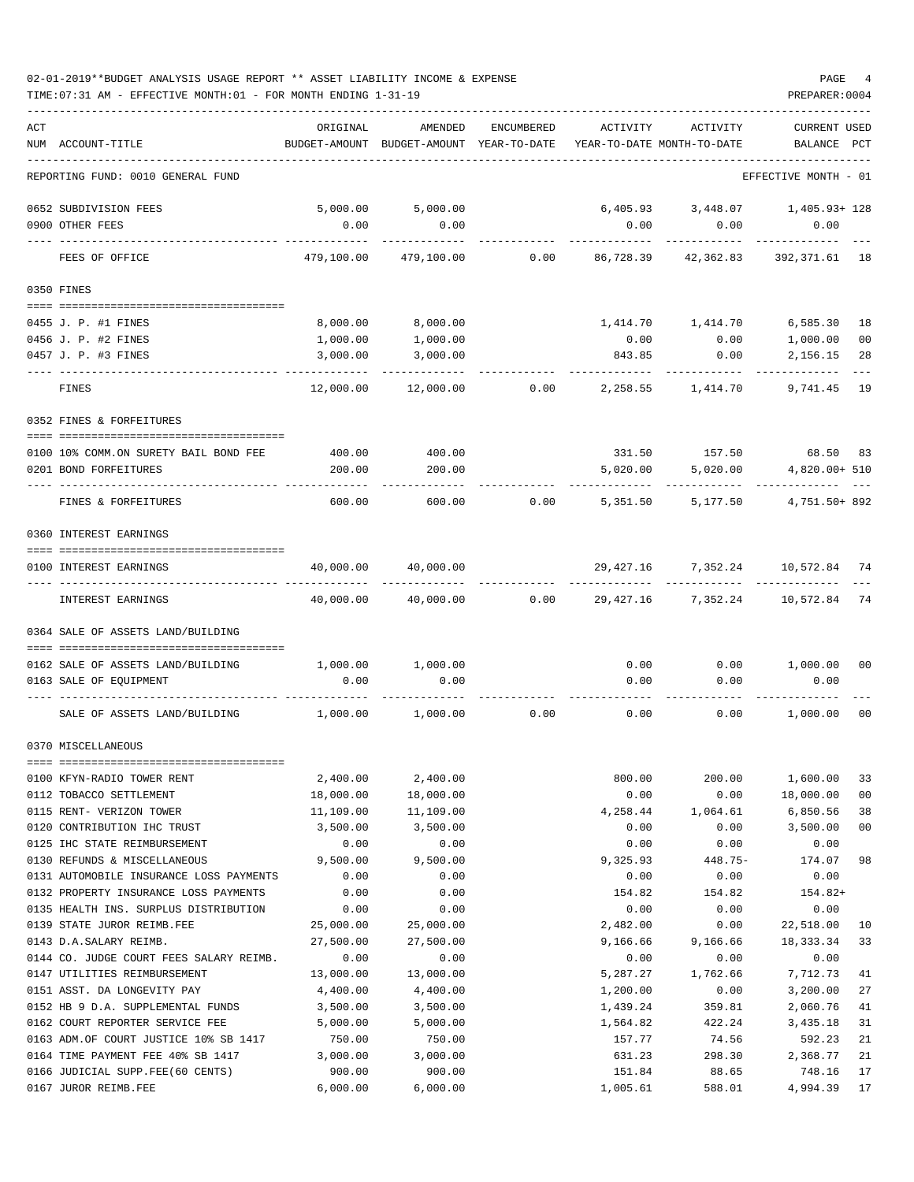02-01-2019**BUDGET ANALYSIS USAGE REPORT ** ASSET LIABILITY INCOME & EXPENSE

TIME:07:31 AM - EFFECTIVE MONTH:01 - FOR MONTH ENDING 1-31-19

PREPARER:0004

REPORTING FUND: 0010 GENERAL FUND — EFFECTIVE MONTH - 01

| ACT NUM | ACCOUNT-TITLE | ORIGINAL BUDGET-AMOUNT | AMENDED BUDGET-AMOUNT | ENCUMBERED YEAR-TO-DATE | ACTIVITY YEAR-TO-DATE | ACTIVITY MONTH-TO-DATE | CURRENT BALANCE | USED PCT |
|---|---|---|---|---|---|---|---|---|
| 0652 | SUBDIVISION FEES | 5,000.00 | 5,000.00 | | 6,405.93 | 3,448.07 | 1,405.93+ | 128 |
| 0900 | OTHER FEES | 0.00 | 0.00 | | 0.00 | 0.00 | 0.00 | |
| | FEES OF OFFICE | 479,100.00 | 479,100.00 | 0.00 | 86,728.39 | 42,362.83 | 392,371.61 | 18 |
| | **0350 FINES** | | | | | | | |
| 0455 | J. P. #1 FINES | 8,000.00 | 8,000.00 | | 1,414.70 | 1,414.70 | 6,585.30 | 18 |
| 0456 | J. P. #2 FINES | 1,000.00 | 1,000.00 | | 0.00 | 0.00 | 1,000.00 | 00 |
| 0457 | J. P. #3 FINES | 3,000.00 | 3,000.00 | | 843.85 | 0.00 | 2,156.15 | 28 |
| | FINES | 12,000.00 | 12,000.00 | 0.00 | 2,258.55 | 1,414.70 | 9,741.45 | 19 |
| | **0352 FINES & FORFEITURES** | | | | | | | |
| 0100 | 10% COMM.ON SURETY BAIL BOND FEE | 400.00 | 400.00 | | 331.50 | 157.50 | 68.50 | 83 |
| 0201 | BOND FORFEITURES | 200.00 | 200.00 | | 5,020.00 | 5,020.00 | 4,820.00+ | 510 |
| | FINES & FORFEITURES | 600.00 | 600.00 | 0.00 | 5,351.50 | 5,177.50 | 4,751.50+ | 892 |
| | **0360 INTEREST EARNINGS** | | | | | | | |
| 0100 | INTEREST EARNINGS | 40,000.00 | 40,000.00 | | 29,427.16 | 7,352.24 | 10,572.84 | 74 |
| | INTEREST EARNINGS | 40,000.00 | 40,000.00 | 0.00 | 29,427.16 | 7,352.24 | 10,572.84 | 74 |
| | **0364 SALE OF ASSETS LAND/BUILDING** | | | | | | | |
| 0162 | SALE OF ASSETS LAND/BUILDING | 1,000.00 | 1,000.00 | | 0.00 | 0.00 | 1,000.00 | 00 |
| 0163 | SALE OF EQUIPMENT | 0.00 | 0.00 | | 0.00 | 0.00 | 0.00 | |
| | SALE OF ASSETS LAND/BUILDING | 1,000.00 | 1,000.00 | 0.00 | 0.00 | 0.00 | 1,000.00 | 00 |
| | **0370 MISCELLANEOUS** | | | | | | | |
| 0100 | KFYN-RADIO TOWER RENT | 2,400.00 | 2,400.00 | | 800.00 | 200.00 | 1,600.00 | 33 |
| 0112 | TOBACCO SETTLEMENT | 18,000.00 | 18,000.00 | | 0.00 | 0.00 | 18,000.00 | 00 |
| 0115 | RENT- VERIZON TOWER | 11,109.00 | 11,109.00 | | 4,258.44 | 1,064.61 | 6,850.56 | 38 |
| 0120 | CONTRIBUTION IHC TRUST | 3,500.00 | 3,500.00 | | 0.00 | 0.00 | 3,500.00 | 00 |
| 0125 | IHC STATE REIMBURSEMENT | 0.00 | 0.00 | | 0.00 | 0.00 | 0.00 | |
| 0130 | REFUNDS & MISCELLANEOUS | 9,500.00 | 9,500.00 | | 9,325.93 | 448.75- | 174.07 | 98 |
| 0131 | AUTOMOBILE INSURANCE LOSS PAYMENTS | 0.00 | 0.00 | | 0.00 | 0.00 | 0.00 | |
| 0132 | PROPERTY INSURANCE LOSS PAYMENTS | 0.00 | 0.00 | | 154.82 | 154.82 | 154.82+ | |
| 0135 | HEALTH INS. SURPLUS DISTRIBUTION | 0.00 | 0.00 | | 0.00 | 0.00 | 0.00 | |
| 0139 | STATE JUROR REIMB.FEE | 25,000.00 | 25,000.00 | | 2,482.00 | 0.00 | 22,518.00 | 10 |
| 0143 | D.A.SALARY REIMB. | 27,500.00 | 27,500.00 | | 9,166.66 | 9,166.66 | 18,333.34 | 33 |
| 0144 | CO. JUDGE COURT FEES SALARY REIMB. | 0.00 | 0.00 | | 0.00 | 0.00 | 0.00 | |
| 0147 | UTILITIES REIMBURSEMENT | 13,000.00 | 13,000.00 | | 5,287.27 | 1,762.66 | 7,712.73 | 41 |
| 0151 | ASST. DA LONGEVITY PAY | 4,400.00 | 4,400.00 | | 1,200.00 | 0.00 | 3,200.00 | 27 |
| 0152 | HB 9 D.A. SUPPLEMENTAL FUNDS | 3,500.00 | 3,500.00 | | 1,439.24 | 359.81 | 2,060.76 | 41 |
| 0162 | COURT REPORTER SERVICE FEE | 5,000.00 | 5,000.00 | | 1,564.82 | 422.24 | 3,435.18 | 31 |
| 0163 | ADM.OF COURT JUSTICE 10% SB 1417 | 750.00 | 750.00 | | 157.77 | 74.56 | 592.23 | 21 |
| 0164 | TIME PAYMENT FEE 40% SB 1417 | 3,000.00 | 3,000.00 | | 631.23 | 298.30 | 2,368.77 | 21 |
| 0166 | JUDICIAL SUPP.FEE(60 CENTS) | 900.00 | 900.00 | | 151.84 | 88.65 | 748.16 | 17 |
| 0167 | JUROR REIMB.FEE | 6,000.00 | 6,000.00 | | 1,005.61 | 588.01 | 4,994.39 | 17 |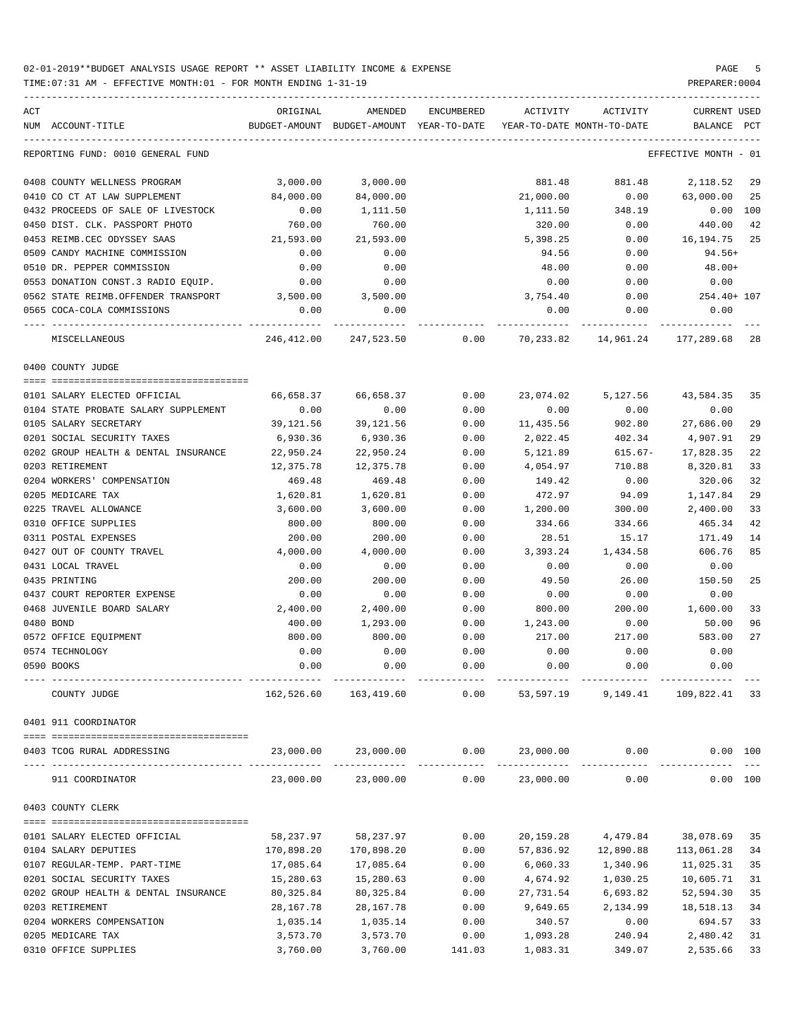02-01-2019**BUDGET ANALYSIS USAGE REPORT ** ASSET LIABILITY INCOME & EXPENSE

TIME:07:31 AM - EFFECTIVE MONTH:01 - FOR MONTH ENDING 1-31-19 PREPARER:0004

REPORTING FUND: 0010 GENERAL FUND — EFFECTIVE MONTH - 01

| ACT NUM | ACCOUNT-TITLE | ORIGINAL BUDGET-AMOUNT | AMENDED BUDGET-AMOUNT | ENCUMBERED YEAR-TO-DATE | ACTIVITY YEAR-TO-DATE | ACTIVITY MONTH-TO-DATE | CURRENT BALANCE | USED PCT |
|---|---|---|---|---|---|---|---|---|
| 0408 | COUNTY WELLNESS PROGRAM | 3,000.00 | 3,000.00 | | 881.48 | 881.48 | 2,118.52 | 29 |
| 0410 | CO CT AT LAW SUPPLEMENT | 84,000.00 | 84,000.00 | | 21,000.00 | 0.00 | 63,000.00 | 25 |
| 0432 | PROCEEDS OF SALE OF LIVESTOCK | 0.00 | 1,111.50 | | 1,111.50 | 348.19 | 0.00 | 100 |
| 0450 | DIST. CLK. PASSPORT PHOTO | 760.00 | 760.00 | | 320.00 | 0.00 | 440.00 | 42 |
| 0453 | REIMB.CEC ODYSSEY SAAS | 21,593.00 | 21,593.00 | | 5,398.25 | 0.00 | 16,194.75 | 25 |
| 0509 | CANDY MACHINE COMMISSION | 0.00 | 0.00 | | 94.56 | 0.00 | 94.56+ | |
| 0510 | DR. PEPPER COMMISSION | 0.00 | 0.00 | | 48.00 | 0.00 | 48.00+ | |
| 0553 | DONATION CONST.3 RADIO EQUIP. | 0.00 | 0.00 | | 0.00 | 0.00 | 0.00 | |
| 0562 | STATE REIMB.OFFENDER TRANSPORT | 3,500.00 | 3,500.00 | | 3,754.40 | 0.00 | 254.40+ | 107 |
| 0565 | COCA-COLA COMMISSIONS | 0.00 | 0.00 | | 0.00 | 0.00 | 0.00 | |
| | MISCELLANEOUS | 246,412.00 | 247,523.50 | 0.00 | 70,233.82 | 14,961.24 | 177,289.68 | 28 |

0400 COUNTY JUDGE

| ACT NUM | ACCOUNT-TITLE | ORIGINAL BUDGET-AMOUNT | AMENDED BUDGET-AMOUNT | ENCUMBERED YEAR-TO-DATE | ACTIVITY YEAR-TO-DATE | ACTIVITY MONTH-TO-DATE | CURRENT BALANCE | USED PCT |
|---|---|---|---|---|---|---|---|---|
| 0101 | SALARY ELECTED OFFICIAL | 66,658.37 | 66,658.37 | 0.00 | 23,074.02 | 5,127.56 | 43,584.35 | 35 |
| 0104 | STATE PROBATE SALARY SUPPLEMENT | 0.00 | 0.00 | 0.00 | 0.00 | 0.00 | 0.00 | |
| 0105 | SALARY SECRETARY | 39,121.56 | 39,121.56 | 0.00 | 11,435.56 | 902.80 | 27,686.00 | 29 |
| 0201 | SOCIAL SECURITY TAXES | 6,930.36 | 6,930.36 | 0.00 | 2,022.45 | 402.34 | 4,907.91 | 29 |
| 0202 | GROUP HEALTH & DENTAL INSURANCE | 22,950.24 | 22,950.24 | 0.00 | 5,121.89 | 615.67- | 17,828.35 | 22 |
| 0203 | RETIREMENT | 12,375.78 | 12,375.78 | 0.00 | 4,054.97 | 710.88 | 8,320.81 | 33 |
| 0204 | WORKERS' COMPENSATION | 469.48 | 469.48 | 0.00 | 149.42 | 0.00 | 320.06 | 32 |
| 0205 | MEDICARE TAX | 1,620.81 | 1,620.81 | 0.00 | 472.97 | 94.09 | 1,147.84 | 29 |
| 0225 | TRAVEL ALLOWANCE | 3,600.00 | 3,600.00 | 0.00 | 1,200.00 | 300.00 | 2,400.00 | 33 |
| 0310 | OFFICE SUPPLIES | 800.00 | 800.00 | 0.00 | 334.66 | 334.66 | 465.34 | 42 |
| 0311 | POSTAL EXPENSES | 200.00 | 200.00 | 0.00 | 28.51 | 15.17 | 171.49 | 14 |
| 0427 | OUT OF COUNTY TRAVEL | 4,000.00 | 4,000.00 | 0.00 | 3,393.24 | 1,434.58 | 606.76 | 85 |
| 0431 | LOCAL TRAVEL | 0.00 | 0.00 | 0.00 | 0.00 | 0.00 | 0.00 | |
| 0435 | PRINTING | 200.00 | 200.00 | 0.00 | 49.50 | 26.00 | 150.50 | 25 |
| 0437 | COURT REPORTER EXPENSE | 0.00 | 0.00 | 0.00 | 0.00 | 0.00 | 0.00 | |
| 0468 | JUVENILE BOARD SALARY | 2,400.00 | 2,400.00 | 0.00 | 800.00 | 200.00 | 1,600.00 | 33 |
| 0480 | BOND | 400.00 | 1,293.00 | 0.00 | 1,243.00 | 0.00 | 50.00 | 96 |
| 0572 | OFFICE EQUIPMENT | 800.00 | 800.00 | 0.00 | 217.00 | 217.00 | 583.00 | 27 |
| 0574 | TECHNOLOGY | 0.00 | 0.00 | 0.00 | 0.00 | 0.00 | 0.00 | |
| 0590 | BOOKS | 0.00 | 0.00 | 0.00 | 0.00 | 0.00 | 0.00 | |
| | COUNTY JUDGE | 162,526.60 | 163,419.60 | 0.00 | 53,597.19 | 9,149.41 | 109,822.41 | 33 |

0401 911 COORDINATOR

| ACT NUM | ACCOUNT-TITLE | ORIGINAL BUDGET-AMOUNT | AMENDED BUDGET-AMOUNT | ENCUMBERED YEAR-TO-DATE | ACTIVITY YEAR-TO-DATE | ACTIVITY MONTH-TO-DATE | CURRENT BALANCE | USED PCT |
|---|---|---|---|---|---|---|---|---|
| 0403 | TCOG RURAL ADDRESSING | 23,000.00 | 23,000.00 | 0.00 | 23,000.00 | 0.00 | 0.00 | 100 |
| | 911 COORDINATOR | 23,000.00 | 23,000.00 | 0.00 | 23,000.00 | 0.00 | 0.00 | 100 |

0403 COUNTY CLERK

| ACT NUM | ACCOUNT-TITLE | ORIGINAL BUDGET-AMOUNT | AMENDED BUDGET-AMOUNT | ENCUMBERED YEAR-TO-DATE | ACTIVITY YEAR-TO-DATE | ACTIVITY MONTH-TO-DATE | CURRENT BALANCE | USED PCT |
|---|---|---|---|---|---|---|---|---|
| 0101 | SALARY ELECTED OFFICIAL | 58,237.97 | 58,237.97 | 0.00 | 20,159.28 | 4,479.84 | 38,078.69 | 35 |
| 0104 | SALARY DEPUTIES | 170,898.20 | 170,898.20 | 0.00 | 57,836.92 | 12,890.88 | 113,061.28 | 34 |
| 0107 | REGULAR-TEMP. PART-TIME | 17,085.64 | 17,085.64 | 0.00 | 6,060.33 | 1,340.96 | 11,025.31 | 35 |
| 0201 | SOCIAL SECURITY TAXES | 15,280.63 | 15,280.63 | 0.00 | 4,674.92 | 1,030.25 | 10,605.71 | 31 |
| 0202 | GROUP HEALTH & DENTAL INSURANCE | 80,325.84 | 80,325.84 | 0.00 | 27,731.54 | 6,693.82 | 52,594.30 | 35 |
| 0203 | RETIREMENT | 28,167.78 | 28,167.78 | 0.00 | 9,649.65 | 2,134.99 | 18,518.13 | 34 |
| 0204 | WORKERS COMPENSATION | 1,035.14 | 1,035.14 | 0.00 | 340.57 | 0.00 | 694.57 | 33 |
| 0205 | MEDICARE TAX | 3,573.70 | 3,573.70 | 0.00 | 1,093.28 | 240.94 | 2,480.42 | 31 |
| 0310 | OFFICE SUPPLIES | 3,760.00 | 3,760.00 | 141.03 | 1,083.31 | 349.07 | 2,535.66 | 33 |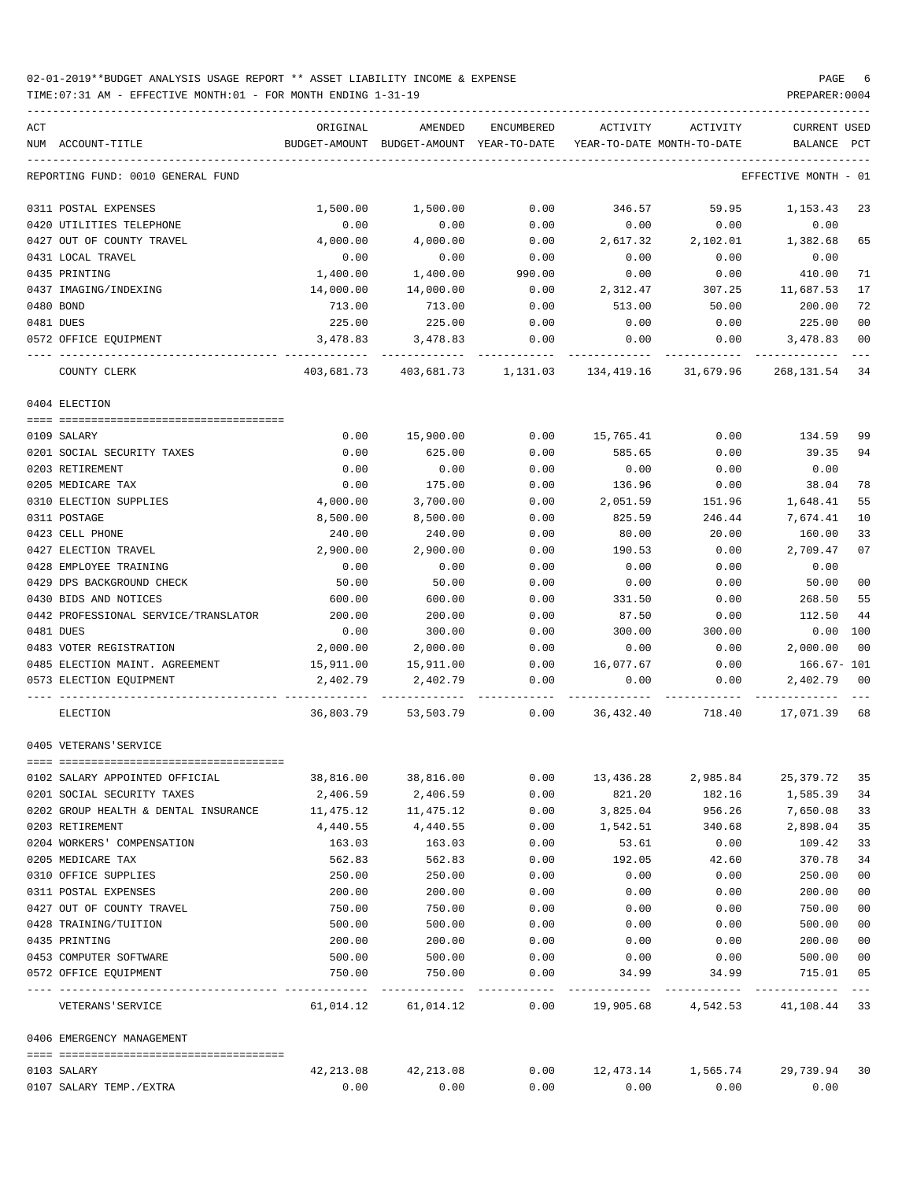02-01-2019**BUDGET ANALYSIS USAGE REPORT ** ASSET LIABILITY INCOME & EXPENSE

TIME:07:31 AM - EFFECTIVE MONTH:01 - FOR MONTH ENDING 1-31-19

PREPARER:0004

| ACT NUM | ACCOUNT-TITLE | ORIGINAL BUDGET-AMOUNT | AMENDED BUDGET-AMOUNT | ENCUMBERED YEAR-TO-DATE | ACTIVITY YEAR-TO-DATE | ACTIVITY MONTH-TO-DATE | CURRENT BALANCE | USED PCT |
|---|---|---|---|---|---|---|---|---|
| REPORTING FUND: 0010 GENERAL FUND | | | | | | | EFFECTIVE MONTH - 01 | |
| 0311 | POSTAL EXPENSES | 1,500.00 | 1,500.00 | 0.00 | 346.57 | 59.95 | 1,153.43 | 23 |
| 0420 | UTILITIES TELEPHONE | 0.00 | 0.00 | 0.00 | 0.00 | 0.00 | 0.00 | |
| 0427 | OUT OF COUNTY TRAVEL | 4,000.00 | 4,000.00 | 0.00 | 2,617.32 | 2,102.01 | 1,382.68 | 65 |
| 0431 | LOCAL TRAVEL | 0.00 | 0.00 | 0.00 | 0.00 | 0.00 | 0.00 | |
| 0435 | PRINTING | 1,400.00 | 1,400.00 | 990.00 | 0.00 | 0.00 | 410.00 | 71 |
| 0437 | IMAGING/INDEXING | 14,000.00 | 14,000.00 | 0.00 | 2,312.47 | 307.25 | 11,687.53 | 17 |
| 0480 | BOND | 713.00 | 713.00 | 0.00 | 513.00 | 50.00 | 200.00 | 72 |
| 0481 | DUES | 225.00 | 225.00 | 0.00 | 0.00 | 0.00 | 225.00 | 00 |
| 0572 | OFFICE EQUIPMENT | 3,478.83 | 3,478.83 | 0.00 | 0.00 | 0.00 | 3,478.83 | 00 |
| | COUNTY CLERK | 403,681.73 | 403,681.73 | 1,131.03 | 134,419.16 | 31,679.96 | 268,131.54 | 34 |
| | **0404 ELECTION** | | | | | | | |
| 0109 | SALARY | 0.00 | 15,900.00 | 0.00 | 15,765.41 | 0.00 | 134.59 | 99 |
| 0201 | SOCIAL SECURITY TAXES | 0.00 | 625.00 | 0.00 | 585.65 | 0.00 | 39.35 | 94 |
| 0203 | RETIREMENT | 0.00 | 0.00 | 0.00 | 0.00 | 0.00 | 0.00 | |
| 0205 | MEDICARE TAX | 0.00 | 175.00 | 0.00 | 136.96 | 0.00 | 38.04 | 78 |
| 0310 | ELECTION SUPPLIES | 4,000.00 | 3,700.00 | 0.00 | 2,051.59 | 151.96 | 1,648.41 | 55 |
| 0311 | POSTAGE | 8,500.00 | 8,500.00 | 0.00 | 825.59 | 246.44 | 7,674.41 | 10 |
| 0423 | CELL PHONE | 240.00 | 240.00 | 0.00 | 80.00 | 20.00 | 160.00 | 33 |
| 0427 | ELECTION TRAVEL | 2,900.00 | 2,900.00 | 0.00 | 190.53 | 0.00 | 2,709.47 | 07 |
| 0428 | EMPLOYEE TRAINING | 0.00 | 0.00 | 0.00 | 0.00 | 0.00 | 0.00 | |
| 0429 | DPS BACKGROUND CHECK | 50.00 | 50.00 | 0.00 | 0.00 | 0.00 | 50.00 | 00 |
| 0430 | BIDS AND NOTICES | 600.00 | 600.00 | 0.00 | 331.50 | 0.00 | 268.50 | 55 |
| 0442 | PROFESSIONAL SERVICE/TRANSLATOR | 200.00 | 200.00 | 0.00 | 87.50 | 0.00 | 112.50 | 44 |
| 0481 | DUES | 0.00 | 300.00 | 0.00 | 300.00 | 300.00 | 0.00 | 100 |
| 0483 | VOTER REGISTRATION | 2,000.00 | 2,000.00 | 0.00 | 0.00 | 0.00 | 2,000.00 | 00 |
| 0485 | ELECTION MAINT. AGREEMENT | 15,911.00 | 15,911.00 | 0.00 | 16,077.67 | 0.00 | 166.67- | 101 |
| 0573 | ELECTION EQUIPMENT | 2,402.79 | 2,402.79 | 0.00 | 0.00 | 0.00 | 2,402.79 | 00 |
| | ELECTION | 36,803.79 | 53,503.79 | 0.00 | 36,432.40 | 718.40 | 17,071.39 | 68 |
| | **0405 VETERANS'SERVICE** | | | | | | | |
| 0102 | SALARY APPOINTED OFFICIAL | 38,816.00 | 38,816.00 | 0.00 | 13,436.28 | 2,985.84 | 25,379.72 | 35 |
| 0201 | SOCIAL SECURITY TAXES | 2,406.59 | 2,406.59 | 0.00 | 821.20 | 182.16 | 1,585.39 | 34 |
| 0202 | GROUP HEALTH & DENTAL INSURANCE | 11,475.12 | 11,475.12 | 0.00 | 3,825.04 | 956.26 | 7,650.08 | 33 |
| 0203 | RETIREMENT | 4,440.55 | 4,440.55 | 0.00 | 1,542.51 | 340.68 | 2,898.04 | 35 |
| 0204 | WORKERS' COMPENSATION | 163.03 | 163.03 | 0.00 | 53.61 | 0.00 | 109.42 | 33 |
| 0205 | MEDICARE TAX | 562.83 | 562.83 | 0.00 | 192.05 | 42.60 | 370.78 | 34 |
| 0310 | OFFICE SUPPLIES | 250.00 | 250.00 | 0.00 | 0.00 | 0.00 | 250.00 | 00 |
| 0311 | POSTAL EXPENSES | 200.00 | 200.00 | 0.00 | 0.00 | 0.00 | 200.00 | 00 |
| 0427 | OUT OF COUNTY TRAVEL | 750.00 | 750.00 | 0.00 | 0.00 | 0.00 | 750.00 | 00 |
| 0428 | TRAINING/TUITION | 500.00 | 500.00 | 0.00 | 0.00 | 0.00 | 500.00 | 00 |
| 0435 | PRINTING | 200.00 | 200.00 | 0.00 | 0.00 | 0.00 | 200.00 | 00 |
| 0453 | COMPUTER SOFTWARE | 500.00 | 500.00 | 0.00 | 0.00 | 0.00 | 500.00 | 00 |
| 0572 | OFFICE EQUIPMENT | 750.00 | 750.00 | 0.00 | 34.99 | 34.99 | 715.01 | 05 |
| | VETERANS'SERVICE | 61,014.12 | 61,014.12 | 0.00 | 19,905.68 | 4,542.53 | 41,108.44 | 33 |
| | **0406 EMERGENCY MANAGEMENT** | | | | | | | |
| 0103 | SALARY | 42,213.08 | 42,213.08 | 0.00 | 12,473.14 | 1,565.74 | 29,739.94 | 30 |
| 0107 | SALARY TEMP./EXTRA | 0.00 | 0.00 | 0.00 | 0.00 | 0.00 | 0.00 | |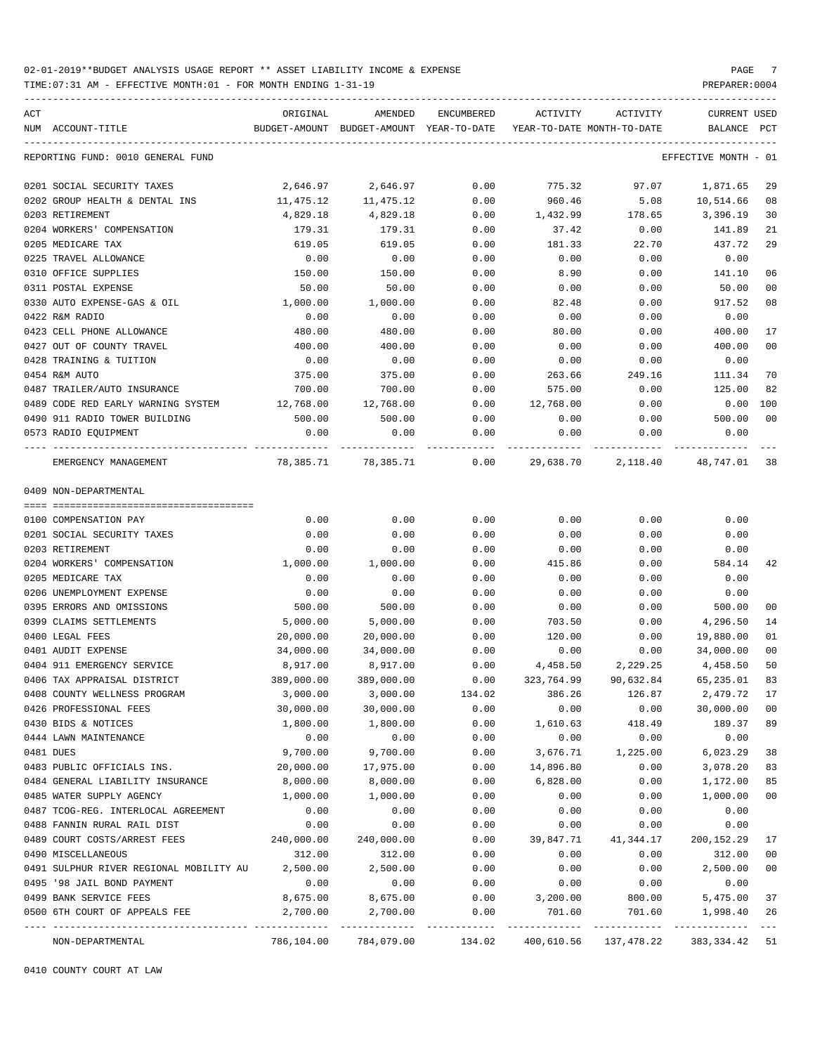02-01-2019**BUDGET ANALYSIS USAGE REPORT ** ASSET LIABILITY INCOME & EXPENSE

TIME:07:31 AM - EFFECTIVE MONTH:01 - FOR MONTH ENDING 1-31-19 PREPARER:0004

| ACT NUM | ACCOUNT-TITLE | ORIGINAL BUDGET-AMOUNT | AMENDED BUDGET-AMOUNT | ENCUMBERED YEAR-TO-DATE | ACTIVITY YEAR-TO-DATE | ACTIVITY MONTH-TO-DATE | CURRENT BALANCE | USED PCT |
|---|---|---|---|---|---|---|---|---|
| | REPORTING FUND: 0010 GENERAL FUND | | | | | | EFFECTIVE MONTH - 01 | |
| 0201 | SOCIAL SECURITY TAXES | 2,646.97 | 2,646.97 | 0.00 | 775.32 | 97.07 | 1,871.65 | 29 |
| 0202 | GROUP HEALTH & DENTAL INS | 11,475.12 | 11,475.12 | 0.00 | 960.46 | 5.08 | 10,514.66 | 08 |
| 0203 | RETIREMENT | 4,829.18 | 4,829.18 | 0.00 | 1,432.99 | 178.65 | 3,396.19 | 30 |
| 0204 | WORKERS' COMPENSATION | 179.31 | 179.31 | 0.00 | 37.42 | 0.00 | 141.89 | 21 |
| 0205 | MEDICARE TAX | 619.05 | 619.05 | 0.00 | 181.33 | 22.70 | 437.72 | 29 |
| 0225 | TRAVEL ALLOWANCE | 0.00 | 0.00 | 0.00 | 0.00 | 0.00 | 0.00 | |
| 0310 | OFFICE SUPPLIES | 150.00 | 150.00 | 0.00 | 8.90 | 0.00 | 141.10 | 06 |
| 0311 | POSTAL EXPENSE | 50.00 | 50.00 | 0.00 | 0.00 | 0.00 | 50.00 | 00 |
| 0330 | AUTO EXPENSE-GAS & OIL | 1,000.00 | 1,000.00 | 0.00 | 82.48 | 0.00 | 917.52 | 08 |
| 0422 | R&M RADIO | 0.00 | 0.00 | 0.00 | 0.00 | 0.00 | 0.00 | |
| 0423 | CELL PHONE ALLOWANCE | 480.00 | 480.00 | 0.00 | 80.00 | 0.00 | 400.00 | 17 |
| 0427 | OUT OF COUNTY TRAVEL | 400.00 | 400.00 | 0.00 | 0.00 | 0.00 | 400.00 | 00 |
| 0428 | TRAINING & TUITION | 0.00 | 0.00 | 0.00 | 0.00 | 0.00 | 0.00 | |
| 0454 | R&M AUTO | 375.00 | 375.00 | 0.00 | 263.66 | 249.16 | 111.34 | 70 |
| 0487 | TRAILER/AUTO INSURANCE | 700.00 | 700.00 | 0.00 | 575.00 | 0.00 | 125.00 | 82 |
| 0489 | CODE RED EARLY WARNING SYSTEM | 12,768.00 | 12,768.00 | 0.00 | 12,768.00 | 0.00 | 0.00 | 100 |
| 0490 | 911 RADIO TOWER BUILDING | 500.00 | 500.00 | 0.00 | 0.00 | 0.00 | 500.00 | 00 |
| 0573 | RADIO EQUIPMENT | 0.00 | 0.00 | 0.00 | 0.00 | 0.00 | 0.00 | |
| | EMERGENCY MANAGEMENT | 78,385.71 | 78,385.71 | 0.00 | 29,638.70 | 2,118.40 | 48,747.01 | 38 |
| | 0409 NON-DEPARTMENTAL | | | | | | | |
| 0100 | COMPENSATION PAY | 0.00 | 0.00 | 0.00 | 0.00 | 0.00 | 0.00 | |
| 0201 | SOCIAL SECURITY TAXES | 0.00 | 0.00 | 0.00 | 0.00 | 0.00 | 0.00 | |
| 0203 | RETIREMENT | 0.00 | 0.00 | 0.00 | 0.00 | 0.00 | 0.00 | |
| 0204 | WORKERS' COMPENSATION | 1,000.00 | 1,000.00 | 0.00 | 415.86 | 0.00 | 584.14 | 42 |
| 0205 | MEDICARE TAX | 0.00 | 0.00 | 0.00 | 0.00 | 0.00 | 0.00 | |
| 0206 | UNEMPLOYMENT EXPENSE | 0.00 | 0.00 | 0.00 | 0.00 | 0.00 | 0.00 | |
| 0395 | ERRORS AND OMISSIONS | 500.00 | 500.00 | 0.00 | 0.00 | 0.00 | 500.00 | 00 |
| 0399 | CLAIMS SETTLEMENTS | 5,000.00 | 5,000.00 | 0.00 | 703.50 | 0.00 | 4,296.50 | 14 |
| 0400 | LEGAL FEES | 20,000.00 | 20,000.00 | 0.00 | 120.00 | 0.00 | 19,880.00 | 01 |
| 0401 | AUDIT EXPENSE | 34,000.00 | 34,000.00 | 0.00 | 0.00 | 0.00 | 34,000.00 | 00 |
| 0404 | 911 EMERGENCY SERVICE | 8,917.00 | 8,917.00 | 0.00 | 4,458.50 | 2,229.25 | 4,458.50 | 50 |
| 0406 | TAX APPRAISAL DISTRICT | 389,000.00 | 389,000.00 | 0.00 | 323,764.99 | 90,632.84 | 65,235.01 | 83 |
| 0408 | COUNTY WELLNESS PROGRAM | 3,000.00 | 3,000.00 | 134.02 | 386.26 | 126.87 | 2,479.72 | 17 |
| 0426 | PROFESSIONAL FEES | 30,000.00 | 30,000.00 | 0.00 | 0.00 | 0.00 | 30,000.00 | 00 |
| 0430 | BIDS & NOTICES | 1,800.00 | 1,800.00 | 0.00 | 1,610.63 | 418.49 | 189.37 | 89 |
| 0444 | LAWN MAINTENANCE | 0.00 | 0.00 | 0.00 | 0.00 | 0.00 | 0.00 | |
| 0481 | DUES | 9,700.00 | 9,700.00 | 0.00 | 3,676.71 | 1,225.00 | 6,023.29 | 38 |
| 0483 | PUBLIC OFFICIALS INS. | 20,000.00 | 17,975.00 | 0.00 | 14,896.80 | 0.00 | 3,078.20 | 83 |
| 0484 | GENERAL LIABILITY INSURANCE | 8,000.00 | 8,000.00 | 0.00 | 6,828.00 | 0.00 | 1,172.00 | 85 |
| 0485 | WATER SUPPLY AGENCY | 1,000.00 | 1,000.00 | 0.00 | 0.00 | 0.00 | 1,000.00 | 00 |
| 0487 | TCOG-REG. INTERLOCAL AGREEMENT | 0.00 | 0.00 | 0.00 | 0.00 | 0.00 | 0.00 | |
| 0488 | FANNIN RURAL RAIL DIST | 0.00 | 0.00 | 0.00 | 0.00 | 0.00 | 0.00 | |
| 0489 | COURT COSTS/ARREST FEES | 240,000.00 | 240,000.00 | 0.00 | 39,847.71 | 41,344.17 | 200,152.29 | 17 |
| 0490 | MISCELLANEOUS | 312.00 | 312.00 | 0.00 | 0.00 | 0.00 | 312.00 | 00 |
| 0491 | SULPHUR RIVER REGIONAL MOBILITY AU | 2,500.00 | 2,500.00 | 0.00 | 0.00 | 0.00 | 2,500.00 | 00 |
| 0495 | '98 JAIL BOND PAYMENT | 0.00 | 0.00 | 0.00 | 0.00 | 0.00 | 0.00 | |
| 0499 | BANK SERVICE FEES | 8,675.00 | 8,675.00 | 0.00 | 3,200.00 | 800.00 | 5,475.00 | 37 |
| 0500 | 6TH COURT OF APPEALS FEE | 2,700.00 | 2,700.00 | 0.00 | 701.60 | 701.60 | 1,998.40 | 26 |
| | NON-DEPARTMENTAL | 786,104.00 | 784,079.00 | 134.02 | 400,610.56 | 137,478.22 | 383,334.42 | 51 |

0410 COUNTY COURT AT LAW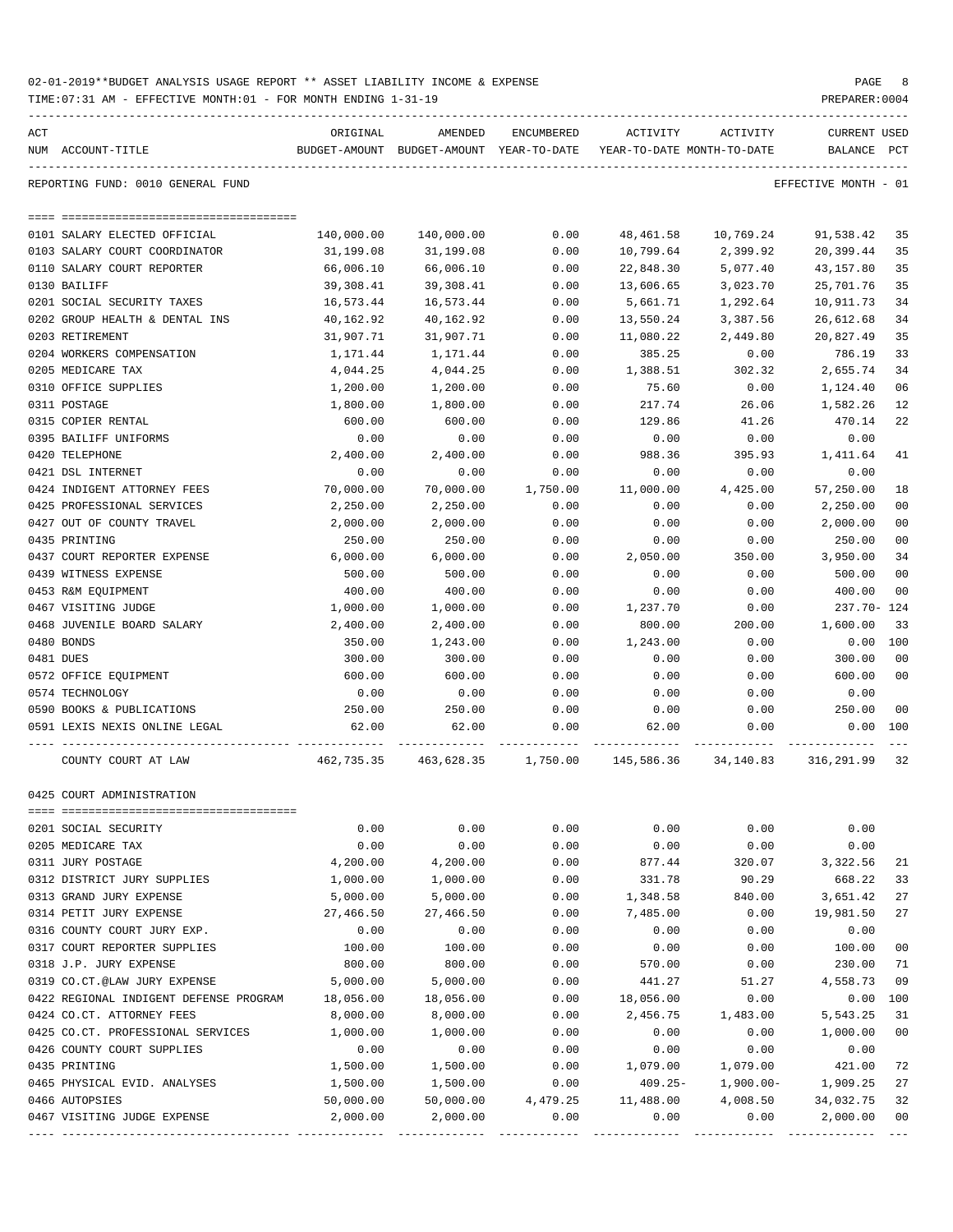02-01-2019**BUDGET ANALYSIS USAGE REPORT ** ASSET LIABILITY INCOME & EXPENSE

TIME:07:31 AM - EFFECTIVE MONTH:01 - FOR MONTH ENDING 1-31-19 PREPARER:0004

REPORTING FUND: 0010 GENERAL FUND EFFECTIVE MONTH - 01

| ACT NUM | ACCOUNT-TITLE | ORIGINAL BUDGET-AMOUNT | AMENDED BUDGET-AMOUNT | ENCUMBERED YEAR-TO-DATE | ACTIVITY YEAR-TO-DATE | ACTIVITY MONTH-TO-DATE | CURRENT BALANCE | USED PCT |
|---|---|---|---|---|---|---|---|---|
| 0101 | SALARY ELECTED OFFICIAL | 140,000.00 | 140,000.00 | 0.00 | 48,461.58 | 10,769.24 | 91,538.42 | 35 |
| 0103 | SALARY COURT COORDINATOR | 31,199.08 | 31,199.08 | 0.00 | 10,799.64 | 2,399.92 | 20,399.44 | 35 |
| 0110 | SALARY COURT REPORTER | 66,006.10 | 66,006.10 | 0.00 | 22,848.30 | 5,077.40 | 43,157.80 | 35 |
| 0130 | BAILIFF | 39,308.41 | 39,308.41 | 0.00 | 13,606.65 | 3,023.70 | 25,701.76 | 35 |
| 0201 | SOCIAL SECURITY TAXES | 16,573.44 | 16,573.44 | 0.00 | 5,661.71 | 1,292.64 | 10,911.73 | 34 |
| 0202 | GROUP HEALTH & DENTAL INS | 40,162.92 | 40,162.92 | 0.00 | 13,550.24 | 3,387.56 | 26,612.68 | 34 |
| 0203 | RETIREMENT | 31,907.71 | 31,907.71 | 0.00 | 11,080.22 | 2,449.80 | 20,827.49 | 35 |
| 0204 | WORKERS COMPENSATION | 1,171.44 | 1,171.44 | 0.00 | 385.25 | 0.00 | 786.19 | 33 |
| 0205 | MEDICARE TAX | 4,044.25 | 4,044.25 | 0.00 | 1,388.51 | 302.32 | 2,655.74 | 34 |
| 0310 | OFFICE SUPPLIES | 1,200.00 | 1,200.00 | 0.00 | 75.60 | 0.00 | 1,124.40 | 06 |
| 0311 | POSTAGE | 1,800.00 | 1,800.00 | 0.00 | 217.74 | 26.06 | 1,582.26 | 12 |
| 0315 | COPIER RENTAL | 600.00 | 600.00 | 0.00 | 129.86 | 41.26 | 470.14 | 22 |
| 0395 | BAILIFF UNIFORMS | 0.00 | 0.00 | 0.00 | 0.00 | 0.00 | 0.00 | |
| 0420 | TELEPHONE | 2,400.00 | 2,400.00 | 0.00 | 988.36 | 395.93 | 1,411.64 | 41 |
| 0421 | DSL INTERNET | 0.00 | 0.00 | 0.00 | 0.00 | 0.00 | 0.00 | |
| 0424 | INDIGENT ATTORNEY FEES | 70,000.00 | 70,000.00 | 1,750.00 | 11,000.00 | 4,425.00 | 57,250.00 | 18 |
| 0425 | PROFESSIONAL SERVICES | 2,250.00 | 2,250.00 | 0.00 | 0.00 | 0.00 | 2,250.00 | 00 |
| 0427 | OUT OF COUNTY TRAVEL | 2,000.00 | 2,000.00 | 0.00 | 0.00 | 0.00 | 2,000.00 | 00 |
| 0435 | PRINTING | 250.00 | 250.00 | 0.00 | 0.00 | 0.00 | 250.00 | 00 |
| 0437 | COURT REPORTER EXPENSE | 6,000.00 | 6,000.00 | 0.00 | 2,050.00 | 350.00 | 3,950.00 | 34 |
| 0439 | WITNESS EXPENSE | 500.00 | 500.00 | 0.00 | 0.00 | 0.00 | 500.00 | 00 |
| 0453 | R&M EQUIPMENT | 400.00 | 400.00 | 0.00 | 0.00 | 0.00 | 400.00 | 00 |
| 0467 | VISITING JUDGE | 1,000.00 | 1,000.00 | 0.00 | 1,237.70 | 0.00 | 237.70- | 124 |
| 0468 | JUVENILE BOARD SALARY | 2,400.00 | 2,400.00 | 0.00 | 800.00 | 200.00 | 1,600.00 | 33 |
| 0480 | BONDS | 350.00 | 1,243.00 | 0.00 | 1,243.00 | 0.00 | 0.00 | 100 |
| 0481 | DUES | 300.00 | 300.00 | 0.00 | 0.00 | 0.00 | 300.00 | 00 |
| 0572 | OFFICE EQUIPMENT | 600.00 | 600.00 | 0.00 | 0.00 | 0.00 | 600.00 | 00 |
| 0574 | TECHNOLOGY | 0.00 | 0.00 | 0.00 | 0.00 | 0.00 | 0.00 | |
| 0590 | BOOKS & PUBLICATIONS | 250.00 | 250.00 | 0.00 | 0.00 | 0.00 | 250.00 | 00 |
| 0591 | LEXIS NEXIS ONLINE LEGAL | 62.00 | 62.00 | 0.00 | 62.00 | 0.00 | 0.00 | 100 |
| | COUNTY COURT AT LAW | 462,735.35 | 463,628.35 | 1,750.00 | 145,586.36 | 34,140.83 | 316,291.99 | 32 |

0425 COURT ADMINISTRATION

| ACT NUM | ACCOUNT-TITLE | ORIGINAL BUDGET-AMOUNT | AMENDED BUDGET-AMOUNT | ENCUMBERED YEAR-TO-DATE | ACTIVITY YEAR-TO-DATE | ACTIVITY MONTH-TO-DATE | CURRENT BALANCE | USED PCT |
|---|---|---|---|---|---|---|---|---|
| 0201 | SOCIAL SECURITY | 0.00 | 0.00 | 0.00 | 0.00 | 0.00 | 0.00 | |
| 0205 | MEDICARE TAX | 0.00 | 0.00 | 0.00 | 0.00 | 0.00 | 0.00 | |
| 0311 | JURY POSTAGE | 4,200.00 | 4,200.00 | 0.00 | 877.44 | 320.07 | 3,322.56 | 21 |
| 0312 | DISTRICT JURY SUPPLIES | 1,000.00 | 1,000.00 | 0.00 | 331.78 | 90.29 | 668.22 | 33 |
| 0313 | GRAND JURY EXPENSE | 5,000.00 | 5,000.00 | 0.00 | 1,348.58 | 840.00 | 3,651.42 | 27 |
| 0314 | PETIT JURY EXPENSE | 27,466.50 | 27,466.50 | 0.00 | 7,485.00 | 0.00 | 19,981.50 | 27 |
| 0316 | COUNTY COURT JURY EXP. | 0.00 | 0.00 | 0.00 | 0.00 | 0.00 | 0.00 | |
| 0317 | COURT REPORTER SUPPLIES | 100.00 | 100.00 | 0.00 | 0.00 | 0.00 | 100.00 | 00 |
| 0318 | J.P. JURY EXPENSE | 800.00 | 800.00 | 0.00 | 570.00 | 0.00 | 230.00 | 71 |
| 0319 | CO.CT.@LAW JURY EXPENSE | 5,000.00 | 5,000.00 | 0.00 | 441.27 | 51.27 | 4,558.73 | 09 |
| 0422 | REGIONAL INDIGENT DEFENSE PROGRAM | 18,056.00 | 18,056.00 | 0.00 | 18,056.00 | 0.00 | 0.00 | 100 |
| 0424 | CO.CT. ATTORNEY FEES | 8,000.00 | 8,000.00 | 0.00 | 2,456.75 | 1,483.00 | 5,543.25 | 31 |
| 0425 | CO.CT. PROFESSIONAL SERVICES | 1,000.00 | 1,000.00 | 0.00 | 0.00 | 0.00 | 1,000.00 | 00 |
| 0426 | COUNTY COURT SUPPLIES | 0.00 | 0.00 | 0.00 | 0.00 | 0.00 | 0.00 | |
| 0435 | PRINTING | 1,500.00 | 1,500.00 | 0.00 | 1,079.00 | 1,079.00 | 421.00 | 72 |
| 0465 | PHYSICAL EVID. ANALYSES | 1,500.00 | 1,500.00 | 0.00 | 409.25- | 1,900.00- | 1,909.25 | 27 |
| 0466 | AUTOPSIES | 50,000.00 | 50,000.00 | 4,479.25 | 11,488.00 | 4,008.50 | 34,032.75 | 32 |
| 0467 | VISITING JUDGE EXPENSE | 2,000.00 | 2,000.00 | 0.00 | 0.00 | 0.00 | 2,000.00 | 00 |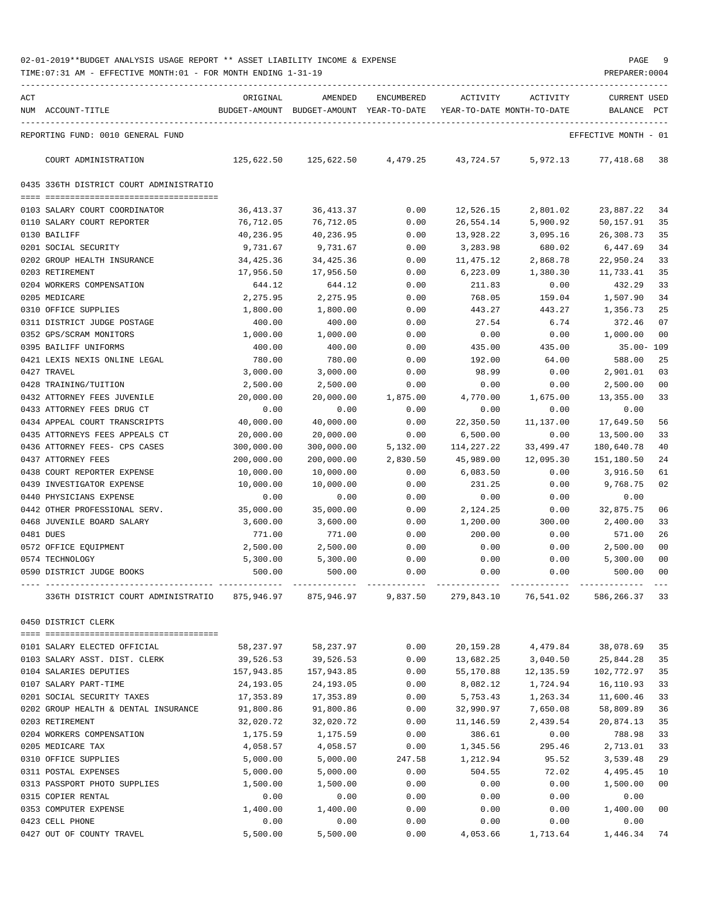02-01-2019**BUDGET ANALYSIS USAGE REPORT ** ASSET LIABILITY INCOME & EXPENSE

TIME:07:31 AM - EFFECTIVE MONTH:01 - FOR MONTH ENDING 1-31-19 PREPARER:0004

REPORTING FUND: 0010 GENERAL FUND — EFFECTIVE MONTH - 01

| ACT NUM | ACCOUNT-TITLE | ORIGINAL BUDGET-AMOUNT | AMENDED BUDGET-AMOUNT | ENCUMBERED YEAR-TO-DATE | ACTIVITY YEAR-TO-DATE | ACTIVITY MONTH-TO-DATE | CURRENT USED BALANCE | PCT |
|---|---|---|---|---|---|---|---|---|
| | COURT ADMINISTRATION | 125,622.50 | 125,622.50 | 4,479.25 | 43,724.57 | 5,972.13 | 77,418.68 | 38 |
| | **0435 336TH DISTRICT COURT ADMINISTRATIO** | | | | | | | |
| 0103 | SALARY COURT COORDINATOR | 36,413.37 | 36,413.37 | 0.00 | 12,526.15 | 2,801.02 | 23,887.22 | 34 |
| 0110 | SALARY COURT REPORTER | 76,712.05 | 76,712.05 | 0.00 | 26,554.14 | 5,900.92 | 50,157.91 | 35 |
| 0130 | BAILIFF | 40,236.95 | 40,236.95 | 0.00 | 13,928.22 | 3,095.16 | 26,308.73 | 35 |
| 0201 | SOCIAL SECURITY | 9,731.67 | 9,731.67 | 0.00 | 3,283.98 | 680.02 | 6,447.69 | 34 |
| 0202 | GROUP HEALTH INSURANCE | 34,425.36 | 34,425.36 | 0.00 | 11,475.12 | 2,868.78 | 22,950.24 | 33 |
| 0203 | RETIREMENT | 17,956.50 | 17,956.50 | 0.00 | 6,223.09 | 1,380.30 | 11,733.41 | 35 |
| 0204 | WORKERS COMPENSATION | 644.12 | 644.12 | 0.00 | 211.83 | 0.00 | 432.29 | 33 |
| 0205 | MEDICARE | 2,275.95 | 2,275.95 | 0.00 | 768.05 | 159.04 | 1,507.90 | 34 |
| 0310 | OFFICE SUPPLIES | 1,800.00 | 1,800.00 | 0.00 | 443.27 | 443.27 | 1,356.73 | 25 |
| 0311 | DISTRICT JUDGE POSTAGE | 400.00 | 400.00 | 0.00 | 27.54 | 6.74 | 372.46 | 07 |
| 0352 | GPS/SCRAM MONITORS | 1,000.00 | 1,000.00 | 0.00 | 0.00 | 0.00 | 1,000.00 | 00 |
| 0395 | BAILIFF UNIFORMS | 400.00 | 400.00 | 0.00 | 435.00 | 435.00 | 35.00- | 109 |
| 0421 | LEXIS NEXIS ONLINE LEGAL | 780.00 | 780.00 | 0.00 | 192.00 | 64.00 | 588.00 | 25 |
| 0427 | TRAVEL | 3,000.00 | 3,000.00 | 0.00 | 98.99 | 0.00 | 2,901.01 | 03 |
| 0428 | TRAINING/TUITION | 2,500.00 | 2,500.00 | 0.00 | 0.00 | 0.00 | 2,500.00 | 00 |
| 0432 | ATTORNEY FEES JUVENILE | 20,000.00 | 20,000.00 | 1,875.00 | 4,770.00 | 1,675.00 | 13,355.00 | 33 |
| 0433 | ATTORNEY FEES DRUG CT | 0.00 | 0.00 | 0.00 | 0.00 | 0.00 | 0.00 | |
| 0434 | APPEAL COURT TRANSCRIPTS | 40,000.00 | 40,000.00 | 0.00 | 22,350.50 | 11,137.00 | 17,649.50 | 56 |
| 0435 | ATTORNEYS FEES APPEALS CT | 20,000.00 | 20,000.00 | 0.00 | 6,500.00 | 0.00 | 13,500.00 | 33 |
| 0436 | ATTORNEY FEES- CPS CASES | 300,000.00 | 300,000.00 | 5,132.00 | 114,227.22 | 33,499.47 | 180,640.78 | 40 |
| 0437 | ATTORNEY FEES | 200,000.00 | 200,000.00 | 2,830.50 | 45,989.00 | 12,095.30 | 151,180.50 | 24 |
| 0438 | COURT REPORTER EXPENSE | 10,000.00 | 10,000.00 | 0.00 | 6,083.50 | 0.00 | 3,916.50 | 61 |
| 0439 | INVESTIGATOR EXPENSE | 10,000.00 | 10,000.00 | 0.00 | 231.25 | 0.00 | 9,768.75 | 02 |
| 0440 | PHYSICIANS EXPENSE | 0.00 | 0.00 | 0.00 | 0.00 | 0.00 | 0.00 | |
| 0442 | OTHER PROFESSIONAL SERV. | 35,000.00 | 35,000.00 | 0.00 | 2,124.25 | 0.00 | 32,875.75 | 06 |
| 0468 | JUVENILE BOARD SALARY | 3,600.00 | 3,600.00 | 0.00 | 1,200.00 | 300.00 | 2,400.00 | 33 |
| 0481 | DUES | 771.00 | 771.00 | 0.00 | 200.00 | 0.00 | 571.00 | 26 |
| 0572 | OFFICE EQUIPMENT | 2,500.00 | 2,500.00 | 0.00 | 0.00 | 0.00 | 2,500.00 | 00 |
| 0574 | TECHNOLOGY | 5,300.00 | 5,300.00 | 0.00 | 0.00 | 0.00 | 5,300.00 | 00 |
| 0590 | DISTRICT JUDGE BOOKS | 500.00 | 500.00 | 0.00 | 0.00 | 0.00 | 500.00 | 00 |
| | 336TH DISTRICT COURT ADMINISTRATIO | 875,946.97 | 875,946.97 | 9,837.50 | 279,843.10 | 76,541.02 | 586,266.37 | 33 |
| | **0450 DISTRICT CLERK** | | | | | | | |
| 0101 | SALARY ELECTED OFFICIAL | 58,237.97 | 58,237.97 | 0.00 | 20,159.28 | 4,479.84 | 38,078.69 | 35 |
| 0103 | SALARY ASST. DIST. CLERK | 39,526.53 | 39,526.53 | 0.00 | 13,682.25 | 3,040.50 | 25,844.28 | 35 |
| 0104 | SALARIES DEPUTIES | 157,943.85 | 157,943.85 | 0.00 | 55,170.88 | 12,135.59 | 102,772.97 | 35 |
| 0107 | SALARY PART-TIME | 24,193.05 | 24,193.05 | 0.00 | 8,082.12 | 1,724.94 | 16,110.93 | 33 |
| 0201 | SOCIAL SECURITY TAXES | 17,353.89 | 17,353.89 | 0.00 | 5,753.43 | 1,263.34 | 11,600.46 | 33 |
| 0202 | GROUP HEALTH & DENTAL INSURANCE | 91,800.86 | 91,800.86 | 0.00 | 32,990.97 | 7,650.08 | 58,809.89 | 36 |
| 0203 | RETIREMENT | 32,020.72 | 32,020.72 | 0.00 | 11,146.59 | 2,439.54 | 20,874.13 | 35 |
| 0204 | WORKERS COMPENSATION | 1,175.59 | 1,175.59 | 0.00 | 386.61 | 0.00 | 788.98 | 33 |
| 0205 | MEDICARE TAX | 4,058.57 | 4,058.57 | 0.00 | 1,345.56 | 295.46 | 2,713.01 | 33 |
| 0310 | OFFICE SUPPLIES | 5,000.00 | 5,000.00 | 247.58 | 1,212.94 | 95.52 | 3,539.48 | 29 |
| 0311 | POSTAL EXPENSES | 5,000.00 | 5,000.00 | 0.00 | 504.55 | 72.02 | 4,495.45 | 10 |
| 0313 | PASSPORT PHOTO SUPPLIES | 1,500.00 | 1,500.00 | 0.00 | 0.00 | 0.00 | 1,500.00 | 00 |
| 0315 | COPIER RENTAL | 0.00 | 0.00 | 0.00 | 0.00 | 0.00 | 0.00 | |
| 0353 | COMPUTER EXPENSE | 1,400.00 | 1,400.00 | 0.00 | 0.00 | 0.00 | 1,400.00 | 00 |
| 0423 | CELL PHONE | 0.00 | 0.00 | 0.00 | 0.00 | 0.00 | 0.00 | |
| 0427 | OUT OF COUNTY TRAVEL | 5,500.00 | 5,500.00 | 0.00 | 4,053.66 | 1,713.64 | 1,446.34 | 74 |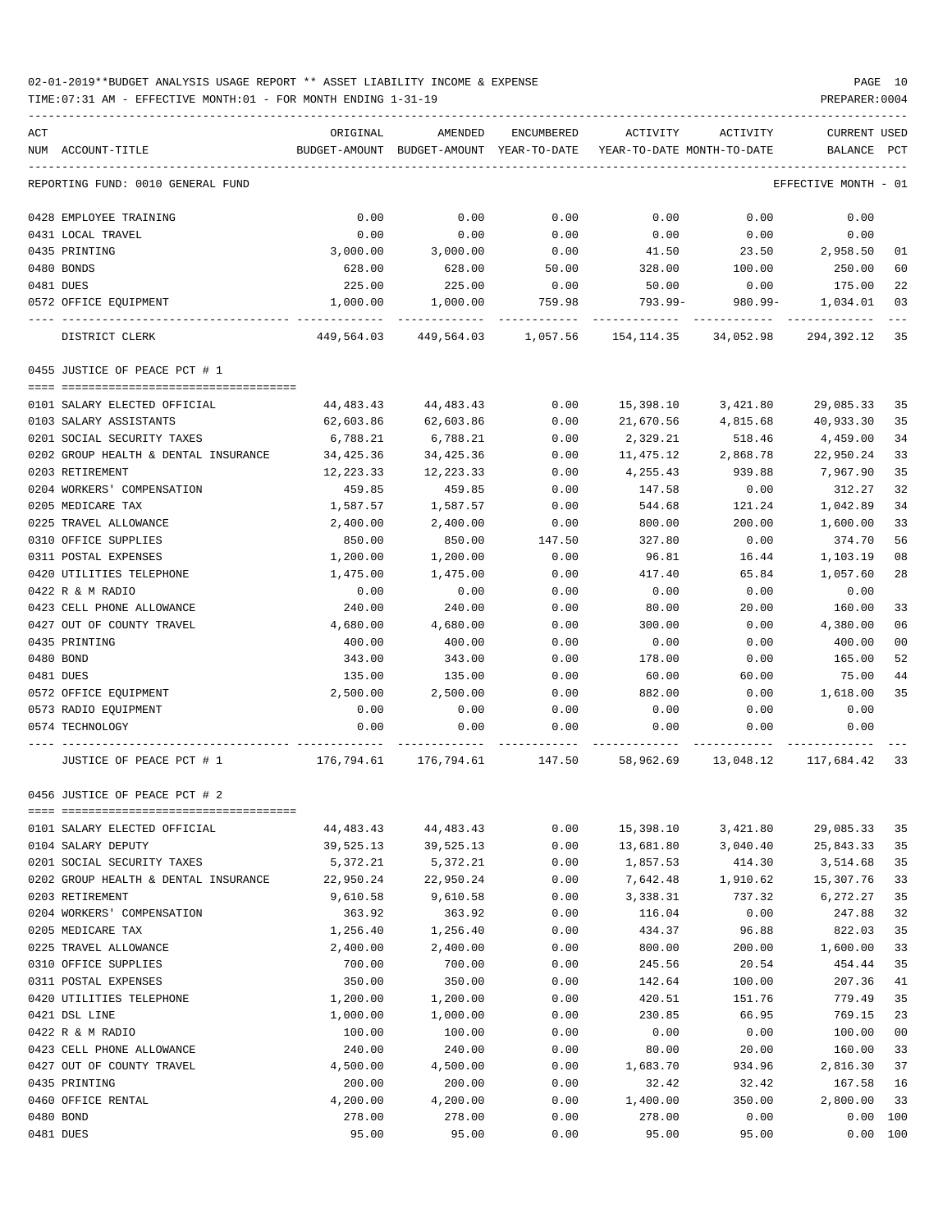02-01-2019**BUDGET ANALYSIS USAGE REPORT ** ASSET LIABILITY INCOME & EXPENSE

TIME:07:31 AM - EFFECTIVE MONTH:01 - FOR MONTH ENDING 1-31-19

REPORTING FUND: 0010 GENERAL FUND — EFFECTIVE MONTH - 01

| ACT NUM | ACCOUNT-TITLE | ORIGINAL BUDGET-AMOUNT | AMENDED BUDGET-AMOUNT | ENCUMBERED YEAR-TO-DATE | ACTIVITY YEAR-TO-DATE | ACTIVITY MONTH-TO-DATE | CURRENT BALANCE | USED PCT |
|---|---|---|---|---|---|---|---|---|
| 0428 | EMPLOYEE TRAINING | 0.00 | 0.00 | 0.00 | 0.00 | 0.00 | 0.00 | |
| 0431 | LOCAL TRAVEL | 0.00 | 0.00 | 0.00 | 0.00 | 0.00 | 0.00 | |
| 0435 | PRINTING | 3,000.00 | 3,000.00 | 0.00 | 41.50 | 23.50 | 2,958.50 | 01 |
| 0480 | BONDS | 628.00 | 628.00 | 50.00 | 328.00 | 100.00 | 250.00 | 60 |
| 0481 | DUES | 225.00 | 225.00 | 0.00 | 50.00 | 0.00 | 175.00 | 22 |
| 0572 | OFFICE EQUIPMENT | 1,000.00 | 1,000.00 | 759.98 | 793.99- | 980.99- | 1,034.01 | 03 |
| | DISTRICT CLERK | 449,564.03 | 449,564.03 | 1,057.56 | 154,114.35 | 34,052.98 | 294,392.12 | 35 |
| | **0455 JUSTICE OF PEACE PCT # 1** | | | | | | | |
| 0101 | SALARY ELECTED OFFICIAL | 44,483.43 | 44,483.43 | 0.00 | 15,398.10 | 3,421.80 | 29,085.33 | 35 |
| 0103 | SALARY ASSISTANTS | 62,603.86 | 62,603.86 | 0.00 | 21,670.56 | 4,815.68 | 40,933.30 | 35 |
| 0201 | SOCIAL SECURITY TAXES | 6,788.21 | 6,788.21 | 0.00 | 2,329.21 | 518.46 | 4,459.00 | 34 |
| 0202 | GROUP HEALTH & DENTAL INSURANCE | 34,425.36 | 34,425.36 | 0.00 | 11,475.12 | 2,868.78 | 22,950.24 | 33 |
| 0203 | RETIREMENT | 12,223.33 | 12,223.33 | 0.00 | 4,255.43 | 939.88 | 7,967.90 | 35 |
| 0204 | WORKERS' COMPENSATION | 459.85 | 459.85 | 0.00 | 147.58 | 0.00 | 312.27 | 32 |
| 0205 | MEDICARE TAX | 1,587.57 | 1,587.57 | 0.00 | 544.68 | 121.24 | 1,042.89 | 34 |
| 0225 | TRAVEL ALLOWANCE | 2,400.00 | 2,400.00 | 0.00 | 800.00 | 200.00 | 1,600.00 | 33 |
| 0310 | OFFICE SUPPLIES | 850.00 | 850.00 | 147.50 | 327.80 | 0.00 | 374.70 | 56 |
| 0311 | POSTAL EXPENSES | 1,200.00 | 1,200.00 | 0.00 | 96.81 | 16.44 | 1,103.19 | 08 |
| 0420 | UTILITIES TELEPHONE | 1,475.00 | 1,475.00 | 0.00 | 417.40 | 65.84 | 1,057.60 | 28 |
| 0422 | R & M RADIO | 0.00 | 0.00 | 0.00 | 0.00 | 0.00 | 0.00 | |
| 0423 | CELL PHONE ALLOWANCE | 240.00 | 240.00 | 0.00 | 80.00 | 20.00 | 160.00 | 33 |
| 0427 | OUT OF COUNTY TRAVEL | 4,680.00 | 4,680.00 | 0.00 | 300.00 | 0.00 | 4,380.00 | 06 |
| 0435 | PRINTING | 400.00 | 400.00 | 0.00 | 0.00 | 0.00 | 400.00 | 00 |
| 0480 | BOND | 343.00 | 343.00 | 0.00 | 178.00 | 0.00 | 165.00 | 52 |
| 0481 | DUES | 135.00 | 135.00 | 0.00 | 60.00 | 60.00 | 75.00 | 44 |
| 0572 | OFFICE EQUIPMENT | 2,500.00 | 2,500.00 | 0.00 | 882.00 | 0.00 | 1,618.00 | 35 |
| 0573 | RADIO EQUIPMENT | 0.00 | 0.00 | 0.00 | 0.00 | 0.00 | 0.00 | |
| 0574 | TECHNOLOGY | 0.00 | 0.00 | 0.00 | 0.00 | 0.00 | 0.00 | |
| | JUSTICE OF PEACE PCT # 1 | 176,794.61 | 176,794.61 | 147.50 | 58,962.69 | 13,048.12 | 117,684.42 | 33 |
| | **0456 JUSTICE OF PEACE PCT # 2** | | | | | | | |
| 0101 | SALARY ELECTED OFFICIAL | 44,483.43 | 44,483.43 | 0.00 | 15,398.10 | 3,421.80 | 29,085.33 | 35 |
| 0104 | SALARY DEPUTY | 39,525.13 | 39,525.13 | 0.00 | 13,681.80 | 3,040.40 | 25,843.33 | 35 |
| 0201 | SOCIAL SECURITY TAXES | 5,372.21 | 5,372.21 | 0.00 | 1,857.53 | 414.30 | 3,514.68 | 35 |
| 0202 | GROUP HEALTH & DENTAL INSURANCE | 22,950.24 | 22,950.24 | 0.00 | 7,642.48 | 1,910.62 | 15,307.76 | 33 |
| 0203 | RETIREMENT | 9,610.58 | 9,610.58 | 0.00 | 3,338.31 | 737.32 | 6,272.27 | 35 |
| 0204 | WORKERS' COMPENSATION | 363.92 | 363.92 | 0.00 | 116.04 | 0.00 | 247.88 | 32 |
| 0205 | MEDICARE TAX | 1,256.40 | 1,256.40 | 0.00 | 434.37 | 96.88 | 822.03 | 35 |
| 0225 | TRAVEL ALLOWANCE | 2,400.00 | 2,400.00 | 0.00 | 800.00 | 200.00 | 1,600.00 | 33 |
| 0310 | OFFICE SUPPLIES | 700.00 | 700.00 | 0.00 | 245.56 | 20.54 | 454.44 | 35 |
| 0311 | POSTAL EXPENSES | 350.00 | 350.00 | 0.00 | 142.64 | 100.00 | 207.36 | 41 |
| 0420 | UTILITIES TELEPHONE | 1,200.00 | 1,200.00 | 0.00 | 420.51 | 151.76 | 779.49 | 35 |
| 0421 | DSL LINE | 1,000.00 | 1,000.00 | 0.00 | 230.85 | 66.95 | 769.15 | 23 |
| 0422 | R & M RADIO | 100.00 | 100.00 | 0.00 | 0.00 | 0.00 | 100.00 | 00 |
| 0423 | CELL PHONE ALLOWANCE | 240.00 | 240.00 | 0.00 | 80.00 | 20.00 | 160.00 | 33 |
| 0427 | OUT OF COUNTY TRAVEL | 4,500.00 | 4,500.00 | 0.00 | 1,683.70 | 934.96 | 2,816.30 | 37 |
| 0435 | PRINTING | 200.00 | 200.00 | 0.00 | 32.42 | 32.42 | 167.58 | 16 |
| 0460 | OFFICE RENTAL | 4,200.00 | 4,200.00 | 0.00 | 1,400.00 | 350.00 | 2,800.00 | 33 |
| 0480 | BOND | 278.00 | 278.00 | 0.00 | 278.00 | 0.00 | 0.00 | 100 |
| 0481 | DUES | 95.00 | 95.00 | 0.00 | 95.00 | 95.00 | 0.00 | 100 |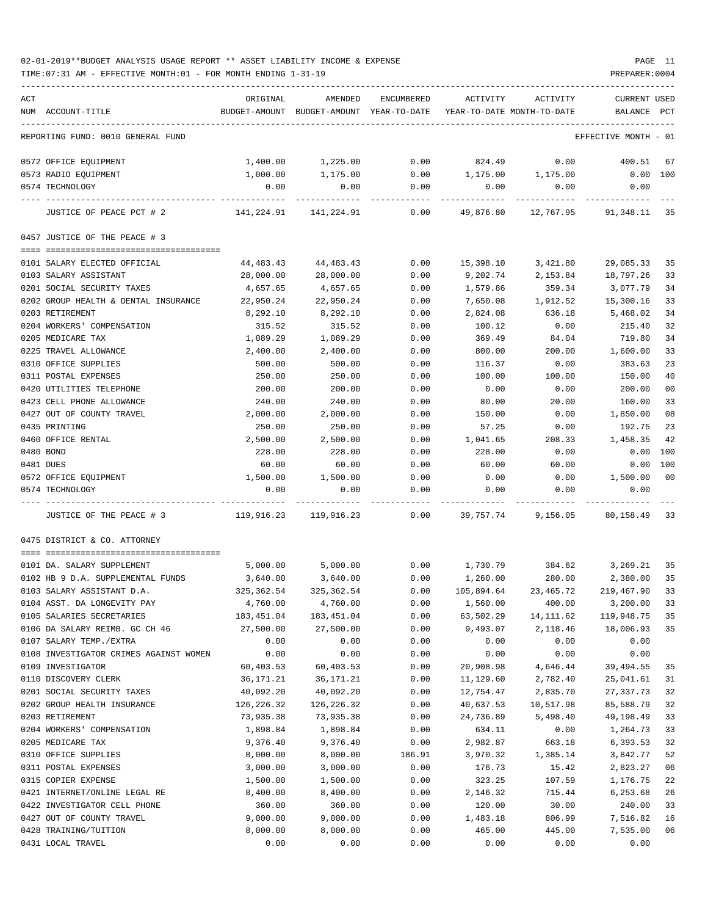02-01-2019**BUDGET ANALYSIS USAGE REPORT ** ASSET LIABILITY INCOME & EXPENSE

TIME:07:31 AM - EFFECTIVE MONTH:01 - FOR MONTH ENDING 1-31-19

PREPARER:0004

| ACT NUM | ACCOUNT-TITLE | ORIGINAL BUDGET-AMOUNT | AMENDED BUDGET-AMOUNT | ENCUMBERED YEAR-TO-DATE | ACTIVITY YEAR-TO-DATE | ACTIVITY MONTH-TO-DATE | CURRENT BALANCE | USED PCT |
|---|---|---|---|---|---|---|---|---|
| | REPORTING FUND: 0010 GENERAL FUND | | | | | | EFFECTIVE MONTH - 01 | |
| 0572 | OFFICE EQUIPMENT | 1,400.00 | 1,225.00 | 0.00 | 824.49 | 0.00 | 400.51 | 67 |
| 0573 | RADIO EQUIPMENT | 1,000.00 | 1,175.00 | 0.00 | 1,175.00 | 1,175.00 | 0.00 | 100 |
| 0574 | TECHNOLOGY | 0.00 | 0.00 | 0.00 | 0.00 | 0.00 | 0.00 | |
| | JUSTICE OF PEACE PCT # 2 | 141,224.91 | 141,224.91 | 0.00 | 49,876.80 | 12,767.95 | 91,348.11 | 35 |
| | **0457 JUSTICE OF THE PEACE # 3** | | | | | | | |
| 0101 | SALARY ELECTED OFFICIAL | 44,483.43 | 44,483.43 | 0.00 | 15,398.10 | 3,421.80 | 29,085.33 | 35 |
| 0103 | SALARY ASSISTANT | 28,000.00 | 28,000.00 | 0.00 | 9,202.74 | 2,153.84 | 18,797.26 | 33 |
| 0201 | SOCIAL SECURITY TAXES | 4,657.65 | 4,657.65 | 0.00 | 1,579.86 | 359.34 | 3,077.79 | 34 |
| 0202 | GROUP HEALTH & DENTAL INSURANCE | 22,950.24 | 22,950.24 | 0.00 | 7,650.08 | 1,912.52 | 15,300.16 | 33 |
| 0203 | RETIREMENT | 8,292.10 | 8,292.10 | 0.00 | 2,824.08 | 636.18 | 5,468.02 | 34 |
| 0204 | WORKERS' COMPENSATION | 315.52 | 315.52 | 0.00 | 100.12 | 0.00 | 215.40 | 32 |
| 0205 | MEDICARE TAX | 1,089.29 | 1,089.29 | 0.00 | 369.49 | 84.04 | 719.80 | 34 |
| 0225 | TRAVEL ALLOWANCE | 2,400.00 | 2,400.00 | 0.00 | 800.00 | 200.00 | 1,600.00 | 33 |
| 0310 | OFFICE SUPPLIES | 500.00 | 500.00 | 0.00 | 116.37 | 0.00 | 383.63 | 23 |
| 0311 | POSTAL EXPENSES | 250.00 | 250.00 | 0.00 | 100.00 | 100.00 | 150.00 | 40 |
| 0420 | UTILITIES TELEPHONE | 200.00 | 200.00 | 0.00 | 0.00 | 0.00 | 200.00 | 00 |
| 0423 | CELL PHONE ALLOWANCE | 240.00 | 240.00 | 0.00 | 80.00 | 20.00 | 160.00 | 33 |
| 0427 | OUT OF COUNTY TRAVEL | 2,000.00 | 2,000.00 | 0.00 | 150.00 | 0.00 | 1,850.00 | 08 |
| 0435 | PRINTING | 250.00 | 250.00 | 0.00 | 57.25 | 0.00 | 192.75 | 23 |
| 0460 | OFFICE RENTAL | 2,500.00 | 2,500.00 | 0.00 | 1,041.65 | 208.33 | 1,458.35 | 42 |
| 0480 | BOND | 228.00 | 228.00 | 0.00 | 228.00 | 0.00 | 0.00 | 100 |
| 0481 | DUES | 60.00 | 60.00 | 0.00 | 60.00 | 60.00 | 0.00 | 100 |
| 0572 | OFFICE EQUIPMENT | 1,500.00 | 1,500.00 | 0.00 | 0.00 | 0.00 | 1,500.00 | 00 |
| 0574 | TECHNOLOGY | 0.00 | 0.00 | 0.00 | 0.00 | 0.00 | 0.00 | |
| | JUSTICE OF THE PEACE # 3 | 119,916.23 | 119,916.23 | 0.00 | 39,757.74 | 9,156.05 | 80,158.49 | 33 |
| | **0475 DISTRICT & CO. ATTORNEY** | | | | | | | |
| 0101 | DA. SALARY SUPPLEMENT | 5,000.00 | 5,000.00 | 0.00 | 1,730.79 | 384.62 | 3,269.21 | 35 |
| 0102 | HB 9 D.A. SUPPLEMENTAL FUNDS | 3,640.00 | 3,640.00 | 0.00 | 1,260.00 | 280.00 | 2,380.00 | 35 |
| 0103 | SALARY ASSISTANT D.A. | 325,362.54 | 325,362.54 | 0.00 | 105,894.64 | 23,465.72 | 219,467.90 | 33 |
| 0104 | ASST. DA LONGEVITY PAY | 4,760.00 | 4,760.00 | 0.00 | 1,560.00 | 400.00 | 3,200.00 | 33 |
| 0105 | SALARIES SECRETARIES | 183,451.04 | 183,451.04 | 0.00 | 63,502.29 | 14,111.62 | 119,948.75 | 35 |
| 0106 | DA SALARY REIMB. GC CH 46 | 27,500.00 | 27,500.00 | 0.00 | 9,493.07 | 2,118.46 | 18,006.93 | 35 |
| 0107 | SALARY TEMP./EXTRA | 0.00 | 0.00 | 0.00 | 0.00 | 0.00 | 0.00 | |
| 0108 | INVESTIGATOR CRIMES AGAINST WOMEN | 0.00 | 0.00 | 0.00 | 0.00 | 0.00 | 0.00 | |
| 0109 | INVESTIGATOR | 60,403.53 | 60,403.53 | 0.00 | 20,908.98 | 4,646.44 | 39,494.55 | 35 |
| 0110 | DISCOVERY CLERK | 36,171.21 | 36,171.21 | 0.00 | 11,129.60 | 2,782.40 | 25,041.61 | 31 |
| 0201 | SOCIAL SECURITY TAXES | 40,092.20 | 40,092.20 | 0.00 | 12,754.47 | 2,835.70 | 27,337.73 | 32 |
| 0202 | GROUP HEALTH INSURANCE | 126,226.32 | 126,226.32 | 0.00 | 40,637.53 | 10,517.98 | 85,588.79 | 32 |
| 0203 | RETIREMENT | 73,935.38 | 73,935.38 | 0.00 | 24,736.89 | 5,498.40 | 49,198.49 | 33 |
| 0204 | WORKERS' COMPENSATION | 1,898.84 | 1,898.84 | 0.00 | 634.11 | 0.00 | 1,264.73 | 33 |
| 0205 | MEDICARE TAX | 9,376.40 | 9,376.40 | 0.00 | 2,982.87 | 663.18 | 6,393.53 | 32 |
| 0310 | OFFICE SUPPLIES | 8,000.00 | 8,000.00 | 186.91 | 3,970.32 | 1,385.14 | 3,842.77 | 52 |
| 0311 | POSTAL EXPENSES | 3,000.00 | 3,000.00 | 0.00 | 176.73 | 15.42 | 2,823.27 | 06 |
| 0315 | COPIER EXPENSE | 1,500.00 | 1,500.00 | 0.00 | 323.25 | 107.59 | 1,176.75 | 22 |
| 0421 | INTERNET/ONLINE LEGAL RE | 8,400.00 | 8,400.00 | 0.00 | 2,146.32 | 715.44 | 6,253.68 | 26 |
| 0422 | INVESTIGATOR CELL PHONE | 360.00 | 360.00 | 0.00 | 120.00 | 30.00 | 240.00 | 33 |
| 0427 | OUT OF COUNTY TRAVEL | 9,000.00 | 9,000.00 | 0.00 | 1,483.18 | 806.99 | 7,516.82 | 16 |
| 0428 | TRAINING/TUITION | 8,000.00 | 8,000.00 | 0.00 | 465.00 | 445.00 | 7,535.00 | 06 |
| 0431 | LOCAL TRAVEL | 0.00 | 0.00 | 0.00 | 0.00 | 0.00 | 0.00 | |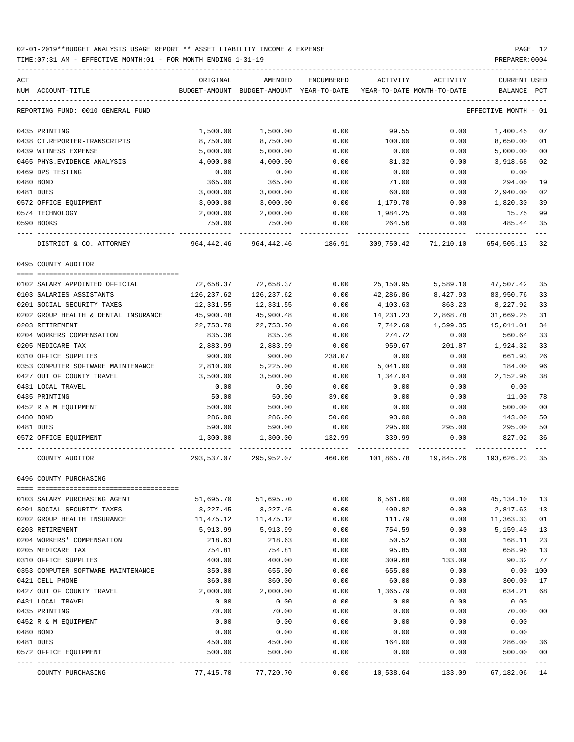02-01-2019**BUDGET ANALYSIS USAGE REPORT ** ASSET LIABILITY INCOME & EXPENSE

TIME:07:31 AM - EFFECTIVE MONTH:01 - FOR MONTH ENDING 1-31-19 PREPARER:0004

REPORTING FUND: 0010 GENERAL FUND EFFECTIVE MONTH - 01

| ACT NUM | ACCOUNT-TITLE | ORIGINAL BUDGET-AMOUNT | AMENDED BUDGET-AMOUNT | ENCUMBERED YEAR-TO-DATE | ACTIVITY YEAR-TO-DATE | ACTIVITY MONTH-TO-DATE | CURRENT BALANCE | USED PCT |
|---|---|---|---|---|---|---|---|---|
| 0435 | PRINTING | 1,500.00 | 1,500.00 | 0.00 | 99.55 | 0.00 | 1,400.45 | 07 |
| 0438 | CT.REPORTER-TRANSCRIPTS | 8,750.00 | 8,750.00 | 0.00 | 100.00 | 0.00 | 8,650.00 | 01 |
| 0439 | WITNESS EXPENSE | 5,000.00 | 5,000.00 | 0.00 | 0.00 | 0.00 | 5,000.00 | 00 |
| 0465 | PHYS.EVIDENCE ANALYSIS | 4,000.00 | 4,000.00 | 0.00 | 81.32 | 0.00 | 3,918.68 | 02 |
| 0469 | DPS TESTING | 0.00 | 0.00 | 0.00 | 0.00 | 0.00 | 0.00 | |
| 0480 | BOND | 365.00 | 365.00 | 0.00 | 71.00 | 0.00 | 294.00 | 19 |
| 0481 | DUES | 3,000.00 | 3,000.00 | 0.00 | 60.00 | 0.00 | 2,940.00 | 02 |
| 0572 | OFFICE EQUIPMENT | 3,000.00 | 3,000.00 | 0.00 | 1,179.70 | 0.00 | 1,820.30 | 39 |
| 0574 | TECHNOLOGY | 2,000.00 | 2,000.00 | 0.00 | 1,984.25 | 0.00 | 15.75 | 99 |
| 0590 | BOOKS | 750.00 | 750.00 | 0.00 | 264.56 | 0.00 | 485.44 | 35 |
| | DISTRICT & CO. ATTORNEY | 964,442.46 | 964,442.46 | 186.91 | 309,750.42 | 71,210.10 | 654,505.13 | 32 |
| | **0495 COUNTY AUDITOR** | | | | | | | |
| 0102 | SALARY APPOINTED OFFICIAL | 72,658.37 | 72,658.37 | 0.00 | 25,150.95 | 5,589.10 | 47,507.42 | 35 |
| 0103 | SALARIES ASSISTANTS | 126,237.62 | 126,237.62 | 0.00 | 42,286.86 | 8,427.93 | 83,950.76 | 33 |
| 0201 | SOCIAL SECURITY TAXES | 12,331.55 | 12,331.55 | 0.00 | 4,103.63 | 863.23 | 8,227.92 | 33 |
| 0202 | GROUP HEALTH & DENTAL INSURANCE | 45,900.48 | 45,900.48 | 0.00 | 14,231.23 | 2,868.78 | 31,669.25 | 31 |
| 0203 | RETIREMENT | 22,753.70 | 22,753.70 | 0.00 | 7,742.69 | 1,599.35 | 15,011.01 | 34 |
| 0204 | WORKERS COMPENSATION | 835.36 | 835.36 | 0.00 | 274.72 | 0.00 | 560.64 | 33 |
| 0205 | MEDICARE TAX | 2,883.99 | 2,883.99 | 0.00 | 959.67 | 201.87 | 1,924.32 | 33 |
| 0310 | OFFICE SUPPLIES | 900.00 | 900.00 | 238.07 | 0.00 | 0.00 | 661.93 | 26 |
| 0353 | COMPUTER SOFTWARE MAINTENANCE | 2,810.00 | 5,225.00 | 0.00 | 5,041.00 | 0.00 | 184.00 | 96 |
| 0427 | OUT OF COUNTY TRAVEL | 3,500.00 | 3,500.00 | 0.00 | 1,347.04 | 0.00 | 2,152.96 | 38 |
| 0431 | LOCAL TRAVEL | 0.00 | 0.00 | 0.00 | 0.00 | 0.00 | 0.00 | |
| 0435 | PRINTING | 50.00 | 50.00 | 39.00 | 0.00 | 0.00 | 11.00 | 78 |
| 0452 | R & M EQUIPMENT | 500.00 | 500.00 | 0.00 | 0.00 | 0.00 | 500.00 | 00 |
| 0480 | BOND | 286.00 | 286.00 | 50.00 | 93.00 | 0.00 | 143.00 | 50 |
| 0481 | DUES | 590.00 | 590.00 | 0.00 | 295.00 | 295.00 | 295.00 | 50 |
| 0572 | OFFICE EQUIPMENT | 1,300.00 | 1,300.00 | 132.99 | 339.99 | 0.00 | 827.02 | 36 |
| | COUNTY AUDITOR | 293,537.07 | 295,952.07 | 460.06 | 101,865.78 | 19,845.26 | 193,626.23 | 35 |
| | **0496 COUNTY PURCHASING** | | | | | | | |
| 0103 | SALARY PURCHASING AGENT | 51,695.70 | 51,695.70 | 0.00 | 6,561.60 | 0.00 | 45,134.10 | 13 |
| 0201 | SOCIAL SECURITY TAXES | 3,227.45 | 3,227.45 | 0.00 | 409.82 | 0.00 | 2,817.63 | 13 |
| 0202 | GROUP HEALTH INSURANCE | 11,475.12 | 11,475.12 | 0.00 | 111.79 | 0.00 | 11,363.33 | 01 |
| 0203 | RETIREMENT | 5,913.99 | 5,913.99 | 0.00 | 754.59 | 0.00 | 5,159.40 | 13 |
| 0204 | WORKERS' COMPENSATION | 218.63 | 218.63 | 0.00 | 50.52 | 0.00 | 168.11 | 23 |
| 0205 | MEDICARE TAX | 754.81 | 754.81 | 0.00 | 95.85 | 0.00 | 658.96 | 13 |
| 0310 | OFFICE SUPPLIES | 400.00 | 400.00 | 0.00 | 309.68 | 133.09 | 90.32 | 77 |
| 0353 | COMPUTER SOFTWARE MAINTENANCE | 350.00 | 655.00 | 0.00 | 655.00 | 0.00 | 0.00 | 100 |
| 0421 | CELL PHONE | 360.00 | 360.00 | 0.00 | 60.00 | 0.00 | 300.00 | 17 |
| 0427 | OUT OF COUNTY TRAVEL | 2,000.00 | 2,000.00 | 0.00 | 1,365.79 | 0.00 | 634.21 | 68 |
| 0431 | LOCAL TRAVEL | 0.00 | 0.00 | 0.00 | 0.00 | 0.00 | 0.00 | |
| 0435 | PRINTING | 70.00 | 70.00 | 0.00 | 0.00 | 0.00 | 70.00 | 00 |
| 0452 | R & M EQUIPMENT | 0.00 | 0.00 | 0.00 | 0.00 | 0.00 | 0.00 | |
| 0480 | BOND | 0.00 | 0.00 | 0.00 | 0.00 | 0.00 | 0.00 | |
| 0481 | DUES | 450.00 | 450.00 | 0.00 | 164.00 | 0.00 | 286.00 | 36 |
| 0572 | OFFICE EQUIPMENT | 500.00 | 500.00 | 0.00 | 0.00 | 0.00 | 500.00 | 00 |
| | COUNTY PURCHASING | 77,415.70 | 77,720.70 | 0.00 | 10,538.64 | 133.09 | 67,182.06 | 14 |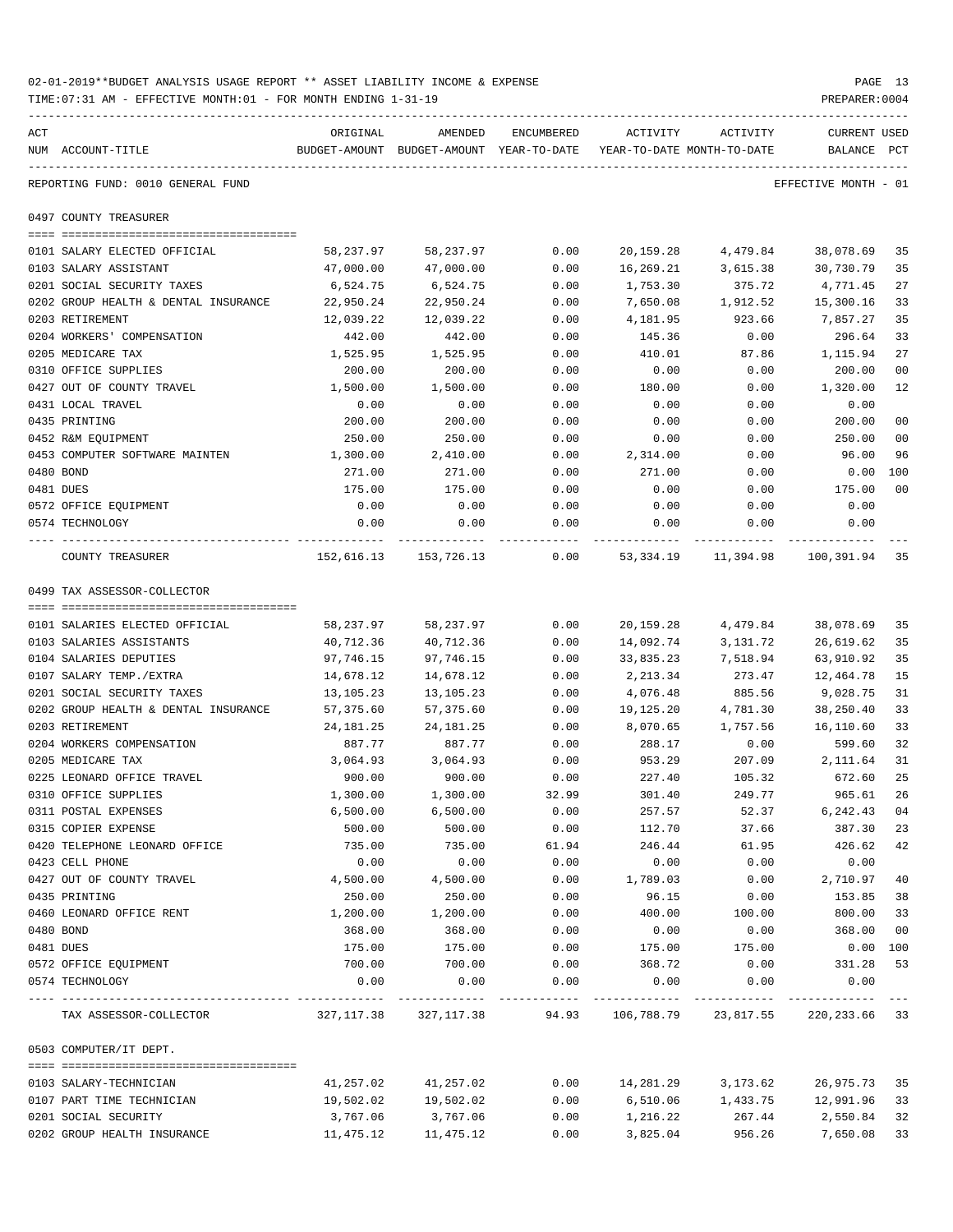02-01-2019**BUDGET ANALYSIS USAGE REPORT ** ASSET LIABILITY INCOME & EXPENSE

TIME:07:31 AM - EFFECTIVE MONTH:01 - FOR MONTH ENDING 1-31-19

PREPARER:0004

REPORTING FUND: 0010 GENERAL FUND — EFFECTIVE MONTH - 01

## 0497 COUNTY TREASURER

| ACT NUM | ACCOUNT-TITLE | ORIGINAL BUDGET-AMOUNT | AMENDED BUDGET-AMOUNT | ENCUMBERED YEAR-TO-DATE | ACTIVITY YEAR-TO-DATE | ACTIVITY MONTH-TO-DATE | CURRENT BALANCE | USED PCT |
|---|---|---|---|---|---|---|---|---|
| 0101 | SALARY ELECTED OFFICIAL | 58,237.97 | 58,237.97 | 0.00 | 20,159.28 | 4,479.84 | 38,078.69 | 35 |
| 0103 | SALARY ASSISTANT | 47,000.00 | 47,000.00 | 0.00 | 16,269.21 | 3,615.38 | 30,730.79 | 35 |
| 0201 | SOCIAL SECURITY TAXES | 6,524.75 | 6,524.75 | 0.00 | 1,753.30 | 375.72 | 4,771.45 | 27 |
| 0202 | GROUP HEALTH & DENTAL INSURANCE | 22,950.24 | 22,950.24 | 0.00 | 7,650.08 | 1,912.52 | 15,300.16 | 33 |
| 0203 | RETIREMENT | 12,039.22 | 12,039.22 | 0.00 | 4,181.95 | 923.66 | 7,857.27 | 35 |
| 0204 | WORKERS' COMPENSATION | 442.00 | 442.00 | 0.00 | 145.36 | 0.00 | 296.64 | 33 |
| 0205 | MEDICARE TAX | 1,525.95 | 1,525.95 | 0.00 | 410.01 | 87.86 | 1,115.94 | 27 |
| 0310 | OFFICE SUPPLIES | 200.00 | 200.00 | 0.00 | 0.00 | 0.00 | 200.00 | 00 |
| 0427 | OUT OF COUNTY TRAVEL | 1,500.00 | 1,500.00 | 0.00 | 180.00 | 0.00 | 1,320.00 | 12 |
| 0431 | LOCAL TRAVEL | 0.00 | 0.00 | 0.00 | 0.00 | 0.00 | 0.00 | |
| 0435 | PRINTING | 200.00 | 200.00 | 0.00 | 0.00 | 0.00 | 200.00 | 00 |
| 0452 | R&M EQUIPMENT | 250.00 | 250.00 | 0.00 | 0.00 | 0.00 | 250.00 | 00 |
| 0453 | COMPUTER SOFTWARE MAINTEN | 1,300.00 | 2,410.00 | 0.00 | 2,314.00 | 0.00 | 96.00 | 96 |
| 0480 | BOND | 271.00 | 271.00 | 0.00 | 271.00 | 0.00 | 0.00 | 100 |
| 0481 | DUES | 175.00 | 175.00 | 0.00 | 0.00 | 0.00 | 175.00 | 00 |
| 0572 | OFFICE EQUIPMENT | 0.00 | 0.00 | 0.00 | 0.00 | 0.00 | 0.00 | |
| 0574 | TECHNOLOGY | 0.00 | 0.00 | 0.00 | 0.00 | 0.00 | 0.00 | |
| | COUNTY TREASURER | 152,616.13 | 153,726.13 | 0.00 | 53,334.19 | 11,394.98 | 100,391.94 | 35 |

## 0499 TAX ASSESSOR-COLLECTOR

| ACT NUM | ACCOUNT-TITLE | ORIGINAL BUDGET-AMOUNT | AMENDED BUDGET-AMOUNT | ENCUMBERED YEAR-TO-DATE | ACTIVITY YEAR-TO-DATE | ACTIVITY MONTH-TO-DATE | CURRENT BALANCE | USED PCT |
|---|---|---|---|---|---|---|---|---|
| 0101 | SALARIES ELECTED OFFICIAL | 58,237.97 | 58,237.97 | 0.00 | 20,159.28 | 4,479.84 | 38,078.69 | 35 |
| 0103 | SALARIES ASSISTANTS | 40,712.36 | 40,712.36 | 0.00 | 14,092.74 | 3,131.72 | 26,619.62 | 35 |
| 0104 | SALARIES DEPUTIES | 97,746.15 | 97,746.15 | 0.00 | 33,835.23 | 7,518.94 | 63,910.92 | 35 |
| 0107 | SALARY TEMP./EXTRA | 14,678.12 | 14,678.12 | 0.00 | 2,213.34 | 273.47 | 12,464.78 | 15 |
| 0201 | SOCIAL SECURITY TAXES | 13,105.23 | 13,105.23 | 0.00 | 4,076.48 | 885.56 | 9,028.75 | 31 |
| 0202 | GROUP HEALTH & DENTAL INSURANCE | 57,375.60 | 57,375.60 | 0.00 | 19,125.20 | 4,781.30 | 38,250.40 | 33 |
| 0203 | RETIREMENT | 24,181.25 | 24,181.25 | 0.00 | 8,070.65 | 1,757.56 | 16,110.60 | 33 |
| 0204 | WORKERS COMPENSATION | 887.77 | 887.77 | 0.00 | 288.17 | 0.00 | 599.60 | 32 |
| 0205 | MEDICARE TAX | 3,064.93 | 3,064.93 | 0.00 | 953.29 | 207.09 | 2,111.64 | 31 |
| 0225 | LEONARD OFFICE TRAVEL | 900.00 | 900.00 | 0.00 | 227.40 | 105.32 | 672.60 | 25 |
| 0310 | OFFICE SUPPLIES | 1,300.00 | 1,300.00 | 32.99 | 301.40 | 249.77 | 965.61 | 26 |
| 0311 | POSTAL EXPENSES | 6,500.00 | 6,500.00 | 0.00 | 257.57 | 52.37 | 6,242.43 | 04 |
| 0315 | COPIER EXPENSE | 500.00 | 500.00 | 0.00 | 112.70 | 37.66 | 387.30 | 23 |
| 0420 | TELEPHONE LEONARD OFFICE | 735.00 | 735.00 | 61.94 | 246.44 | 61.95 | 426.62 | 42 |
| 0423 | CELL PHONE | 0.00 | 0.00 | 0.00 | 0.00 | 0.00 | 0.00 | |
| 0427 | OUT OF COUNTY TRAVEL | 4,500.00 | 4,500.00 | 0.00 | 1,789.03 | 0.00 | 2,710.97 | 40 |
| 0435 | PRINTING | 250.00 | 250.00 | 0.00 | 96.15 | 0.00 | 153.85 | 38 |
| 0460 | LEONARD OFFICE RENT | 1,200.00 | 1,200.00 | 0.00 | 400.00 | 100.00 | 800.00 | 33 |
| 0480 | BOND | 368.00 | 368.00 | 0.00 | 0.00 | 0.00 | 368.00 | 00 |
| 0481 | DUES | 175.00 | 175.00 | 0.00 | 175.00 | 175.00 | 0.00 | 100 |
| 0572 | OFFICE EQUIPMENT | 700.00 | 700.00 | 0.00 | 368.72 | 0.00 | 331.28 | 53 |
| 0574 | TECHNOLOGY | 0.00 | 0.00 | 0.00 | 0.00 | 0.00 | 0.00 | |
| | TAX ASSESSOR-COLLECTOR | 327,117.38 | 327,117.38 | 94.93 | 106,788.79 | 23,817.55 | 220,233.66 | 33 |

## 0503 COMPUTER/IT DEPT.

| ACT NUM | ACCOUNT-TITLE | ORIGINAL BUDGET-AMOUNT | AMENDED BUDGET-AMOUNT | ENCUMBERED YEAR-TO-DATE | ACTIVITY YEAR-TO-DATE | ACTIVITY MONTH-TO-DATE | CURRENT BALANCE | USED PCT |
|---|---|---|---|---|---|---|---|---|
| 0103 | SALARY-TECHNICIAN | 41,257.02 | 41,257.02 | 0.00 | 14,281.29 | 3,173.62 | 26,975.73 | 35 |
| 0107 | PART TIME TECHNICIAN | 19,502.02 | 19,502.02 | 0.00 | 6,510.06 | 1,433.75 | 12,991.96 | 33 |
| 0201 | SOCIAL SECURITY | 3,767.06 | 3,767.06 | 0.00 | 1,216.22 | 267.44 | 2,550.84 | 32 |
| 0202 | GROUP HEALTH INSURANCE | 11,475.12 | 11,475.12 | 0.00 | 3,825.04 | 956.26 | 7,650.08 | 33 |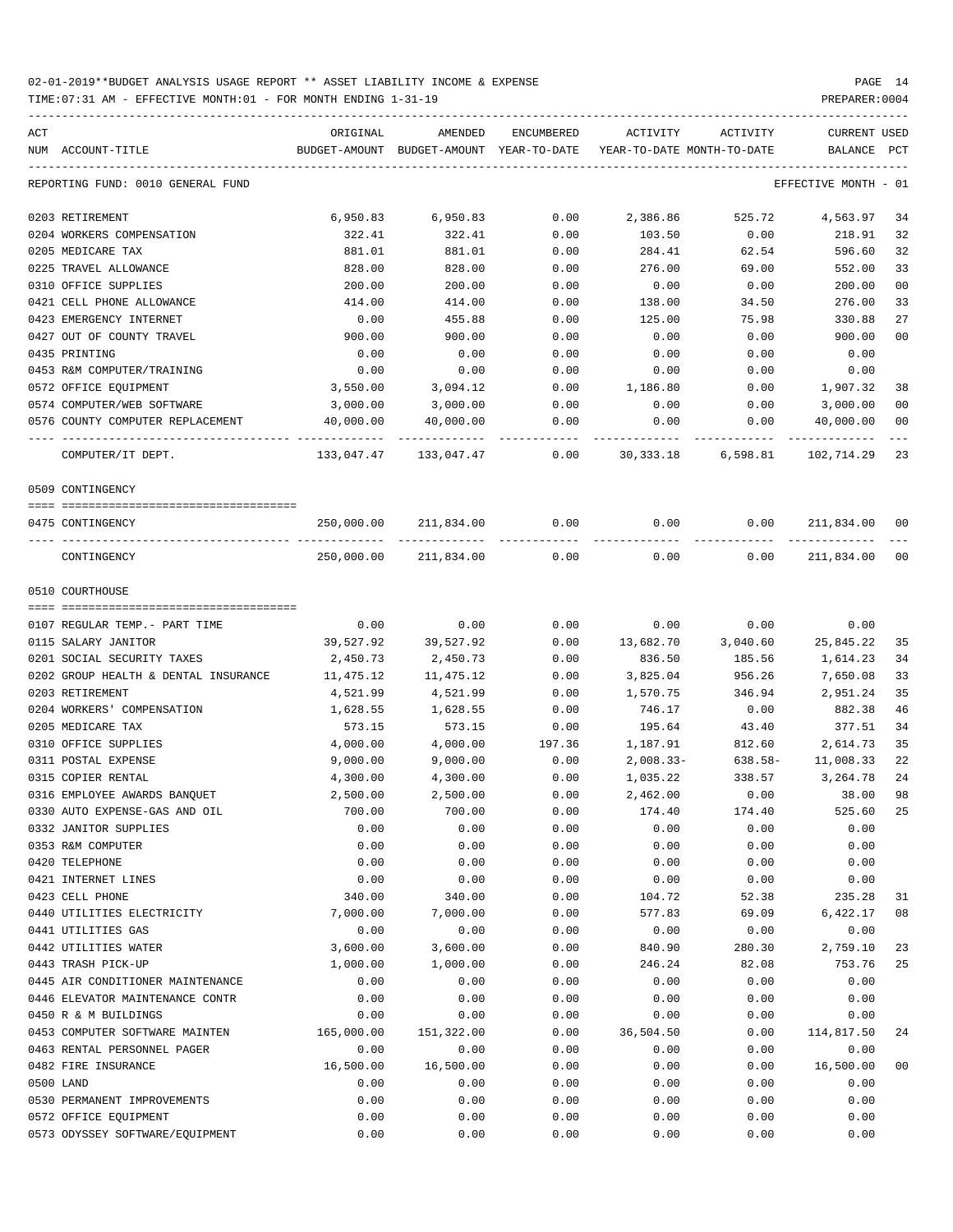02-01-2019**BUDGET ANALYSIS USAGE REPORT ** ASSET LIABILITY INCOME & EXPENSE

TIME:07:31 AM - EFFECTIVE MONTH:01 - FOR MONTH ENDING 1-31-19

PREPARER:0004

| ACT NUM | ACCOUNT-TITLE | ORIGINAL BUDGET-AMOUNT | AMENDED BUDGET-AMOUNT | ENCUMBERED YEAR-TO-DATE | ACTIVITY YEAR-TO-DATE | ACTIVITY MONTH-TO-DATE | CURRENT BALANCE | USED PCT |
|---|---|---|---|---|---|---|---|---|
| | REPORTING FUND: 0010 GENERAL FUND | | | | | | EFFECTIVE MONTH - 01 | |
| 0203 | RETIREMENT | 6,950.83 | 6,950.83 | 0.00 | 2,386.86 | 525.72 | 4,563.97 | 34 |
| 0204 | WORKERS COMPENSATION | 322.41 | 322.41 | 0.00 | 103.50 | 0.00 | 218.91 | 32 |
| 0205 | MEDICARE TAX | 881.01 | 881.01 | 0.00 | 284.41 | 62.54 | 596.60 | 32 |
| 0225 | TRAVEL ALLOWANCE | 828.00 | 828.00 | 0.00 | 276.00 | 69.00 | 552.00 | 33 |
| 0310 | OFFICE SUPPLIES | 200.00 | 200.00 | 0.00 | 0.00 | 0.00 | 200.00 | 00 |
| 0421 | CELL PHONE ALLOWANCE | 414.00 | 414.00 | 0.00 | 138.00 | 34.50 | 276.00 | 33 |
| 0423 | EMERGENCY INTERNET | 0.00 | 455.88 | 0.00 | 125.00 | 75.98 | 330.88 | 27 |
| 0427 | OUT OF COUNTY TRAVEL | 900.00 | 900.00 | 0.00 | 0.00 | 0.00 | 900.00 | 00 |
| 0435 | PRINTING | 0.00 | 0.00 | 0.00 | 0.00 | 0.00 | 0.00 | |
| 0453 | R&M COMPUTER/TRAINING | 0.00 | 0.00 | 0.00 | 0.00 | 0.00 | 0.00 | |
| 0572 | OFFICE EQUIPMENT | 3,550.00 | 3,094.12 | 0.00 | 1,186.80 | 0.00 | 1,907.32 | 38 |
| 0574 | COMPUTER/WEB SOFTWARE | 3,000.00 | 3,000.00 | 0.00 | 0.00 | 0.00 | 3,000.00 | 00 |
| 0576 | COUNTY COMPUTER REPLACEMENT | 40,000.00 | 40,000.00 | 0.00 | 0.00 | 0.00 | 40,000.00 | 00 |
| | COMPUTER/IT DEPT. | 133,047.47 | 133,047.47 | 0.00 | 30,333.18 | 6,598.81 | 102,714.29 | 23 |
| | 0509 CONTINGENCY | | | | | | | |
| 0475 | CONTINGENCY | 250,000.00 | 211,834.00 | 0.00 | 0.00 | 0.00 | 211,834.00 | 00 |
| | CONTINGENCY | 250,000.00 | 211,834.00 | 0.00 | 0.00 | 0.00 | 211,834.00 | 00 |
| | 0510 COURTHOUSE | | | | | | | |
| 0107 | REGULAR TEMP.- PART TIME | 0.00 | 0.00 | 0.00 | 0.00 | 0.00 | 0.00 | |
| 0115 | SALARY JANITOR | 39,527.92 | 39,527.92 | 0.00 | 13,682.70 | 3,040.60 | 25,845.22 | 35 |
| 0201 | SOCIAL SECURITY TAXES | 2,450.73 | 2,450.73 | 0.00 | 836.50 | 185.56 | 1,614.23 | 34 |
| 0202 | GROUP HEALTH & DENTAL INSURANCE | 11,475.12 | 11,475.12 | 0.00 | 3,825.04 | 956.26 | 7,650.08 | 33 |
| 0203 | RETIREMENT | 4,521.99 | 4,521.99 | 0.00 | 1,570.75 | 346.94 | 2,951.24 | 35 |
| 0204 | WORKERS' COMPENSATION | 1,628.55 | 1,628.55 | 0.00 | 746.17 | 0.00 | 882.38 | 46 |
| 0205 | MEDICARE TAX | 573.15 | 573.15 | 0.00 | 195.64 | 43.40 | 377.51 | 34 |
| 0310 | OFFICE SUPPLIES | 4,000.00 | 4,000.00 | 197.36 | 1,187.91 | 812.60 | 2,614.73 | 35 |
| 0311 | POSTAL EXPENSE | 9,000.00 | 9,000.00 | 0.00 | 2,008.33- | 638.58- | 11,008.33 | 22 |
| 0315 | COPIER RENTAL | 4,300.00 | 4,300.00 | 0.00 | 1,035.22 | 338.57 | 3,264.78 | 24 |
| 0316 | EMPLOYEE AWARDS BANQUET | 2,500.00 | 2,500.00 | 0.00 | 2,462.00 | 0.00 | 38.00 | 98 |
| 0330 | AUTO EXPENSE-GAS AND OIL | 700.00 | 700.00 | 0.00 | 174.40 | 174.40 | 525.60 | 25 |
| 0332 | JANITOR SUPPLIES | 0.00 | 0.00 | 0.00 | 0.00 | 0.00 | 0.00 | |
| 0353 | R&M COMPUTER | 0.00 | 0.00 | 0.00 | 0.00 | 0.00 | 0.00 | |
| 0420 | TELEPHONE | 0.00 | 0.00 | 0.00 | 0.00 | 0.00 | 0.00 | |
| 0421 | INTERNET LINES | 0.00 | 0.00 | 0.00 | 0.00 | 0.00 | 0.00 | |
| 0423 | CELL PHONE | 340.00 | 340.00 | 0.00 | 104.72 | 52.38 | 235.28 | 31 |
| 0440 | UTILITIES ELECTRICITY | 7,000.00 | 7,000.00 | 0.00 | 577.83 | 69.09 | 6,422.17 | 08 |
| 0441 | UTILITIES GAS | 0.00 | 0.00 | 0.00 | 0.00 | 0.00 | 0.00 | |
| 0442 | UTILITIES WATER | 3,600.00 | 3,600.00 | 0.00 | 840.90 | 280.30 | 2,759.10 | 23 |
| 0443 | TRASH PICK-UP | 1,000.00 | 1,000.00 | 0.00 | 246.24 | 82.08 | 753.76 | 25 |
| 0445 | AIR CONDITIONER MAINTENANCE | 0.00 | 0.00 | 0.00 | 0.00 | 0.00 | 0.00 | |
| 0446 | ELEVATOR MAINTENANCE CONTR | 0.00 | 0.00 | 0.00 | 0.00 | 0.00 | 0.00 | |
| 0450 | R & M BUILDINGS | 0.00 | 0.00 | 0.00 | 0.00 | 0.00 | 0.00 | |
| 0453 | COMPUTER SOFTWARE MAINTEN | 165,000.00 | 151,322.00 | 0.00 | 36,504.50 | 0.00 | 114,817.50 | 24 |
| 0463 | RENTAL PERSONNEL PAGER | 0.00 | 0.00 | 0.00 | 0.00 | 0.00 | 0.00 | |
| 0482 | FIRE INSURANCE | 16,500.00 | 16,500.00 | 0.00 | 0.00 | 0.00 | 16,500.00 | 00 |
| 0500 | LAND | 0.00 | 0.00 | 0.00 | 0.00 | 0.00 | 0.00 | |
| 0530 | PERMANENT IMPROVEMENTS | 0.00 | 0.00 | 0.00 | 0.00 | 0.00 | 0.00 | |
| 0572 | OFFICE EQUIPMENT | 0.00 | 0.00 | 0.00 | 0.00 | 0.00 | 0.00 | |
| 0573 | ODYSSEY SOFTWARE/EQUIPMENT | 0.00 | 0.00 | 0.00 | 0.00 | 0.00 | 0.00 | |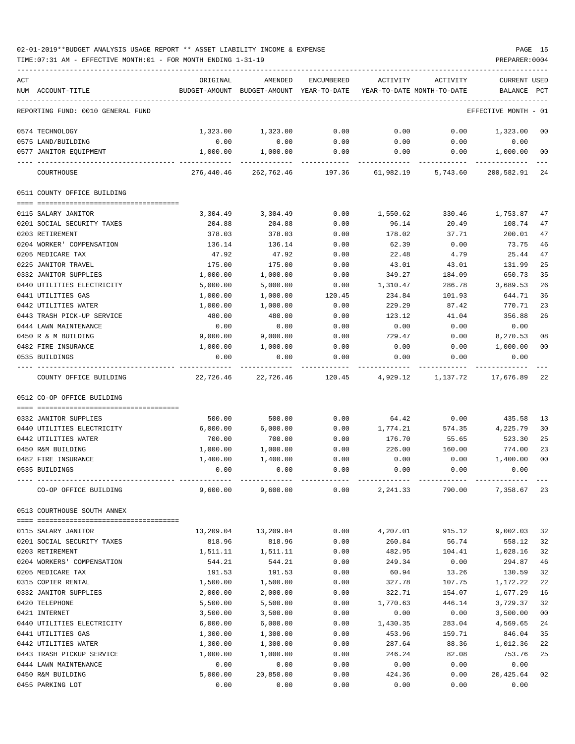02-01-2019**BUDGET ANALYSIS USAGE REPORT ** ASSET LIABILITY INCOME & EXPENSE

TIME:07:31 AM - EFFECTIVE MONTH:01 - FOR MONTH ENDING 1-31-19

PREPARER:0004

REPORTING FUND: 0010 GENERAL FUND — EFFECTIVE MONTH - 01

| ACT NUM | ACCOUNT-TITLE | ORIGINAL BUDGET-AMOUNT | AMENDED BUDGET-AMOUNT | ENCUMBERED YEAR-TO-DATE | ACTIVITY YEAR-TO-DATE | ACTIVITY MONTH-TO-DATE | CURRENT BALANCE | USED PCT |
|---|---|---|---|---|---|---|---|---|
| 0574 | TECHNOLOGY | 1,323.00 | 1,323.00 | 0.00 | 0.00 | 0.00 | 1,323.00 | 00 |
| 0575 | LAND/BUILDING | 0.00 | 0.00 | 0.00 | 0.00 | 0.00 | 0.00 | |
| 0577 | JANITOR EQUIPMENT | 1,000.00 | 1,000.00 | 0.00 | 0.00 | 0.00 | 1,000.00 | 00 |
| | COURTHOUSE | 276,440.46 | 262,762.46 | 197.36 | 61,982.19 | 5,743.60 | 200,582.91 | 24 |
| | **0511 COUNTY OFFICE BUILDING** | | | | | | | |
| 0115 | SALARY JANITOR | 3,304.49 | 3,304.49 | 0.00 | 1,550.62 | 330.46 | 1,753.87 | 47 |
| 0201 | SOCIAL SECURITY TAXES | 204.88 | 204.88 | 0.00 | 96.14 | 20.49 | 108.74 | 47 |
| 0203 | RETIREMENT | 378.03 | 378.03 | 0.00 | 178.02 | 37.71 | 200.01 | 47 |
| 0204 | WORKER' COMPENSATION | 136.14 | 136.14 | 0.00 | 62.39 | 0.00 | 73.75 | 46 |
| 0205 | MEDICARE TAX | 47.92 | 47.92 | 0.00 | 22.48 | 4.79 | 25.44 | 47 |
| 0225 | JANITOR TRAVEL | 175.00 | 175.00 | 0.00 | 43.01 | 43.01 | 131.99 | 25 |
| 0332 | JANITOR SUPPLIES | 1,000.00 | 1,000.00 | 0.00 | 349.27 | 184.09 | 650.73 | 35 |
| 0440 | UTILITIES ELECTRICITY | 5,000.00 | 5,000.00 | 0.00 | 1,310.47 | 286.78 | 3,689.53 | 26 |
| 0441 | UTILITIES GAS | 1,000.00 | 1,000.00 | 120.45 | 234.84 | 101.93 | 644.71 | 36 |
| 0442 | UTILITIES WATER | 1,000.00 | 1,000.00 | 0.00 | 229.29 | 87.42 | 770.71 | 23 |
| 0443 | TRASH PICK-UP SERVICE | 480.00 | 480.00 | 0.00 | 123.12 | 41.04 | 356.88 | 26 |
| 0444 | LAWN MAINTENANCE | 0.00 | 0.00 | 0.00 | 0.00 | 0.00 | 0.00 | |
| 0450 | R & M BUILDING | 9,000.00 | 9,000.00 | 0.00 | 729.47 | 0.00 | 8,270.53 | 08 |
| 0482 | FIRE INSURANCE | 1,000.00 | 1,000.00 | 0.00 | 0.00 | 0.00 | 1,000.00 | 00 |
| 0535 | BUILDINGS | 0.00 | 0.00 | 0.00 | 0.00 | 0.00 | 0.00 | |
| | COUNTY OFFICE BUILDING | 22,726.46 | 22,726.46 | 120.45 | 4,929.12 | 1,137.72 | 17,676.89 | 22 |
| | **0512 CO-OP OFFICE BUILDING** | | | | | | | |
| 0332 | JANITOR SUPPLIES | 500.00 | 500.00 | 0.00 | 64.42 | 0.00 | 435.58 | 13 |
| 0440 | UTILITIES ELECTRICITY | 6,000.00 | 6,000.00 | 0.00 | 1,774.21 | 574.35 | 4,225.79 | 30 |
| 0442 | UTILITIES WATER | 700.00 | 700.00 | 0.00 | 176.70 | 55.65 | 523.30 | 25 |
| 0450 | R&M BUILDING | 1,000.00 | 1,000.00 | 0.00 | 226.00 | 160.00 | 774.00 | 23 |
| 0482 | FIRE INSURANCE | 1,400.00 | 1,400.00 | 0.00 | 0.00 | 0.00 | 1,400.00 | 00 |
| 0535 | BUILDINGS | 0.00 | 0.00 | 0.00 | 0.00 | 0.00 | 0.00 | |
| | CO-OP OFFICE BUILDING | 9,600.00 | 9,600.00 | 0.00 | 2,241.33 | 790.00 | 7,358.67 | 23 |
| | **0513 COURTHOUSE SOUTH ANNEX** | | | | | | | |
| 0115 | SALARY JANITOR | 13,209.04 | 13,209.04 | 0.00 | 4,207.01 | 915.12 | 9,002.03 | 32 |
| 0201 | SOCIAL SECURITY TAXES | 818.96 | 818.96 | 0.00 | 260.84 | 56.74 | 558.12 | 32 |
| 0203 | RETIREMENT | 1,511.11 | 1,511.11 | 0.00 | 482.95 | 104.41 | 1,028.16 | 32 |
| 0204 | WORKERS' COMPENSATION | 544.21 | 544.21 | 0.00 | 249.34 | 0.00 | 294.87 | 46 |
| 0205 | MEDICARE TAX | 191.53 | 191.53 | 0.00 | 60.94 | 13.26 | 130.59 | 32 |
| 0315 | COPIER RENTAL | 1,500.00 | 1,500.00 | 0.00 | 327.78 | 107.75 | 1,172.22 | 22 |
| 0332 | JANITOR SUPPLIES | 2,000.00 | 2,000.00 | 0.00 | 322.71 | 154.07 | 1,677.29 | 16 |
| 0420 | TELEPHONE | 5,500.00 | 5,500.00 | 0.00 | 1,770.63 | 446.14 | 3,729.37 | 32 |
| 0421 | INTERNET | 3,500.00 | 3,500.00 | 0.00 | 0.00 | 0.00 | 3,500.00 | 00 |
| 0440 | UTILITIES ELECTRICITY | 6,000.00 | 6,000.00 | 0.00 | 1,430.35 | 283.04 | 4,569.65 | 24 |
| 0441 | UTILITIES GAS | 1,300.00 | 1,300.00 | 0.00 | 453.96 | 159.71 | 846.04 | 35 |
| 0442 | UTILITIES WATER | 1,300.00 | 1,300.00 | 0.00 | 287.64 | 88.36 | 1,012.36 | 22 |
| 0443 | TRASH PICKUP SERVICE | 1,000.00 | 1,000.00 | 0.00 | 246.24 | 82.08 | 753.76 | 25 |
| 0444 | LAWN MAINTENANCE | 0.00 | 0.00 | 0.00 | 0.00 | 0.00 | 0.00 | |
| 0450 | R&M BUILDING | 5,000.00 | 20,850.00 | 0.00 | 424.36 | 0.00 | 20,425.64 | 02 |
| 0455 | PARKING LOT | 0.00 | 0.00 | 0.00 | 0.00 | 0.00 | 0.00 | |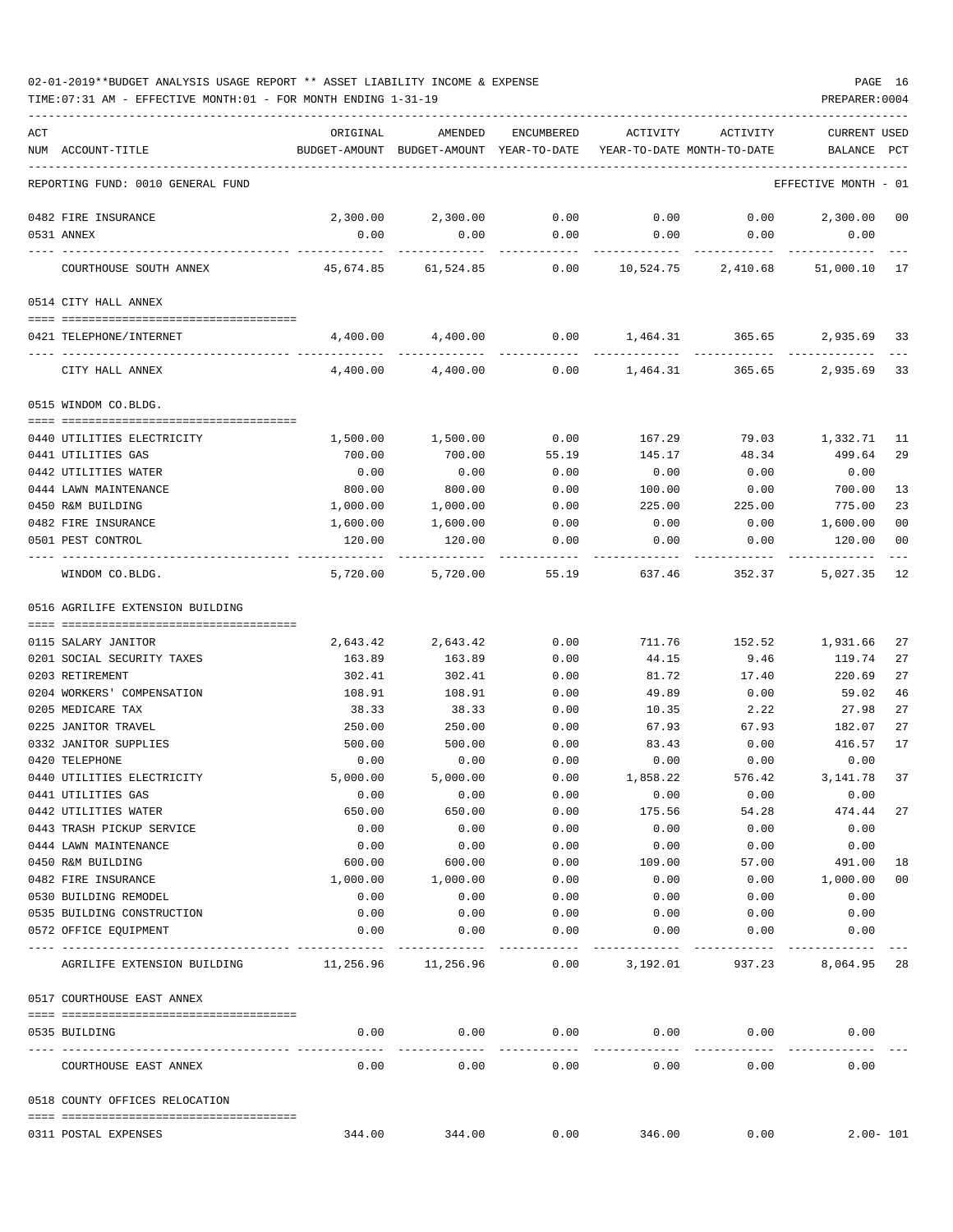02-01-2019**BUDGET ANALYSIS USAGE REPORT ** ASSET LIABILITY INCOME & EXPENSE

TIME:07:31 AM - EFFECTIVE MONTH:01 - FOR MONTH ENDING 1-31-19

REPORTING FUND: 0010 GENERAL FUND — EFFECTIVE MONTH - 01

| ACT NUM | ACCOUNT-TITLE | ORIGINAL BUDGET-AMOUNT | AMENDED BUDGET-AMOUNT | ENCUMBERED YEAR-TO-DATE | ACTIVITY YEAR-TO-DATE | ACTIVITY MONTH-TO-DATE | CURRENT BALANCE | USED PCT |
|---|---|---|---|---|---|---|---|---|
| 0482 | FIRE INSURANCE | 2,300.00 | 2,300.00 | 0.00 | 0.00 | 0.00 | 2,300.00 | 00 |
| 0531 | ANNEX | 0.00 | 0.00 | 0.00 | 0.00 | 0.00 | 0.00 | |
| | COURTHOUSE SOUTH ANNEX | 45,674.85 | 61,524.85 | 0.00 | 10,524.75 | 2,410.68 | 51,000.10 | 17 |
| | **0514 CITY HALL ANNEX** | | | | | | | |
| 0421 | TELEPHONE/INTERNET | 4,400.00 | 4,400.00 | 0.00 | 1,464.31 | 365.65 | 2,935.69 | 33 |
| | CITY HALL ANNEX | 4,400.00 | 4,400.00 | 0.00 | 1,464.31 | 365.65 | 2,935.69 | 33 |
| | **0515 WINDOM CO.BLDG.** | | | | | | | |
| 0440 | UTILITIES ELECTRICITY | 1,500.00 | 1,500.00 | 0.00 | 167.29 | 79.03 | 1,332.71 | 11 |
| 0441 | UTILITIES GAS | 700.00 | 700.00 | 55.19 | 145.17 | 48.34 | 499.64 | 29 |
| 0442 | UTILITIES WATER | 0.00 | 0.00 | 0.00 | 0.00 | 0.00 | 0.00 | |
| 0444 | LAWN MAINTENANCE | 800.00 | 800.00 | 0.00 | 100.00 | 0.00 | 700.00 | 13 |
| 0450 | R&M BUILDING | 1,000.00 | 1,000.00 | 0.00 | 225.00 | 225.00 | 775.00 | 23 |
| 0482 | FIRE INSURANCE | 1,600.00 | 1,600.00 | 0.00 | 0.00 | 0.00 | 1,600.00 | 00 |
| 0501 | PEST CONTROL | 120.00 | 120.00 | 0.00 | 0.00 | 0.00 | 120.00 | 00 |
| | WINDOM CO.BLDG. | 5,720.00 | 5,720.00 | 55.19 | 637.46 | 352.37 | 5,027.35 | 12 |
| | **0516 AGRILIFE EXTENSION BUILDING** | | | | | | | |
| 0115 | SALARY JANITOR | 2,643.42 | 2,643.42 | 0.00 | 711.76 | 152.52 | 1,931.66 | 27 |
| 0201 | SOCIAL SECURITY TAXES | 163.89 | 163.89 | 0.00 | 44.15 | 9.46 | 119.74 | 27 |
| 0203 | RETIREMENT | 302.41 | 302.41 | 0.00 | 81.72 | 17.40 | 220.69 | 27 |
| 0204 | WORKERS' COMPENSATION | 108.91 | 108.91 | 0.00 | 49.89 | 0.00 | 59.02 | 46 |
| 0205 | MEDICARE TAX | 38.33 | 38.33 | 0.00 | 10.35 | 2.22 | 27.98 | 27 |
| 0225 | JANITOR TRAVEL | 250.00 | 250.00 | 0.00 | 67.93 | 67.93 | 182.07 | 27 |
| 0332 | JANITOR SUPPLIES | 500.00 | 500.00 | 0.00 | 83.43 | 0.00 | 416.57 | 17 |
| 0420 | TELEPHONE | 0.00 | 0.00 | 0.00 | 0.00 | 0.00 | 0.00 | |
| 0440 | UTILITIES ELECTRICITY | 5,000.00 | 5,000.00 | 0.00 | 1,858.22 | 576.42 | 3,141.78 | 37 |
| 0441 | UTILITIES GAS | 0.00 | 0.00 | 0.00 | 0.00 | 0.00 | 0.00 | |
| 0442 | UTILITIES WATER | 650.00 | 650.00 | 0.00 | 175.56 | 54.28 | 474.44 | 27 |
| 0443 | TRASH PICKUP SERVICE | 0.00 | 0.00 | 0.00 | 0.00 | 0.00 | 0.00 | |
| 0444 | LAWN MAINTENANCE | 0.00 | 0.00 | 0.00 | 0.00 | 0.00 | 0.00 | |
| 0450 | R&M BUILDING | 600.00 | 600.00 | 0.00 | 109.00 | 57.00 | 491.00 | 18 |
| 0482 | FIRE INSURANCE | 1,000.00 | 1,000.00 | 0.00 | 0.00 | 0.00 | 1,000.00 | 00 |
| 0530 | BUILDING REMODEL | 0.00 | 0.00 | 0.00 | 0.00 | 0.00 | 0.00 | |
| 0535 | BUILDING CONSTRUCTION | 0.00 | 0.00 | 0.00 | 0.00 | 0.00 | 0.00 | |
| 0572 | OFFICE EQUIPMENT | 0.00 | 0.00 | 0.00 | 0.00 | 0.00 | 0.00 | |
| | AGRILIFE EXTENSION BUILDING | 11,256.96 | 11,256.96 | 0.00 | 3,192.01 | 937.23 | 8,064.95 | 28 |
| | **0517 COURTHOUSE EAST ANNEX** | | | | | | | |
| 0535 | BUILDING | 0.00 | 0.00 | 0.00 | 0.00 | 0.00 | 0.00 | |
| | COURTHOUSE EAST ANNEX | 0.00 | 0.00 | 0.00 | 0.00 | 0.00 | 0.00 | |
| | **0518 COUNTY OFFICES RELOCATION** | | | | | | | |
| 0311 | POSTAL EXPENSES | 344.00 | 344.00 | 0.00 | 346.00 | 0.00 | 2.00- | 101 |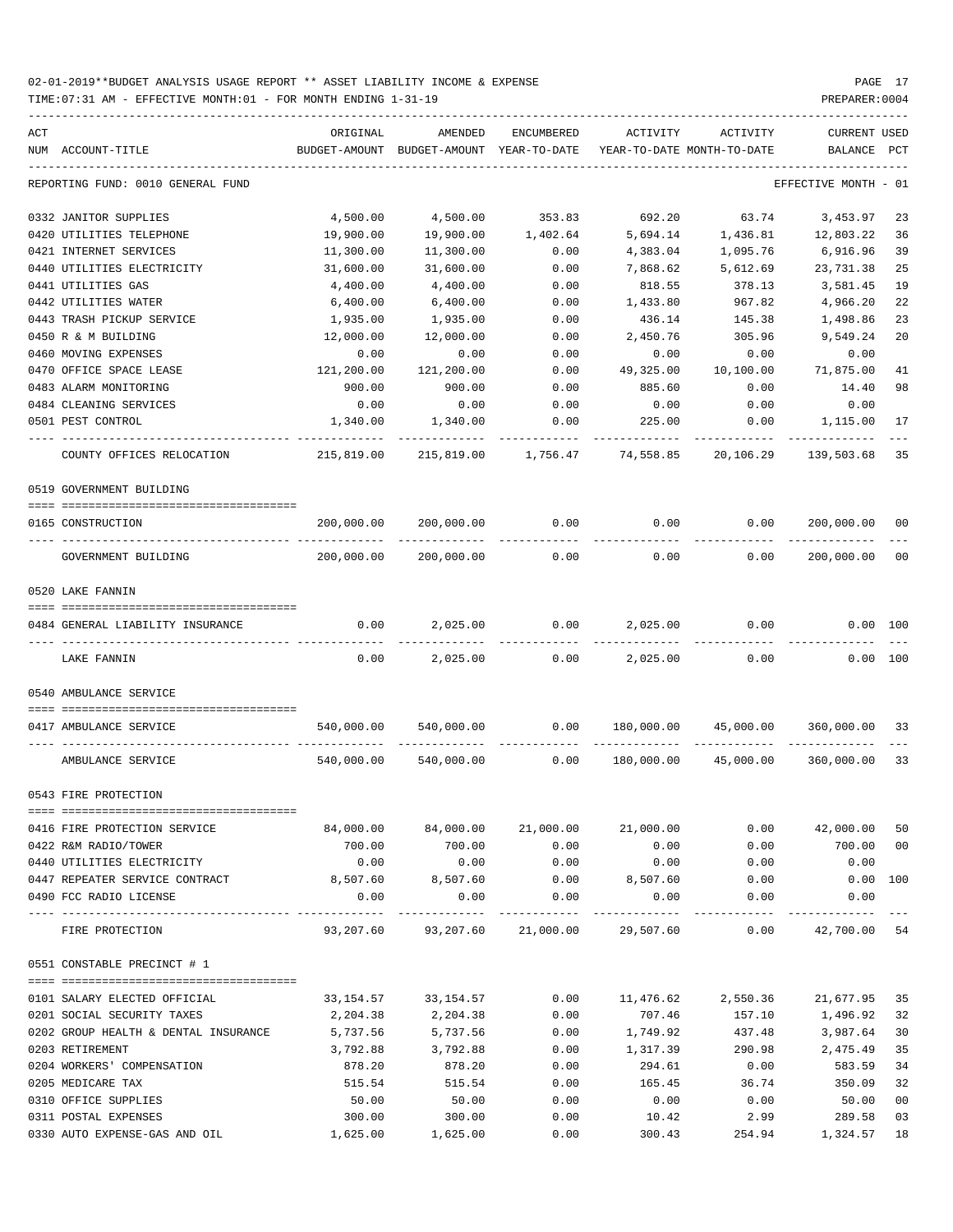02-01-2019**BUDGET ANALYSIS USAGE REPORT ** ASSET LIABILITY INCOME & EXPENSE

TIME:07:31 AM - EFFECTIVE MONTH:01 - FOR MONTH ENDING 1-31-19

PREPARER:0004

REPORTING FUND: 0010 GENERAL FUND — EFFECTIVE MONTH - 01

| ACT NUM | ACCOUNT-TITLE | ORIGINAL BUDGET-AMOUNT | AMENDED BUDGET-AMOUNT | ENCUMBERED YEAR-TO-DATE | ACTIVITY YEAR-TO-DATE | ACTIVITY MONTH-TO-DATE | CURRENT BALANCE | USED PCT |
|---|---|---|---|---|---|---|---|---|
| 0332 | JANITOR SUPPLIES | 4,500.00 | 4,500.00 | 353.83 | 692.20 | 63.74 | 3,453.97 | 23 |
| 0420 | UTILITIES TELEPHONE | 19,900.00 | 19,900.00 | 1,402.64 | 5,694.14 | 1,436.81 | 12,803.22 | 36 |
| 0421 | INTERNET SERVICES | 11,300.00 | 11,300.00 | 0.00 | 4,383.04 | 1,095.76 | 6,916.96 | 39 |
| 0440 | UTILITIES ELECTRICITY | 31,600.00 | 31,600.00 | 0.00 | 7,868.62 | 5,612.69 | 23,731.38 | 25 |
| 0441 | UTILITIES GAS | 4,400.00 | 4,400.00 | 0.00 | 818.55 | 378.13 | 3,581.45 | 19 |
| 0442 | UTILITIES WATER | 6,400.00 | 6,400.00 | 0.00 | 1,433.80 | 967.82 | 4,966.20 | 22 |
| 0443 | TRASH PICKUP SERVICE | 1,935.00 | 1,935.00 | 0.00 | 436.14 | 145.38 | 1,498.86 | 23 |
| 0450 | R & M BUILDING | 12,000.00 | 12,000.00 | 0.00 | 2,450.76 | 305.96 | 9,549.24 | 20 |
| 0460 | MOVING EXPENSES | 0.00 | 0.00 | 0.00 | 0.00 | 0.00 | 0.00 | |
| 0470 | OFFICE SPACE LEASE | 121,200.00 | 121,200.00 | 0.00 | 49,325.00 | 10,100.00 | 71,875.00 | 41 |
| 0483 | ALARM MONITORING | 900.00 | 900.00 | 0.00 | 885.60 | 0.00 | 14.40 | 98 |
| 0484 | CLEANING SERVICES | 0.00 | 0.00 | 0.00 | 0.00 | 0.00 | 0.00 | |
| 0501 | PEST CONTROL | 1,340.00 | 1,340.00 | 0.00 | 225.00 | 0.00 | 1,115.00 | 17 |
| | COUNTY OFFICES RELOCATION | 215,819.00 | 215,819.00 | 1,756.47 | 74,558.85 | 20,106.29 | 139,503.68 | 35 |
| | **0519 GOVERNMENT BUILDING** | | | | | | | |
| 0165 | CONSTRUCTION | 200,000.00 | 200,000.00 | 0.00 | 0.00 | 0.00 | 200,000.00 | 00 |
| | GOVERNMENT BUILDING | 200,000.00 | 200,000.00 | 0.00 | 0.00 | 0.00 | 200,000.00 | 00 |
| | **0520 LAKE FANNIN** | | | | | | | |
| 0484 | GENERAL LIABILITY INSURANCE | 0.00 | 2,025.00 | 0.00 | 2,025.00 | 0.00 | 0.00 | 100 |
| | LAKE FANNIN | 0.00 | 2,025.00 | 0.00 | 2,025.00 | 0.00 | 0.00 | 100 |
| | **0540 AMBULANCE SERVICE** | | | | | | | |
| 0417 | AMBULANCE SERVICE | 540,000.00 | 540,000.00 | 0.00 | 180,000.00 | 45,000.00 | 360,000.00 | 33 |
| | AMBULANCE SERVICE | 540,000.00 | 540,000.00 | 0.00 | 180,000.00 | 45,000.00 | 360,000.00 | 33 |
| | **0543 FIRE PROTECTION** | | | | | | | |
| 0416 | FIRE PROTECTION SERVICE | 84,000.00 | 84,000.00 | 21,000.00 | 21,000.00 | 0.00 | 42,000.00 | 50 |
| 0422 | R&M RADIO/TOWER | 700.00 | 700.00 | 0.00 | 0.00 | 0.00 | 700.00 | 00 |
| 0440 | UTILITIES ELECTRICITY | 0.00 | 0.00 | 0.00 | 0.00 | 0.00 | 0.00 | |
| 0447 | REPEATER SERVICE CONTRACT | 8,507.60 | 8,507.60 | 0.00 | 8,507.60 | 0.00 | 0.00 | 100 |
| 0490 | FCC RADIO LICENSE | 0.00 | 0.00 | 0.00 | 0.00 | 0.00 | 0.00 | |
| | FIRE PROTECTION | 93,207.60 | 93,207.60 | 21,000.00 | 29,507.60 | 0.00 | 42,700.00 | 54 |
| | **0551 CONSTABLE PRECINCT # 1** | | | | | | | |
| 0101 | SALARY ELECTED OFFICIAL | 33,154.57 | 33,154.57 | 0.00 | 11,476.62 | 2,550.36 | 21,677.95 | 35 |
| 0201 | SOCIAL SECURITY TAXES | 2,204.38 | 2,204.38 | 0.00 | 707.46 | 157.10 | 1,496.92 | 32 |
| 0202 | GROUP HEALTH & DENTAL INSURANCE | 5,737.56 | 5,737.56 | 0.00 | 1,749.92 | 437.48 | 3,987.64 | 30 |
| 0203 | RETIREMENT | 3,792.88 | 3,792.88 | 0.00 | 1,317.39 | 290.98 | 2,475.49 | 35 |
| 0204 | WORKERS' COMPENSATION | 878.20 | 878.20 | 0.00 | 294.61 | 0.00 | 583.59 | 34 |
| 0205 | MEDICARE TAX | 515.54 | 515.54 | 0.00 | 165.45 | 36.74 | 350.09 | 32 |
| 0310 | OFFICE SUPPLIES | 50.00 | 50.00 | 0.00 | 0.00 | 0.00 | 50.00 | 00 |
| 0311 | POSTAL EXPENSES | 300.00 | 300.00 | 0.00 | 10.42 | 2.99 | 289.58 | 03 |
| 0330 | AUTO EXPENSE-GAS AND OIL | 1,625.00 | 1,625.00 | 0.00 | 300.43 | 254.94 | 1,324.57 | 18 |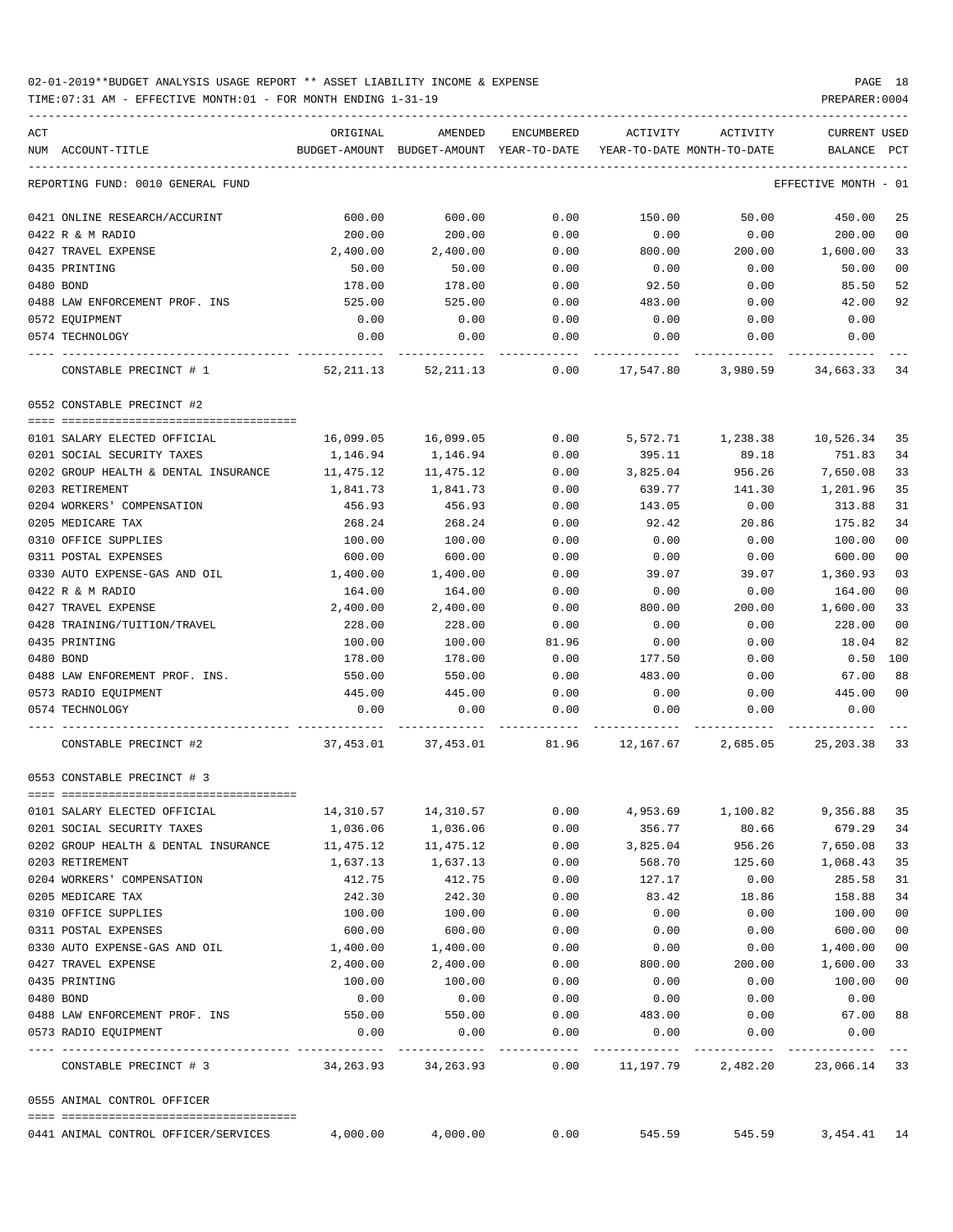02-01-2019**BUDGET ANALYSIS USAGE REPORT ** ASSET LIABILITY INCOME & EXPENSE

TIME:07:31 AM - EFFECTIVE MONTH:01 - FOR MONTH ENDING 1-31-19 PREPARER:0004

| ACT NUM | ACCOUNT-TITLE | ORIGINAL BUDGET-AMOUNT | AMENDED BUDGET-AMOUNT | ENCUMBERED YEAR-TO-DATE | ACTIVITY YEAR-TO-DATE | ACTIVITY MONTH-TO-DATE | CURRENT BALANCE | USED PCT |
|---|---|---|---|---|---|---|---|---|
| | REPORTING FUND: 0010 GENERAL FUND | | | | | | EFFECTIVE MONTH - 01 | |
| 0421 | ONLINE RESEARCH/ACCURINT | 600.00 | 600.00 | 0.00 | 150.00 | 50.00 | 450.00 | 25 |
| 0422 | R & M RADIO | 200.00 | 200.00 | 0.00 | 0.00 | 0.00 | 200.00 | 00 |
| 0427 | TRAVEL EXPENSE | 2,400.00 | 2,400.00 | 0.00 | 800.00 | 200.00 | 1,600.00 | 33 |
| 0435 | PRINTING | 50.00 | 50.00 | 0.00 | 0.00 | 0.00 | 50.00 | 00 |
| 0480 | BOND | 178.00 | 178.00 | 0.00 | 92.50 | 0.00 | 85.50 | 52 |
| 0488 | LAW ENFORCEMENT PROF. INS | 525.00 | 525.00 | 0.00 | 483.00 | 0.00 | 42.00 | 92 |
| 0572 | EQUIPMENT | 0.00 | 0.00 | 0.00 | 0.00 | 0.00 | 0.00 | |
| 0574 | TECHNOLOGY | 0.00 | 0.00 | 0.00 | 0.00 | 0.00 | 0.00 | |
| | CONSTABLE PRECINCT # 1 | 52,211.13 | 52,211.13 | 0.00 | 17,547.80 | 3,980.59 | 34,663.33 | 34 |
| | **0552 CONSTABLE PRECINCT #2** | | | | | | | |
| 0101 | SALARY ELECTED OFFICIAL | 16,099.05 | 16,099.05 | 0.00 | 5,572.71 | 1,238.38 | 10,526.34 | 35 |
| 0201 | SOCIAL SECURITY TAXES | 1,146.94 | 1,146.94 | 0.00 | 395.11 | 89.18 | 751.83 | 34 |
| 0202 | GROUP HEALTH & DENTAL INSURANCE | 11,475.12 | 11,475.12 | 0.00 | 3,825.04 | 956.26 | 7,650.08 | 33 |
| 0203 | RETIREMENT | 1,841.73 | 1,841.73 | 0.00 | 639.77 | 141.30 | 1,201.96 | 35 |
| 0204 | WORKERS' COMPENSATION | 456.93 | 456.93 | 0.00 | 143.05 | 0.00 | 313.88 | 31 |
| 0205 | MEDICARE TAX | 268.24 | 268.24 | 0.00 | 92.42 | 20.86 | 175.82 | 34 |
| 0310 | OFFICE SUPPLIES | 100.00 | 100.00 | 0.00 | 0.00 | 0.00 | 100.00 | 00 |
| 0311 | POSTAL EXPENSES | 600.00 | 600.00 | 0.00 | 0.00 | 0.00 | 600.00 | 00 |
| 0330 | AUTO EXPENSE-GAS AND OIL | 1,400.00 | 1,400.00 | 0.00 | 39.07 | 39.07 | 1,360.93 | 03 |
| 0422 | R & M RADIO | 164.00 | 164.00 | 0.00 | 0.00 | 0.00 | 164.00 | 00 |
| 0427 | TRAVEL EXPENSE | 2,400.00 | 2,400.00 | 0.00 | 800.00 | 200.00 | 1,600.00 | 33 |
| 0428 | TRAINING/TUITION/TRAVEL | 228.00 | 228.00 | 0.00 | 0.00 | 0.00 | 228.00 | 00 |
| 0435 | PRINTING | 100.00 | 100.00 | 81.96 | 0.00 | 0.00 | 18.04 | 82 |
| 0480 | BOND | 178.00 | 178.00 | 0.00 | 177.50 | 0.00 | 0.50 | 100 |
| 0488 | LAW ENFOREMENT PROF. INS. | 550.00 | 550.00 | 0.00 | 483.00 | 0.00 | 67.00 | 88 |
| 0573 | RADIO EQUIPMENT | 445.00 | 445.00 | 0.00 | 0.00 | 0.00 | 445.00 | 00 |
| 0574 | TECHNOLOGY | 0.00 | 0.00 | 0.00 | 0.00 | 0.00 | 0.00 | |
| | CONSTABLE PRECINCT #2 | 37,453.01 | 37,453.01 | 81.96 | 12,167.67 | 2,685.05 | 25,203.38 | 33 |
| | **0553 CONSTABLE PRECINCT # 3** | | | | | | | |
| 0101 | SALARY ELECTED OFFICIAL | 14,310.57 | 14,310.57 | 0.00 | 4,953.69 | 1,100.82 | 9,356.88 | 35 |
| 0201 | SOCIAL SECURITY TAXES | 1,036.06 | 1,036.06 | 0.00 | 356.77 | 80.66 | 679.29 | 34 |
| 0202 | GROUP HEALTH & DENTAL INSURANCE | 11,475.12 | 11,475.12 | 0.00 | 3,825.04 | 956.26 | 7,650.08 | 33 |
| 0203 | RETIREMENT | 1,637.13 | 1,637.13 | 0.00 | 568.70 | 125.60 | 1,068.43 | 35 |
| 0204 | WORKERS' COMPENSATION | 412.75 | 412.75 | 0.00 | 127.17 | 0.00 | 285.58 | 31 |
| 0205 | MEDICARE TAX | 242.30 | 242.30 | 0.00 | 83.42 | 18.86 | 158.88 | 34 |
| 0310 | OFFICE SUPPLIES | 100.00 | 100.00 | 0.00 | 0.00 | 0.00 | 100.00 | 00 |
| 0311 | POSTAL EXPENSES | 600.00 | 600.00 | 0.00 | 0.00 | 0.00 | 600.00 | 00 |
| 0330 | AUTO EXPENSE-GAS AND OIL | 1,400.00 | 1,400.00 | 0.00 | 0.00 | 0.00 | 1,400.00 | 00 |
| 0427 | TRAVEL EXPENSE | 2,400.00 | 2,400.00 | 0.00 | 800.00 | 200.00 | 1,600.00 | 33 |
| 0435 | PRINTING | 100.00 | 100.00 | 0.00 | 0.00 | 0.00 | 100.00 | 00 |
| 0480 | BOND | 0.00 | 0.00 | 0.00 | 0.00 | 0.00 | 0.00 | |
| 0488 | LAW ENFORCEMENT PROF. INS | 550.00 | 550.00 | 0.00 | 483.00 | 0.00 | 67.00 | 88 |
| 0573 | RADIO EQUIPMENT | 0.00 | 0.00 | 0.00 | 0.00 | 0.00 | 0.00 | |
| | CONSTABLE PRECINCT # 3 | 34,263.93 | 34,263.93 | 0.00 | 11,197.79 | 2,482.20 | 23,066.14 | 33 |
| | **0555 ANIMAL CONTROL OFFICER** | | | | | | | |
| 0441 | ANIMAL CONTROL OFFICER/SERVICES | 4,000.00 | 4,000.00 | 0.00 | 545.59 | 545.59 | 3,454.41 | 14 |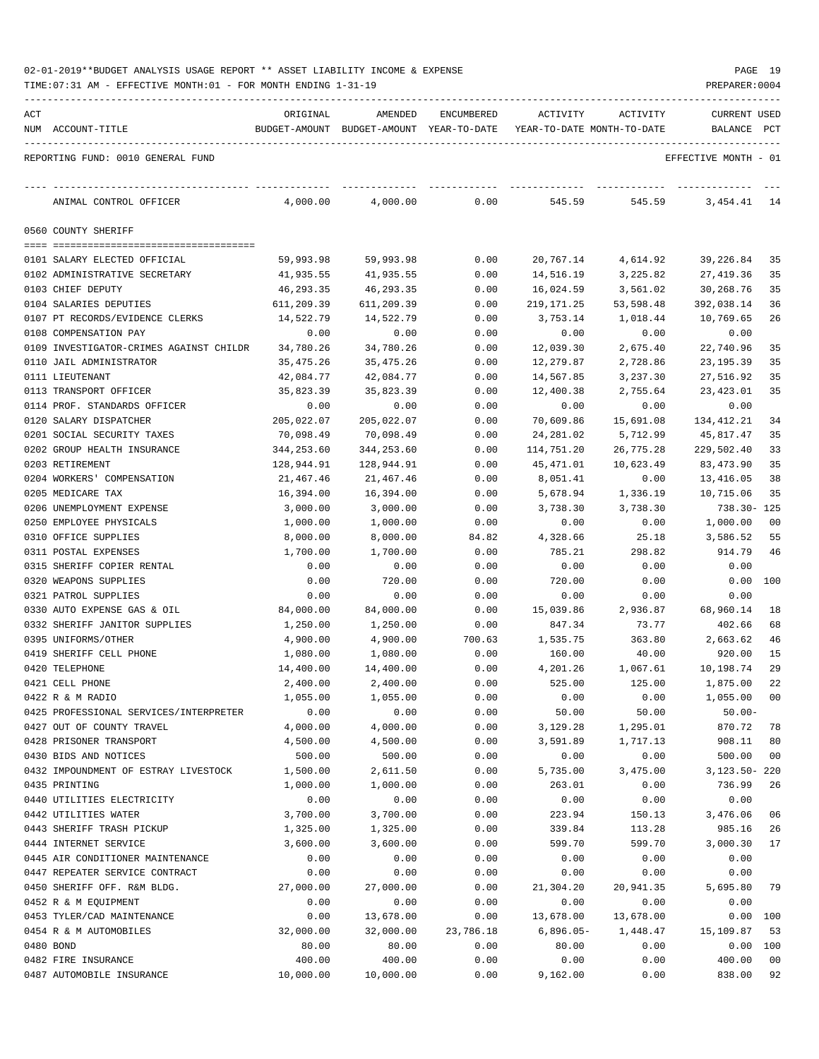02-01-2019**BUDGET ANALYSIS USAGE REPORT ** ASSET LIABILITY INCOME & EXPENSE

TIME:07:31 AM - EFFECTIVE MONTH:01 - FOR MONTH ENDING 1-31-19

REPORTING FUND: 0010 GENERAL FUND — EFFECTIVE MONTH - 01

| ACT NUM | ACCOUNT-TITLE | ORIGINAL BUDGET-AMOUNT | AMENDED BUDGET-AMOUNT | ENCUMBERED YEAR-TO-DATE | ACTIVITY YEAR-TO-DATE | ACTIVITY MONTH-TO-DATE | CURRENT BALANCE | USED PCT |
|---|---|---|---|---|---|---|---|---|
| | ANIMAL CONTROL OFFICER | 4,000.00 | 4,000.00 | 0.00 | 545.59 | 545.59 | 3,454.41 | 14 |
| | **0560 COUNTY SHERIFF** | | | | | | | |
| 0101 | SALARY ELECTED OFFICIAL | 59,993.98 | 59,993.98 | 0.00 | 20,767.14 | 4,614.92 | 39,226.84 | 35 |
| 0102 | ADMINISTRATIVE SECRETARY | 41,935.55 | 41,935.55 | 0.00 | 14,516.19 | 3,225.82 | 27,419.36 | 35 |
| 0103 | CHIEF DEPUTY | 46,293.35 | 46,293.35 | 0.00 | 16,024.59 | 3,561.02 | 30,268.76 | 35 |
| 0104 | SALARIES DEPUTIES | 611,209.39 | 611,209.39 | 0.00 | 219,171.25 | 53,598.48 | 392,038.14 | 36 |
| 0107 | PT RECORDS/EVIDENCE CLERKS | 14,522.79 | 14,522.79 | 0.00 | 3,753.14 | 1,018.44 | 10,769.65 | 26 |
| 0108 | COMPENSATION PAY | 0.00 | 0.00 | 0.00 | 0.00 | 0.00 | 0.00 | |
| 0109 | INVESTIGATOR-CRIMES AGAINST CHILDR | 34,780.26 | 34,780.26 | 0.00 | 12,039.30 | 2,675.40 | 22,740.96 | 35 |
| 0110 | JAIL ADMINISTRATOR | 35,475.26 | 35,475.26 | 0.00 | 12,279.87 | 2,728.86 | 23,195.39 | 35 |
| 0111 | LIEUTENANT | 42,084.77 | 42,084.77 | 0.00 | 14,567.85 | 3,237.30 | 27,516.92 | 35 |
| 0113 | TRANSPORT OFFICER | 35,823.39 | 35,823.39 | 0.00 | 12,400.38 | 2,755.64 | 23,423.01 | 35 |
| 0114 | PROF. STANDARDS OFFICER | 0.00 | 0.00 | 0.00 | 0.00 | 0.00 | 0.00 | |
| 0120 | SALARY DISPATCHER | 205,022.07 | 205,022.07 | 0.00 | 70,609.86 | 15,691.08 | 134,412.21 | 34 |
| 0201 | SOCIAL SECURITY TAXES | 70,098.49 | 70,098.49 | 0.00 | 24,281.02 | 5,712.99 | 45,817.47 | 35 |
| 0202 | GROUP HEALTH INSURANCE | 344,253.60 | 344,253.60 | 0.00 | 114,751.20 | 26,775.28 | 229,502.40 | 33 |
| 0203 | RETIREMENT | 128,944.91 | 128,944.91 | 0.00 | 45,471.01 | 10,623.49 | 83,473.90 | 35 |
| 0204 | WORKERS' COMPENSATION | 21,467.46 | 21,467.46 | 0.00 | 8,051.41 | 0.00 | 13,416.05 | 38 |
| 0205 | MEDICARE TAX | 16,394.00 | 16,394.00 | 0.00 | 5,678.94 | 1,336.19 | 10,715.06 | 35 |
| 0206 | UNEMPLOYMENT EXPENSE | 3,000.00 | 3,000.00 | 0.00 | 3,738.30 | 3,738.30 | 738.30- | 125 |
| 0250 | EMPLOYEE PHYSICALS | 1,000.00 | 1,000.00 | 0.00 | 0.00 | 0.00 | 1,000.00 | 00 |
| 0310 | OFFICE SUPPLIES | 8,000.00 | 8,000.00 | 84.82 | 4,328.66 | 25.18 | 3,586.52 | 55 |
| 0311 | POSTAL EXPENSES | 1,700.00 | 1,700.00 | 0.00 | 785.21 | 298.82 | 914.79 | 46 |
| 0315 | SHERIFF COPIER RENTAL | 0.00 | 0.00 | 0.00 | 0.00 | 0.00 | 0.00 | |
| 0320 | WEAPONS SUPPLIES | 0.00 | 720.00 | 0.00 | 720.00 | 0.00 | 0.00 | 100 |
| 0321 | PATROL SUPPLIES | 0.00 | 0.00 | 0.00 | 0.00 | 0.00 | 0.00 | |
| 0330 | AUTO EXPENSE GAS & OIL | 84,000.00 | 84,000.00 | 0.00 | 15,039.86 | 2,936.87 | 68,960.14 | 18 |
| 0332 | SHERIFF JANITOR SUPPLIES | 1,250.00 | 1,250.00 | 0.00 | 847.34 | 73.77 | 402.66 | 68 |
| 0395 | UNIFORMS/OTHER | 4,900.00 | 4,900.00 | 700.63 | 1,535.75 | 363.80 | 2,663.62 | 46 |
| 0419 | SHERIFF CELL PHONE | 1,080.00 | 1,080.00 | 0.00 | 160.00 | 40.00 | 920.00 | 15 |
| 0420 | TELEPHONE | 14,400.00 | 14,400.00 | 0.00 | 4,201.26 | 1,067.61 | 10,198.74 | 29 |
| 0421 | CELL PHONE | 2,400.00 | 2,400.00 | 0.00 | 525.00 | 125.00 | 1,875.00 | 22 |
| 0422 | R & M RADIO | 1,055.00 | 1,055.00 | 0.00 | 0.00 | 0.00 | 1,055.00 | 00 |
| 0425 | PROFESSIONAL SERVICES/INTERPRETER | 0.00 | 0.00 | 0.00 | 50.00 | 50.00 | 50.00- | |
| 0427 | OUT OF COUNTY TRAVEL | 4,000.00 | 4,000.00 | 0.00 | 3,129.28 | 1,295.01 | 870.72 | 78 |
| 0428 | PRISONER TRANSPORT | 4,500.00 | 4,500.00 | 0.00 | 3,591.89 | 1,717.13 | 908.11 | 80 |
| 0430 | BIDS AND NOTICES | 500.00 | 500.00 | 0.00 | 0.00 | 0.00 | 500.00 | 00 |
| 0432 | IMPOUNDMENT OF ESTRAY LIVESTOCK | 1,500.00 | 2,611.50 | 0.00 | 5,735.00 | 3,475.00 | 3,123.50- | 220 |
| 0435 | PRINTING | 1,000.00 | 1,000.00 | 0.00 | 263.01 | 0.00 | 736.99 | 26 |
| 0440 | UTILITIES ELECTRICITY | 0.00 | 0.00 | 0.00 | 0.00 | 0.00 | 0.00 | |
| 0442 | UTILITIES WATER | 3,700.00 | 3,700.00 | 0.00 | 223.94 | 150.13 | 3,476.06 | 06 |
| 0443 | SHERIFF TRASH PICKUP | 1,325.00 | 1,325.00 | 0.00 | 339.84 | 113.28 | 985.16 | 26 |
| 0444 | INTERNET SERVICE | 3,600.00 | 3,600.00 | 0.00 | 599.70 | 599.70 | 3,000.30 | 17 |
| 0445 | AIR CONDITIONER MAINTENANCE | 0.00 | 0.00 | 0.00 | 0.00 | 0.00 | 0.00 | |
| 0447 | REPEATER SERVICE CONTRACT | 0.00 | 0.00 | 0.00 | 0.00 | 0.00 | 0.00 | |
| 0450 | SHERIFF OFF. R&M BLDG. | 27,000.00 | 27,000.00 | 0.00 | 21,304.20 | 20,941.35 | 5,695.80 | 79 |
| 0452 | R & M EQUIPMENT | 0.00 | 0.00 | 0.00 | 0.00 | 0.00 | 0.00 | |
| 0453 | TYLER/CAD MAINTENANCE | 0.00 | 13,678.00 | 0.00 | 13,678.00 | 13,678.00 | 0.00 | 100 |
| 0454 | R & M AUTOMOBILES | 32,000.00 | 32,000.00 | 23,786.18 | 6,896.05- | 1,448.47 | 15,109.87 | 53 |
| 0480 | BOND | 80.00 | 80.00 | 0.00 | 80.00 | 0.00 | 0.00 | 100 |
| 0482 | FIRE INSURANCE | 400.00 | 400.00 | 0.00 | 0.00 | 0.00 | 400.00 | 00 |
| 0487 | AUTOMOBILE INSURANCE | 10,000.00 | 10,000.00 | 0.00 | 9,162.00 | 0.00 | 838.00 | 92 |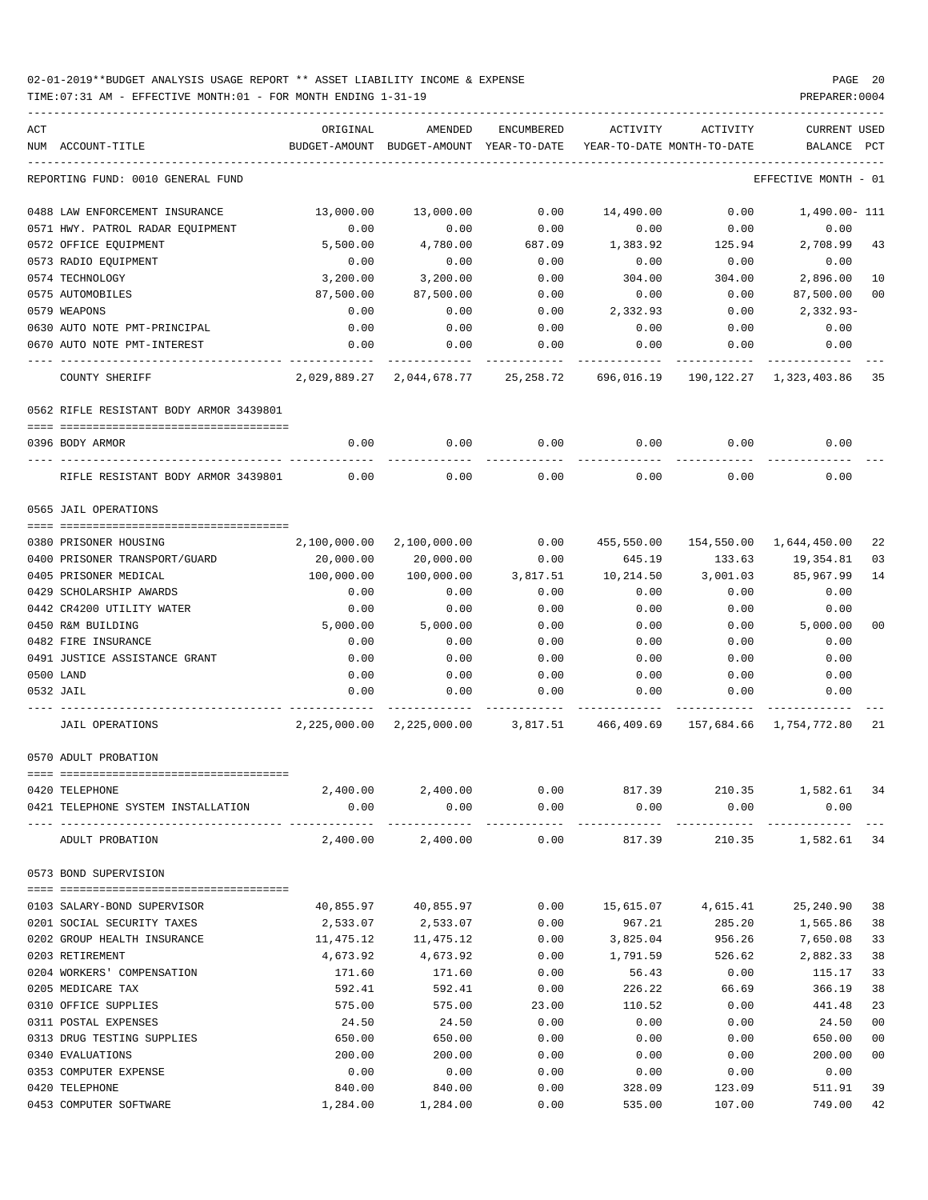02-01-2019**BUDGET ANALYSIS USAGE REPORT ** ASSET LIABILITY INCOME & EXPENSE

TIME:07:31 AM - EFFECTIVE MONTH:01 - FOR MONTH ENDING 1-31-19

PREPARER:0004

| ACT NUM | ACCOUNT-TITLE | ORIGINAL BUDGET-AMOUNT | AMENDED BUDGET-AMOUNT | ENCUMBERED YEAR-TO-DATE | ACTIVITY YEAR-TO-DATE | ACTIVITY MONTH-TO-DATE | CURRENT BALANCE | USED PCT |
|---|---|---|---|---|---|---|---|---|
| | REPORTING FUND: 0010 GENERAL FUND | | | | | | EFFECTIVE MONTH - 01 | |
| 0488 | LAW ENFORCEMENT INSURANCE | 13,000.00 | 13,000.00 | 0.00 | 14,490.00 | 0.00 | 1,490.00- | 111 |
| 0571 | HWY. PATROL RADAR EQUIPMENT | 0.00 | 0.00 | 0.00 | 0.00 | 0.00 | 0.00 | |
| 0572 | OFFICE EQUIPMENT | 5,500.00 | 4,780.00 | 687.09 | 1,383.92 | 125.94 | 2,708.99 | 43 |
| 0573 | RADIO EQUIPMENT | 0.00 | 0.00 | 0.00 | 0.00 | 0.00 | 0.00 | |
| 0574 | TECHNOLOGY | 3,200.00 | 3,200.00 | 0.00 | 304.00 | 304.00 | 2,896.00 | 10 |
| 0575 | AUTOMOBILES | 87,500.00 | 87,500.00 | 0.00 | 0.00 | 0.00 | 87,500.00 | 00 |
| 0579 | WEAPONS | 0.00 | 0.00 | 0.00 | 2,332.93 | 0.00 | 2,332.93- | |
| 0630 | AUTO NOTE PMT-PRINCIPAL | 0.00 | 0.00 | 0.00 | 0.00 | 0.00 | 0.00 | |
| 0670 | AUTO NOTE PMT-INTEREST | 0.00 | 0.00 | 0.00 | 0.00 | 0.00 | 0.00 | |
| | COUNTY SHERIFF | 2,029,889.27 | 2,044,678.77 | 25,258.72 | 696,016.19 | 190,122.27 | 1,323,403.86 | 35 |
| | 0562 RIFLE RESISTANT BODY ARMOR 3439801 | | | | | | | |
| 0396 | BODY ARMOR | 0.00 | 0.00 | 0.00 | 0.00 | 0.00 | 0.00 | |
| | RIFLE RESISTANT BODY ARMOR 3439801 | 0.00 | 0.00 | 0.00 | 0.00 | 0.00 | 0.00 | |
| | 0565 JAIL OPERATIONS | | | | | | | |
| 0380 | PRISONER HOUSING | 2,100,000.00 | 2,100,000.00 | 0.00 | 455,550.00 | 154,550.00 | 1,644,450.00 | 22 |
| 0400 | PRISONER TRANSPORT/GUARD | 20,000.00 | 20,000.00 | 0.00 | 645.19 | 133.63 | 19,354.81 | 03 |
| 0405 | PRISONER MEDICAL | 100,000.00 | 100,000.00 | 3,817.51 | 10,214.50 | 3,001.03 | 85,967.99 | 14 |
| 0429 | SCHOLARSHIP AWARDS | 0.00 | 0.00 | 0.00 | 0.00 | 0.00 | 0.00 | |
| 0442 | CR4200 UTILITY WATER | 0.00 | 0.00 | 0.00 | 0.00 | 0.00 | 0.00 | |
| 0450 | R&M BUILDING | 5,000.00 | 5,000.00 | 0.00 | 0.00 | 0.00 | 5,000.00 | 00 |
| 0482 | FIRE INSURANCE | 0.00 | 0.00 | 0.00 | 0.00 | 0.00 | 0.00 | |
| 0491 | JUSTICE ASSISTANCE GRANT | 0.00 | 0.00 | 0.00 | 0.00 | 0.00 | 0.00 | |
| 0500 | LAND | 0.00 | 0.00 | 0.00 | 0.00 | 0.00 | 0.00 | |
| 0532 | JAIL | 0.00 | 0.00 | 0.00 | 0.00 | 0.00 | 0.00 | |
| | JAIL OPERATIONS | 2,225,000.00 | 2,225,000.00 | 3,817.51 | 466,409.69 | 157,684.66 | 1,754,772.80 | 21 |
| | 0570 ADULT PROBATION | | | | | | | |
| 0420 | TELEPHONE | 2,400.00 | 2,400.00 | 0.00 | 817.39 | 210.35 | 1,582.61 | 34 |
| 0421 | TELEPHONE SYSTEM INSTALLATION | 0.00 | 0.00 | 0.00 | 0.00 | 0.00 | 0.00 | |
| | ADULT PROBATION | 2,400.00 | 2,400.00 | 0.00 | 817.39 | 210.35 | 1,582.61 | 34 |
| | 0573 BOND SUPERVISION | | | | | | | |
| 0103 | SALARY-BOND SUPERVISOR | 40,855.97 | 40,855.97 | 0.00 | 15,615.07 | 4,615.41 | 25,240.90 | 38 |
| 0201 | SOCIAL SECURITY TAXES | 2,533.07 | 2,533.07 | 0.00 | 967.21 | 285.20 | 1,565.86 | 38 |
| 0202 | GROUP HEALTH INSURANCE | 11,475.12 | 11,475.12 | 0.00 | 3,825.04 | 956.26 | 7,650.08 | 33 |
| 0203 | RETIREMENT | 4,673.92 | 4,673.92 | 0.00 | 1,791.59 | 526.62 | 2,882.33 | 38 |
| 0204 | WORKERS' COMPENSATION | 171.60 | 171.60 | 0.00 | 56.43 | 0.00 | 115.17 | 33 |
| 0205 | MEDICARE TAX | 592.41 | 592.41 | 0.00 | 226.22 | 66.69 | 366.19 | 38 |
| 0310 | OFFICE SUPPLIES | 575.00 | 575.00 | 23.00 | 110.52 | 0.00 | 441.48 | 23 |
| 0311 | POSTAL EXPENSES | 24.50 | 24.50 | 0.00 | 0.00 | 0.00 | 24.50 | 00 |
| 0313 | DRUG TESTING SUPPLIES | 650.00 | 650.00 | 0.00 | 0.00 | 0.00 | 650.00 | 00 |
| 0340 | EVALUATIONS | 200.00 | 200.00 | 0.00 | 0.00 | 0.00 | 200.00 | 00 |
| 0353 | COMPUTER EXPENSE | 0.00 | 0.00 | 0.00 | 0.00 | 0.00 | 0.00 | |
| 0420 | TELEPHONE | 840.00 | 840.00 | 0.00 | 328.09 | 123.09 | 511.91 | 39 |
| 0453 | COMPUTER SOFTWARE | 1,284.00 | 1,284.00 | 0.00 | 535.00 | 107.00 | 749.00 | 42 |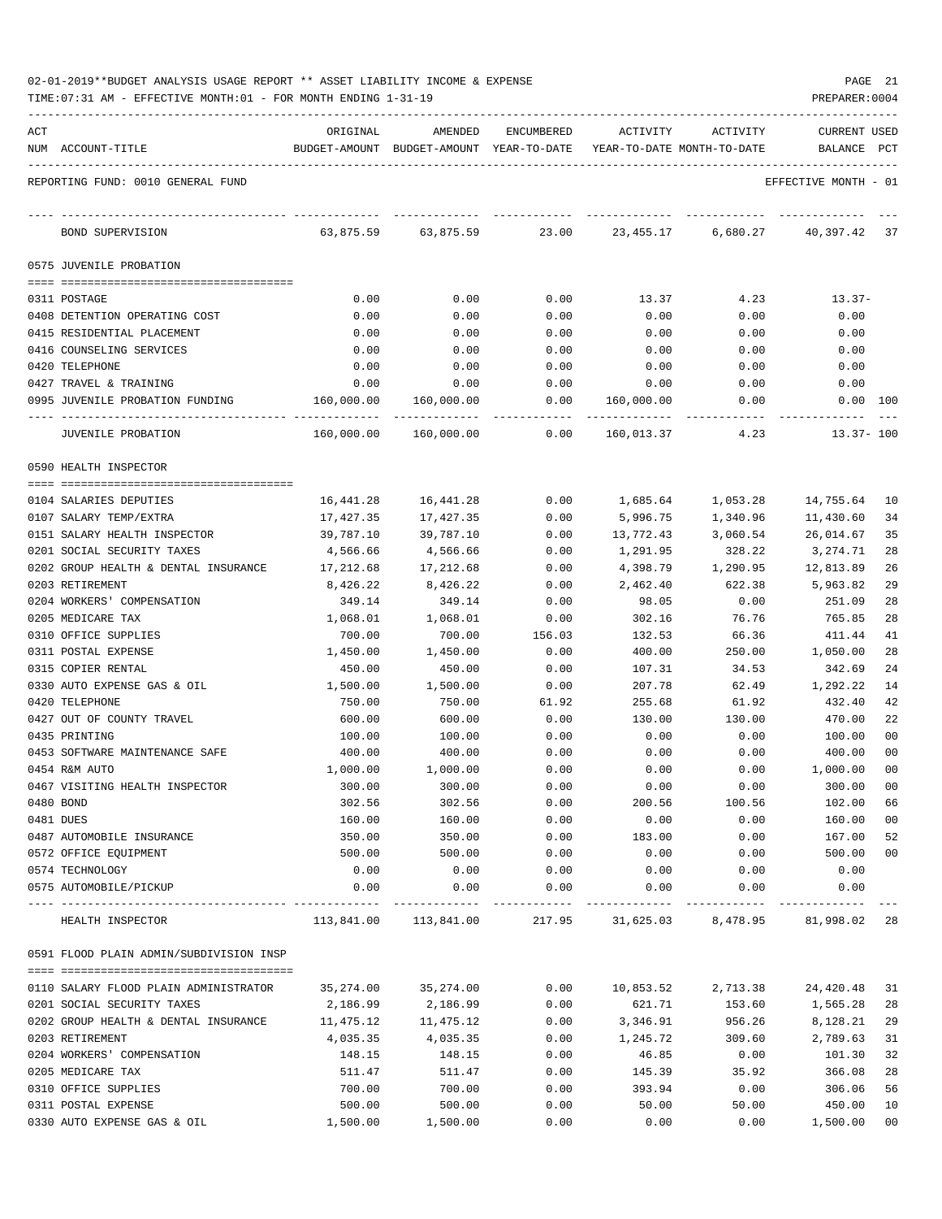02-01-2019**BUDGET ANALYSIS USAGE REPORT ** ASSET LIABILITY INCOME & EXPENSE

TIME:07:31 AM - EFFECTIVE MONTH:01 - FOR MONTH ENDING 1-31-19

PREPARER:0004

REPORTING FUND: 0010 GENERAL FUND — EFFECTIVE MONTH - 01

| ACT NUM | ACCOUNT-TITLE | ORIGINAL BUDGET-AMOUNT | AMENDED BUDGET-AMOUNT | ENCUMBERED YEAR-TO-DATE | ACTIVITY YEAR-TO-DATE | ACTIVITY MONTH-TO-DATE | CURRENT USED BALANCE | PCT |
|---|---|---|---|---|---|---|---|---|
| | BOND SUPERVISION | 63,875.59 | 63,875.59 | 23.00 | 23,455.17 | 6,680.27 | 40,397.42 | 37 |
| | **0575 JUVENILE PROBATION** | | | | | | | |
| 0311 | POSTAGE | 0.00 | 0.00 | 0.00 | 13.37 | 4.23 | 13.37- | |
| 0408 | DETENTION OPERATING COST | 0.00 | 0.00 | 0.00 | 0.00 | 0.00 | 0.00 | |
| 0415 | RESIDENTIAL PLACEMENT | 0.00 | 0.00 | 0.00 | 0.00 | 0.00 | 0.00 | |
| 0416 | COUNSELING SERVICES | 0.00 | 0.00 | 0.00 | 0.00 | 0.00 | 0.00 | |
| 0420 | TELEPHONE | 0.00 | 0.00 | 0.00 | 0.00 | 0.00 | 0.00 | |
| 0427 | TRAVEL & TRAINING | 0.00 | 0.00 | 0.00 | 0.00 | 0.00 | 0.00 | |
| 0995 | JUVENILE PROBATION FUNDING | 160,000.00 | 160,000.00 | 0.00 | 160,000.00 | 0.00 | 0.00 | 100 |
| | JUVENILE PROBATION | 160,000.00 | 160,000.00 | 0.00 | 160,013.37 | 4.23 | 13.37- | 100 |
| | **0590 HEALTH INSPECTOR** | | | | | | | |
| 0104 | SALARIES DEPUTIES | 16,441.28 | 16,441.28 | 0.00 | 1,685.64 | 1,053.28 | 14,755.64 | 10 |
| 0107 | SALARY TEMP/EXTRA | 17,427.35 | 17,427.35 | 0.00 | 5,996.75 | 1,340.96 | 11,430.60 | 34 |
| 0151 | SALARY HEALTH INSPECTOR | 39,787.10 | 39,787.10 | 0.00 | 13,772.43 | 3,060.54 | 26,014.67 | 35 |
| 0201 | SOCIAL SECURITY TAXES | 4,566.66 | 4,566.66 | 0.00 | 1,291.95 | 328.22 | 3,274.71 | 28 |
| 0202 | GROUP HEALTH & DENTAL INSURANCE | 17,212.68 | 17,212.68 | 0.00 | 4,398.79 | 1,290.95 | 12,813.89 | 26 |
| 0203 | RETIREMENT | 8,426.22 | 8,426.22 | 0.00 | 2,462.40 | 622.38 | 5,963.82 | 29 |
| 0204 | WORKERS' COMPENSATION | 349.14 | 349.14 | 0.00 | 98.05 | 0.00 | 251.09 | 28 |
| 0205 | MEDICARE TAX | 1,068.01 | 1,068.01 | 0.00 | 302.16 | 76.76 | 765.85 | 28 |
| 0310 | OFFICE SUPPLIES | 700.00 | 700.00 | 156.03 | 132.53 | 66.36 | 411.44 | 41 |
| 0311 | POSTAL EXPENSE | 1,450.00 | 1,450.00 | 0.00 | 400.00 | 250.00 | 1,050.00 | 28 |
| 0315 | COPIER RENTAL | 450.00 | 450.00 | 0.00 | 107.31 | 34.53 | 342.69 | 24 |
| 0330 | AUTO EXPENSE GAS & OIL | 1,500.00 | 1,500.00 | 0.00 | 207.78 | 62.49 | 1,292.22 | 14 |
| 0420 | TELEPHONE | 750.00 | 750.00 | 61.92 | 255.68 | 61.92 | 432.40 | 42 |
| 0427 | OUT OF COUNTY TRAVEL | 600.00 | 600.00 | 0.00 | 130.00 | 130.00 | 470.00 | 22 |
| 0435 | PRINTING | 100.00 | 100.00 | 0.00 | 0.00 | 0.00 | 100.00 | 00 |
| 0453 | SOFTWARE MAINTENANCE SAFE | 400.00 | 400.00 | 0.00 | 0.00 | 0.00 | 400.00 | 00 |
| 0454 | R&M AUTO | 1,000.00 | 1,000.00 | 0.00 | 0.00 | 0.00 | 1,000.00 | 00 |
| 0467 | VISITING HEALTH INSPECTOR | 300.00 | 300.00 | 0.00 | 0.00 | 0.00 | 300.00 | 00 |
| 0480 | BOND | 302.56 | 302.56 | 0.00 | 200.56 | 100.56 | 102.00 | 66 |
| 0481 | DUES | 160.00 | 160.00 | 0.00 | 0.00 | 0.00 | 160.00 | 00 |
| 0487 | AUTOMOBILE INSURANCE | 350.00 | 350.00 | 0.00 | 183.00 | 0.00 | 167.00 | 52 |
| 0572 | OFFICE EQUIPMENT | 500.00 | 500.00 | 0.00 | 0.00 | 0.00 | 500.00 | 00 |
| 0574 | TECHNOLOGY | 0.00 | 0.00 | 0.00 | 0.00 | 0.00 | 0.00 | |
| 0575 | AUTOMOBILE/PICKUP | 0.00 | 0.00 | 0.00 | 0.00 | 0.00 | 0.00 | |
| | HEALTH INSPECTOR | 113,841.00 | 113,841.00 | 217.95 | 31,625.03 | 8,478.95 | 81,998.02 | 28 |
| | **0591 FLOOD PLAIN ADMIN/SUBDIVISION INSP** | | | | | | | |
| 0110 | SALARY FLOOD PLAIN ADMINISTRATOR | 35,274.00 | 35,274.00 | 0.00 | 10,853.52 | 2,713.38 | 24,420.48 | 31 |
| 0201 | SOCIAL SECURITY TAXES | 2,186.99 | 2,186.99 | 0.00 | 621.71 | 153.60 | 1,565.28 | 28 |
| 0202 | GROUP HEALTH & DENTAL INSURANCE | 11,475.12 | 11,475.12 | 0.00 | 3,346.91 | 956.26 | 8,128.21 | 29 |
| 0203 | RETIREMENT | 4,035.35 | 4,035.35 | 0.00 | 1,245.72 | 309.60 | 2,789.63 | 31 |
| 0204 | WORKERS' COMPENSATION | 148.15 | 148.15 | 0.00 | 46.85 | 0.00 | 101.30 | 32 |
| 0205 | MEDICARE TAX | 511.47 | 511.47 | 0.00 | 145.39 | 35.92 | 366.08 | 28 |
| 0310 | OFFICE SUPPLIES | 700.00 | 700.00 | 0.00 | 393.94 | 0.00 | 306.06 | 56 |
| 0311 | POSTAL EXPENSE | 500.00 | 500.00 | 0.00 | 50.00 | 50.00 | 450.00 | 10 |
| 0330 | AUTO EXPENSE GAS & OIL | 1,500.00 | 1,500.00 | 0.00 | 0.00 | 0.00 | 1,500.00 | 00 |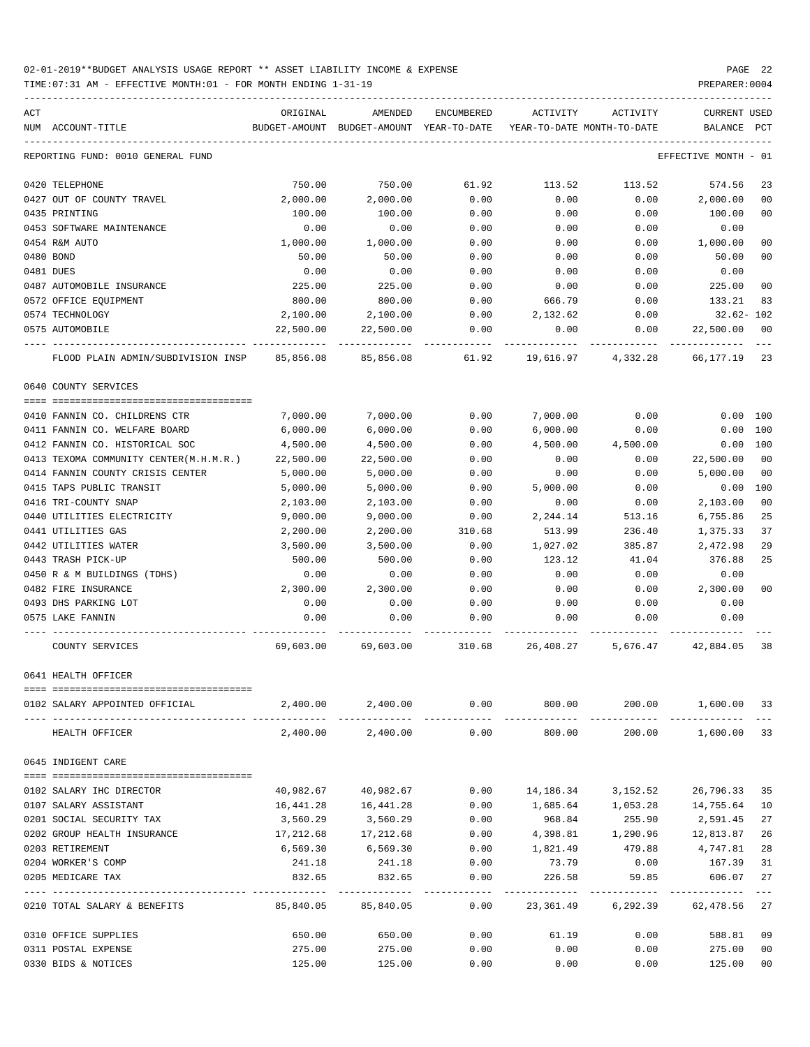02-01-2019**BUDGET ANALYSIS USAGE REPORT ** ASSET LIABILITY INCOME & EXPENSE

TIME:07:31 AM - EFFECTIVE MONTH:01 - FOR MONTH ENDING 1-31-19

PREPARER:0004

| ACT NUM | ACCOUNT-TITLE | ORIGINAL BUDGET-AMOUNT | AMENDED BUDGET-AMOUNT | ENCUMBERED YEAR-TO-DATE | ACTIVITY YEAR-TO-DATE | ACTIVITY MONTH-TO-DATE | CURRENT BALANCE | USED PCT |
|---|---|---|---|---|---|---|---|---|
| | REPORTING FUND: 0010 GENERAL FUND | | | | | | EFFECTIVE MONTH - 01 | |
| 0420 | TELEPHONE | 750.00 | 750.00 | 61.92 | 113.52 | 113.52 | 574.56 | 23 |
| 0427 | OUT OF COUNTY TRAVEL | 2,000.00 | 2,000.00 | 0.00 | 0.00 | 0.00 | 2,000.00 | 00 |
| 0435 | PRINTING | 100.00 | 100.00 | 0.00 | 0.00 | 0.00 | 100.00 | 00 |
| 0453 | SOFTWARE MAINTENANCE | 0.00 | 0.00 | 0.00 | 0.00 | 0.00 | 0.00 | |
| 0454 | R&M AUTO | 1,000.00 | 1,000.00 | 0.00 | 0.00 | 0.00 | 1,000.00 | 00 |
| 0480 | BOND | 50.00 | 50.00 | 0.00 | 0.00 | 0.00 | 50.00 | 00 |
| 0481 | DUES | 0.00 | 0.00 | 0.00 | 0.00 | 0.00 | 0.00 | |
| 0487 | AUTOMOBILE INSURANCE | 225.00 | 225.00 | 0.00 | 0.00 | 0.00 | 225.00 | 00 |
| 0572 | OFFICE EQUIPMENT | 800.00 | 800.00 | 0.00 | 666.79 | 0.00 | 133.21 | 83 |
| 0574 | TECHNOLOGY | 2,100.00 | 2,100.00 | 0.00 | 2,132.62 | 0.00 | 32.62- | 102 |
| 0575 | AUTOMOBILE | 22,500.00 | 22,500.00 | 0.00 | 0.00 | 0.00 | 22,500.00 | 00 |
| | FLOOD PLAIN ADMIN/SUBDIVISION INSP | 85,856.08 | 85,856.08 | 61.92 | 19,616.97 | 4,332.28 | 66,177.19 | 23 |
| | 0640 COUNTY SERVICES | | | | | | | |
| 0410 | FANNIN CO. CHILDRENS CTR | 7,000.00 | 7,000.00 | 0.00 | 7,000.00 | 0.00 | 0.00 | 100 |
| 0411 | FANNIN CO. WELFARE BOARD | 6,000.00 | 6,000.00 | 0.00 | 6,000.00 | 0.00 | 0.00 | 100 |
| 0412 | FANNIN CO. HISTORICAL SOC | 4,500.00 | 4,500.00 | 0.00 | 4,500.00 | 4,500.00 | 0.00 | 100 |
| 0413 | TEXOMA COMMUNITY CENTER(M.H.M.R.) | 22,500.00 | 22,500.00 | 0.00 | 0.00 | 0.00 | 22,500.00 | 00 |
| 0414 | FANNIN COUNTY CRISIS CENTER | 5,000.00 | 5,000.00 | 0.00 | 0.00 | 0.00 | 5,000.00 | 00 |
| 0415 | TAPS PUBLIC TRANSIT | 5,000.00 | 5,000.00 | 0.00 | 5,000.00 | 0.00 | 0.00 | 100 |
| 0416 | TRI-COUNTY SNAP | 2,103.00 | 2,103.00 | 0.00 | 0.00 | 0.00 | 2,103.00 | 00 |
| 0440 | UTILITIES ELECTRICITY | 9,000.00 | 9,000.00 | 0.00 | 2,244.14 | 513.16 | 6,755.86 | 25 |
| 0441 | UTILITIES GAS | 2,200.00 | 2,200.00 | 310.68 | 513.99 | 236.40 | 1,375.33 | 37 |
| 0442 | UTILITIES WATER | 3,500.00 | 3,500.00 | 0.00 | 1,027.02 | 385.87 | 2,472.98 | 29 |
| 0443 | TRASH PICK-UP | 500.00 | 500.00 | 0.00 | 123.12 | 41.04 | 376.88 | 25 |
| 0450 | R & M BUILDINGS (TDHS) | 0.00 | 0.00 | 0.00 | 0.00 | 0.00 | 0.00 | |
| 0482 | FIRE INSURANCE | 2,300.00 | 2,300.00 | 0.00 | 0.00 | 0.00 | 2,300.00 | 00 |
| 0493 | DHS PARKING LOT | 0.00 | 0.00 | 0.00 | 0.00 | 0.00 | 0.00 | |
| 0575 | LAKE FANNIN | 0.00 | 0.00 | 0.00 | 0.00 | 0.00 | 0.00 | |
| | COUNTY SERVICES | 69,603.00 | 69,603.00 | 310.68 | 26,408.27 | 5,676.47 | 42,884.05 | 38 |
| | 0641 HEALTH OFFICER | | | | | | | |
| 0102 | SALARY APPOINTED OFFICIAL | 2,400.00 | 2,400.00 | 0.00 | 800.00 | 200.00 | 1,600.00 | 33 |
| | HEALTH OFFICER | 2,400.00 | 2,400.00 | 0.00 | 800.00 | 200.00 | 1,600.00 | 33 |
| | 0645 INDIGENT CARE | | | | | | | |
| 0102 | SALARY IHC DIRECTOR | 40,982.67 | 40,982.67 | 0.00 | 14,186.34 | 3,152.52 | 26,796.33 | 35 |
| 0107 | SALARY ASSISTANT | 16,441.28 | 16,441.28 | 0.00 | 1,685.64 | 1,053.28 | 14,755.64 | 10 |
| 0201 | SOCIAL SECURITY TAX | 3,560.29 | 3,560.29 | 0.00 | 968.84 | 255.90 | 2,591.45 | 27 |
| 0202 | GROUP HEALTH INSURANCE | 17,212.68 | 17,212.68 | 0.00 | 4,398.81 | 1,290.96 | 12,813.87 | 26 |
| 0203 | RETIREMENT | 6,569.30 | 6,569.30 | 0.00 | 1,821.49 | 479.88 | 4,747.81 | 28 |
| 0204 | WORKER'S COMP | 241.18 | 241.18 | 0.00 | 73.79 | 0.00 | 167.39 | 31 |
| 0205 | MEDICARE TAX | 832.65 | 832.65 | 0.00 | 226.58 | 59.85 | 606.07 | 27 |
| 0210 | TOTAL SALARY & BENEFITS | 85,840.05 | 85,840.05 | 0.00 | 23,361.49 | 6,292.39 | 62,478.56 | 27 |
| 0310 | OFFICE SUPPLIES | 650.00 | 650.00 | 0.00 | 61.19 | 0.00 | 588.81 | 09 |
| 0311 | POSTAL EXPENSE | 275.00 | 275.00 | 0.00 | 0.00 | 0.00 | 275.00 | 00 |
| 0330 | BIDS & NOTICES | 125.00 | 125.00 | 0.00 | 0.00 | 0.00 | 125.00 | 00 |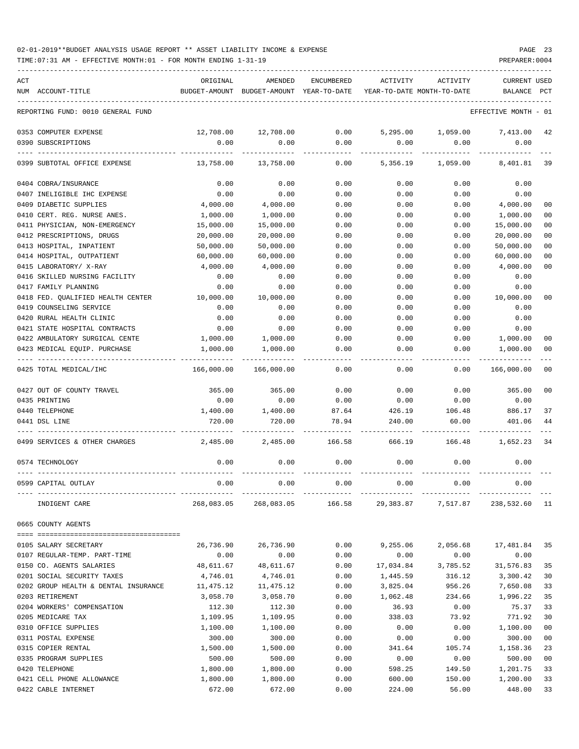02-01-2019**BUDGET ANALYSIS USAGE REPORT ** ASSET LIABILITY INCOME & EXPENSE

TIME:07:31 AM - EFFECTIVE MONTH:01 - FOR MONTH ENDING 1-31-19

PREPARER:0004

| ACT NUM | ACCOUNT-TITLE | ORIGINAL BUDGET-AMOUNT | AMENDED BUDGET-AMOUNT | ENCUMBERED YEAR-TO-DATE | ACTIVITY YEAR-TO-DATE | ACTIVITY MONTH-TO-DATE | CURRENT BALANCE | USED PCT |
|---|---|---|---|---|---|---|---|---|
| | REPORTING FUND: 0010 GENERAL FUND | | | | | | EFFECTIVE MONTH - 01 | |
| 0353 | COMPUTER EXPENSE | 12,708.00 | 12,708.00 | 0.00 | 5,295.00 | 1,059.00 | 7,413.00 | 42 |
| 0390 | SUBSCRIPTIONS | 0.00 | 0.00 | 0.00 | 0.00 | 0.00 | 0.00 | |
| 0399 | SUBTOTAL OFFICE EXPENSE | 13,758.00 | 13,758.00 | 0.00 | 5,356.19 | 1,059.00 | 8,401.81 | 39 |
| 0404 | COBRA/INSURANCE | 0.00 | 0.00 | 0.00 | 0.00 | 0.00 | 0.00 | |
| 0407 | INELIGIBLE IHC EXPENSE | 0.00 | 0.00 | 0.00 | 0.00 | 0.00 | 0.00 | |
| 0409 | DIABETIC SUPPLIES | 4,000.00 | 4,000.00 | 0.00 | 0.00 | 0.00 | 4,000.00 | 00 |
| 0410 | CERT. REG. NURSE ANES. | 1,000.00 | 1,000.00 | 0.00 | 0.00 | 0.00 | 1,000.00 | 00 |
| 0411 | PHYSICIAN, NON-EMERGENCY | 15,000.00 | 15,000.00 | 0.00 | 0.00 | 0.00 | 15,000.00 | 00 |
| 0412 | PRESCRIPTIONS, DRUGS | 20,000.00 | 20,000.00 | 0.00 | 0.00 | 0.00 | 20,000.00 | 00 |
| 0413 | HOSPITAL, INPATIENT | 50,000.00 | 50,000.00 | 0.00 | 0.00 | 0.00 | 50,000.00 | 00 |
| 0414 | HOSPITAL, OUTPATIENT | 60,000.00 | 60,000.00 | 0.00 | 0.00 | 0.00 | 60,000.00 | 00 |
| 0415 | LABORATORY/ X-RAY | 4,000.00 | 4,000.00 | 0.00 | 0.00 | 0.00 | 4,000.00 | 00 |
| 0416 | SKILLED NURSING FACILITY | 0.00 | 0.00 | 0.00 | 0.00 | 0.00 | 0.00 | |
| 0417 | FAMILY PLANNING | 0.00 | 0.00 | 0.00 | 0.00 | 0.00 | 0.00 | |
| 0418 | FED. QUALIFIED HEALTH CENTER | 10,000.00 | 10,000.00 | 0.00 | 0.00 | 0.00 | 10,000.00 | 00 |
| 0419 | COUNSELING SERVICE | 0.00 | 0.00 | 0.00 | 0.00 | 0.00 | 0.00 | |
| 0420 | RURAL HEALTH CLINIC | 0.00 | 0.00 | 0.00 | 0.00 | 0.00 | 0.00 | |
| 0421 | STATE HOSPITAL CONTRACTS | 0.00 | 0.00 | 0.00 | 0.00 | 0.00 | 0.00 | |
| 0422 | AMBULATORY SURGICAL CENTE | 1,000.00 | 1,000.00 | 0.00 | 0.00 | 0.00 | 1,000.00 | 00 |
| 0423 | MEDICAL EQUIP. PURCHASE | 1,000.00 | 1,000.00 | 0.00 | 0.00 | 0.00 | 1,000.00 | 00 |
| 0425 | TOTAL MEDICAL/IHC | 166,000.00 | 166,000.00 | 0.00 | 0.00 | 0.00 | 166,000.00 | 00 |
| 0427 | OUT OF COUNTY TRAVEL | 365.00 | 365.00 | 0.00 | 0.00 | 0.00 | 365.00 | 00 |
| 0435 | PRINTING | 0.00 | 0.00 | 0.00 | 0.00 | 0.00 | 0.00 | |
| 0440 | TELEPHONE | 1,400.00 | 1,400.00 | 87.64 | 426.19 | 106.48 | 886.17 | 37 |
| 0441 | DSL LINE | 720.00 | 720.00 | 78.94 | 240.00 | 60.00 | 401.06 | 44 |
| 0499 | SERVICES & OTHER CHARGES | 2,485.00 | 2,485.00 | 166.58 | 666.19 | 166.48 | 1,652.23 | 34 |
| 0574 | TECHNOLOGY | 0.00 | 0.00 | 0.00 | 0.00 | 0.00 | 0.00 | |
| 0599 | CAPITAL OUTLAY | 0.00 | 0.00 | 0.00 | 0.00 | 0.00 | 0.00 | |
| | INDIGENT CARE | 268,083.05 | 268,083.05 | 166.58 | 29,383.87 | 7,517.87 | 238,532.60 | 11 |
| 0665 | COUNTY AGENTS | | | | | | | |
| 0105 | SALARY SECRETARY | 26,736.90 | 26,736.90 | 0.00 | 9,255.06 | 2,056.68 | 17,481.84 | 35 |
| 0107 | REGULAR-TEMP. PART-TIME | 0.00 | 0.00 | 0.00 | 0.00 | 0.00 | 0.00 | |
| 0150 | CO. AGENTS SALARIES | 48,611.67 | 48,611.67 | 0.00 | 17,034.84 | 3,785.52 | 31,576.83 | 35 |
| 0201 | SOCIAL SECURITY TAXES | 4,746.01 | 4,746.01 | 0.00 | 1,445.59 | 316.12 | 3,300.42 | 30 |
| 0202 | GROUP HEALTH & DENTAL INSURANCE | 11,475.12 | 11,475.12 | 0.00 | 3,825.04 | 956.26 | 7,650.08 | 33 |
| 0203 | RETIREMENT | 3,058.70 | 3,058.70 | 0.00 | 1,062.48 | 234.66 | 1,996.22 | 35 |
| 0204 | WORKERS' COMPENSATION | 112.30 | 112.30 | 0.00 | 36.93 | 0.00 | 75.37 | 33 |
| 0205 | MEDICARE TAX | 1,109.95 | 1,109.95 | 0.00 | 338.03 | 73.92 | 771.92 | 30 |
| 0310 | OFFICE SUPPLIES | 1,100.00 | 1,100.00 | 0.00 | 0.00 | 0.00 | 1,100.00 | 00 |
| 0311 | POSTAL EXPENSE | 300.00 | 300.00 | 0.00 | 0.00 | 0.00 | 300.00 | 00 |
| 0315 | COPIER RENTAL | 1,500.00 | 1,500.00 | 0.00 | 341.64 | 105.74 | 1,158.36 | 23 |
| 0335 | PROGRAM SUPPLIES | 500.00 | 500.00 | 0.00 | 0.00 | 0.00 | 500.00 | 00 |
| 0420 | TELEPHONE | 1,800.00 | 1,800.00 | 0.00 | 598.25 | 149.50 | 1,201.75 | 33 |
| 0421 | CELL PHONE ALLOWANCE | 1,800.00 | 1,800.00 | 0.00 | 600.00 | 150.00 | 1,200.00 | 33 |
| 0422 | CABLE INTERNET | 672.00 | 672.00 | 0.00 | 224.00 | 56.00 | 448.00 | 33 |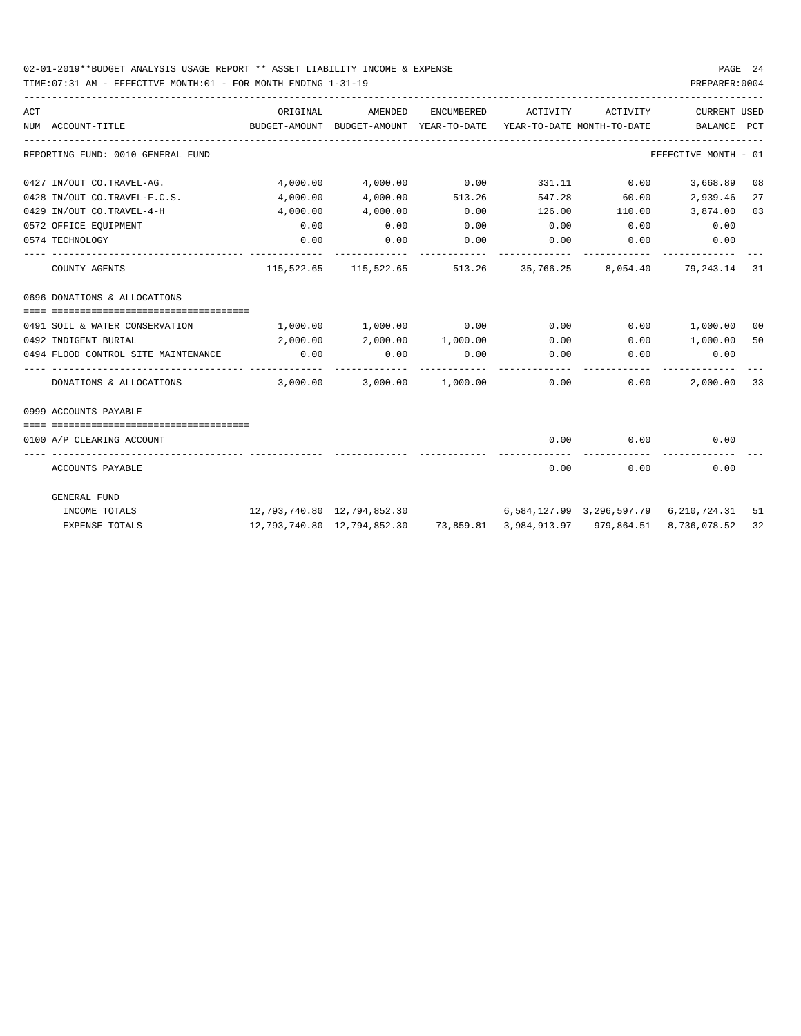02-01-2019**BUDGET ANALYSIS USAGE REPORT ** ASSET LIABILITY INCOME & EXPENSE

TIME:07:31 AM - EFFECTIVE MONTH:01 - FOR MONTH ENDING 1-31-19

PREPARER:0004

| ACT NUM | ACCOUNT-TITLE | ORIGINAL BUDGET-AMOUNT | AMENDED BUDGET-AMOUNT | ENCUMBERED YEAR-TO-DATE | ACTIVITY YEAR-TO-DATE | ACTIVITY MONTH-TO-DATE | CURRENT BALANCE | USED PCT |
|---|---|---|---|---|---|---|---|---|
| | REPORTING FUND: 0010 GENERAL FUND | | | | | | EFFECTIVE MONTH - 01 | |
| 0427 | IN/OUT CO.TRAVEL-AG. | 4,000.00 | 4,000.00 | 0.00 | 331.11 | 0.00 | 3,668.89 | 08 |
| 0428 | IN/OUT CO.TRAVEL-F.C.S. | 4,000.00 | 4,000.00 | 513.26 | 547.28 | 60.00 | 2,939.46 | 27 |
| 0429 | IN/OUT CO.TRAVEL-4-H | 4,000.00 | 4,000.00 | 0.00 | 126.00 | 110.00 | 3,874.00 | 03 |
| 0572 | OFFICE EQUIPMENT | 0.00 | 0.00 | 0.00 | 0.00 | 0.00 | 0.00 | |
| 0574 | TECHNOLOGY | 0.00 | 0.00 | 0.00 | 0.00 | 0.00 | 0.00 | |
| | COUNTY AGENTS | 115,522.65 | 115,522.65 | 513.26 | 35,766.25 | 8,054.40 | 79,243.14 | 31 |
| | 0696 DONATIONS & ALLOCATIONS | | | | | | | |
| 0491 | SOIL & WATER CONSERVATION | 1,000.00 | 1,000.00 | 0.00 | 0.00 | 0.00 | 1,000.00 | 00 |
| 0492 | INDIGENT BURIAL | 2,000.00 | 2,000.00 | 1,000.00 | 0.00 | 0.00 | 1,000.00 | 50 |
| 0494 | FLOOD CONTROL SITE MAINTENANCE | 0.00 | 0.00 | 0.00 | 0.00 | 0.00 | 0.00 | |
| | DONATIONS & ALLOCATIONS | 3,000.00 | 3,000.00 | 1,000.00 | 0.00 | 0.00 | 2,000.00 | 33 |
| | 0999 ACCOUNTS PAYABLE | | | | | | | |
| 0100 | A/P CLEARING ACCOUNT | | | | 0.00 | 0.00 | 0.00 | |
| | ACCOUNTS PAYABLE | | | | 0.00 | 0.00 | 0.00 | |
| | GENERAL FUND | | | | | | | |
| | INCOME TOTALS | 12,793,740.80 | 12,794,852.30 | | 6,584,127.99 | 3,296,597.79 | 6,210,724.31 | 51 |
| | EXPENSE TOTALS | 12,793,740.80 | 12,794,852.30 | 73,859.81 | 3,984,913.97 | 979,864.51 | 8,736,078.52 | 32 |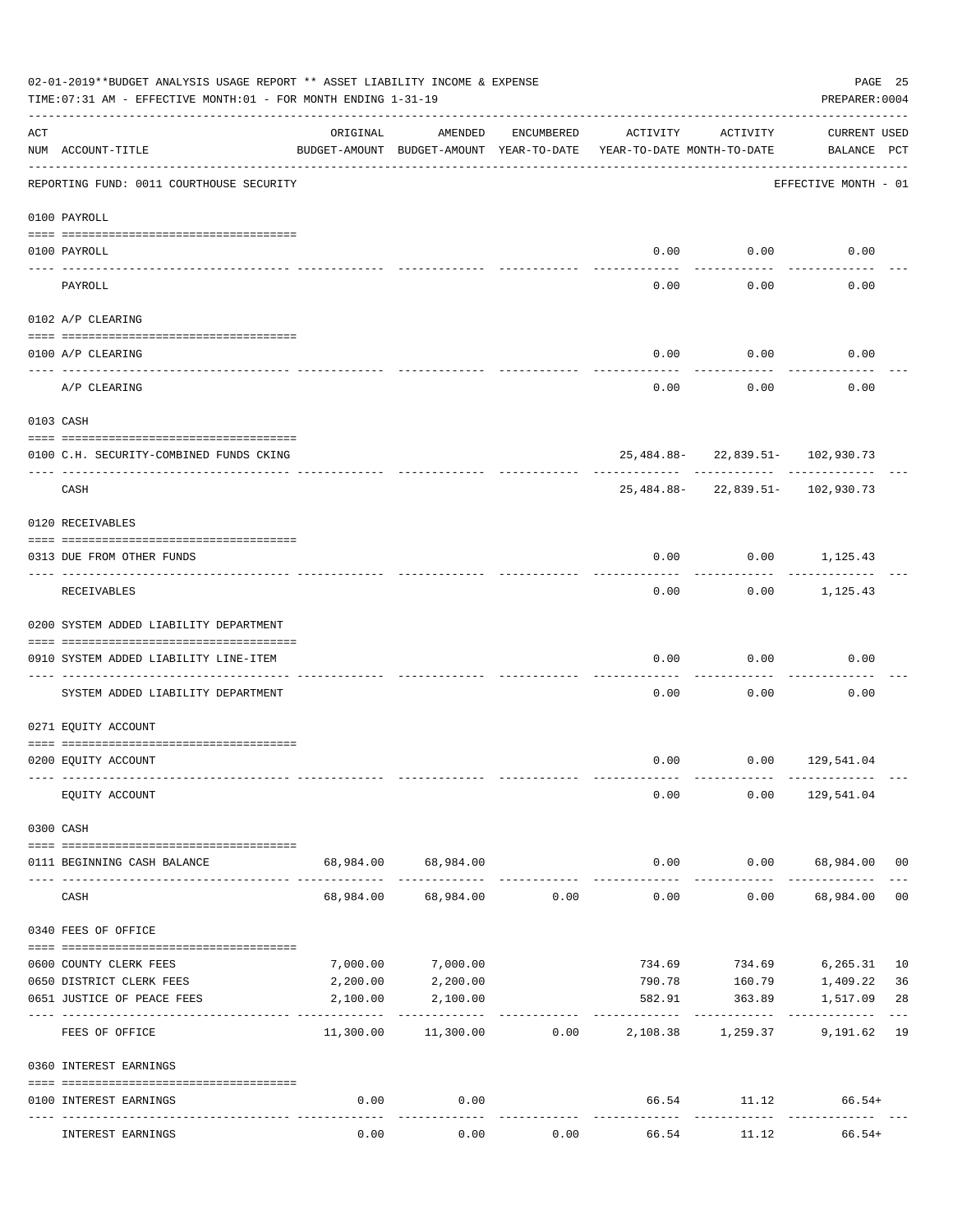02-01-2019**BUDGET ANALYSIS USAGE REPORT ** ASSET LIABILITY INCOME & EXPENSE

TIME:07:31 AM - EFFECTIVE MONTH:01 - FOR MONTH ENDING 1-31-19

PREPARER:0004

REPORTING FUND: 0011 COURTHOUSE SECURITY — EFFECTIVE MONTH - 01

| ACT NUM | ACCOUNT-TITLE | ORIGINAL BUDGET-AMOUNT | AMENDED BUDGET-AMOUNT | ENCUMBERED YEAR-TO-DATE | ACTIVITY YEAR-TO-DATE | ACTIVITY MONTH-TO-DATE | CURRENT BALANCE | USED PCT |
|---|---|---|---|---|---|---|---|---|
| | **0100 PAYROLL** | | | | | | | |
| 0100 | PAYROLL | | | | 0.00 | 0.00 | 0.00 | |
| | PAYROLL | | | | 0.00 | 0.00 | 0.00 | |
| | **0102 A/P CLEARING** | | | | | | | |
| 0100 | A/P CLEARING | | | | 0.00 | 0.00 | 0.00 | |
| | A/P CLEARING | | | | 0.00 | 0.00 | 0.00 | |
| | **0103 CASH** | | | | | | | |
| 0100 | C.H. SECURITY-COMBINED FUNDS CKING | | | | 25,484.88- | 22,839.51- | 102,930.73 | |
| | CASH | | | | 25,484.88- | 22,839.51- | 102,930.73 | |
| | **0120 RECEIVABLES** | | | | | | | |
| 0313 | DUE FROM OTHER FUNDS | | | | 0.00 | 0.00 | 1,125.43 | |
| | RECEIVABLES | | | | 0.00 | 0.00 | 1,125.43 | |
| | **0200 SYSTEM ADDED LIABILITY DEPARTMENT** | | | | | | | |
| 0910 | SYSTEM ADDED LIABILITY LINE-ITEM | | | | 0.00 | 0.00 | 0.00 | |
| | SYSTEM ADDED LIABILITY DEPARTMENT | | | | 0.00 | 0.00 | 0.00 | |
| | **0271 EQUITY ACCOUNT** | | | | | | | |
| 0200 | EQUITY ACCOUNT | | | | 0.00 | 0.00 | 129,541.04 | |
| | EQUITY ACCOUNT | | | | 0.00 | 0.00 | 129,541.04 | |
| | **0300 CASH** | | | | | | | |
| 0111 | BEGINNING CASH BALANCE | 68,984.00 | 68,984.00 | | 0.00 | 0.00 | 68,984.00 | 00 |
| | CASH | 68,984.00 | 68,984.00 | 0.00 | 0.00 | 0.00 | 68,984.00 | 00 |
| | **0340 FEES OF OFFICE** | | | | | | | |
| 0600 | COUNTY CLERK FEES | 7,000.00 | 7,000.00 | | 734.69 | 734.69 | 6,265.31 | 10 |
| 0650 | DISTRICT CLERK FEES | 2,200.00 | 2,200.00 | | 790.78 | 160.79 | 1,409.22 | 36 |
| 0651 | JUSTICE OF PEACE FEES | 2,100.00 | 2,100.00 | | 582.91 | 363.89 | 1,517.09 | 28 |
| | FEES OF OFFICE | 11,300.00 | 11,300.00 | 0.00 | 2,108.38 | 1,259.37 | 9,191.62 | 19 |
| | **0360 INTEREST EARNINGS** | | | | | | | |
| 0100 | INTEREST EARNINGS | 0.00 | 0.00 | | 66.54 | 11.12 | 66.54+ | |
| | INTEREST EARNINGS | 0.00 | 0.00 | 0.00 | 66.54 | 11.12 | 66.54+ | |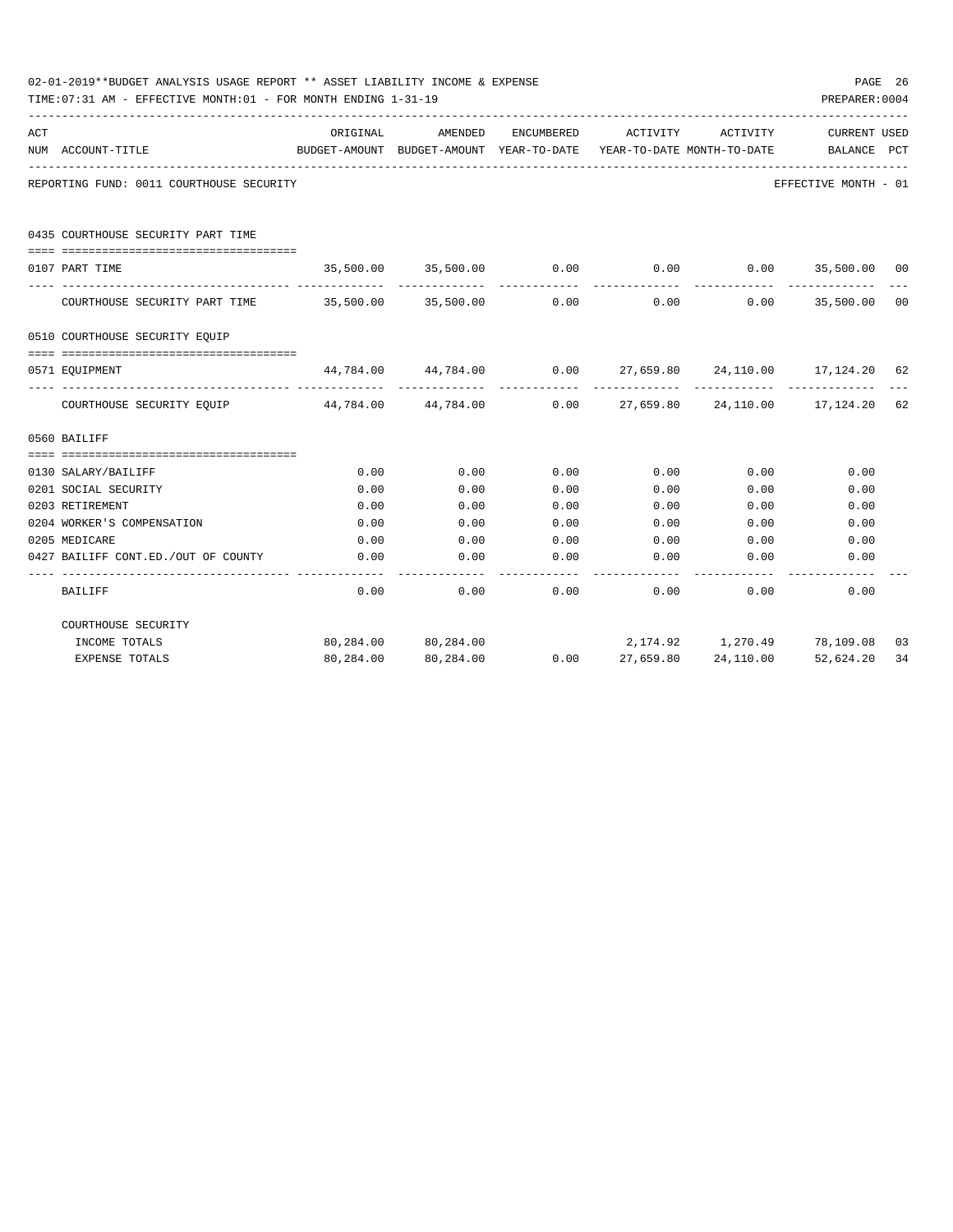02-01-2019**BUDGET ANALYSIS USAGE REPORT ** ASSET LIABILITY INCOME & EXPENSE

TIME:07:31 AM - EFFECTIVE MONTH:01 - FOR MONTH ENDING 1-31-19 PREPARER:0004

REPORTING FUND: 0011 COURTHOUSE SECURITY EFFECTIVE MONTH - 01

| ACT NUM | ACCOUNT-TITLE | ORIGINAL BUDGET-AMOUNT | AMENDED BUDGET-AMOUNT | ENCUMBERED YEAR-TO-DATE | ACTIVITY YEAR-TO-DATE | ACTIVITY MONTH-TO-DATE | CURRENT BALANCE | USED PCT |
|---|---|---|---|---|---|---|---|---|
| | **0435 COURTHOUSE SECURITY PART TIME** | | | | | | | |
| 0107 | PART TIME | 35,500.00 | 35,500.00 | 0.00 | 0.00 | 0.00 | 35,500.00 | 00 |
| | COURTHOUSE SECURITY PART TIME | 35,500.00 | 35,500.00 | 0.00 | 0.00 | 0.00 | 35,500.00 | 00 |
| | **0510 COURTHOUSE SECURITY EQUIP** | | | | | | | |
| 0571 | EQUIPMENT | 44,784.00 | 44,784.00 | 0.00 | 27,659.80 | 24,110.00 | 17,124.20 | 62 |
| | COURTHOUSE SECURITY EQUIP | 44,784.00 | 44,784.00 | 0.00 | 27,659.80 | 24,110.00 | 17,124.20 | 62 |
| | **0560 BAILIFF** | | | | | | | |
| 0130 | SALARY/BAILIFF | 0.00 | 0.00 | 0.00 | 0.00 | 0.00 | 0.00 | |
| 0201 | SOCIAL SECURITY | 0.00 | 0.00 | 0.00 | 0.00 | 0.00 | 0.00 | |
| 0203 | RETIREMENT | 0.00 | 0.00 | 0.00 | 0.00 | 0.00 | 0.00 | |
| 0204 | WORKER'S COMPENSATION | 0.00 | 0.00 | 0.00 | 0.00 | 0.00 | 0.00 | |
| 0205 | MEDICARE | 0.00 | 0.00 | 0.00 | 0.00 | 0.00 | 0.00 | |
| 0427 | BAILIFF CONT.ED./OUT OF COUNTY | 0.00 | 0.00 | 0.00 | 0.00 | 0.00 | 0.00 | |
| | BAILIFF | 0.00 | 0.00 | 0.00 | 0.00 | 0.00 | 0.00 | |
| | COURTHOUSE SECURITY | | | | | | | |
| | INCOME TOTALS | 80,284.00 | 80,284.00 | | 2,174.92 | 1,270.49 | 78,109.08 | 03 |
| | EXPENSE TOTALS | 80,284.00 | 80,284.00 | 0.00 | 27,659.80 | 24,110.00 | 52,624.20 | 34 |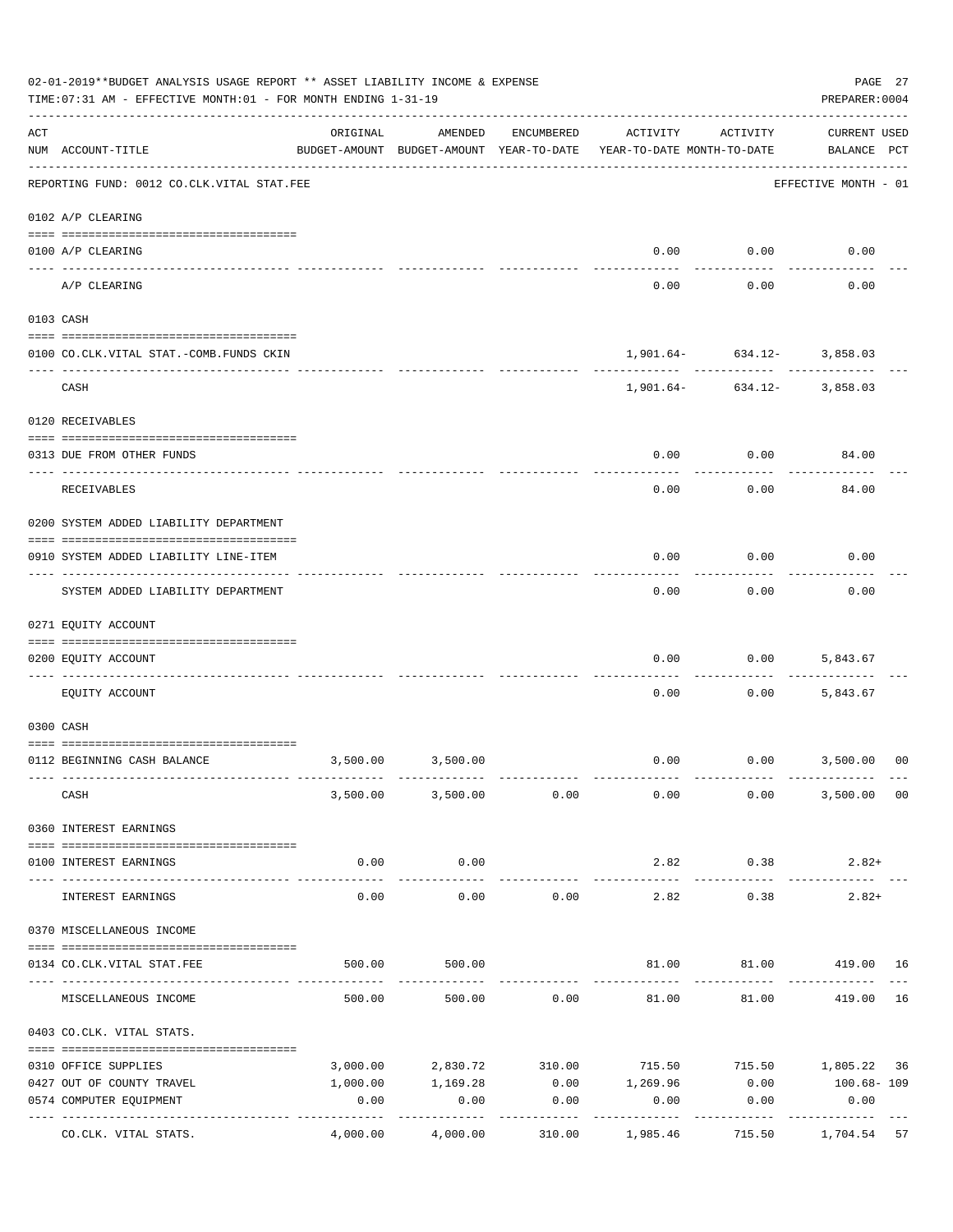02-01-2019**BUDGET ANALYSIS USAGE REPORT ** ASSET LIABILITY INCOME & EXPENSE

TIME:07:31 AM - EFFECTIVE MONTH:01 - FOR MONTH ENDING 1-31-19

PREPARER:0004

| ACT NUM | ACCOUNT-TITLE | ORIGINAL BUDGET-AMOUNT | AMENDED BUDGET-AMOUNT | ENCUMBERED YEAR-TO-DATE | ACTIVITY YEAR-TO-DATE | ACTIVITY MONTH-TO-DATE | CURRENT BALANCE | USED PCT |
|---|---|---|---|---|---|---|---|---|
| | REPORTING FUND: 0012 CO.CLK.VITAL STAT.FEE | | | | | | EFFECTIVE MONTH - 01 | |
| | 0102 A/P CLEARING | | | | | | | |
| 0100 | A/P CLEARING | | | | 0.00 | 0.00 | 0.00 | |
| | A/P CLEARING | | | | 0.00 | 0.00 | 0.00 | |
| | 0103 CASH | | | | | | | |
| 0100 | CO.CLK.VITAL STAT.-COMB.FUNDS CKIN | | | | 1,901.64- | 634.12- | 3,858.03 | |
| | CASH | | | | 1,901.64- | 634.12- | 3,858.03 | |
| | 0120 RECEIVABLES | | | | | | | |
| 0313 | DUE FROM OTHER FUNDS | | | | 0.00 | 0.00 | 84.00 | |
| | RECEIVABLES | | | | 0.00 | 0.00 | 84.00 | |
| | 0200 SYSTEM ADDED LIABILITY DEPARTMENT | | | | | | | |
| 0910 | SYSTEM ADDED LIABILITY LINE-ITEM | | | | 0.00 | 0.00 | 0.00 | |
| | SYSTEM ADDED LIABILITY DEPARTMENT | | | | 0.00 | 0.00 | 0.00 | |
| | 0271 EQUITY ACCOUNT | | | | | | | |
| 0200 | EQUITY ACCOUNT | | | | 0.00 | 0.00 | 5,843.67 | |
| | EQUITY ACCOUNT | | | | 0.00 | 0.00 | 5,843.67 | |
| | 0300 CASH | | | | | | | |
| 0112 | BEGINNING CASH BALANCE | 3,500.00 | 3,500.00 | | 0.00 | 0.00 | 3,500.00 | 00 |
| | CASH | 3,500.00 | 3,500.00 | 0.00 | 0.00 | 0.00 | 3,500.00 | 00 |
| | 0360 INTEREST EARNINGS | | | | | | | |
| 0100 | INTEREST EARNINGS | 0.00 | 0.00 | | 2.82 | 0.38 | 2.82+ | |
| | INTEREST EARNINGS | 0.00 | 0.00 | 0.00 | 2.82 | 0.38 | 2.82+ | |
| | 0370 MISCELLANEOUS INCOME | | | | | | | |
| 0134 | CO.CLK.VITAL STAT.FEE | 500.00 | 500.00 | | 81.00 | 81.00 | 419.00 | 16 |
| | MISCELLANEOUS INCOME | 500.00 | 500.00 | 0.00 | 81.00 | 81.00 | 419.00 | 16 |
| | 0403 CO.CLK. VITAL STATS. | | | | | | | |
| 0310 | OFFICE SUPPLIES | 3,000.00 | 2,830.72 | 310.00 | 715.50 | 715.50 | 1,805.22 | 36 |
| 0427 | OUT OF COUNTY TRAVEL | 1,000.00 | 1,169.28 | 0.00 | 1,269.96 | 0.00 | 100.68- | 109 |
| 0574 | COMPUTER EQUIPMENT | 0.00 | 0.00 | 0.00 | 0.00 | 0.00 | 0.00 | |
| | CO.CLK. VITAL STATS. | 4,000.00 | 4,000.00 | 310.00 | 1,985.46 | 715.50 | 1,704.54 | 57 |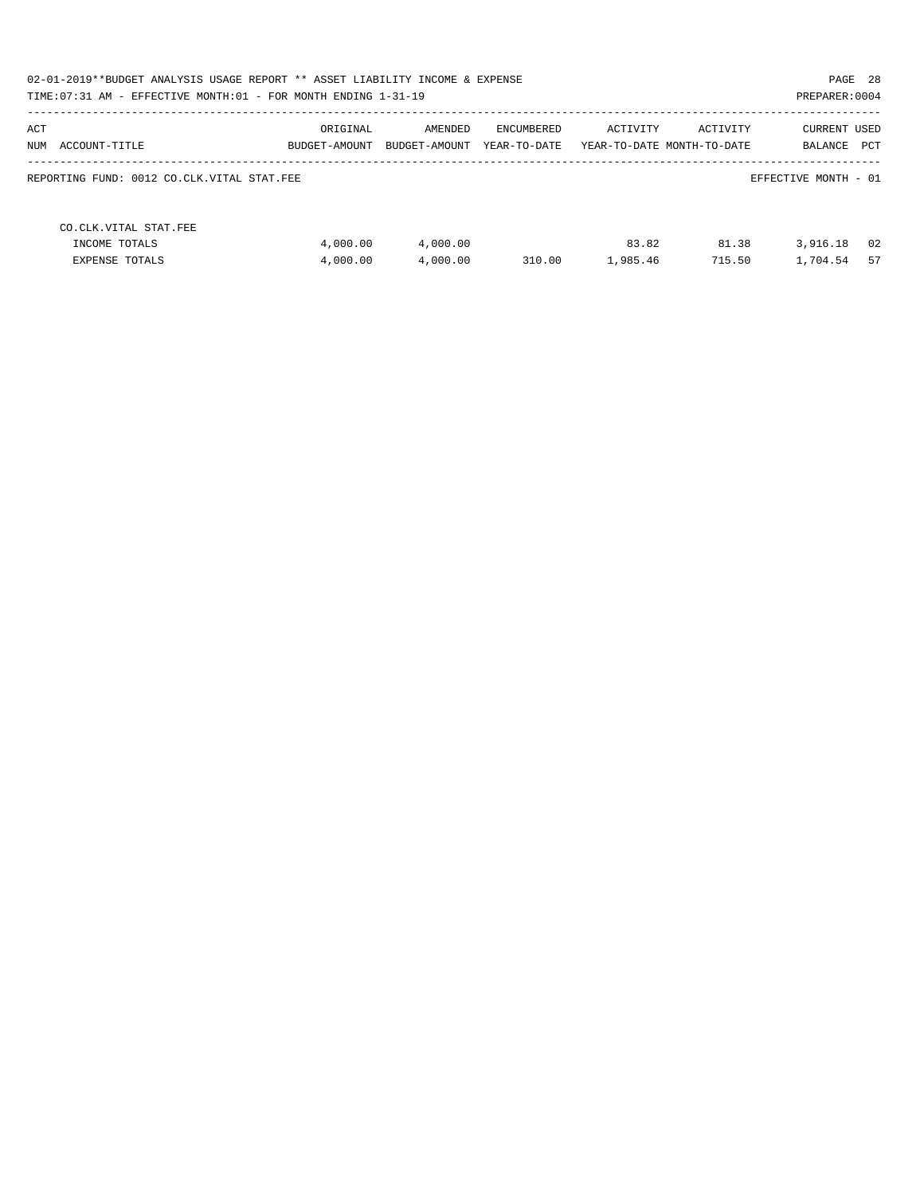02-01-2019**BUDGET ANALYSIS USAGE REPORT ** ASSET LIABILITY INCOME & EXPENSE

TIME:07:31 AM - EFFECTIVE MONTH:01 - FOR MONTH ENDING 1-31-19

PREPARER:0004

| ACT NUM ACCOUNT-TITLE | ORIGINAL BUDGET-AMOUNT | AMENDED BUDGET-AMOUNT | ENCUMBERED YEAR-TO-DATE | ACTIVITY YEAR-TO-DATE | ACTIVITY MONTH-TO-DATE | CURRENT BALANCE | USED PCT |
|---|---|---|---|---|---|---|---|
| REPORTING FUND: 0012 CO.CLK.VITAL STAT.FEE | | | | | | EFFECTIVE MONTH - 01 | |
| CO.CLK.VITAL STAT.FEE | | | | | | | |
| INCOME TOTALS | 4,000.00 | 4,000.00 | | 83.82 | 81.38 | 3,916.18 | 02 |
| EXPENSE TOTALS | 4,000.00 | 4,000.00 | 310.00 | 1,985.46 | 715.50 | 1,704.54 | 57 |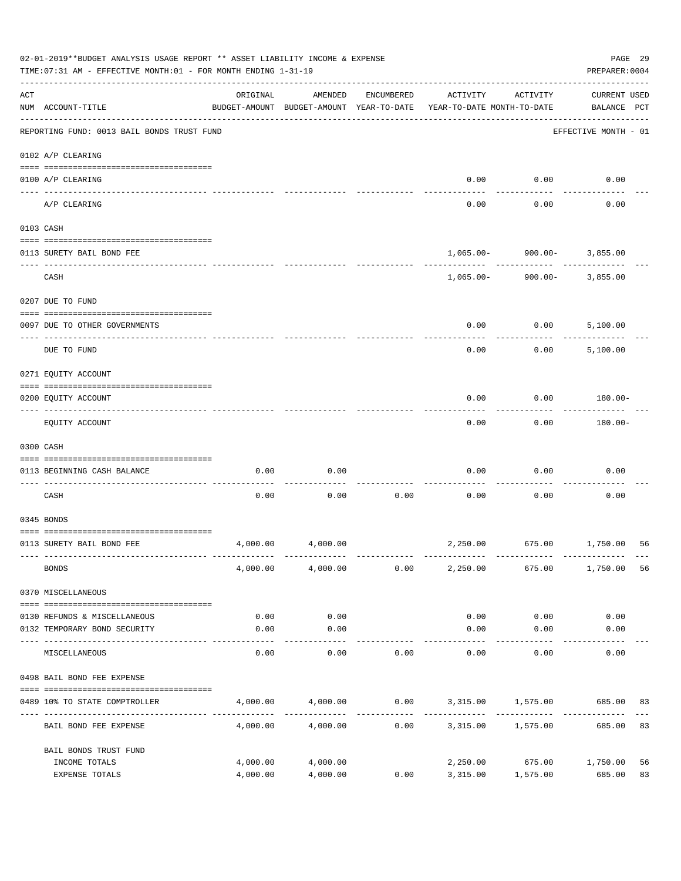02-01-2019**BUDGET ANALYSIS USAGE REPORT ** ASSET LIABILITY INCOME & EXPENSE

TIME:07:31 AM - EFFECTIVE MONTH:01 - FOR MONTH ENDING 1-31-19

PREPARER:0004

REPORTING FUND: 0013 BAIL BONDS TRUST FUND — EFFECTIVE MONTH - 01

| ACT NUM | ACCOUNT-TITLE | ORIGINAL BUDGET-AMOUNT | AMENDED BUDGET-AMOUNT | ENCUMBERED YEAR-TO-DATE | ACTIVITY YEAR-TO-DATE | ACTIVITY MONTH-TO-DATE | CURRENT BALANCE | USED PCT |
|---|---|---|---|---|---|---|---|---|
| | **0102 A/P CLEARING** | | | | | | | |
| 0100 | A/P CLEARING | | | | 0.00 | 0.00 | 0.00 | |
| | A/P CLEARING | | | | 0.00 | 0.00 | 0.00 | |
| | **0103 CASH** | | | | | | | |
| 0113 | SURETY BAIL BOND FEE | | | | 1,065.00- | 900.00- | 3,855.00 | |
| | CASH | | | | 1,065.00- | 900.00- | 3,855.00 | |
| | **0207 DUE TO FUND** | | | | | | | |
| 0097 | DUE TO OTHER GOVERNMENTS | | | | 0.00 | 0.00 | 5,100.00 | |
| | DUE TO FUND | | | | 0.00 | 0.00 | 5,100.00 | |
| | **0271 EQUITY ACCOUNT** | | | | | | | |
| 0200 | EQUITY ACCOUNT | | | | 0.00 | 0.00 | 180.00- | |
| | EQUITY ACCOUNT | | | | 0.00 | 0.00 | 180.00- | |
| | **0300 CASH** | | | | | | | |
| 0113 | BEGINNING CASH BALANCE | 0.00 | 0.00 | | 0.00 | 0.00 | 0.00 | |
| | CASH | 0.00 | 0.00 | 0.00 | 0.00 | 0.00 | 0.00 | |
| | **0345 BONDS** | | | | | | | |
| 0113 | SURETY BAIL BOND FEE | 4,000.00 | 4,000.00 | | 2,250.00 | 675.00 | 1,750.00 | 56 |
| | BONDS | 4,000.00 | 4,000.00 | 0.00 | 2,250.00 | 675.00 | 1,750.00 | 56 |
| | **0370 MISCELLANEOUS** | | | | | | | |
| 0130 | REFUNDS & MISCELLANEOUS | 0.00 | 0.00 | | 0.00 | 0.00 | 0.00 | |
| 0132 | TEMPORARY BOND SECURITY | 0.00 | 0.00 | | 0.00 | 0.00 | 0.00 | |
| | MISCELLANEOUS | 0.00 | 0.00 | 0.00 | 0.00 | 0.00 | 0.00 | |
| | **0498 BAIL BOND FEE EXPENSE** | | | | | | | |
| 0489 | 10% TO STATE COMPTROLLER | 4,000.00 | 4,000.00 | 0.00 | 3,315.00 | 1,575.00 | 685.00 | 83 |
| | BAIL BOND FEE EXPENSE | 4,000.00 | 4,000.00 | 0.00 | 3,315.00 | 1,575.00 | 685.00 | 83 |
| | **BAIL BONDS TRUST FUND** | | | | | | | |
| | INCOME TOTALS | 4,000.00 | 4,000.00 | | 2,250.00 | 675.00 | 1,750.00 | 56 |
| | EXPENSE TOTALS | 4,000.00 | 4,000.00 | 0.00 | 3,315.00 | 1,575.00 | 685.00 | 83 |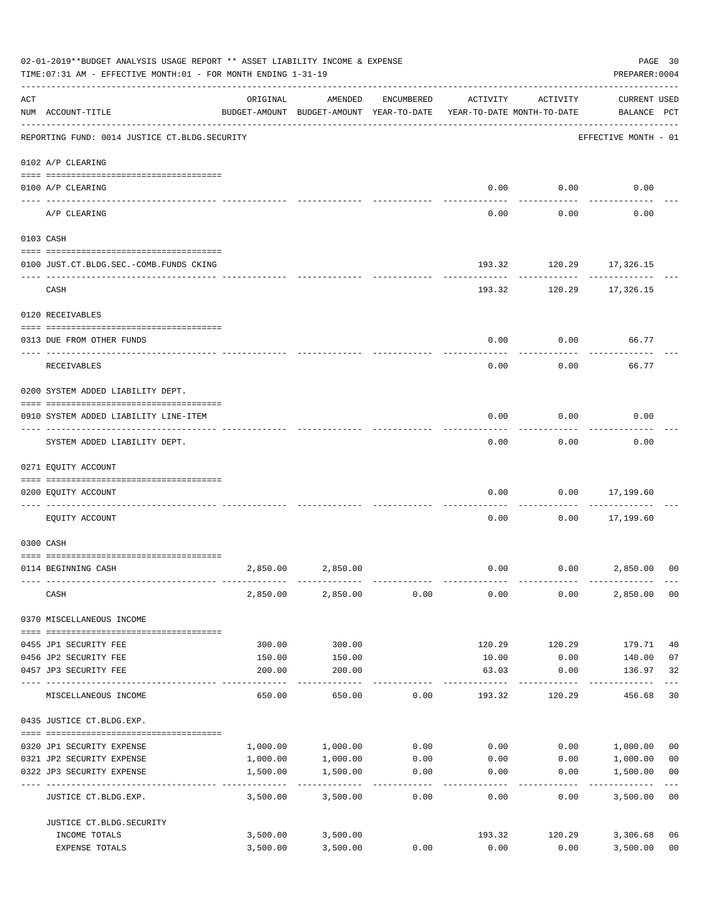02-01-2019**BUDGET ANALYSIS USAGE REPORT ** ASSET LIABILITY INCOME & EXPENSE

TIME:07:31 AM - EFFECTIVE MONTH:01 - FOR MONTH ENDING 1-31-19

PREPARER:0004

| ACT NUM | ACCOUNT-TITLE | ORIGINAL BUDGET-AMOUNT | AMENDED BUDGET-AMOUNT | ENCUMBERED YEAR-TO-DATE | ACTIVITY YEAR-TO-DATE | ACTIVITY MONTH-TO-DATE | CURRENT BALANCE | USED PCT |
|---|---|---|---|---|---|---|---|---|
| | REPORTING FUND: 0014 JUSTICE CT.BLDG.SECURITY | | | | | | EFFECTIVE MONTH - 01 | |
| | 0102 A/P CLEARING | | | | | | | |
| 0100 | A/P CLEARING | | | | 0.00 | 0.00 | 0.00 | |
| | A/P CLEARING | | | | 0.00 | 0.00 | 0.00 | |
| | 0103 CASH | | | | | | | |
| 0100 | JUST.CT.BLDG.SEC.-COMB.FUNDS CKING | | | | 193.32 | 120.29 | 17,326.15 | |
| | CASH | | | | 193.32 | 120.29 | 17,326.15 | |
| | 0120 RECEIVABLES | | | | | | | |
| 0313 | DUE FROM OTHER FUNDS | | | | 0.00 | 0.00 | 66.77 | |
| | RECEIVABLES | | | | 0.00 | 0.00 | 66.77 | |
| | 0200 SYSTEM ADDED LIABILITY DEPT. | | | | | | | |
| 0910 | SYSTEM ADDED LIABILITY LINE-ITEM | | | | 0.00 | 0.00 | 0.00 | |
| | SYSTEM ADDED LIABILITY DEPT. | | | | 0.00 | 0.00 | 0.00 | |
| | 0271 EQUITY ACCOUNT | | | | | | | |
| 0200 | EQUITY ACCOUNT | | | | 0.00 | 0.00 | 17,199.60 | |
| | EQUITY ACCOUNT | | | | 0.00 | 0.00 | 17,199.60 | |
| | 0300 CASH | | | | | | | |
| 0114 | BEGINNING CASH | 2,850.00 | 2,850.00 | | 0.00 | 0.00 | 2,850.00 | 00 |
| | CASH | 2,850.00 | 2,850.00 | 0.00 | 0.00 | 0.00 | 2,850.00 | 00 |
| | 0370 MISCELLANEOUS INCOME | | | | | | | |
| 0455 | JP1 SECURITY FEE | 300.00 | 300.00 | | 120.29 | 120.29 | 179.71 | 40 |
| 0456 | JP2 SECURITY FEE | 150.00 | 150.00 | | 10.00 | 0.00 | 140.00 | 07 |
| 0457 | JP3 SECURITY FEE | 200.00 | 200.00 | | 63.03 | 0.00 | 136.97 | 32 |
| | MISCELLANEOUS INCOME | 650.00 | 650.00 | 0.00 | 193.32 | 120.29 | 456.68 | 30 |
| | 0435 JUSTICE CT.BLDG.EXP. | | | | | | | |
| 0320 | JP1 SECURITY EXPENSE | 1,000.00 | 1,000.00 | 0.00 | 0.00 | 0.00 | 1,000.00 | 00 |
| 0321 | JP2 SECURITY EXPENSE | 1,000.00 | 1,000.00 | 0.00 | 0.00 | 0.00 | 1,000.00 | 00 |
| 0322 | JP3 SECURITY EXPENSE | 1,500.00 | 1,500.00 | 0.00 | 0.00 | 0.00 | 1,500.00 | 00 |
| | JUSTICE CT.BLDG.EXP. | 3,500.00 | 3,500.00 | 0.00 | 0.00 | 0.00 | 3,500.00 | 00 |
| | JUSTICE CT.BLDG.SECURITY | | | | | | | |
| | INCOME TOTALS | 3,500.00 | 3,500.00 | | 193.32 | 120.29 | 3,306.68 | 06 |
| | EXPENSE TOTALS | 3,500.00 | 3,500.00 | 0.00 | 0.00 | 0.00 | 3,500.00 | 00 |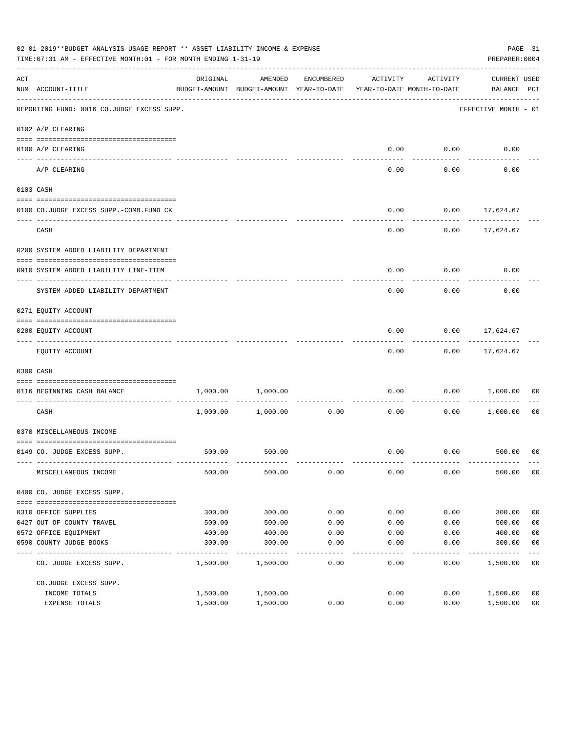02-01-2019**BUDGET ANALYSIS USAGE REPORT ** ASSET LIABILITY INCOME & EXPENSE

TIME:07:31 AM - EFFECTIVE MONTH:01 - FOR MONTH ENDING 1-31-19

PREPARER:0004

| ACT NUM | ACCOUNT-TITLE | ORIGINAL BUDGET-AMOUNT | AMENDED BUDGET-AMOUNT | ENCUMBERED YEAR-TO-DATE | ACTIVITY YEAR-TO-DATE | ACTIVITY MONTH-TO-DATE | CURRENT BALANCE | USED PCT |
|---|---|---|---|---|---|---|---|---|
| | REPORTING FUND: 0016 CO.JUDGE EXCESS SUPP. | | | | | | EFFECTIVE MONTH - 01 | |
| | 0102 A/P CLEARING | | | | | | | |
| 0100 | A/P CLEARING | | | | 0.00 | 0.00 | 0.00 | |
| | A/P CLEARING | | | | 0.00 | 0.00 | 0.00 | |
| | 0103 CASH | | | | | | | |
| 0100 | CO.JUDGE EXCESS SUPP.-COMB.FUND CK | | | | 0.00 | 0.00 | 17,624.67 | |
| | CASH | | | | 0.00 | 0.00 | 17,624.67 | |
| | 0200 SYSTEM ADDED LIABILITY DEPARTMENT | | | | | | | |
| 0910 | SYSTEM ADDED LIABILITY LINE-ITEM | | | | 0.00 | 0.00 | 0.00 | |
| | SYSTEM ADDED LIABILITY DEPARTMENT | | | | 0.00 | 0.00 | 0.00 | |
| | 0271 EQUITY ACCOUNT | | | | | | | |
| 0200 | EQUITY ACCOUNT | | | | 0.00 | 0.00 | 17,624.67 | |
| | EQUITY ACCOUNT | | | | 0.00 | 0.00 | 17,624.67 | |
| | 0300 CASH | | | | | | | |
| 0116 | BEGINNING CASH BALANCE | 1,000.00 | 1,000.00 | | 0.00 | 0.00 | 1,000.00 | 00 |
| | CASH | 1,000.00 | 1,000.00 | 0.00 | 0.00 | 0.00 | 1,000.00 | 00 |
| | 0370 MISCELLANEOUS INCOME | | | | | | | |
| 0149 | CO. JUDGE EXCESS SUPP. | 500.00 | 500.00 | | 0.00 | 0.00 | 500.00 | 00 |
| | MISCELLANEOUS INCOME | 500.00 | 500.00 | 0.00 | 0.00 | 0.00 | 500.00 | 00 |
| | 0400 CO. JUDGE EXCESS SUPP. | | | | | | | |
| 0310 | OFFICE SUPPLIES | 300.00 | 300.00 | 0.00 | 0.00 | 0.00 | 300.00 | 00 |
| 0427 | OUT OF COUNTY TRAVEL | 500.00 | 500.00 | 0.00 | 0.00 | 0.00 | 500.00 | 00 |
| 0572 | OFFICE EQUIPMENT | 400.00 | 400.00 | 0.00 | 0.00 | 0.00 | 400.00 | 00 |
| 0590 | COUNTY JUDGE BOOKS | 300.00 | 300.00 | 0.00 | 0.00 | 0.00 | 300.00 | 00 |
| | CO. JUDGE EXCESS SUPP. | 1,500.00 | 1,500.00 | 0.00 | 0.00 | 0.00 | 1,500.00 | 00 |
| | CO.JUDGE EXCESS SUPP. | | | | | | | |
| | INCOME TOTALS | 1,500.00 | 1,500.00 | | 0.00 | 0.00 | 1,500.00 | 00 |
| | EXPENSE TOTALS | 1,500.00 | 1,500.00 | 0.00 | 0.00 | 0.00 | 1,500.00 | 00 |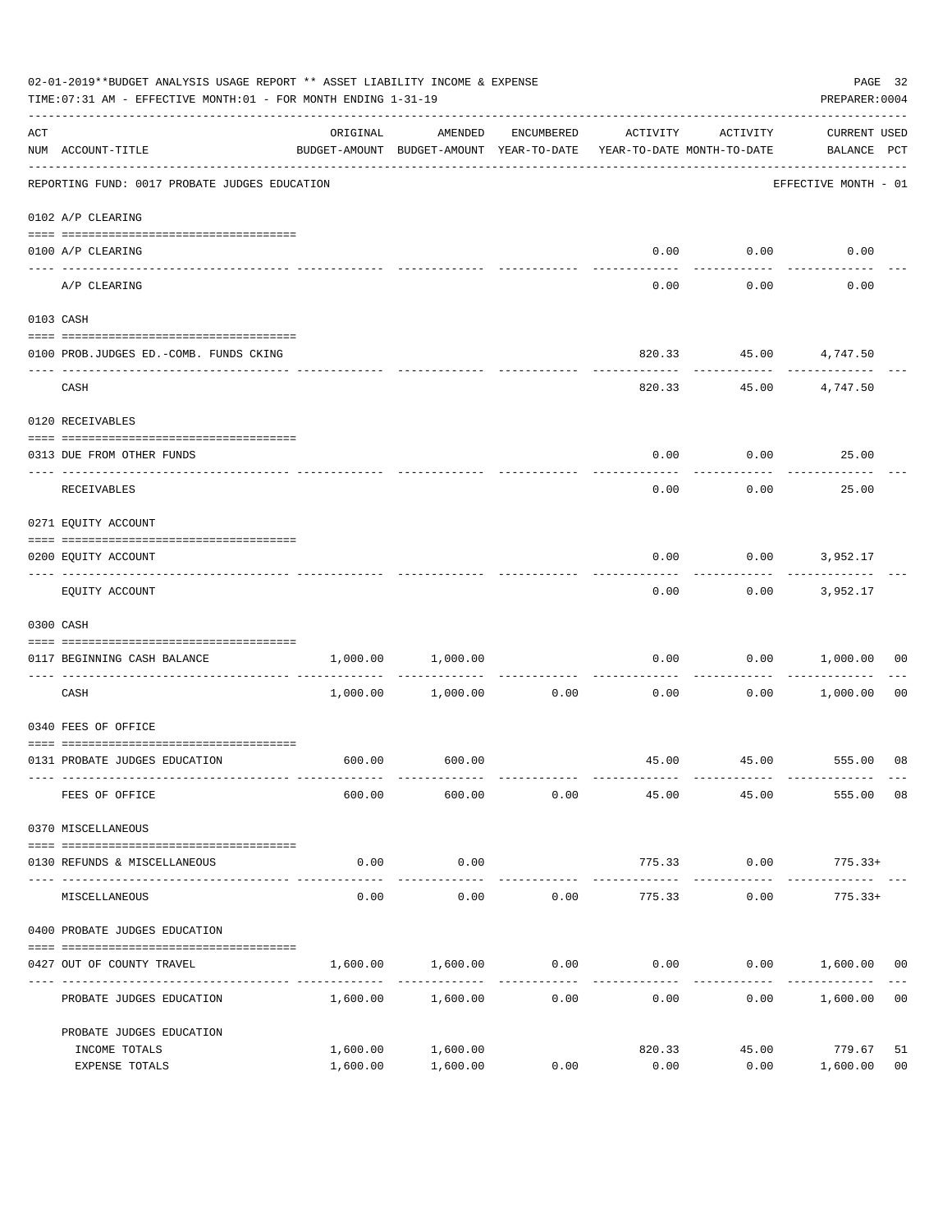02-01-2019**BUDGET ANALYSIS USAGE REPORT ** ASSET LIABILITY INCOME & EXPENSE

TIME:07:31 AM - EFFECTIVE MONTH:01 - FOR MONTH ENDING 1-31-19

PREPARER:0004

| ACT NUM | ACCOUNT-TITLE | ORIGINAL BUDGET-AMOUNT | AMENDED BUDGET-AMOUNT | ENCUMBERED YEAR-TO-DATE | ACTIVITY YEAR-TO-DATE | ACTIVITY MONTH-TO-DATE | CURRENT USED BALANCE | PCT |
|---|---|---|---|---|---|---|---|---|
| | REPORTING FUND: 0017 PROBATE JUDGES EDUCATION | | | | | | EFFECTIVE MONTH - 01 | |
| | 0102 A/P CLEARING | | | | | | | |
| 0100 | A/P CLEARING | | | | 0.00 | 0.00 | 0.00 | |
| | A/P CLEARING | | | | 0.00 | 0.00 | 0.00 | |
| | 0103 CASH | | | | | | | |
| 0100 | PROB.JUDGES ED.-COMB. FUNDS CKING | | | | 820.33 | 45.00 | 4,747.50 | |
| | CASH | | | | 820.33 | 45.00 | 4,747.50 | |
| | 0120 RECEIVABLES | | | | | | | |
| 0313 | DUE FROM OTHER FUNDS | | | | 0.00 | 0.00 | 25.00 | |
| | RECEIVABLES | | | | 0.00 | 0.00 | 25.00 | |
| | 0271 EQUITY ACCOUNT | | | | | | | |
| 0200 | EQUITY ACCOUNT | | | | 0.00 | 0.00 | 3,952.17 | |
| | EQUITY ACCOUNT | | | | 0.00 | 0.00 | 3,952.17 | |
| | 0300 CASH | | | | | | | |
| 0117 | BEGINNING CASH BALANCE | 1,000.00 | 1,000.00 | | 0.00 | 0.00 | 1,000.00 | 00 |
| | CASH | 1,000.00 | 1,000.00 | 0.00 | 0.00 | 0.00 | 1,000.00 | 00 |
| | 0340 FEES OF OFFICE | | | | | | | |
| 0131 | PROBATE JUDGES EDUCATION | 600.00 | 600.00 | | 45.00 | 45.00 | 555.00 | 08 |
| | FEES OF OFFICE | 600.00 | 600.00 | 0.00 | 45.00 | 45.00 | 555.00 | 08 |
| | 0370 MISCELLANEOUS | | | | | | | |
| 0130 | REFUNDS & MISCELLANEOUS | 0.00 | 0.00 | | 775.33 | 0.00 | 775.33+ | |
| | MISCELLANEOUS | 0.00 | 0.00 | 0.00 | 775.33 | 0.00 | 775.33+ | |
| | 0400 PROBATE JUDGES EDUCATION | | | | | | | |
| 0427 | OUT OF COUNTY TRAVEL | 1,600.00 | 1,600.00 | 0.00 | 0.00 | 0.00 | 1,600.00 | 00 |
| | PROBATE JUDGES EDUCATION | 1,600.00 | 1,600.00 | 0.00 | 0.00 | 0.00 | 1,600.00 | 00 |
| | PROBATE JUDGES EDUCATION | | | | | | | |
| | INCOME TOTALS | 1,600.00 | 1,600.00 | | 820.33 | 45.00 | 779.67 | 51 |
| | EXPENSE TOTALS | 1,600.00 | 1,600.00 | 0.00 | 0.00 | 0.00 | 1,600.00 | 00 |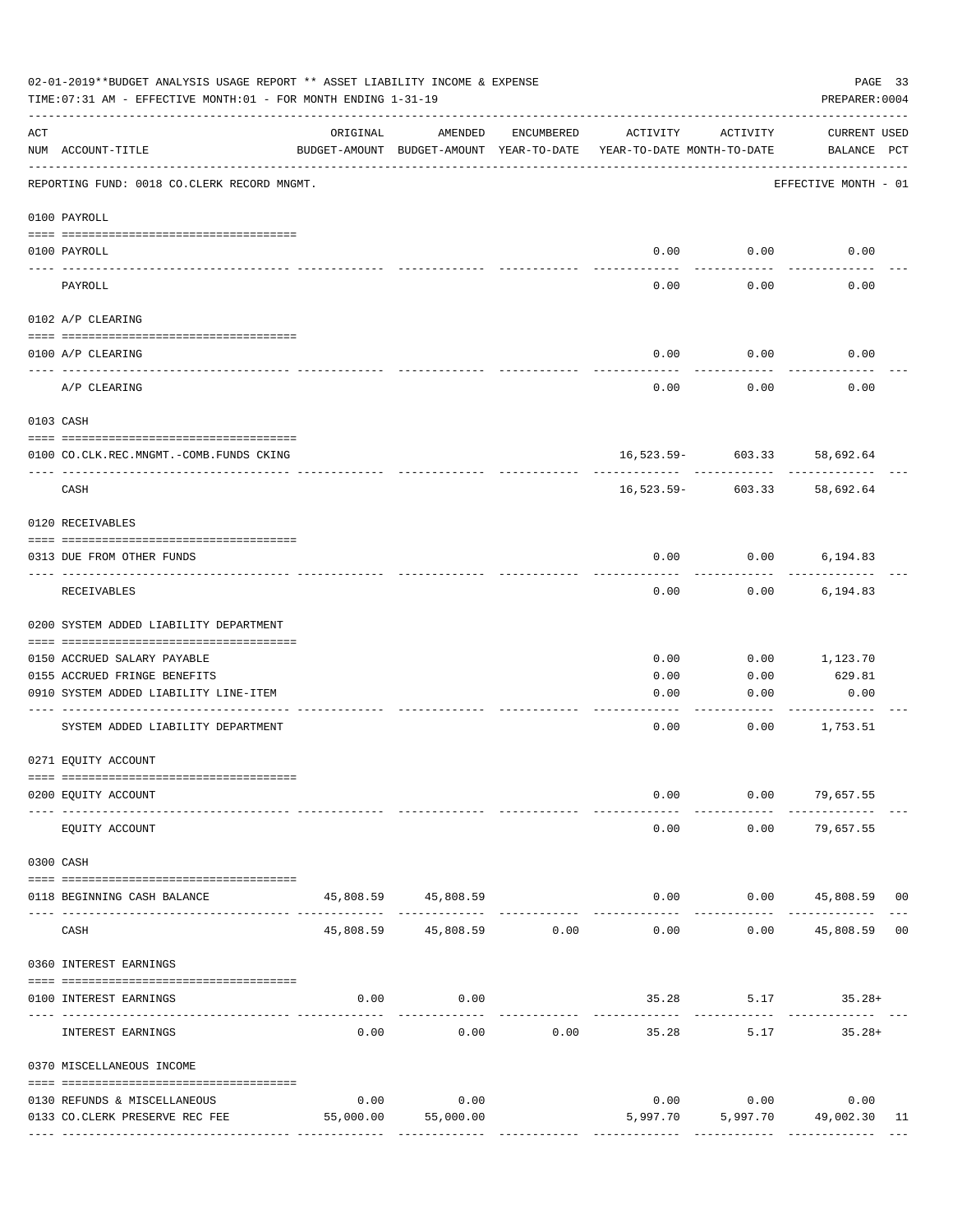02-01-2019**BUDGET ANALYSIS USAGE REPORT ** ASSET LIABILITY INCOME & EXPENSE

TIME:07:31 AM - EFFECTIVE MONTH:01 - FOR MONTH ENDING 1-31-19

PREPARER:0004

REPORTING FUND: 0018 CO.CLERK RECORD MNGMT. — EFFECTIVE MONTH - 01

| ACT NUM | ACCOUNT-TITLE | ORIGINAL BUDGET-AMOUNT | AMENDED BUDGET-AMOUNT | ENCUMBERED YEAR-TO-DATE | ACTIVITY YEAR-TO-DATE | ACTIVITY MONTH-TO-DATE | CURRENT BALANCE | USED PCT |
|---|---|---|---|---|---|---|---|---|
| **0100** | **PAYROLL** | | | | | | | |
| 0100 | PAYROLL | | | | 0.00 | 0.00 | 0.00 | |
| | PAYROLL | | | | 0.00 | 0.00 | 0.00 | |
| **0102** | **A/P CLEARING** | | | | | | | |
| 0100 | A/P CLEARING | | | | 0.00 | 0.00 | 0.00 | |
| | A/P CLEARING | | | | 0.00 | 0.00 | 0.00 | |
| **0103** | **CASH** | | | | | | | |
| 0100 | CO.CLK.REC.MNGMT.-COMB.FUNDS CKING | | | | 16,523.59- | 603.33 | 58,692.64 | |
| | CASH | | | | 16,523.59- | 603.33 | 58,692.64 | |
| **0120** | **RECEIVABLES** | | | | | | | |
| 0313 | DUE FROM OTHER FUNDS | | | | 0.00 | 0.00 | 6,194.83 | |
| | RECEIVABLES | | | | 0.00 | 0.00 | 6,194.83 | |
| **0200** | **SYSTEM ADDED LIABILITY DEPARTMENT** | | | | | | | |
| 0150 | ACCRUED SALARY PAYABLE | | | | 0.00 | 0.00 | 1,123.70 | |
| 0155 | ACCRUED FRINGE BENEFITS | | | | 0.00 | 0.00 | 629.81 | |
| 0910 | SYSTEM ADDED LIABILITY LINE-ITEM | | | | 0.00 | 0.00 | 0.00 | |
| | SYSTEM ADDED LIABILITY DEPARTMENT | | | | 0.00 | 0.00 | 1,753.51 | |
| **0271** | **EQUITY ACCOUNT** | | | | | | | |
| 0200 | EQUITY ACCOUNT | | | | 0.00 | 0.00 | 79,657.55 | |
| | EQUITY ACCOUNT | | | | 0.00 | 0.00 | 79,657.55 | |
| **0300** | **CASH** | | | | | | | |
| 0118 | BEGINNING CASH BALANCE | 45,808.59 | 45,808.59 | | 0.00 | 0.00 | 45,808.59 | 00 |
| | CASH | 45,808.59 | 45,808.59 | 0.00 | 0.00 | 0.00 | 45,808.59 | 00 |
| **0360** | **INTEREST EARNINGS** | | | | | | | |
| 0100 | INTEREST EARNINGS | 0.00 | 0.00 | | 35.28 | 5.17 | 35.28+ | |
| | INTEREST EARNINGS | 0.00 | 0.00 | 0.00 | 35.28 | 5.17 | 35.28+ | |
| **0370** | **MISCELLANEOUS INCOME** | | | | | | | |
| 0130 | REFUNDS & MISCELLANEOUS | 0.00 | 0.00 | | 0.00 | 0.00 | 0.00 | |
| 0133 | CO.CLERK PRESERVE REC FEE | 55,000.00 | 55,000.00 | | 5,997.70 | 5,997.70 | 49,002.30 | 11 |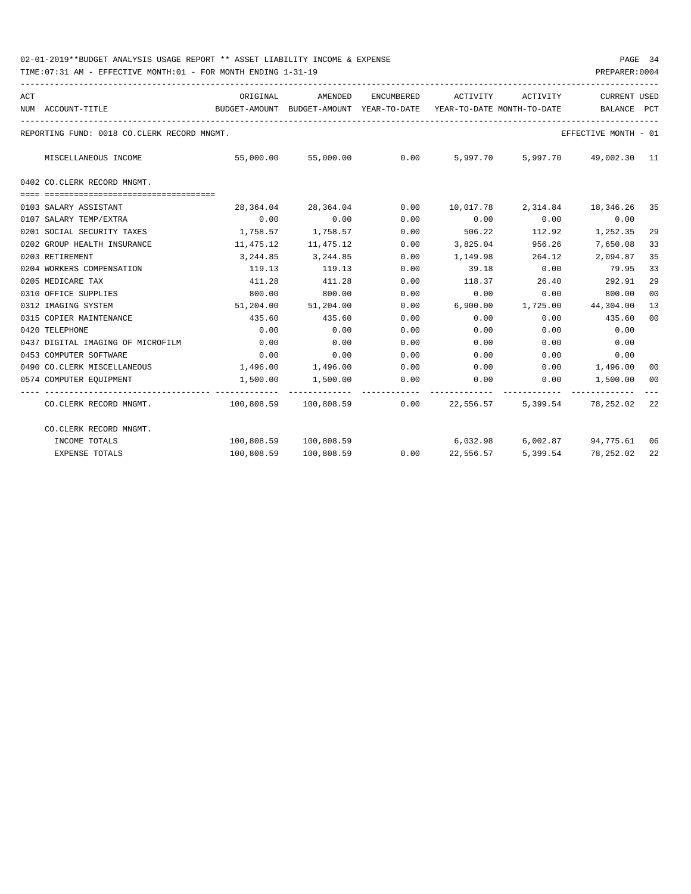02-01-2019**BUDGET ANALYSIS USAGE REPORT ** ASSET LIABILITY INCOME & EXPENSE

TIME:07:31 AM - EFFECTIVE MONTH:01 - FOR MONTH ENDING 1-31-19

PREPARER:0004

REPORTING FUND: 0018 CO.CLERK RECORD MNGMT.

EFFECTIVE MONTH - 01

| ACT NUM | ACCOUNT-TITLE | ORIGINAL BUDGET-AMOUNT | AMENDED BUDGET-AMOUNT | ENCUMBERED YEAR-TO-DATE | ACTIVITY YEAR-TO-DATE | ACTIVITY MONTH-TO-DATE | CURRENT BALANCE | USED PCT |
|---|---|---|---|---|---|---|---|---|
| | MISCELLANEOUS INCOME | 55,000.00 | 55,000.00 | 0.00 | 5,997.70 | 5,997.70 | 49,002.30 | 11 |
| | **0402 CO.CLERK RECORD MNGMT.** | | | | | | | |
| 0103 | SALARY ASSISTANT | 28,364.04 | 28,364.04 | 0.00 | 10,017.78 | 2,314.84 | 18,346.26 | 35 |
| 0107 | SALARY TEMP/EXTRA | 0.00 | 0.00 | 0.00 | 0.00 | 0.00 | 0.00 | |
| 0201 | SOCIAL SECURITY TAXES | 1,758.57 | 1,758.57 | 0.00 | 506.22 | 112.92 | 1,252.35 | 29 |
| 0202 | GROUP HEALTH INSURANCE | 11,475.12 | 11,475.12 | 0.00 | 3,825.04 | 956.26 | 7,650.08 | 33 |
| 0203 | RETIREMENT | 3,244.85 | 3,244.85 | 0.00 | 1,149.98 | 264.12 | 2,094.87 | 35 |
| 0204 | WORKERS COMPENSATION | 119.13 | 119.13 | 0.00 | 39.18 | 0.00 | 79.95 | 33 |
| 0205 | MEDICARE TAX | 411.28 | 411.28 | 0.00 | 118.37 | 26.40 | 292.91 | 29 |
| 0310 | OFFICE SUPPLIES | 800.00 | 800.00 | 0.00 | 0.00 | 0.00 | 800.00 | 00 |
| 0312 | IMAGING SYSTEM | 51,204.00 | 51,204.00 | 0.00 | 6,900.00 | 1,725.00 | 44,304.00 | 13 |
| 0315 | COPIER MAINTENANCE | 435.60 | 435.60 | 0.00 | 0.00 | 0.00 | 435.60 | 00 |
| 0420 | TELEPHONE | 0.00 | 0.00 | 0.00 | 0.00 | 0.00 | 0.00 | |
| 0437 | DIGITAL IMAGING OF MICROFILM | 0.00 | 0.00 | 0.00 | 0.00 | 0.00 | 0.00 | |
| 0453 | COMPUTER SOFTWARE | 0.00 | 0.00 | 0.00 | 0.00 | 0.00 | 0.00 | |
| 0490 | CO.CLERK MISCELLANEOUS | 1,496.00 | 1,496.00 | 0.00 | 0.00 | 0.00 | 1,496.00 | 00 |
| 0574 | COMPUTER EQUIPMENT | 1,500.00 | 1,500.00 | 0.00 | 0.00 | 0.00 | 1,500.00 | 00 |
| | CO.CLERK RECORD MNGMT. | 100,808.59 | 100,808.59 | 0.00 | 22,556.57 | 5,399.54 | 78,252.02 | 22 |
| | CO.CLERK RECORD MNGMT. | | | | | | | |
| | INCOME TOTALS | 100,808.59 | 100,808.59 | | 6,032.98 | 6,002.87 | 94,775.61 | 06 |
| | EXPENSE TOTALS | 100,808.59 | 100,808.59 | 0.00 | 22,556.57 | 5,399.54 | 78,252.02 | 22 |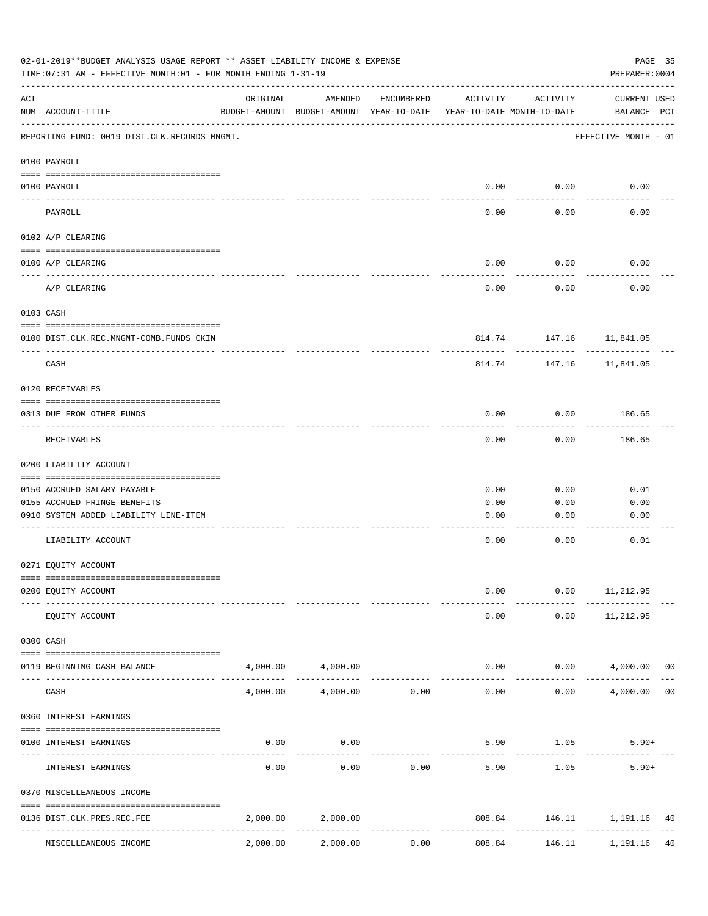02-01-2019**BUDGET ANALYSIS USAGE REPORT ** ASSET LIABILITY INCOME & EXPENSE

TIME:07:31 AM - EFFECTIVE MONTH:01 - FOR MONTH ENDING 1-31-19

PREPARER:0004

| ACT NUM | ACCOUNT-TITLE | ORIGINAL BUDGET-AMOUNT | AMENDED BUDGET-AMOUNT | ENCUMBERED YEAR-TO-DATE | ACTIVITY YEAR-TO-DATE | ACTIVITY MONTH-TO-DATE | CURRENT BALANCE | USED PCT |
|---|---|---|---|---|---|---|---|---|
| | REPORTING FUND: 0019 DIST.CLK.RECORDS MNGMT. | | | | | | EFFECTIVE MONTH - 01 | |
| | 0100 PAYROLL | | | | | | | |
| 0100 | PAYROLL | | | | 0.00 | 0.00 | 0.00 | |
| | PAYROLL | | | | 0.00 | 0.00 | 0.00 | |
| | 0102 A/P CLEARING | | | | | | | |
| 0100 | A/P CLEARING | | | | 0.00 | 0.00 | 0.00 | |
| | A/P CLEARING | | | | 0.00 | 0.00 | 0.00 | |
| | 0103 CASH | | | | | | | |
| 0100 | DIST.CLK.REC.MNGMT-COMB.FUNDS CKIN | | | | 814.74 | 147.16 | 11,841.05 | |
| | CASH | | | | 814.74 | 147.16 | 11,841.05 | |
| | 0120 RECEIVABLES | | | | | | | |
| 0313 | DUE FROM OTHER FUNDS | | | | 0.00 | 0.00 | 186.65 | |
| | RECEIVABLES | | | | 0.00 | 0.00 | 186.65 | |
| | 0200 LIABILITY ACCOUNT | | | | | | | |
| 0150 | ACCRUED SALARY PAYABLE | | | | 0.00 | 0.00 | 0.01 | |
| 0155 | ACCRUED FRINGE BENEFITS | | | | 0.00 | 0.00 | 0.00 | |
| 0910 | SYSTEM ADDED LIABILITY LINE-ITEM | | | | 0.00 | 0.00 | 0.00 | |
| | LIABILITY ACCOUNT | | | | 0.00 | 0.00 | 0.01 | |
| | 0271 EQUITY ACCOUNT | | | | | | | |
| 0200 | EQUITY ACCOUNT | | | | 0.00 | 0.00 | 11,212.95 | |
| | EQUITY ACCOUNT | | | | 0.00 | 0.00 | 11,212.95 | |
| | 0300 CASH | | | | | | | |
| 0119 | BEGINNING CASH BALANCE | 4,000.00 | 4,000.00 | | 0.00 | 0.00 | 4,000.00 | 00 |
| | CASH | 4,000.00 | 4,000.00 | 0.00 | 0.00 | 0.00 | 4,000.00 | 00 |
| | 0360 INTEREST EARNINGS | | | | | | | |
| 0100 | INTEREST EARNINGS | 0.00 | 0.00 | | 5.90 | 1.05 | 5.90+ | |
| | INTEREST EARNINGS | 0.00 | 0.00 | 0.00 | 5.90 | 1.05 | 5.90+ | |
| | 0370 MISCELLEANEOUS INCOME | | | | | | | |
| 0136 | DIST.CLK.PRES.REC.FEE | 2,000.00 | 2,000.00 | | 808.84 | 146.11 | 1,191.16 | 40 |
| | MISCELLEANEOUS INCOME | 2,000.00 | 2,000.00 | 0.00 | 808.84 | 146.11 | 1,191.16 | 40 |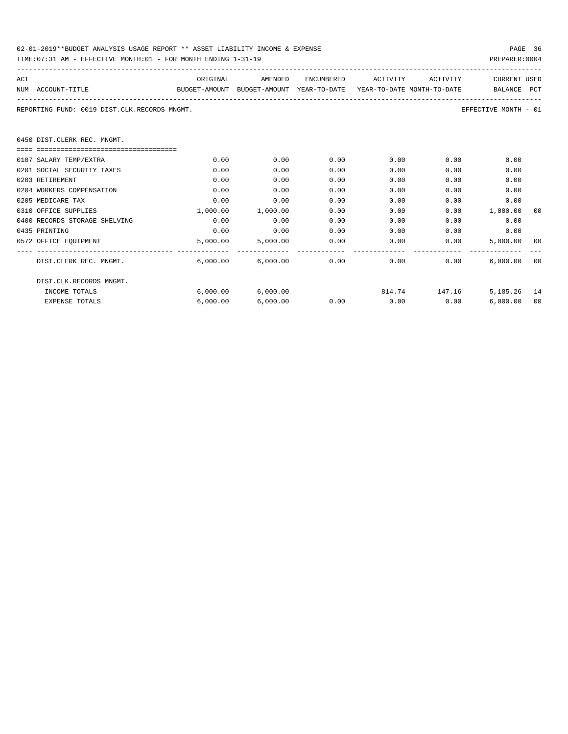02-01-2019**BUDGET ANALYSIS USAGE REPORT ** ASSET LIABILITY INCOME & EXPENSE

TIME:07:31 AM - EFFECTIVE MONTH:01 - FOR MONTH ENDING 1-31-19

PREPARER:0004

REPORTING FUND: 0019 DIST.CLK.RECORDS MNGMT.

EFFECTIVE MONTH - 01

## 0450 DIST.CLERK REC. MNGMT.

| ACT NUM | ACCOUNT-TITLE | ORIGINAL BUDGET-AMOUNT | AMENDED BUDGET-AMOUNT | ENCUMBERED YEAR-TO-DATE | ACTIVITY YEAR-TO-DATE | ACTIVITY MONTH-TO-DATE | CURRENT BALANCE | USED PCT |
|---|---|---|---|---|---|---|---|---|
| 0107 | SALARY TEMP/EXTRA | 0.00 | 0.00 | 0.00 | 0.00 | 0.00 | 0.00 | |
| 0201 | SOCIAL SECURITY TAXES | 0.00 | 0.00 | 0.00 | 0.00 | 0.00 | 0.00 | |
| 0203 | RETIREMENT | 0.00 | 0.00 | 0.00 | 0.00 | 0.00 | 0.00 | |
| 0204 | WORKERS COMPENSATION | 0.00 | 0.00 | 0.00 | 0.00 | 0.00 | 0.00 | |
| 0205 | MEDICARE TAX | 0.00 | 0.00 | 0.00 | 0.00 | 0.00 | 0.00 | |
| 0310 | OFFICE SUPPLIES | 1,000.00 | 1,000.00 | 0.00 | 0.00 | 0.00 | 1,000.00 | 00 |
| 0400 | RECORDS STORAGE SHELVING | 0.00 | 0.00 | 0.00 | 0.00 | 0.00 | 0.00 | |
| 0435 | PRINTING | 0.00 | 0.00 | 0.00 | 0.00 | 0.00 | 0.00 | |
| 0572 | OFFICE EQUIPMENT | 5,000.00 | 5,000.00 | 0.00 | 0.00 | 0.00 | 5,000.00 | 00 |
| | DIST.CLERK REC. MNGMT. | 6,000.00 | 6,000.00 | 0.00 | 0.00 | 0.00 | 6,000.00 | 00 |
| | DIST.CLK.RECORDS MNGMT. | | | | | | | |
| | INCOME TOTALS | 6,000.00 | 6,000.00 | | 814.74 | 147.16 | 5,185.26 | 14 |
| | EXPENSE TOTALS | 6,000.00 | 6,000.00 | 0.00 | 0.00 | 0.00 | 6,000.00 | 00 |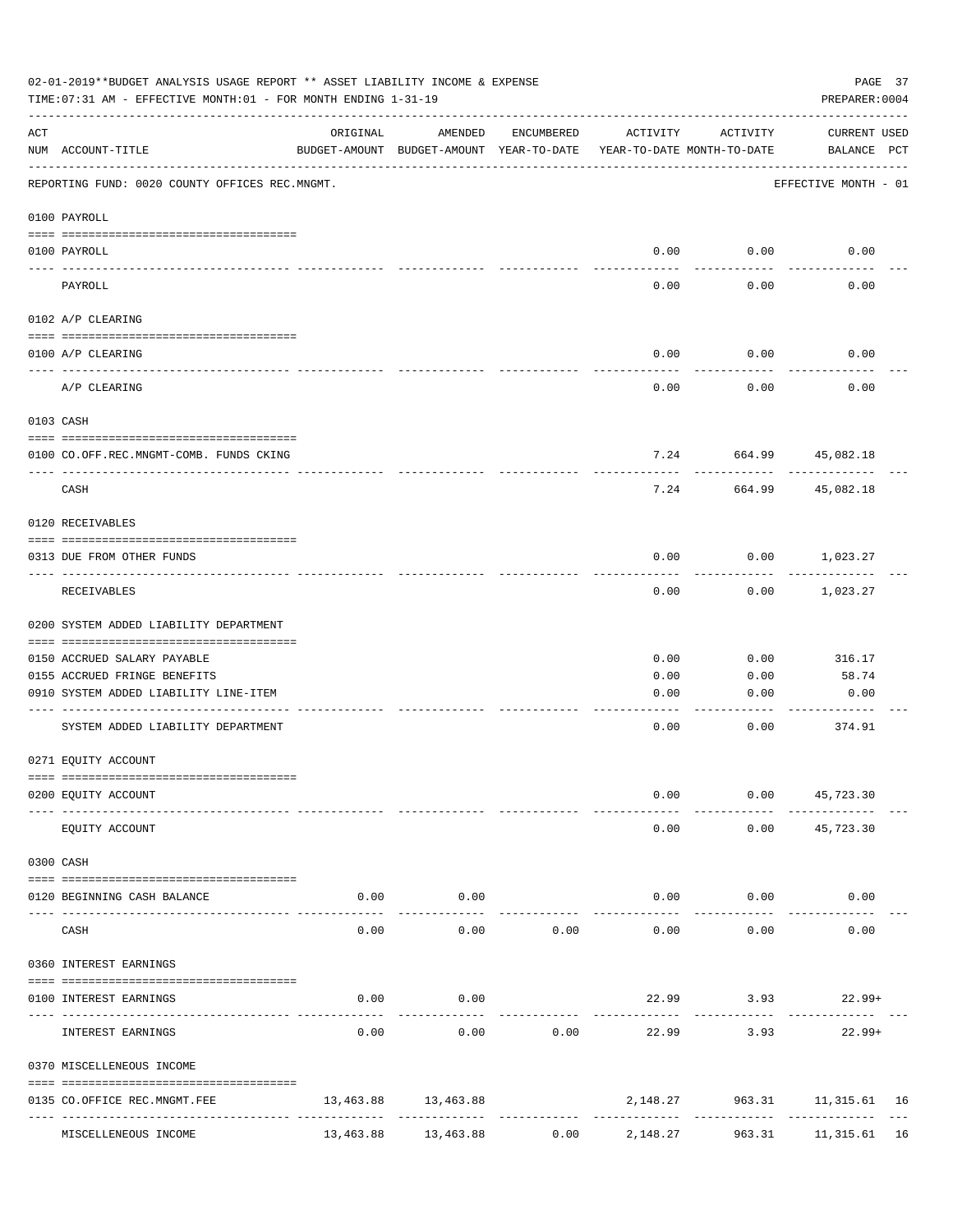02-01-2019**BUDGET ANALYSIS USAGE REPORT ** ASSET LIABILITY INCOME & EXPENSE

TIME:07:31 AM - EFFECTIVE MONTH:01 - FOR MONTH ENDING 1-31-19

PREPARER:0004

| ACT NUM | ACCOUNT-TITLE | ORIGINAL BUDGET-AMOUNT | AMENDED BUDGET-AMOUNT | ENCUMBERED YEAR-TO-DATE | ACTIVITY YEAR-TO-DATE | ACTIVITY MONTH-TO-DATE | CURRENT BALANCE | USED PCT |
|---|---|---|---|---|---|---|---|---|
| | REPORTING FUND: 0020 COUNTY OFFICES REC.MNGMT. | | | | | | EFFECTIVE MONTH - 01 | |
| | 0100 PAYROLL | | | | | | | |
| 0100 | PAYROLL | | | | 0.00 | 0.00 | 0.00 | |
| | PAYROLL | | | | 0.00 | 0.00 | 0.00 | |
| | 0102 A/P CLEARING | | | | | | | |
| 0100 | A/P CLEARING | | | | 0.00 | 0.00 | 0.00 | |
| | A/P CLEARING | | | | 0.00 | 0.00 | 0.00 | |
| | 0103 CASH | | | | | | | |
| 0100 | CO.OFF.REC.MNGMT-COMB. FUNDS CKING | | | | 7.24 | 664.99 | 45,082.18 | |
| | CASH | | | | 7.24 | 664.99 | 45,082.18 | |
| | 0120 RECEIVABLES | | | | | | | |
| 0313 | DUE FROM OTHER FUNDS | | | | 0.00 | 0.00 | 1,023.27 | |
| | RECEIVABLES | | | | 0.00 | 0.00 | 1,023.27 | |
| | 0200 SYSTEM ADDED LIABILITY DEPARTMENT | | | | | | | |
| 0150 | ACCRUED SALARY PAYABLE | | | | 0.00 | 0.00 | 316.17 | |
| 0155 | ACCRUED FRINGE BENEFITS | | | | 0.00 | 0.00 | 58.74 | |
| 0910 | SYSTEM ADDED LIABILITY LINE-ITEM | | | | 0.00 | 0.00 | 0.00 | |
| | SYSTEM ADDED LIABILITY DEPARTMENT | | | | 0.00 | 0.00 | 374.91 | |
| | 0271 EQUITY ACCOUNT | | | | | | | |
| 0200 | EQUITY ACCOUNT | | | | 0.00 | 0.00 | 45,723.30 | |
| | EQUITY ACCOUNT | | | | 0.00 | 0.00 | 45,723.30 | |
| | 0300 CASH | | | | | | | |
| 0120 | BEGINNING CASH BALANCE | 0.00 | 0.00 | | 0.00 | 0.00 | 0.00 | |
| | CASH | 0.00 | 0.00 | 0.00 | 0.00 | 0.00 | 0.00 | |
| | 0360 INTEREST EARNINGS | | | | | | | |
| 0100 | INTEREST EARNINGS | 0.00 | 0.00 | | 22.99 | 3.93 | 22.99+ | |
| | INTEREST EARNINGS | 0.00 | 0.00 | 0.00 | 22.99 | 3.93 | 22.99+ | |
| | 0370 MISCELLENEOUS INCOME | | | | | | | |
| 0135 | CO.OFFICE REC.MNGMT.FEE | 13,463.88 | 13,463.88 | | 2,148.27 | 963.31 | 11,315.61 | 16 |
| | MISCELLENEOUS INCOME | 13,463.88 | 13,463.88 | 0.00 | 2,148.27 | 963.31 | 11,315.61 | 16 |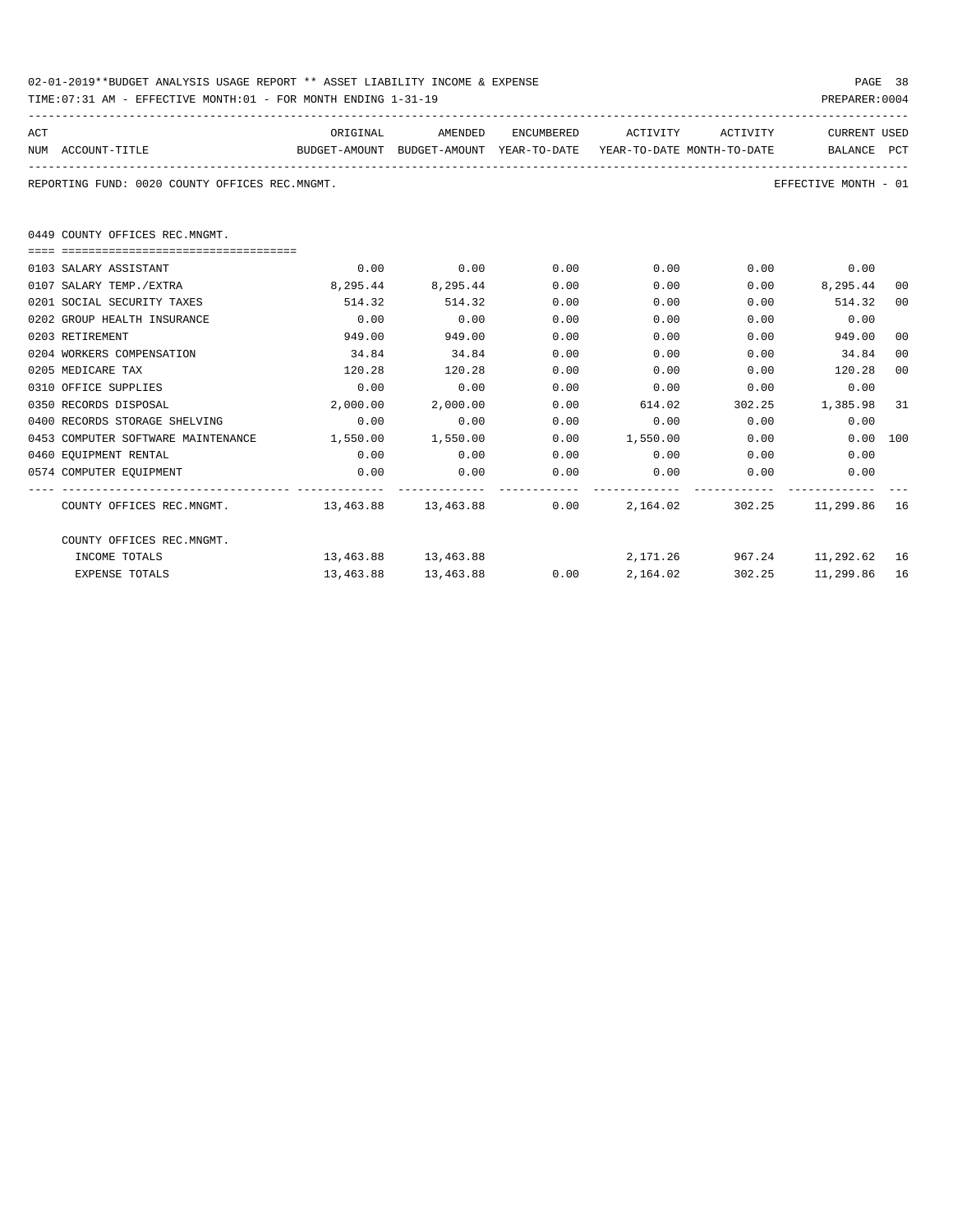02-01-2019**BUDGET ANALYSIS USAGE REPORT ** ASSET LIABILITY INCOME & EXPENSE

TIME:07:31 AM - EFFECTIVE MONTH:01 - FOR MONTH ENDING 1-31-19

PREPARER:0004

REPORTING FUND: 0020 COUNTY OFFICES REC.MNGMT.

EFFECTIVE MONTH - 01

0449 COUNTY OFFICES REC.MNGMT.

| ACT NUM | ACCOUNT-TITLE | ORIGINAL BUDGET-AMOUNT | AMENDED BUDGET-AMOUNT | ENCUMBERED YEAR-TO-DATE | ACTIVITY YEAR-TO-DATE | ACTIVITY MONTH-TO-DATE | CURRENT BALANCE | USED PCT |
|---|---|---|---|---|---|---|---|---|
| 0103 | SALARY ASSISTANT | 0.00 | 0.00 | 0.00 | 0.00 | 0.00 | 0.00 | |
| 0107 | SALARY TEMP./EXTRA | 8,295.44 | 8,295.44 | 0.00 | 0.00 | 0.00 | 8,295.44 | 00 |
| 0201 | SOCIAL SECURITY TAXES | 514.32 | 514.32 | 0.00 | 0.00 | 0.00 | 514.32 | 00 |
| 0202 | GROUP HEALTH INSURANCE | 0.00 | 0.00 | 0.00 | 0.00 | 0.00 | 0.00 | |
| 0203 | RETIREMENT | 949.00 | 949.00 | 0.00 | 0.00 | 0.00 | 949.00 | 00 |
| 0204 | WORKERS COMPENSATION | 34.84 | 34.84 | 0.00 | 0.00 | 0.00 | 34.84 | 00 |
| 0205 | MEDICARE TAX | 120.28 | 120.28 | 0.00 | 0.00 | 0.00 | 120.28 | 00 |
| 0310 | OFFICE SUPPLIES | 0.00 | 0.00 | 0.00 | 0.00 | 0.00 | 0.00 | |
| 0350 | RECORDS DISPOSAL | 2,000.00 | 2,000.00 | 0.00 | 614.02 | 302.25 | 1,385.98 | 31 |
| 0400 | RECORDS STORAGE SHELVING | 0.00 | 0.00 | 0.00 | 0.00 | 0.00 | 0.00 | |
| 0453 | COMPUTER SOFTWARE MAINTENANCE | 1,550.00 | 1,550.00 | 0.00 | 1,550.00 | 0.00 | 0.00 | 100 |
| 0460 | EQUIPMENT RENTAL | 0.00 | 0.00 | 0.00 | 0.00 | 0.00 | 0.00 | |
| 0574 | COMPUTER EQUIPMENT | 0.00 | 0.00 | 0.00 | 0.00 | 0.00 | 0.00 | |
| | COUNTY OFFICES REC.MNGMT. | 13,463.88 | 13,463.88 | 0.00 | 2,164.02 | 302.25 | 11,299.86 | 16 |
| | COUNTY OFFICES REC.MNGMT. | | | | | | | |
| | INCOME TOTALS | 13,463.88 | 13,463.88 | | 2,171.26 | 967.24 | 11,292.62 | 16 |
| | EXPENSE TOTALS | 13,463.88 | 13,463.88 | 0.00 | 2,164.02 | 302.25 | 11,299.86 | 16 |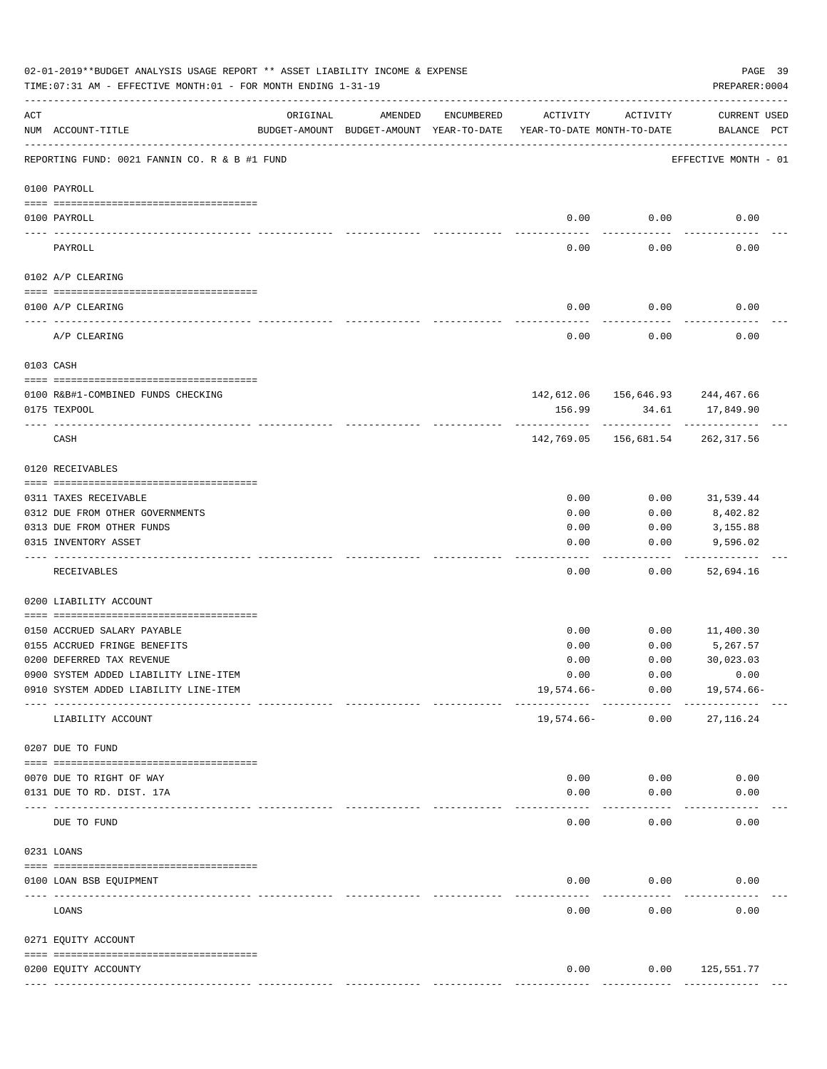02-01-2019**BUDGET ANALYSIS USAGE REPORT ** ASSET LIABILITY INCOME & EXPENSE

TIME:07:31 AM - EFFECTIVE MONTH:01 - FOR MONTH ENDING 1-31-19

PREPARER:0004

REPORTING FUND: 0021 FANNIN CO. R & B #1 FUND — EFFECTIVE MONTH - 01

| ACT NUM | ACCOUNT-TITLE | ORIGINAL BUDGET-AMOUNT | AMENDED BUDGET-AMOUNT | ENCUMBERED YEAR-TO-DATE | ACTIVITY YEAR-TO-DATE | ACTIVITY MONTH-TO-DATE | CURRENT BALANCE | USED PCT |
|---|---|---|---|---|---|---|---|---|
| **0100 PAYROLL** | | | | | | | | |
| 0100 | PAYROLL | | | | 0.00 | 0.00 | 0.00 | |
| | PAYROLL | | | | 0.00 | 0.00 | 0.00 | |
| **0102 A/P CLEARING** | | | | | | | | |
| 0100 | A/P CLEARING | | | | 0.00 | 0.00 | 0.00 | |
| | A/P CLEARING | | | | 0.00 | 0.00 | 0.00 | |
| **0103 CASH** | | | | | | | | |
| 0100 | R&B#1-COMBINED FUNDS CHECKING | | | | 142,612.06 | 156,646.93 | 244,467.66 | |
| 0175 | TEXPOOL | | | | 156.99 | 34.61 | 17,849.90 | |
| | CASH | | | | 142,769.05 | 156,681.54 | 262,317.56 | |
| **0120 RECEIVABLES** | | | | | | | | |
| 0311 | TAXES RECEIVABLE | | | | 0.00 | 0.00 | 31,539.44 | |
| 0312 | DUE FROM OTHER GOVERNMENTS | | | | 0.00 | 0.00 | 8,402.82 | |
| 0313 | DUE FROM OTHER FUNDS | | | | 0.00 | 0.00 | 3,155.88 | |
| 0315 | INVENTORY ASSET | | | | 0.00 | 0.00 | 9,596.02 | |
| | RECEIVABLES | | | | 0.00 | 0.00 | 52,694.16 | |
| **0200 LIABILITY ACCOUNT** | | | | | | | | |
| 0150 | ACCRUED SALARY PAYABLE | | | | 0.00 | 0.00 | 11,400.30 | |
| 0155 | ACCRUED FRINGE BENEFITS | | | | 0.00 | 0.00 | 5,267.57 | |
| 0200 | DEFERRED TAX REVENUE | | | | 0.00 | 0.00 | 30,023.03 | |
| 0900 | SYSTEM ADDED LIABILITY LINE-ITEM | | | | 0.00 | 0.00 | 0.00 | |
| 0910 | SYSTEM ADDED LIABILITY LINE-ITEM | | | | 19,574.66- | 0.00 | 19,574.66- | |
| | LIABILITY ACCOUNT | | | | 19,574.66- | 0.00 | 27,116.24 | |
| **0207 DUE TO FUND** | | | | | | | | |
| 0070 | DUE TO RIGHT OF WAY | | | | 0.00 | 0.00 | 0.00 | |
| 0131 | DUE TO RD. DIST. 17A | | | | 0.00 | 0.00 | 0.00 | |
| | DUE TO FUND | | | | 0.00 | 0.00 | 0.00 | |
| **0231 LOANS** | | | | | | | | |
| 0100 | LOAN BSB EQUIPMENT | | | | 0.00 | 0.00 | 0.00 | |
| | LOANS | | | | 0.00 | 0.00 | 0.00 | |
| **0271 EQUITY ACCOUNT** | | | | | | | | |
| 0200 | EQUITY ACCOUNTY | | | | 0.00 | 0.00 | 125,551.77 | |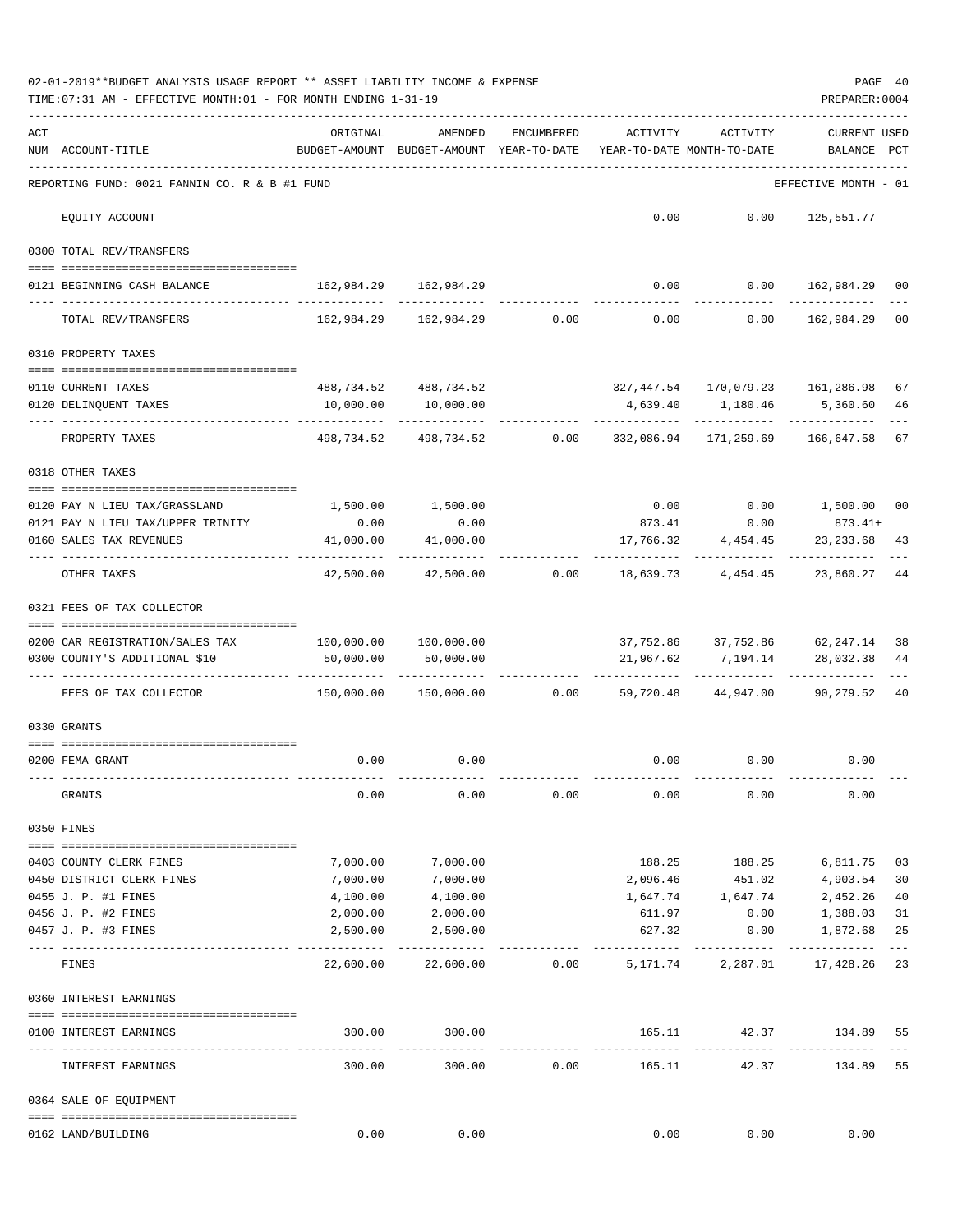02-01-2019**BUDGET ANALYSIS USAGE REPORT ** ASSET LIABILITY INCOME & EXPENSE

TIME:07:31 AM - EFFECTIVE MONTH:01 - FOR MONTH ENDING 1-31-19

PREPARER:0004

REPORTING FUND: 0021 FANNIN CO. R & B #1 FUND — EFFECTIVE MONTH - 01

| ACT NUM | ACCOUNT-TITLE | ORIGINAL BUDGET-AMOUNT | AMENDED BUDGET-AMOUNT | ENCUMBERED YEAR-TO-DATE | ACTIVITY YEAR-TO-DATE | ACTIVITY MONTH-TO-DATE | CURRENT USED BALANCE | PCT |
|---|---|---|---|---|---|---|---|---|
| | EQUITY ACCOUNT | | | | 0.00 | 0.00 | 125,551.77 | |
| | **0300 TOTAL REV/TRANSFERS** | | | | | | | |
| 0121 | BEGINNING CASH BALANCE | 162,984.29 | 162,984.29 | | 0.00 | 0.00 | 162,984.29 | 00 |
| | TOTAL REV/TRANSFERS | 162,984.29 | 162,984.29 | 0.00 | 0.00 | 0.00 | 162,984.29 | 00 |
| | **0310 PROPERTY TAXES** | | | | | | | |
| 0110 | CURRENT TAXES | 488,734.52 | 488,734.52 | | 327,447.54 | 170,079.23 | 161,286.98 | 67 |
| 0120 | DELINQUENT TAXES | 10,000.00 | 10,000.00 | | 4,639.40 | 1,180.46 | 5,360.60 | 46 |
| | PROPERTY TAXES | 498,734.52 | 498,734.52 | 0.00 | 332,086.94 | 171,259.69 | 166,647.58 | 67 |
| | **0318 OTHER TAXES** | | | | | | | |
| 0120 | PAY N LIEU TAX/GRASSLAND | 1,500.00 | 1,500.00 | | 0.00 | 0.00 | 1,500.00 | 00 |
| 0121 | PAY N LIEU TAX/UPPER TRINITY | 0.00 | 0.00 | | 873.41 | 0.00 | 873.41+ | |
| 0160 | SALES TAX REVENUES | 41,000.00 | 41,000.00 | | 17,766.32 | 4,454.45 | 23,233.68 | 43 |
| | OTHER TAXES | 42,500.00 | 42,500.00 | 0.00 | 18,639.73 | 4,454.45 | 23,860.27 | 44 |
| | **0321 FEES OF TAX COLLECTOR** | | | | | | | |
| 0200 | CAR REGISTRATION/SALES TAX | 100,000.00 | 100,000.00 | | 37,752.86 | 37,752.86 | 62,247.14 | 38 |
| 0300 | COUNTY'S ADDITIONAL $10 | 50,000.00 | 50,000.00 | | 21,967.62 | 7,194.14 | 28,032.38 | 44 |
| | FEES OF TAX COLLECTOR | 150,000.00 | 150,000.00 | 0.00 | 59,720.48 | 44,947.00 | 90,279.52 | 40 |
| | **0330 GRANTS** | | | | | | | |
| 0200 | FEMA GRANT | 0.00 | 0.00 | | 0.00 | 0.00 | 0.00 | |
| | GRANTS | 0.00 | 0.00 | 0.00 | 0.00 | 0.00 | 0.00 | |
| | **0350 FINES** | | | | | | | |
| 0403 | COUNTY CLERK FINES | 7,000.00 | 7,000.00 | | 188.25 | 188.25 | 6,811.75 | 03 |
| 0450 | DISTRICT CLERK FINES | 7,000.00 | 7,000.00 | | 2,096.46 | 451.02 | 4,903.54 | 30 |
| 0455 | J. P. #1 FINES | 4,100.00 | 4,100.00 | | 1,647.74 | 1,647.74 | 2,452.26 | 40 |
| 0456 | J. P. #2 FINES | 2,000.00 | 2,000.00 | | 611.97 | 0.00 | 1,388.03 | 31 |
| 0457 | J. P. #3 FINES | 2,500.00 | 2,500.00 | | 627.32 | 0.00 | 1,872.68 | 25 |
| | FINES | 22,600.00 | 22,600.00 | 0.00 | 5,171.74 | 2,287.01 | 17,428.26 | 23 |
| | **0360 INTEREST EARNINGS** | | | | | | | |
| 0100 | INTEREST EARNINGS | 300.00 | 300.00 | | 165.11 | 42.37 | 134.89 | 55 |
| | INTEREST EARNINGS | 300.00 | 300.00 | 0.00 | 165.11 | 42.37 | 134.89 | 55 |
| | **0364 SALE OF EQUIPMENT** | | | | | | | |
| 0162 | LAND/BUILDING | 0.00 | 0.00 | | 0.00 | 0.00 | 0.00 | |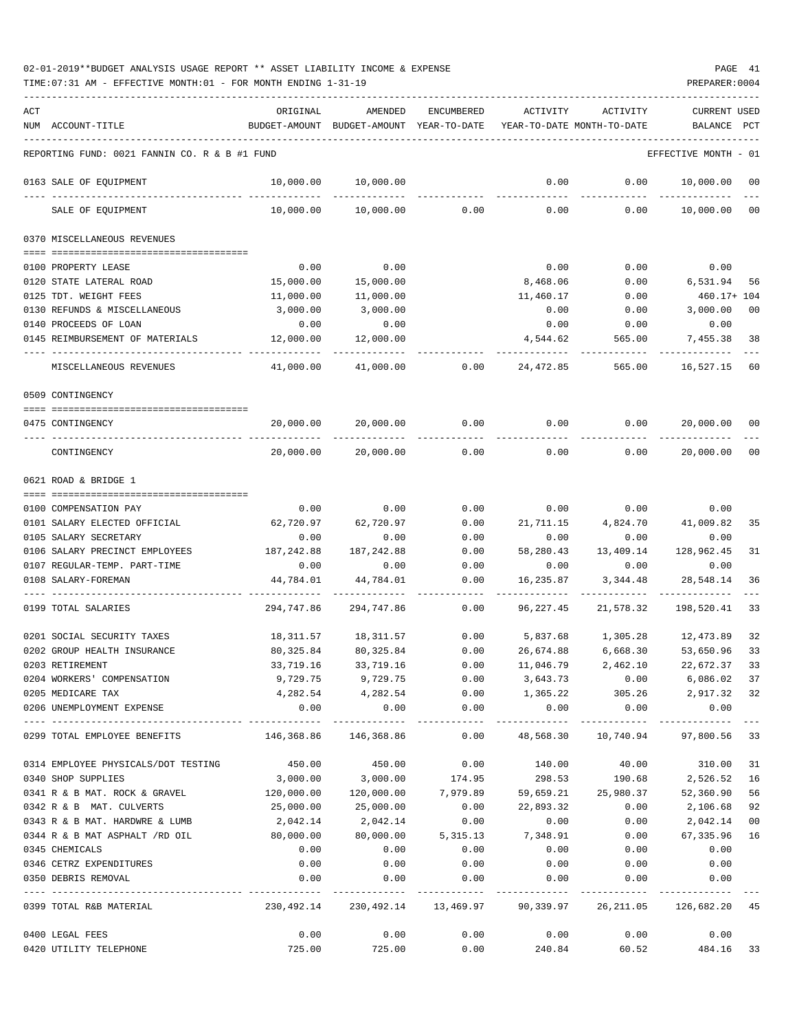02-01-2019**BUDGET ANALYSIS USAGE REPORT ** ASSET LIABILITY INCOME & EXPENSE

TIME:07:31 AM - EFFECTIVE MONTH:01 - FOR MONTH ENDING 1-31-19

PREPARER:0004

| ACT NUM | ACCOUNT-TITLE | ORIGINAL BUDGET-AMOUNT | AMENDED BUDGET-AMOUNT | ENCUMBERED YEAR-TO-DATE | ACTIVITY YEAR-TO-DATE | ACTIVITY MONTH-TO-DATE | CURRENT BALANCE | USED PCT |
|---|---|---|---|---|---|---|---|---|
| | REPORTING FUND: 0021 FANNIN CO. R & B #1 FUND | | | | | | EFFECTIVE MONTH - 01 | |
| 0163 | SALE OF EQUIPMENT | 10,000.00 | 10,000.00 | | 0.00 | 0.00 | 10,000.00 | 00 |
| | SALE OF EQUIPMENT | 10,000.00 | 10,000.00 | 0.00 | 0.00 | 0.00 | 10,000.00 | 00 |
| 0370 | MISCELLANEOUS REVENUES | | | | | | | |
| 0100 | PROPERTY LEASE | 0.00 | 0.00 | | 0.00 | 0.00 | 0.00 | |
| 0120 | STATE LATERAL ROAD | 15,000.00 | 15,000.00 | | 8,468.06 | 0.00 | 6,531.94 | 56 |
| 0125 | TDT. WEIGHT FEES | 11,000.00 | 11,000.00 | | 11,460.17 | 0.00 | 460.17+ | 104 |
| 0130 | REFUNDS & MISCELLANEOUS | 3,000.00 | 3,000.00 | | 0.00 | 0.00 | 3,000.00 | 00 |
| 0140 | PROCEEDS OF LOAN | 0.00 | 0.00 | | 0.00 | 0.00 | 0.00 | |
| 0145 | REIMBURSEMENT OF MATERIALS | 12,000.00 | 12,000.00 | | 4,544.62 | 565.00 | 7,455.38 | 38 |
| | MISCELLANEOUS REVENUES | 41,000.00 | 41,000.00 | 0.00 | 24,472.85 | 565.00 | 16,527.15 | 60 |
| 0509 | CONTINGENCY | | | | | | | |
| 0475 | CONTINGENCY | 20,000.00 | 20,000.00 | 0.00 | 0.00 | 0.00 | 20,000.00 | 00 |
| | CONTINGENCY | 20,000.00 | 20,000.00 | 0.00 | 0.00 | 0.00 | 20,000.00 | 00 |
| 0621 | ROAD & BRIDGE 1 | | | | | | | |
| 0100 | COMPENSATION PAY | 0.00 | 0.00 | 0.00 | 0.00 | 0.00 | 0.00 | |
| 0101 | SALARY ELECTED OFFICIAL | 62,720.97 | 62,720.97 | 0.00 | 21,711.15 | 4,824.70 | 41,009.82 | 35 |
| 0105 | SALARY SECRETARY | 0.00 | 0.00 | 0.00 | 0.00 | 0.00 | 0.00 | |
| 0106 | SALARY PRECINCT EMPLOYEES | 187,242.88 | 187,242.88 | 0.00 | 58,280.43 | 13,409.14 | 128,962.45 | 31 |
| 0107 | REGULAR-TEMP. PART-TIME | 0.00 | 0.00 | 0.00 | 0.00 | 0.00 | 0.00 | |
| 0108 | SALARY-FOREMAN | 44,784.01 | 44,784.01 | 0.00 | 16,235.87 | 3,344.48 | 28,548.14 | 36 |
| 0199 | TOTAL SALARIES | 294,747.86 | 294,747.86 | 0.00 | 96,227.45 | 21,578.32 | 198,520.41 | 33 |
| 0201 | SOCIAL SECURITY TAXES | 18,311.57 | 18,311.57 | 0.00 | 5,837.68 | 1,305.28 | 12,473.89 | 32 |
| 0202 | GROUP HEALTH INSURANCE | 80,325.84 | 80,325.84 | 0.00 | 26,674.88 | 6,668.30 | 53,650.96 | 33 |
| 0203 | RETIREMENT | 33,719.16 | 33,719.16 | 0.00 | 11,046.79 | 2,462.10 | 22,672.37 | 33 |
| 0204 | WORKERS' COMPENSATION | 9,729.75 | 9,729.75 | 0.00 | 3,643.73 | 0.00 | 6,086.02 | 37 |
| 0205 | MEDICARE TAX | 4,282.54 | 4,282.54 | 0.00 | 1,365.22 | 305.26 | 2,917.32 | 32 |
| 0206 | UNEMPLOYMENT EXPENSE | 0.00 | 0.00 | 0.00 | 0.00 | 0.00 | 0.00 | |
| 0299 | TOTAL EMPLOYEE BENEFITS | 146,368.86 | 146,368.86 | 0.00 | 48,568.30 | 10,740.94 | 97,800.56 | 33 |
| 0314 | EMPLOYEE PHYSICALS/DOT TESTING | 450.00 | 450.00 | 0.00 | 140.00 | 40.00 | 310.00 | 31 |
| 0340 | SHOP SUPPLIES | 3,000.00 | 3,000.00 | 174.95 | 298.53 | 190.68 | 2,526.52 | 16 |
| 0341 | R & B MAT. ROCK & GRAVEL | 120,000.00 | 120,000.00 | 7,979.89 | 59,659.21 | 25,980.37 | 52,360.90 | 56 |
| 0342 | R & B MAT. CULVERTS | 25,000.00 | 25,000.00 | 0.00 | 22,893.32 | 0.00 | 2,106.68 | 92 |
| 0343 | R & B MAT. HARDWRE & LUMB | 2,042.14 | 2,042.14 | 0.00 | 0.00 | 0.00 | 2,042.14 | 00 |
| 0344 | R & B MAT ASPHALT /RD OIL | 80,000.00 | 80,000.00 | 5,315.13 | 7,348.91 | 0.00 | 67,335.96 | 16 |
| 0345 | CHEMICALS | 0.00 | 0.00 | 0.00 | 0.00 | 0.00 | 0.00 | |
| 0346 | CETRZ EXPENDITURES | 0.00 | 0.00 | 0.00 | 0.00 | 0.00 | 0.00 | |
| 0350 | DEBRIS REMOVAL | 0.00 | 0.00 | 0.00 | 0.00 | 0.00 | 0.00 | |
| 0399 | TOTAL R&B MATERIAL | 230,492.14 | 230,492.14 | 13,469.97 | 90,339.97 | 26,211.05 | 126,682.20 | 45 |
| 0400 | LEGAL FEES | 0.00 | 0.00 | 0.00 | 0.00 | 0.00 | 0.00 | |
| 0420 | UTILITY TELEPHONE | 725.00 | 725.00 | 0.00 | 240.84 | 60.52 | 484.16 | 33 |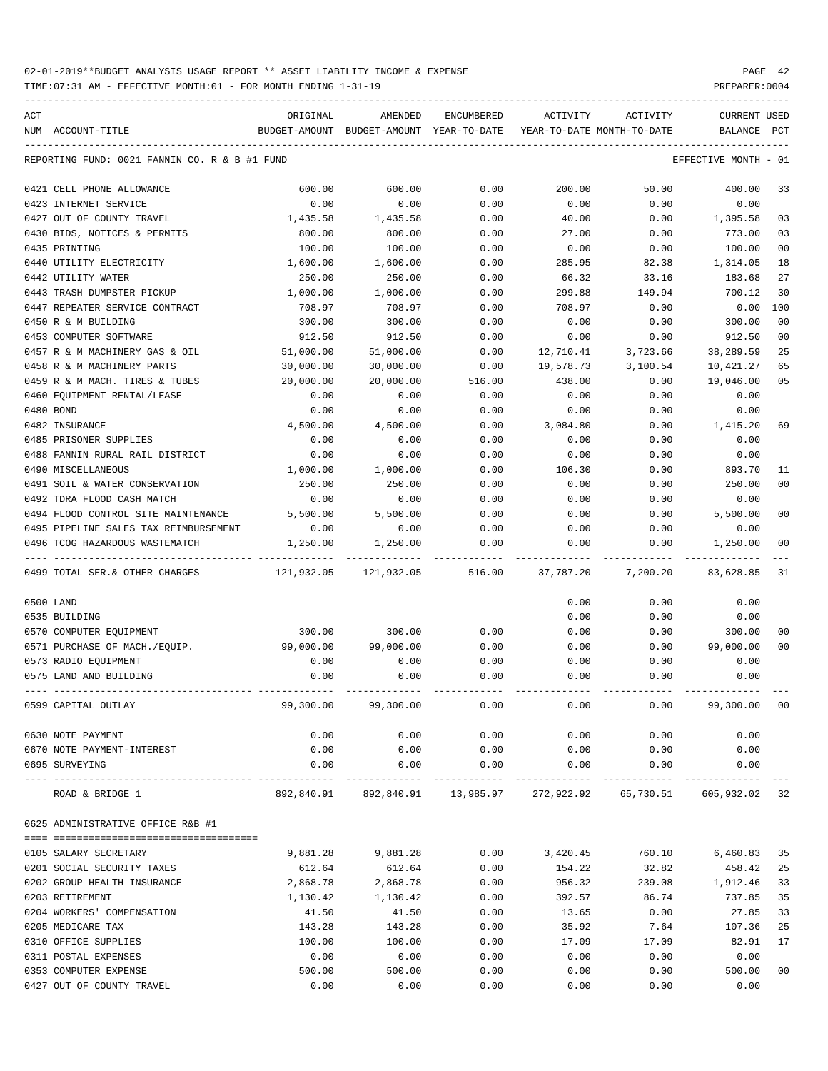02-01-2019**BUDGET ANALYSIS USAGE REPORT ** ASSET LIABILITY INCOME & EXPENSE

TIME:07:31 AM - EFFECTIVE MONTH:01 - FOR MONTH ENDING 1-31-19

| ACT NUM | ACCOUNT-TITLE | ORIGINAL BUDGET-AMOUNT | AMENDED BUDGET-AMOUNT | ENCUMBERED YEAR-TO-DATE | ACTIVITY YEAR-TO-DATE | ACTIVITY MONTH-TO-DATE | CURRENT BALANCE | USED PCT |
|---|---|---|---|---|---|---|---|---|
| | REPORTING FUND: 0021 FANNIN CO. R & B #1 FUND | | | | | | EFFECTIVE MONTH - 01 | |
| 0421 | CELL PHONE ALLOWANCE | 600.00 | 600.00 | 0.00 | 200.00 | 50.00 | 400.00 | 33 |
| 0423 | INTERNET SERVICE | 0.00 | 0.00 | 0.00 | 0.00 | 0.00 | 0.00 | |
| 0427 | OUT OF COUNTY TRAVEL | 1,435.58 | 1,435.58 | 0.00 | 40.00 | 0.00 | 1,395.58 | 03 |
| 0430 | BIDS, NOTICES & PERMITS | 800.00 | 800.00 | 0.00 | 27.00 | 0.00 | 773.00 | 03 |
| 0435 | PRINTING | 100.00 | 100.00 | 0.00 | 0.00 | 0.00 | 100.00 | 00 |
| 0440 | UTILITY ELECTRICITY | 1,600.00 | 1,600.00 | 0.00 | 285.95 | 82.38 | 1,314.05 | 18 |
| 0442 | UTILITY WATER | 250.00 | 250.00 | 0.00 | 66.32 | 33.16 | 183.68 | 27 |
| 0443 | TRASH DUMPSTER PICKUP | 1,000.00 | 1,000.00 | 0.00 | 299.88 | 149.94 | 700.12 | 30 |
| 0447 | REPEATER SERVICE CONTRACT | 708.97 | 708.97 | 0.00 | 708.97 | 0.00 | 0.00 | 100 |
| 0450 | R & M BUILDING | 300.00 | 300.00 | 0.00 | 0.00 | 0.00 | 300.00 | 00 |
| 0453 | COMPUTER SOFTWARE | 912.50 | 912.50 | 0.00 | 0.00 | 0.00 | 912.50 | 00 |
| 0457 | R & M MACHINERY GAS & OIL | 51,000.00 | 51,000.00 | 0.00 | 12,710.41 | 3,723.66 | 38,289.59 | 25 |
| 0458 | R & M MACHINERY PARTS | 30,000.00 | 30,000.00 | 0.00 | 19,578.73 | 3,100.54 | 10,421.27 | 65 |
| 0459 | R & M MACH. TIRES & TUBES | 20,000.00 | 20,000.00 | 516.00 | 438.00 | 0.00 | 19,046.00 | 05 |
| 0460 | EQUIPMENT RENTAL/LEASE | 0.00 | 0.00 | 0.00 | 0.00 | 0.00 | 0.00 | |
| 0480 | BOND | 0.00 | 0.00 | 0.00 | 0.00 | 0.00 | 0.00 | |
| 0482 | INSURANCE | 4,500.00 | 4,500.00 | 0.00 | 3,084.80 | 0.00 | 1,415.20 | 69 |
| 0485 | PRISONER SUPPLIES | 0.00 | 0.00 | 0.00 | 0.00 | 0.00 | 0.00 | |
| 0488 | FANNIN RURAL RAIL DISTRICT | 0.00 | 0.00 | 0.00 | 0.00 | 0.00 | 0.00 | |
| 0490 | MISCELLANEOUS | 1,000.00 | 1,000.00 | 0.00 | 106.30 | 0.00 | 893.70 | 11 |
| 0491 | SOIL & WATER CONSERVATION | 250.00 | 250.00 | 0.00 | 0.00 | 0.00 | 250.00 | 00 |
| 0492 | TDRA FLOOD CASH MATCH | 0.00 | 0.00 | 0.00 | 0.00 | 0.00 | 0.00 | |
| 0494 | FLOOD CONTROL SITE MAINTENANCE | 5,500.00 | 5,500.00 | 0.00 | 0.00 | 0.00 | 5,500.00 | 00 |
| 0495 | PIPELINE SALES TAX REIMBURSEMENT | 0.00 | 0.00 | 0.00 | 0.00 | 0.00 | 0.00 | |
| 0496 | TCOG HAZARDOUS WASTEMATCH | 1,250.00 | 1,250.00 | 0.00 | 0.00 | 0.00 | 1,250.00 | 00 |
| 0499 | TOTAL SER.& OTHER CHARGES | 121,932.05 | 121,932.05 | 516.00 | 37,787.20 | 7,200.20 | 83,628.85 | 31 |
| 0500 | LAND | | | | 0.00 | 0.00 | 0.00 | |
| 0535 | BUILDING | | | | 0.00 | 0.00 | 0.00 | |
| 0570 | COMPUTER EQUIPMENT | 300.00 | 300.00 | 0.00 | 0.00 | 0.00 | 300.00 | 00 |
| 0571 | PURCHASE OF MACH./EQUIP. | 99,000.00 | 99,000.00 | 0.00 | 0.00 | 0.00 | 99,000.00 | 00 |
| 0573 | RADIO EQUIPMENT | 0.00 | 0.00 | 0.00 | 0.00 | 0.00 | 0.00 | |
| 0575 | LAND AND BUILDING | 0.00 | 0.00 | 0.00 | 0.00 | 0.00 | 0.00 | |
| 0599 | CAPITAL OUTLAY | 99,300.00 | 99,300.00 | 0.00 | 0.00 | 0.00 | 99,300.00 | 00 |
| 0630 | NOTE PAYMENT | 0.00 | 0.00 | 0.00 | 0.00 | 0.00 | 0.00 | |
| 0670 | NOTE PAYMENT-INTEREST | 0.00 | 0.00 | 0.00 | 0.00 | 0.00 | 0.00 | |
| 0695 | SURVEYING | 0.00 | 0.00 | 0.00 | 0.00 | 0.00 | 0.00 | |
| | ROAD & BRIDGE 1 | 892,840.91 | 892,840.91 | 13,985.97 | 272,922.92 | 65,730.51 | 605,932.02 | 32 |
| 0625 | ADMINISTRATIVE OFFICE R&B #1 | | | | | | | |
| 0105 | SALARY SECRETARY | 9,881.28 | 9,881.28 | 0.00 | 3,420.45 | 760.10 | 6,460.83 | 35 |
| 0201 | SOCIAL SECURITY TAXES | 612.64 | 612.64 | 0.00 | 154.22 | 32.82 | 458.42 | 25 |
| 0202 | GROUP HEALTH INSURANCE | 2,868.78 | 2,868.78 | 0.00 | 956.32 | 239.08 | 1,912.46 | 33 |
| 0203 | RETIREMENT | 1,130.42 | 1,130.42 | 0.00 | 392.57 | 86.74 | 737.85 | 35 |
| 0204 | WORKERS' COMPENSATION | 41.50 | 41.50 | 0.00 | 13.65 | 0.00 | 27.85 | 33 |
| 0205 | MEDICARE TAX | 143.28 | 143.28 | 0.00 | 35.92 | 7.64 | 107.36 | 25 |
| 0310 | OFFICE SUPPLIES | 100.00 | 100.00 | 0.00 | 17.09 | 17.09 | 82.91 | 17 |
| 0311 | POSTAL EXPENSES | 0.00 | 0.00 | 0.00 | 0.00 | 0.00 | 0.00 | |
| 0353 | COMPUTER EXPENSE | 500.00 | 500.00 | 0.00 | 0.00 | 0.00 | 500.00 | 00 |
| 0427 | OUT OF COUNTY TRAVEL | 0.00 | 0.00 | 0.00 | 0.00 | 0.00 | 0.00 | |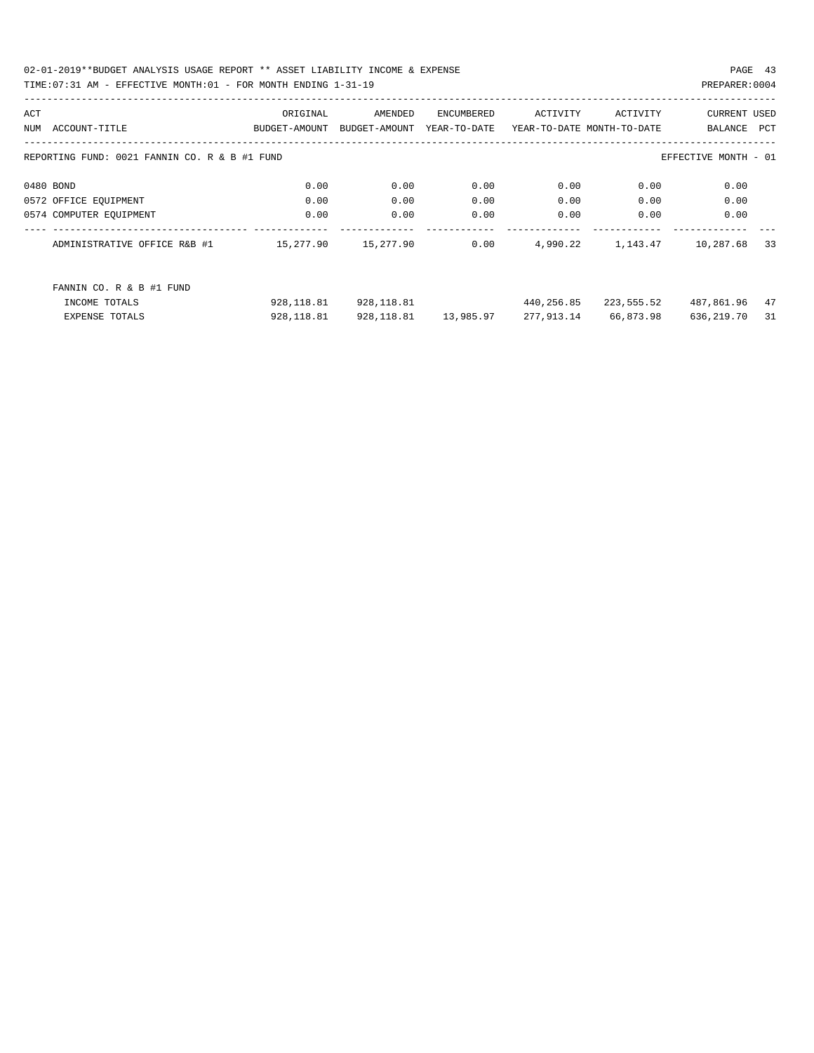02-01-2019**BUDGET ANALYSIS USAGE REPORT ** ASSET LIABILITY INCOME & EXPENSE

TIME:07:31 AM - EFFECTIVE MONTH:01 - FOR MONTH ENDING 1-31-19

PREPARER:0004

| ACT NUM | ACCOUNT-TITLE | ORIGINAL BUDGET-AMOUNT | AMENDED BUDGET-AMOUNT | ENCUMBERED YEAR-TO-DATE | ACTIVITY YEAR-TO-DATE | ACTIVITY MONTH-TO-DATE | CURRENT BALANCE | USED PCT |
|---|---|---|---|---|---|---|---|---|
| REPORTING FUND: 0021 FANNIN CO. R & B #1 FUND | | | | | | | EFFECTIVE MONTH - 01 | |
| 0480 | BOND | 0.00 | 0.00 | 0.00 | 0.00 | 0.00 | 0.00 | |
| 0572 | OFFICE EQUIPMENT | 0.00 | 0.00 | 0.00 | 0.00 | 0.00 | 0.00 | |
| 0574 | COMPUTER EQUIPMENT | 0.00 | 0.00 | 0.00 | 0.00 | 0.00 | 0.00 | |
| | ADMINISTRATIVE OFFICE R&B #1 | 15,277.90 | 15,277.90 | 0.00 | 4,990.22 | 1,143.47 | 10,287.68 | 33 |
| | FANNIN CO. R & B #1 FUND | | | | | | | |
| | INCOME TOTALS | 928,118.81 | 928,118.81 | | 440,256.85 | 223,555.52 | 487,861.96 | 47 |
| | EXPENSE TOTALS | 928,118.81 | 928,118.81 | 13,985.97 | 277,913.14 | 66,873.98 | 636,219.70 | 31 |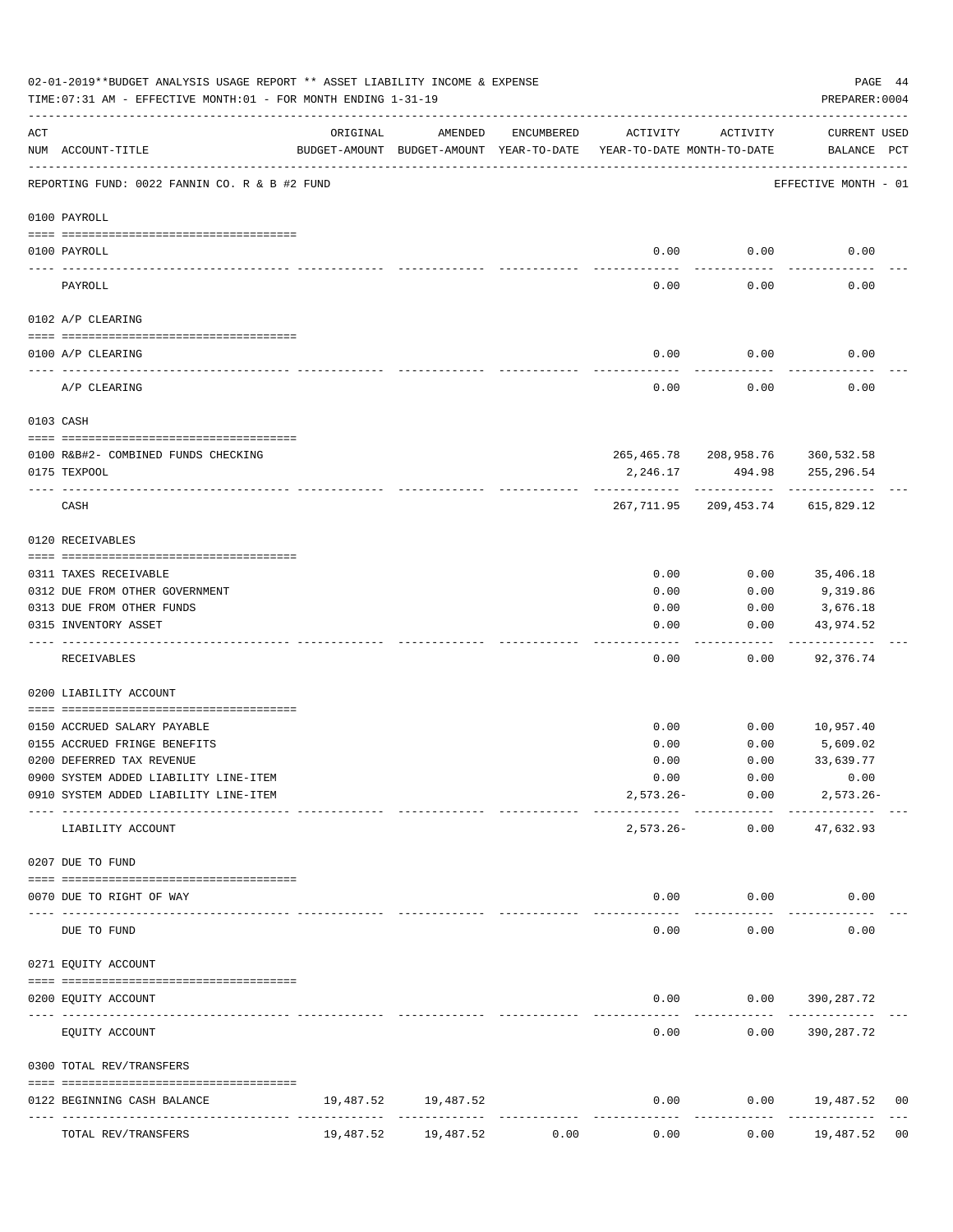02-01-2019**BUDGET ANALYSIS USAGE REPORT ** ASSET LIABILITY INCOME & EXPENSE

TIME:07:31 AM - EFFECTIVE MONTH:01 - FOR MONTH ENDING 1-31-19

PREPARER:0004

REPORTING FUND: 0022 FANNIN CO. R & B #2 FUND — EFFECTIVE MONTH - 01

| ACT NUM | ACCOUNT-TITLE | ORIGINAL BUDGET-AMOUNT | AMENDED BUDGET-AMOUNT | ENCUMBERED YEAR-TO-DATE | ACTIVITY YEAR-TO-DATE | ACTIVITY MONTH-TO-DATE | CURRENT BALANCE | USED PCT |
|---|---|---|---|---|---|---|---|---|
| **0100** | **PAYROLL** | | | | | | | |
| 0100 | PAYROLL | | | | 0.00 | 0.00 | 0.00 | |
| | PAYROLL | | | | 0.00 | 0.00 | 0.00 | |
| **0102** | **A/P CLEARING** | | | | | | | |
| 0100 | A/P CLEARING | | | | 0.00 | 0.00 | 0.00 | |
| | A/P CLEARING | | | | 0.00 | 0.00 | 0.00 | |
| **0103** | **CASH** | | | | | | | |
| 0100 | R&B#2- COMBINED FUNDS CHECKING | | | | 265,465.78 | 208,958.76 | 360,532.58 | |
| 0175 | TEXPOOL | | | | 2,246.17 | 494.98 | 255,296.54 | |
| | CASH | | | | 267,711.95 | 209,453.74 | 615,829.12 | |
| **0120** | **RECEIVABLES** | | | | | | | |
| 0311 | TAXES RECEIVABLE | | | | 0.00 | 0.00 | 35,406.18 | |
| 0312 | DUE FROM OTHER GOVERNMENT | | | | 0.00 | 0.00 | 9,319.86 | |
| 0313 | DUE FROM OTHER FUNDS | | | | 0.00 | 0.00 | 3,676.18 | |
| 0315 | INVENTORY ASSET | | | | 0.00 | 0.00 | 43,974.52 | |
| | RECEIVABLES | | | | 0.00 | 0.00 | 92,376.74 | |
| **0200** | **LIABILITY ACCOUNT** | | | | | | | |
| 0150 | ACCRUED SALARY PAYABLE | | | | 0.00 | 0.00 | 10,957.40 | |
| 0155 | ACCRUED FRINGE BENEFITS | | | | 0.00 | 0.00 | 5,609.02 | |
| 0200 | DEFERRED TAX REVENUE | | | | 0.00 | 0.00 | 33,639.77 | |
| 0900 | SYSTEM ADDED LIABILITY LINE-ITEM | | | | 0.00 | 0.00 | 0.00 | |
| 0910 | SYSTEM ADDED LIABILITY LINE-ITEM | | | | 2,573.26- | 0.00 | 2,573.26- | |
| | LIABILITY ACCOUNT | | | | 2,573.26- | 0.00 | 47,632.93 | |
| **0207** | **DUE TO FUND** | | | | | | | |
| 0070 | DUE TO RIGHT OF WAY | | | | 0.00 | 0.00 | 0.00 | |
| | DUE TO FUND | | | | 0.00 | 0.00 | 0.00 | |
| **0271** | **EQUITY ACCOUNT** | | | | | | | |
| 0200 | EQUITY ACCOUNT | | | | 0.00 | 0.00 | 390,287.72 | |
| | EQUITY ACCOUNT | | | | 0.00 | 0.00 | 390,287.72 | |
| **0300** | **TOTAL REV/TRANSFERS** | | | | | | | |
| 0122 | BEGINNING CASH BALANCE | 19,487.52 | 19,487.52 | | 0.00 | 0.00 | 19,487.52 | 00 |
| | TOTAL REV/TRANSFERS | 19,487.52 | 19,487.52 | 0.00 | 0.00 | 0.00 | 19,487.52 | 00 |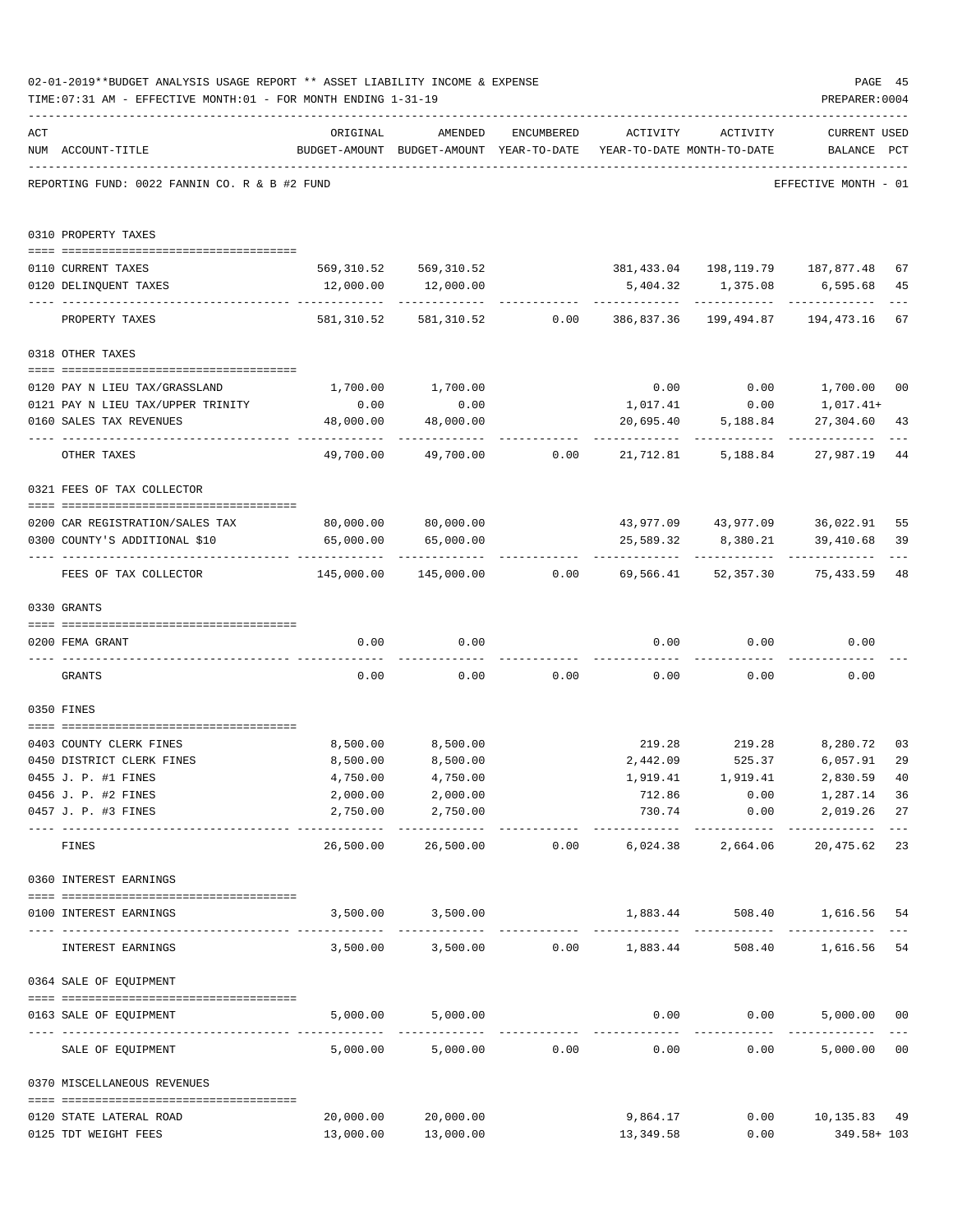02-01-2019**BUDGET ANALYSIS USAGE REPORT ** ASSET LIABILITY INCOME & EXPENSE

TIME:07:31 AM - EFFECTIVE MONTH:01 - FOR MONTH ENDING 1-31-19

PREPARER:0004

REPORTING FUND: 0022 FANNIN CO. R & B #2 FUND — EFFECTIVE MONTH - 01

| ACT NUM | ACCOUNT-TITLE | ORIGINAL BUDGET-AMOUNT | AMENDED BUDGET-AMOUNT | ENCUMBERED YEAR-TO-DATE | ACTIVITY YEAR-TO-DATE | ACTIVITY MONTH-TO-DATE | CURRENT BALANCE | USED PCT |
|---|---|---|---|---|---|---|---|---|
| | **0310 PROPERTY TAXES** | | | | | | | |
| 0110 | CURRENT TAXES | 569,310.52 | 569,310.52 | | 381,433.04 | 198,119.79 | 187,877.48 | 67 |
| 0120 | DELINQUENT TAXES | 12,000.00 | 12,000.00 | | 5,404.32 | 1,375.08 | 6,595.68 | 45 |
| | PROPERTY TAXES | 581,310.52 | 581,310.52 | 0.00 | 386,837.36 | 199,494.87 | 194,473.16 | 67 |
| | **0318 OTHER TAXES** | | | | | | | |
| 0120 | PAY N LIEU TAX/GRASSLAND | 1,700.00 | 1,700.00 | | 0.00 | 0.00 | 1,700.00 | 00 |
| 0121 | PAY N LIEU TAX/UPPER TRINITY | 0.00 | 0.00 | | 1,017.41 | 0.00 | 1,017.41+ | |
| 0160 | SALES TAX REVENUES | 48,000.00 | 48,000.00 | | 20,695.40 | 5,188.84 | 27,304.60 | 43 |
| | OTHER TAXES | 49,700.00 | 49,700.00 | 0.00 | 21,712.81 | 5,188.84 | 27,987.19 | 44 |
| | **0321 FEES OF TAX COLLECTOR** | | | | | | | |
| 0200 | CAR REGISTRATION/SALES TAX | 80,000.00 | 80,000.00 | | 43,977.09 | 43,977.09 | 36,022.91 | 55 |
| 0300 | COUNTY'S ADDITIONAL $10 | 65,000.00 | 65,000.00 | | 25,589.32 | 8,380.21 | 39,410.68 | 39 |
| | FEES OF TAX COLLECTOR | 145,000.00 | 145,000.00 | 0.00 | 69,566.41 | 52,357.30 | 75,433.59 | 48 |
| | **0330 GRANTS** | | | | | | | |
| 0200 | FEMA GRANT | 0.00 | 0.00 | | 0.00 | 0.00 | 0.00 | |
| | GRANTS | 0.00 | 0.00 | 0.00 | 0.00 | 0.00 | 0.00 | |
| | **0350 FINES** | | | | | | | |
| 0403 | COUNTY CLERK FINES | 8,500.00 | 8,500.00 | | 219.28 | 219.28 | 8,280.72 | 03 |
| 0450 | DISTRICT CLERK FINES | 8,500.00 | 8,500.00 | | 2,442.09 | 525.37 | 6,057.91 | 29 |
| 0455 | J. P. #1 FINES | 4,750.00 | 4,750.00 | | 1,919.41 | 1,919.41 | 2,830.59 | 40 |
| 0456 | J. P. #2 FINES | 2,000.00 | 2,000.00 | | 712.86 | 0.00 | 1,287.14 | 36 |
| 0457 | J. P. #3 FINES | 2,750.00 | 2,750.00 | | 730.74 | 0.00 | 2,019.26 | 27 |
| | FINES | 26,500.00 | 26,500.00 | 0.00 | 6,024.38 | 2,664.06 | 20,475.62 | 23 |
| | **0360 INTEREST EARNINGS** | | | | | | | |
| 0100 | INTEREST EARNINGS | 3,500.00 | 3,500.00 | | 1,883.44 | 508.40 | 1,616.56 | 54 |
| | INTEREST EARNINGS | 3,500.00 | 3,500.00 | 0.00 | 1,883.44 | 508.40 | 1,616.56 | 54 |
| | **0364 SALE OF EQUIPMENT** | | | | | | | |
| 0163 | SALE OF EQUIPMENT | 5,000.00 | 5,000.00 | | 0.00 | 0.00 | 5,000.00 | 00 |
| | SALE OF EQUIPMENT | 5,000.00 | 5,000.00 | 0.00 | 0.00 | 0.00 | 5,000.00 | 00 |
| | **0370 MISCELLANEOUS REVENUES** | | | | | | | |
| 0120 | STATE LATERAL ROAD | 20,000.00 | 20,000.00 | | 9,864.17 | 0.00 | 10,135.83 | 49 |
| 0125 | TDT WEIGHT FEES | 13,000.00 | 13,000.00 | | 13,349.58 | 0.00 | 349.58+ | 103 |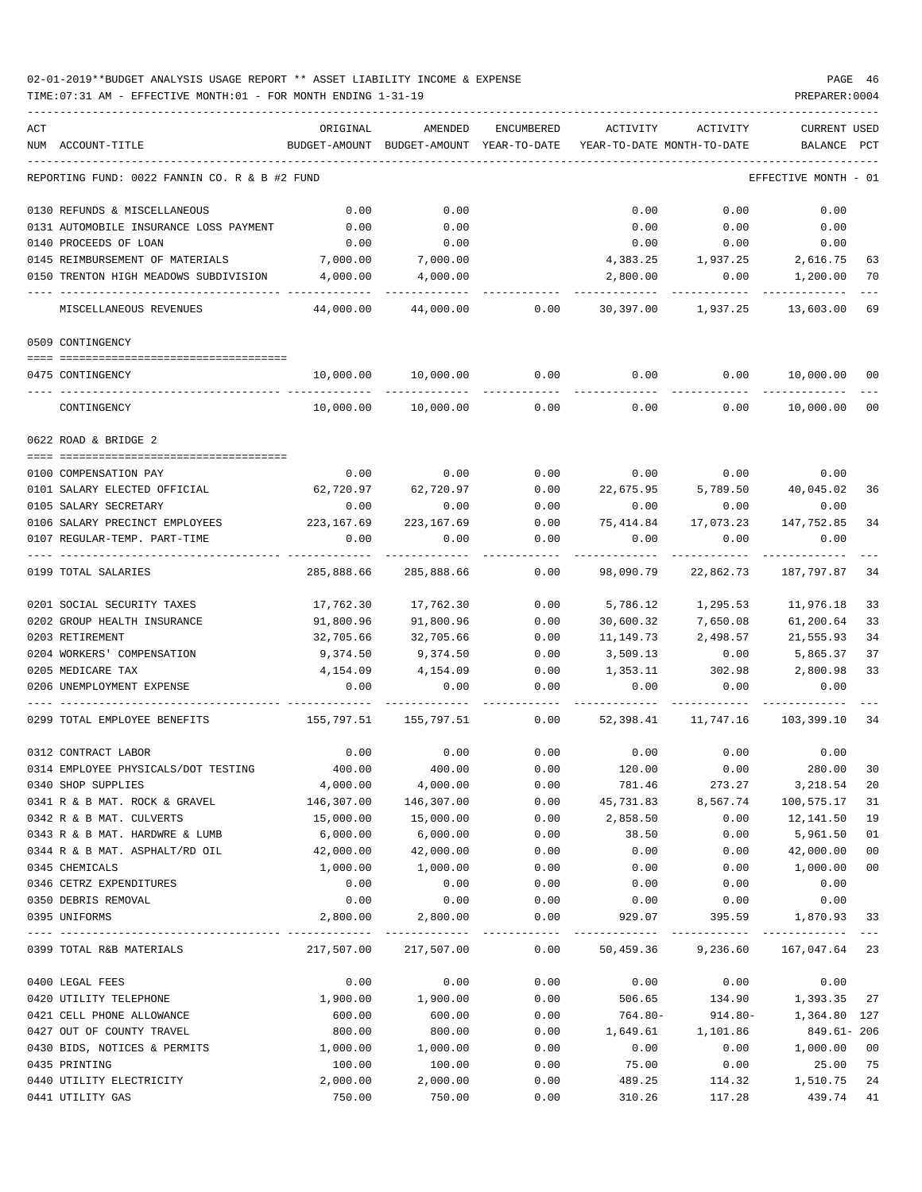02-01-2019**BUDGET ANALYSIS USAGE REPORT ** ASSET LIABILITY INCOME & EXPENSE

TIME:07:31 AM - EFFECTIVE MONTH:01 - FOR MONTH ENDING 1-31-19

PREPARER:0004

| ACT NUM ACCOUNT-TITLE | ORIGINAL BUDGET-AMOUNT | AMENDED BUDGET-AMOUNT | ENCUMBERED YEAR-TO-DATE | ACTIVITY YEAR-TO-DATE | ACTIVITY MONTH-TO-DATE | CURRENT BALANCE | USED PCT |
|---|---|---|---|---|---|---|---|
| REPORTING FUND: 0022 FANNIN CO. R & B #2 FUND | | | | | | EFFECTIVE MONTH - 01 | |
| 0130 REFUNDS & MISCELLANEOUS | 0.00 | 0.00 | | 0.00 | 0.00 | 0.00 | |
| 0131 AUTOMOBILE INSURANCE LOSS PAYMENT | 0.00 | 0.00 | | 0.00 | 0.00 | 0.00 | |
| 0140 PROCEEDS OF LOAN | 0.00 | 0.00 | | 0.00 | 0.00 | 0.00 | |
| 0145 REIMBURSEMENT OF MATERIALS | 7,000.00 | 7,000.00 | | 4,383.25 | 1,937.25 | 2,616.75 | 63 |
| 0150 TRENTON HIGH MEADOWS SUBDIVISION | 4,000.00 | 4,000.00 | | 2,800.00 | 0.00 | 1,200.00 | 70 |
| MISCELLANEOUS REVENUES | 44,000.00 | 44,000.00 | 0.00 | 30,397.00 | 1,937.25 | 13,603.00 | 69 |
| 0509 CONTINGENCY | | | | | | | |
| 0475 CONTINGENCY | 10,000.00 | 10,000.00 | 0.00 | 0.00 | 0.00 | 10,000.00 | 00 |
| CONTINGENCY | 10,000.00 | 10,000.00 | 0.00 | 0.00 | 0.00 | 10,000.00 | 00 |
| 0622 ROAD & BRIDGE 2 | | | | | | | |
| 0100 COMPENSATION PAY | 0.00 | 0.00 | 0.00 | 0.00 | 0.00 | 0.00 | |
| 0101 SALARY ELECTED OFFICIAL | 62,720.97 | 62,720.97 | 0.00 | 22,675.95 | 5,789.50 | 40,045.02 | 36 |
| 0105 SALARY SECRETARY | 0.00 | 0.00 | 0.00 | 0.00 | 0.00 | 0.00 | |
| 0106 SALARY PRECINCT EMPLOYEES | 223,167.69 | 223,167.69 | 0.00 | 75,414.84 | 17,073.23 | 147,752.85 | 34 |
| 0107 REGULAR-TEMP. PART-TIME | 0.00 | 0.00 | 0.00 | 0.00 | 0.00 | 0.00 | |
| 0199 TOTAL SALARIES | 285,888.66 | 285,888.66 | 0.00 | 98,090.79 | 22,862.73 | 187,797.87 | 34 |
| 0201 SOCIAL SECURITY TAXES | 17,762.30 | 17,762.30 | 0.00 | 5,786.12 | 1,295.53 | 11,976.18 | 33 |
| 0202 GROUP HEALTH INSURANCE | 91,800.96 | 91,800.96 | 0.00 | 30,600.32 | 7,650.08 | 61,200.64 | 33 |
| 0203 RETIREMENT | 32,705.66 | 32,705.66 | 0.00 | 11,149.73 | 2,498.57 | 21,555.93 | 34 |
| 0204 WORKERS' COMPENSATION | 9,374.50 | 9,374.50 | 0.00 | 3,509.13 | 0.00 | 5,865.37 | 37 |
| 0205 MEDICARE TAX | 4,154.09 | 4,154.09 | 0.00 | 1,353.11 | 302.98 | 2,800.98 | 33 |
| 0206 UNEMPLOYMENT EXPENSE | 0.00 | 0.00 | 0.00 | 0.00 | 0.00 | 0.00 | |
| 0299 TOTAL EMPLOYEE BENEFITS | 155,797.51 | 155,797.51 | 0.00 | 52,398.41 | 11,747.16 | 103,399.10 | 34 |
| 0312 CONTRACT LABOR | 0.00 | 0.00 | 0.00 | 0.00 | 0.00 | 0.00 | |
| 0314 EMPLOYEE PHYSICALS/DOT TESTING | 400.00 | 400.00 | 0.00 | 120.00 | 0.00 | 280.00 | 30 |
| 0340 SHOP SUPPLIES | 4,000.00 | 4,000.00 | 0.00 | 781.46 | 273.27 | 3,218.54 | 20 |
| 0341 R & B MAT. ROCK & GRAVEL | 146,307.00 | 146,307.00 | 0.00 | 45,731.83 | 8,567.74 | 100,575.17 | 31 |
| 0342 R & B MAT. CULVERTS | 15,000.00 | 15,000.00 | 0.00 | 2,858.50 | 0.00 | 12,141.50 | 19 |
| 0343 R & B MAT. HARDWRE & LUMB | 6,000.00 | 6,000.00 | 0.00 | 38.50 | 0.00 | 5,961.50 | 01 |
| 0344 R & B MAT. ASPHALT/RD OIL | 42,000.00 | 42,000.00 | 0.00 | 0.00 | 0.00 | 42,000.00 | 00 |
| 0345 CHEMICALS | 1,000.00 | 1,000.00 | 0.00 | 0.00 | 0.00 | 1,000.00 | 00 |
| 0346 CETRZ EXPENDITURES | 0.00 | 0.00 | 0.00 | 0.00 | 0.00 | 0.00 | |
| 0350 DEBRIS REMOVAL | 0.00 | 0.00 | 0.00 | 0.00 | 0.00 | 0.00 | |
| 0395 UNIFORMS | 2,800.00 | 2,800.00 | 0.00 | 929.07 | 395.59 | 1,870.93 | 33 |
| 0399 TOTAL R&B MATERIALS | 217,507.00 | 217,507.00 | 0.00 | 50,459.36 | 9,236.60 | 167,047.64 | 23 |
| 0400 LEGAL FEES | 0.00 | 0.00 | 0.00 | 0.00 | 0.00 | 0.00 | |
| 0420 UTILITY TELEPHONE | 1,900.00 | 1,900.00 | 0.00 | 506.65 | 134.90 | 1,393.35 | 27 |
| 0421 CELL PHONE ALLOWANCE | 600.00 | 600.00 | 0.00 | 764.80- | 914.80- | 1,364.80 | 127 |
| 0427 OUT OF COUNTY TRAVEL | 800.00 | 800.00 | 0.00 | 1,649.61 | 1,101.86 | 849.61- | 206 |
| 0430 BIDS, NOTICES & PERMITS | 1,000.00 | 1,000.00 | 0.00 | 0.00 | 0.00 | 1,000.00 | 00 |
| 0435 PRINTING | 100.00 | 100.00 | 0.00 | 75.00 | 0.00 | 25.00 | 75 |
| 0440 UTILITY ELECTRICITY | 2,000.00 | 2,000.00 | 0.00 | 489.25 | 114.32 | 1,510.75 | 24 |
| 0441 UTILITY GAS | 750.00 | 750.00 | 0.00 | 310.26 | 117.28 | 439.74 | 41 |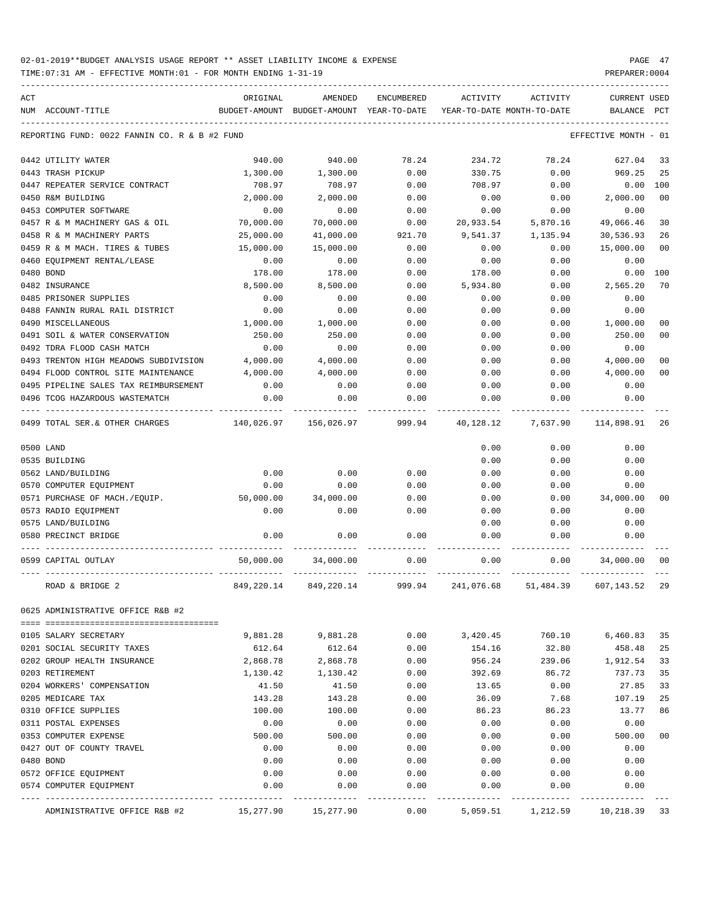02-01-2019**BUDGET ANALYSIS USAGE REPORT ** ASSET LIABILITY INCOME & EXPENSE

TIME:07:31 AM - EFFECTIVE MONTH:01 - FOR MONTH ENDING 1-31-19

REPORTING FUND: 0022 FANNIN CO. R & B #2 FUND — EFFECTIVE MONTH - 01

| ACT NUM | ACCOUNT-TITLE | ORIGINAL BUDGET-AMOUNT | AMENDED BUDGET-AMOUNT | ENCUMBERED YEAR-TO-DATE | ACTIVITY YEAR-TO-DATE | ACTIVITY MONTH-TO-DATE | CURRENT BALANCE | USED PCT |
|---|---|---|---|---|---|---|---|---|
| 0442 | UTILITY WATER | 940.00 | 940.00 | 78.24 | 234.72 | 78.24 | 627.04 | 33 |
| 0443 | TRASH PICKUP | 1,300.00 | 1,300.00 | 0.00 | 330.75 | 0.00 | 969.25 | 25 |
| 0447 | REPEATER SERVICE CONTRACT | 708.97 | 708.97 | 0.00 | 708.97 | 0.00 | 0.00 | 100 |
| 0450 | R&M BUILDING | 2,000.00 | 2,000.00 | 0.00 | 0.00 | 0.00 | 2,000.00 | 00 |
| 0453 | COMPUTER SOFTWARE | 0.00 | 0.00 | 0.00 | 0.00 | 0.00 | 0.00 | |
| 0457 | R & M MACHINERY GAS & OIL | 70,000.00 | 70,000.00 | 0.00 | 20,933.54 | 5,870.16 | 49,066.46 | 30 |
| 0458 | R & M MACHINERY PARTS | 25,000.00 | 41,000.00 | 921.70 | 9,541.37 | 1,135.94 | 30,536.93 | 26 |
| 0459 | R & M MACH. TIRES & TUBES | 15,000.00 | 15,000.00 | 0.00 | 0.00 | 0.00 | 15,000.00 | 00 |
| 0460 | EQUIPMENT RENTAL/LEASE | 0.00 | 0.00 | 0.00 | 0.00 | 0.00 | 0.00 | |
| 0480 | BOND | 178.00 | 178.00 | 0.00 | 178.00 | 0.00 | 0.00 | 100 |
| 0482 | INSURANCE | 8,500.00 | 8,500.00 | 0.00 | 5,934.80 | 0.00 | 2,565.20 | 70 |
| 0485 | PRISONER SUPPLIES | 0.00 | 0.00 | 0.00 | 0.00 | 0.00 | 0.00 | |
| 0488 | FANNIN RURAL RAIL DISTRICT | 0.00 | 0.00 | 0.00 | 0.00 | 0.00 | 0.00 | |
| 0490 | MISCELLANEOUS | 1,000.00 | 1,000.00 | 0.00 | 0.00 | 0.00 | 1,000.00 | 00 |
| 0491 | SOIL & WATER CONSERVATION | 250.00 | 250.00 | 0.00 | 0.00 | 0.00 | 250.00 | 00 |
| 0492 | TDRA FLOOD CASH MATCH | 0.00 | 0.00 | 0.00 | 0.00 | 0.00 | 0.00 | |
| 0493 | TRENTON HIGH MEADOWS SUBDIVISION | 4,000.00 | 4,000.00 | 0.00 | 0.00 | 0.00 | 4,000.00 | 00 |
| 0494 | FLOOD CONTROL SITE MAINTENANCE | 4,000.00 | 4,000.00 | 0.00 | 0.00 | 0.00 | 4,000.00 | 00 |
| 0495 | PIPELINE SALES TAX REIMBURSEMENT | 0.00 | 0.00 | 0.00 | 0.00 | 0.00 | 0.00 | |
| 0496 | TCOG HAZARDOUS WASTEMATCH | 0.00 | 0.00 | 0.00 | 0.00 | 0.00 | 0.00 | |
| 0499 | TOTAL SER.& OTHER CHARGES | 140,026.97 | 156,026.97 | 999.94 | 40,128.12 | 7,637.90 | 114,898.91 | 26 |
| 0500 | LAND | | | | 0.00 | 0.00 | 0.00 | |
| 0535 | BUILDING | | | | 0.00 | 0.00 | 0.00 | |
| 0562 | LAND/BUILDING | 0.00 | 0.00 | 0.00 | 0.00 | 0.00 | 0.00 | |
| 0570 | COMPUTER EQUIPMENT | 0.00 | 0.00 | 0.00 | 0.00 | 0.00 | 0.00 | |
| 0571 | PURCHASE OF MACH./EQUIP. | 50,000.00 | 34,000.00 | 0.00 | 0.00 | 0.00 | 34,000.00 | 00 |
| 0573 | RADIO EQUIPMENT | 0.00 | 0.00 | 0.00 | 0.00 | 0.00 | 0.00 | |
| 0575 | LAND/BUILDING | | | | 0.00 | 0.00 | 0.00 | |
| 0580 | PRECINCT BRIDGE | 0.00 | 0.00 | 0.00 | 0.00 | 0.00 | 0.00 | |
| 0599 | CAPITAL OUTLAY | 50,000.00 | 34,000.00 | 0.00 | 0.00 | 0.00 | 34,000.00 | 00 |
| | ROAD & BRIDGE 2 | 849,220.14 | 849,220.14 | 999.94 | 241,076.68 | 51,484.39 | 607,143.52 | 29 |

0625 ADMINISTRATIVE OFFICE R&B #2

| ACT NUM | ACCOUNT-TITLE | ORIGINAL BUDGET-AMOUNT | AMENDED BUDGET-AMOUNT | ENCUMBERED YEAR-TO-DATE | ACTIVITY YEAR-TO-DATE | ACTIVITY MONTH-TO-DATE | CURRENT BALANCE | USED PCT |
|---|---|---|---|---|---|---|---|---|
| 0105 | SALARY SECRETARY | 9,881.28 | 9,881.28 | 0.00 | 3,420.45 | 760.10 | 6,460.83 | 35 |
| 0201 | SOCIAL SECURITY TAXES | 612.64 | 612.64 | 0.00 | 154.16 | 32.80 | 458.48 | 25 |
| 0202 | GROUP HEALTH INSURANCE | 2,868.78 | 2,868.78 | 0.00 | 956.24 | 239.06 | 1,912.54 | 33 |
| 0203 | RETIREMENT | 1,130.42 | 1,130.42 | 0.00 | 392.69 | 86.72 | 737.73 | 35 |
| 0204 | WORKERS' COMPENSATION | 41.50 | 41.50 | 0.00 | 13.65 | 0.00 | 27.85 | 33 |
| 0205 | MEDICARE TAX | 143.28 | 143.28 | 0.00 | 36.09 | 7.68 | 107.19 | 25 |
| 0310 | OFFICE SUPPLIES | 100.00 | 100.00 | 0.00 | 86.23 | 86.23 | 13.77 | 86 |
| 0311 | POSTAL EXPENSES | 0.00 | 0.00 | 0.00 | 0.00 | 0.00 | 0.00 | |
| 0353 | COMPUTER EXPENSE | 500.00 | 500.00 | 0.00 | 0.00 | 0.00 | 500.00 | 00 |
| 0427 | OUT OF COUNTY TRAVEL | 0.00 | 0.00 | 0.00 | 0.00 | 0.00 | 0.00 | |
| 0480 | BOND | 0.00 | 0.00 | 0.00 | 0.00 | 0.00 | 0.00 | |
| 0572 | OFFICE EQUIPMENT | 0.00 | 0.00 | 0.00 | 0.00 | 0.00 | 0.00 | |
| 0574 | COMPUTER EQUIPMENT | 0.00 | 0.00 | 0.00 | 0.00 | 0.00 | 0.00 | |
| | ADMINISTRATIVE OFFICE R&B #2 | 15,277.90 | 15,277.90 | 0.00 | 5,059.51 | 1,212.59 | 10,218.39 | 33 |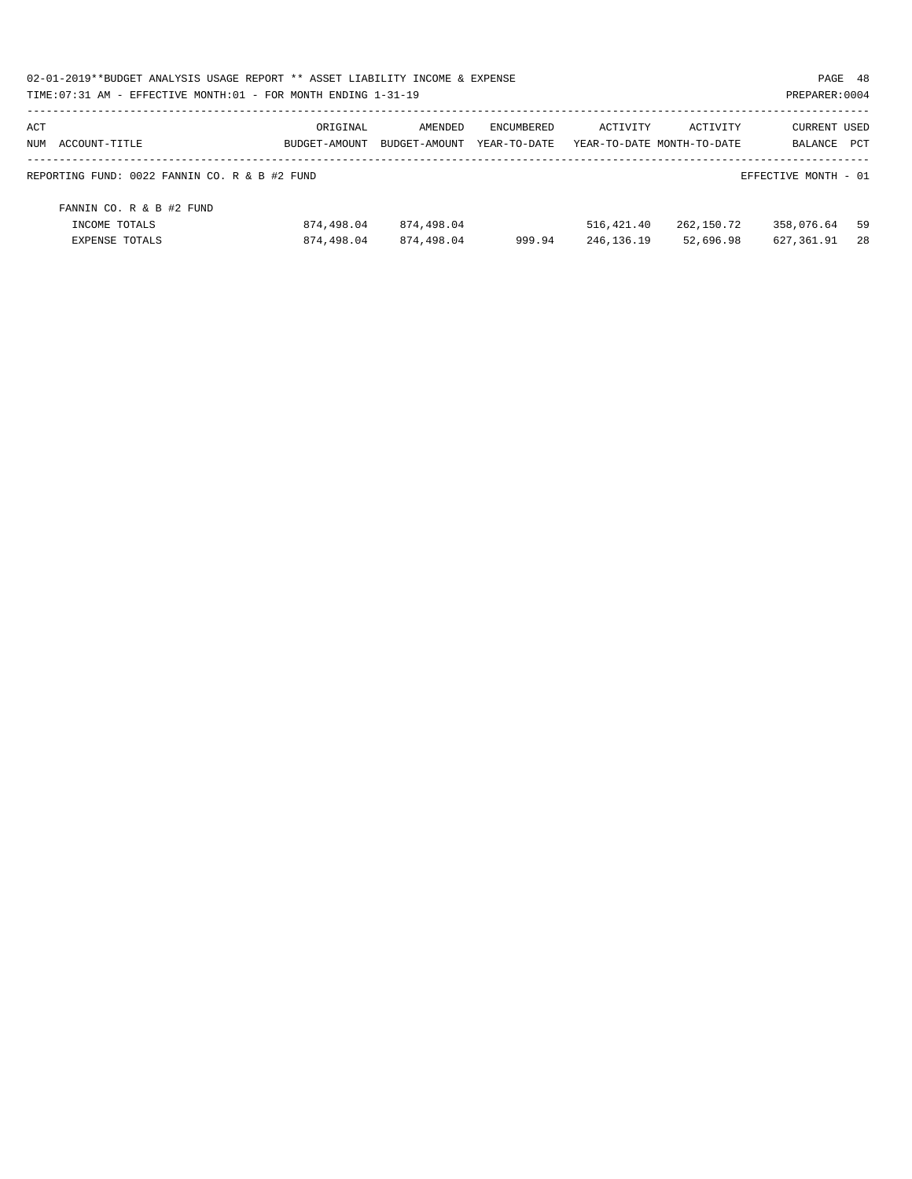02-01-2019**BUDGET ANALYSIS USAGE REPORT ** ASSET LIABILITY INCOME & EXPENSE

TIME:07:31 AM - EFFECTIVE MONTH:01 - FOR MONTH ENDING 1-31-19

PREPARER:0004

| ACT NUM | ACCOUNT-TITLE | ORIGINAL BUDGET-AMOUNT | AMENDED BUDGET-AMOUNT | ENCUMBERED YEAR-TO-DATE | ACTIVITY YEAR-TO-DATE | ACTIVITY MONTH-TO-DATE | CURRENT BALANCE | USED PCT |
|---|---|---|---|---|---|---|---|---|
| REPORTING FUND: 0022 FANNIN CO. R & B #2 FUND | | | | | | | EFFECTIVE MONTH - 01 | |
| | FANNIN CO. R & B #2 FUND | | | | | | | |
| | INCOME TOTALS | 874,498.04 | 874,498.04 | | 516,421.40 | 262,150.72 | 358,076.64 | 59 |
| | EXPENSE TOTALS | 874,498.04 | 874,498.04 | 999.94 | 246,136.19 | 52,696.98 | 627,361.91 | 28 |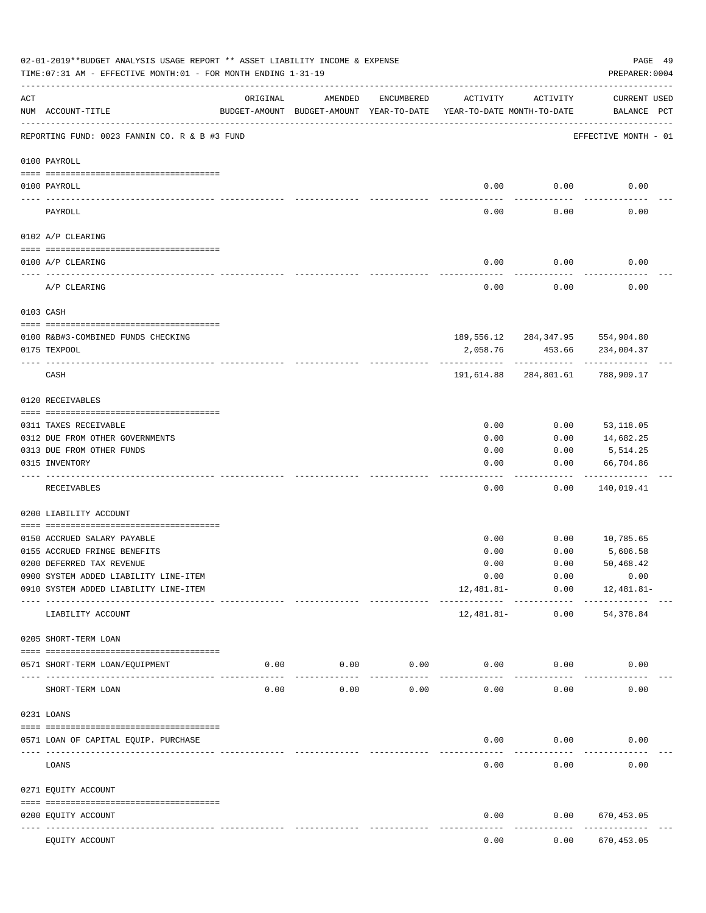02-01-2019**BUDGET ANALYSIS USAGE REPORT ** ASSET LIABILITY INCOME & EXPENSE

TIME:07:31 AM - EFFECTIVE MONTH:01 - FOR MONTH ENDING 1-31-19

PREPARER:0004

| ACT NUM | ACCOUNT-TITLE | ORIGINAL BUDGET-AMOUNT | AMENDED BUDGET-AMOUNT | ENCUMBERED YEAR-TO-DATE | ACTIVITY YEAR-TO-DATE | ACTIVITY MONTH-TO-DATE | CURRENT BALANCE | USED PCT |
|---|---|---|---|---|---|---|---|---|
| | REPORTING FUND: 0023 FANNIN CO. R & B #3 FUND | | | | | | EFFECTIVE MONTH - 01 | |
| | 0100 PAYROLL | | | | | | | |
| 0100 | PAYROLL | | | | 0.00 | 0.00 | 0.00 | |
| | PAYROLL | | | | 0.00 | 0.00 | 0.00 | |
| | 0102 A/P CLEARING | | | | | | | |
| 0100 | A/P CLEARING | | | | 0.00 | 0.00 | 0.00 | |
| | A/P CLEARING | | | | 0.00 | 0.00 | 0.00 | |
| | 0103 CASH | | | | | | | |
| 0100 | R&B#3-COMBINED FUNDS CHECKING | | | | 189,556.12 | 284,347.95 | 554,904.80 | |
| 0175 | TEXPOOL | | | | 2,058.76 | 453.66 | 234,004.37 | |
| | CASH | | | | 191,614.88 | 284,801.61 | 788,909.17 | |
| | 0120 RECEIVABLES | | | | | | | |
| 0311 | TAXES RECEIVABLE | | | | 0.00 | 0.00 | 53,118.05 | |
| 0312 | DUE FROM OTHER GOVERNMENTS | | | | 0.00 | 0.00 | 14,682.25 | |
| 0313 | DUE FROM OTHER FUNDS | | | | 0.00 | 0.00 | 5,514.25 | |
| 0315 | INVENTORY | | | | 0.00 | 0.00 | 66,704.86 | |
| | RECEIVABLES | | | | 0.00 | 0.00 | 140,019.41 | |
| | 0200 LIABILITY ACCOUNT | | | | | | | |
| 0150 | ACCRUED SALARY PAYABLE | | | | 0.00 | 0.00 | 10,785.65 | |
| 0155 | ACCRUED FRINGE BENEFITS | | | | 0.00 | 0.00 | 5,606.58 | |
| 0200 | DEFERRED TAX REVENUE | | | | 0.00 | 0.00 | 50,468.42 | |
| 0900 | SYSTEM ADDED LIABILITY LINE-ITEM | | | | 0.00 | 0.00 | 0.00 | |
| 0910 | SYSTEM ADDED LIABILITY LINE-ITEM | | | | 12,481.81- | 0.00 | 12,481.81- | |
| | LIABILITY ACCOUNT | | | | 12,481.81- | 0.00 | 54,378.84 | |
| | 0205 SHORT-TERM LOAN | | | | | | | |
| 0571 | SHORT-TERM LOAN/EQUIPMENT | 0.00 | 0.00 | 0.00 | 0.00 | 0.00 | 0.00 | |
| | SHORT-TERM LOAN | 0.00 | 0.00 | 0.00 | 0.00 | 0.00 | 0.00 | |
| | 0231 LOANS | | | | | | | |
| 0571 | LOAN OF CAPITAL EQUIP. PURCHASE | | | | 0.00 | 0.00 | 0.00 | |
| | LOANS | | | | 0.00 | 0.00 | 0.00 | |
| | 0271 EQUITY ACCOUNT | | | | | | | |
| 0200 | EQUITY ACCOUNT | | | | 0.00 | 0.00 | 670,453.05 | |
| | EQUITY ACCOUNT | | | | 0.00 | 0.00 | 670,453.05 | |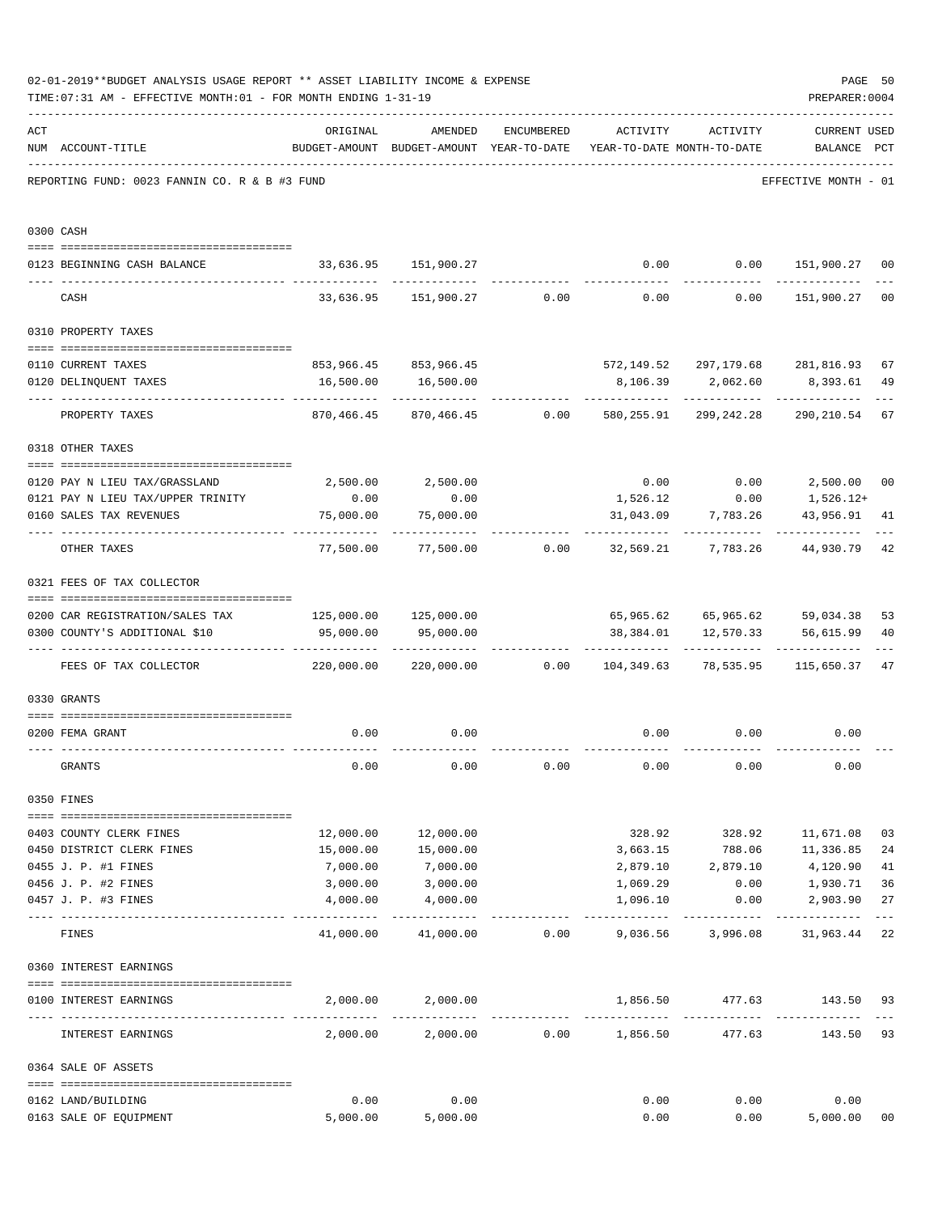02-01-2019**BUDGET ANALYSIS USAGE REPORT ** ASSET LIABILITY INCOME & EXPENSE

TIME:07:31 AM - EFFECTIVE MONTH:01 - FOR MONTH ENDING 1-31-19

PREPARER:0004

REPORTING FUND: 0023 FANNIN CO. R & B #3 FUND — EFFECTIVE MONTH - 01

| ACT NUM | ACCOUNT-TITLE | ORIGINAL BUDGET-AMOUNT | AMENDED BUDGET-AMOUNT | ENCUMBERED YEAR-TO-DATE | ACTIVITY YEAR-TO-DATE | ACTIVITY MONTH-TO-DATE | CURRENT BALANCE | USED PCT |
|---|---|---|---|---|---|---|---|---|
| 0300 | CASH | | | | | | | |
| 0123 | BEGINNING CASH BALANCE | 33,636.95 | 151,900.27 | | 0.00 | 0.00 | 151,900.27 | 00 |
| | CASH | 33,636.95 | 151,900.27 | 0.00 | 0.00 | 0.00 | 151,900.27 | 00 |
| 0310 | PROPERTY TAXES | | | | | | | |
| 0110 | CURRENT TAXES | 853,966.45 | 853,966.45 | | 572,149.52 | 297,179.68 | 281,816.93 | 67 |
| 0120 | DELINQUENT TAXES | 16,500.00 | 16,500.00 | | 8,106.39 | 2,062.60 | 8,393.61 | 49 |
| | PROPERTY TAXES | 870,466.45 | 870,466.45 | 0.00 | 580,255.91 | 299,242.28 | 290,210.54 | 67 |
| 0318 | OTHER TAXES | | | | | | | |
| 0120 | PAY N LIEU TAX/GRASSLAND | 2,500.00 | 2,500.00 | | 0.00 | 0.00 | 2,500.00 | 00 |
| 0121 | PAY N LIEU TAX/UPPER TRINITY | 0.00 | 0.00 | | 1,526.12 | 0.00 | 1,526.12+ | |
| 0160 | SALES TAX REVENUES | 75,000.00 | 75,000.00 | | 31,043.09 | 7,783.26 | 43,956.91 | 41 |
| | OTHER TAXES | 77,500.00 | 77,500.00 | 0.00 | 32,569.21 | 7,783.26 | 44,930.79 | 42 |
| 0321 | FEES OF TAX COLLECTOR | | | | | | | |
| 0200 | CAR REGISTRATION/SALES TAX | 125,000.00 | 125,000.00 | | 65,965.62 | 65,965.62 | 59,034.38 | 53 |
| 0300 | COUNTY'S ADDITIONAL $10 | 95,000.00 | 95,000.00 | | 38,384.01 | 12,570.33 | 56,615.99 | 40 |
| | FEES OF TAX COLLECTOR | 220,000.00 | 220,000.00 | 0.00 | 104,349.63 | 78,535.95 | 115,650.37 | 47 |
| 0330 | GRANTS | | | | | | | |
| 0200 | FEMA GRANT | 0.00 | 0.00 | | 0.00 | 0.00 | 0.00 | |
| | GRANTS | 0.00 | 0.00 | 0.00 | 0.00 | 0.00 | 0.00 | |
| 0350 | FINES | | | | | | | |
| 0403 | COUNTY CLERK FINES | 12,000.00 | 12,000.00 | | 328.92 | 328.92 | 11,671.08 | 03 |
| 0450 | DISTRICT CLERK FINES | 15,000.00 | 15,000.00 | | 3,663.15 | 788.06 | 11,336.85 | 24 |
| 0455 | J. P. #1 FINES | 7,000.00 | 7,000.00 | | 2,879.10 | 2,879.10 | 4,120.90 | 41 |
| 0456 | J. P. #2 FINES | 3,000.00 | 3,000.00 | | 1,069.29 | 0.00 | 1,930.71 | 36 |
| 0457 | J. P. #3 FINES | 4,000.00 | 4,000.00 | | 1,096.10 | 0.00 | 2,903.90 | 27 |
| | FINES | 41,000.00 | 41,000.00 | 0.00 | 9,036.56 | 3,996.08 | 31,963.44 | 22 |
| 0360 | INTEREST EARNINGS | | | | | | | |
| 0100 | INTEREST EARNINGS | 2,000.00 | 2,000.00 | | 1,856.50 | 477.63 | 143.50 | 93 |
| | INTEREST EARNINGS | 2,000.00 | 2,000.00 | 0.00 | 1,856.50 | 477.63 | 143.50 | 93 |
| 0364 | SALE OF ASSETS | | | | | | | |
| 0162 | LAND/BUILDING | 0.00 | 0.00 | | 0.00 | 0.00 | 0.00 | |
| 0163 | SALE OF EQUIPMENT | 5,000.00 | 5,000.00 | | 0.00 | 0.00 | 5,000.00 | 00 |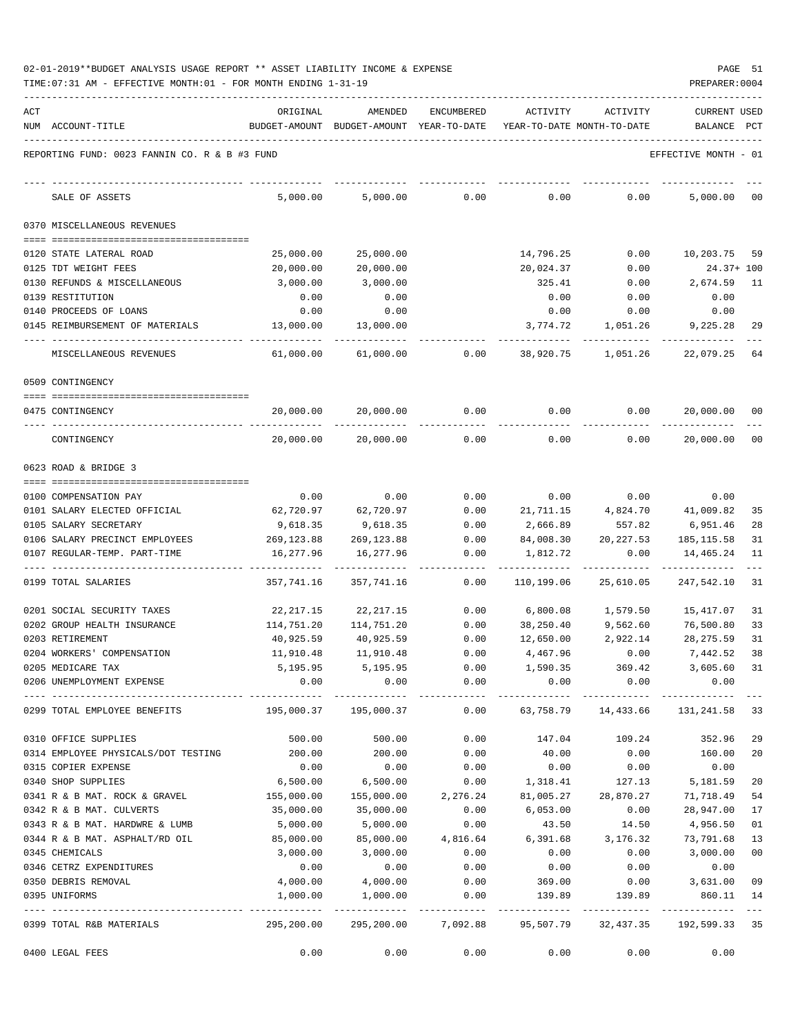02-01-2019**BUDGET ANALYSIS USAGE REPORT ** ASSET LIABILITY INCOME & EXPENSE

TIME:07:31 AM - EFFECTIVE MONTH:01 - FOR MONTH ENDING 1-31-19

PREPARER:0004

| ACT NUM | ACCOUNT-TITLE | ORIGINAL BUDGET-AMOUNT | AMENDED BUDGET-AMOUNT | ENCUMBERED YEAR-TO-DATE | ACTIVITY YEAR-TO-DATE | ACTIVITY MONTH-TO-DATE | CURRENT USED BALANCE | PCT |
|---|---|---|---|---|---|---|---|---|

REPORTING FUND: 0023 FANNIN CO. R & B #3 FUND — EFFECTIVE MONTH - 01

| ACT NUM | ACCOUNT-TITLE | ORIGINAL BUDGET-AMOUNT | AMENDED BUDGET-AMOUNT | ENCUMBERED YEAR-TO-DATE | ACTIVITY YEAR-TO-DATE | ACTIVITY MONTH-TO-DATE | CURRENT USED BALANCE | PCT |
|---|---|---|---|---|---|---|---|---|
| | SALE OF ASSETS | 5,000.00 | 5,000.00 | 0.00 | 0.00 | 0.00 | 5,000.00 | 00 |
| | **0370 MISCELLANEOUS REVENUES** | | | | | | | |
| 0120 | STATE LATERAL ROAD | 25,000.00 | 25,000.00 | | 14,796.25 | 0.00 | 10,203.75 | 59 |
| 0125 | TDT WEIGHT FEES | 20,000.00 | 20,000.00 | | 20,024.37 | 0.00 | 24.37+ | 100 |
| 0130 | REFUNDS & MISCELLANEOUS | 3,000.00 | 3,000.00 | | 325.41 | 0.00 | 2,674.59 | 11 |
| 0139 | RESTITUTION | 0.00 | 0.00 | | 0.00 | 0.00 | 0.00 | |
| 0140 | PROCEEDS OF LOANS | 0.00 | 0.00 | | 0.00 | 0.00 | 0.00 | |
| 0145 | REIMBURSEMENT OF MATERIALS | 13,000.00 | 13,000.00 | | 3,774.72 | 1,051.26 | 9,225.28 | 29 |
| | MISCELLANEOUS REVENUES | 61,000.00 | 61,000.00 | 0.00 | 38,920.75 | 1,051.26 | 22,079.25 | 64 |
| | **0509 CONTINGENCY** | | | | | | | |
| 0475 | CONTINGENCY | 20,000.00 | 20,000.00 | 0.00 | 0.00 | 0.00 | 20,000.00 | 00 |
| | CONTINGENCY | 20,000.00 | 20,000.00 | 0.00 | 0.00 | 0.00 | 20,000.00 | 00 |
| | **0623 ROAD & BRIDGE 3** | | | | | | | |
| 0100 | COMPENSATION PAY | 0.00 | 0.00 | 0.00 | 0.00 | 0.00 | 0.00 | |
| 0101 | SALARY ELECTED OFFICIAL | 62,720.97 | 62,720.97 | 0.00 | 21,711.15 | 4,824.70 | 41,009.82 | 35 |
| 0105 | SALARY SECRETARY | 9,618.35 | 9,618.35 | 0.00 | 2,666.89 | 557.82 | 6,951.46 | 28 |
| 0106 | SALARY PRECINCT EMPLOYEES | 269,123.88 | 269,123.88 | 0.00 | 84,008.30 | 20,227.53 | 185,115.58 | 31 |
| 0107 | REGULAR-TEMP. PART-TIME | 16,277.96 | 16,277.96 | 0.00 | 1,812.72 | 0.00 | 14,465.24 | 11 |
| 0199 | TOTAL SALARIES | 357,741.16 | 357,741.16 | 0.00 | 110,199.06 | 25,610.05 | 247,542.10 | 31 |
| 0201 | SOCIAL SECURITY TAXES | 22,217.15 | 22,217.15 | 0.00 | 6,800.08 | 1,579.50 | 15,417.07 | 31 |
| 0202 | GROUP HEALTH INSURANCE | 114,751.20 | 114,751.20 | 0.00 | 38,250.40 | 9,562.60 | 76,500.80 | 33 |
| 0203 | RETIREMENT | 40,925.59 | 40,925.59 | 0.00 | 12,650.00 | 2,922.14 | 28,275.59 | 31 |
| 0204 | WORKERS' COMPENSATION | 11,910.48 | 11,910.48 | 0.00 | 4,467.96 | 0.00 | 7,442.52 | 38 |
| 0205 | MEDICARE TAX | 5,195.95 | 5,195.95 | 0.00 | 1,590.35 | 369.42 | 3,605.60 | 31 |
| 0206 | UNEMPLOYMENT EXPENSE | 0.00 | 0.00 | 0.00 | 0.00 | 0.00 | 0.00 | |
| 0299 | TOTAL EMPLOYEE BENEFITS | 195,000.37 | 195,000.37 | 0.00 | 63,758.79 | 14,433.66 | 131,241.58 | 33 |
| 0310 | OFFICE SUPPLIES | 500.00 | 500.00 | 0.00 | 147.04 | 109.24 | 352.96 | 29 |
| 0314 | EMPLOYEE PHYSICALS/DOT TESTING | 200.00 | 200.00 | 0.00 | 40.00 | 0.00 | 160.00 | 20 |
| 0315 | COPIER EXPENSE | 0.00 | 0.00 | 0.00 | 0.00 | 0.00 | 0.00 | |
| 0340 | SHOP SUPPLIES | 6,500.00 | 6,500.00 | 0.00 | 1,318.41 | 127.13 | 5,181.59 | 20 |
| 0341 | R & B MAT. ROCK & GRAVEL | 155,000.00 | 155,000.00 | 2,276.24 | 81,005.27 | 28,870.27 | 71,718.49 | 54 |
| 0342 | R & B MAT. CULVERTS | 35,000.00 | 35,000.00 | 0.00 | 6,053.00 | 0.00 | 28,947.00 | 17 |
| 0343 | R & B MAT. HARDWRE & LUMB | 5,000.00 | 5,000.00 | 0.00 | 43.50 | 14.50 | 4,956.50 | 01 |
| 0344 | R & B MAT. ASPHALT/RD OIL | 85,000.00 | 85,000.00 | 4,816.64 | 6,391.68 | 3,176.32 | 73,791.68 | 13 |
| 0345 | CHEMICALS | 3,000.00 | 3,000.00 | 0.00 | 0.00 | 0.00 | 3,000.00 | 00 |
| 0346 | CETRZ EXPENDITURES | 0.00 | 0.00 | 0.00 | 0.00 | 0.00 | 0.00 | |
| 0350 | DEBRIS REMOVAL | 4,000.00 | 4,000.00 | 0.00 | 369.00 | 0.00 | 3,631.00 | 09 |
| 0395 | UNIFORMS | 1,000.00 | 1,000.00 | 0.00 | 139.89 | 139.89 | 860.11 | 14 |
| 0399 | TOTAL R&B MATERIALS | 295,200.00 | 295,200.00 | 7,092.88 | 95,507.79 | 32,437.35 | 192,599.33 | 35 |
| 0400 | LEGAL FEES | 0.00 | 0.00 | 0.00 | 0.00 | 0.00 | 0.00 | |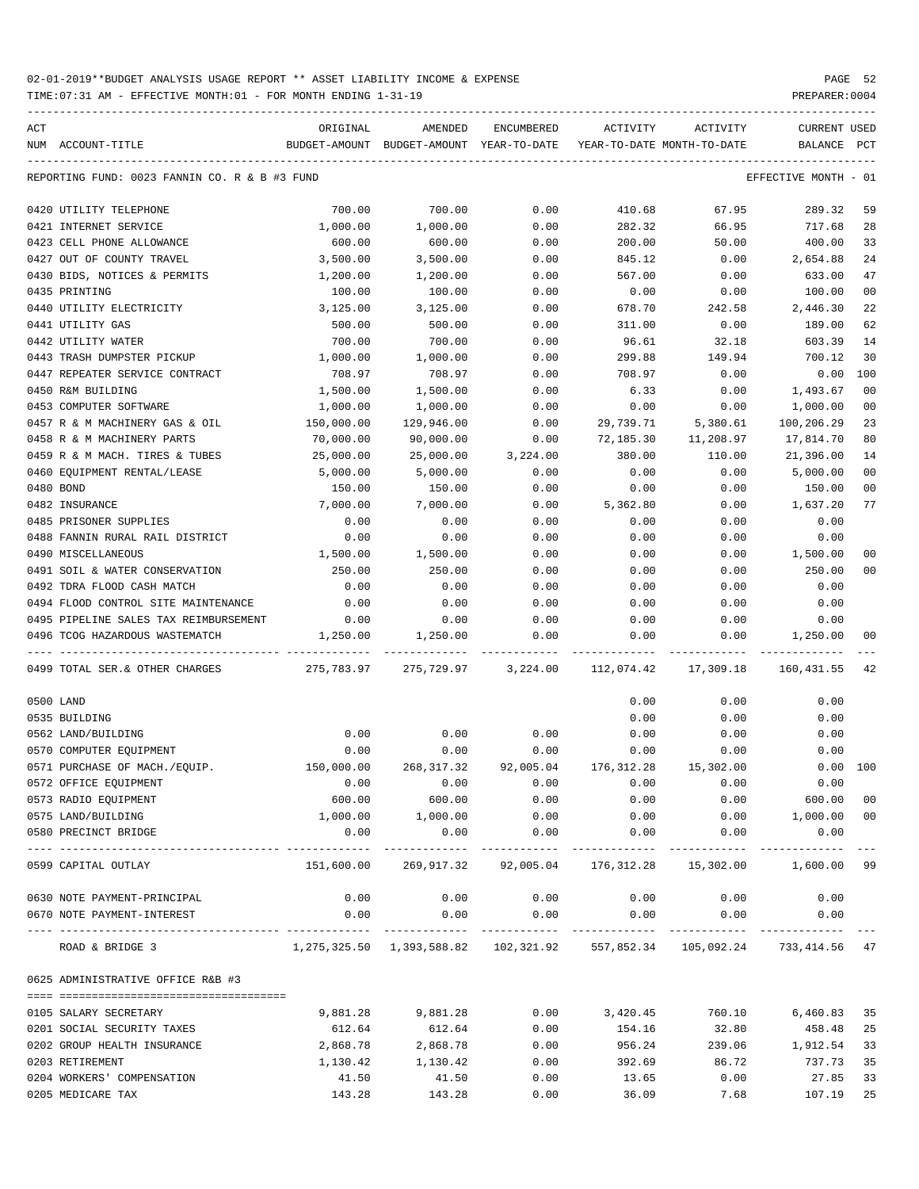02-01-2019**BUDGET ANALYSIS USAGE REPORT ** ASSET LIABILITY INCOME & EXPENSE

TIME:07:31 AM - EFFECTIVE MONTH:01 - FOR MONTH ENDING 1-31-19

PREPARER:0004

REPORTING FUND: 0023 FANNIN CO. R & B #3 FUND — EFFECTIVE MONTH - 01

| ACT NUM | ACCOUNT-TITLE | ORIGINAL BUDGET-AMOUNT | AMENDED BUDGET-AMOUNT | ENCUMBERED YEAR-TO-DATE | ACTIVITY YEAR-TO-DATE | ACTIVITY MONTH-TO-DATE | CURRENT BALANCE | USED PCT |
|---|---|---|---|---|---|---|---|---|
| 0420 | UTILITY TELEPHONE | 700.00 | 700.00 | 0.00 | 410.68 | 67.95 | 289.32 | 59 |
| 0421 | INTERNET SERVICE | 1,000.00 | 1,000.00 | 0.00 | 282.32 | 66.95 | 717.68 | 28 |
| 0423 | CELL PHONE ALLOWANCE | 600.00 | 600.00 | 0.00 | 200.00 | 50.00 | 400.00 | 33 |
| 0427 | OUT OF COUNTY TRAVEL | 3,500.00 | 3,500.00 | 0.00 | 845.12 | 0.00 | 2,654.88 | 24 |
| 0430 | BIDS, NOTICES & PERMITS | 1,200.00 | 1,200.00 | 0.00 | 567.00 | 0.00 | 633.00 | 47 |
| 0435 | PRINTING | 100.00 | 100.00 | 0.00 | 0.00 | 0.00 | 100.00 | 00 |
| 0440 | UTILITY ELECTRICITY | 3,125.00 | 3,125.00 | 0.00 | 678.70 | 242.58 | 2,446.30 | 22 |
| 0441 | UTILITY GAS | 500.00 | 500.00 | 0.00 | 311.00 | 0.00 | 189.00 | 62 |
| 0442 | UTILITY WATER | 700.00 | 700.00 | 0.00 | 96.61 | 32.18 | 603.39 | 14 |
| 0443 | TRASH DUMPSTER PICKUP | 1,000.00 | 1,000.00 | 0.00 | 299.88 | 149.94 | 700.12 | 30 |
| 0447 | REPEATER SERVICE CONTRACT | 708.97 | 708.97 | 0.00 | 708.97 | 0.00 | 0.00 | 100 |
| 0450 | R&M BUILDING | 1,500.00 | 1,500.00 | 0.00 | 6.33 | 0.00 | 1,493.67 | 00 |
| 0453 | COMPUTER SOFTWARE | 1,000.00 | 1,000.00 | 0.00 | 0.00 | 0.00 | 1,000.00 | 00 |
| 0457 | R & M MACHINERY GAS & OIL | 150,000.00 | 129,946.00 | 0.00 | 29,739.71 | 5,380.61 | 100,206.29 | 23 |
| 0458 | R & M MACHINERY PARTS | 70,000.00 | 90,000.00 | 0.00 | 72,185.30 | 11,208.97 | 17,814.70 | 80 |
| 0459 | R & M MACH. TIRES & TUBES | 25,000.00 | 25,000.00 | 3,224.00 | 380.00 | 110.00 | 21,396.00 | 14 |
| 0460 | EQUIPMENT RENTAL/LEASE | 5,000.00 | 5,000.00 | 0.00 | 0.00 | 0.00 | 5,000.00 | 00 |
| 0480 | BOND | 150.00 | 150.00 | 0.00 | 0.00 | 0.00 | 150.00 | 00 |
| 0482 | INSURANCE | 7,000.00 | 7,000.00 | 0.00 | 5,362.80 | 0.00 | 1,637.20 | 77 |
| 0485 | PRISONER SUPPLIES | 0.00 | 0.00 | 0.00 | 0.00 | 0.00 | 0.00 | |
| 0488 | FANNIN RURAL RAIL DISTRICT | 0.00 | 0.00 | 0.00 | 0.00 | 0.00 | 0.00 | |
| 0490 | MISCELLANEOUS | 1,500.00 | 1,500.00 | 0.00 | 0.00 | 0.00 | 1,500.00 | 00 |
| 0491 | SOIL & WATER CONSERVATION | 250.00 | 250.00 | 0.00 | 0.00 | 0.00 | 250.00 | 00 |
| 0492 | TDRA FLOOD CASH MATCH | 0.00 | 0.00 | 0.00 | 0.00 | 0.00 | 0.00 | |
| 0494 | FLOOD CONTROL SITE MAINTENANCE | 0.00 | 0.00 | 0.00 | 0.00 | 0.00 | 0.00 | |
| 0495 | PIPELINE SALES TAX REIMBURSEMENT | 0.00 | 0.00 | 0.00 | 0.00 | 0.00 | 0.00 | |
| 0496 | TCOG HAZARDOUS WASTEMATCH | 1,250.00 | 1,250.00 | 0.00 | 0.00 | 0.00 | 1,250.00 | 00 |
| 0499 | TOTAL SER.& OTHER CHARGES | 275,783.97 | 275,729.97 | 3,224.00 | 112,074.42 | 17,309.18 | 160,431.55 | 42 |
| 0500 | LAND | | | | 0.00 | 0.00 | 0.00 | |
| 0535 | BUILDING | | | | 0.00 | 0.00 | 0.00 | |
| 0562 | LAND/BUILDING | 0.00 | 0.00 | 0.00 | 0.00 | 0.00 | 0.00 | |
| 0570 | COMPUTER EQUIPMENT | 0.00 | 0.00 | 0.00 | 0.00 | 0.00 | 0.00 | |
| 0571 | PURCHASE OF MACH./EQUIP. | 150,000.00 | 268,317.32 | 92,005.04 | 176,312.28 | 15,302.00 | 0.00 | 100 |
| 0572 | OFFICE EQUIPMENT | 0.00 | 0.00 | 0.00 | 0.00 | 0.00 | 0.00 | |
| 0573 | RADIO EQUIPMENT | 600.00 | 600.00 | 0.00 | 0.00 | 0.00 | 600.00 | 00 |
| 0575 | LAND/BUILDING | 1,000.00 | 1,000.00 | 0.00 | 0.00 | 0.00 | 1,000.00 | 00 |
| 0580 | PRECINCT BRIDGE | 0.00 | 0.00 | 0.00 | 0.00 | 0.00 | 0.00 | |
| 0599 | CAPITAL OUTLAY | 151,600.00 | 269,917.32 | 92,005.04 | 176,312.28 | 15,302.00 | 1,600.00 | 99 |
| 0630 | NOTE PAYMENT-PRINCIPAL | 0.00 | 0.00 | 0.00 | 0.00 | 0.00 | 0.00 | |
| 0670 | NOTE PAYMENT-INTEREST | 0.00 | 0.00 | 0.00 | 0.00 | 0.00 | 0.00 | |
| | ROAD & BRIDGE 3 | 1,275,325.50 | 1,393,588.82 | 102,321.92 | 557,852.34 | 105,092.24 | 733,414.56 | 47 |

0625 ADMINISTRATIVE OFFICE R&B #3

| ACT NUM | ACCOUNT-TITLE | ORIGINAL BUDGET-AMOUNT | AMENDED BUDGET-AMOUNT | ENCUMBERED YEAR-TO-DATE | ACTIVITY YEAR-TO-DATE | ACTIVITY MONTH-TO-DATE | CURRENT BALANCE | USED PCT |
|---|---|---|---|---|---|---|---|---|
| 0105 | SALARY SECRETARY | 9,881.28 | 9,881.28 | 0.00 | 3,420.45 | 760.10 | 6,460.83 | 35 |
| 0201 | SOCIAL SECURITY TAXES | 612.64 | 612.64 | 0.00 | 154.16 | 32.80 | 458.48 | 25 |
| 0202 | GROUP HEALTH INSURANCE | 2,868.78 | 2,868.78 | 0.00 | 956.24 | 239.06 | 1,912.54 | 33 |
| 0203 | RETIREMENT | 1,130.42 | 1,130.42 | 0.00 | 392.69 | 86.72 | 737.73 | 35 |
| 0204 | WORKERS' COMPENSATION | 41.50 | 41.50 | 0.00 | 13.65 | 0.00 | 27.85 | 33 |
| 0205 | MEDICARE TAX | 143.28 | 143.28 | 0.00 | 36.09 | 7.68 | 107.19 | 25 |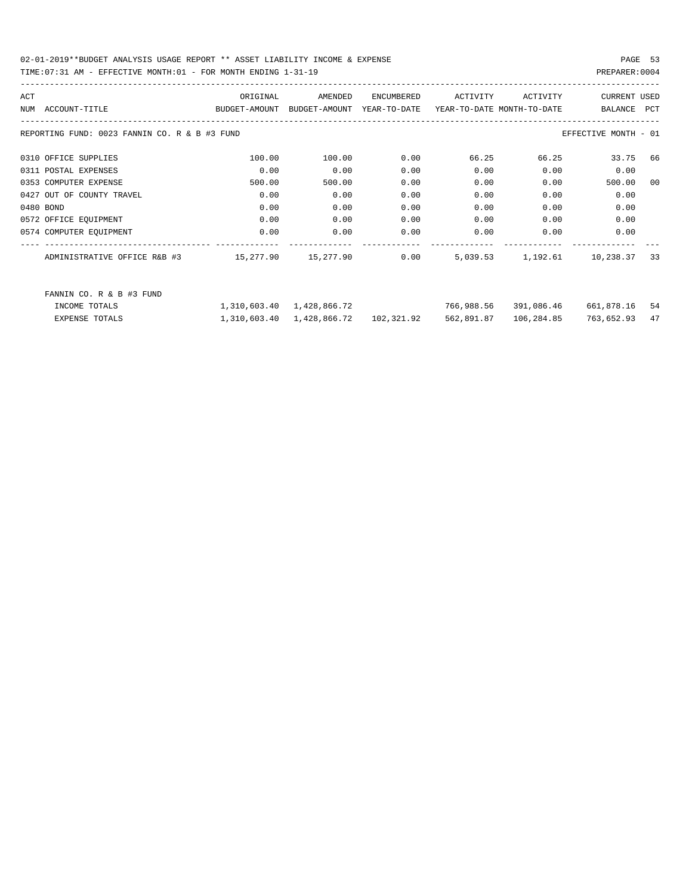02-01-2019**BUDGET ANALYSIS USAGE REPORT ** ASSET LIABILITY INCOME & EXPENSE

TIME:07:31 AM - EFFECTIVE MONTH:01 - FOR MONTH ENDING 1-31-19

PREPARER:0004

| ACT NUM | ACCOUNT-TITLE | ORIGINAL BUDGET-AMOUNT | AMENDED BUDGET-AMOUNT | ENCUMBERED YEAR-TO-DATE | ACTIVITY YEAR-TO-DATE | ACTIVITY MONTH-TO-DATE | CURRENT BALANCE | USED PCT |
|---|---|---|---|---|---|---|---|---|
| REPORTING FUND: 0023 FANNIN CO. R & B #3 FUND | | | | | | | EFFECTIVE MONTH - 01 | |
| 0310 | OFFICE SUPPLIES | 100.00 | 100.00 | 0.00 | 66.25 | 66.25 | 33.75 | 66 |
| 0311 | POSTAL EXPENSES | 0.00 | 0.00 | 0.00 | 0.00 | 0.00 | 0.00 | |
| 0353 | COMPUTER EXPENSE | 500.00 | 500.00 | 0.00 | 0.00 | 0.00 | 500.00 | 00 |
| 0427 | OUT OF COUNTY TRAVEL | 0.00 | 0.00 | 0.00 | 0.00 | 0.00 | 0.00 | |
| 0480 | BOND | 0.00 | 0.00 | 0.00 | 0.00 | 0.00 | 0.00 | |
| 0572 | OFFICE EQUIPMENT | 0.00 | 0.00 | 0.00 | 0.00 | 0.00 | 0.00 | |
| 0574 | COMPUTER EQUIPMENT | 0.00 | 0.00 | 0.00 | 0.00 | 0.00 | 0.00 | |
| | ADMINISTRATIVE OFFICE R&B #3 | 15,277.90 | 15,277.90 | 0.00 | 5,039.53 | 1,192.61 | 10,238.37 | 33 |
| | FANNIN CO. R & B #3 FUND | | | | | | | |
| | INCOME TOTALS | 1,310,603.40 | 1,428,866.72 | | 766,988.56 | 391,086.46 | 661,878.16 | 54 |
| | EXPENSE TOTALS | 1,310,603.40 | 1,428,866.72 | 102,321.92 | 562,891.87 | 106,284.85 | 763,652.93 | 47 |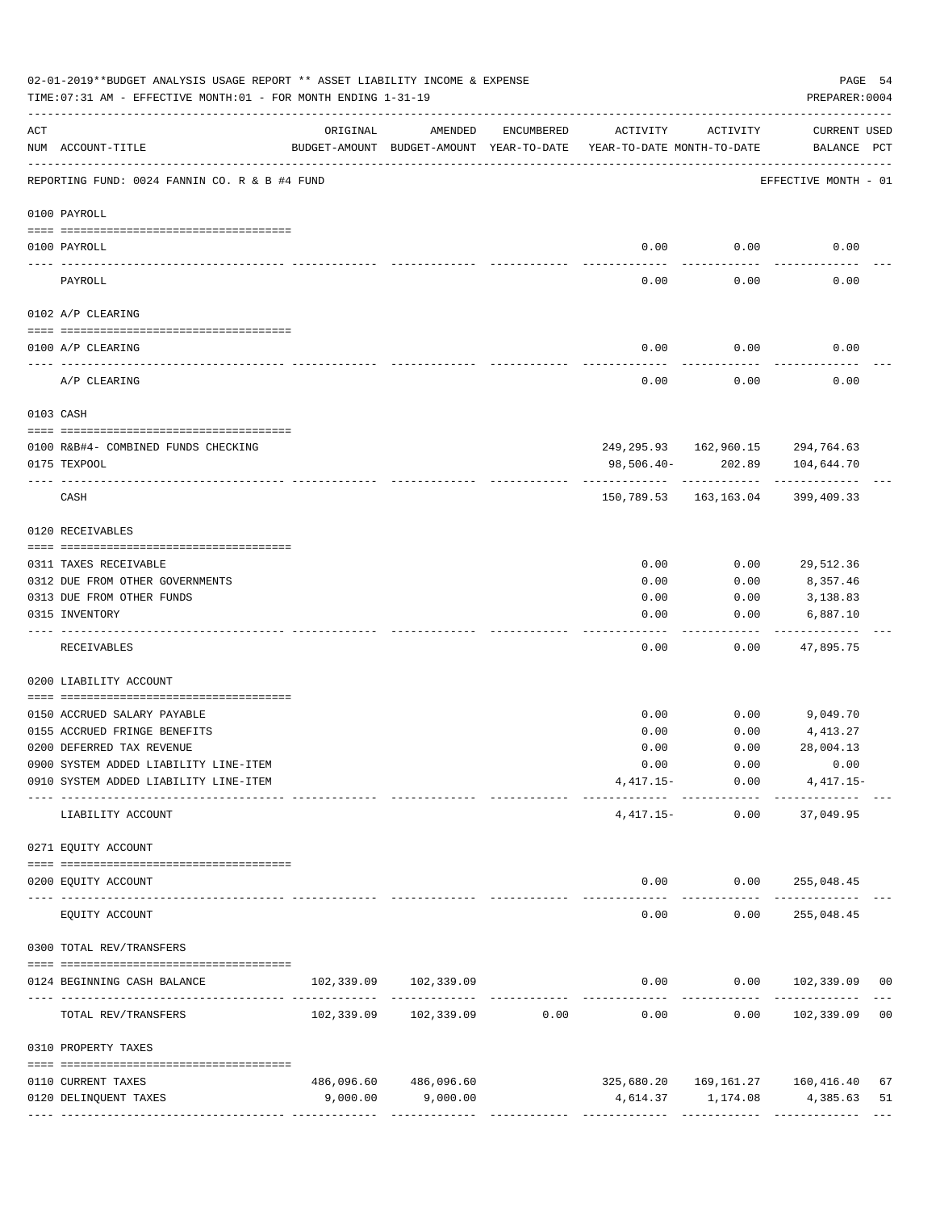02-01-2019**BUDGET ANALYSIS USAGE REPORT ** ASSET LIABILITY INCOME & EXPENSE

TIME:07:31 AM - EFFECTIVE MONTH:01 - FOR MONTH ENDING 1-31-19

PREPARER:0004

REPORTING FUND: 0024 FANNIN CO. R & B #4 FUND — EFFECTIVE MONTH - 01

| ACT NUM | ACCOUNT-TITLE | ORIGINAL BUDGET-AMOUNT | AMENDED BUDGET-AMOUNT | ENCUMBERED YEAR-TO-DATE | ACTIVITY YEAR-TO-DATE | ACTIVITY MONTH-TO-DATE | CURRENT BALANCE | USED PCT |
|---|---|---|---|---|---|---|---|---|
| **0100** | **PAYROLL** | | | | | | | |
| 0100 | PAYROLL | | | | 0.00 | 0.00 | 0.00 | |
| | PAYROLL | | | | 0.00 | 0.00 | 0.00 | |
| **0102** | **A/P CLEARING** | | | | | | | |
| 0100 | A/P CLEARING | | | | 0.00 | 0.00 | 0.00 | |
| | A/P CLEARING | | | | 0.00 | 0.00 | 0.00 | |
| **0103** | **CASH** | | | | | | | |
| 0100 | R&B#4- COMBINED FUNDS CHECKING | | | | 249,295.93 | 162,960.15 | 294,764.63 | |
| 0175 | TEXPOOL | | | | 98,506.40- | 202.89 | 104,644.70 | |
| | CASH | | | | 150,789.53 | 163,163.04 | 399,409.33 | |
| **0120** | **RECEIVABLES** | | | | | | | |
| 0311 | TAXES RECEIVABLE | | | | 0.00 | 0.00 | 29,512.36 | |
| 0312 | DUE FROM OTHER GOVERNMENTS | | | | 0.00 | 0.00 | 8,357.46 | |
| 0313 | DUE FROM OTHER FUNDS | | | | 0.00 | 0.00 | 3,138.83 | |
| 0315 | INVENTORY | | | | 0.00 | 0.00 | 6,887.10 | |
| | RECEIVABLES | | | | 0.00 | 0.00 | 47,895.75 | |
| **0200** | **LIABILITY ACCOUNT** | | | | | | | |
| 0150 | ACCRUED SALARY PAYABLE | | | | 0.00 | 0.00 | 9,049.70 | |
| 0155 | ACCRUED FRINGE BENEFITS | | | | 0.00 | 0.00 | 4,413.27 | |
| 0200 | DEFERRED TAX REVENUE | | | | 0.00 | 0.00 | 28,004.13 | |
| 0900 | SYSTEM ADDED LIABILITY LINE-ITEM | | | | 0.00 | 0.00 | 0.00 | |
| 0910 | SYSTEM ADDED LIABILITY LINE-ITEM | | | | 4,417.15- | 0.00 | 4,417.15- | |
| | LIABILITY ACCOUNT | | | | 4,417.15- | 0.00 | 37,049.95 | |
| **0271** | **EQUITY ACCOUNT** | | | | | | | |
| 0200 | EQUITY ACCOUNT | | | | 0.00 | 0.00 | 255,048.45 | |
| | EQUITY ACCOUNT | | | | 0.00 | 0.00 | 255,048.45 | |
| **0300** | **TOTAL REV/TRANSFERS** | | | | | | | |
| 0124 | BEGINNING CASH BALANCE | 102,339.09 | 102,339.09 | | 0.00 | 0.00 | 102,339.09 | 00 |
| | TOTAL REV/TRANSFERS | 102,339.09 | 102,339.09 | 0.00 | 0.00 | 0.00 | 102,339.09 | 00 |
| **0310** | **PROPERTY TAXES** | | | | | | | |
| 0110 | CURRENT TAXES | 486,096.60 | 486,096.60 | | 325,680.20 | 169,161.27 | 160,416.40 | 67 |
| 0120 | DELINQUENT TAXES | 9,000.00 | 9,000.00 | | 4,614.37 | 1,174.08 | 4,385.63 | 51 |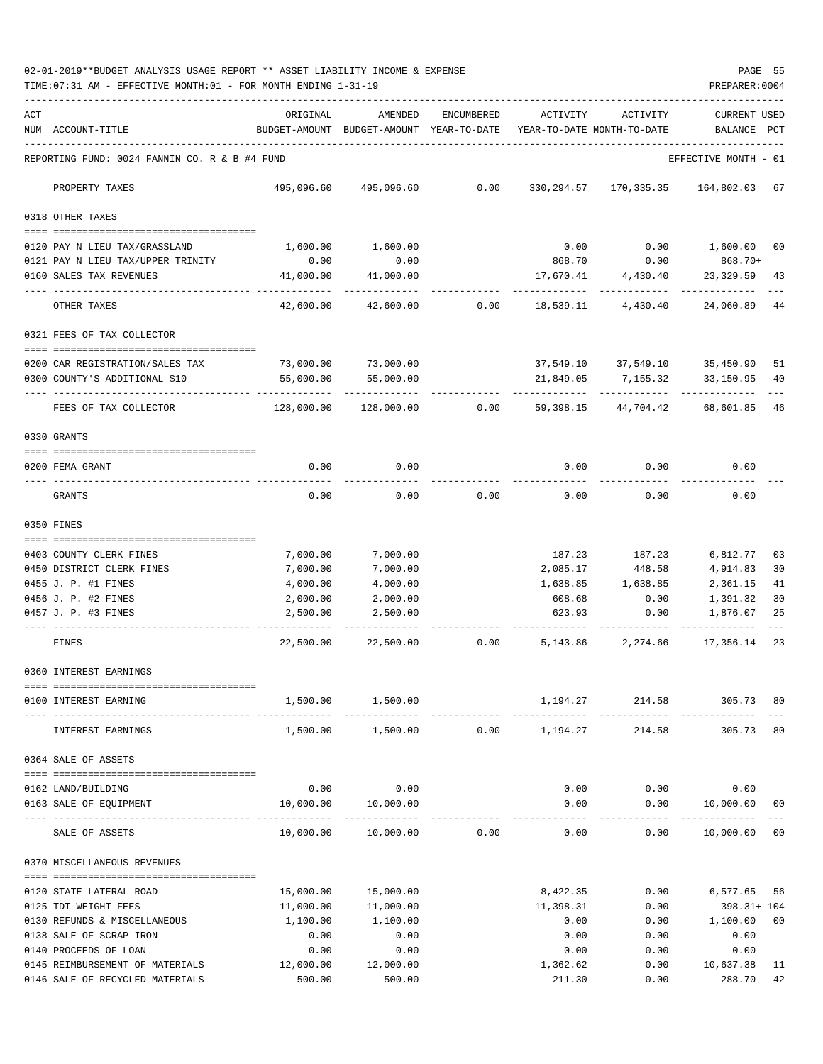02-01-2019**BUDGET ANALYSIS USAGE REPORT ** ASSET LIABILITY INCOME & EXPENSE

TIME:07:31 AM - EFFECTIVE MONTH:01 - FOR MONTH ENDING 1-31-19

PREPARER:0004

REPORTING FUND: 0024 FANNIN CO. R & B #4 FUND — EFFECTIVE MONTH - 01

| ACT NUM | ACCOUNT-TITLE | ORIGINAL BUDGET-AMOUNT | AMENDED BUDGET-AMOUNT | ENCUMBERED YEAR-TO-DATE | ACTIVITY YEAR-TO-DATE | ACTIVITY MONTH-TO-DATE | CURRENT USED BALANCE | PCT |
|---|---|---|---|---|---|---|---|---|
| | PROPERTY TAXES | 495,096.60 | 495,096.60 | 0.00 | 330,294.57 | 170,335.35 | 164,802.03 | 67 |
| | **0318 OTHER TAXES** | | | | | | | |
| 0120 | PAY N LIEU TAX/GRASSLAND | 1,600.00 | 1,600.00 | | 0.00 | 0.00 | 1,600.00 | 00 |
| 0121 | PAY N LIEU TAX/UPPER TRINITY | 0.00 | 0.00 | | 868.70 | 0.00 | 868.70+ | |
| 0160 | SALES TAX REVENUES | 41,000.00 | 41,000.00 | | 17,670.41 | 4,430.40 | 23,329.59 | 43 |
| | OTHER TAXES | 42,600.00 | 42,600.00 | 0.00 | 18,539.11 | 4,430.40 | 24,060.89 | 44 |
| | **0321 FEES OF TAX COLLECTOR** | | | | | | | |
| 0200 | CAR REGISTRATION/SALES TAX | 73,000.00 | 73,000.00 | | 37,549.10 | 37,549.10 | 35,450.90 | 51 |
| 0300 | COUNTY'S ADDITIONAL $10 | 55,000.00 | 55,000.00 | | 21,849.05 | 7,155.32 | 33,150.95 | 40 |
| | FEES OF TAX COLLECTOR | 128,000.00 | 128,000.00 | 0.00 | 59,398.15 | 44,704.42 | 68,601.85 | 46 |
| | **0330 GRANTS** | | | | | | | |
| 0200 | FEMA GRANT | 0.00 | 0.00 | | 0.00 | 0.00 | 0.00 | |
| | GRANTS | 0.00 | 0.00 | 0.00 | 0.00 | 0.00 | 0.00 | |
| | **0350 FINES** | | | | | | | |
| 0403 | COUNTY CLERK FINES | 7,000.00 | 7,000.00 | | 187.23 | 187.23 | 6,812.77 | 03 |
| 0450 | DISTRICT CLERK FINES | 7,000.00 | 7,000.00 | | 2,085.17 | 448.58 | 4,914.83 | 30 |
| 0455 | J. P. #1 FINES | 4,000.00 | 4,000.00 | | 1,638.85 | 1,638.85 | 2,361.15 | 41 |
| 0456 | J. P. #2 FINES | 2,000.00 | 2,000.00 | | 608.68 | 0.00 | 1,391.32 | 30 |
| 0457 | J. P. #3 FINES | 2,500.00 | 2,500.00 | | 623.93 | 0.00 | 1,876.07 | 25 |
| | FINES | 22,500.00 | 22,500.00 | 0.00 | 5,143.86 | 2,274.66 | 17,356.14 | 23 |
| | **0360 INTEREST EARNINGS** | | | | | | | |
| 0100 | INTEREST EARNING | 1,500.00 | 1,500.00 | | 1,194.27 | 214.58 | 305.73 | 80 |
| | INTEREST EARNINGS | 1,500.00 | 1,500.00 | 0.00 | 1,194.27 | 214.58 | 305.73 | 80 |
| | **0364 SALE OF ASSETS** | | | | | | | |
| 0162 | LAND/BUILDING | 0.00 | 0.00 | | 0.00 | 0.00 | 0.00 | |
| 0163 | SALE OF EQUIPMENT | 10,000.00 | 10,000.00 | | 0.00 | 0.00 | 10,000.00 | 00 |
| | SALE OF ASSETS | 10,000.00 | 10,000.00 | 0.00 | 0.00 | 0.00 | 10,000.00 | 00 |
| | **0370 MISCELLANEOUS REVENUES** | | | | | | | |
| 0120 | STATE LATERAL ROAD | 15,000.00 | 15,000.00 | | 8,422.35 | 0.00 | 6,577.65 | 56 |
| 0125 | TDT WEIGHT FEES | 11,000.00 | 11,000.00 | | 11,398.31 | 0.00 | 398.31+ | 104 |
| 0130 | REFUNDS & MISCELLANEOUS | 1,100.00 | 1,100.00 | | 0.00 | 0.00 | 1,100.00 | 00 |
| 0138 | SALE OF SCRAP IRON | 0.00 | 0.00 | | 0.00 | 0.00 | 0.00 | |
| 0140 | PROCEEDS OF LOAN | 0.00 | 0.00 | | 0.00 | 0.00 | 0.00 | |
| 0145 | REIMBURSEMENT OF MATERIALS | 12,000.00 | 12,000.00 | | 1,362.62 | 0.00 | 10,637.38 | 11 |
| 0146 | SALE OF RECYCLED MATERIALS | 500.00 | 500.00 | | 211.30 | 0.00 | 288.70 | 42 |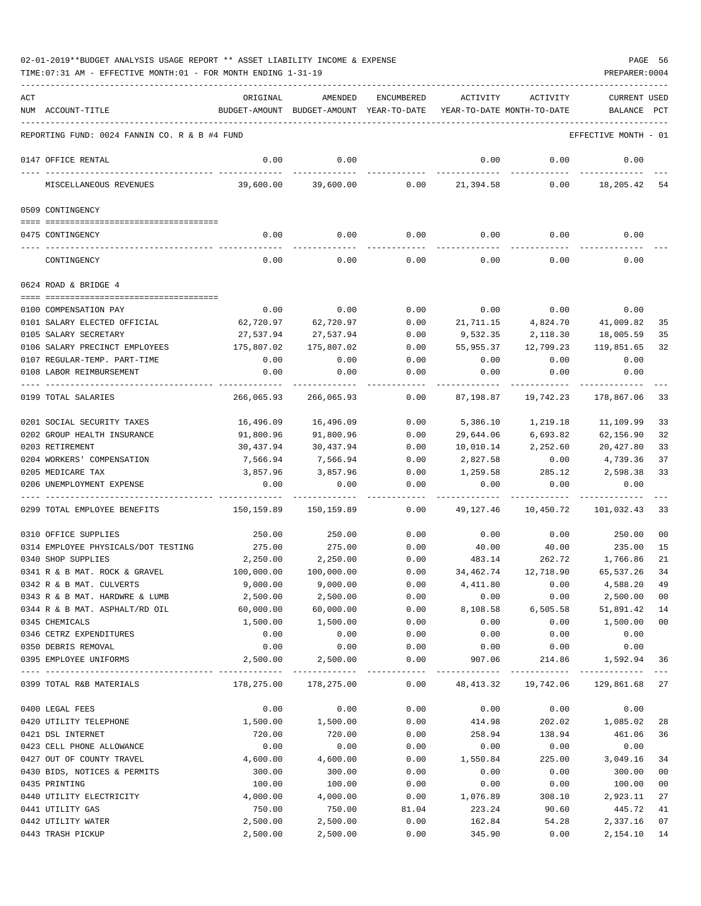02-01-2019**BUDGET ANALYSIS USAGE REPORT ** ASSET LIABILITY INCOME & EXPENSE

TIME:07:31 AM - EFFECTIVE MONTH:01 - FOR MONTH ENDING 1-31-19

PREPARER:0004

| ACT NUM | ACCOUNT-TITLE | ORIGINAL BUDGET-AMOUNT | AMENDED BUDGET-AMOUNT | ENCUMBERED YEAR-TO-DATE | ACTIVITY YEAR-TO-DATE | ACTIVITY MONTH-TO-DATE | CURRENT BALANCE | USED PCT |
|---|---|---|---|---|---|---|---|---|
| | REPORTING FUND: 0024 FANNIN CO. R & B #4 FUND | | | | | | EFFECTIVE MONTH - 01 | |
| 0147 | OFFICE RENTAL | 0.00 | 0.00 | | 0.00 | 0.00 | 0.00 | |
| | MISCELLANEOUS REVENUES | 39,600.00 | 39,600.00 | 0.00 | 21,394.58 | 0.00 | 18,205.42 | 54 |
| | 0509 CONTINGENCY | | | | | | | |
| 0475 | CONTINGENCY | 0.00 | 0.00 | 0.00 | 0.00 | 0.00 | 0.00 | |
| | CONTINGENCY | 0.00 | 0.00 | 0.00 | 0.00 | 0.00 | 0.00 | |
| | 0624 ROAD & BRIDGE 4 | | | | | | | |
| 0100 | COMPENSATION PAY | 0.00 | 0.00 | 0.00 | 0.00 | 0.00 | 0.00 | |
| 0101 | SALARY ELECTED OFFICIAL | 62,720.97 | 62,720.97 | 0.00 | 21,711.15 | 4,824.70 | 41,009.82 | 35 |
| 0105 | SALARY SECRETARY | 27,537.94 | 27,537.94 | 0.00 | 9,532.35 | 2,118.30 | 18,005.59 | 35 |
| 0106 | SALARY PRECINCT EMPLOYEES | 175,807.02 | 175,807.02 | 0.00 | 55,955.37 | 12,799.23 | 119,851.65 | 32 |
| 0107 | REGULAR-TEMP. PART-TIME | 0.00 | 0.00 | 0.00 | 0.00 | 0.00 | 0.00 | |
| 0108 | LABOR REIMBURSEMENT | 0.00 | 0.00 | 0.00 | 0.00 | 0.00 | 0.00 | |
| 0199 | TOTAL SALARIES | 266,065.93 | 266,065.93 | 0.00 | 87,198.87 | 19,742.23 | 178,867.06 | 33 |
| 0201 | SOCIAL SECURITY TAXES | 16,496.09 | 16,496.09 | 0.00 | 5,386.10 | 1,219.18 | 11,109.99 | 33 |
| 0202 | GROUP HEALTH INSURANCE | 91,800.96 | 91,800.96 | 0.00 | 29,644.06 | 6,693.82 | 62,156.90 | 32 |
| 0203 | RETIREMENT | 30,437.94 | 30,437.94 | 0.00 | 10,010.14 | 2,252.60 | 20,427.80 | 33 |
| 0204 | WORKERS' COMPENSATION | 7,566.94 | 7,566.94 | 0.00 | 2,827.58 | 0.00 | 4,739.36 | 37 |
| 0205 | MEDICARE TAX | 3,857.96 | 3,857.96 | 0.00 | 1,259.58 | 285.12 | 2,598.38 | 33 |
| 0206 | UNEMPLOYMENT EXPENSE | 0.00 | 0.00 | 0.00 | 0.00 | 0.00 | 0.00 | |
| 0299 | TOTAL EMPLOYEE BENEFITS | 150,159.89 | 150,159.89 | 0.00 | 49,127.46 | 10,450.72 | 101,032.43 | 33 |
| 0310 | OFFICE SUPPLIES | 250.00 | 250.00 | 0.00 | 0.00 | 0.00 | 250.00 | 00 |
| 0314 | EMPLOYEE PHYSICALS/DOT TESTING | 275.00 | 275.00 | 0.00 | 40.00 | 40.00 | 235.00 | 15 |
| 0340 | SHOP SUPPLIES | 2,250.00 | 2,250.00 | 0.00 | 483.14 | 262.72 | 1,766.86 | 21 |
| 0341 | R & B MAT. ROCK & GRAVEL | 100,000.00 | 100,000.00 | 0.00 | 34,462.74 | 12,718.90 | 65,537.26 | 34 |
| 0342 | R & B MAT. CULVERTS | 9,000.00 | 9,000.00 | 0.00 | 4,411.80 | 0.00 | 4,588.20 | 49 |
| 0343 | R & B MAT. HARDWRE & LUMB | 2,500.00 | 2,500.00 | 0.00 | 0.00 | 0.00 | 2,500.00 | 00 |
| 0344 | R & B MAT. ASPHALT/RD OIL | 60,000.00 | 60,000.00 | 0.00 | 8,108.58 | 6,505.58 | 51,891.42 | 14 |
| 0345 | CHEMICALS | 1,500.00 | 1,500.00 | 0.00 | 0.00 | 0.00 | 1,500.00 | 00 |
| 0346 | CETRZ EXPENDITURES | 0.00 | 0.00 | 0.00 | 0.00 | 0.00 | 0.00 | |
| 0350 | DEBRIS REMOVAL | 0.00 | 0.00 | 0.00 | 0.00 | 0.00 | 0.00 | |
| 0395 | EMPLOYEE UNIFORMS | 2,500.00 | 2,500.00 | 0.00 | 907.06 | 214.86 | 1,592.94 | 36 |
| 0399 | TOTAL R&B MATERIALS | 178,275.00 | 178,275.00 | 0.00 | 48,413.32 | 19,742.06 | 129,861.68 | 27 |
| 0400 | LEGAL FEES | 0.00 | 0.00 | 0.00 | 0.00 | 0.00 | 0.00 | |
| 0420 | UTILITY TELEPHONE | 1,500.00 | 1,500.00 | 0.00 | 414.98 | 202.02 | 1,085.02 | 28 |
| 0421 | DSL INTERNET | 720.00 | 720.00 | 0.00 | 258.94 | 138.94 | 461.06 | 36 |
| 0423 | CELL PHONE ALLOWANCE | 0.00 | 0.00 | 0.00 | 0.00 | 0.00 | 0.00 | |
| 0427 | OUT OF COUNTY TRAVEL | 4,600.00 | 4,600.00 | 0.00 | 1,550.84 | 225.00 | 3,049.16 | 34 |
| 0430 | BIDS, NOTICES & PERMITS | 300.00 | 300.00 | 0.00 | 0.00 | 0.00 | 300.00 | 00 |
| 0435 | PRINTING | 100.00 | 100.00 | 0.00 | 0.00 | 0.00 | 100.00 | 00 |
| 0440 | UTILITY ELECTRICITY | 4,000.00 | 4,000.00 | 0.00 | 1,076.89 | 308.10 | 2,923.11 | 27 |
| 0441 | UTILITY GAS | 750.00 | 750.00 | 81.04 | 223.24 | 90.60 | 445.72 | 41 |
| 0442 | UTILITY WATER | 2,500.00 | 2,500.00 | 0.00 | 162.84 | 54.28 | 2,337.16 | 07 |
| 0443 | TRASH PICKUP | 2,500.00 | 2,500.00 | 0.00 | 345.90 | 0.00 | 2,154.10 | 14 |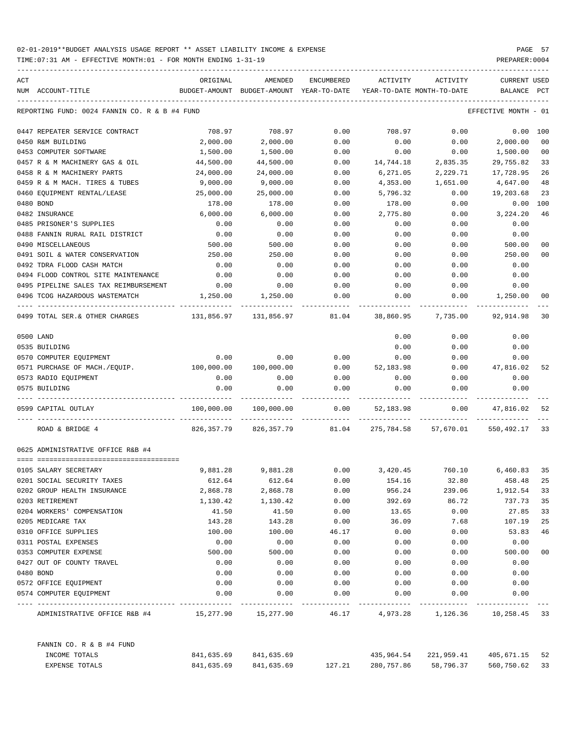02-01-2019**BUDGET ANALYSIS USAGE REPORT ** ASSET LIABILITY INCOME & EXPENSE

TIME:07:31 AM - EFFECTIVE MONTH:01 - FOR MONTH ENDING 1-31-19

REPORTING FUND: 0024 FANNIN CO. R & B #4 FUND — EFFECTIVE MONTH - 01

| ACT NUM | ACCOUNT-TITLE | ORIGINAL BUDGET-AMOUNT | AMENDED BUDGET-AMOUNT | ENCUMBERED YEAR-TO-DATE | ACTIVITY YEAR-TO-DATE | ACTIVITY MONTH-TO-DATE | CURRENT BALANCE | USED PCT |
|---|---|---|---|---|---|---|---|---|
| 0447 | REPEATER SERVICE CONTRACT | 708.97 | 708.97 | 0.00 | 708.97 | 0.00 | 0.00 | 100 |
| 0450 | R&M BUILDING | 2,000.00 | 2,000.00 | 0.00 | 0.00 | 0.00 | 2,000.00 | 00 |
| 0453 | COMPUTER SOFTWARE | 1,500.00 | 1,500.00 | 0.00 | 0.00 | 0.00 | 1,500.00 | 00 |
| 0457 | R & M MACHINERY GAS & OIL | 44,500.00 | 44,500.00 | 0.00 | 14,744.18 | 2,835.35 | 29,755.82 | 33 |
| 0458 | R & M MACHINERY PARTS | 24,000.00 | 24,000.00 | 0.00 | 6,271.05 | 2,229.71 | 17,728.95 | 26 |
| 0459 | R & M MACH. TIRES & TUBES | 9,000.00 | 9,000.00 | 0.00 | 4,353.00 | 1,651.00 | 4,647.00 | 48 |
| 0460 | EQUIPMENT RENTAL/LEASE | 25,000.00 | 25,000.00 | 0.00 | 5,796.32 | 0.00 | 19,203.68 | 23 |
| 0480 | BOND | 178.00 | 178.00 | 0.00 | 178.00 | 0.00 | 0.00 | 100 |
| 0482 | INSURANCE | 6,000.00 | 6,000.00 | 0.00 | 2,775.80 | 0.00 | 3,224.20 | 46 |
| 0485 | PRISONER'S SUPPLIES | 0.00 | 0.00 | 0.00 | 0.00 | 0.00 | 0.00 | |
| 0488 | FANNIN RURAL RAIL DISTRICT | 0.00 | 0.00 | 0.00 | 0.00 | 0.00 | 0.00 | |
| 0490 | MISCELLANEOUS | 500.00 | 500.00 | 0.00 | 0.00 | 0.00 | 500.00 | 00 |
| 0491 | SOIL & WATER CONSERVATION | 250.00 | 250.00 | 0.00 | 0.00 | 0.00 | 250.00 | 00 |
| 0492 | TDRA FLOOD CASH MATCH | 0.00 | 0.00 | 0.00 | 0.00 | 0.00 | 0.00 | |
| 0494 | FLOOD CONTROL SITE MAINTENANCE | 0.00 | 0.00 | 0.00 | 0.00 | 0.00 | 0.00 | |
| 0495 | PIPELINE SALES TAX REIMBURSEMENT | 0.00 | 0.00 | 0.00 | 0.00 | 0.00 | 0.00 | |
| 0496 | TCOG HAZARDOUS WASTEMATCH | 1,250.00 | 1,250.00 | 0.00 | 0.00 | 0.00 | 1,250.00 | 00 |
| 0499 | TOTAL SER.& OTHER CHARGES | 131,856.97 | 131,856.97 | 81.04 | 38,860.95 | 7,735.00 | 92,914.98 | 30 |
| 0500 | LAND | | | | 0.00 | 0.00 | 0.00 | |
| 0535 | BUILDING | | | | 0.00 | 0.00 | 0.00 | |
| 0570 | COMPUTER EQUIPMENT | 0.00 | 0.00 | 0.00 | 0.00 | 0.00 | 0.00 | |
| 0571 | PURCHASE OF MACH./EQUIP. | 100,000.00 | 100,000.00 | 0.00 | 52,183.98 | 0.00 | 47,816.02 | 52 |
| 0573 | RADIO EQUIPMENT | 0.00 | 0.00 | 0.00 | 0.00 | 0.00 | 0.00 | |
| 0575 | BUILDING | 0.00 | 0.00 | 0.00 | 0.00 | 0.00 | 0.00 | |
| 0599 | CAPITAL OUTLAY | 100,000.00 | 100,000.00 | 0.00 | 52,183.98 | 0.00 | 47,816.02 | 52 |
| | ROAD & BRIDGE 4 | 826,357.79 | 826,357.79 | 81.04 | 275,784.58 | 57,670.01 | 550,492.17 | 33 |

0625 ADMINISTRATIVE OFFICE R&B #4

| ACT NUM | ACCOUNT-TITLE | ORIGINAL BUDGET-AMOUNT | AMENDED BUDGET-AMOUNT | ENCUMBERED YEAR-TO-DATE | ACTIVITY YEAR-TO-DATE | ACTIVITY MONTH-TO-DATE | CURRENT BALANCE | USED PCT |
|---|---|---|---|---|---|---|---|---|
| 0105 | SALARY SECRETARY | 9,881.28 | 9,881.28 | 0.00 | 3,420.45 | 760.10 | 6,460.83 | 35 |
| 0201 | SOCIAL SECURITY TAXES | 612.64 | 612.64 | 0.00 | 154.16 | 32.80 | 458.48 | 25 |
| 0202 | GROUP HEALTH INSURANCE | 2,868.78 | 2,868.78 | 0.00 | 956.24 | 239.06 | 1,912.54 | 33 |
| 0203 | RETIREMENT | 1,130.42 | 1,130.42 | 0.00 | 392.69 | 86.72 | 737.73 | 35 |
| 0204 | WORKERS' COMPENSATION | 41.50 | 41.50 | 0.00 | 13.65 | 0.00 | 27.85 | 33 |
| 0205 | MEDICARE TAX | 143.28 | 143.28 | 0.00 | 36.09 | 7.68 | 107.19 | 25 |
| 0310 | OFFICE SUPPLIES | 100.00 | 100.00 | 46.17 | 0.00 | 0.00 | 53.83 | 46 |
| 0311 | POSTAL EXPENSES | 0.00 | 0.00 | 0.00 | 0.00 | 0.00 | 0.00 | |
| 0353 | COMPUTER EXPENSE | 500.00 | 500.00 | 0.00 | 0.00 | 0.00 | 500.00 | 00 |
| 0427 | OUT OF COUNTY TRAVEL | 0.00 | 0.00 | 0.00 | 0.00 | 0.00 | 0.00 | |
| 0480 | BOND | 0.00 | 0.00 | 0.00 | 0.00 | 0.00 | 0.00 | |
| 0572 | OFFICE EQUIPMENT | 0.00 | 0.00 | 0.00 | 0.00 | 0.00 | 0.00 | |
| 0574 | COMPUTER EQUIPMENT | 0.00 | 0.00 | 0.00 | 0.00 | 0.00 | 0.00 | |
| | ADMINISTRATIVE OFFICE R&B #4 | 15,277.90 | 15,277.90 | 46.17 | 4,973.28 | 1,126.36 | 10,258.45 | 33 |

FANNIN CO. R & B #4 FUND

| | ORIGINAL BUDGET-AMOUNT | AMENDED BUDGET-AMOUNT | ENCUMBERED YEAR-TO-DATE | ACTIVITY YEAR-TO-DATE | ACTIVITY MONTH-TO-DATE | CURRENT BALANCE | USED PCT |
|---|---|---|---|---|---|---|---|
| INCOME TOTALS | 841,635.69 | 841,635.69 | | 435,964.54 | 221,959.41 | 405,671.15 | 52 |
| EXPENSE TOTALS | 841,635.69 | 841,635.69 | 127.21 | 280,757.86 | 58,796.37 | 560,750.62 | 33 |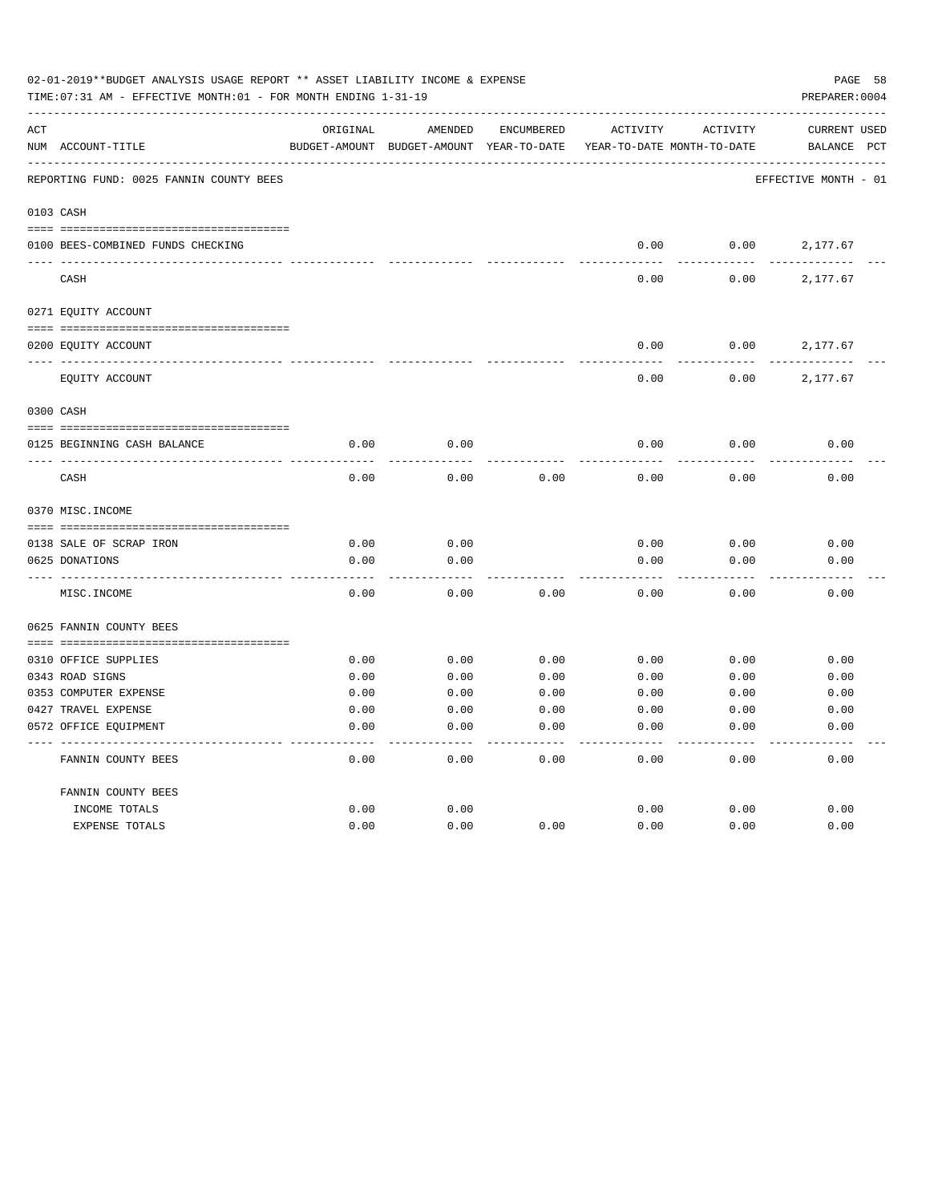02-01-2019**BUDGET ANALYSIS USAGE REPORT ** ASSET LIABILITY INCOME & EXPENSE

TIME:07:31 AM - EFFECTIVE MONTH:01 - FOR MONTH ENDING 1-31-19

PREPARER:0004

REPORTING FUND: 0025 FANNIN COUNTY BEES — EFFECTIVE MONTH - 01

| ACT NUM | ACCOUNT-TITLE | ORIGINAL BUDGET-AMOUNT | AMENDED BUDGET-AMOUNT | ENCUMBERED YEAR-TO-DATE | ACTIVITY YEAR-TO-DATE | ACTIVITY MONTH-TO-DATE | CURRENT BALANCE | USED PCT |
|---|---|---|---|---|---|---|---|---|
| **0103** | **CASH** | | | | | | | |
| 0100 | BEES-COMBINED FUNDS CHECKING | | | | 0.00 | 0.00 | 2,177.67 | |
| | CASH | | | | 0.00 | 0.00 | 2,177.67 | |
| **0271** | **EQUITY ACCOUNT** | | | | | | | |
| 0200 | EQUITY ACCOUNT | | | | 0.00 | 0.00 | 2,177.67 | |
| | EQUITY ACCOUNT | | | | 0.00 | 0.00 | 2,177.67 | |
| **0300** | **CASH** | | | | | | | |
| 0125 | BEGINNING CASH BALANCE | 0.00 | 0.00 | | 0.00 | 0.00 | 0.00 | |
| | CASH | 0.00 | 0.00 | 0.00 | 0.00 | 0.00 | 0.00 | |
| **0370** | **MISC.INCOME** | | | | | | | |
| 0138 | SALE OF SCRAP IRON | 0.00 | 0.00 | | 0.00 | 0.00 | 0.00 | |
| 0625 | DONATIONS | 0.00 | 0.00 | | 0.00 | 0.00 | 0.00 | |
| | MISC.INCOME | 0.00 | 0.00 | 0.00 | 0.00 | 0.00 | 0.00 | |
| **0625** | **FANNIN COUNTY BEES** | | | | | | | |
| 0310 | OFFICE SUPPLIES | 0.00 | 0.00 | 0.00 | 0.00 | 0.00 | 0.00 | |
| 0343 | ROAD SIGNS | 0.00 | 0.00 | 0.00 | 0.00 | 0.00 | 0.00 | |
| 0353 | COMPUTER EXPENSE | 0.00 | 0.00 | 0.00 | 0.00 | 0.00 | 0.00 | |
| 0427 | TRAVEL EXPENSE | 0.00 | 0.00 | 0.00 | 0.00 | 0.00 | 0.00 | |
| 0572 | OFFICE EQUIPMENT | 0.00 | 0.00 | 0.00 | 0.00 | 0.00 | 0.00 | |
| | FANNIN COUNTY BEES | 0.00 | 0.00 | 0.00 | 0.00 | 0.00 | 0.00 | |
| | **FANNIN COUNTY BEES** | | | | | | | |
| | INCOME TOTALS | 0.00 | 0.00 | | 0.00 | 0.00 | 0.00 | |
| | EXPENSE TOTALS | 0.00 | 0.00 | 0.00 | 0.00 | 0.00 | 0.00 | |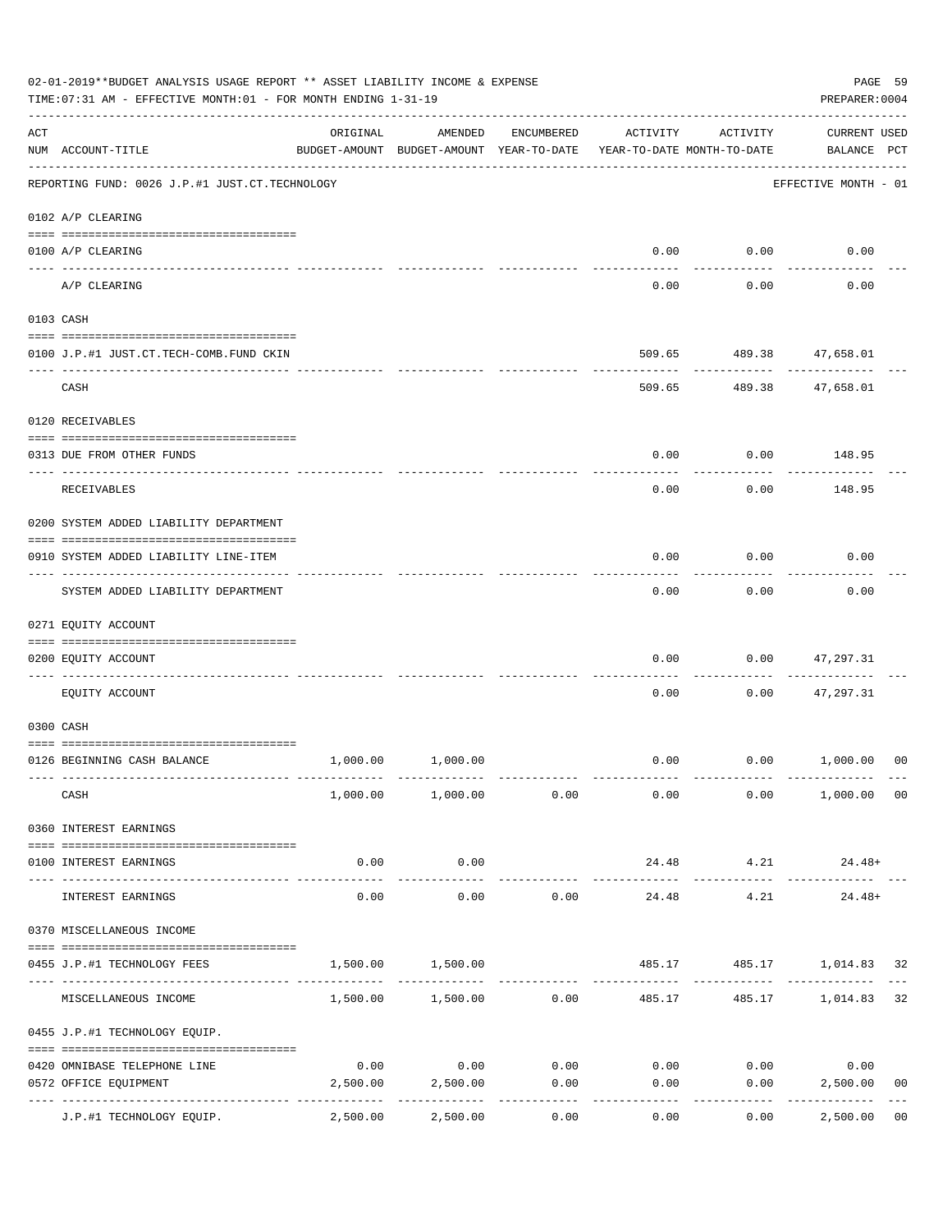02-01-2019**BUDGET ANALYSIS USAGE REPORT ** ASSET LIABILITY INCOME & EXPENSE

TIME:07:31 AM - EFFECTIVE MONTH:01 - FOR MONTH ENDING 1-31-19

PREPARER:0004

REPORTING FUND: 0026 J.P.#1 JUST.CT.TECHNOLOGY — EFFECTIVE MONTH - 01

| ACT NUM | ACCOUNT-TITLE | ORIGINAL BUDGET-AMOUNT | AMENDED BUDGET-AMOUNT | ENCUMBERED YEAR-TO-DATE | ACTIVITY YEAR-TO-DATE | ACTIVITY MONTH-TO-DATE | CURRENT BALANCE | USED PCT |
|---|---|---|---|---|---|---|---|---|
| 0102 | A/P CLEARING | | | | | | | |
| 0100 | A/P CLEARING | | | | 0.00 | 0.00 | 0.00 | |
| | A/P CLEARING | | | | 0.00 | 0.00 | 0.00 | |
| 0103 | CASH | | | | | | | |
| 0100 | J.P.#1 JUST.CT.TECH-COMB.FUND CKIN | | | | 509.65 | 489.38 | 47,658.01 | |
| | CASH | | | | 509.65 | 489.38 | 47,658.01 | |
| 0120 | RECEIVABLES | | | | | | | |
| 0313 | DUE FROM OTHER FUNDS | | | | 0.00 | 0.00 | 148.95 | |
| | RECEIVABLES | | | | 0.00 | 0.00 | 148.95 | |
| 0200 | SYSTEM ADDED LIABILITY DEPARTMENT | | | | | | | |
| 0910 | SYSTEM ADDED LIABILITY LINE-ITEM | | | | 0.00 | 0.00 | 0.00 | |
| | SYSTEM ADDED LIABILITY DEPARTMENT | | | | 0.00 | 0.00 | 0.00 | |
| 0271 | EQUITY ACCOUNT | | | | | | | |
| 0200 | EQUITY ACCOUNT | | | | 0.00 | 0.00 | 47,297.31 | |
| | EQUITY ACCOUNT | | | | 0.00 | 0.00 | 47,297.31 | |
| 0300 | CASH | | | | | | | |
| 0126 | BEGINNING CASH BALANCE | 1,000.00 | 1,000.00 | | 0.00 | 0.00 | 1,000.00 | 00 |
| | CASH | 1,000.00 | 1,000.00 | 0.00 | 0.00 | 0.00 | 1,000.00 | 00 |
| 0360 | INTEREST EARNINGS | | | | | | | |
| 0100 | INTEREST EARNINGS | 0.00 | 0.00 | | 24.48 | 4.21 | 24.48+ | |
| | INTEREST EARNINGS | 0.00 | 0.00 | 0.00 | 24.48 | 4.21 | 24.48+ | |
| 0370 | MISCELLANEOUS INCOME | | | | | | | |
| 0455 | J.P.#1 TECHNOLOGY FEES | 1,500.00 | 1,500.00 | | 485.17 | 485.17 | 1,014.83 | 32 |
| | MISCELLANEOUS INCOME | 1,500.00 | 1,500.00 | 0.00 | 485.17 | 485.17 | 1,014.83 | 32 |
| 0455 | J.P.#1 TECHNOLOGY EQUIP. | | | | | | | |
| 0420 | OMNIBASE TELEPHONE LINE | 0.00 | 0.00 | 0.00 | 0.00 | 0.00 | 0.00 | |
| 0572 | OFFICE EQUIPMENT | 2,500.00 | 2,500.00 | 0.00 | 0.00 | 0.00 | 2,500.00 | 00 |
| | J.P.#1 TECHNOLOGY EQUIP. | 2,500.00 | 2,500.00 | 0.00 | 0.00 | 0.00 | 2,500.00 | 00 |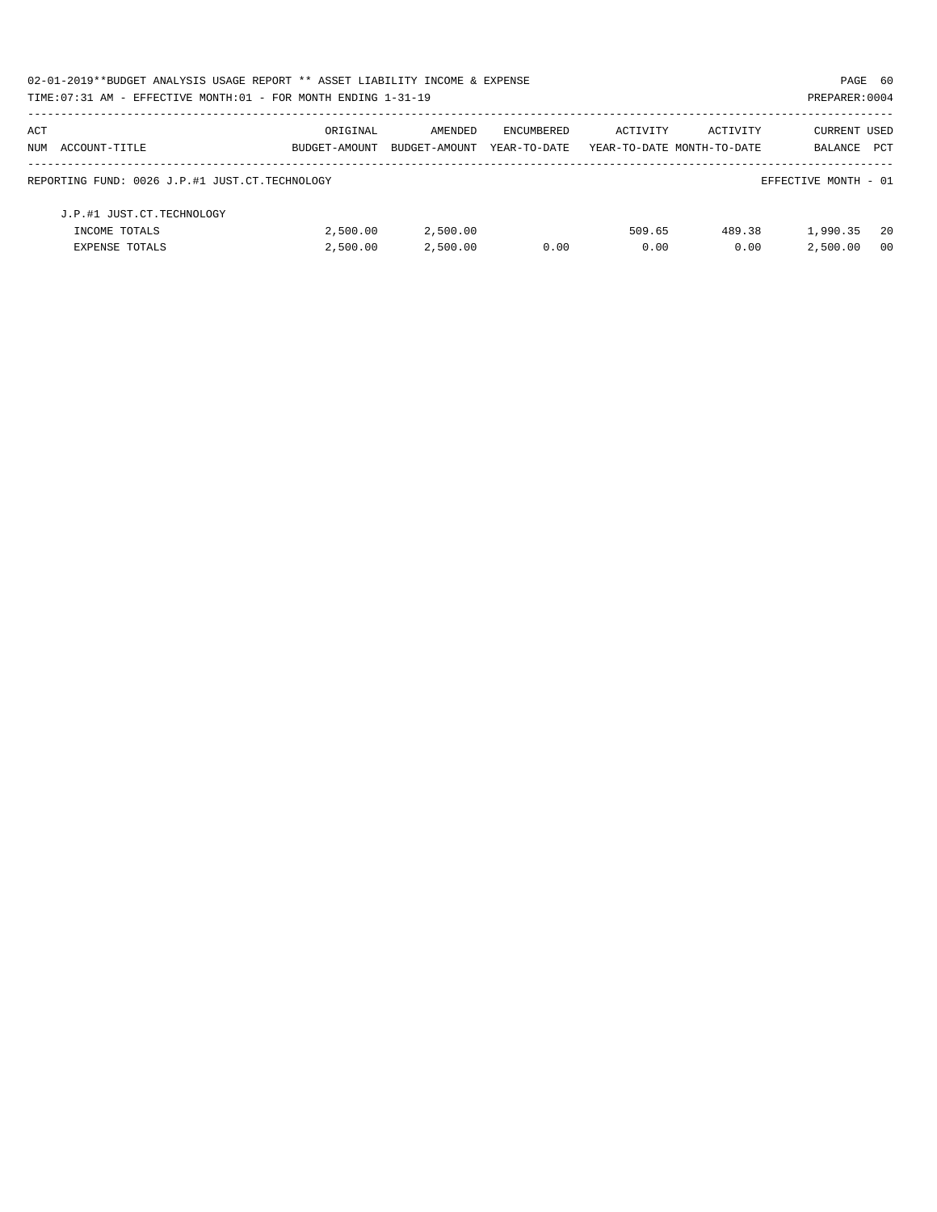02-01-2019**BUDGET ANALYSIS USAGE REPORT ** ASSET LIABILITY INCOME & EXPENSE

TIME:07:31 AM - EFFECTIVE MONTH:01 - FOR MONTH ENDING 1-31-19

PREPARER:0004

| ACT NUM | ACCOUNT-TITLE | ORIGINAL BUDGET-AMOUNT | AMENDED BUDGET-AMOUNT | ENCUMBERED YEAR-TO-DATE | ACTIVITY YEAR-TO-DATE | ACTIVITY MONTH-TO-DATE | CURRENT BALANCE | USED PCT |
|---|---|---|---|---|---|---|---|---|
| | REPORTING FUND: 0026 J.P.#1 JUST.CT.TECHNOLOGY | | | | | | EFFECTIVE MONTH - 01 | |
| | J.P.#1 JUST.CT.TECHNOLOGY | | | | | | | |
| | INCOME TOTALS | 2,500.00 | 2,500.00 | | 509.65 | 489.38 | 1,990.35 | 20 |
| | EXPENSE TOTALS | 2,500.00 | 2,500.00 | 0.00 | 0.00 | 0.00 | 2,500.00 | 00 |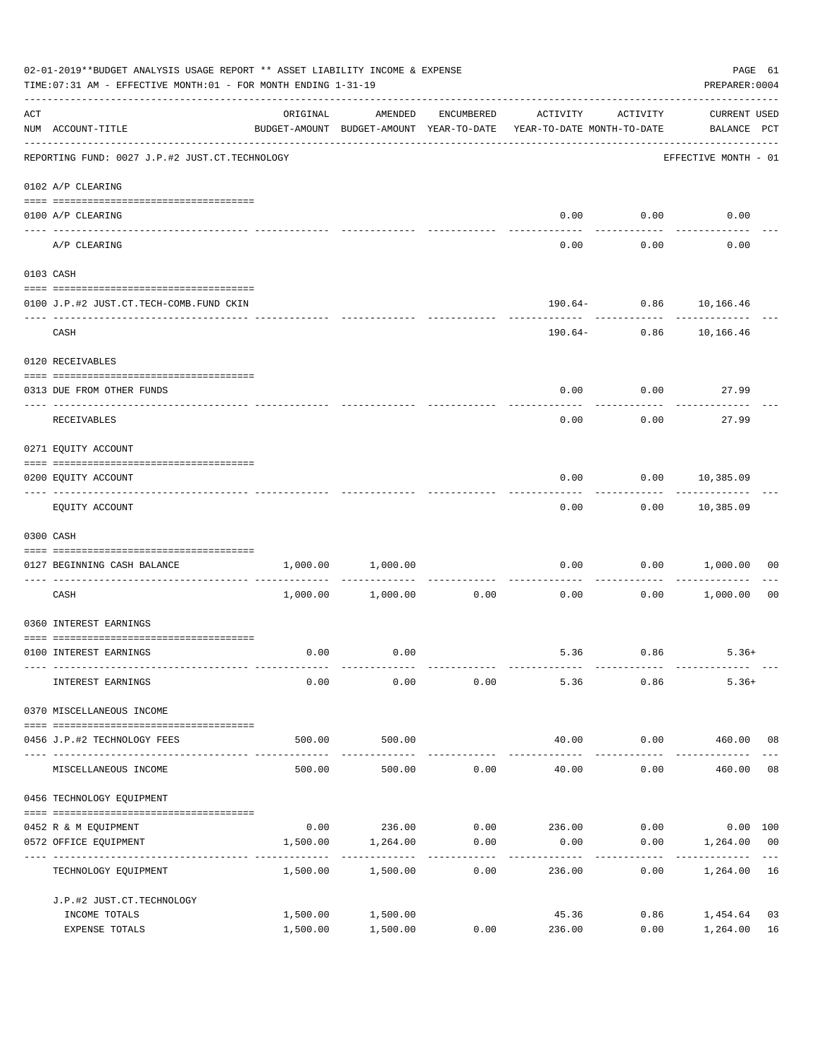02-01-2019**BUDGET ANALYSIS USAGE REPORT ** ASSET LIABILITY INCOME & EXPENSE

TIME:07:31 AM - EFFECTIVE MONTH:01 - FOR MONTH ENDING 1-31-19

PREPARER:0004

| ACT NUM | ACCOUNT-TITLE | ORIGINAL BUDGET-AMOUNT | AMENDED BUDGET-AMOUNT | ENCUMBERED YEAR-TO-DATE | ACTIVITY YEAR-TO-DATE | ACTIVITY MONTH-TO-DATE | CURRENT USED BALANCE | PCT |
|---|---|---|---|---|---|---|---|---|
| | REPORTING FUND: 0027 J.P.#2 JUST.CT.TECHNOLOGY | | | | | | EFFECTIVE MONTH - 01 | |
| | 0102 A/P CLEARING | | | | | | | |
| 0100 | A/P CLEARING | | | | 0.00 | 0.00 | 0.00 | |
| | A/P CLEARING | | | | 0.00 | 0.00 | 0.00 | |
| | 0103 CASH | | | | | | | |
| 0100 | J.P.#2 JUST.CT.TECH-COMB.FUND CKIN | | | | 190.64- | 0.86 | 10,166.46 | |
| | CASH | | | | 190.64- | 0.86 | 10,166.46 | |
| | 0120 RECEIVABLES | | | | | | | |
| 0313 | DUE FROM OTHER FUNDS | | | | 0.00 | 0.00 | 27.99 | |
| | RECEIVABLES | | | | 0.00 | 0.00 | 27.99 | |
| | 0271 EQUITY ACCOUNT | | | | | | | |
| 0200 | EQUITY ACCOUNT | | | | 0.00 | 0.00 | 10,385.09 | |
| | EQUITY ACCOUNT | | | | 0.00 | 0.00 | 10,385.09 | |
| | 0300 CASH | | | | | | | |
| 0127 | BEGINNING CASH BALANCE | 1,000.00 | 1,000.00 | | 0.00 | 0.00 | 1,000.00 | 00 |
| | CASH | 1,000.00 | 1,000.00 | 0.00 | 0.00 | 0.00 | 1,000.00 | 00 |
| | 0360 INTEREST EARNINGS | | | | | | | |
| 0100 | INTEREST EARNINGS | 0.00 | 0.00 | | 5.36 | 0.86 | 5.36+ | |
| | INTEREST EARNINGS | 0.00 | 0.00 | 0.00 | 5.36 | 0.86 | 5.36+ | |
| | 0370 MISCELLANEOUS INCOME | | | | | | | |
| 0456 | J.P.#2 TECHNOLOGY FEES | 500.00 | 500.00 | | 40.00 | 0.00 | 460.00 | 08 |
| | MISCELLANEOUS INCOME | 500.00 | 500.00 | 0.00 | 40.00 | 0.00 | 460.00 | 08 |
| | 0456 TECHNOLOGY EQUIPMENT | | | | | | | |
| 0452 | R & M EQUIPMENT | 0.00 | 236.00 | 0.00 | 236.00 | 0.00 | 0.00 | 100 |
| 0572 | OFFICE EQUIPMENT | 1,500.00 | 1,264.00 | 0.00 | 0.00 | 0.00 | 1,264.00 | 00 |
| | TECHNOLOGY EQUIPMENT | 1,500.00 | 1,500.00 | 0.00 | 236.00 | 0.00 | 1,264.00 | 16 |
| | J.P.#2 JUST.CT.TECHNOLOGY | | | | | | | |
| | INCOME TOTALS | 1,500.00 | 1,500.00 | | 45.36 | 0.86 | 1,454.64 | 03 |
| | EXPENSE TOTALS | 1,500.00 | 1,500.00 | 0.00 | 236.00 | 0.00 | 1,264.00 | 16 |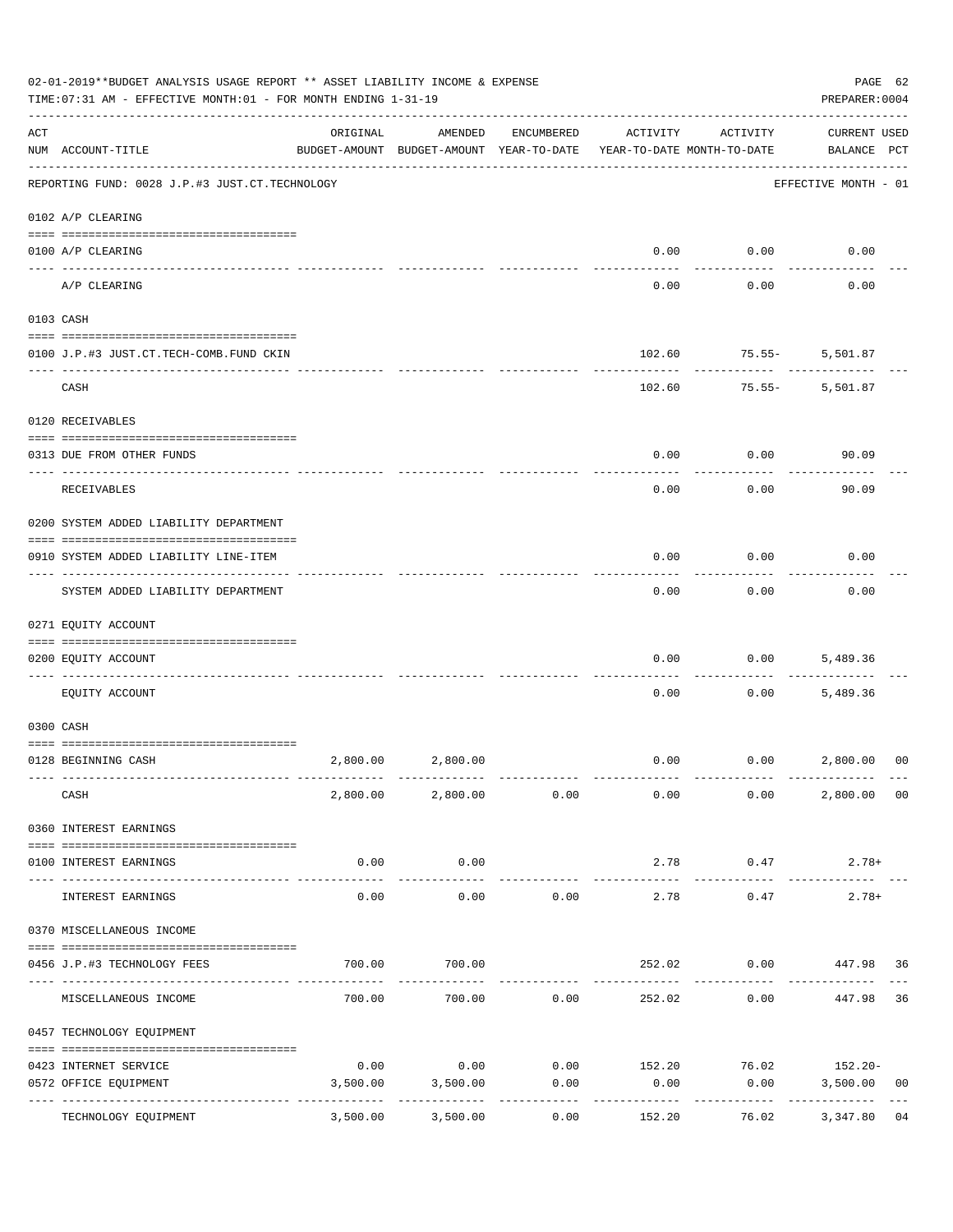02-01-2019**BUDGET ANALYSIS USAGE REPORT ** ASSET LIABILITY INCOME & EXPENSE

TIME:07:31 AM - EFFECTIVE MONTH:01 - FOR MONTH ENDING 1-31-19

PREPARER:0004

REPORTING FUND: 0028 J.P.#3 JUST.CT.TECHNOLOGY — EFFECTIVE MONTH - 01

| ACT NUM | ACCOUNT-TITLE | ORIGINAL BUDGET-AMOUNT | AMENDED BUDGET-AMOUNT | ENCUMBERED YEAR-TO-DATE | ACTIVITY YEAR-TO-DATE | ACTIVITY MONTH-TO-DATE | CURRENT BALANCE | USED PCT |
|---|---|---|---|---|---|---|---|---|
| 0102 | A/P CLEARING | | | | | | | |
| 0100 | A/P CLEARING | | | | 0.00 | 0.00 | 0.00 | |
| | A/P CLEARING | | | | 0.00 | 0.00 | 0.00 | |
| 0103 | CASH | | | | | | | |
| 0100 | J.P.#3 JUST.CT.TECH-COMB.FUND CKIN | | | | 102.60 | 75.55- | 5,501.87 | |
| | CASH | | | | 102.60 | 75.55- | 5,501.87 | |
| 0120 | RECEIVABLES | | | | | | | |
| 0313 | DUE FROM OTHER FUNDS | | | | 0.00 | 0.00 | 90.09 | |
| | RECEIVABLES | | | | 0.00 | 0.00 | 90.09 | |
| 0200 | SYSTEM ADDED LIABILITY DEPARTMENT | | | | | | | |
| 0910 | SYSTEM ADDED LIABILITY LINE-ITEM | | | | 0.00 | 0.00 | 0.00 | |
| | SYSTEM ADDED LIABILITY DEPARTMENT | | | | 0.00 | 0.00 | 0.00 | |
| 0271 | EQUITY ACCOUNT | | | | | | | |
| 0200 | EQUITY ACCOUNT | | | | 0.00 | 0.00 | 5,489.36 | |
| | EQUITY ACCOUNT | | | | 0.00 | 0.00 | 5,489.36 | |
| 0300 | CASH | | | | | | | |
| 0128 | BEGINNING CASH | 2,800.00 | 2,800.00 | | 0.00 | 0.00 | 2,800.00 | 00 |
| | CASH | 2,800.00 | 2,800.00 | 0.00 | 0.00 | 0.00 | 2,800.00 | 00 |
| 0360 | INTEREST EARNINGS | | | | | | | |
| 0100 | INTEREST EARNINGS | 0.00 | 0.00 | | 2.78 | 0.47 | 2.78+ | |
| | INTEREST EARNINGS | 0.00 | 0.00 | 0.00 | 2.78 | 0.47 | 2.78+ | |
| 0370 | MISCELLANEOUS INCOME | | | | | | | |
| 0456 | J.P.#3 TECHNOLOGY FEES | 700.00 | 700.00 | | 252.02 | 0.00 | 447.98 | 36 |
| | MISCELLANEOUS INCOME | 700.00 | 700.00 | 0.00 | 252.02 | 0.00 | 447.98 | 36 |
| 0457 | TECHNOLOGY EQUIPMENT | | | | | | | |
| 0423 | INTERNET SERVICE | 0.00 | 0.00 | 0.00 | 152.20 | 76.02 | 152.20- | |
| 0572 | OFFICE EQUIPMENT | 3,500.00 | 3,500.00 | 0.00 | 0.00 | 0.00 | 3,500.00 | 00 |
| | TECHNOLOGY EQUIPMENT | 3,500.00 | 3,500.00 | 0.00 | 152.20 | 76.02 | 3,347.80 | 04 |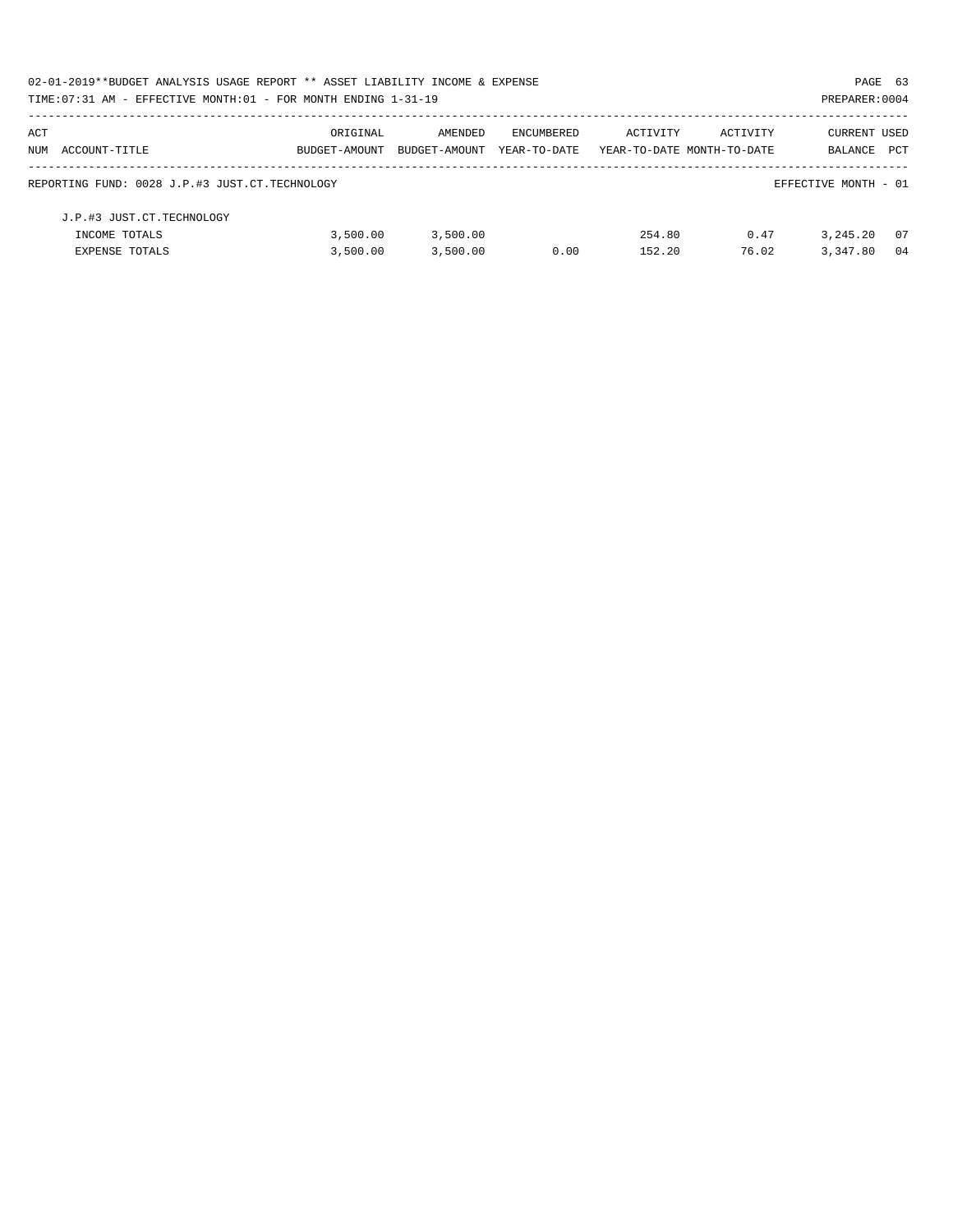02-01-2019**BUDGET ANALYSIS USAGE REPORT ** ASSET LIABILITY INCOME & EXPENSE

TIME:07:31 AM - EFFECTIVE MONTH:01 - FOR MONTH ENDING 1-31-19

PREPARER:0004

| ACT NUM | ACCOUNT-TITLE | ORIGINAL BUDGET-AMOUNT | AMENDED BUDGET-AMOUNT | ENCUMBERED YEAR-TO-DATE | ACTIVITY YEAR-TO-DATE | ACTIVITY MONTH-TO-DATE | CURRENT BALANCE | USED PCT |
|---|---|---|---|---|---|---|---|---|
| | REPORTING FUND: 0028 J.P.#3 JUST.CT.TECHNOLOGY | | | | | | EFFECTIVE MONTH - 01 | |
| | J.P.#3 JUST.CT.TECHNOLOGY | | | | | | | |
| | INCOME TOTALS | 3,500.00 | 3,500.00 | | 254.80 | 0.47 | 3,245.20 | 07 |
| | EXPENSE TOTALS | 3,500.00 | 3,500.00 | 0.00 | 152.20 | 76.02 | 3,347.80 | 04 |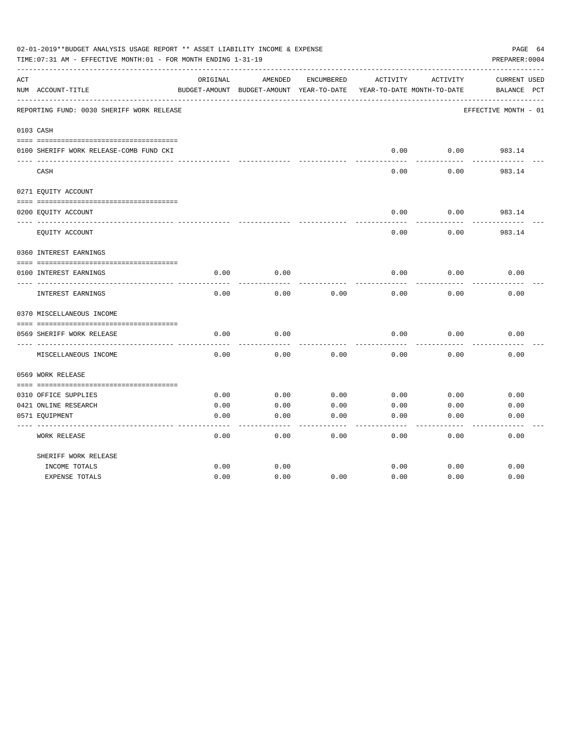02-01-2019**BUDGET ANALYSIS USAGE REPORT ** ASSET LIABILITY INCOME & EXPENSE

TIME:07:31 AM - EFFECTIVE MONTH:01 - FOR MONTH ENDING 1-31-19

PREPARER:0004

REPORTING FUND: 0030 SHERIFF WORK RELEASE

EFFECTIVE MONTH - 01

| ACT NUM | ACCOUNT-TITLE | ORIGINAL BUDGET-AMOUNT | AMENDED BUDGET-AMOUNT | ENCUMBERED YEAR-TO-DATE | ACTIVITY YEAR-TO-DATE | ACTIVITY MONTH-TO-DATE | CURRENT BALANCE | USED PCT |
|---|---|---|---|---|---|---|---|---|
| 0103 | CASH | | | | | | | |
| 0100 | SHERIFF WORK RELEASE-COMB FUND CKI | | | | 0.00 | 0.00 | 983.14 | |
| | CASH | | | | 0.00 | 0.00 | 983.14 | |
| 0271 | EQUITY ACCOUNT | | | | | | | |
| 0200 | EQUITY ACCOUNT | | | | 0.00 | 0.00 | 983.14 | |
| | EQUITY ACCOUNT | | | | 0.00 | 0.00 | 983.14 | |
| 0360 | INTEREST EARNINGS | | | | | | | |
| 0100 | INTEREST EARNINGS | 0.00 | 0.00 | | 0.00 | 0.00 | 0.00 | |
| | INTEREST EARNINGS | 0.00 | 0.00 | 0.00 | 0.00 | 0.00 | 0.00 | |
| 0370 | MISCELLANEOUS INCOME | | | | | | | |
| 0569 | SHERIFF WORK RELEASE | 0.00 | 0.00 | | 0.00 | 0.00 | 0.00 | |
| | MISCELLANEOUS INCOME | 0.00 | 0.00 | 0.00 | 0.00 | 0.00 | 0.00 | |
| 0569 | WORK RELEASE | | | | | | | |
| 0310 | OFFICE SUPPLIES | 0.00 | 0.00 | 0.00 | 0.00 | 0.00 | 0.00 | |
| 0421 | ONLINE RESEARCH | 0.00 | 0.00 | 0.00 | 0.00 | 0.00 | 0.00 | |
| 0571 | EQUIPMENT | 0.00 | 0.00 | 0.00 | 0.00 | 0.00 | 0.00 | |
| | WORK RELEASE | 0.00 | 0.00 | 0.00 | 0.00 | 0.00 | 0.00 | |
| | SHERIFF WORK RELEASE | | | | | | | |
| | INCOME TOTALS | 0.00 | 0.00 | | 0.00 | 0.00 | 0.00 | |
| | EXPENSE TOTALS | 0.00 | 0.00 | 0.00 | 0.00 | 0.00 | 0.00 | |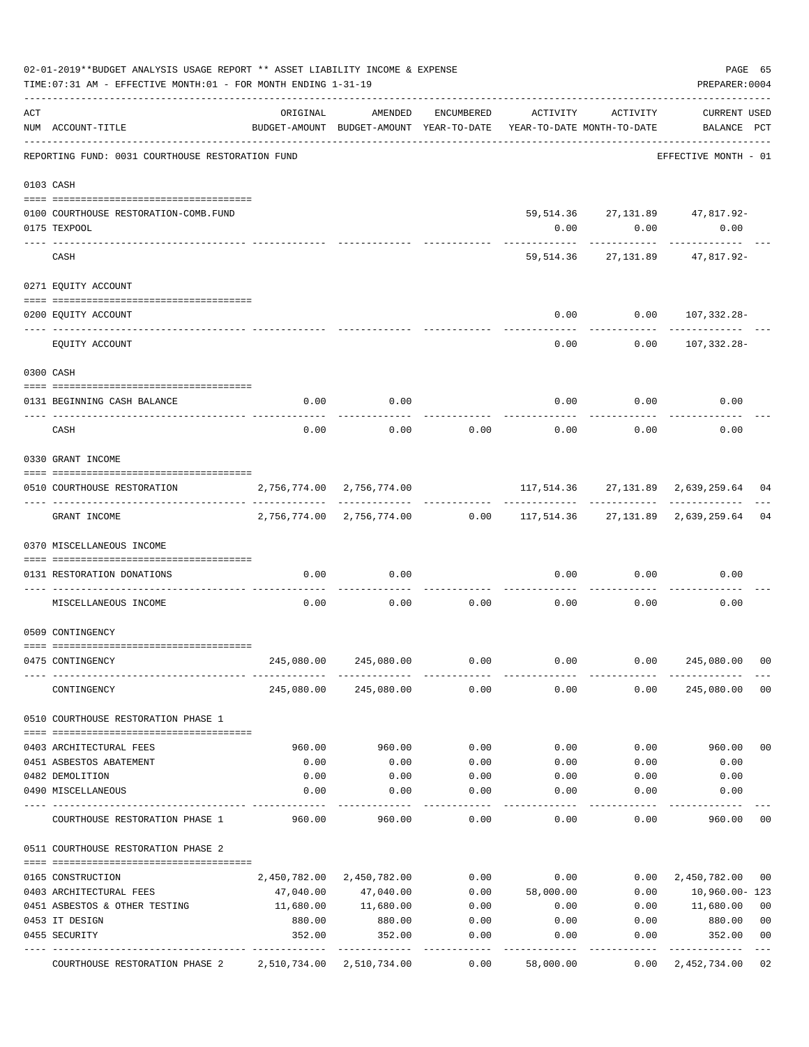02-01-2019**BUDGET ANALYSIS USAGE REPORT ** ASSET LIABILITY INCOME & EXPENSE

TIME:07:31 AM - EFFECTIVE MONTH:01 - FOR MONTH ENDING 1-31-19

PREPARER:0004

REPORTING FUND: 0031 COURTHOUSE RESTORATION FUND — EFFECTIVE MONTH - 01

| ACT NUM | ACCOUNT-TITLE | ORIGINAL BUDGET-AMOUNT | AMENDED BUDGET-AMOUNT | ENCUMBERED YEAR-TO-DATE | ACTIVITY YEAR-TO-DATE | ACTIVITY MONTH-TO-DATE | CURRENT BALANCE | USED PCT |
|---|---|---|---|---|---|---|---|---|
| **0103** | **CASH** | | | | | | | |
| 0100 | COURTHOUSE RESTORATION-COMB.FUND | | | | 59,514.36 | 27,131.89 | 47,817.92- | |
| 0175 | TEXPOOL | | | | 0.00 | 0.00 | 0.00 | |
| | CASH | | | | 59,514.36 | 27,131.89 | 47,817.92- | |
| **0271** | **EQUITY ACCOUNT** | | | | | | | |
| 0200 | EQUITY ACCOUNT | | | | 0.00 | 0.00 | 107,332.28- | |
| | EQUITY ACCOUNT | | | | 0.00 | 0.00 | 107,332.28- | |
| **0300** | **CASH** | | | | | | | |
| 0131 | BEGINNING CASH BALANCE | 0.00 | 0.00 | | 0.00 | 0.00 | 0.00 | |
| | CASH | 0.00 | 0.00 | 0.00 | 0.00 | 0.00 | 0.00 | |
| **0330** | **GRANT INCOME** | | | | | | | |
| 0510 | COURTHOUSE RESTORATION | 2,756,774.00 | 2,756,774.00 | | 117,514.36 | 27,131.89 | 2,639,259.64 | 04 |
| | GRANT INCOME | 2,756,774.00 | 2,756,774.00 | 0.00 | 117,514.36 | 27,131.89 | 2,639,259.64 | 04 |
| **0370** | **MISCELLANEOUS INCOME** | | | | | | | |
| 0131 | RESTORATION DONATIONS | 0.00 | 0.00 | | 0.00 | 0.00 | 0.00 | |
| | MISCELLANEOUS INCOME | 0.00 | 0.00 | 0.00 | 0.00 | 0.00 | 0.00 | |
| **0509** | **CONTINGENCY** | | | | | | | |
| 0475 | CONTINGENCY | 245,080.00 | 245,080.00 | 0.00 | 0.00 | 0.00 | 245,080.00 | 00 |
| | CONTINGENCY | 245,080.00 | 245,080.00 | 0.00 | 0.00 | 0.00 | 245,080.00 | 00 |
| **0510** | **COURTHOUSE RESTORATION PHASE 1** | | | | | | | |
| 0403 | ARCHITECTURAL FEES | 960.00 | 960.00 | 0.00 | 0.00 | 0.00 | 960.00 | 00 |
| 0451 | ASBESTOS ABATEMENT | 0.00 | 0.00 | 0.00 | 0.00 | 0.00 | 0.00 | |
| 0482 | DEMOLITION | 0.00 | 0.00 | 0.00 | 0.00 | 0.00 | 0.00 | |
| 0490 | MISCELLANEOUS | 0.00 | 0.00 | 0.00 | 0.00 | 0.00 | 0.00 | |
| | COURTHOUSE RESTORATION PHASE 1 | 960.00 | 960.00 | 0.00 | 0.00 | 0.00 | 960.00 | 00 |
| **0511** | **COURTHOUSE RESTORATION PHASE 2** | | | | | | | |
| 0165 | CONSTRUCTION | 2,450,782.00 | 2,450,782.00 | 0.00 | 0.00 | 0.00 | 2,450,782.00 | 00 |
| 0403 | ARCHITECTURAL FEES | 47,040.00 | 47,040.00 | 0.00 | 58,000.00 | 0.00 | 10,960.00- | 123 |
| 0451 | ASBESTOS & OTHER TESTING | 11,680.00 | 11,680.00 | 0.00 | 0.00 | 0.00 | 11,680.00 | 00 |
| 0453 | IT DESIGN | 880.00 | 880.00 | 0.00 | 0.00 | 0.00 | 880.00 | 00 |
| 0455 | SECURITY | 352.00 | 352.00 | 0.00 | 0.00 | 0.00 | 352.00 | 00 |
| | COURTHOUSE RESTORATION PHASE 2 | 2,510,734.00 | 2,510,734.00 | 0.00 | 58,000.00 | 0.00 | 2,452,734.00 | 02 |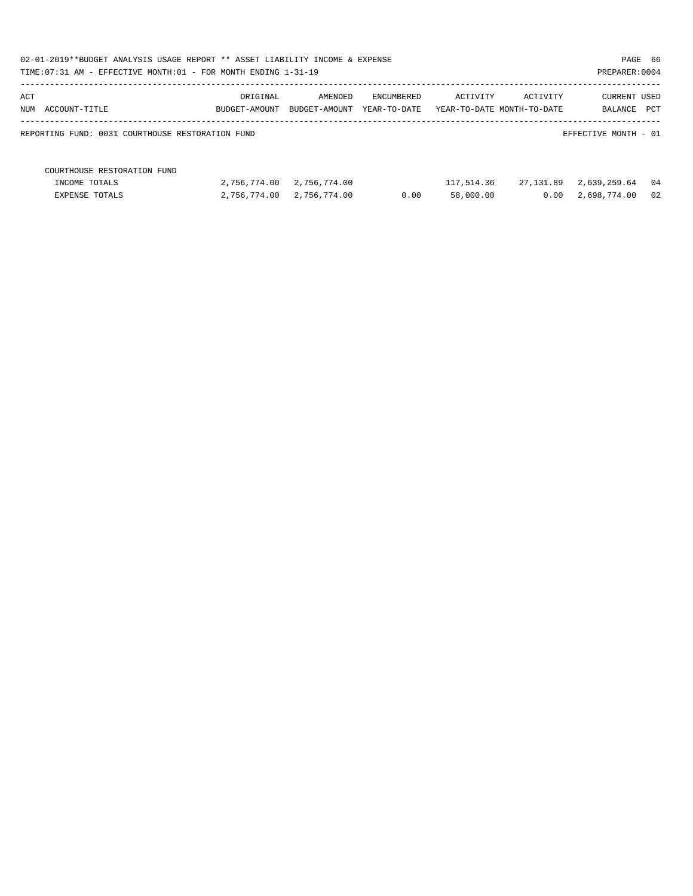02-01-2019**BUDGET ANALYSIS USAGE REPORT ** ASSET LIABILITY INCOME & EXPENSE

TIME:07:31 AM - EFFECTIVE MONTH:01 - FOR MONTH ENDING 1-31-19

PREPARER:0004

| ACT NUM ACCOUNT-TITLE | ORIGINAL BUDGET-AMOUNT | AMENDED BUDGET-AMOUNT | ENCUMBERED YEAR-TO-DATE | ACTIVITY YEAR-TO-DATE | ACTIVITY MONTH-TO-DATE | CURRENT BALANCE | USED PCT |
|---|---|---|---|---|---|---|---|
| REPORTING FUND: 0031 COURTHOUSE RESTORATION FUND | | | | | | EFFECTIVE MONTH - 01 | |
| COURTHOUSE RESTORATION FUND | | | | | | | |
| INCOME TOTALS | 2,756,774.00 | 2,756,774.00 | | 117,514.36 | 27,131.89 | 2,639,259.64 | 04 |
| EXPENSE TOTALS | 2,756,774.00 | 2,756,774.00 | 0.00 | 58,000.00 | 0.00 | 2,698,774.00 | 02 |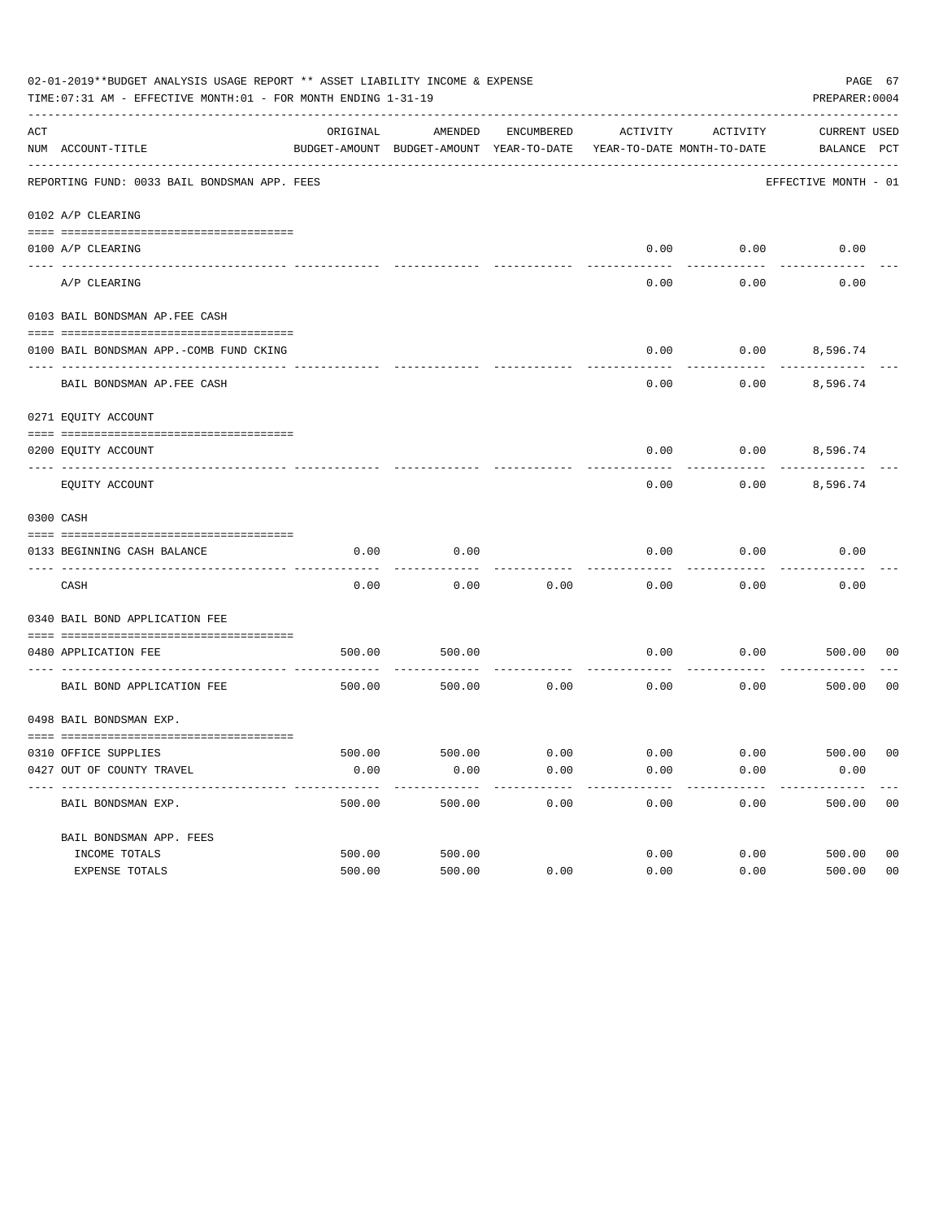02-01-2019**BUDGET ANALYSIS USAGE REPORT ** ASSET LIABILITY INCOME & EXPENSE

TIME:07:31 AM - EFFECTIVE MONTH:01 - FOR MONTH ENDING 1-31-19

PREPARER:0004

| ACT NUM | ACCOUNT-TITLE | ORIGINAL BUDGET-AMOUNT | AMENDED BUDGET-AMOUNT | ENCUMBERED YEAR-TO-DATE | ACTIVITY YEAR-TO-DATE | ACTIVITY MONTH-TO-DATE | CURRENT BALANCE | USED PCT |
|---|---|---|---|---|---|---|---|---|
| | REPORTING FUND: 0033 BAIL BONDSMAN APP. FEES | | | | | | EFFECTIVE MONTH - 01 | |
| | 0102 A/P CLEARING | | | | | | | |
| 0100 | A/P CLEARING | | | | 0.00 | 0.00 | 0.00 | |
| | A/P CLEARING | | | | 0.00 | 0.00 | 0.00 | |
| | 0103 BAIL BONDSMAN AP.FEE CASH | | | | | | | |
| 0100 | BAIL BONDSMAN APP.-COMB FUND CKING | | | | 0.00 | 0.00 | 8,596.74 | |
| | BAIL BONDSMAN AP.FEE CASH | | | | 0.00 | 0.00 | 8,596.74 | |
| | 0271 EQUITY ACCOUNT | | | | | | | |
| 0200 | EQUITY ACCOUNT | | | | 0.00 | 0.00 | 8,596.74 | |
| | EQUITY ACCOUNT | | | | 0.00 | 0.00 | 8,596.74 | |
| | 0300 CASH | | | | | | | |
| 0133 | BEGINNING CASH BALANCE | 0.00 | 0.00 | | 0.00 | 0.00 | 0.00 | |
| | CASH | 0.00 | 0.00 | 0.00 | 0.00 | 0.00 | 0.00 | |
| | 0340 BAIL BOND APPLICATION FEE | | | | | | | |
| 0480 | APPLICATION FEE | 500.00 | 500.00 | | 0.00 | 0.00 | 500.00 | 00 |
| | BAIL BOND APPLICATION FEE | 500.00 | 500.00 | 0.00 | 0.00 | 0.00 | 500.00 | 00 |
| | 0498 BAIL BONDSMAN EXP. | | | | | | | |
| 0310 | OFFICE SUPPLIES | 500.00 | 500.00 | 0.00 | 0.00 | 0.00 | 500.00 | 00 |
| 0427 | OUT OF COUNTY TRAVEL | 0.00 | 0.00 | 0.00 | 0.00 | 0.00 | 0.00 | |
| | BAIL BONDSMAN EXP. | 500.00 | 500.00 | 0.00 | 0.00 | 0.00 | 500.00 | 00 |
| | BAIL BONDSMAN APP. FEES | | | | | | | |
| | INCOME TOTALS | 500.00 | 500.00 | | 0.00 | 0.00 | 500.00 | 00 |
| | EXPENSE TOTALS | 500.00 | 500.00 | 0.00 | 0.00 | 0.00 | 500.00 | 00 |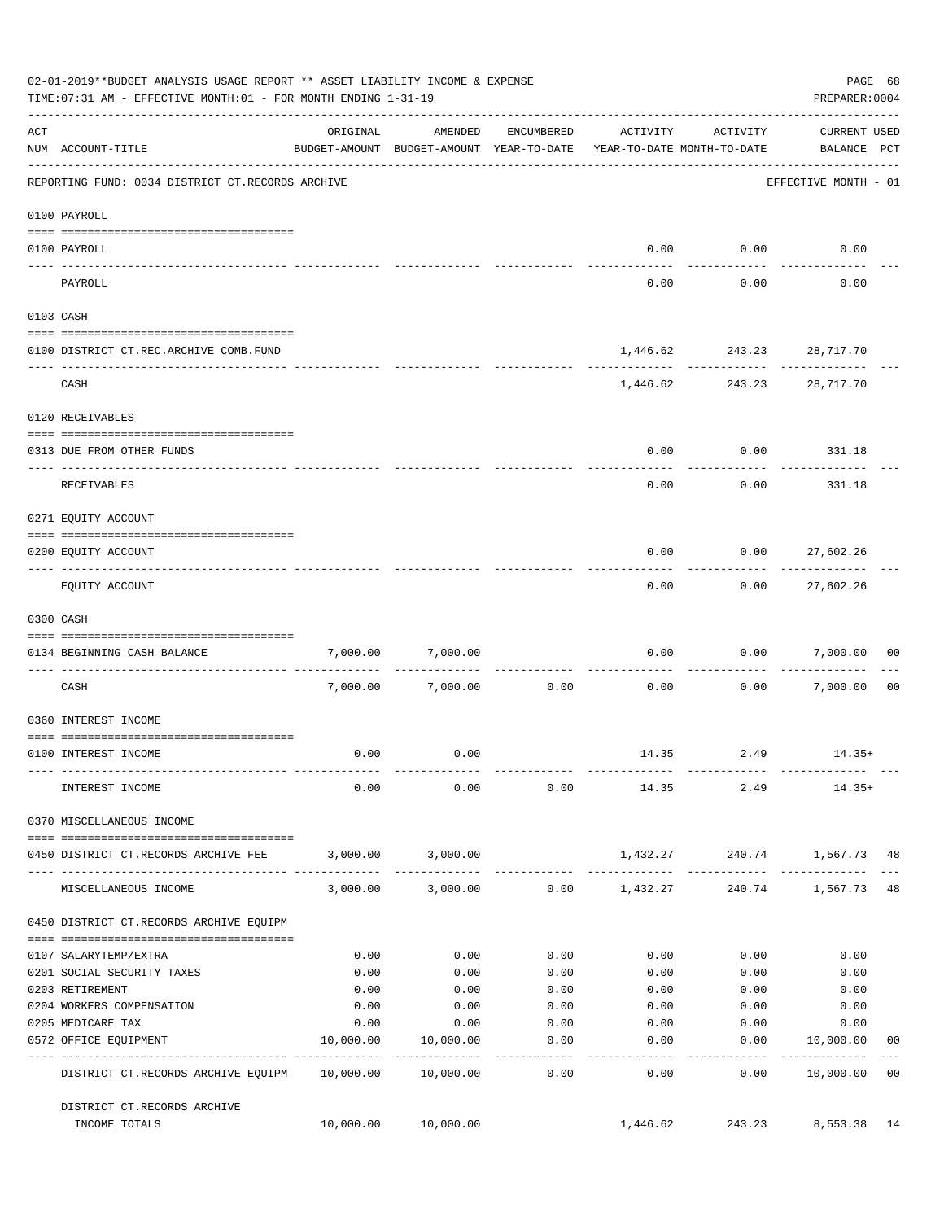02-01-2019**BUDGET ANALYSIS USAGE REPORT ** ASSET LIABILITY INCOME & EXPENSE

TIME:07:31 AM - EFFECTIVE MONTH:01 - FOR MONTH ENDING 1-31-19

PREPARER:0004

| ACT NUM | ACCOUNT-TITLE | ORIGINAL BUDGET-AMOUNT | AMENDED BUDGET-AMOUNT | ENCUMBERED YEAR-TO-DATE | ACTIVITY YEAR-TO-DATE | ACTIVITY MONTH-TO-DATE | CURRENT USED BALANCE | PCT |
|---|---|---|---|---|---|---|---|---|
| | REPORTING FUND: 0034 DISTRICT CT.RECORDS ARCHIVE | | | | | | EFFECTIVE MONTH - 01 | |
| | **0100 PAYROLL** | | | | | | | |
| 0100 | PAYROLL | | | | 0.00 | 0.00 | 0.00 | |
| | PAYROLL | | | | 0.00 | 0.00 | 0.00 | |
| | **0103 CASH** | | | | | | | |
| 0100 | DISTRICT CT.REC.ARCHIVE COMB.FUND | | | | 1,446.62 | 243.23 | 28,717.70 | |
| | CASH | | | | 1,446.62 | 243.23 | 28,717.70 | |
| | **0120 RECEIVABLES** | | | | | | | |
| 0313 | DUE FROM OTHER FUNDS | | | | 0.00 | 0.00 | 331.18 | |
| | RECEIVABLES | | | | 0.00 | 0.00 | 331.18 | |
| | **0271 EQUITY ACCOUNT** | | | | | | | |
| 0200 | EQUITY ACCOUNT | | | | 0.00 | 0.00 | 27,602.26 | |
| | EQUITY ACCOUNT | | | | 0.00 | 0.00 | 27,602.26 | |
| | **0300 CASH** | | | | | | | |
| 0134 | BEGINNING CASH BALANCE | 7,000.00 | 7,000.00 | | 0.00 | 0.00 | 7,000.00 | 00 |
| | CASH | 7,000.00 | 7,000.00 | 0.00 | 0.00 | 0.00 | 7,000.00 | 00 |
| | **0360 INTEREST INCOME** | | | | | | | |
| 0100 | INTEREST INCOME | 0.00 | 0.00 | | 14.35 | 2.49 | 14.35+ | |
| | INTEREST INCOME | 0.00 | 0.00 | 0.00 | 14.35 | 2.49 | 14.35+ | |
| | **0370 MISCELLANEOUS INCOME** | | | | | | | |
| 0450 | DISTRICT CT.RECORDS ARCHIVE FEE | 3,000.00 | 3,000.00 | | 1,432.27 | 240.74 | 1,567.73 | 48 |
| | MISCELLANEOUS INCOME | 3,000.00 | 3,000.00 | 0.00 | 1,432.27 | 240.74 | 1,567.73 | 48 |
| | **0450 DISTRICT CT.RECORDS ARCHIVE EQUIPM** | | | | | | | |
| 0107 | SALARYTEMP/EXTRA | 0.00 | 0.00 | 0.00 | 0.00 | 0.00 | 0.00 | |
| 0201 | SOCIAL SECURITY TAXES | 0.00 | 0.00 | 0.00 | 0.00 | 0.00 | 0.00 | |
| 0203 | RETIREMENT | 0.00 | 0.00 | 0.00 | 0.00 | 0.00 | 0.00 | |
| 0204 | WORKERS COMPENSATION | 0.00 | 0.00 | 0.00 | 0.00 | 0.00 | 0.00 | |
| 0205 | MEDICARE TAX | 0.00 | 0.00 | 0.00 | 0.00 | 0.00 | 0.00 | |
| 0572 | OFFICE EQUIPMENT | 10,000.00 | 10,000.00 | 0.00 | 0.00 | 0.00 | 10,000.00 | 00 |
| | DISTRICT CT.RECORDS ARCHIVE EQUIPM | 10,000.00 | 10,000.00 | 0.00 | 0.00 | 0.00 | 10,000.00 | 00 |
| | DISTRICT CT.RECORDS ARCHIVE INCOME TOTALS | 10,000.00 | 10,000.00 | | 1,446.62 | 243.23 | 8,553.38 | 14 |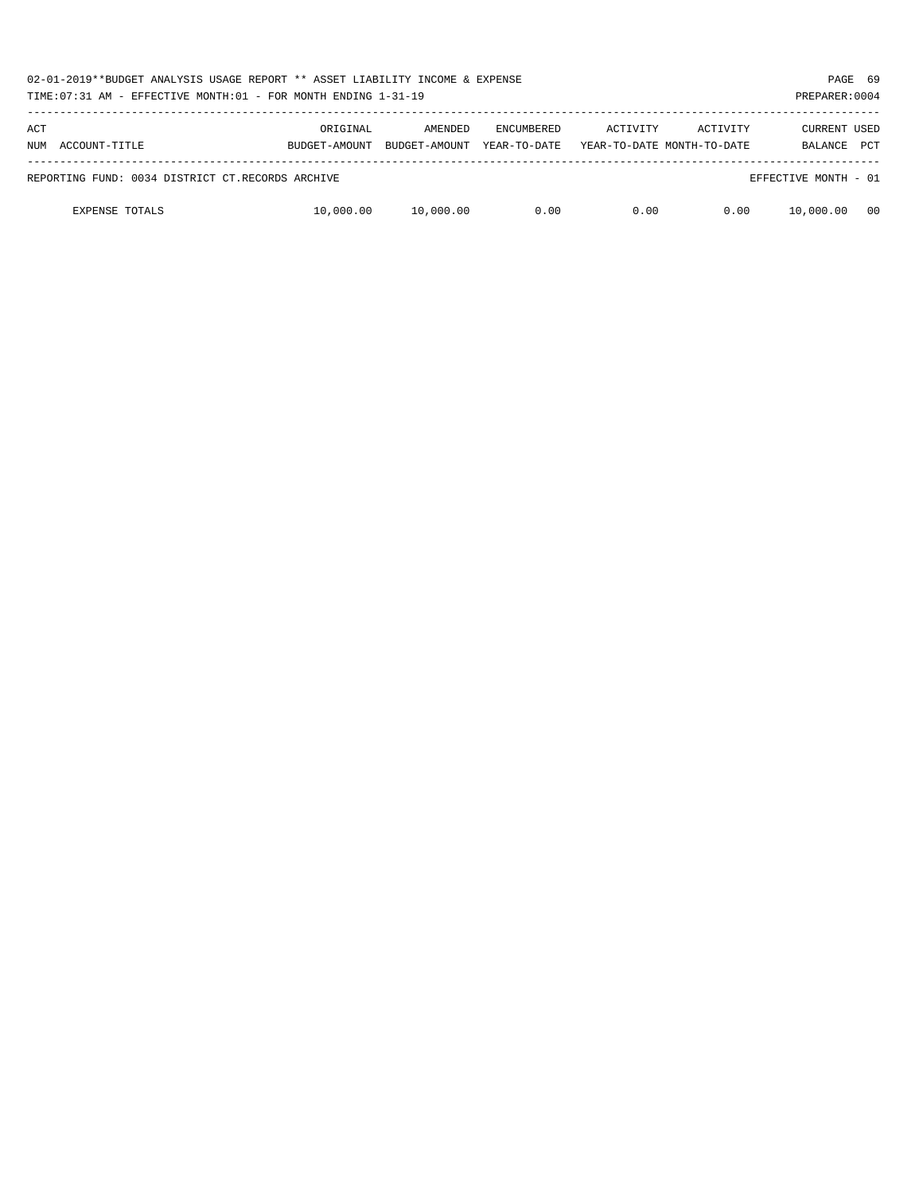02-01-2019**BUDGET ANALYSIS USAGE REPORT ** ASSET LIABILITY INCOME & EXPENSE

TIME:07:31 AM - EFFECTIVE MONTH:01 - FOR MONTH ENDING 1-31-19

| ACT NUM | ACCOUNT-TITLE | ORIGINAL BUDGET-AMOUNT | AMENDED BUDGET-AMOUNT | ENCUMBERED YEAR-TO-DATE | ACTIVITY YEAR-TO-DATE | ACTIVITY MONTH-TO-DATE | CURRENT BALANCE | USED PCT |
|---|---|---|---|---|---|---|---|---|
| REPORTING FUND: 0034 DISTRICT CT.RECORDS ARCHIVE | | | | | | | EFFECTIVE MONTH - 01 | |
| | EXPENSE TOTALS | 10,000.00 | 10,000.00 | 0.00 | 0.00 | 0.00 | 10,000.00 | 00 |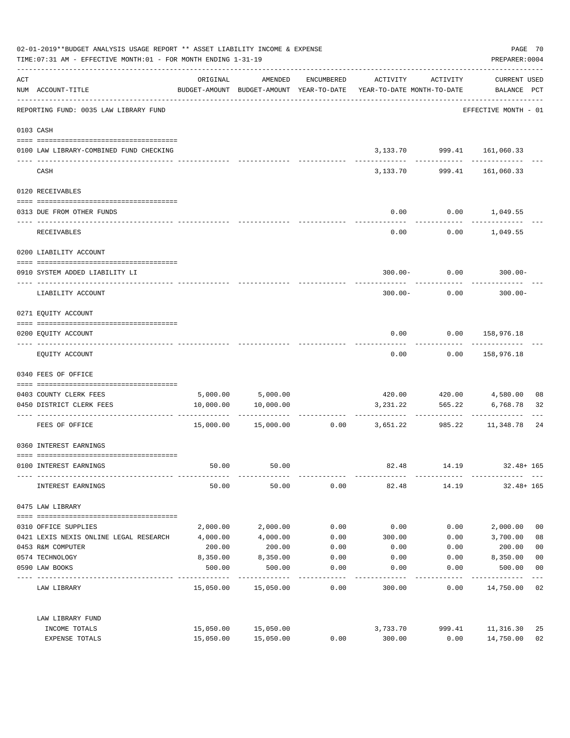02-01-2019**BUDGET ANALYSIS USAGE REPORT ** ASSET LIABILITY INCOME & EXPENSE

TIME:07:31 AM - EFFECTIVE MONTH:01 - FOR MONTH ENDING 1-31-19

PREPARER:0004

| ACT NUM | ACCOUNT-TITLE | ORIGINAL BUDGET-AMOUNT | AMENDED BUDGET-AMOUNT | ENCUMBERED YEAR-TO-DATE | ACTIVITY YEAR-TO-DATE | ACTIVITY MONTH-TO-DATE | CURRENT USED BALANCE | PCT |
|---|---|---|---|---|---|---|---|---|
| | REPORTING FUND: 0035 LAW LIBRARY FUND | | | | | | EFFECTIVE MONTH - 01 | |
| 0103 | CASH | | | | | | | |
| 0100 | LAW LIBRARY-COMBINED FUND CHECKING | | | | 3,133.70 | 999.41 | 161,060.33 | |
| | CASH | | | | 3,133.70 | 999.41 | 161,060.33 | |
| 0120 | RECEIVABLES | | | | | | | |
| 0313 | DUE FROM OTHER FUNDS | | | | 0.00 | 0.00 | 1,049.55 | |
| | RECEIVABLES | | | | 0.00 | 0.00 | 1,049.55 | |
| 0200 | LIABILITY ACCOUNT | | | | | | | |
| 0910 | SYSTEM ADDED LIABILITY LI | | | | 300.00- | 0.00 | 300.00- | |
| | LIABILITY ACCOUNT | | | | 300.00- | 0.00 | 300.00- | |
| 0271 | EQUITY ACCOUNT | | | | | | | |
| 0200 | EQUITY ACCOUNT | | | | 0.00 | 0.00 | 158,976.18 | |
| | EQUITY ACCOUNT | | | | 0.00 | 0.00 | 158,976.18 | |
| 0340 | FEES OF OFFICE | | | | | | | |
| 0403 | COUNTY CLERK FEES | 5,000.00 | 5,000.00 | | 420.00 | 420.00 | 4,580.00 | 08 |
| 0450 | DISTRICT CLERK FEES | 10,000.00 | 10,000.00 | | 3,231.22 | 565.22 | 6,768.78 | 32 |
| | FEES OF OFFICE | 15,000.00 | 15,000.00 | 0.00 | 3,651.22 | 985.22 | 11,348.78 | 24 |
| 0360 | INTEREST EARNINGS | | | | | | | |
| 0100 | INTEREST EARNINGS | 50.00 | 50.00 | | 82.48 | 14.19 | 32.48+ | 165 |
| | INTEREST EARNINGS | 50.00 | 50.00 | 0.00 | 82.48 | 14.19 | 32.48+ | 165 |
| 0475 | LAW LIBRARY | | | | | | | |
| 0310 | OFFICE SUPPLIES | 2,000.00 | 2,000.00 | 0.00 | 0.00 | 0.00 | 2,000.00 | 00 |
| 0421 | LEXIS NEXIS ONLINE LEGAL RESEARCH | 4,000.00 | 4,000.00 | 0.00 | 300.00 | 0.00 | 3,700.00 | 08 |
| 0453 | R&M COMPUTER | 200.00 | 200.00 | 0.00 | 0.00 | 0.00 | 200.00 | 00 |
| 0574 | TECHNOLOGY | 8,350.00 | 8,350.00 | 0.00 | 0.00 | 0.00 | 8,350.00 | 00 |
| 0590 | LAW BOOKS | 500.00 | 500.00 | 0.00 | 0.00 | 0.00 | 500.00 | 00 |
| | LAW LIBRARY | 15,050.00 | 15,050.00 | 0.00 | 300.00 | 0.00 | 14,750.00 | 02 |
| | LAW LIBRARY FUND | | | | | | | |
| | INCOME TOTALS | 15,050.00 | 15,050.00 | | 3,733.70 | 999.41 | 11,316.30 | 25 |
| | EXPENSE TOTALS | 15,050.00 | 15,050.00 | 0.00 | 300.00 | 0.00 | 14,750.00 | 02 |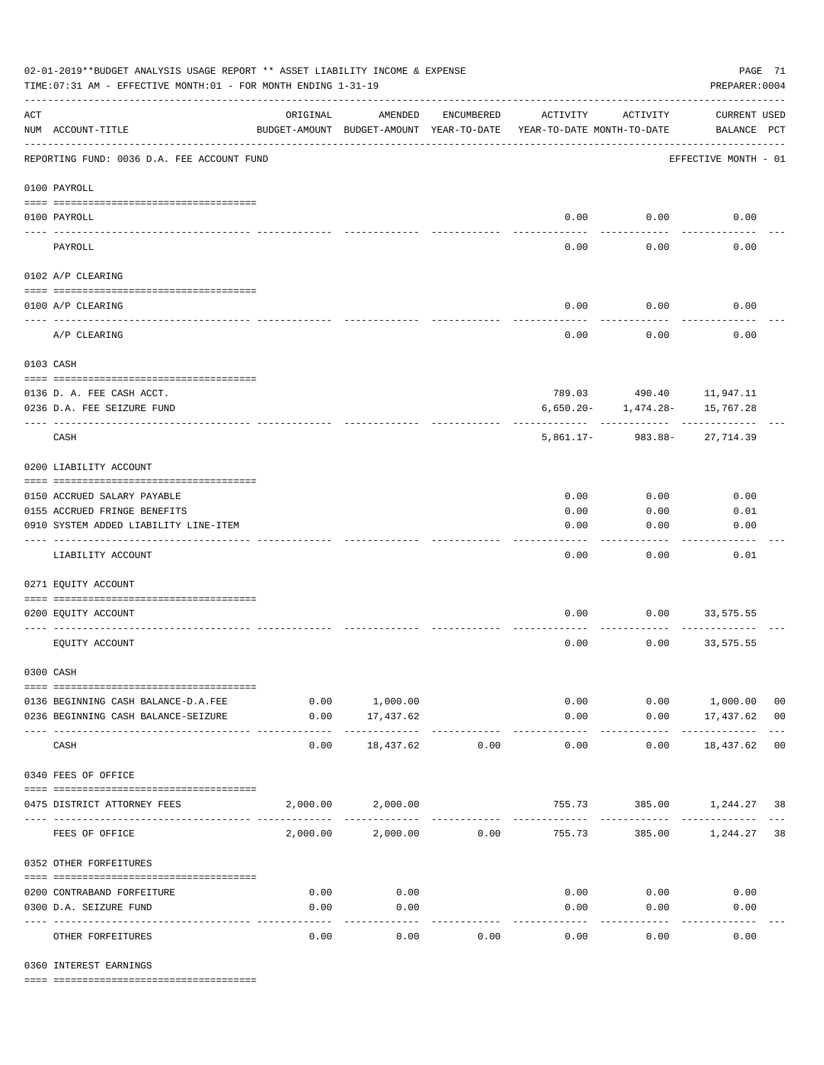02-01-2019**BUDGET ANALYSIS USAGE REPORT ** ASSET LIABILITY INCOME & EXPENSE

TIME:07:31 AM - EFFECTIVE MONTH:01 - FOR MONTH ENDING 1-31-19

PREPARER:0004

| ACT NUM | ACCOUNT-TITLE | ORIGINAL BUDGET-AMOUNT | AMENDED BUDGET-AMOUNT | ENCUMBERED YEAR-TO-DATE | ACTIVITY YEAR-TO-DATE | ACTIVITY MONTH-TO-DATE | CURRENT BALANCE | USED PCT |
|---|---|---|---|---|---|---|---|---|
| | REPORTING FUND: 0036 D.A. FEE ACCOUNT FUND | | | | | | EFFECTIVE MONTH - 01 | |
| | 0100 PAYROLL | | | | | | | |
| 0100 | PAYROLL | | | | 0.00 | 0.00 | 0.00 | |
| | PAYROLL | | | | 0.00 | 0.00 | 0.00 | |
| | 0102 A/P CLEARING | | | | | | | |
| 0100 | A/P CLEARING | | | | 0.00 | 0.00 | 0.00 | |
| | A/P CLEARING | | | | 0.00 | 0.00 | 0.00 | |
| | 0103 CASH | | | | | | | |
| 0136 | D. A. FEE CASH ACCT. | | | | 789.03 | 490.40 | 11,947.11 | |
| 0236 | D.A. FEE SEIZURE FUND | | | | 6,650.20- | 1,474.28- | 15,767.28 | |
| | CASH | | | | 5,861.17- | 983.88- | 27,714.39 | |
| | 0200 LIABILITY ACCOUNT | | | | | | | |
| 0150 | ACCRUED SALARY PAYABLE | | | | 0.00 | 0.00 | 0.00 | |
| 0155 | ACCRUED FRINGE BENEFITS | | | | 0.00 | 0.00 | 0.01 | |
| 0910 | SYSTEM ADDED LIABILITY LINE-ITEM | | | | 0.00 | 0.00 | 0.00 | |
| | LIABILITY ACCOUNT | | | | 0.00 | 0.00 | 0.01 | |
| | 0271 EQUITY ACCOUNT | | | | | | | |
| 0200 | EQUITY ACCOUNT | | | | 0.00 | 0.00 | 33,575.55 | |
| | EQUITY ACCOUNT | | | | 0.00 | 0.00 | 33,575.55 | |
| | 0300 CASH | | | | | | | |
| 0136 | BEGINNING CASH BALANCE-D.A.FEE | 0.00 | 1,000.00 | | 0.00 | 0.00 | 1,000.00 | 00 |
| 0236 | BEGINNING CASH BALANCE-SEIZURE | 0.00 | 17,437.62 | | 0.00 | 0.00 | 17,437.62 | 00 |
| | CASH | 0.00 | 18,437.62 | 0.00 | 0.00 | 0.00 | 18,437.62 | 00 |
| | 0340 FEES OF OFFICE | | | | | | | |
| 0475 | DISTRICT ATTORNEY FEES | 2,000.00 | 2,000.00 | | 755.73 | 385.00 | 1,244.27 | 38 |
| | FEES OF OFFICE | 2,000.00 | 2,000.00 | 0.00 | 755.73 | 385.00 | 1,244.27 | 38 |
| | 0352 OTHER FORFEITURES | | | | | | | |
| 0200 | CONTRABAND FORFEITURE | 0.00 | 0.00 | | 0.00 | 0.00 | 0.00 | |
| 0300 | D.A. SEIZURE FUND | 0.00 | 0.00 | | 0.00 | 0.00 | 0.00 | |
| | OTHER FORFEITURES | 0.00 | 0.00 | 0.00 | 0.00 | 0.00 | 0.00 | |
| | 0360 INTEREST EARNINGS | | | | | | | |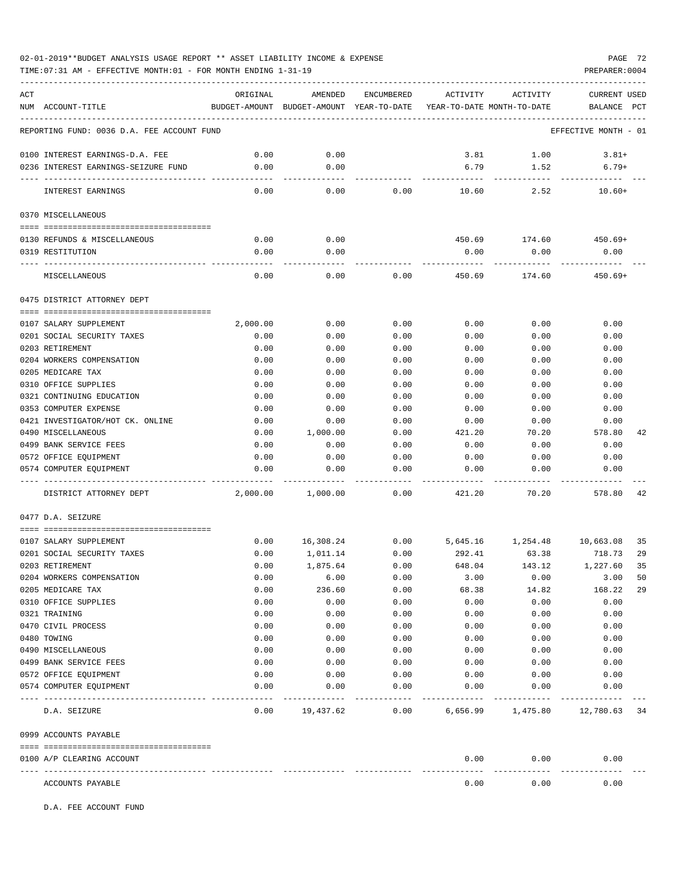02-01-2019**BUDGET ANALYSIS USAGE REPORT ** ASSET LIABILITY INCOME & EXPENSE

TIME:07:31 AM - EFFECTIVE MONTH:01 - FOR MONTH ENDING 1-31-19

PREPARER:0004

| ACT NUM | ACCOUNT-TITLE | ORIGINAL BUDGET-AMOUNT | AMENDED BUDGET-AMOUNT | ENCUMBERED YEAR-TO-DATE | ACTIVITY YEAR-TO-DATE | ACTIVITY MONTH-TO-DATE | CURRENT USED BALANCE | PCT |
|---|---|---|---|---|---|---|---|---|
| | REPORTING FUND: 0036 D.A. FEE ACCOUNT FUND | | | | | | EFFECTIVE MONTH - 01 | |
| 0100 | INTEREST EARNINGS-D.A. FEE | 0.00 | 0.00 | | 3.81 | 1.00 | 3.81+ | |
| 0236 | INTEREST EARNINGS-SEIZURE FUND | 0.00 | 0.00 | | 6.79 | 1.52 | 6.79+ | |
| | INTEREST EARNINGS | 0.00 | 0.00 | 0.00 | 10.60 | 2.52 | 10.60+ | |
| | 0370 MISCELLANEOUS | | | | | | | |
| 0130 | REFUNDS & MISCELLANEOUS | 0.00 | 0.00 | | 450.69 | 174.60 | 450.69+ | |
| 0319 | RESTITUTION | 0.00 | 0.00 | | 0.00 | 0.00 | 0.00 | |
| | MISCELLANEOUS | 0.00 | 0.00 | 0.00 | 450.69 | 174.60 | 450.69+ | |
| | 0475 DISTRICT ATTORNEY DEPT | | | | | | | |
| 0107 | SALARY SUPPLEMENT | 2,000.00 | 0.00 | 0.00 | 0.00 | 0.00 | 0.00 | |
| 0201 | SOCIAL SECURITY TAXES | 0.00 | 0.00 | 0.00 | 0.00 | 0.00 | 0.00 | |
| 0203 | RETIREMENT | 0.00 | 0.00 | 0.00 | 0.00 | 0.00 | 0.00 | |
| 0204 | WORKERS COMPENSATION | 0.00 | 0.00 | 0.00 | 0.00 | 0.00 | 0.00 | |
| 0205 | MEDICARE TAX | 0.00 | 0.00 | 0.00 | 0.00 | 0.00 | 0.00 | |
| 0310 | OFFICE SUPPLIES | 0.00 | 0.00 | 0.00 | 0.00 | 0.00 | 0.00 | |
| 0321 | CONTINUING EDUCATION | 0.00 | 0.00 | 0.00 | 0.00 | 0.00 | 0.00 | |
| 0353 | COMPUTER EXPENSE | 0.00 | 0.00 | 0.00 | 0.00 | 0.00 | 0.00 | |
| 0421 | INVESTIGATOR/HOT CK. ONLINE | 0.00 | 0.00 | 0.00 | 0.00 | 0.00 | 0.00 | |
| 0490 | MISCELLANEOUS | 0.00 | 1,000.00 | 0.00 | 421.20 | 70.20 | 578.80 | 42 |
| 0499 | BANK SERVICE FEES | 0.00 | 0.00 | 0.00 | 0.00 | 0.00 | 0.00 | |
| 0572 | OFFICE EQUIPMENT | 0.00 | 0.00 | 0.00 | 0.00 | 0.00 | 0.00 | |
| 0574 | COMPUTER EQUIPMENT | 0.00 | 0.00 | 0.00 | 0.00 | 0.00 | 0.00 | |
| | DISTRICT ATTORNEY DEPT | 2,000.00 | 1,000.00 | 0.00 | 421.20 | 70.20 | 578.80 | 42 |
| | 0477 D.A. SEIZURE | | | | | | | |
| 0107 | SALARY SUPPLEMENT | 0.00 | 16,308.24 | 0.00 | 5,645.16 | 1,254.48 | 10,663.08 | 35 |
| 0201 | SOCIAL SECURITY TAXES | 0.00 | 1,011.14 | 0.00 | 292.41 | 63.38 | 718.73 | 29 |
| 0203 | RETIREMENT | 0.00 | 1,875.64 | 0.00 | 648.04 | 143.12 | 1,227.60 | 35 |
| 0204 | WORKERS COMPENSATION | 0.00 | 6.00 | 0.00 | 3.00 | 0.00 | 3.00 | 50 |
| 0205 | MEDICARE TAX | 0.00 | 236.60 | 0.00 | 68.38 | 14.82 | 168.22 | 29 |
| 0310 | OFFICE SUPPLIES | 0.00 | 0.00 | 0.00 | 0.00 | 0.00 | 0.00 | |
| 0321 | TRAINING | 0.00 | 0.00 | 0.00 | 0.00 | 0.00 | 0.00 | |
| 0470 | CIVIL PROCESS | 0.00 | 0.00 | 0.00 | 0.00 | 0.00 | 0.00 | |
| 0480 | TOWING | 0.00 | 0.00 | 0.00 | 0.00 | 0.00 | 0.00 | |
| 0490 | MISCELLANEOUS | 0.00 | 0.00 | 0.00 | 0.00 | 0.00 | 0.00 | |
| 0499 | BANK SERVICE FEES | 0.00 | 0.00 | 0.00 | 0.00 | 0.00 | 0.00 | |
| 0572 | OFFICE EQUIPMENT | 0.00 | 0.00 | 0.00 | 0.00 | 0.00 | 0.00 | |
| 0574 | COMPUTER EQUIPMENT | 0.00 | 0.00 | 0.00 | 0.00 | 0.00 | 0.00 | |
| | D.A. SEIZURE | 0.00 | 19,437.62 | 0.00 | 6,656.99 | 1,475.80 | 12,780.63 | 34 |
| | 0999 ACCOUNTS PAYABLE | | | | | | | |
| 0100 | A/P CLEARING ACCOUNT | | | | 0.00 | 0.00 | 0.00 | |
| | ACCOUNTS PAYABLE | | | | 0.00 | 0.00 | 0.00 | |

D.A. FEE ACCOUNT FUND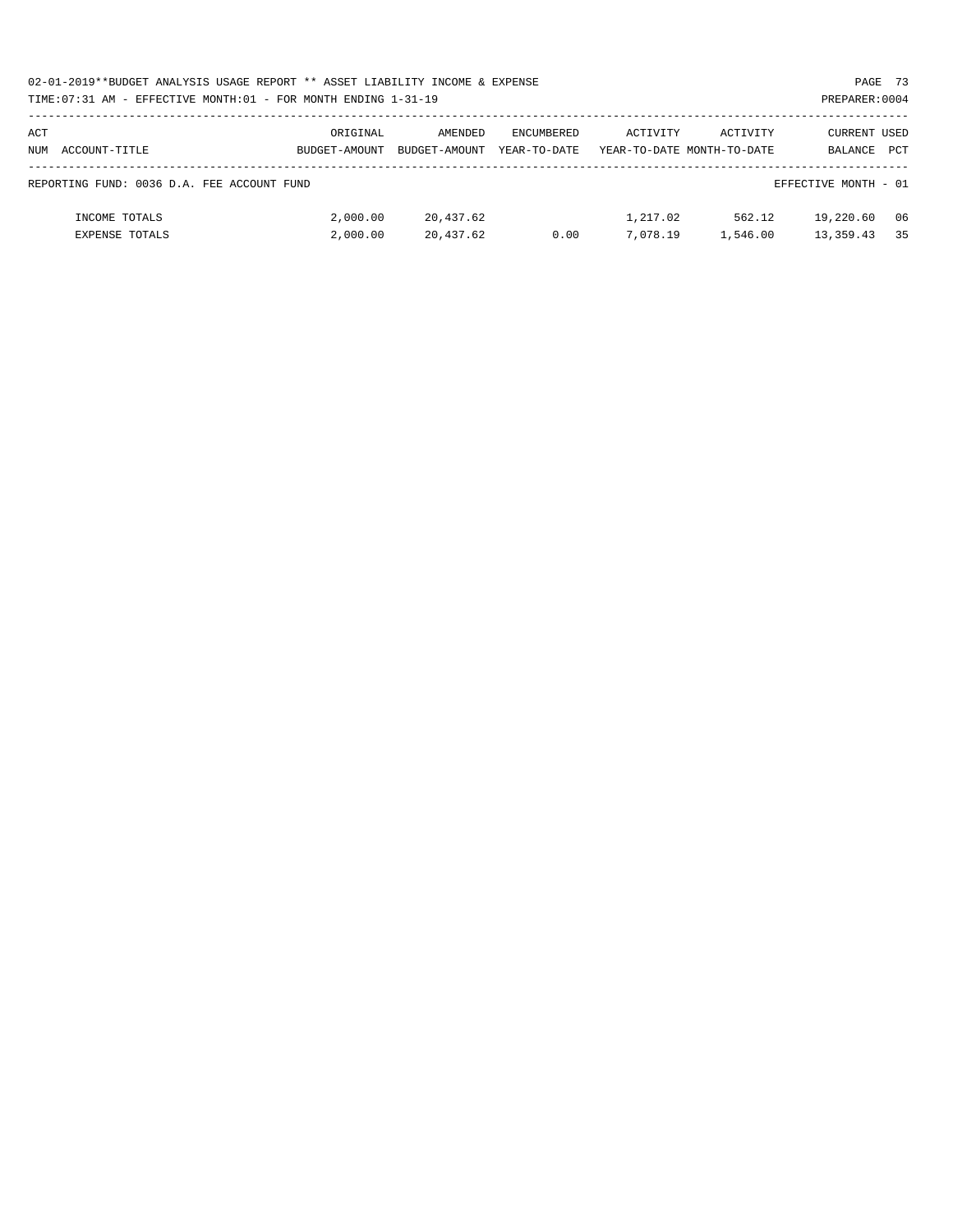02-01-2019**BUDGET ANALYSIS USAGE REPORT ** ASSET LIABILITY INCOME & EXPENSE

TIME:07:31 AM - EFFECTIVE MONTH:01 - FOR MONTH ENDING 1-31-19

PREPARER:0004

| ACT NUM ACCOUNT-TITLE | ORIGINAL BUDGET-AMOUNT | AMENDED BUDGET-AMOUNT | ENCUMBERED YEAR-TO-DATE | ACTIVITY YEAR-TO-DATE | ACTIVITY MONTH-TO-DATE | CURRENT BALANCE | USED PCT |
|---|---|---|---|---|---|---|---|
| REPORTING FUND: 0036 D.A. FEE ACCOUNT FUND | | | | | | EFFECTIVE MONTH - 01 | |
| INCOME TOTALS | 2,000.00 | 20,437.62 | | 1,217.02 | 562.12 | 19,220.60 | 06 |
| EXPENSE TOTALS | 2,000.00 | 20,437.62 | 0.00 | 7,078.19 | 1,546.00 | 13,359.43 | 35 |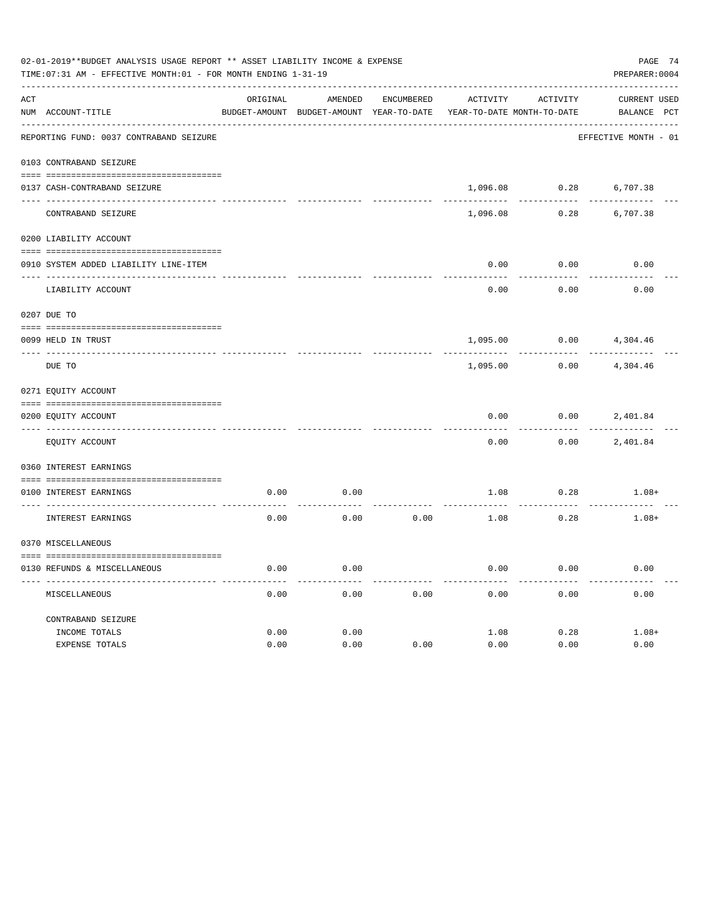02-01-2019**BUDGET ANALYSIS USAGE REPORT ** ASSET LIABILITY INCOME & EXPENSE

TIME:07:31 AM - EFFECTIVE MONTH:01 - FOR MONTH ENDING 1-31-19

PREPARER:0004

| ACT NUM | ACCOUNT-TITLE | ORIGINAL BUDGET-AMOUNT | AMENDED BUDGET-AMOUNT | ENCUMBERED YEAR-TO-DATE | ACTIVITY YEAR-TO-DATE | ACTIVITY MONTH-TO-DATE | CURRENT BALANCE | USED PCT |
|---|---|---|---|---|---|---|---|---|
| | REPORTING FUND: 0037 CONTRABAND SEIZURE | | | | | | EFFECTIVE MONTH - 01 | |
| | 0103 CONTRABAND SEIZURE | | | | | | | |
| 0137 | CASH-CONTRABAND SEIZURE | | | | 1,096.08 | 0.28 | 6,707.38 | |
| | CONTRABAND SEIZURE | | | | 1,096.08 | 0.28 | 6,707.38 | |
| | 0200 LIABILITY ACCOUNT | | | | | | | |
| 0910 | SYSTEM ADDED LIABILITY LINE-ITEM | | | | 0.00 | 0.00 | 0.00 | |
| | LIABILITY ACCOUNT | | | | 0.00 | 0.00 | 0.00 | |
| | 0207 DUE TO | | | | | | | |
| 0099 | HELD IN TRUST | | | | 1,095.00 | 0.00 | 4,304.46 | |
| | DUE TO | | | | 1,095.00 | 0.00 | 4,304.46 | |
| | 0271 EQUITY ACCOUNT | | | | | | | |
| 0200 | EQUITY ACCOUNT | | | | 0.00 | 0.00 | 2,401.84 | |
| | EQUITY ACCOUNT | | | | 0.00 | 0.00 | 2,401.84 | |
| | 0360 INTEREST EARNINGS | | | | | | | |
| 0100 | INTEREST EARNINGS | 0.00 | 0.00 | | 1.08 | 0.28 | 1.08+ | |
| | INTEREST EARNINGS | 0.00 | 0.00 | 0.00 | 1.08 | 0.28 | 1.08+ | |
| | 0370 MISCELLANEOUS | | | | | | | |
| 0130 | REFUNDS & MISCELLANEOUS | 0.00 | 0.00 | | 0.00 | 0.00 | 0.00 | |
| | MISCELLANEOUS | 0.00 | 0.00 | 0.00 | 0.00 | 0.00 | 0.00 | |
| | CONTRABAND SEIZURE | | | | | | | |
| | INCOME TOTALS | 0.00 | 0.00 | | 1.08 | 0.28 | 1.08+ | |
| | EXPENSE TOTALS | 0.00 | 0.00 | 0.00 | 0.00 | 0.00 | 0.00 | |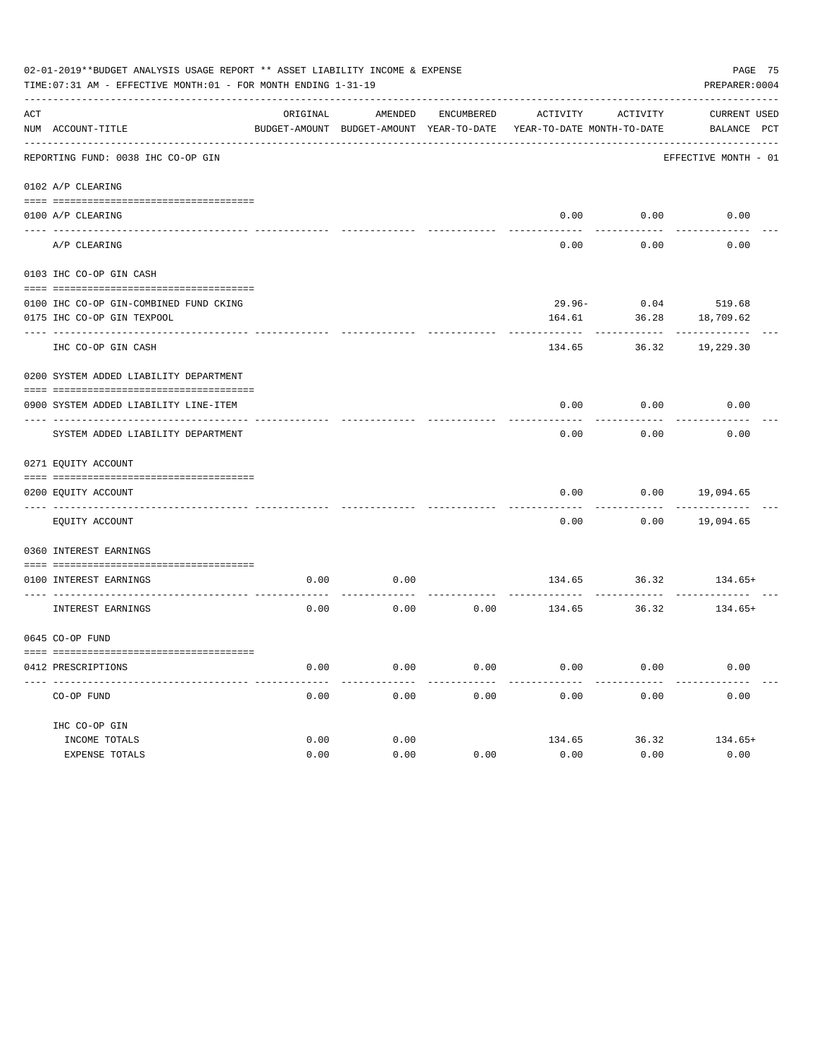02-01-2019**BUDGET ANALYSIS USAGE REPORT ** ASSET LIABILITY INCOME & EXPENSE

TIME:07:31 AM - EFFECTIVE MONTH:01 - FOR MONTH ENDING 1-31-19

PREPARER:0004

REPORTING FUND: 0038 IHC CO-OP GIN — EFFECTIVE MONTH - 01

| ACT NUM | ACCOUNT-TITLE | ORIGINAL BUDGET-AMOUNT | AMENDED BUDGET-AMOUNT | ENCUMBERED YEAR-TO-DATE | ACTIVITY YEAR-TO-DATE | ACTIVITY MONTH-TO-DATE | CURRENT BALANCE | USED PCT |
|---|---|---|---|---|---|---|---|---|
| | **0102 A/P CLEARING** | | | | | | | |
| 0100 | A/P CLEARING | | | | 0.00 | 0.00 | 0.00 | |
| | A/P CLEARING | | | | 0.00 | 0.00 | 0.00 | |
| | **0103 IHC CO-OP GIN CASH** | | | | | | | |
| 0100 | IHC CO-OP GIN-COMBINED FUND CKING | | | | 29.96- | 0.04 | 519.68 | |
| 0175 | IHC CO-OP GIN TEXPOOL | | | | 164.61 | 36.28 | 18,709.62 | |
| | IHC CO-OP GIN CASH | | | | 134.65 | 36.32 | 19,229.30 | |
| | **0200 SYSTEM ADDED LIABILITY DEPARTMENT** | | | | | | | |
| 0900 | SYSTEM ADDED LIABILITY LINE-ITEM | | | | 0.00 | 0.00 | 0.00 | |
| | SYSTEM ADDED LIABILITY DEPARTMENT | | | | 0.00 | 0.00 | 0.00 | |
| | **0271 EQUITY ACCOUNT** | | | | | | | |
| 0200 | EQUITY ACCOUNT | | | | 0.00 | 0.00 | 19,094.65 | |
| | EQUITY ACCOUNT | | | | 0.00 | 0.00 | 19,094.65 | |
| | **0360 INTEREST EARNINGS** | | | | | | | |
| 0100 | INTEREST EARNINGS | 0.00 | 0.00 | | 134.65 | 36.32 | 134.65+ | |
| | INTEREST EARNINGS | 0.00 | 0.00 | 0.00 | 134.65 | 36.32 | 134.65+ | |
| | **0645 CO-OP FUND** | | | | | | | |
| 0412 | PRESCRIPTIONS | 0.00 | 0.00 | 0.00 | 0.00 | 0.00 | 0.00 | |
| | CO-OP FUND | 0.00 | 0.00 | 0.00 | 0.00 | 0.00 | 0.00 | |
| | **IHC CO-OP GIN** | | | | | | | |
| | INCOME TOTALS | 0.00 | 0.00 | | 134.65 | 36.32 | 134.65+ | |
| | EXPENSE TOTALS | 0.00 | 0.00 | 0.00 | 0.00 | 0.00 | 0.00 | |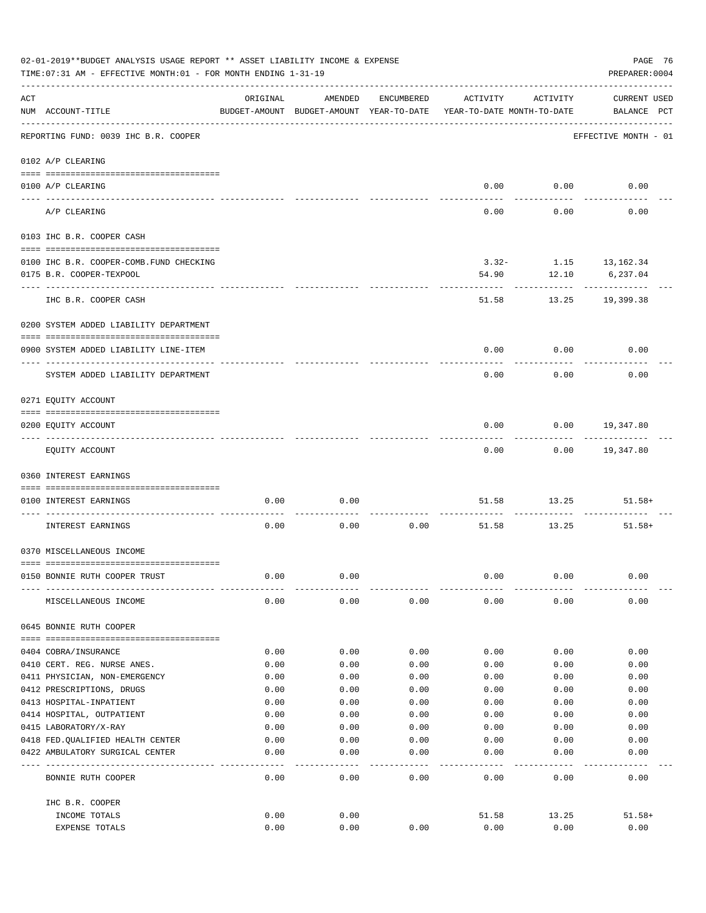02-01-2019**BUDGET ANALYSIS USAGE REPORT ** ASSET LIABILITY INCOME & EXPENSE

TIME:07:31 AM - EFFECTIVE MONTH:01 - FOR MONTH ENDING 1-31-19

PREPARER:0004

| ACT NUM | ACCOUNT-TITLE | ORIGINAL BUDGET-AMOUNT | AMENDED BUDGET-AMOUNT | ENCUMBERED YEAR-TO-DATE | ACTIVITY YEAR-TO-DATE | ACTIVITY MONTH-TO-DATE | CURRENT USED BALANCE | PCT |
|---|---|---|---|---|---|---|---|---|
| | REPORTING FUND: 0039 IHC B.R. COOPER | | | | | | EFFECTIVE MONTH - 01 | |
| | 0102 A/P CLEARING | | | | | | | |
| 0100 | A/P CLEARING | | | | 0.00 | 0.00 | 0.00 | |
| | A/P CLEARING | | | | 0.00 | 0.00 | 0.00 | |
| | 0103 IHC B.R. COOPER CASH | | | | | | | |
| 0100 | IHC B.R. COOPER-COMB.FUND CHECKING | | | | 3.32- | 1.15 | 13,162.34 | |
| 0175 | B.R. COOPER-TEXPOOL | | | | 54.90 | 12.10 | 6,237.04 | |
| | IHC B.R. COOPER CASH | | | | 51.58 | 13.25 | 19,399.38 | |
| | 0200 SYSTEM ADDED LIABILITY DEPARTMENT | | | | | | | |
| 0900 | SYSTEM ADDED LIABILITY LINE-ITEM | | | | 0.00 | 0.00 | 0.00 | |
| | SYSTEM ADDED LIABILITY DEPARTMENT | | | | 0.00 | 0.00 | 0.00 | |
| | 0271 EQUITY ACCOUNT | | | | | | | |
| 0200 | EQUITY ACCOUNT | | | | 0.00 | 0.00 | 19,347.80 | |
| | EQUITY ACCOUNT | | | | 0.00 | 0.00 | 19,347.80 | |
| | 0360 INTEREST EARNINGS | | | | | | | |
| 0100 | INTEREST EARNINGS | 0.00 | 0.00 | | 51.58 | 13.25 | 51.58+ | |
| | INTEREST EARNINGS | 0.00 | 0.00 | 0.00 | 51.58 | 13.25 | 51.58+ | |
| | 0370 MISCELLANEOUS INCOME | | | | | | | |
| 0150 | BONNIE RUTH COOPER TRUST | 0.00 | 0.00 | | 0.00 | 0.00 | 0.00 | |
| | MISCELLANEOUS INCOME | 0.00 | 0.00 | 0.00 | 0.00 | 0.00 | 0.00 | |
| | 0645 BONNIE RUTH COOPER | | | | | | | |
| 0404 | COBRA/INSURANCE | 0.00 | 0.00 | 0.00 | 0.00 | 0.00 | 0.00 | |
| 0410 | CERT. REG. NURSE ANES. | 0.00 | 0.00 | 0.00 | 0.00 | 0.00 | 0.00 | |
| 0411 | PHYSICIAN, NON-EMERGENCY | 0.00 | 0.00 | 0.00 | 0.00 | 0.00 | 0.00 | |
| 0412 | PRESCRIPTIONS, DRUGS | 0.00 | 0.00 | 0.00 | 0.00 | 0.00 | 0.00 | |
| 0413 | HOSPITAL-INPATIENT | 0.00 | 0.00 | 0.00 | 0.00 | 0.00 | 0.00 | |
| 0414 | HOSPITAL, OUTPATIENT | 0.00 | 0.00 | 0.00 | 0.00 | 0.00 | 0.00 | |
| 0415 | LABORATORY/X-RAY | 0.00 | 0.00 | 0.00 | 0.00 | 0.00 | 0.00 | |
| 0418 | FED.QUALIFIED HEALTH CENTER | 0.00 | 0.00 | 0.00 | 0.00 | 0.00 | 0.00 | |
| 0422 | AMBULATORY SURGICAL CENTER | 0.00 | 0.00 | 0.00 | 0.00 | 0.00 | 0.00 | |
| | BONNIE RUTH COOPER | 0.00 | 0.00 | 0.00 | 0.00 | 0.00 | 0.00 | |
| | IHC B.R. COOPER | | | | | | | |
| | INCOME TOTALS | 0.00 | 0.00 | | 51.58 | 13.25 | 51.58+ | |
| | EXPENSE TOTALS | 0.00 | 0.00 | 0.00 | 0.00 | 0.00 | 0.00 | |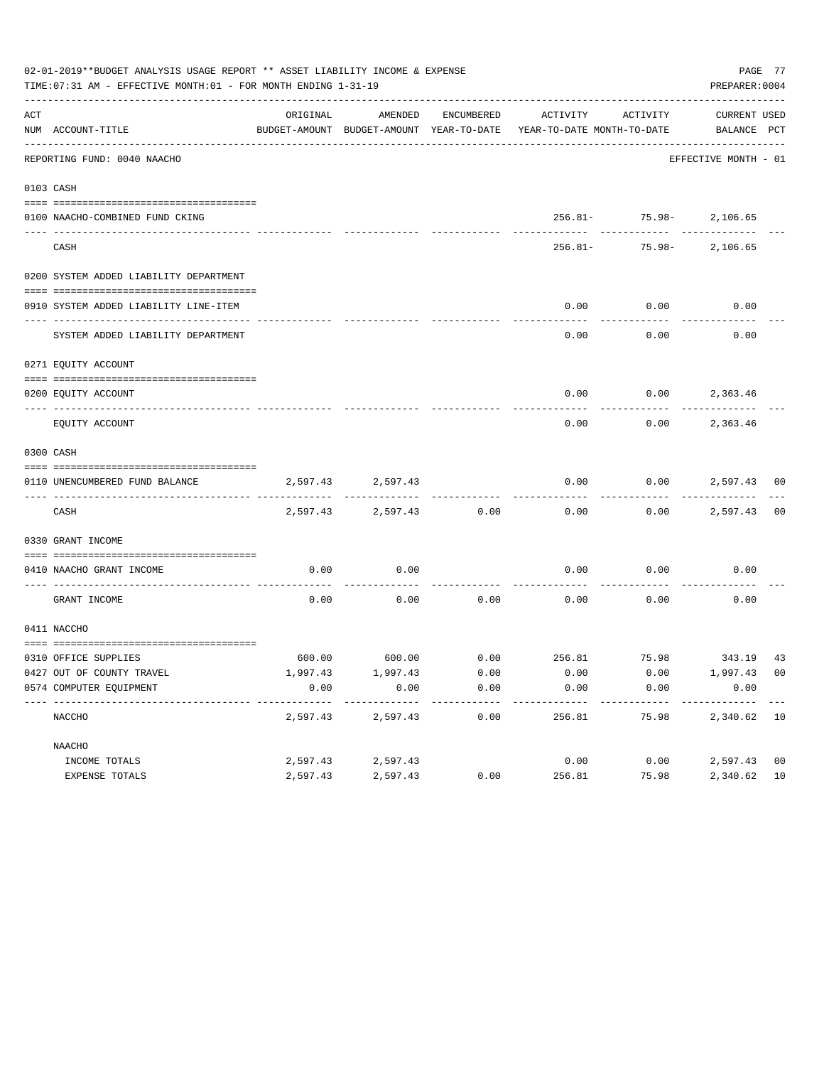02-01-2019**BUDGET ANALYSIS USAGE REPORT ** ASSET LIABILITY INCOME & EXPENSE

TIME:07:31 AM - EFFECTIVE MONTH:01 - FOR MONTH ENDING 1-31-19

PREPARER:0004

| ACT NUM | ACCOUNT-TITLE | ORIGINAL BUDGET-AMOUNT | AMENDED BUDGET-AMOUNT | ENCUMBERED YEAR-TO-DATE | ACTIVITY YEAR-TO-DATE | ACTIVITY MONTH-TO-DATE | CURRENT BALANCE | USED PCT |
|---|---|---|---|---|---|---|---|---|
| | REPORTING FUND: 0040 NAACHO | | | | | | EFFECTIVE MONTH - 01 | |
| 0103 | CASH | | | | | | | |
| 0100 | NAACHO-COMBINED FUND CKING | | | | 256.81- | 75.98- | 2,106.65 | |
| | CASH | | | | 256.81- | 75.98- | 2,106.65 | |
| 0200 | SYSTEM ADDED LIABILITY DEPARTMENT | | | | | | | |
| 0910 | SYSTEM ADDED LIABILITY LINE-ITEM | | | | 0.00 | 0.00 | 0.00 | |
| | SYSTEM ADDED LIABILITY DEPARTMENT | | | | 0.00 | 0.00 | 0.00 | |
| 0271 | EQUITY ACCOUNT | | | | | | | |
| 0200 | EQUITY ACCOUNT | | | | 0.00 | 0.00 | 2,363.46 | |
| | EQUITY ACCOUNT | | | | 0.00 | 0.00 | 2,363.46 | |
| 0300 | CASH | | | | | | | |
| 0110 | UNENCUMBERED FUND BALANCE | 2,597.43 | 2,597.43 | | 0.00 | 0.00 | 2,597.43 | 00 |
| | CASH | 2,597.43 | 2,597.43 | 0.00 | 0.00 | 0.00 | 2,597.43 | 00 |
| 0330 | GRANT INCOME | | | | | | | |
| 0410 | NAACHO GRANT INCOME | 0.00 | 0.00 | | 0.00 | 0.00 | 0.00 | |
| | GRANT INCOME | 0.00 | 0.00 | 0.00 | 0.00 | 0.00 | 0.00 | |
| 0411 | NACCHO | | | | | | | |
| 0310 | OFFICE SUPPLIES | 600.00 | 600.00 | 0.00 | 256.81 | 75.98 | 343.19 | 43 |
| 0427 | OUT OF COUNTY TRAVEL | 1,997.43 | 1,997.43 | 0.00 | 0.00 | 0.00 | 1,997.43 | 00 |
| 0574 | COMPUTER EQUIPMENT | 0.00 | 0.00 | 0.00 | 0.00 | 0.00 | 0.00 | |
| | NACCHO | 2,597.43 | 2,597.43 | 0.00 | 256.81 | 75.98 | 2,340.62 | 10 |
| | NAACHO | | | | | | | |
| | INCOME TOTALS | 2,597.43 | 2,597.43 | | 0.00 | 0.00 | 2,597.43 | 00 |
| | EXPENSE TOTALS | 2,597.43 | 2,597.43 | 0.00 | 256.81 | 75.98 | 2,340.62 | 10 |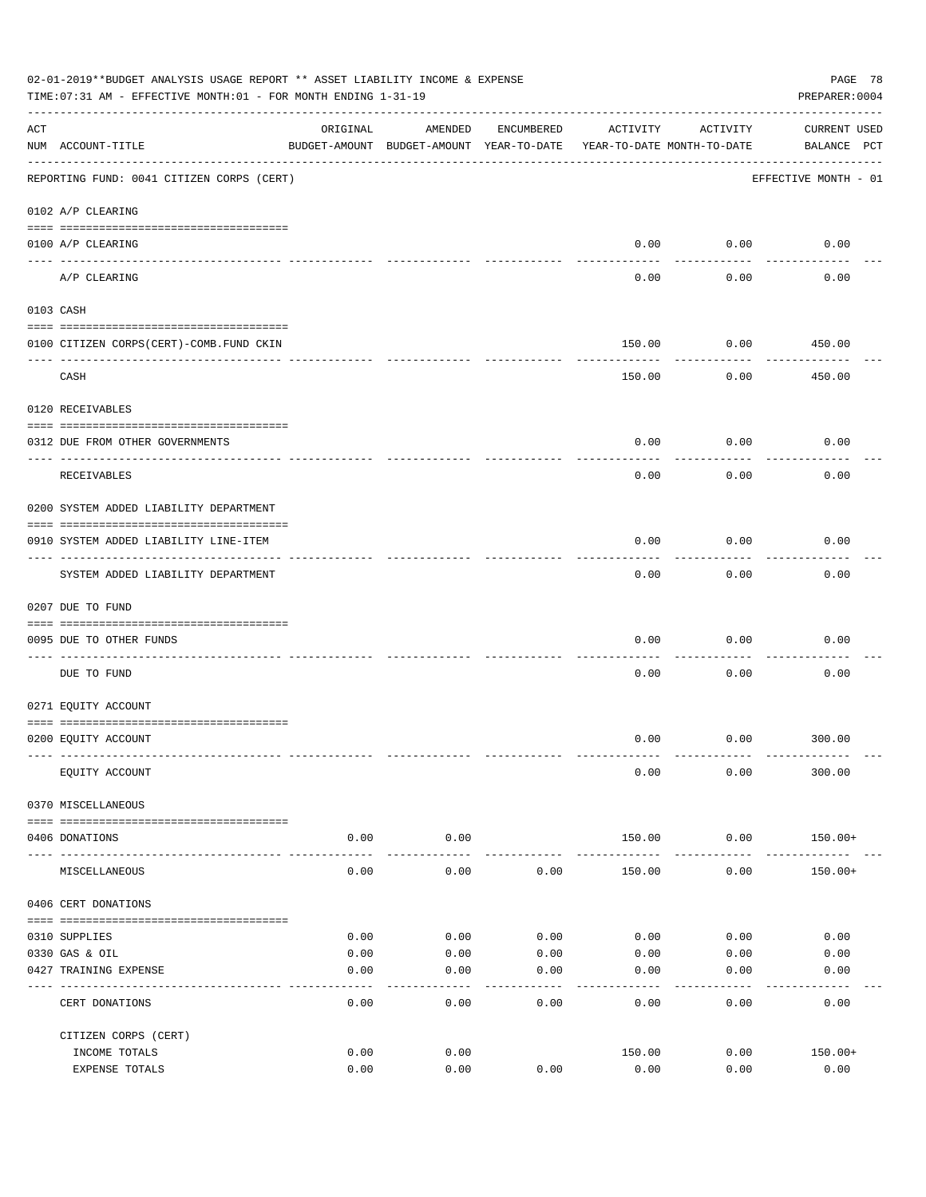02-01-2019**BUDGET ANALYSIS USAGE REPORT ** ASSET LIABILITY INCOME & EXPENSE

TIME:07:31 AM - EFFECTIVE MONTH:01 - FOR MONTH ENDING 1-31-19

PREPARER:0004

| ACT NUM | ACCOUNT-TITLE | ORIGINAL BUDGET-AMOUNT | AMENDED BUDGET-AMOUNT | ENCUMBERED YEAR-TO-DATE | ACTIVITY YEAR-TO-DATE | ACTIVITY MONTH-TO-DATE | CURRENT BALANCE | USED PCT |
|---|---|---|---|---|---|---|---|---|
| | REPORTING FUND: 0041 CITIZEN CORPS (CERT) | | | | | | EFFECTIVE MONTH - 01 | |
| | 0102 A/P CLEARING | | | | | | | |
| 0100 | A/P CLEARING | | | | 0.00 | 0.00 | 0.00 | |
| | A/P CLEARING | | | | 0.00 | 0.00 | 0.00 | |
| | 0103 CASH | | | | | | | |
| 0100 | CITIZEN CORPS(CERT)-COMB.FUND CKIN | | | | 150.00 | 0.00 | 450.00 | |
| | CASH | | | | 150.00 | 0.00 | 450.00 | |
| | 0120 RECEIVABLES | | | | | | | |
| 0312 | DUE FROM OTHER GOVERNMENTS | | | | 0.00 | 0.00 | 0.00 | |
| | RECEIVABLES | | | | 0.00 | 0.00 | 0.00 | |
| | 0200 SYSTEM ADDED LIABILITY DEPARTMENT | | | | | | | |
| 0910 | SYSTEM ADDED LIABILITY LINE-ITEM | | | | 0.00 | 0.00 | 0.00 | |
| | SYSTEM ADDED LIABILITY DEPARTMENT | | | | 0.00 | 0.00 | 0.00 | |
| | 0207 DUE TO FUND | | | | | | | |
| 0095 | DUE TO OTHER FUNDS | | | | 0.00 | 0.00 | 0.00 | |
| | DUE TO FUND | | | | 0.00 | 0.00 | 0.00 | |
| | 0271 EQUITY ACCOUNT | | | | | | | |
| 0200 | EQUITY ACCOUNT | | | | 0.00 | 0.00 | 300.00 | |
| | EQUITY ACCOUNT | | | | 0.00 | 0.00 | 300.00 | |
| | 0370 MISCELLANEOUS | | | | | | | |
| 0406 | DONATIONS | 0.00 | 0.00 | | 150.00 | 0.00 | 150.00+ | |
| | MISCELLANEOUS | 0.00 | 0.00 | 0.00 | 150.00 | 0.00 | 150.00+ | |
| | 0406 CERT DONATIONS | | | | | | | |
| 0310 | SUPPLIES | 0.00 | 0.00 | 0.00 | 0.00 | 0.00 | 0.00 | |
| 0330 | GAS & OIL | 0.00 | 0.00 | 0.00 | 0.00 | 0.00 | 0.00 | |
| 0427 | TRAINING EXPENSE | 0.00 | 0.00 | 0.00 | 0.00 | 0.00 | 0.00 | |
| | CERT DONATIONS | 0.00 | 0.00 | 0.00 | 0.00 | 0.00 | 0.00 | |
| | CITIZEN CORPS (CERT) | | | | | | | |
| | INCOME TOTALS | 0.00 | 0.00 | | 150.00 | 0.00 | 150.00+ | |
| | EXPENSE TOTALS | 0.00 | 0.00 | 0.00 | 0.00 | 0.00 | 0.00 | |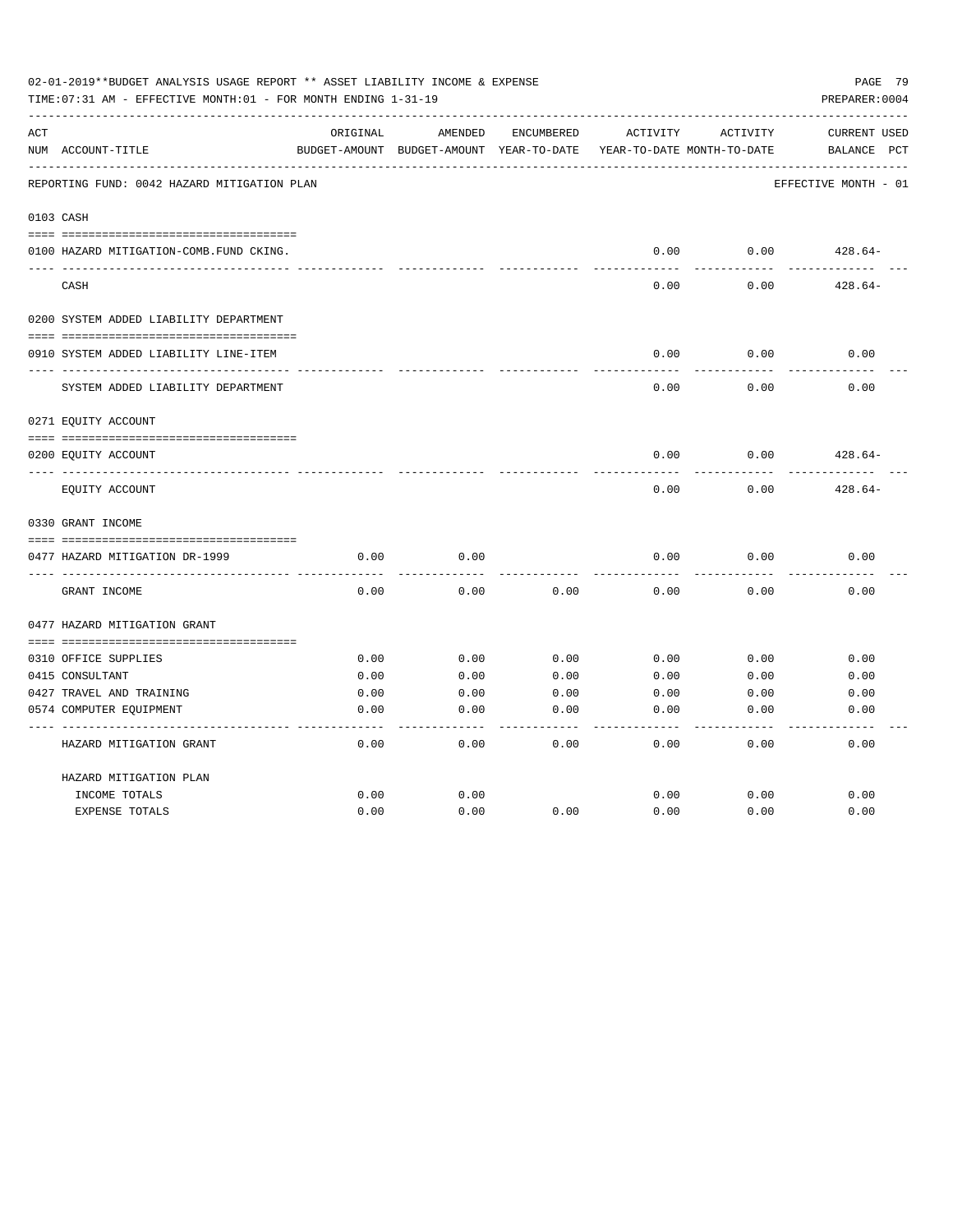02-01-2019**BUDGET ANALYSIS USAGE REPORT ** ASSET LIABILITY INCOME & EXPENSE

TIME:07:31 AM - EFFECTIVE MONTH:01 - FOR MONTH ENDING 1-31-19

PREPARER:0004

| ACT NUM | ACCOUNT-TITLE | ORIGINAL BUDGET-AMOUNT | AMENDED BUDGET-AMOUNT | ENCUMBERED YEAR-TO-DATE | ACTIVITY YEAR-TO-DATE | ACTIVITY MONTH-TO-DATE | CURRENT BALANCE | USED PCT |
|---|---|---|---|---|---|---|---|---|
| | REPORTING FUND: 0042 HAZARD MITIGATION PLAN | | | | | | EFFECTIVE MONTH - 01 | |
| 0103 | CASH | | | | | | | |
| 0100 | HAZARD MITIGATION-COMB.FUND CKING. | | | | 0.00 | 0.00 | 428.64- | |
| | CASH | | | | 0.00 | 0.00 | 428.64- | |
| 0200 | SYSTEM ADDED LIABILITY DEPARTMENT | | | | | | | |
| 0910 | SYSTEM ADDED LIABILITY LINE-ITEM | | | | 0.00 | 0.00 | 0.00 | |
| | SYSTEM ADDED LIABILITY DEPARTMENT | | | | 0.00 | 0.00 | 0.00 | |
| 0271 | EQUITY ACCOUNT | | | | | | | |
| 0200 | EQUITY ACCOUNT | | | | 0.00 | 0.00 | 428.64- | |
| | EQUITY ACCOUNT | | | | 0.00 | 0.00 | 428.64- | |
| 0330 | GRANT INCOME | | | | | | | |
| 0477 | HAZARD MITIGATION DR-1999 | 0.00 | 0.00 | | 0.00 | 0.00 | 0.00 | |
| | GRANT INCOME | 0.00 | 0.00 | 0.00 | 0.00 | 0.00 | 0.00 | |
| 0477 | HAZARD MITIGATION GRANT | | | | | | | |
| 0310 | OFFICE SUPPLIES | 0.00 | 0.00 | 0.00 | 0.00 | 0.00 | 0.00 | |
| 0415 | CONSULTANT | 0.00 | 0.00 | 0.00 | 0.00 | 0.00 | 0.00 | |
| 0427 | TRAVEL AND TRAINING | 0.00 | 0.00 | 0.00 | 0.00 | 0.00 | 0.00 | |
| 0574 | COMPUTER EQUIPMENT | 0.00 | 0.00 | 0.00 | 0.00 | 0.00 | 0.00 | |
| | HAZARD MITIGATION GRANT | 0.00 | 0.00 | 0.00 | 0.00 | 0.00 | 0.00 | |
| | HAZARD MITIGATION PLAN | | | | | | | |
| | INCOME TOTALS | 0.00 | 0.00 | | 0.00 | 0.00 | 0.00 | |
| | EXPENSE TOTALS | 0.00 | 0.00 | 0.00 | 0.00 | 0.00 | 0.00 | |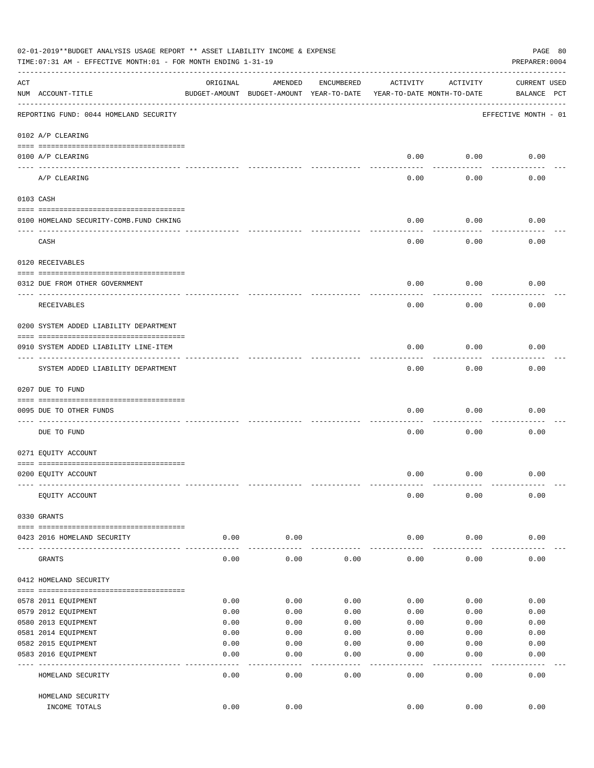02-01-2019**BUDGET ANALYSIS USAGE REPORT ** ASSET LIABILITY INCOME & EXPENSE

TIME:07:31 AM - EFFECTIVE MONTH:01 - FOR MONTH ENDING 1-31-19

PREPARER:0004

| ACT NUM | ACCOUNT-TITLE | ORIGINAL BUDGET-AMOUNT | AMENDED BUDGET-AMOUNT | ENCUMBERED YEAR-TO-DATE | ACTIVITY YEAR-TO-DATE | ACTIVITY MONTH-TO-DATE | CURRENT BALANCE | USED PCT |
|---|---|---|---|---|---|---|---|---|
| | REPORTING FUND: 0044 HOMELAND SECURITY | | | | | | EFFECTIVE MONTH - 01 | |
| | 0102 A/P CLEARING | | | | | | | |
| 0100 | A/P CLEARING | | | | 0.00 | 0.00 | 0.00 | |
| | A/P CLEARING | | | | 0.00 | 0.00 | 0.00 | |
| | 0103 CASH | | | | | | | |
| 0100 | HOMELAND SECURITY-COMB.FUND CHKING | | | | 0.00 | 0.00 | 0.00 | |
| | CASH | | | | 0.00 | 0.00 | 0.00 | |
| | 0120 RECEIVABLES | | | | | | | |
| 0312 | DUE FROM OTHER GOVERNMENT | | | | 0.00 | 0.00 | 0.00 | |
| | RECEIVABLES | | | | 0.00 | 0.00 | 0.00 | |
| | 0200 SYSTEM ADDED LIABILITY DEPARTMENT | | | | | | | |
| 0910 | SYSTEM ADDED LIABILITY LINE-ITEM | | | | 0.00 | 0.00 | 0.00 | |
| | SYSTEM ADDED LIABILITY DEPARTMENT | | | | 0.00 | 0.00 | 0.00 | |
| | 0207 DUE TO FUND | | | | | | | |
| 0095 | DUE TO OTHER FUNDS | | | | 0.00 | 0.00 | 0.00 | |
| | DUE TO FUND | | | | 0.00 | 0.00 | 0.00 | |
| | 0271 EQUITY ACCOUNT | | | | | | | |
| 0200 | EQUITY ACCOUNT | | | | 0.00 | 0.00 | 0.00 | |
| | EQUITY ACCOUNT | | | | 0.00 | 0.00 | 0.00 | |
| | 0330 GRANTS | | | | | | | |
| 0423 | 2016 HOMELAND SECURITY | 0.00 | 0.00 | | 0.00 | 0.00 | 0.00 | |
| | GRANTS | 0.00 | 0.00 | 0.00 | 0.00 | 0.00 | 0.00 | |
| | 0412 HOMELAND SECURITY | | | | | | | |
| 0578 | 2011 EQUIPMENT | 0.00 | 0.00 | 0.00 | 0.00 | 0.00 | 0.00 | |
| 0579 | 2012 EQUIPMENT | 0.00 | 0.00 | 0.00 | 0.00 | 0.00 | 0.00 | |
| 0580 | 2013 EQUIPMENT | 0.00 | 0.00 | 0.00 | 0.00 | 0.00 | 0.00 | |
| 0581 | 2014 EQUIPMENT | 0.00 | 0.00 | 0.00 | 0.00 | 0.00 | 0.00 | |
| 0582 | 2015 EQUIPMENT | 0.00 | 0.00 | 0.00 | 0.00 | 0.00 | 0.00 | |
| 0583 | 2016 EQUIPMENT | 0.00 | 0.00 | 0.00 | 0.00 | 0.00 | 0.00 | |
| | HOMELAND SECURITY | 0.00 | 0.00 | 0.00 | 0.00 | 0.00 | 0.00 | |
| | HOMELAND SECURITY INCOME TOTALS | 0.00 | 0.00 | | 0.00 | 0.00 | 0.00 | |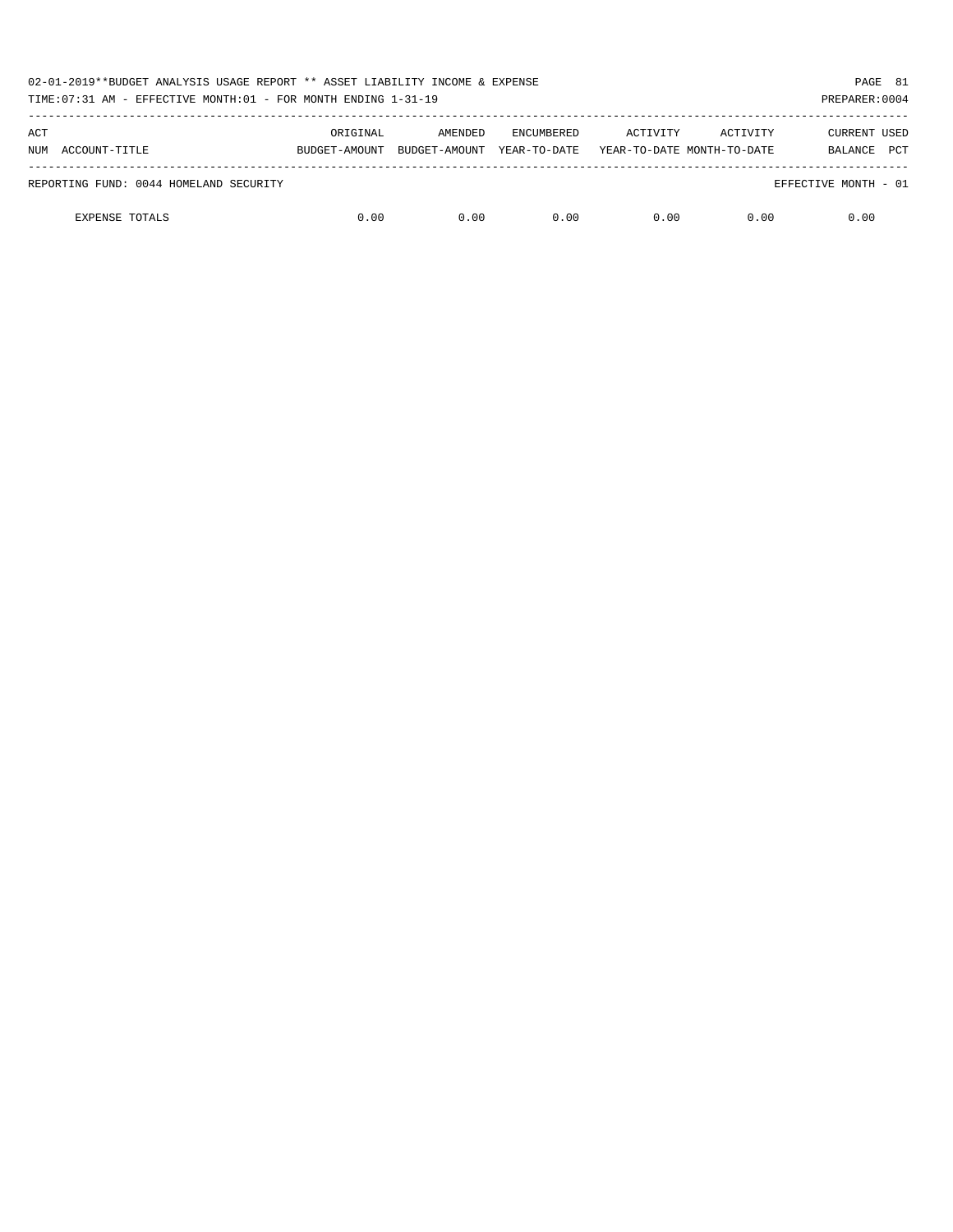| ACT NUM | ACCOUNT-TITLE | ORIGINAL BUDGET-AMOUNT | AMENDED BUDGET-AMOUNT | ENCUMBERED YEAR-TO-DATE | ACTIVITY YEAR-TO-DATE | ACTIVITY MONTH-TO-DATE | CURRENT BALANCE | USED PCT |
|---|---|---|---|---|---|---|---|---|
| REPORTING FUND: 0044 HOMELAND SECURITY | | | | | | | EFFECTIVE MONTH - 01 | |
| | EXPENSE TOTALS | 0.00 | 0.00 | 0.00 | 0.00 | 0.00 | 0.00 | |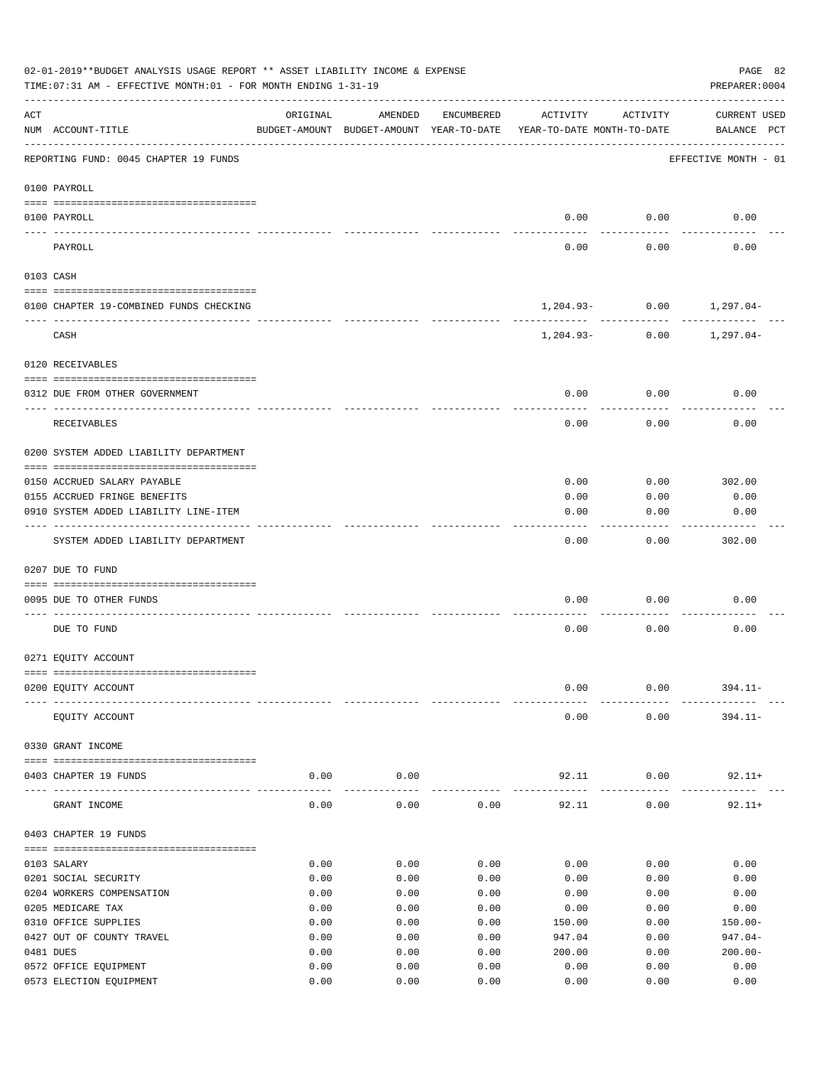02-01-2019**BUDGET ANALYSIS USAGE REPORT ** ASSET LIABILITY INCOME & EXPENSE

TIME:07:31 AM - EFFECTIVE MONTH:01 - FOR MONTH ENDING 1-31-19

PREPARER:0004

REPORTING FUND: 0045 CHAPTER 19 FUNDS — EFFECTIVE MONTH - 01

| ACT NUM | ACCOUNT-TITLE | ORIGINAL BUDGET-AMOUNT | AMENDED BUDGET-AMOUNT | ENCUMBERED YEAR-TO-DATE | ACTIVITY YEAR-TO-DATE | ACTIVITY MONTH-TO-DATE | CURRENT BALANCE | USED PCT |
|---|---|---|---|---|---|---|---|---|
| | **0100 PAYROLL** | | | | | | | |
| 0100 | PAYROLL | | | | 0.00 | 0.00 | 0.00 | |
| | PAYROLL | | | | 0.00 | 0.00 | 0.00 | |
| | **0103 CASH** | | | | | | | |
| 0100 | CHAPTER 19-COMBINED FUNDS CHECKING | | | | 1,204.93- | 0.00 | 1,297.04- | |
| | CASH | | | | 1,204.93- | 0.00 | 1,297.04- | |
| | **0120 RECEIVABLES** | | | | | | | |
| 0312 | DUE FROM OTHER GOVERNMENT | | | | 0.00 | 0.00 | 0.00 | |
| | RECEIVABLES | | | | 0.00 | 0.00 | 0.00 | |
| | **0200 SYSTEM ADDED LIABILITY DEPARTMENT** | | | | | | | |
| 0150 | ACCRUED SALARY PAYABLE | | | | 0.00 | 0.00 | 302.00 | |
| 0155 | ACCRUED FRINGE BENEFITS | | | | 0.00 | 0.00 | 0.00 | |
| 0910 | SYSTEM ADDED LIABILITY LINE-ITEM | | | | 0.00 | 0.00 | 0.00 | |
| | SYSTEM ADDED LIABILITY DEPARTMENT | | | | 0.00 | 0.00 | 302.00 | |
| | **0207 DUE TO FUND** | | | | | | | |
| 0095 | DUE TO OTHER FUNDS | | | | 0.00 | 0.00 | 0.00 | |
| | DUE TO FUND | | | | 0.00 | 0.00 | 0.00 | |
| | **0271 EQUITY ACCOUNT** | | | | | | | |
| 0200 | EQUITY ACCOUNT | | | | 0.00 | 0.00 | 394.11- | |
| | EQUITY ACCOUNT | | | | 0.00 | 0.00 | 394.11- | |
| | **0330 GRANT INCOME** | | | | | | | |
| 0403 | CHAPTER 19 FUNDS | 0.00 | 0.00 | | 92.11 | 0.00 | 92.11+ | |
| | GRANT INCOME | 0.00 | 0.00 | 0.00 | 92.11 | 0.00 | 92.11+ | |
| | **0403 CHAPTER 19 FUNDS** | | | | | | | |
| 0103 | SALARY | 0.00 | 0.00 | 0.00 | 0.00 | 0.00 | 0.00 | |
| 0201 | SOCIAL SECURITY | 0.00 | 0.00 | 0.00 | 0.00 | 0.00 | 0.00 | |
| 0204 | WORKERS COMPENSATION | 0.00 | 0.00 | 0.00 | 0.00 | 0.00 | 0.00 | |
| 0205 | MEDICARE TAX | 0.00 | 0.00 | 0.00 | 0.00 | 0.00 | 0.00 | |
| 0310 | OFFICE SUPPLIES | 0.00 | 0.00 | 0.00 | 150.00 | 0.00 | 150.00- | |
| 0427 | OUT OF COUNTY TRAVEL | 0.00 | 0.00 | 0.00 | 947.04 | 0.00 | 947.04- | |
| 0481 | DUES | 0.00 | 0.00 | 0.00 | 200.00 | 0.00 | 200.00- | |
| 0572 | OFFICE EQUIPMENT | 0.00 | 0.00 | 0.00 | 0.00 | 0.00 | 0.00 | |
| 0573 | ELECTION EQUIPMENT | 0.00 | 0.00 | 0.00 | 0.00 | 0.00 | 0.00 | |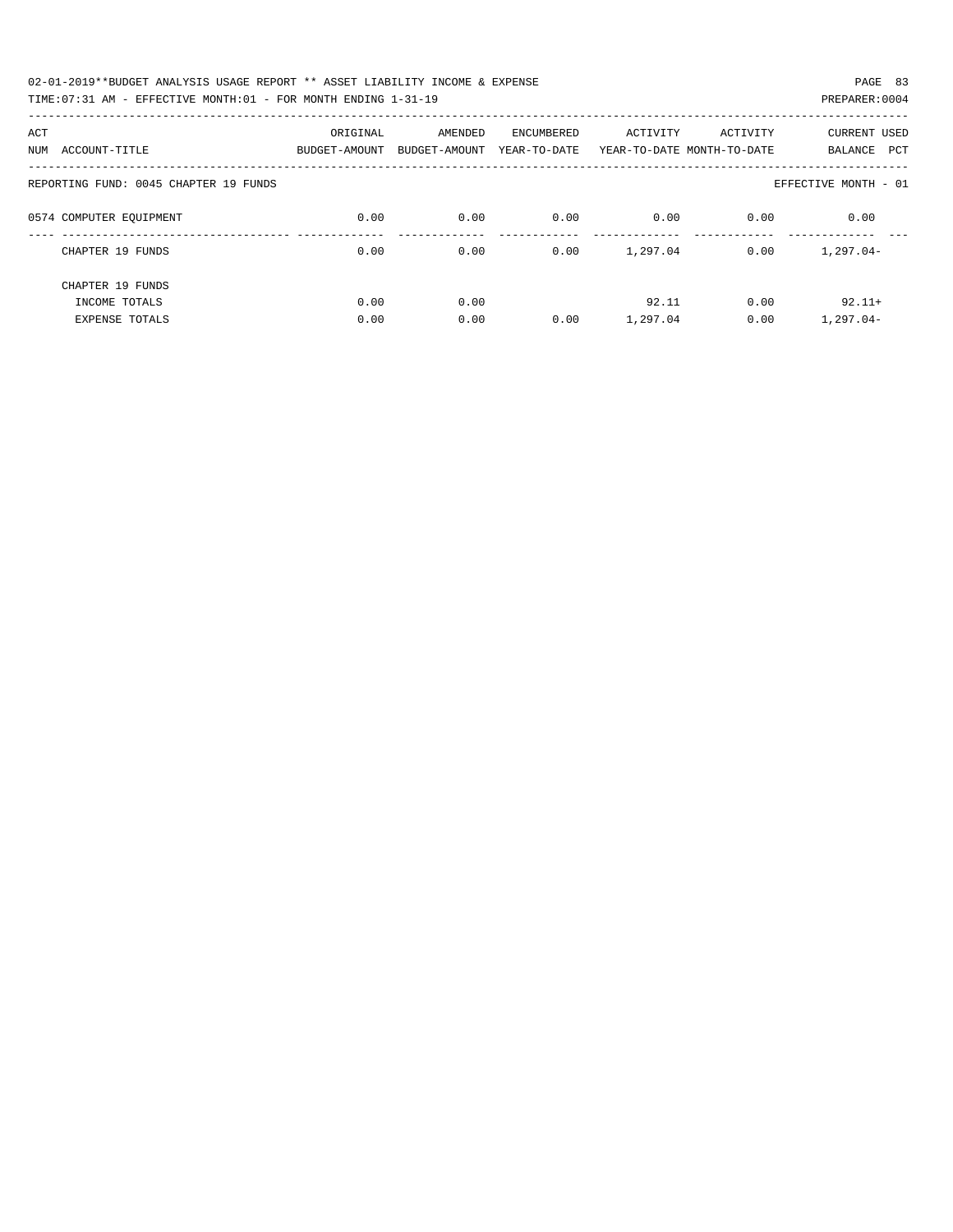02-01-2019**BUDGET ANALYSIS USAGE REPORT ** ASSET LIABILITY INCOME & EXPENSE

TIME:07:31 AM - EFFECTIVE MONTH:01 - FOR MONTH ENDING 1-31-19

PREPARER:0004

| ACT NUM | ACCOUNT-TITLE | ORIGINAL BUDGET-AMOUNT | AMENDED BUDGET-AMOUNT | ENCUMBERED YEAR-TO-DATE | ACTIVITY YEAR-TO-DATE | ACTIVITY MONTH-TO-DATE | CURRENT BALANCE | USED PCT |
|---|---|---|---|---|---|---|---|---|
| | REPORTING FUND: 0045 CHAPTER 19 FUNDS | | | | | | EFFECTIVE MONTH - 01 | |
| 0574 | COMPUTER EQUIPMENT | 0.00 | 0.00 | 0.00 | 0.00 | 0.00 | 0.00 | |
| | CHAPTER 19 FUNDS | 0.00 | 0.00 | 0.00 | 1,297.04 | 0.00 | 1,297.04- | |
| | CHAPTER 19 FUNDS | | | | | | | |
| | INCOME TOTALS | 0.00 | 0.00 | | 92.11 | 0.00 | 92.11+ | |
| | EXPENSE TOTALS | 0.00 | 0.00 | 0.00 | 1,297.04 | 0.00 | 1,297.04- | |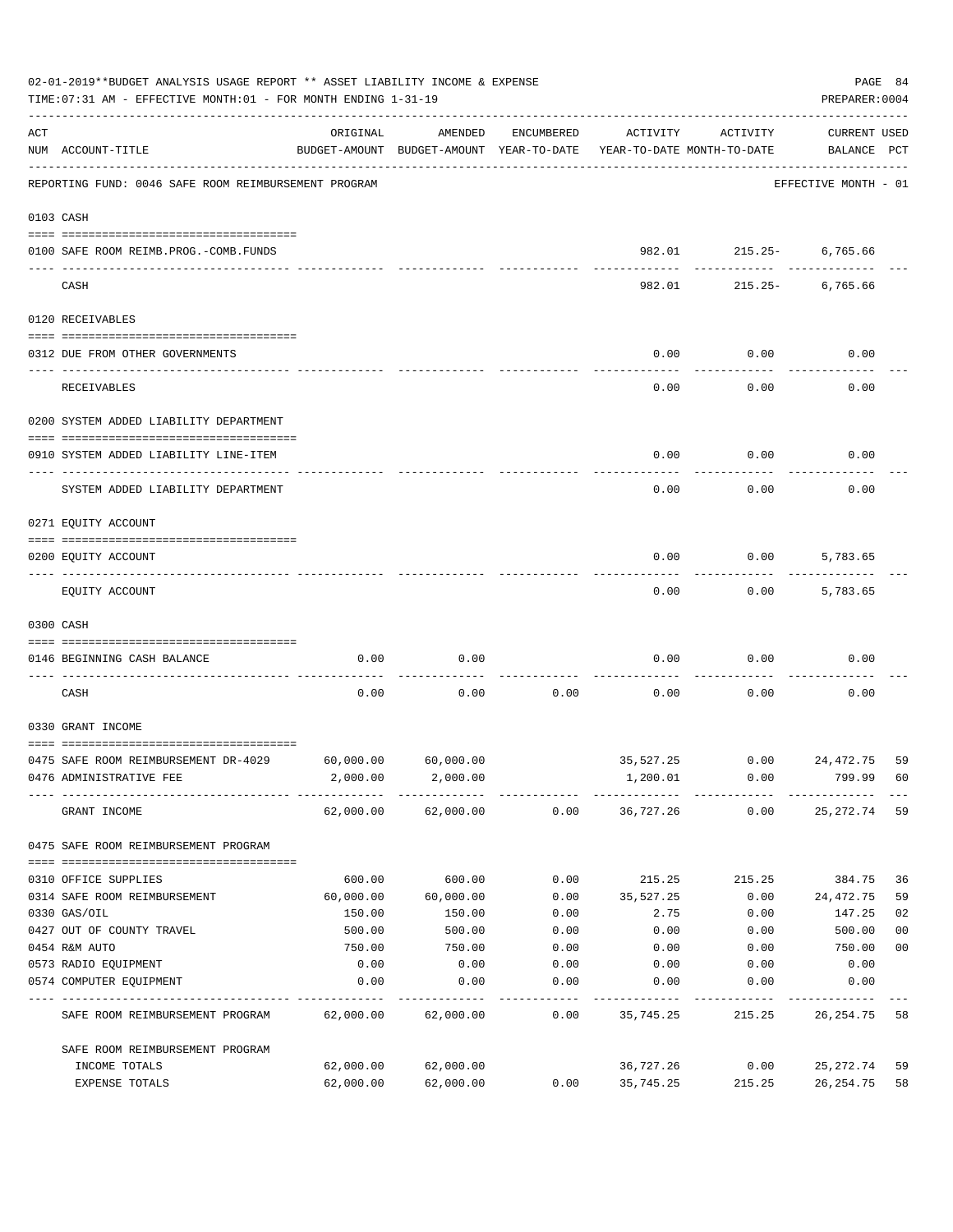02-01-2019**BUDGET ANALYSIS USAGE REPORT ** ASSET LIABILITY INCOME & EXPENSE

TIME:07:31 AM - EFFECTIVE MONTH:01 - FOR MONTH ENDING 1-31-19

PREPARER:0004

REPORTING FUND: 0046 SAFE ROOM REIMBURSEMENT PROGRAM — EFFECTIVE MONTH - 01

| ACT NUM | ACCOUNT-TITLE | ORIGINAL BUDGET-AMOUNT | AMENDED BUDGET-AMOUNT | ENCUMBERED YEAR-TO-DATE | ACTIVITY YEAR-TO-DATE | ACTIVITY MONTH-TO-DATE | CURRENT USED BALANCE | PCT |
|---|---|---|---|---|---|---|---|---|
| **0103 CASH** | | | | | | | | |
| 0100 | SAFE ROOM REIMB.PROG.-COMB.FUNDS | | | | 982.01 | 215.25- | 6,765.66 | |
| | CASH | | | | 982.01 | 215.25- | 6,765.66 | |
| **0120 RECEIVABLES** | | | | | | | | |
| 0312 | DUE FROM OTHER GOVERNMENTS | | | | 0.00 | 0.00 | 0.00 | |
| | RECEIVABLES | | | | 0.00 | 0.00 | 0.00 | |
| **0200 SYSTEM ADDED LIABILITY DEPARTMENT** | | | | | | | | |
| 0910 | SYSTEM ADDED LIABILITY LINE-ITEM | | | | 0.00 | 0.00 | 0.00 | |
| | SYSTEM ADDED LIABILITY DEPARTMENT | | | | 0.00 | 0.00 | 0.00 | |
| **0271 EQUITY ACCOUNT** | | | | | | | | |
| 0200 | EQUITY ACCOUNT | | | | 0.00 | 0.00 | 5,783.65 | |
| | EQUITY ACCOUNT | | | | 0.00 | 0.00 | 5,783.65 | |
| **0300 CASH** | | | | | | | | |
| 0146 | BEGINNING CASH BALANCE | 0.00 | 0.00 | | 0.00 | 0.00 | 0.00 | |
| | CASH | 0.00 | 0.00 | 0.00 | 0.00 | 0.00 | 0.00 | |
| **0330 GRANT INCOME** | | | | | | | | |
| 0475 | SAFE ROOM REIMBURSEMENT DR-4029 | 60,000.00 | 60,000.00 | | 35,527.25 | 0.00 | 24,472.75 | 59 |
| 0476 | ADMINISTRATIVE FEE | 2,000.00 | 2,000.00 | | 1,200.01 | 0.00 | 799.99 | 60 |
| | GRANT INCOME | 62,000.00 | 62,000.00 | 0.00 | 36,727.26 | 0.00 | 25,272.74 | 59 |
| **0475 SAFE ROOM REIMBURSEMENT PROGRAM** | | | | | | | | |
| 0310 | OFFICE SUPPLIES | 600.00 | 600.00 | 0.00 | 215.25 | 215.25 | 384.75 | 36 |
| 0314 | SAFE ROOM REIMBURSEMENT | 60,000.00 | 60,000.00 | 0.00 | 35,527.25 | 0.00 | 24,472.75 | 59 |
| 0330 | GAS/OIL | 150.00 | 150.00 | 0.00 | 2.75 | 0.00 | 147.25 | 02 |
| 0427 | OUT OF COUNTY TRAVEL | 500.00 | 500.00 | 0.00 | 0.00 | 0.00 | 500.00 | 00 |
| 0454 | R&M AUTO | 750.00 | 750.00 | 0.00 | 0.00 | 0.00 | 750.00 | 00 |
| 0573 | RADIO EQUIPMENT | 0.00 | 0.00 | 0.00 | 0.00 | 0.00 | 0.00 | |
| 0574 | COMPUTER EQUIPMENT | 0.00 | 0.00 | 0.00 | 0.00 | 0.00 | 0.00 | |
| | SAFE ROOM REIMBURSEMENT PROGRAM | 62,000.00 | 62,000.00 | 0.00 | 35,745.25 | 215.25 | 26,254.75 | 58 |
| | SAFE ROOM REIMBURSEMENT PROGRAM | | | | | | | |
| | INCOME TOTALS | 62,000.00 | 62,000.00 | | 36,727.26 | 0.00 | 25,272.74 | 59 |
| | EXPENSE TOTALS | 62,000.00 | 62,000.00 | 0.00 | 35,745.25 | 215.25 | 26,254.75 | 58 |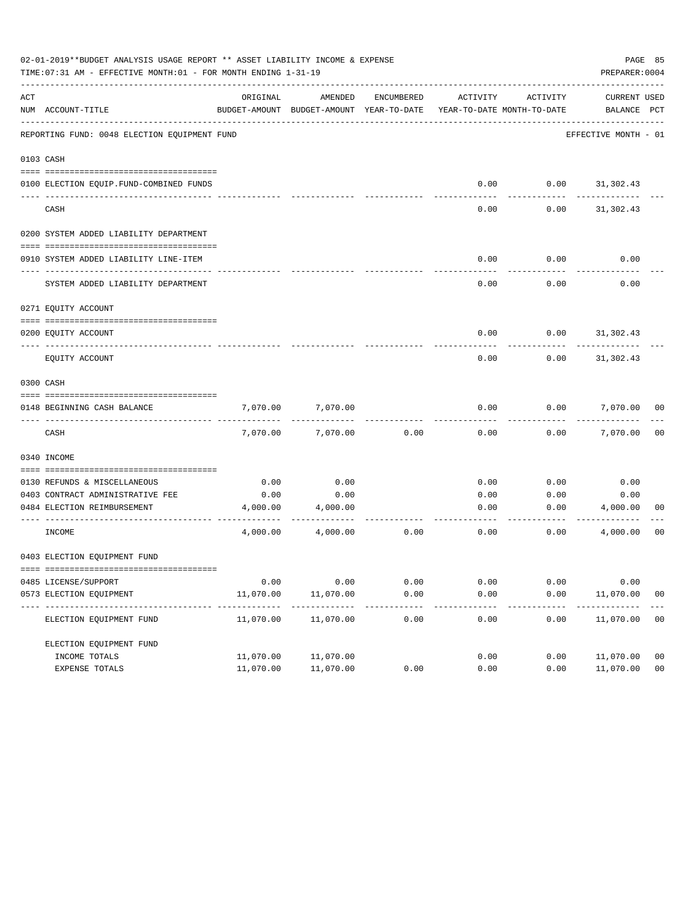02-01-2019**BUDGET ANALYSIS USAGE REPORT ** ASSET LIABILITY INCOME & EXPENSE

TIME:07:31 AM - EFFECTIVE MONTH:01 - FOR MONTH ENDING 1-31-19

PREPARER:0004

| ACT NUM | ACCOUNT-TITLE | ORIGINAL BUDGET-AMOUNT | AMENDED BUDGET-AMOUNT | ENCUMBERED YEAR-TO-DATE | ACTIVITY YEAR-TO-DATE | ACTIVITY MONTH-TO-DATE | CURRENT BALANCE | USED PCT |
|---|---|---|---|---|---|---|---|---|
| | REPORTING FUND: 0048 ELECTION EQUIPMENT FUND | | | | | | EFFECTIVE MONTH - 01 | |
| 0103 | CASH | | | | | | | |
| 0100 | ELECTION EQUIP.FUND-COMBINED FUNDS | | | | 0.00 | 0.00 | 31,302.43 | |
| | CASH | | | | 0.00 | 0.00 | 31,302.43 | |
| 0200 | SYSTEM ADDED LIABILITY DEPARTMENT | | | | | | | |
| 0910 | SYSTEM ADDED LIABILITY LINE-ITEM | | | | 0.00 | 0.00 | 0.00 | |
| | SYSTEM ADDED LIABILITY DEPARTMENT | | | | 0.00 | 0.00 | 0.00 | |
| 0271 | EQUITY ACCOUNT | | | | | | | |
| 0200 | EQUITY ACCOUNT | | | | 0.00 | 0.00 | 31,302.43 | |
| | EQUITY ACCOUNT | | | | 0.00 | 0.00 | 31,302.43 | |
| 0300 | CASH | | | | | | | |
| 0148 | BEGINNING CASH BALANCE | 7,070.00 | 7,070.00 | | 0.00 | 0.00 | 7,070.00 | 00 |
| | CASH | 7,070.00 | 7,070.00 | 0.00 | 0.00 | 0.00 | 7,070.00 | 00 |
| 0340 | INCOME | | | | | | | |
| 0130 | REFUNDS & MISCELLANEOUS | 0.00 | 0.00 | | 0.00 | 0.00 | 0.00 | |
| 0403 | CONTRACT ADMINISTRATIVE FEE | 0.00 | 0.00 | | 0.00 | 0.00 | 0.00 | |
| 0484 | ELECTION REIMBURSEMENT | 4,000.00 | 4,000.00 | | 0.00 | 0.00 | 4,000.00 | 00 |
| | INCOME | 4,000.00 | 4,000.00 | 0.00 | 0.00 | 0.00 | 4,000.00 | 00 |
| 0403 | ELECTION EQUIPMENT FUND | | | | | | | |
| 0485 | LICENSE/SUPPORT | 0.00 | 0.00 | 0.00 | 0.00 | 0.00 | 0.00 | |
| 0573 | ELECTION EQUIPMENT | 11,070.00 | 11,070.00 | 0.00 | 0.00 | 0.00 | 11,070.00 | 00 |
| | ELECTION EQUIPMENT FUND | 11,070.00 | 11,070.00 | 0.00 | 0.00 | 0.00 | 11,070.00 | 00 |
| | ELECTION EQUIPMENT FUND | | | | | | | |
| | INCOME TOTALS | 11,070.00 | 11,070.00 | | 0.00 | 0.00 | 11,070.00 | 00 |
| | EXPENSE TOTALS | 11,070.00 | 11,070.00 | 0.00 | 0.00 | 0.00 | 11,070.00 | 00 |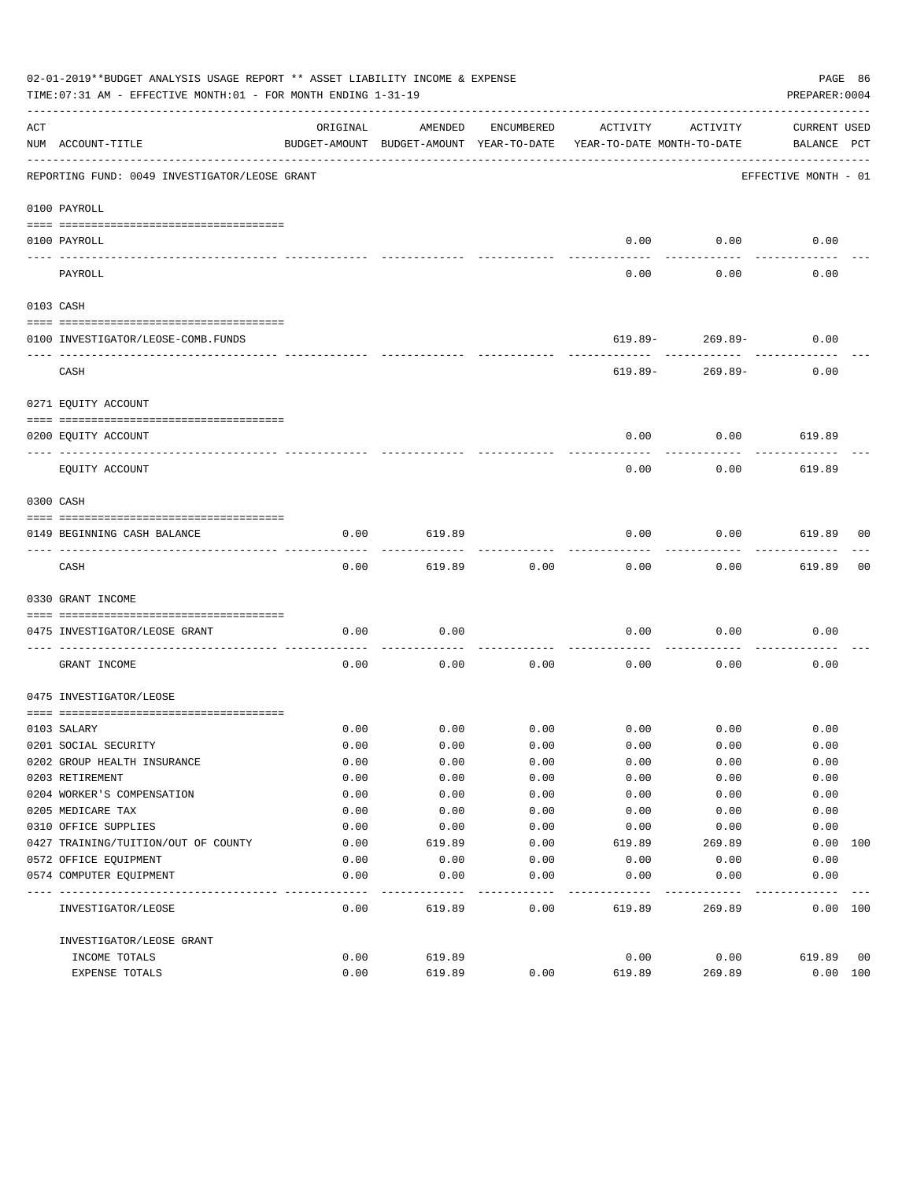02-01-2019**BUDGET ANALYSIS USAGE REPORT ** ASSET LIABILITY INCOME & EXPENSE

TIME:07:31 AM - EFFECTIVE MONTH:01 - FOR MONTH ENDING 1-31-19

PREPARER:0004

| ACT NUM | ACCOUNT-TITLE | ORIGINAL BUDGET-AMOUNT | AMENDED BUDGET-AMOUNT | ENCUMBERED YEAR-TO-DATE | ACTIVITY YEAR-TO-DATE | ACTIVITY MONTH-TO-DATE | CURRENT BALANCE | USED PCT |
|---|---|---|---|---|---|---|---|---|
| | REPORTING FUND: 0049 INVESTIGATOR/LEOSE GRANT | | | | | | EFFECTIVE MONTH - 01 | |
| | **0100 PAYROLL** | | | | | | | |
| 0100 | PAYROLL | | | | 0.00 | 0.00 | 0.00 | |
| | PAYROLL | | | | 0.00 | 0.00 | 0.00 | |
| | **0103 CASH** | | | | | | | |
| 0100 | INVESTIGATOR/LEOSE-COMB.FUNDS | | | | 619.89- | 269.89- | 0.00 | |
| | CASH | | | | 619.89- | 269.89- | 0.00 | |
| | **0271 EQUITY ACCOUNT** | | | | | | | |
| 0200 | EQUITY ACCOUNT | | | | 0.00 | 0.00 | 619.89 | |
| | EQUITY ACCOUNT | | | | 0.00 | 0.00 | 619.89 | |
| | **0300 CASH** | | | | | | | |
| 0149 | BEGINNING CASH BALANCE | 0.00 | 619.89 | | 0.00 | 0.00 | 619.89 | 00 |
| | CASH | 0.00 | 619.89 | 0.00 | 0.00 | 0.00 | 619.89 | 00 |
| | **0330 GRANT INCOME** | | | | | | | |
| 0475 | INVESTIGATOR/LEOSE GRANT | 0.00 | 0.00 | | 0.00 | 0.00 | 0.00 | |
| | GRANT INCOME | 0.00 | 0.00 | 0.00 | 0.00 | 0.00 | 0.00 | |
| | **0475 INVESTIGATOR/LEOSE** | | | | | | | |
| 0103 | SALARY | 0.00 | 0.00 | 0.00 | 0.00 | 0.00 | 0.00 | |
| 0201 | SOCIAL SECURITY | 0.00 | 0.00 | 0.00 | 0.00 | 0.00 | 0.00 | |
| 0202 | GROUP HEALTH INSURANCE | 0.00 | 0.00 | 0.00 | 0.00 | 0.00 | 0.00 | |
| 0203 | RETIREMENT | 0.00 | 0.00 | 0.00 | 0.00 | 0.00 | 0.00 | |
| 0204 | WORKER'S COMPENSATION | 0.00 | 0.00 | 0.00 | 0.00 | 0.00 | 0.00 | |
| 0205 | MEDICARE TAX | 0.00 | 0.00 | 0.00 | 0.00 | 0.00 | 0.00 | |
| 0310 | OFFICE SUPPLIES | 0.00 | 0.00 | 0.00 | 0.00 | 0.00 | 0.00 | |
| 0427 | TRAINING/TUITION/OUT OF COUNTY | 0.00 | 619.89 | 0.00 | 619.89 | 269.89 | 0.00 | 100 |
| 0572 | OFFICE EQUIPMENT | 0.00 | 0.00 | 0.00 | 0.00 | 0.00 | 0.00 | |
| 0574 | COMPUTER EQUIPMENT | 0.00 | 0.00 | 0.00 | 0.00 | 0.00 | 0.00 | |
| | INVESTIGATOR/LEOSE | 0.00 | 619.89 | 0.00 | 619.89 | 269.89 | 0.00 | 100 |
| | INVESTIGATOR/LEOSE GRANT | | | | | | | |
| | INCOME TOTALS | 0.00 | 619.89 | | 0.00 | 0.00 | 619.89 | 00 |
| | EXPENSE TOTALS | 0.00 | 619.89 | 0.00 | 619.89 | 269.89 | 0.00 | 100 |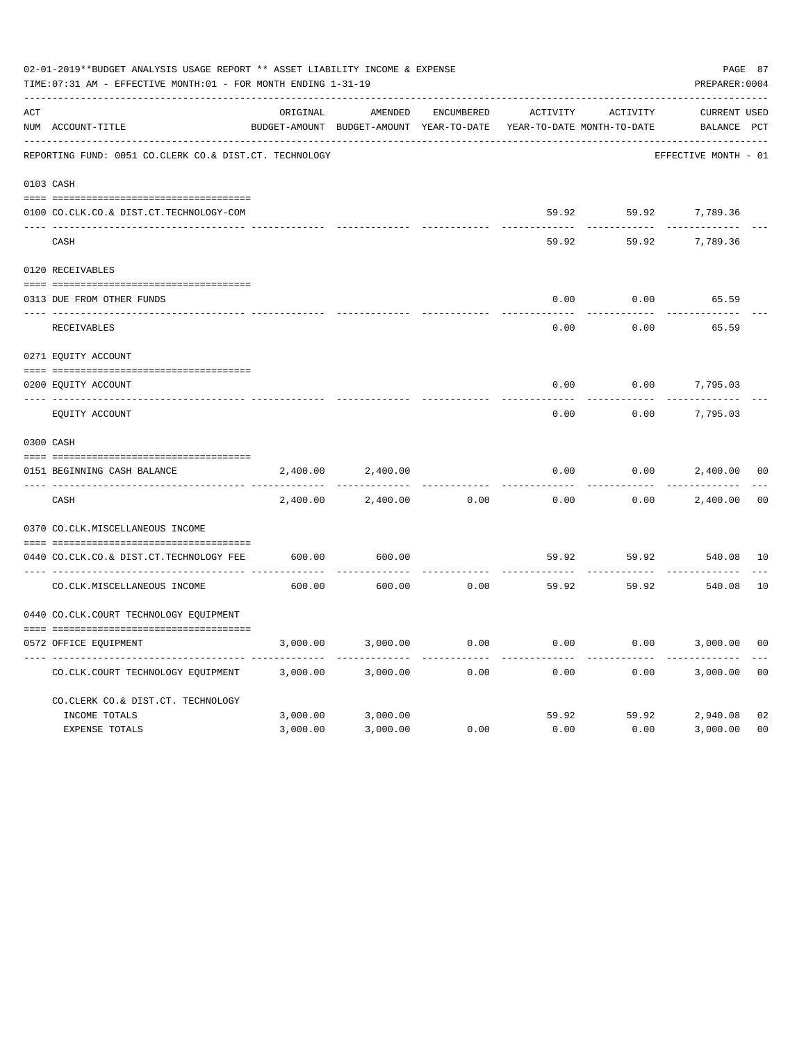02-01-2019**BUDGET ANALYSIS USAGE REPORT ** ASSET LIABILITY INCOME & EXPENSE

TIME:07:31 AM - EFFECTIVE MONTH:01 - FOR MONTH ENDING 1-31-19

PREPARER:0004

| ACT NUM | ACCOUNT-TITLE | ORIGINAL BUDGET-AMOUNT | AMENDED BUDGET-AMOUNT | ENCUMBERED YEAR-TO-DATE | ACTIVITY YEAR-TO-DATE | ACTIVITY MONTH-TO-DATE | CURRENT BALANCE | USED PCT |
|---|---|---|---|---|---|---|---|---|
| | REPORTING FUND: 0051 CO.CLERK CO.& DIST.CT. TECHNOLOGY | | | | | | EFFECTIVE MONTH - 01 | |
| 0103 | CASH | | | | | | | |
| 0100 | CO.CLK.CO.& DIST.CT.TECHNOLOGY-COM | | | | 59.92 | 59.92 | 7,789.36 | |
| | CASH | | | | 59.92 | 59.92 | 7,789.36 | |
| 0120 | RECEIVABLES | | | | | | | |
| 0313 | DUE FROM OTHER FUNDS | | | | 0.00 | 0.00 | 65.59 | |
| | RECEIVABLES | | | | 0.00 | 0.00 | 65.59 | |
| 0271 | EQUITY ACCOUNT | | | | | | | |
| 0200 | EQUITY ACCOUNT | | | | 0.00 | 0.00 | 7,795.03 | |
| | EQUITY ACCOUNT | | | | 0.00 | 0.00 | 7,795.03 | |
| 0300 | CASH | | | | | | | |
| 0151 | BEGINNING CASH BALANCE | 2,400.00 | 2,400.00 | | 0.00 | 0.00 | 2,400.00 | 00 |
| | CASH | 2,400.00 | 2,400.00 | 0.00 | 0.00 | 0.00 | 2,400.00 | 00 |
| 0370 | CO.CLK.MISCELLANEOUS INCOME | | | | | | | |
| 0440 | CO.CLK.CO.& DIST.CT.TECHNOLOGY FEE | 600.00 | 600.00 | | 59.92 | 59.92 | 540.08 | 10 |
| | CO.CLK.MISCELLANEOUS INCOME | 600.00 | 600.00 | 0.00 | 59.92 | 59.92 | 540.08 | 10 |
| 0440 | CO.CLK.COURT TECHNOLOGY EQUIPMENT | | | | | | | |
| 0572 | OFFICE EQUIPMENT | 3,000.00 | 3,000.00 | 0.00 | 0.00 | 0.00 | 3,000.00 | 00 |
| | CO.CLK.COURT TECHNOLOGY EQUIPMENT | 3,000.00 | 3,000.00 | 0.00 | 0.00 | 0.00 | 3,000.00 | 00 |
| | CO.CLERK CO.& DIST.CT. TECHNOLOGY | | | | | | | |
| | INCOME TOTALS | 3,000.00 | 3,000.00 | | 59.92 | 59.92 | 2,940.08 | 02 |
| | EXPENSE TOTALS | 3,000.00 | 3,000.00 | 0.00 | 0.00 | 0.00 | 3,000.00 | 00 |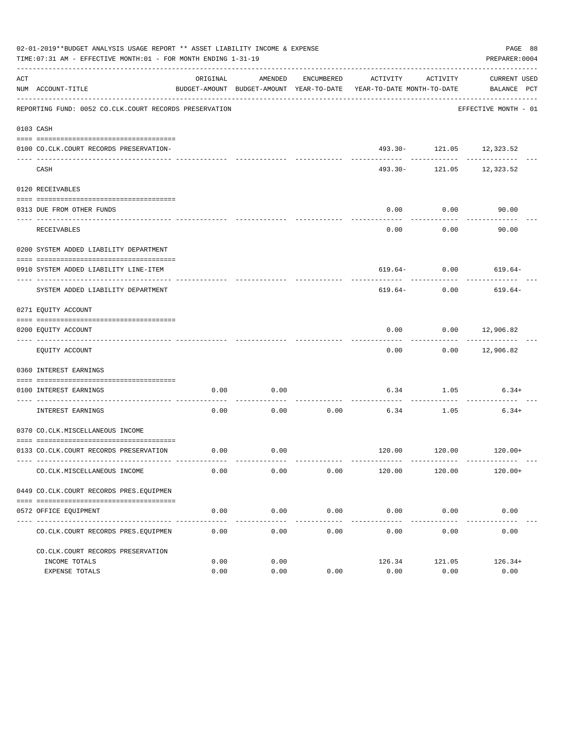02-01-2019**BUDGET ANALYSIS USAGE REPORT ** ASSET LIABILITY INCOME & EXPENSE

TIME:07:31 AM - EFFECTIVE MONTH:01 - FOR MONTH ENDING 1-31-19

PREPARER:0004

REPORTING FUND: 0052 CO.CLK.COURT RECORDS PRESERVATION — EFFECTIVE MONTH - 01

| ACT NUM | ACCOUNT-TITLE | ORIGINAL BUDGET-AMOUNT | AMENDED BUDGET-AMOUNT | ENCUMBERED YEAR-TO-DATE | ACTIVITY YEAR-TO-DATE | ACTIVITY MONTH-TO-DATE | CURRENT BALANCE | USED PCT |
|---|---|---|---|---|---|---|---|---|
| 0103 | CASH | | | | | | | |
| 0100 | CO.CLK.COURT RECORDS PRESERVATION- | | | | 493.30- | 121.05 | 12,323.52 | |
| | CASH | | | | 493.30- | 121.05 | 12,323.52 | |
| 0120 | RECEIVABLES | | | | | | | |
| 0313 | DUE FROM OTHER FUNDS | | | | 0.00 | 0.00 | 90.00 | |
| | RECEIVABLES | | | | 0.00 | 0.00 | 90.00 | |
| 0200 | SYSTEM ADDED LIABILITY DEPARTMENT | | | | | | | |
| 0910 | SYSTEM ADDED LIABILITY LINE-ITEM | | | | 619.64- | 0.00 | 619.64- | |
| | SYSTEM ADDED LIABILITY DEPARTMENT | | | | 619.64- | 0.00 | 619.64- | |
| 0271 | EQUITY ACCOUNT | | | | | | | |
| 0200 | EQUITY ACCOUNT | | | | 0.00 | 0.00 | 12,906.82 | |
| | EQUITY ACCOUNT | | | | 0.00 | 0.00 | 12,906.82 | |
| 0360 | INTEREST EARNINGS | | | | | | | |
| 0100 | INTEREST EARNINGS | 0.00 | 0.00 | | 6.34 | 1.05 | 6.34+ | |
| | INTEREST EARNINGS | 0.00 | 0.00 | 0.00 | 6.34 | 1.05 | 6.34+ | |
| 0370 | CO.CLK.MISCELLANEOUS INCOME | | | | | | | |
| 0133 | CO.CLK.COURT RECORDS PRESERVATION | 0.00 | 0.00 | | 120.00 | 120.00 | 120.00+ | |
| | CO.CLK.MISCELLANEOUS INCOME | 0.00 | 0.00 | 0.00 | 120.00 | 120.00 | 120.00+ | |
| 0449 | CO.CLK.COURT RECORDS PRES.EQUIPMEN | | | | | | | |
| 0572 | OFFICE EQUIPMENT | 0.00 | 0.00 | 0.00 | 0.00 | 0.00 | 0.00 | |
| | CO.CLK.COURT RECORDS PRES.EQUIPMEN | 0.00 | 0.00 | 0.00 | 0.00 | 0.00 | 0.00 | |
| | CO.CLK.COURT RECORDS PRESERVATION | | | | | | | |
| | INCOME TOTALS | 0.00 | 0.00 | | 126.34 | 121.05 | 126.34+ | |
| | EXPENSE TOTALS | 0.00 | 0.00 | 0.00 | 0.00 | 0.00 | 0.00 | |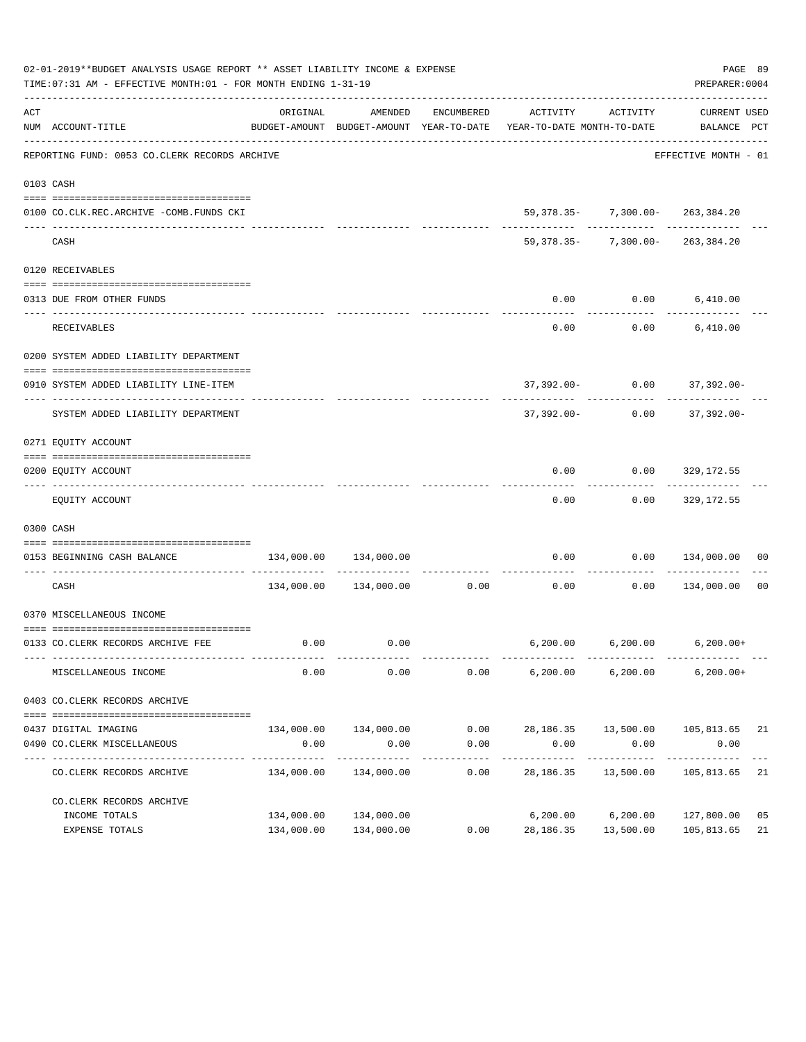02-01-2019**BUDGET ANALYSIS USAGE REPORT ** ASSET LIABILITY INCOME & EXPENSE

TIME:07:31 AM - EFFECTIVE MONTH:01 - FOR MONTH ENDING 1-31-19

PREPARER:0004

REPORTING FUND: 0053 CO.CLERK RECORDS ARCHIVE — EFFECTIVE MONTH - 01

| ACT NUM | ACCOUNT-TITLE | ORIGINAL BUDGET-AMOUNT | AMENDED BUDGET-AMOUNT | ENCUMBERED YEAR-TO-DATE | ACTIVITY YEAR-TO-DATE | ACTIVITY MONTH-TO-DATE | CURRENT BALANCE | USED PCT |
|---|---|---|---|---|---|---|---|---|
| 0103 | CASH | | | | | | | |
| 0100 | CO.CLK.REC.ARCHIVE -COMB.FUNDS CKI | | | | 59,378.35- | 7,300.00- | 263,384.20 | |
| | CASH | | | | 59,378.35- | 7,300.00- | 263,384.20 | |
| 0120 | RECEIVABLES | | | | | | | |
| 0313 | DUE FROM OTHER FUNDS | | | | 0.00 | 0.00 | 6,410.00 | |
| | RECEIVABLES | | | | 0.00 | 0.00 | 6,410.00 | |
| 0200 | SYSTEM ADDED LIABILITY DEPARTMENT | | | | | | | |
| 0910 | SYSTEM ADDED LIABILITY LINE-ITEM | | | | 37,392.00- | 0.00 | 37,392.00- | |
| | SYSTEM ADDED LIABILITY DEPARTMENT | | | | 37,392.00- | 0.00 | 37,392.00- | |
| 0271 | EQUITY ACCOUNT | | | | | | | |
| 0200 | EQUITY ACCOUNT | | | | 0.00 | 0.00 | 329,172.55 | |
| | EQUITY ACCOUNT | | | | 0.00 | 0.00 | 329,172.55 | |
| 0300 | CASH | | | | | | | |
| 0153 | BEGINNING CASH BALANCE | 134,000.00 | 134,000.00 | | 0.00 | 0.00 | 134,000.00 | 00 |
| | CASH | 134,000.00 | 134,000.00 | 0.00 | 0.00 | 0.00 | 134,000.00 | 00 |
| 0370 | MISCELLANEOUS INCOME | | | | | | | |
| 0133 | CO.CLERK RECORDS ARCHIVE FEE | 0.00 | 0.00 | | 6,200.00 | 6,200.00 | 6,200.00+ | |
| | MISCELLANEOUS INCOME | 0.00 | 0.00 | 0.00 | 6,200.00 | 6,200.00 | 6,200.00+ | |
| 0403 | CO.CLERK RECORDS ARCHIVE | | | | | | | |
| 0437 | DIGITAL IMAGING | 134,000.00 | 134,000.00 | 0.00 | 28,186.35 | 13,500.00 | 105,813.65 | 21 |
| 0490 | CO.CLERK MISCELLANEOUS | 0.00 | 0.00 | 0.00 | 0.00 | 0.00 | 0.00 | |
| | CO.CLERK RECORDS ARCHIVE | 134,000.00 | 134,000.00 | 0.00 | 28,186.35 | 13,500.00 | 105,813.65 | 21 |
| | CO.CLERK RECORDS ARCHIVE | | | | | | | |
| | INCOME TOTALS | 134,000.00 | 134,000.00 | | 6,200.00 | 6,200.00 | 127,800.00 | 05 |
| | EXPENSE TOTALS | 134,000.00 | 134,000.00 | 0.00 | 28,186.35 | 13,500.00 | 105,813.65 | 21 |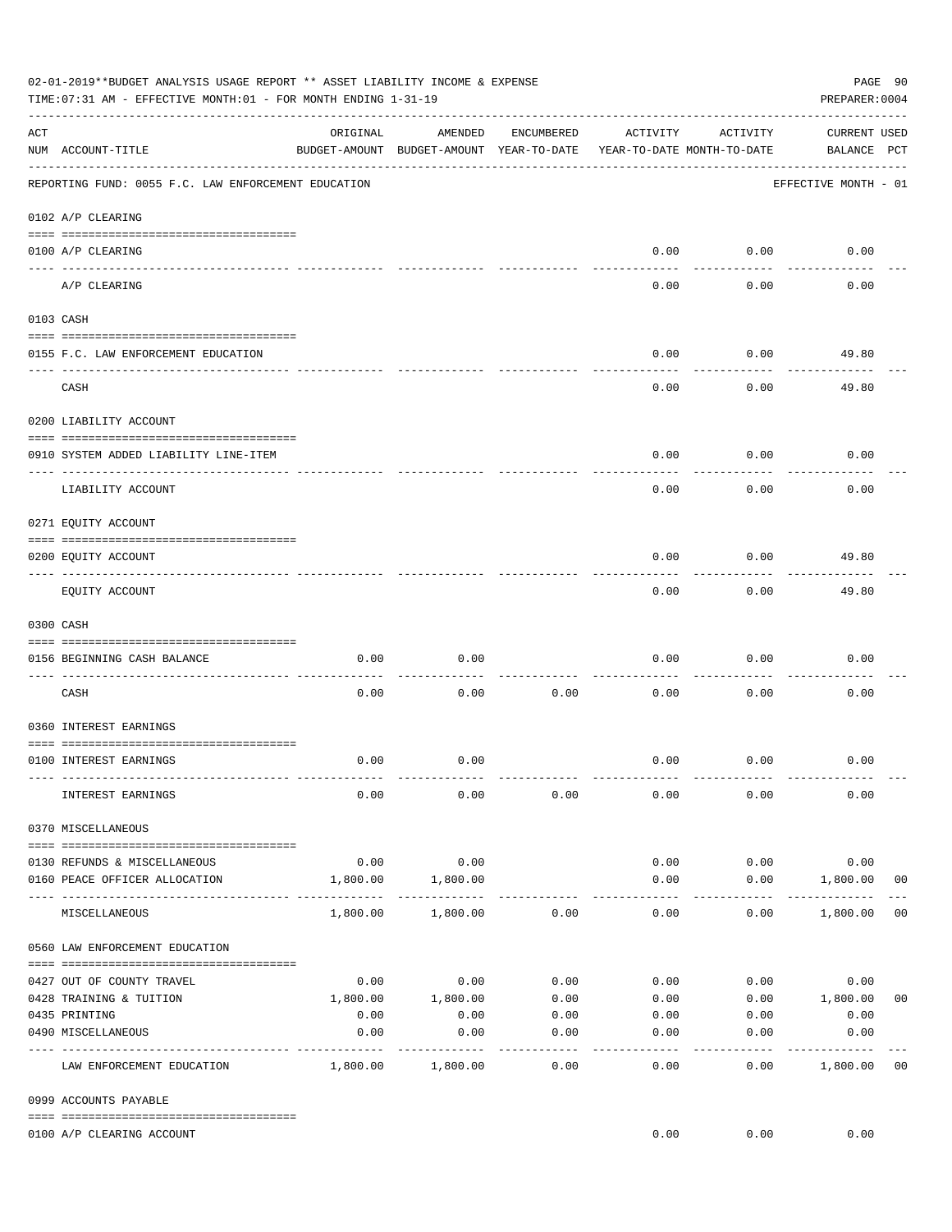02-01-2019**BUDGET ANALYSIS USAGE REPORT ** ASSET LIABILITY INCOME & EXPENSE

TIME:07:31 AM - EFFECTIVE MONTH:01 - FOR MONTH ENDING 1-31-19

PREPARER:0004

| ACT NUM | ACCOUNT-TITLE | ORIGINAL BUDGET-AMOUNT | AMENDED BUDGET-AMOUNT | ENCUMBERED YEAR-TO-DATE | ACTIVITY YEAR-TO-DATE | ACTIVITY MONTH-TO-DATE | CURRENT BALANCE | USED PCT |
|---|---|---|---|---|---|---|---|---|
| | REPORTING FUND: 0055 F.C. LAW ENFORCEMENT EDUCATION | | | | | | EFFECTIVE MONTH - 01 | |
| | 0102 A/P CLEARING | | | | | | | |
| 0100 | A/P CLEARING | | | | 0.00 | 0.00 | 0.00 | |
| | A/P CLEARING | | | | 0.00 | 0.00 | 0.00 | |
| | 0103 CASH | | | | | | | |
| 0155 | F.C. LAW ENFORCEMENT EDUCATION | | | | 0.00 | 0.00 | 49.80 | |
| | CASH | | | | 0.00 | 0.00 | 49.80 | |
| | 0200 LIABILITY ACCOUNT | | | | | | | |
| 0910 | SYSTEM ADDED LIABILITY LINE-ITEM | | | | 0.00 | 0.00 | 0.00 | |
| | LIABILITY ACCOUNT | | | | 0.00 | 0.00 | 0.00 | |
| | 0271 EQUITY ACCOUNT | | | | | | | |
| 0200 | EQUITY ACCOUNT | | | | 0.00 | 0.00 | 49.80 | |
| | EQUITY ACCOUNT | | | | 0.00 | 0.00 | 49.80 | |
| | 0300 CASH | | | | | | | |
| 0156 | BEGINNING CASH BALANCE | 0.00 | 0.00 | | 0.00 | 0.00 | 0.00 | |
| | CASH | 0.00 | 0.00 | 0.00 | 0.00 | 0.00 | 0.00 | |
| | 0360 INTEREST EARNINGS | | | | | | | |
| 0100 | INTEREST EARNINGS | 0.00 | 0.00 | | 0.00 | 0.00 | 0.00 | |
| | INTEREST EARNINGS | 0.00 | 0.00 | 0.00 | 0.00 | 0.00 | 0.00 | |
| | 0370 MISCELLANEOUS | | | | | | | |
| 0130 | REFUNDS & MISCELLANEOUS | 0.00 | 0.00 | | 0.00 | 0.00 | 0.00 | |
| 0160 | PEACE OFFICER ALLOCATION | 1,800.00 | 1,800.00 | | 0.00 | 0.00 | 1,800.00 | 00 |
| | MISCELLANEOUS | 1,800.00 | 1,800.00 | 0.00 | 0.00 | 0.00 | 1,800.00 | 00 |
| | 0560 LAW ENFORCEMENT EDUCATION | | | | | | | |
| 0427 | OUT OF COUNTY TRAVEL | 0.00 | 0.00 | 0.00 | 0.00 | 0.00 | 0.00 | |
| 0428 | TRAINING & TUITION | 1,800.00 | 1,800.00 | 0.00 | 0.00 | 0.00 | 1,800.00 | 00 |
| 0435 | PRINTING | 0.00 | 0.00 | 0.00 | 0.00 | 0.00 | 0.00 | |
| 0490 | MISCELLANEOUS | 0.00 | 0.00 | 0.00 | 0.00 | 0.00 | 0.00 | |
| | LAW ENFORCEMENT EDUCATION | 1,800.00 | 1,800.00 | 0.00 | 0.00 | 0.00 | 1,800.00 | 00 |
| | 0999 ACCOUNTS PAYABLE | | | | | | | |
| 0100 | A/P CLEARING ACCOUNT | | | | 0.00 | 0.00 | 0.00 | |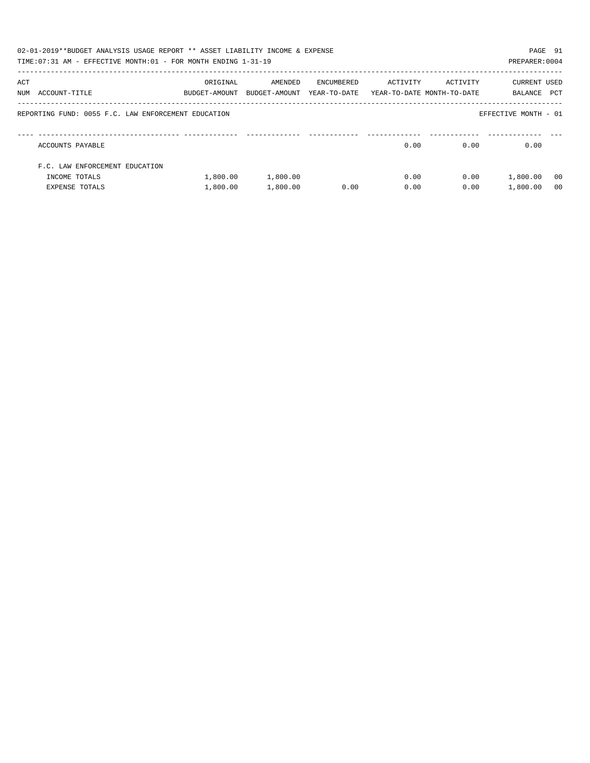02-01-2019**BUDGET ANALYSIS USAGE REPORT ** ASSET LIABILITY INCOME & EXPENSE

TIME:07:31 AM - EFFECTIVE MONTH:01 - FOR MONTH ENDING 1-31-19 PREPARER:0004

REPORTING FUND: 0055 F.C. LAW ENFORCEMENT EDUCATION EFFECTIVE MONTH - 01

| ACT NUM | ACCOUNT-TITLE | ORIGINAL BUDGET-AMOUNT | AMENDED BUDGET-AMOUNT | ENCUMBERED YEAR-TO-DATE | ACTIVITY YEAR-TO-DATE | ACTIVITY MONTH-TO-DATE | CURRENT BALANCE | USED PCT |
|---|---|---|---|---|---|---|---|---|
| | ACCOUNTS PAYABLE | | | | 0.00 | 0.00 | 0.00 | |
| | F.C. LAW ENFORCEMENT EDUCATION | | | | | | | |
| | INCOME TOTALS | 1,800.00 | 1,800.00 | | 0.00 | 0.00 | 1,800.00 | 00 |
| | EXPENSE TOTALS | 1,800.00 | 1,800.00 | 0.00 | 0.00 | 0.00 | 1,800.00 | 00 |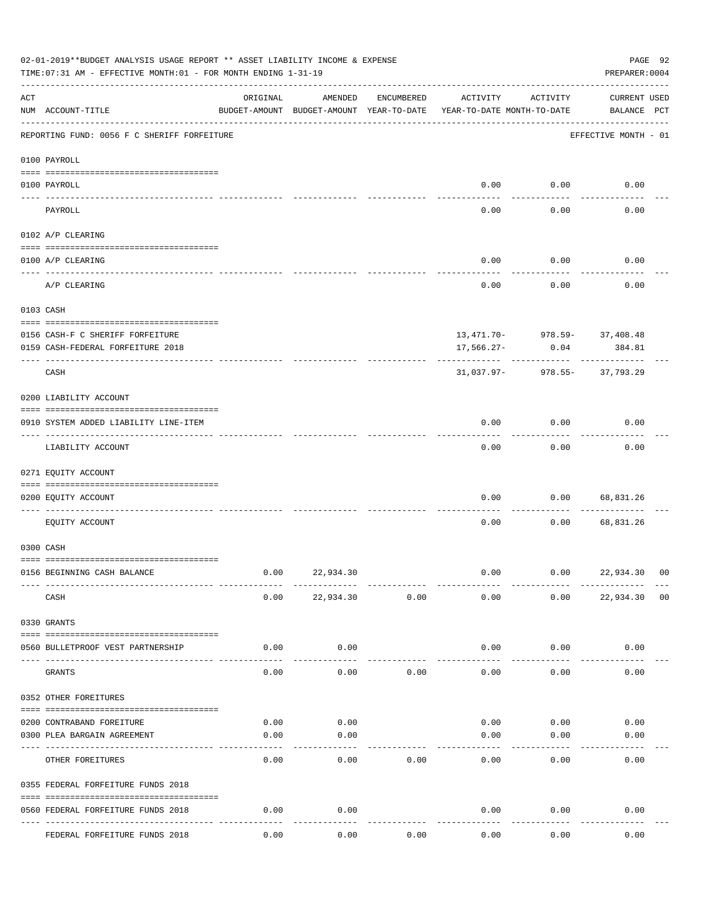02-01-2019**BUDGET ANALYSIS USAGE REPORT ** ASSET LIABILITY INCOME & EXPENSE

TIME:07:31 AM - EFFECTIVE MONTH:01 - FOR MONTH ENDING 1-31-19

PREPARER:0004

| ACT NUM | ACCOUNT-TITLE | ORIGINAL BUDGET-AMOUNT | AMENDED BUDGET-AMOUNT | ENCUMBERED YEAR-TO-DATE | ACTIVITY YEAR-TO-DATE | ACTIVITY MONTH-TO-DATE | CURRENT BALANCE | USED PCT |
|---|---|---|---|---|---|---|---|---|
| | REPORTING FUND: 0056 F C SHERIFF FORFEITURE | | | | | | EFFECTIVE MONTH - 01 | |
| | 0100 PAYROLL | | | | | | | |
| 0100 | PAYROLL | | | | 0.00 | 0.00 | 0.00 | |
| | PAYROLL | | | | 0.00 | 0.00 | 0.00 | |
| | 0102 A/P CLEARING | | | | | | | |
| 0100 | A/P CLEARING | | | | 0.00 | 0.00 | 0.00 | |
| | A/P CLEARING | | | | 0.00 | 0.00 | 0.00 | |
| | 0103 CASH | | | | | | | |
| 0156 | CASH-F C SHERIFF FORFEITURE | | | | 13,471.70- | 978.59- | 37,408.48 | |
| 0159 | CASH-FEDERAL FORFEITURE 2018 | | | | 17,566.27- | 0.04 | 384.81 | |
| | CASH | | | | 31,037.97- | 978.55- | 37,793.29 | |
| | 0200 LIABILITY ACCOUNT | | | | | | | |
| 0910 | SYSTEM ADDED LIABILITY LINE-ITEM | | | | 0.00 | 0.00 | 0.00 | |
| | LIABILITY ACCOUNT | | | | 0.00 | 0.00 | 0.00 | |
| | 0271 EQUITY ACCOUNT | | | | | | | |
| 0200 | EQUITY ACCOUNT | | | | 0.00 | 0.00 | 68,831.26 | |
| | EQUITY ACCOUNT | | | | 0.00 | 0.00 | 68,831.26 | |
| | 0300 CASH | | | | | | | |
| 0156 | BEGINNING CASH BALANCE | 0.00 | 22,934.30 | | 0.00 | 0.00 | 22,934.30 | 00 |
| | CASH | 0.00 | 22,934.30 | 0.00 | 0.00 | 0.00 | 22,934.30 | 00 |
| | 0330 GRANTS | | | | | | | |
| 0560 | BULLETPROOF VEST PARTNERSHIP | 0.00 | 0.00 | | 0.00 | 0.00 | 0.00 | |
| | GRANTS | 0.00 | 0.00 | 0.00 | 0.00 | 0.00 | 0.00 | |
| | 0352 OTHER FOREITURES | | | | | | | |
| 0200 | CONTRABAND FOREITURE | 0.00 | 0.00 | | 0.00 | 0.00 | 0.00 | |
| 0300 | PLEA BARGAIN AGREEMENT | 0.00 | 0.00 | | 0.00 | 0.00 | 0.00 | |
| | OTHER FOREITURES | 0.00 | 0.00 | 0.00 | 0.00 | 0.00 | 0.00 | |
| | 0355 FEDERAL FORFEITURE FUNDS 2018 | | | | | | | |
| 0560 | FEDERAL FORFEITURE FUNDS 2018 | 0.00 | 0.00 | | 0.00 | 0.00 | 0.00 | |
| | FEDERAL FORFEITURE FUNDS 2018 | 0.00 | 0.00 | 0.00 | 0.00 | 0.00 | 0.00 | |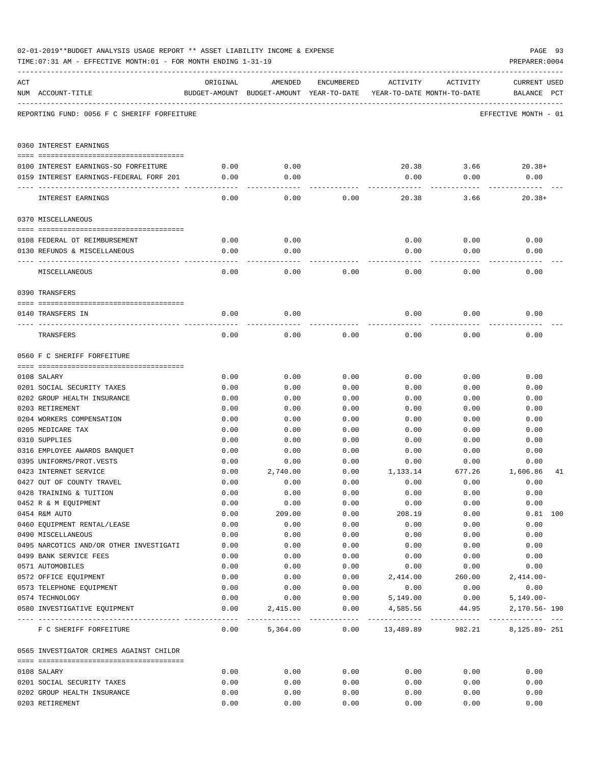02-01-2019**BUDGET ANALYSIS USAGE REPORT ** ASSET LIABILITY INCOME & EXPENSE

TIME:07:31 AM - EFFECTIVE MONTH:01 - FOR MONTH ENDING 1-31-19

PREPARER:0004

| ACT NUM | ACCOUNT-TITLE | ORIGINAL BUDGET-AMOUNT | AMENDED BUDGET-AMOUNT | ENCUMBERED YEAR-TO-DATE | ACTIVITY YEAR-TO-DATE | ACTIVITY MONTH-TO-DATE | CURRENT BALANCE | USED PCT |
|---|---|---|---|---|---|---|---|---|

REPORTING FUND: 0056 F C SHERIFF FORFEITURE — EFFECTIVE MONTH - 01

| ACT NUM | ACCOUNT-TITLE | ORIGINAL BUDGET-AMOUNT | AMENDED BUDGET-AMOUNT | ENCUMBERED YEAR-TO-DATE | ACTIVITY YEAR-TO-DATE | ACTIVITY MONTH-TO-DATE | CURRENT BALANCE | USED PCT |
|---|---|---|---|---|---|---|---|---|
| 0360 | INTEREST EARNINGS | | | | | | | |
| 0100 | INTEREST EARNINGS-SO FORFEITURE | 0.00 | 0.00 | | 20.38 | 3.66 | 20.38+ | |
| 0159 | INTEREST EARNINGS-FEDERAL FORF 201 | 0.00 | 0.00 | | 0.00 | 0.00 | 0.00 | |
| | INTEREST EARNINGS | 0.00 | 0.00 | 0.00 | 20.38 | 3.66 | 20.38+ | |
| 0370 | MISCELLANEOUS | | | | | | | |
| 0108 | FEDERAL OT REIMBURSEMENT | 0.00 | 0.00 | | 0.00 | 0.00 | 0.00 | |
| 0130 | REFUNDS & MISCELLANEOUS | 0.00 | 0.00 | | 0.00 | 0.00 | 0.00 | |
| | MISCELLANEOUS | 0.00 | 0.00 | 0.00 | 0.00 | 0.00 | 0.00 | |
| 0390 | TRANSFERS | | | | | | | |
| 0140 | TRANSFERS IN | 0.00 | 0.00 | | 0.00 | 0.00 | 0.00 | |
| | TRANSFERS | 0.00 | 0.00 | 0.00 | 0.00 | 0.00 | 0.00 | |
| 0560 | F C SHERIFF FORFEITURE | | | | | | | |
| 0108 | SALARY | 0.00 | 0.00 | 0.00 | 0.00 | 0.00 | 0.00 | |
| 0201 | SOCIAL SECURITY TAXES | 0.00 | 0.00 | 0.00 | 0.00 | 0.00 | 0.00 | |
| 0202 | GROUP HEALTH INSURANCE | 0.00 | 0.00 | 0.00 | 0.00 | 0.00 | 0.00 | |
| 0203 | RETIREMENT | 0.00 | 0.00 | 0.00 | 0.00 | 0.00 | 0.00 | |
| 0204 | WORKERS COMPENSATION | 0.00 | 0.00 | 0.00 | 0.00 | 0.00 | 0.00 | |
| 0205 | MEDICARE TAX | 0.00 | 0.00 | 0.00 | 0.00 | 0.00 | 0.00 | |
| 0310 | SUPPLIES | 0.00 | 0.00 | 0.00 | 0.00 | 0.00 | 0.00 | |
| 0316 | EMPLOYEE AWARDS BANQUET | 0.00 | 0.00 | 0.00 | 0.00 | 0.00 | 0.00 | |
| 0395 | UNIFORMS/PROT.VESTS | 0.00 | 0.00 | 0.00 | 0.00 | 0.00 | 0.00 | |
| 0423 | INTERNET SERVICE | 0.00 | 2,740.00 | 0.00 | 1,133.14 | 677.26 | 1,606.86 | 41 |
| 0427 | OUT OF COUNTY TRAVEL | 0.00 | 0.00 | 0.00 | 0.00 | 0.00 | 0.00 | |
| 0428 | TRAINING & TUITION | 0.00 | 0.00 | 0.00 | 0.00 | 0.00 | 0.00 | |
| 0452 | R & M EQUIPMENT | 0.00 | 0.00 | 0.00 | 0.00 | 0.00 | 0.00 | |
| 0454 | R&M AUTO | 0.00 | 209.00 | 0.00 | 208.19 | 0.00 | 0.81 | 100 |
| 0460 | EQUIPMENT RENTAL/LEASE | 0.00 | 0.00 | 0.00 | 0.00 | 0.00 | 0.00 | |
| 0490 | MISCELLANEOUS | 0.00 | 0.00 | 0.00 | 0.00 | 0.00 | 0.00 | |
| 0495 | NARCOTICS AND/OR OTHER INVESTIGATI | 0.00 | 0.00 | 0.00 | 0.00 | 0.00 | 0.00 | |
| 0499 | BANK SERVICE FEES | 0.00 | 0.00 | 0.00 | 0.00 | 0.00 | 0.00 | |
| 0571 | AUTOMOBILES | 0.00 | 0.00 | 0.00 | 0.00 | 0.00 | 0.00 | |
| 0572 | OFFICE EQUIPMENT | 0.00 | 0.00 | 0.00 | 2,414.00 | 260.00 | 2,414.00- | |
| 0573 | TELEPHONE EQUIPMENT | 0.00 | 0.00 | 0.00 | 0.00 | 0.00 | 0.00 | |
| 0574 | TECHNOLOGY | 0.00 | 0.00 | 0.00 | 5,149.00 | 0.00 | 5,149.00- | |
| 0580 | INVESTIGATIVE EQUIPMENT | 0.00 | 2,415.00 | 0.00 | 4,585.56 | 44.95 | 2,170.56- | 190 |
| | F C SHERIFF FORFEITURE | 0.00 | 5,364.00 | 0.00 | 13,489.89 | 982.21 | 8,125.89- | 251 |
| 0565 | INVESTIGATOR CRIMES AGAINST CHILDR | | | | | | | |
| 0108 | SALARY | 0.00 | 0.00 | 0.00 | 0.00 | 0.00 | 0.00 | |
| 0201 | SOCIAL SECURITY TAXES | 0.00 | 0.00 | 0.00 | 0.00 | 0.00 | 0.00 | |
| 0202 | GROUP HEALTH INSURANCE | 0.00 | 0.00 | 0.00 | 0.00 | 0.00 | 0.00 | |
| 0203 | RETIREMENT | 0.00 | 0.00 | 0.00 | 0.00 | 0.00 | 0.00 | |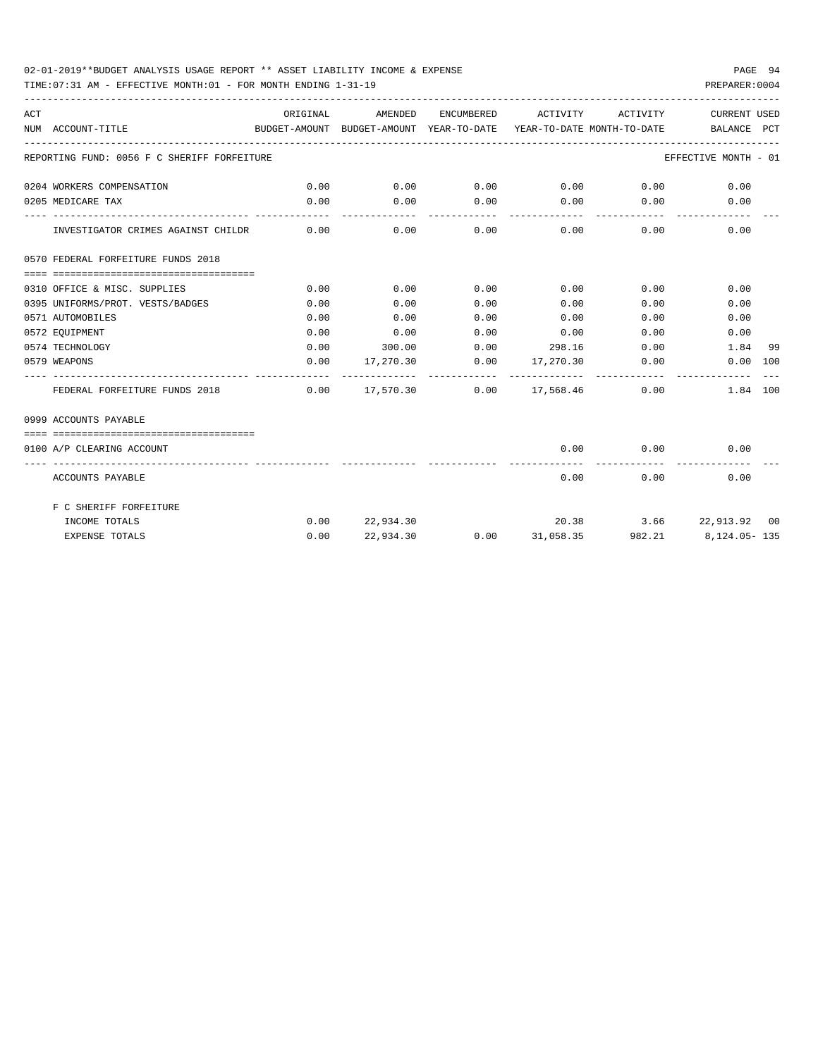02-01-2019**BUDGET ANALYSIS USAGE REPORT ** ASSET LIABILITY INCOME & EXPENSE

TIME:07:31 AM - EFFECTIVE MONTH:01 - FOR MONTH ENDING 1-31-19

PREPARER:0004

| ACT NUM | ACCOUNT-TITLE | ORIGINAL BUDGET-AMOUNT | AMENDED BUDGET-AMOUNT | ENCUMBERED YEAR-TO-DATE | ACTIVITY YEAR-TO-DATE | ACTIVITY MONTH-TO-DATE | CURRENT BALANCE | USED PCT |
|---|---|---|---|---|---|---|---|---|
| | REPORTING FUND: 0056 F C SHERIFF FORFEITURE | | | | | | EFFECTIVE MONTH - 01 | |
| 0204 | WORKERS COMPENSATION | 0.00 | 0.00 | 0.00 | 0.00 | 0.00 | 0.00 | |
| 0205 | MEDICARE TAX | 0.00 | 0.00 | 0.00 | 0.00 | 0.00 | 0.00 | |
| | INVESTIGATOR CRIMES AGAINST CHILDR | 0.00 | 0.00 | 0.00 | 0.00 | 0.00 | 0.00 | |
| | 0570 FEDERAL FORFEITURE FUNDS 2018 | | | | | | | |
| 0310 | OFFICE & MISC. SUPPLIES | 0.00 | 0.00 | 0.00 | 0.00 | 0.00 | 0.00 | |
| 0395 | UNIFORMS/PROT. VESTS/BADGES | 0.00 | 0.00 | 0.00 | 0.00 | 0.00 | 0.00 | |
| 0571 | AUTOMOBILES | 0.00 | 0.00 | 0.00 | 0.00 | 0.00 | 0.00 | |
| 0572 | EQUIPMENT | 0.00 | 0.00 | 0.00 | 0.00 | 0.00 | 0.00 | |
| 0574 | TECHNOLOGY | 0.00 | 300.00 | 0.00 | 298.16 | 0.00 | 1.84 | 99 |
| 0579 | WEAPONS | 0.00 | 17,270.30 | 0.00 | 17,270.30 | 0.00 | 0.00 | 100 |
| | FEDERAL FORFEITURE FUNDS 2018 | 0.00 | 17,570.30 | 0.00 | 17,568.46 | 0.00 | 1.84 | 100 |
| | 0999 ACCOUNTS PAYABLE | | | | | | | |
| 0100 | A/P CLEARING ACCOUNT | | | | 0.00 | 0.00 | 0.00 | |
| | ACCOUNTS PAYABLE | | | | 0.00 | 0.00 | 0.00 | |
| | F C SHERIFF FORFEITURE | | | | | | | |
| | INCOME TOTALS | 0.00 | 22,934.30 | | 20.38 | 3.66 | 22,913.92 | 00 |
| | EXPENSE TOTALS | 0.00 | 22,934.30 | 0.00 | 31,058.35 | 982.21 | 8,124.05- | 135 |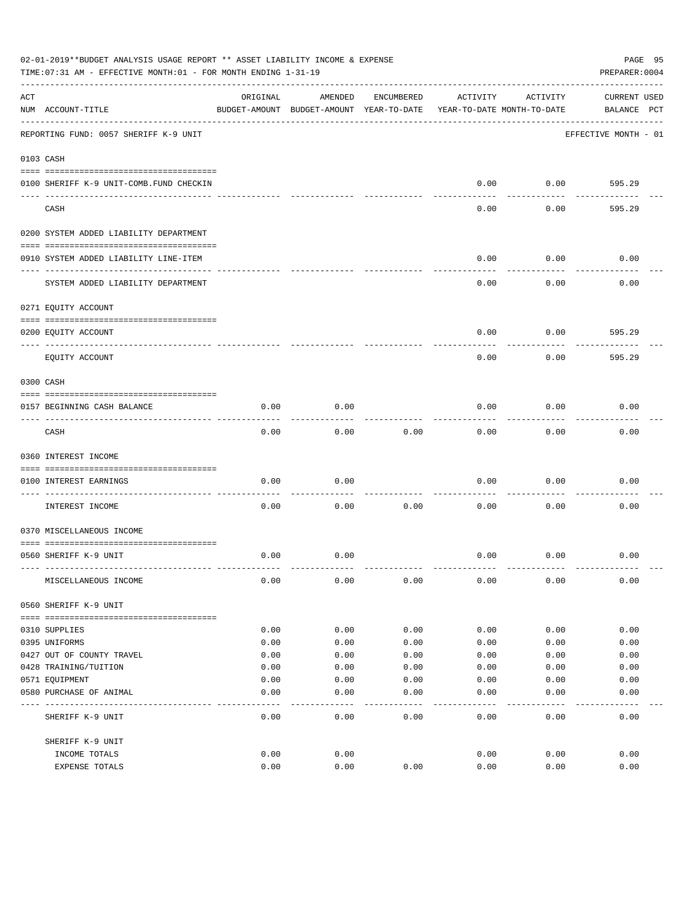02-01-2019**BUDGET ANALYSIS USAGE REPORT ** ASSET LIABILITY INCOME & EXPENSE

TIME:07:31 AM - EFFECTIVE MONTH:01 - FOR MONTH ENDING 1-31-19

PREPARER:0004

REPORTING FUND: 0057 SHERIFF K-9 UNIT — EFFECTIVE MONTH - 01

| ACT NUM | ACCOUNT-TITLE | ORIGINAL BUDGET-AMOUNT | AMENDED BUDGET-AMOUNT | ENCUMBERED YEAR-TO-DATE | ACTIVITY YEAR-TO-DATE | ACTIVITY MONTH-TO-DATE | CURRENT BALANCE | USED PCT |
|---|---|---|---|---|---|---|---|---|
| **0103** | **CASH** | | | | | | | |
| 0100 | SHERIFF K-9 UNIT-COMB.FUND CHECKIN | | | | 0.00 | 0.00 | 595.29 | |
| | CASH | | | | 0.00 | 0.00 | 595.29 | |
| **0200** | **SYSTEM ADDED LIABILITY DEPARTMENT** | | | | | | | |
| 0910 | SYSTEM ADDED LIABILITY LINE-ITEM | | | | 0.00 | 0.00 | 0.00 | |
| | SYSTEM ADDED LIABILITY DEPARTMENT | | | | 0.00 | 0.00 | 0.00 | |
| **0271** | **EQUITY ACCOUNT** | | | | | | | |
| 0200 | EQUITY ACCOUNT | | | | 0.00 | 0.00 | 595.29 | |
| | EQUITY ACCOUNT | | | | 0.00 | 0.00 | 595.29 | |
| **0300** | **CASH** | | | | | | | |
| 0157 | BEGINNING CASH BALANCE | 0.00 | 0.00 | | 0.00 | 0.00 | 0.00 | |
| | CASH | 0.00 | 0.00 | 0.00 | 0.00 | 0.00 | 0.00 | |
| **0360** | **INTEREST INCOME** | | | | | | | |
| 0100 | INTEREST EARNINGS | 0.00 | 0.00 | | 0.00 | 0.00 | 0.00 | |
| | INTEREST INCOME | 0.00 | 0.00 | 0.00 | 0.00 | 0.00 | 0.00 | |
| **0370** | **MISCELLANEOUS INCOME** | | | | | | | |
| 0560 | SHERIFF K-9 UNIT | 0.00 | 0.00 | | 0.00 | 0.00 | 0.00 | |
| | MISCELLANEOUS INCOME | 0.00 | 0.00 | 0.00 | 0.00 | 0.00 | 0.00 | |
| **0560** | **SHERIFF K-9 UNIT** | | | | | | | |
| 0310 | SUPPLIES | 0.00 | 0.00 | 0.00 | 0.00 | 0.00 | 0.00 | |
| 0395 | UNIFORMS | 0.00 | 0.00 | 0.00 | 0.00 | 0.00 | 0.00 | |
| 0427 | OUT OF COUNTY TRAVEL | 0.00 | 0.00 | 0.00 | 0.00 | 0.00 | 0.00 | |
| 0428 | TRAINING/TUITION | 0.00 | 0.00 | 0.00 | 0.00 | 0.00 | 0.00 | |
| 0571 | EQUIPMENT | 0.00 | 0.00 | 0.00 | 0.00 | 0.00 | 0.00 | |
| 0580 | PURCHASE OF ANIMAL | 0.00 | 0.00 | 0.00 | 0.00 | 0.00 | 0.00 | |
| | SHERIFF K-9 UNIT | 0.00 | 0.00 | 0.00 | 0.00 | 0.00 | 0.00 | |
| | SHERIFF K-9 UNIT | | | | | | | |
| | INCOME TOTALS | 0.00 | 0.00 | | 0.00 | 0.00 | 0.00 | |
| | EXPENSE TOTALS | 0.00 | 0.00 | 0.00 | 0.00 | 0.00 | 0.00 | |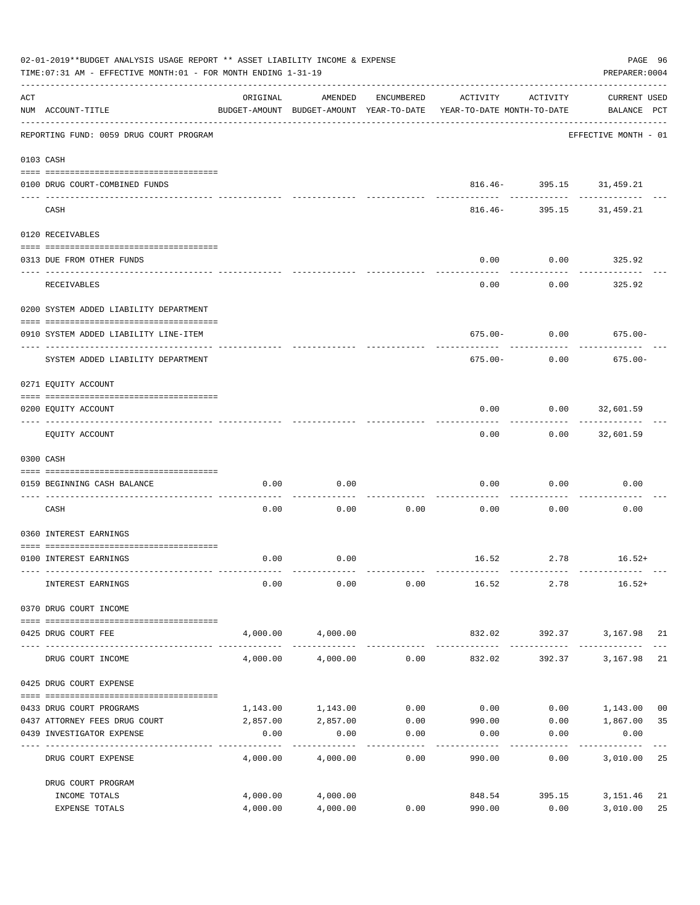02-01-2019**BUDGET ANALYSIS USAGE REPORT ** ASSET LIABILITY INCOME & EXPENSE

TIME:07:31 AM - EFFECTIVE MONTH:01 - FOR MONTH ENDING 1-31-19

PREPARER:0004

| ACT NUM | ACCOUNT-TITLE | ORIGINAL BUDGET-AMOUNT | AMENDED BUDGET-AMOUNT | ENCUMBERED YEAR-TO-DATE | ACTIVITY YEAR-TO-DATE | ACTIVITY MONTH-TO-DATE | CURRENT BALANCE | USED PCT |
|---|---|---|---|---|---|---|---|---|
| | REPORTING FUND: 0059 DRUG COURT PROGRAM | | | | | | EFFECTIVE MONTH - 01 | |
| 0103 | CASH | | | | | | | |
| 0100 | DRUG COURT-COMBINED FUNDS | | | | 816.46- | 395.15 | 31,459.21 | |
| | CASH | | | | 816.46- | 395.15 | 31,459.21 | |
| 0120 | RECEIVABLES | | | | | | | |
| 0313 | DUE FROM OTHER FUNDS | | | | 0.00 | 0.00 | 325.92 | |
| | RECEIVABLES | | | | 0.00 | 0.00 | 325.92 | |
| 0200 | SYSTEM ADDED LIABILITY DEPARTMENT | | | | | | | |
| 0910 | SYSTEM ADDED LIABILITY LINE-ITEM | | | | 675.00- | 0.00 | 675.00- | |
| | SYSTEM ADDED LIABILITY DEPARTMENT | | | | 675.00- | 0.00 | 675.00- | |
| 0271 | EQUITY ACCOUNT | | | | | | | |
| 0200 | EQUITY ACCOUNT | | | | 0.00 | 0.00 | 32,601.59 | |
| | EQUITY ACCOUNT | | | | 0.00 | 0.00 | 32,601.59 | |
| 0300 | CASH | | | | | | | |
| 0159 | BEGINNING CASH BALANCE | 0.00 | 0.00 | | 0.00 | 0.00 | 0.00 | |
| | CASH | 0.00 | 0.00 | 0.00 | 0.00 | 0.00 | 0.00 | |
| 0360 | INTEREST EARNINGS | | | | | | | |
| 0100 | INTEREST EARNINGS | 0.00 | 0.00 | | 16.52 | 2.78 | 16.52+ | |
| | INTEREST EARNINGS | 0.00 | 0.00 | 0.00 | 16.52 | 2.78 | 16.52+ | |
| 0370 | DRUG COURT INCOME | | | | | | | |
| 0425 | DRUG COURT FEE | 4,000.00 | 4,000.00 | | 832.02 | 392.37 | 3,167.98 | 21 |
| | DRUG COURT INCOME | 4,000.00 | 4,000.00 | 0.00 | 832.02 | 392.37 | 3,167.98 | 21 |
| 0425 | DRUG COURT EXPENSE | | | | | | | |
| 0433 | DRUG COURT PROGRAMS | 1,143.00 | 1,143.00 | 0.00 | 0.00 | 0.00 | 1,143.00 | 00 |
| 0437 | ATTORNEY FEES DRUG COURT | 2,857.00 | 2,857.00 | 0.00 | 990.00 | 0.00 | 1,867.00 | 35 |
| 0439 | INVESTIGATOR EXPENSE | 0.00 | 0.00 | 0.00 | 0.00 | 0.00 | 0.00 | |
| | DRUG COURT EXPENSE | 4,000.00 | 4,000.00 | 0.00 | 990.00 | 0.00 | 3,010.00 | 25 |
| | DRUG COURT PROGRAM | | | | | | | |
| | INCOME TOTALS | 4,000.00 | 4,000.00 | | 848.54 | 395.15 | 3,151.46 | 21 |
| | EXPENSE TOTALS | 4,000.00 | 4,000.00 | 0.00 | 990.00 | 0.00 | 3,010.00 | 25 |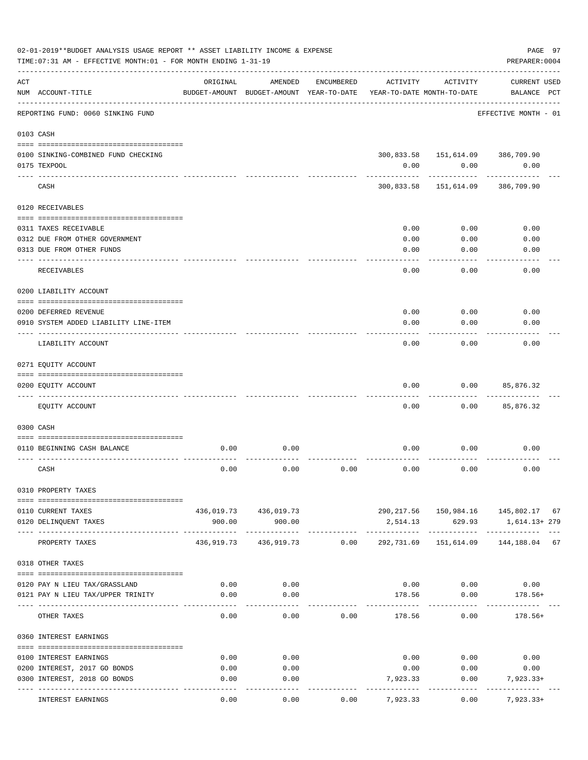02-01-2019**BUDGET ANALYSIS USAGE REPORT ** ASSET LIABILITY INCOME & EXPENSE

TIME:07:31 AM - EFFECTIVE MONTH:01 - FOR MONTH ENDING 1-31-19

PREPARER:0004

| ACT NUM | ACCOUNT-TITLE | ORIGINAL BUDGET-AMOUNT | AMENDED BUDGET-AMOUNT | ENCUMBERED YEAR-TO-DATE | ACTIVITY YEAR-TO-DATE | ACTIVITY MONTH-TO-DATE | CURRENT USED BALANCE | PCT |
|---|---|---|---|---|---|---|---|---|
| | REPORTING FUND: 0060 SINKING FUND | | | | | | EFFECTIVE MONTH - 01 | |
| 0103 | CASH | | | | | | | |
| 0100 | SINKING-COMBINED FUND CHECKING | | | | 300,833.58 | 151,614.09 | 386,709.90 | |
| 0175 | TEXPOOL | | | | 0.00 | 0.00 | 0.00 | |
| | CASH | | | | 300,833.58 | 151,614.09 | 386,709.90 | |
| 0120 | RECEIVABLES | | | | | | | |
| 0311 | TAXES RECEIVABLE | | | | 0.00 | 0.00 | 0.00 | |
| 0312 | DUE FROM OTHER GOVERNMENT | | | | 0.00 | 0.00 | 0.00 | |
| 0313 | DUE FROM OTHER FUNDS | | | | 0.00 | 0.00 | 0.00 | |
| | RECEIVABLES | | | | 0.00 | 0.00 | 0.00 | |
| 0200 | LIABILITY ACCOUNT | | | | | | | |
| 0200 | DEFERRED REVENUE | | | | 0.00 | 0.00 | 0.00 | |
| 0910 | SYSTEM ADDED LIABILITY LINE-ITEM | | | | 0.00 | 0.00 | 0.00 | |
| | LIABILITY ACCOUNT | | | | 0.00 | 0.00 | 0.00 | |
| 0271 | EQUITY ACCOUNT | | | | | | | |
| 0200 | EQUITY ACCOUNT | | | | 0.00 | 0.00 | 85,876.32 | |
| | EQUITY ACCOUNT | | | | 0.00 | 0.00 | 85,876.32 | |
| 0300 | CASH | | | | | | | |
| 0110 | BEGINNING CASH BALANCE | 0.00 | 0.00 | | 0.00 | 0.00 | 0.00 | |
| | CASH | 0.00 | 0.00 | 0.00 | 0.00 | 0.00 | 0.00 | |
| 0310 | PROPERTY TAXES | | | | | | | |
| 0110 | CURRENT TAXES | 436,019.73 | 436,019.73 | | 290,217.56 | 150,984.16 | 145,802.17 | 67 |
| 0120 | DELINQUENT TAXES | 900.00 | 900.00 | | 2,514.13 | 629.93 | 1,614.13+ | 279 |
| | PROPERTY TAXES | 436,919.73 | 436,919.73 | 0.00 | 292,731.69 | 151,614.09 | 144,188.04 | 67 |
| 0318 | OTHER TAXES | | | | | | | |
| 0120 | PAY N LIEU TAX/GRASSLAND | 0.00 | 0.00 | | 0.00 | 0.00 | 0.00 | |
| 0121 | PAY N LIEU TAX/UPPER TRINITY | 0.00 | 0.00 | | 178.56 | 0.00 | 178.56+ | |
| | OTHER TAXES | 0.00 | 0.00 | 0.00 | 178.56 | 0.00 | 178.56+ | |
| 0360 | INTEREST EARNINGS | | | | | | | |
| 0100 | INTEREST EARNINGS | 0.00 | 0.00 | | 0.00 | 0.00 | 0.00 | |
| 0200 | INTEREST, 2017 GO BONDS | 0.00 | 0.00 | | 0.00 | 0.00 | 0.00 | |
| 0300 | INTEREST, 2018 GO BONDS | 0.00 | 0.00 | | 7,923.33 | 0.00 | 7,923.33+ | |
| | INTEREST EARNINGS | 0.00 | 0.00 | 0.00 | 7,923.33 | 0.00 | 7,923.33+ | |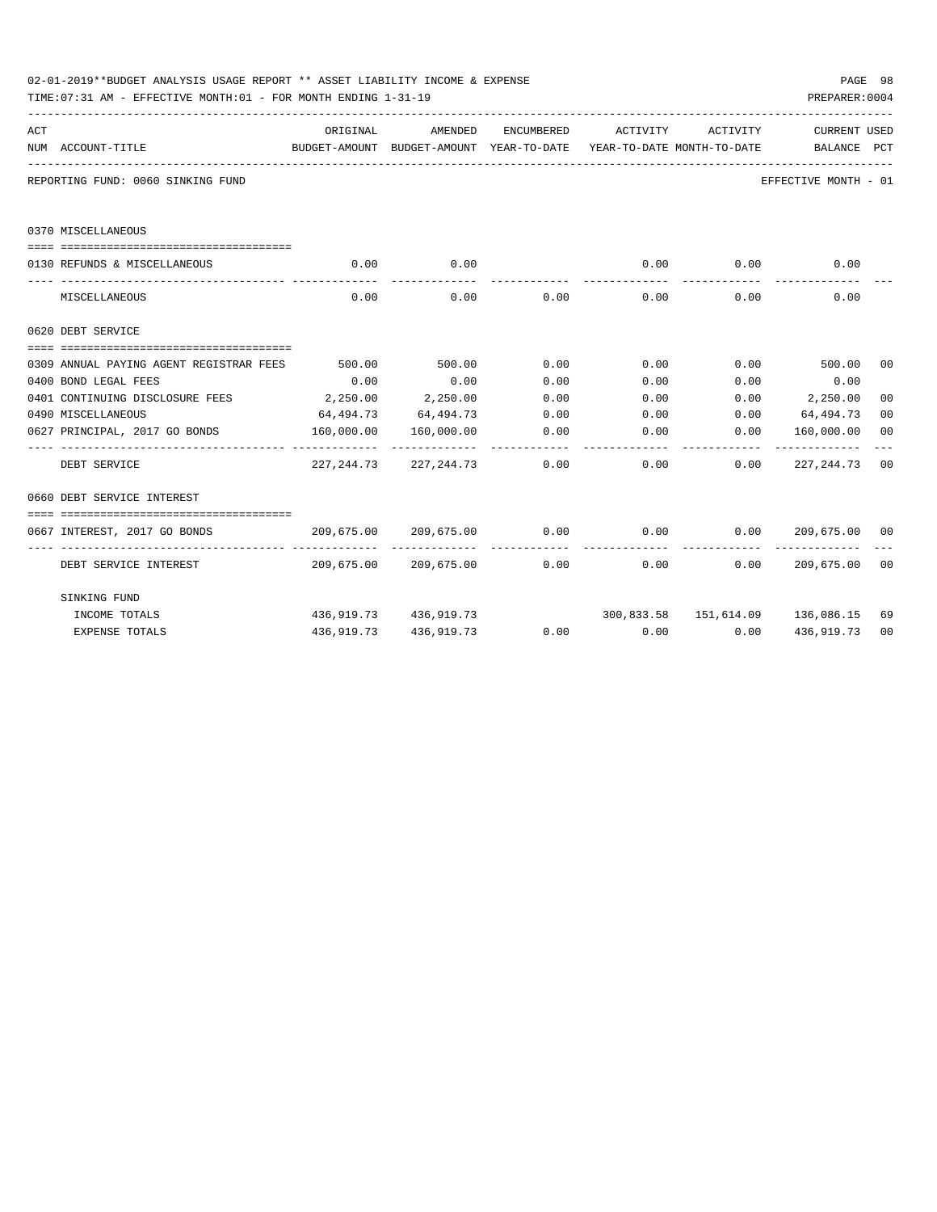02-01-2019**BUDGET ANALYSIS USAGE REPORT ** ASSET LIABILITY INCOME & EXPENSE

TIME:07:31 AM - EFFECTIVE MONTH:01 - FOR MONTH ENDING 1-31-19

PREPARER:0004

REPORTING FUND: 0060 SINKING FUND

EFFECTIVE MONTH - 01

| ACT NUM | ACCOUNT-TITLE | ORIGINAL BUDGET-AMOUNT | AMENDED BUDGET-AMOUNT | ENCUMBERED YEAR-TO-DATE | ACTIVITY YEAR-TO-DATE | ACTIVITY MONTH-TO-DATE | CURRENT BALANCE | USED PCT |
|---|---|---|---|---|---|---|---|---|
| | **0370 MISCELLANEOUS** | | | | | | | |
| 0130 | REFUNDS & MISCELLANEOUS | 0.00 | 0.00 | | 0.00 | 0.00 | 0.00 | |
| | MISCELLANEOUS | 0.00 | 0.00 | 0.00 | 0.00 | 0.00 | 0.00 | |
| | **0620 DEBT SERVICE** | | | | | | | |
| 0309 | ANNUAL PAYING AGENT REGISTRAR FEES | 500.00 | 500.00 | 0.00 | 0.00 | 0.00 | 500.00 | 00 |
| 0400 | BOND LEGAL FEES | 0.00 | 0.00 | 0.00 | 0.00 | 0.00 | 0.00 | |
| 0401 | CONTINUING DISCLOSURE FEES | 2,250.00 | 2,250.00 | 0.00 | 0.00 | 0.00 | 2,250.00 | 00 |
| 0490 | MISCELLANEOUS | 64,494.73 | 64,494.73 | 0.00 | 0.00 | 0.00 | 64,494.73 | 00 |
| 0627 | PRINCIPAL, 2017 GO BONDS | 160,000.00 | 160,000.00 | 0.00 | 0.00 | 0.00 | 160,000.00 | 00 |
| | DEBT SERVICE | 227,244.73 | 227,244.73 | 0.00 | 0.00 | 0.00 | 227,244.73 | 00 |
| | **0660 DEBT SERVICE INTEREST** | | | | | | | |
| 0667 | INTEREST, 2017 GO BONDS | 209,675.00 | 209,675.00 | 0.00 | 0.00 | 0.00 | 209,675.00 | 00 |
| | DEBT SERVICE INTEREST | 209,675.00 | 209,675.00 | 0.00 | 0.00 | 0.00 | 209,675.00 | 00 |
| | **SINKING FUND** | | | | | | | |
| | INCOME TOTALS | 436,919.73 | 436,919.73 | | 300,833.58 | 151,614.09 | 136,086.15 | 69 |
| | EXPENSE TOTALS | 436,919.73 | 436,919.73 | 0.00 | 0.00 | 0.00 | 436,919.73 | 00 |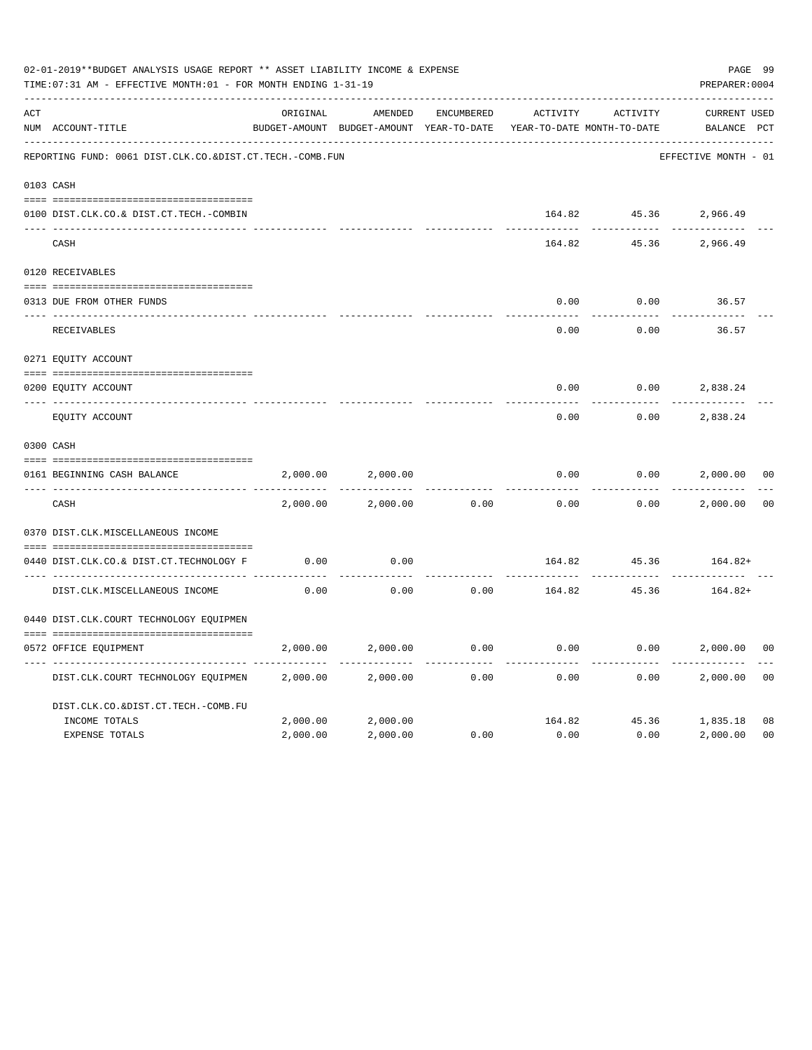02-01-2019**BUDGET ANALYSIS USAGE REPORT ** ASSET LIABILITY INCOME & EXPENSE

TIME:07:31 AM - EFFECTIVE MONTH:01 - FOR MONTH ENDING 1-31-19

PREPARER:0004

REPORTING FUND: 0061 DIST.CLK.CO.&DIST.CT.TECH.-COMB.FUN — EFFECTIVE MONTH - 01

| ACT NUM | ACCOUNT-TITLE | ORIGINAL BUDGET-AMOUNT | AMENDED BUDGET-AMOUNT | ENCUMBERED YEAR-TO-DATE | ACTIVITY YEAR-TO-DATE | ACTIVITY MONTH-TO-DATE | CURRENT BALANCE | USED PCT |
|---|---|---|---|---|---|---|---|---|
| 0103 | CASH | | | | | | | |
| 0100 | DIST.CLK.CO.& DIST.CT.TECH.-COMBIN | | | | 164.82 | 45.36 | 2,966.49 | |
| | CASH | | | | 164.82 | 45.36 | 2,966.49 | |
| 0120 | RECEIVABLES | | | | | | | |
| 0313 | DUE FROM OTHER FUNDS | | | | 0.00 | 0.00 | 36.57 | |
| | RECEIVABLES | | | | 0.00 | 0.00 | 36.57 | |
| 0271 | EQUITY ACCOUNT | | | | | | | |
| 0200 | EQUITY ACCOUNT | | | | 0.00 | 0.00 | 2,838.24 | |
| | EQUITY ACCOUNT | | | | 0.00 | 0.00 | 2,838.24 | |
| 0300 | CASH | | | | | | | |
| 0161 | BEGINNING CASH BALANCE | 2,000.00 | 2,000.00 | | 0.00 | 0.00 | 2,000.00 | 00 |
| | CASH | 2,000.00 | 2,000.00 | 0.00 | 0.00 | 0.00 | 2,000.00 | 00 |
| 0370 | DIST.CLK.MISCELLANEOUS INCOME | | | | | | | |
| 0440 | DIST.CLK.CO.& DIST.CT.TECHNOLOGY F | 0.00 | 0.00 | | 164.82 | 45.36 | 164.82+ | |
| | DIST.CLK.MISCELLANEOUS INCOME | 0.00 | 0.00 | 0.00 | 164.82 | 45.36 | 164.82+ | |
| 0440 | DIST.CLK.COURT TECHNOLOGY EQUIPMEN | | | | | | | |
| 0572 | OFFICE EQUIPMENT | 2,000.00 | 2,000.00 | 0.00 | 0.00 | 0.00 | 2,000.00 | 00 |
| | DIST.CLK.COURT TECHNOLOGY EQUIPMEN | 2,000.00 | 2,000.00 | 0.00 | 0.00 | 0.00 | 2,000.00 | 00 |
| | DIST.CLK.CO.&DIST.CT.TECH.-COMB.FU | | | | | | | |
| | INCOME TOTALS | 2,000.00 | 2,000.00 | | 164.82 | 45.36 | 1,835.18 | 08 |
| | EXPENSE TOTALS | 2,000.00 | 2,000.00 | 0.00 | 0.00 | 0.00 | 2,000.00 | 00 |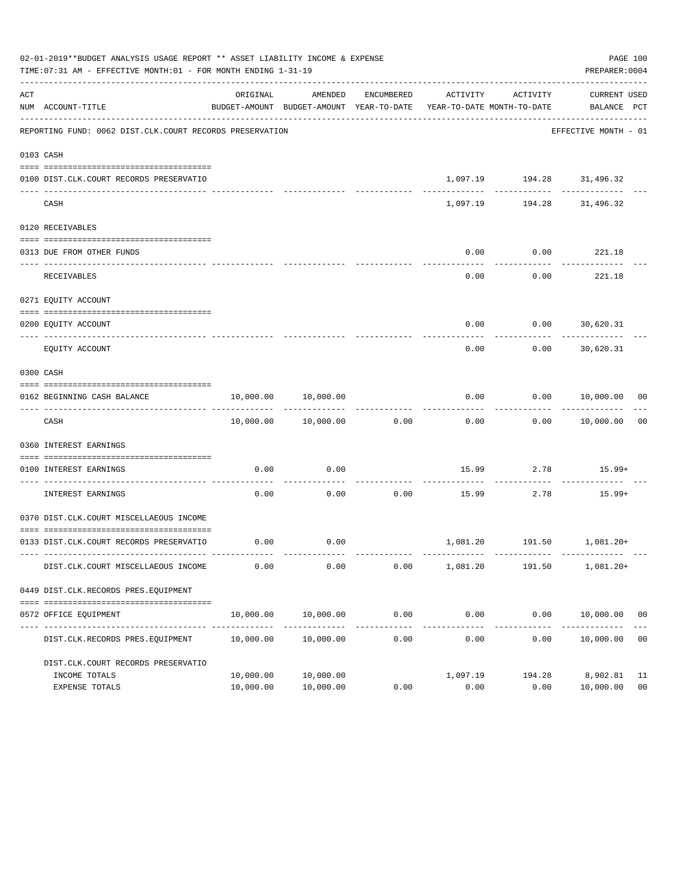02-01-2019**BUDGET ANALYSIS USAGE REPORT ** ASSET LIABILITY INCOME & EXPENSE

TIME:07:31 AM - EFFECTIVE MONTH:01 - FOR MONTH ENDING 1-31-19

PREPARER:0004

REPORTING FUND: 0062 DIST.CLK.COURT RECORDS PRESERVATION — EFFECTIVE MONTH - 01

| ACT NUM | ACCOUNT-TITLE | ORIGINAL BUDGET-AMOUNT | AMENDED BUDGET-AMOUNT | ENCUMBERED YEAR-TO-DATE | ACTIVITY YEAR-TO-DATE | ACTIVITY MONTH-TO-DATE | CURRENT BALANCE | USED PCT |
|---|---|---|---|---|---|---|---|---|
| 0103 | CASH | | | | | | | |
| 0100 | DIST.CLK.COURT RECORDS PRESERVATIO | | | | 1,097.19 | 194.28 | 31,496.32 | |
| | CASH | | | | 1,097.19 | 194.28 | 31,496.32 | |
| 0120 | RECEIVABLES | | | | | | | |
| 0313 | DUE FROM OTHER FUNDS | | | | 0.00 | 0.00 | 221.18 | |
| | RECEIVABLES | | | | 0.00 | 0.00 | 221.18 | |
| 0271 | EQUITY ACCOUNT | | | | | | | |
| 0200 | EQUITY ACCOUNT | | | | 0.00 | 0.00 | 30,620.31 | |
| | EQUITY ACCOUNT | | | | 0.00 | 0.00 | 30,620.31 | |
| 0300 | CASH | | | | | | | |
| 0162 | BEGINNING CASH BALANCE | 10,000.00 | 10,000.00 | | 0.00 | 0.00 | 10,000.00 | 00 |
| | CASH | 10,000.00 | 10,000.00 | 0.00 | 0.00 | 0.00 | 10,000.00 | 00 |
| 0360 | INTEREST EARNINGS | | | | | | | |
| 0100 | INTEREST EARNINGS | 0.00 | 0.00 | | 15.99 | 2.78 | 15.99+ | |
| | INTEREST EARNINGS | 0.00 | 0.00 | 0.00 | 15.99 | 2.78 | 15.99+ | |
| 0370 | DIST.CLK.COURT MISCELLAEOUS INCOME | | | | | | | |
| 0133 | DIST.CLK.COURT RECORDS PRESERVATIO | 0.00 | 0.00 | | 1,081.20 | 191.50 | 1,081.20+ | |
| | DIST.CLK.COURT MISCELLAEOUS INCOME | 0.00 | 0.00 | 0.00 | 1,081.20 | 191.50 | 1,081.20+ | |
| 0449 | DIST.CLK.RECORDS PRES.EQUIPMENT | | | | | | | |
| 0572 | OFFICE EQUIPMENT | 10,000.00 | 10,000.00 | 0.00 | 0.00 | 0.00 | 10,000.00 | 00 |
| | DIST.CLK.RECORDS PRES.EQUIPMENT | 10,000.00 | 10,000.00 | 0.00 | 0.00 | 0.00 | 10,000.00 | 00 |
| | DIST.CLK.COURT RECORDS PRESERVATIO | | | | | | | |
| | INCOME TOTALS | 10,000.00 | 10,000.00 | | 1,097.19 | 194.28 | 8,902.81 | 11 |
| | EXPENSE TOTALS | 10,000.00 | 10,000.00 | 0.00 | 0.00 | 0.00 | 10,000.00 | 00 |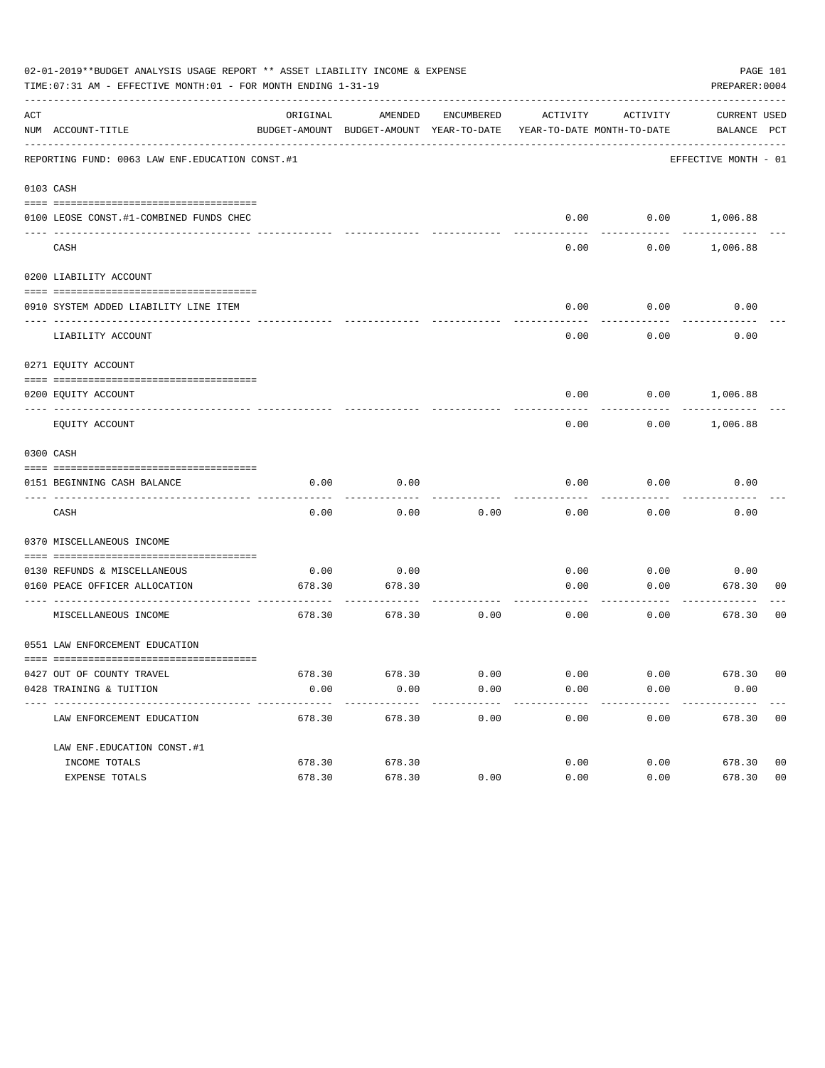02-01-2019**BUDGET ANALYSIS USAGE REPORT ** ASSET LIABILITY INCOME & EXPENSE

TIME:07:31 AM - EFFECTIVE MONTH:01 - FOR MONTH ENDING 1-31-19

PREPARER:0004

REPORTING FUND: 0063 LAW ENF.EDUCATION CONST.#1 — EFFECTIVE MONTH - 01

| ACT NUM | ACCOUNT-TITLE | ORIGINAL BUDGET-AMOUNT | AMENDED BUDGET-AMOUNT | ENCUMBERED YEAR-TO-DATE | ACTIVITY YEAR-TO-DATE | ACTIVITY MONTH-TO-DATE | CURRENT BALANCE | USED PCT |
|---|---|---|---|---|---|---|---|---|
| 0103 | CASH | | | | | | | |
| 0100 | LEOSE CONST.#1-COMBINED FUNDS CHEC | | | | 0.00 | 0.00 | 1,006.88 | |
| | CASH | | | | 0.00 | 0.00 | 1,006.88 | |
| 0200 | LIABILITY ACCOUNT | | | | | | | |
| 0910 | SYSTEM ADDED LIABILITY LINE ITEM | | | | 0.00 | 0.00 | 0.00 | |
| | LIABILITY ACCOUNT | | | | 0.00 | 0.00 | 0.00 | |
| 0271 | EQUITY ACCOUNT | | | | | | | |
| 0200 | EQUITY ACCOUNT | | | | 0.00 | 0.00 | 1,006.88 | |
| | EQUITY ACCOUNT | | | | 0.00 | 0.00 | 1,006.88 | |
| 0300 | CASH | | | | | | | |
| 0151 | BEGINNING CASH BALANCE | 0.00 | 0.00 | | 0.00 | 0.00 | 0.00 | |
| | CASH | 0.00 | 0.00 | 0.00 | 0.00 | 0.00 | 0.00 | |
| 0370 | MISCELLANEOUS INCOME | | | | | | | |
| 0130 | REFUNDS & MISCELLANEOUS | 0.00 | 0.00 | | 0.00 | 0.00 | 0.00 | |
| 0160 | PEACE OFFICER ALLOCATION | 678.30 | 678.30 | | 0.00 | 0.00 | 678.30 | 00 |
| | MISCELLANEOUS INCOME | 678.30 | 678.30 | 0.00 | 0.00 | 0.00 | 678.30 | 00 |
| 0551 | LAW ENFORCEMENT EDUCATION | | | | | | | |
| 0427 | OUT OF COUNTY TRAVEL | 678.30 | 678.30 | 0.00 | 0.00 | 0.00 | 678.30 | 00 |
| 0428 | TRAINING & TUITION | 0.00 | 0.00 | 0.00 | 0.00 | 0.00 | 0.00 | |
| | LAW ENFORCEMENT EDUCATION | 678.30 | 678.30 | 0.00 | 0.00 | 0.00 | 678.30 | 00 |
| | LAW ENF.EDUCATION CONST.#1 | | | | | | | |
| | INCOME TOTALS | 678.30 | 678.30 | | 0.00 | 0.00 | 678.30 | 00 |
| | EXPENSE TOTALS | 678.30 | 678.30 | 0.00 | 0.00 | 0.00 | 678.30 | 00 |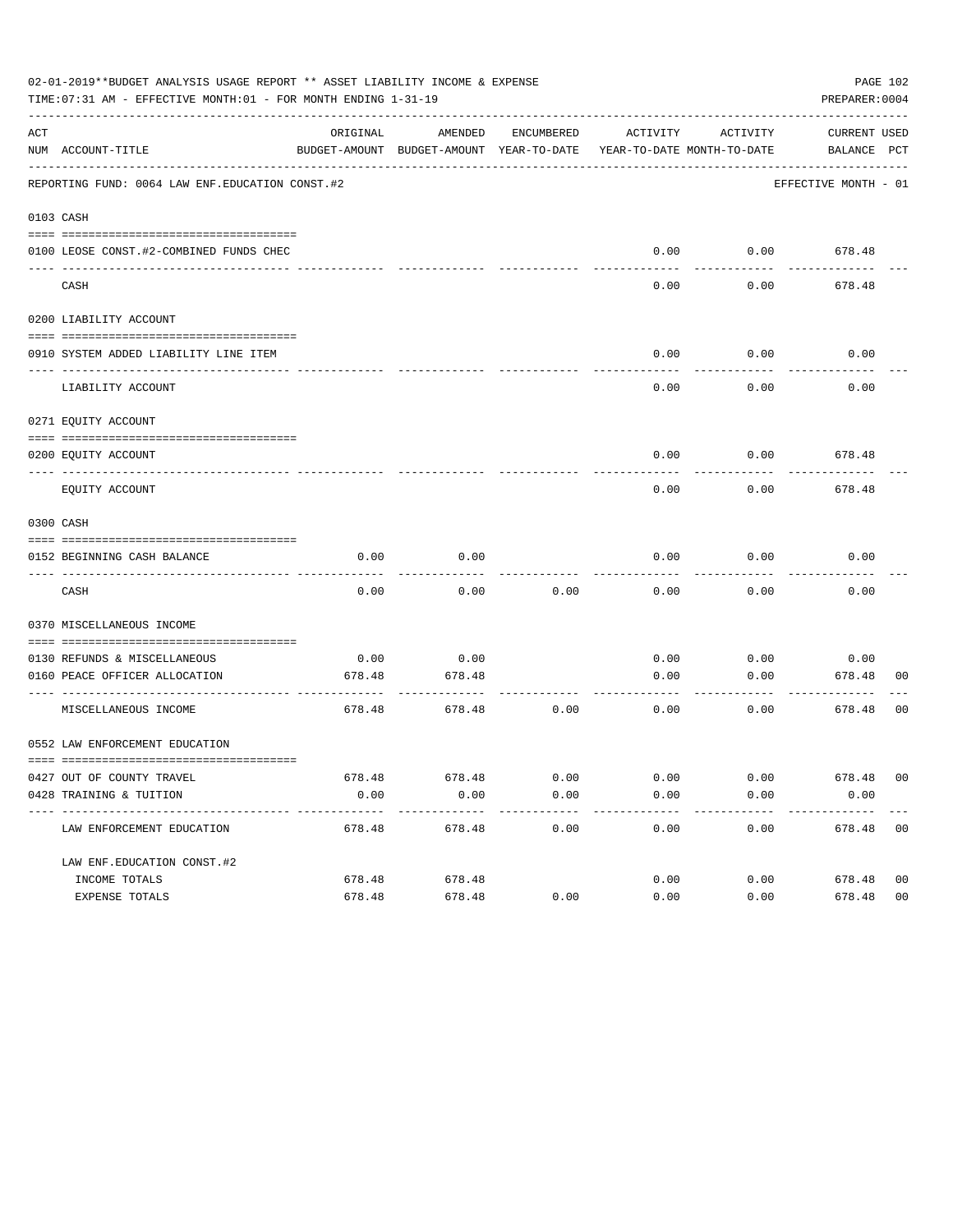02-01-2019**BUDGET ANALYSIS USAGE REPORT ** ASSET LIABILITY INCOME & EXPENSE

TIME:07:31 AM - EFFECTIVE MONTH:01 - FOR MONTH ENDING 1-31-19

PREPARER:0004

| ACT NUM | ACCOUNT-TITLE | ORIGINAL BUDGET-AMOUNT | AMENDED BUDGET-AMOUNT | ENCUMBERED YEAR-TO-DATE | ACTIVITY YEAR-TO-DATE | ACTIVITY MONTH-TO-DATE | CURRENT BALANCE | USED PCT |
|---|---|---|---|---|---|---|---|---|
| | REPORTING FUND: 0064 LAW ENF.EDUCATION CONST.#2 | | | | | | EFFECTIVE MONTH - 01 | |
| 0103 | CASH | | | | | | | |
| 0100 | LEOSE CONST.#2-COMBINED FUNDS CHEC | | | | 0.00 | 0.00 | 678.48 | |
| | CASH | | | | 0.00 | 0.00 | 678.48 | |
| 0200 | LIABILITY ACCOUNT | | | | | | | |
| 0910 | SYSTEM ADDED LIABILITY LINE ITEM | | | | 0.00 | 0.00 | 0.00 | |
| | LIABILITY ACCOUNT | | | | 0.00 | 0.00 | 0.00 | |
| 0271 | EQUITY ACCOUNT | | | | | | | |
| 0200 | EQUITY ACCOUNT | | | | 0.00 | 0.00 | 678.48 | |
| | EQUITY ACCOUNT | | | | 0.00 | 0.00 | 678.48 | |
| 0300 | CASH | | | | | | | |
| 0152 | BEGINNING CASH BALANCE | 0.00 | 0.00 | | 0.00 | 0.00 | 0.00 | |
| | CASH | 0.00 | 0.00 | 0.00 | 0.00 | 0.00 | 0.00 | |
| 0370 | MISCELLANEOUS INCOME | | | | | | | |
| 0130 | REFUNDS & MISCELLANEOUS | 0.00 | 0.00 | | 0.00 | 0.00 | 0.00 | |
| 0160 | PEACE OFFICER ALLOCATION | 678.48 | 678.48 | | 0.00 | 0.00 | 678.48 | 00 |
| | MISCELLANEOUS INCOME | 678.48 | 678.48 | 0.00 | 0.00 | 0.00 | 678.48 | 00 |
| 0552 | LAW ENFORCEMENT EDUCATION | | | | | | | |
| 0427 | OUT OF COUNTY TRAVEL | 678.48 | 678.48 | 0.00 | 0.00 | 0.00 | 678.48 | 00 |
| 0428 | TRAINING & TUITION | 0.00 | 0.00 | 0.00 | 0.00 | 0.00 | 0.00 | |
| | LAW ENFORCEMENT EDUCATION | 678.48 | 678.48 | 0.00 | 0.00 | 0.00 | 678.48 | 00 |
| | LAW ENF.EDUCATION CONST.#2 | | | | | | | |
| | INCOME TOTALS | 678.48 | 678.48 | | 0.00 | 0.00 | 678.48 | 00 |
| | EXPENSE TOTALS | 678.48 | 678.48 | 0.00 | 0.00 | 0.00 | 678.48 | 00 |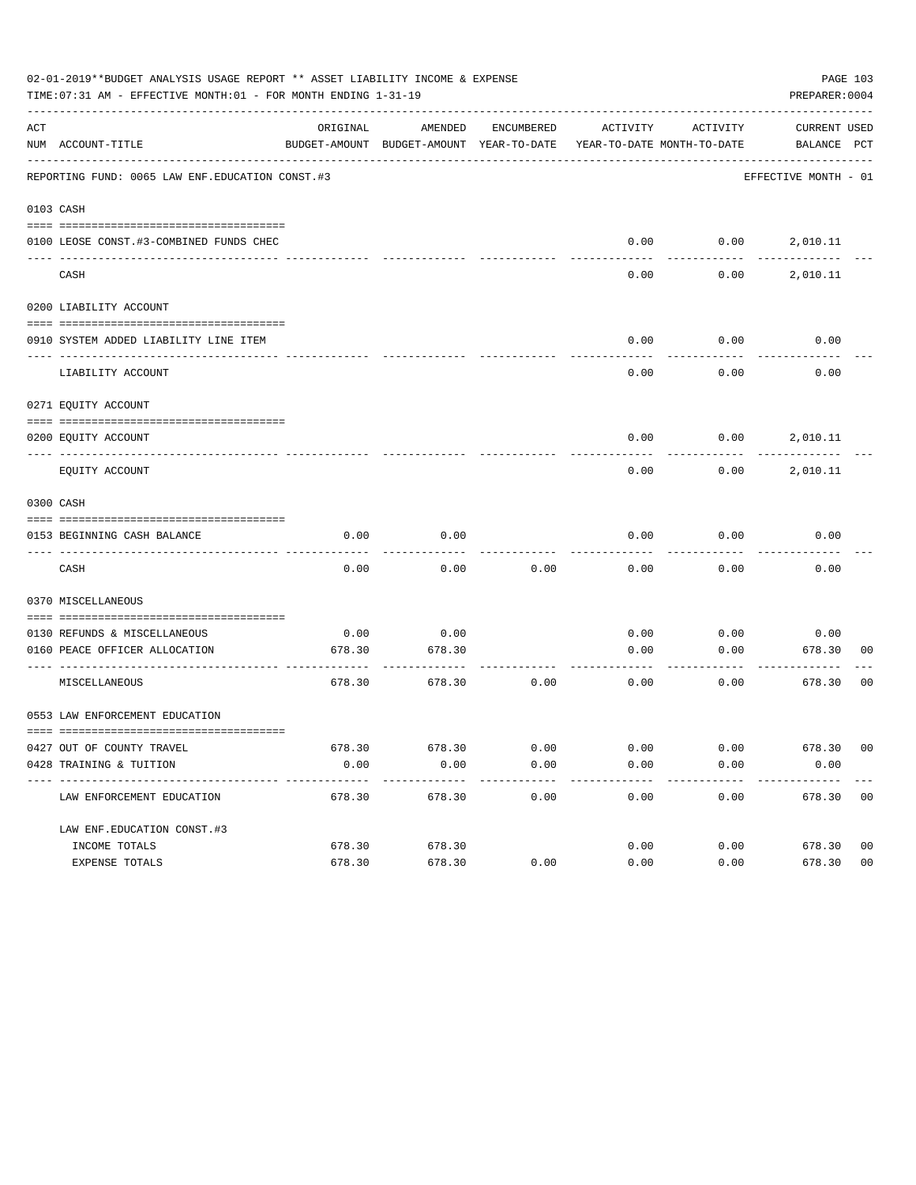02-01-2019**BUDGET ANALYSIS USAGE REPORT ** ASSET LIABILITY INCOME & EXPENSE

TIME:07:31 AM - EFFECTIVE MONTH:01 - FOR MONTH ENDING 1-31-19

PREPARER:0004

| ACT NUM | ACCOUNT-TITLE | ORIGINAL BUDGET-AMOUNT | AMENDED BUDGET-AMOUNT | ENCUMBERED YEAR-TO-DATE | ACTIVITY YEAR-TO-DATE | ACTIVITY MONTH-TO-DATE | CURRENT BALANCE | USED PCT |
|---|---|---|---|---|---|---|---|---|
| | REPORTING FUND: 0065 LAW ENF.EDUCATION CONST.#3 | | | | | | EFFECTIVE MONTH - 01 | |
| 0103 | CASH | | | | | | | |
| 0100 | LEOSE CONST.#3-COMBINED FUNDS CHEC | | | | 0.00 | 0.00 | 2,010.11 | |
| | CASH | | | | 0.00 | 0.00 | 2,010.11 | |
| 0200 | LIABILITY ACCOUNT | | | | | | | |
| 0910 | SYSTEM ADDED LIABILITY LINE ITEM | | | | 0.00 | 0.00 | 0.00 | |
| | LIABILITY ACCOUNT | | | | 0.00 | 0.00 | 0.00 | |
| 0271 | EQUITY ACCOUNT | | | | | | | |
| 0200 | EQUITY ACCOUNT | | | | 0.00 | 0.00 | 2,010.11 | |
| | EQUITY ACCOUNT | | | | 0.00 | 0.00 | 2,010.11 | |
| 0300 | CASH | | | | | | | |
| 0153 | BEGINNING CASH BALANCE | 0.00 | 0.00 | | 0.00 | 0.00 | 0.00 | |
| | CASH | 0.00 | 0.00 | 0.00 | 0.00 | 0.00 | 0.00 | |
| 0370 | MISCELLANEOUS | | | | | | | |
| 0130 | REFUNDS & MISCELLANEOUS | 0.00 | 0.00 | | 0.00 | 0.00 | 0.00 | |
| 0160 | PEACE OFFICER ALLOCATION | 678.30 | 678.30 | | 0.00 | 0.00 | 678.30 | 00 |
| | MISCELLANEOUS | 678.30 | 678.30 | 0.00 | 0.00 | 0.00 | 678.30 | 00 |
| 0553 | LAW ENFORCEMENT EDUCATION | | | | | | | |
| 0427 | OUT OF COUNTY TRAVEL | 678.30 | 678.30 | 0.00 | 0.00 | 0.00 | 678.30 | 00 |
| 0428 | TRAINING & TUITION | 0.00 | 0.00 | 0.00 | 0.00 | 0.00 | 0.00 | |
| | LAW ENFORCEMENT EDUCATION | 678.30 | 678.30 | 0.00 | 0.00 | 0.00 | 678.30 | 00 |
| | LAW ENF.EDUCATION CONST.#3 | | | | | | | |
| | INCOME TOTALS | 678.30 | 678.30 | | 0.00 | 0.00 | 678.30 | 00 |
| | EXPENSE TOTALS | 678.30 | 678.30 | 0.00 | 0.00 | 0.00 | 678.30 | 00 |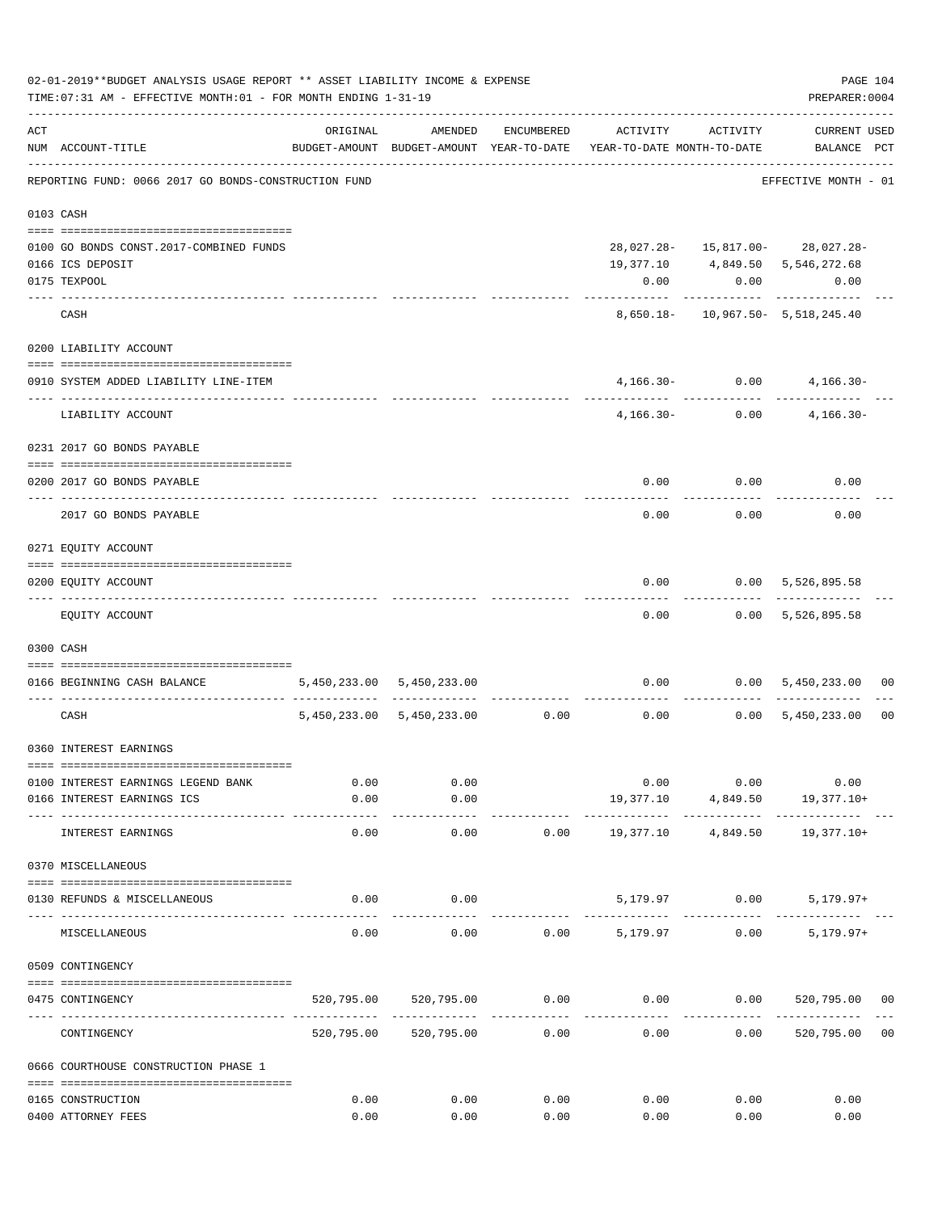02-01-2019**BUDGET ANALYSIS USAGE REPORT ** ASSET LIABILITY INCOME & EXPENSE

TIME:07:31 AM - EFFECTIVE MONTH:01 - FOR MONTH ENDING 1-31-19

PREPARER:0004

REPORTING FUND: 0066 2017 GO BONDS-CONSTRUCTION FUND — EFFECTIVE MONTH - 01

| ACT NUM | ACCOUNT-TITLE | ORIGINAL BUDGET-AMOUNT | AMENDED BUDGET-AMOUNT | ENCUMBERED YEAR-TO-DATE | ACTIVITY YEAR-TO-DATE | ACTIVITY MONTH-TO-DATE | CURRENT BALANCE | USED PCT |
|---|---|---|---|---|---|---|---|---|
| **0103** | **CASH** | | | | | | | |
| 0100 | GO BONDS CONST.2017-COMBINED FUNDS | | | | 28,027.28- | 15,817.00- | 28,027.28- | |
| 0166 | ICS DEPOSIT | | | | 19,377.10 | 4,849.50 | 5,546,272.68 | |
| 0175 | TEXPOOL | | | | 0.00 | 0.00 | 0.00 | |
| | CASH | | | | 8,650.18- | 10,967.50- | 5,518,245.40 | |
| **0200** | **LIABILITY ACCOUNT** | | | | | | | |
| 0910 | SYSTEM ADDED LIABILITY LINE-ITEM | | | | 4,166.30- | 0.00 | 4,166.30- | |
| | LIABILITY ACCOUNT | | | | 4,166.30- | 0.00 | 4,166.30- | |
| **0231** | **2017 GO BONDS PAYABLE** | | | | | | | |
| 0200 | 2017 GO BONDS PAYABLE | | | | 0.00 | 0.00 | 0.00 | |
| | 2017 GO BONDS PAYABLE | | | | 0.00 | 0.00 | 0.00 | |
| **0271** | **EQUITY ACCOUNT** | | | | | | | |
| 0200 | EQUITY ACCOUNT | | | | 0.00 | 0.00 | 5,526,895.58 | |
| | EQUITY ACCOUNT | | | | 0.00 | 0.00 | 5,526,895.58 | |
| **0300** | **CASH** | | | | | | | |
| 0166 | BEGINNING CASH BALANCE | 5,450,233.00 | 5,450,233.00 | | 0.00 | 0.00 | 5,450,233.00 | 00 |
| | CASH | 5,450,233.00 | 5,450,233.00 | 0.00 | 0.00 | 0.00 | 5,450,233.00 | 00 |
| **0360** | **INTEREST EARNINGS** | | | | | | | |
| 0100 | INTEREST EARNINGS LEGEND BANK | 0.00 | 0.00 | | 0.00 | 0.00 | 0.00 | |
| 0166 | INTEREST EARNINGS ICS | 0.00 | 0.00 | | 19,377.10 | 4,849.50 | 19,377.10+ | |
| | INTEREST EARNINGS | 0.00 | 0.00 | 0.00 | 19,377.10 | 4,849.50 | 19,377.10+ | |
| **0370** | **MISCELLANEOUS** | | | | | | | |
| 0130 | REFUNDS & MISCELLANEOUS | 0.00 | 0.00 | | 5,179.97 | 0.00 | 5,179.97+ | |
| | MISCELLANEOUS | 0.00 | 0.00 | 0.00 | 5,179.97 | 0.00 | 5,179.97+ | |
| **0509** | **CONTINGENCY** | | | | | | | |
| 0475 | CONTINGENCY | 520,795.00 | 520,795.00 | 0.00 | 0.00 | 0.00 | 520,795.00 | 00 |
| | CONTINGENCY | 520,795.00 | 520,795.00 | 0.00 | 0.00 | 0.00 | 520,795.00 | 00 |
| **0666** | **COURTHOUSE CONSTRUCTION PHASE 1** | | | | | | | |
| 0165 | CONSTRUCTION | 0.00 | 0.00 | 0.00 | 0.00 | 0.00 | 0.00 | |
| 0400 | ATTORNEY FEES | 0.00 | 0.00 | 0.00 | 0.00 | 0.00 | 0.00 | |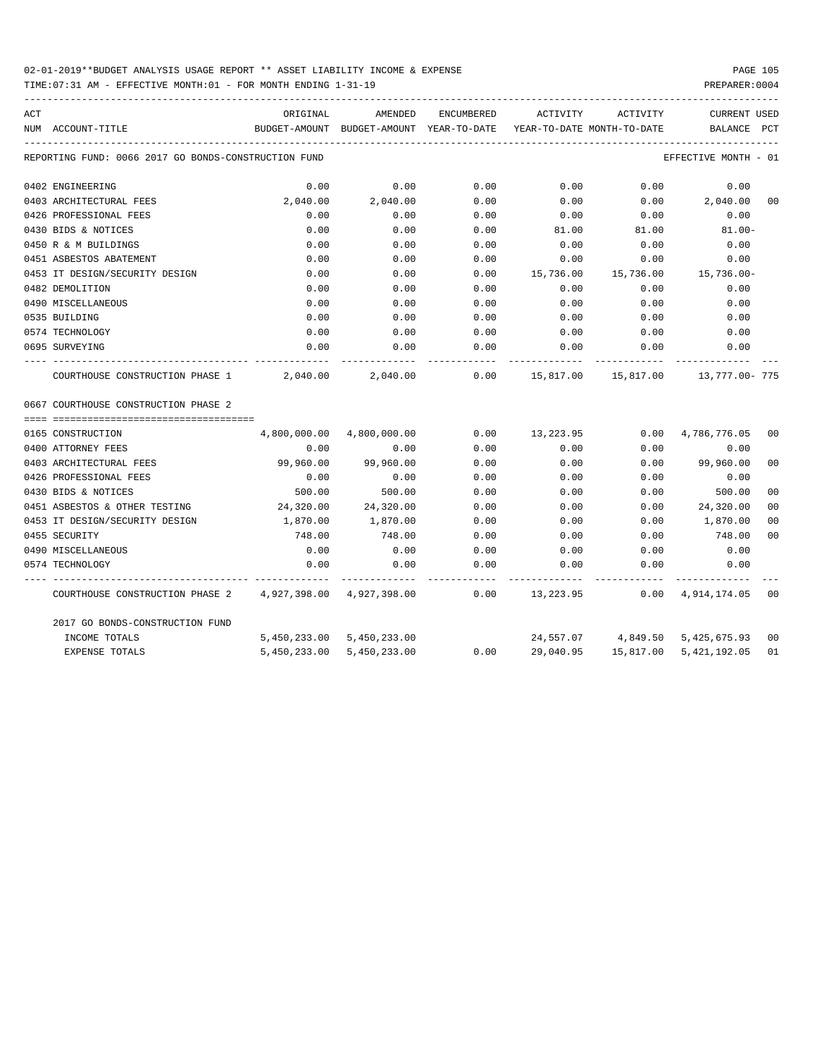02-01-2019**BUDGET ANALYSIS USAGE REPORT ** ASSET LIABILITY INCOME & EXPENSE

TIME:07:31 AM - EFFECTIVE MONTH:01 - FOR MONTH ENDING 1-31-19

PREPARER:0004

| ACT NUM | ACCOUNT-TITLE | ORIGINAL BUDGET-AMOUNT | AMENDED BUDGET-AMOUNT | ENCUMBERED YEAR-TO-DATE | ACTIVITY YEAR-TO-DATE | ACTIVITY MONTH-TO-DATE | CURRENT BALANCE | USED PCT |
|---|---|---|---|---|---|---|---|---|
| | REPORTING FUND: 0066 2017 GO BONDS-CONSTRUCTION FUND | | | | | | EFFECTIVE MONTH - 01 | |
| 0402 | ENGINEERING | 0.00 | 0.00 | 0.00 | 0.00 | 0.00 | 0.00 | |
| 0403 | ARCHITECTURAL FEES | 2,040.00 | 2,040.00 | 0.00 | 0.00 | 0.00 | 2,040.00 | 00 |
| 0426 | PROFESSIONAL FEES | 0.00 | 0.00 | 0.00 | 0.00 | 0.00 | 0.00 | |
| 0430 | BIDS & NOTICES | 0.00 | 0.00 | 0.00 | 81.00 | 81.00 | 81.00- | |
| 0450 | R & M BUILDINGS | 0.00 | 0.00 | 0.00 | 0.00 | 0.00 | 0.00 | |
| 0451 | ASBESTOS ABATEMENT | 0.00 | 0.00 | 0.00 | 0.00 | 0.00 | 0.00 | |
| 0453 | IT DESIGN/SECURITY DESIGN | 0.00 | 0.00 | 0.00 | 15,736.00 | 15,736.00 | 15,736.00- | |
| 0482 | DEMOLITION | 0.00 | 0.00 | 0.00 | 0.00 | 0.00 | 0.00 | |
| 0490 | MISCELLANEOUS | 0.00 | 0.00 | 0.00 | 0.00 | 0.00 | 0.00 | |
| 0535 | BUILDING | 0.00 | 0.00 | 0.00 | 0.00 | 0.00 | 0.00 | |
| 0574 | TECHNOLOGY | 0.00 | 0.00 | 0.00 | 0.00 | 0.00 | 0.00 | |
| 0695 | SURVEYING | 0.00 | 0.00 | 0.00 | 0.00 | 0.00 | 0.00 | |
| | COURTHOUSE CONSTRUCTION PHASE 1 | 2,040.00 | 2,040.00 | 0.00 | 15,817.00 | 15,817.00 | 13,777.00- | 775 |
| 0667 | COURTHOUSE CONSTRUCTION PHASE 2 | | | | | | | |
| 0165 | CONSTRUCTION | 4,800,000.00 | 4,800,000.00 | 0.00 | 13,223.95 | 0.00 | 4,786,776.05 | 00 |
| 0400 | ATTORNEY FEES | 0.00 | 0.00 | 0.00 | 0.00 | 0.00 | 0.00 | |
| 0403 | ARCHITECTURAL FEES | 99,960.00 | 99,960.00 | 0.00 | 0.00 | 0.00 | 99,960.00 | 00 |
| 0426 | PROFESSIONAL FEES | 0.00 | 0.00 | 0.00 | 0.00 | 0.00 | 0.00 | |
| 0430 | BIDS & NOTICES | 500.00 | 500.00 | 0.00 | 0.00 | 0.00 | 500.00 | 00 |
| 0451 | ASBESTOS & OTHER TESTING | 24,320.00 | 24,320.00 | 0.00 | 0.00 | 0.00 | 24,320.00 | 00 |
| 0453 | IT DESIGN/SECURITY DESIGN | 1,870.00 | 1,870.00 | 0.00 | 0.00 | 0.00 | 1,870.00 | 00 |
| 0455 | SECURITY | 748.00 | 748.00 | 0.00 | 0.00 | 0.00 | 748.00 | 00 |
| 0490 | MISCELLANEOUS | 0.00 | 0.00 | 0.00 | 0.00 | 0.00 | 0.00 | |
| 0574 | TECHNOLOGY | 0.00 | 0.00 | 0.00 | 0.00 | 0.00 | 0.00 | |
| | COURTHOUSE CONSTRUCTION PHASE 2 | 4,927,398.00 | 4,927,398.00 | 0.00 | 13,223.95 | 0.00 | 4,914,174.05 | 00 |
| | 2017 GO BONDS-CONSTRUCTION FUND | | | | | | | |
| | INCOME TOTALS | 5,450,233.00 | 5,450,233.00 | | 24,557.07 | 4,849.50 | 5,425,675.93 | 00 |
| | EXPENSE TOTALS | 5,450,233.00 | 5,450,233.00 | 0.00 | 29,040.95 | 15,817.00 | 5,421,192.05 | 01 |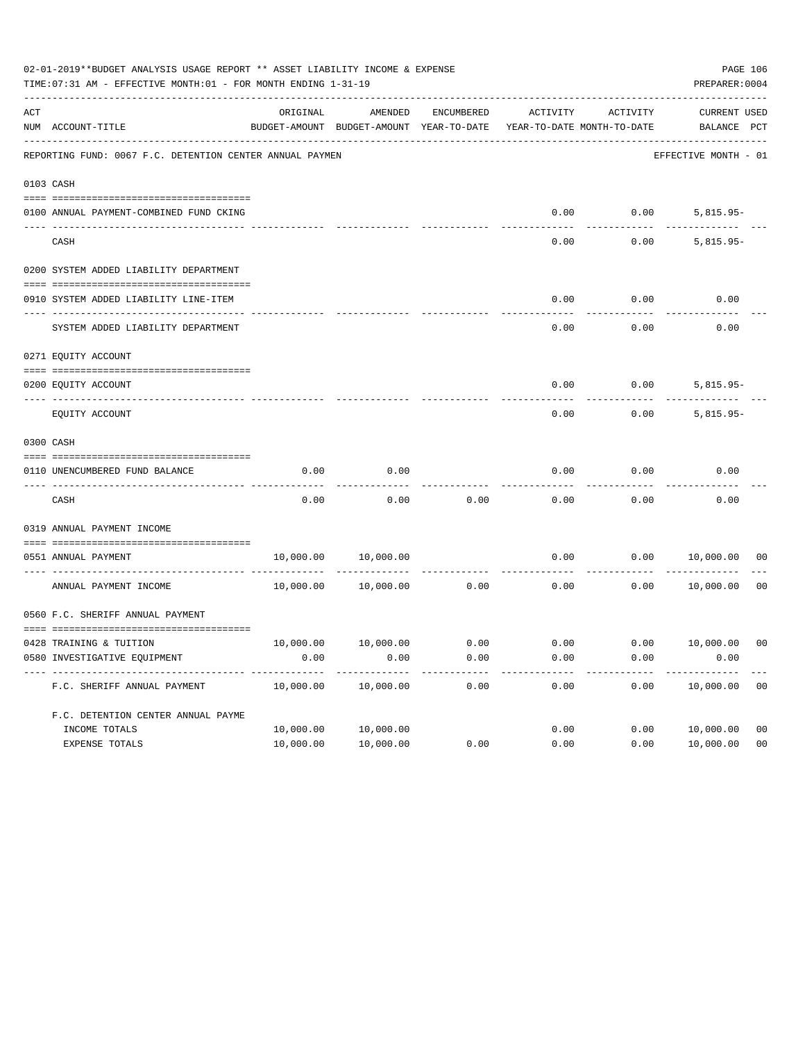02-01-2019**BUDGET ANALYSIS USAGE REPORT ** ASSET LIABILITY INCOME & EXPENSE

TIME:07:31 AM - EFFECTIVE MONTH:01 - FOR MONTH ENDING 1-31-19

PREPARER:0004

REPORTING FUND: 0067 F.C. DETENTION CENTER ANNUAL PAYMEN — EFFECTIVE MONTH - 01

| ACT NUM | ACCOUNT-TITLE | ORIGINAL BUDGET-AMOUNT | AMENDED BUDGET-AMOUNT | ENCUMBERED YEAR-TO-DATE | ACTIVITY YEAR-TO-DATE | ACTIVITY MONTH-TO-DATE | CURRENT BALANCE | USED PCT |
|---|---|---|---|---|---|---|---|---|
| 0103 | CASH | | | | | | | |
| 0100 | ANNUAL PAYMENT-COMBINED FUND CKING | | | | 0.00 | 0.00 | 5,815.95- | |
| | CASH | | | | 0.00 | 0.00 | 5,815.95- | |
| 0200 | SYSTEM ADDED LIABILITY DEPARTMENT | | | | | | | |
| 0910 | SYSTEM ADDED LIABILITY LINE-ITEM | | | | 0.00 | 0.00 | 0.00 | |
| | SYSTEM ADDED LIABILITY DEPARTMENT | | | | 0.00 | 0.00 | 0.00 | |
| 0271 | EQUITY ACCOUNT | | | | | | | |
| 0200 | EQUITY ACCOUNT | | | | 0.00 | 0.00 | 5,815.95- | |
| | EQUITY ACCOUNT | | | | 0.00 | 0.00 | 5,815.95- | |
| 0300 | CASH | | | | | | | |
| 0110 | UNENCUMBERED FUND BALANCE | 0.00 | 0.00 | | 0.00 | 0.00 | 0.00 | |
| | CASH | 0.00 | 0.00 | 0.00 | 0.00 | 0.00 | 0.00 | |
| 0319 | ANNUAL PAYMENT INCOME | | | | | | | |
| 0551 | ANNUAL PAYMENT | 10,000.00 | 10,000.00 | | 0.00 | 0.00 | 10,000.00 | 00 |
| | ANNUAL PAYMENT INCOME | 10,000.00 | 10,000.00 | 0.00 | 0.00 | 0.00 | 10,000.00 | 00 |
| 0560 | F.C. SHERIFF ANNUAL PAYMENT | | | | | | | |
| 0428 | TRAINING & TUITION | 10,000.00 | 10,000.00 | 0.00 | 0.00 | 0.00 | 10,000.00 | 00 |
| 0580 | INVESTIGATIVE EQUIPMENT | 0.00 | 0.00 | 0.00 | 0.00 | 0.00 | 0.00 | |
| | F.C. SHERIFF ANNUAL PAYMENT | 10,000.00 | 10,000.00 | 0.00 | 0.00 | 0.00 | 10,000.00 | 00 |
| | F.C. DETENTION CENTER ANNUAL PAYME | | | | | | | |
| | INCOME TOTALS | 10,000.00 | 10,000.00 | | 0.00 | 0.00 | 10,000.00 | 00 |
| | EXPENSE TOTALS | 10,000.00 | 10,000.00 | 0.00 | 0.00 | 0.00 | 10,000.00 | 00 |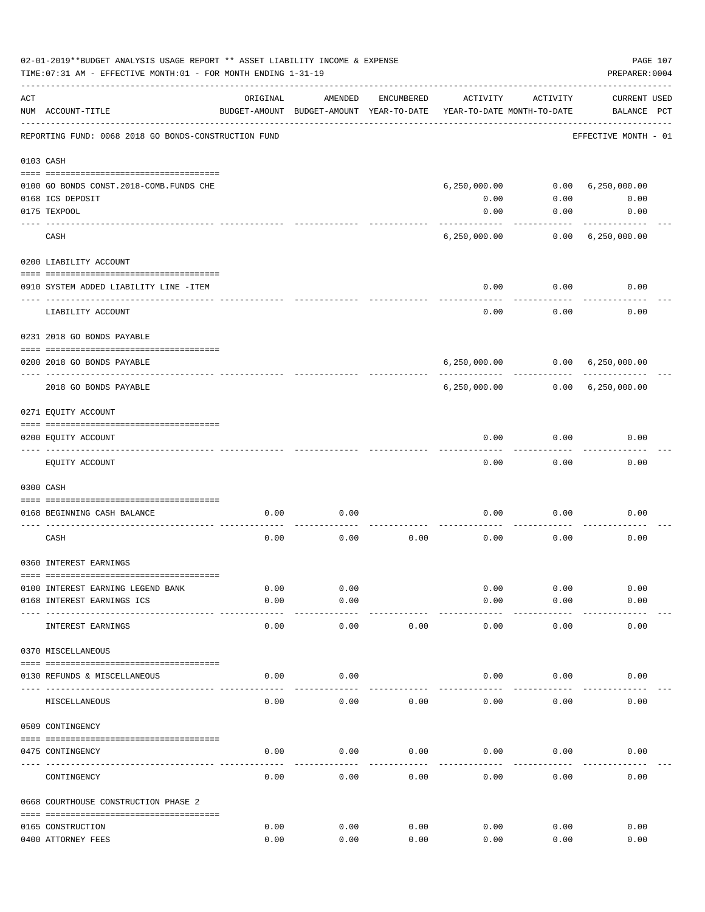02-01-2019**BUDGET ANALYSIS USAGE REPORT ** ASSET LIABILITY INCOME & EXPENSE

TIME:07:31 AM - EFFECTIVE MONTH:01 - FOR MONTH ENDING 1-31-19

PREPARER:0004

| ACT NUM | ACCOUNT-TITLE | ORIGINAL BUDGET-AMOUNT | AMENDED BUDGET-AMOUNT | ENCUMBERED YEAR-TO-DATE | ACTIVITY YEAR-TO-DATE | ACTIVITY MONTH-TO-DATE | CURRENT BALANCE | USED PCT |
|---|---|---|---|---|---|---|---|---|
| | REPORTING FUND: 0068 2018 GO BONDS-CONSTRUCTION FUND | | | | | | EFFECTIVE MONTH - 01 | |
| 0103 | CASH | | | | | | | |
| 0100 | GO BONDS CONST.2018-COMB.FUNDS CHE | | | | 6,250,000.00 | 0.00 | 6,250,000.00 | |
| 0168 | ICS DEPOSIT | | | | 0.00 | 0.00 | 0.00 | |
| 0175 | TEXPOOL | | | | 0.00 | 0.00 | 0.00 | |
| | CASH | | | | 6,250,000.00 | 0.00 | 6,250,000.00 | |
| 0200 | LIABILITY ACCOUNT | | | | | | | |
| 0910 | SYSTEM ADDED LIABILITY LINE -ITEM | | | | 0.00 | 0.00 | 0.00 | |
| | LIABILITY ACCOUNT | | | | 0.00 | 0.00 | 0.00 | |
| 0231 | 2018 GO BONDS PAYABLE | | | | | | | |
| 0200 | 2018 GO BONDS PAYABLE | | | | 6,250,000.00 | 0.00 | 6,250,000.00 | |
| | 2018 GO BONDS PAYABLE | | | | 6,250,000.00 | 0.00 | 6,250,000.00 | |
| 0271 | EQUITY ACCOUNT | | | | | | | |
| 0200 | EQUITY ACCOUNT | | | | 0.00 | 0.00 | 0.00 | |
| | EQUITY ACCOUNT | | | | 0.00 | 0.00 | 0.00 | |
| 0300 | CASH | | | | | | | |
| 0168 | BEGINNING CASH BALANCE | 0.00 | 0.00 | | 0.00 | 0.00 | 0.00 | |
| | CASH | 0.00 | 0.00 | 0.00 | 0.00 | 0.00 | 0.00 | |
| 0360 | INTEREST EARNINGS | | | | | | | |
| 0100 | INTEREST EARNING LEGEND BANK | 0.00 | 0.00 | | 0.00 | 0.00 | 0.00 | |
| 0168 | INTEREST EARNINGS ICS | 0.00 | 0.00 | | 0.00 | 0.00 | 0.00 | |
| | INTEREST EARNINGS | 0.00 | 0.00 | 0.00 | 0.00 | 0.00 | 0.00 | |
| 0370 | MISCELLANEOUS | | | | | | | |
| 0130 | REFUNDS & MISCELLANEOUS | 0.00 | 0.00 | | 0.00 | 0.00 | 0.00 | |
| | MISCELLANEOUS | 0.00 | 0.00 | 0.00 | 0.00 | 0.00 | 0.00 | |
| 0509 | CONTINGENCY | | | | | | | |
| 0475 | CONTINGENCY | 0.00 | 0.00 | 0.00 | 0.00 | 0.00 | 0.00 | |
| | CONTINGENCY | 0.00 | 0.00 | 0.00 | 0.00 | 0.00 | 0.00 | |
| 0668 | COURTHOUSE CONSTRUCTION PHASE 2 | | | | | | | |
| 0165 | CONSTRUCTION | 0.00 | 0.00 | 0.00 | 0.00 | 0.00 | 0.00 | |
| 0400 | ATTORNEY FEES | 0.00 | 0.00 | 0.00 | 0.00 | 0.00 | 0.00 | |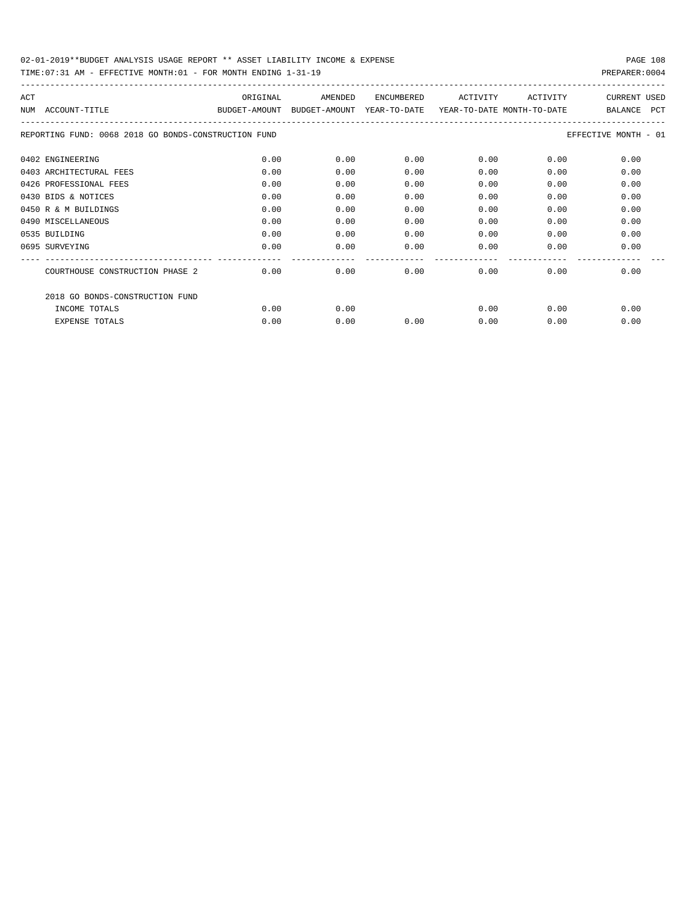02-01-2019**BUDGET ANALYSIS USAGE REPORT ** ASSET LIABILITY INCOME & EXPENSE

TIME:07:31 AM - EFFECTIVE MONTH:01 - FOR MONTH ENDING 1-31-19

PREPARER:0004

| ACT NUM | ACCOUNT-TITLE | ORIGINAL BUDGET-AMOUNT | AMENDED BUDGET-AMOUNT | ENCUMBERED YEAR-TO-DATE | ACTIVITY YEAR-TO-DATE | ACTIVITY MONTH-TO-DATE | CURRENT BALANCE | USED PCT |
|---|---|---|---|---|---|---|---|---|
| | REPORTING FUND: 0068 2018 GO BONDS-CONSTRUCTION FUND | | | | | | EFFECTIVE MONTH - 01 | |
| 0402 | ENGINEERING | 0.00 | 0.00 | 0.00 | 0.00 | 0.00 | 0.00 | |
| 0403 | ARCHITECTURAL FEES | 0.00 | 0.00 | 0.00 | 0.00 | 0.00 | 0.00 | |
| 0426 | PROFESSIONAL FEES | 0.00 | 0.00 | 0.00 | 0.00 | 0.00 | 0.00 | |
| 0430 | BIDS & NOTICES | 0.00 | 0.00 | 0.00 | 0.00 | 0.00 | 0.00 | |
| 0450 | R & M BUILDINGS | 0.00 | 0.00 | 0.00 | 0.00 | 0.00 | 0.00 | |
| 0490 | MISCELLANEOUS | 0.00 | 0.00 | 0.00 | 0.00 | 0.00 | 0.00 | |
| 0535 | BUILDING | 0.00 | 0.00 | 0.00 | 0.00 | 0.00 | 0.00 | |
| 0695 | SURVEYING | 0.00 | 0.00 | 0.00 | 0.00 | 0.00 | 0.00 | |
| | COURTHOUSE CONSTRUCTION PHASE 2 | 0.00 | 0.00 | 0.00 | 0.00 | 0.00 | 0.00 | |
| | 2018 GO BONDS-CONSTRUCTION FUND | | | | | | | |
| | INCOME TOTALS | 0.00 | 0.00 | | 0.00 | 0.00 | 0.00 | |
| | EXPENSE TOTALS | 0.00 | 0.00 | 0.00 | 0.00 | 0.00 | 0.00 | |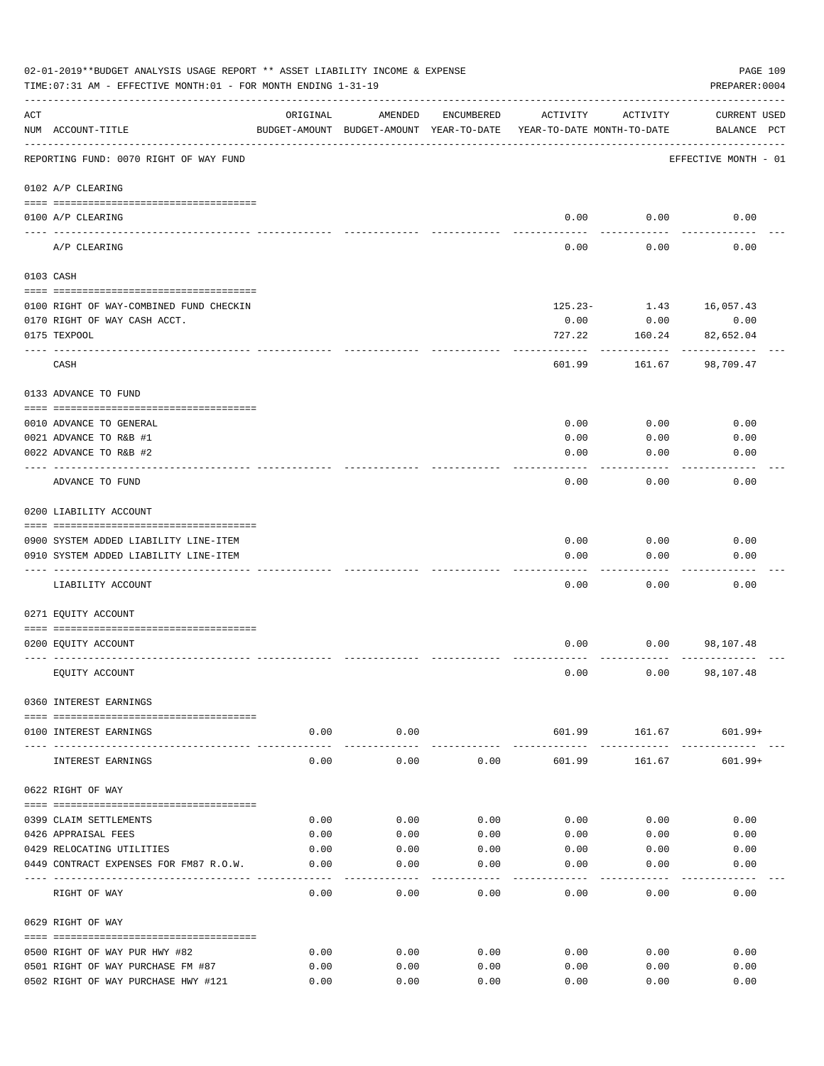02-01-2019**BUDGET ANALYSIS USAGE REPORT ** ASSET LIABILITY INCOME & EXPENSE

TIME:07:31 AM - EFFECTIVE MONTH:01 - FOR MONTH ENDING 1-31-19

PREPARER:0004

| ACT NUM | ACCOUNT-TITLE | ORIGINAL BUDGET-AMOUNT | AMENDED BUDGET-AMOUNT | ENCUMBERED YEAR-TO-DATE | ACTIVITY YEAR-TO-DATE | ACTIVITY MONTH-TO-DATE | CURRENT BALANCE | USED PCT |
|---|---|---|---|---|---|---|---|---|
| | REPORTING FUND: 0070 RIGHT OF WAY FUND | | | | | | EFFECTIVE MONTH - 01 | |
| | 0102 A/P CLEARING | | | | | | | |
| 0100 | A/P CLEARING | | | | 0.00 | 0.00 | 0.00 | |
| | A/P CLEARING | | | | 0.00 | 0.00 | 0.00 | |
| | 0103 CASH | | | | | | | |
| 0100 | RIGHT OF WAY-COMBINED FUND CHECKIN | | | | 125.23- | 1.43 | 16,057.43 | |
| 0170 | RIGHT OF WAY CASH ACCT. | | | | 0.00 | 0.00 | 0.00 | |
| 0175 | TEXPOOL | | | | 727.22 | 160.24 | 82,652.04 | |
| | CASH | | | | 601.99 | 161.67 | 98,709.47 | |
| | 0133 ADVANCE TO FUND | | | | | | | |
| 0010 | ADVANCE TO GENERAL | | | | 0.00 | 0.00 | 0.00 | |
| 0021 | ADVANCE TO R&B #1 | | | | 0.00 | 0.00 | 0.00 | |
| 0022 | ADVANCE TO R&B #2 | | | | 0.00 | 0.00 | 0.00 | |
| | ADVANCE TO FUND | | | | 0.00 | 0.00 | 0.00 | |
| | 0200 LIABILITY ACCOUNT | | | | | | | |
| 0900 | SYSTEM ADDED LIABILITY LINE-ITEM | | | | 0.00 | 0.00 | 0.00 | |
| 0910 | SYSTEM ADDED LIABILITY LINE-ITEM | | | | 0.00 | 0.00 | 0.00 | |
| | LIABILITY ACCOUNT | | | | 0.00 | 0.00 | 0.00 | |
| | 0271 EQUITY ACCOUNT | | | | | | | |
| 0200 | EQUITY ACCOUNT | | | | 0.00 | 0.00 | 98,107.48 | |
| | EQUITY ACCOUNT | | | | 0.00 | 0.00 | 98,107.48 | |
| | 0360 INTEREST EARNINGS | | | | | | | |
| 0100 | INTEREST EARNINGS | 0.00 | 0.00 | | 601.99 | 161.67 | 601.99+ | |
| | INTEREST EARNINGS | 0.00 | 0.00 | 0.00 | 601.99 | 161.67 | 601.99+ | |
| | 0622 RIGHT OF WAY | | | | | | | |
| 0399 | CLAIM SETTLEMENTS | 0.00 | 0.00 | 0.00 | 0.00 | 0.00 | 0.00 | |
| 0426 | APPRAISAL FEES | 0.00 | 0.00 | 0.00 | 0.00 | 0.00 | 0.00 | |
| 0429 | RELOCATING UTILITIES | 0.00 | 0.00 | 0.00 | 0.00 | 0.00 | 0.00 | |
| 0449 | CONTRACT EXPENSES FOR FM87 R.O.W. | 0.00 | 0.00 | 0.00 | 0.00 | 0.00 | 0.00 | |
| | RIGHT OF WAY | 0.00 | 0.00 | 0.00 | 0.00 | 0.00 | 0.00 | |
| | 0629 RIGHT OF WAY | | | | | | | |
| 0500 | RIGHT OF WAY PUR HWY #82 | 0.00 | 0.00 | 0.00 | 0.00 | 0.00 | 0.00 | |
| 0501 | RIGHT OF WAY PURCHASE FM #87 | 0.00 | 0.00 | 0.00 | 0.00 | 0.00 | 0.00 | |
| 0502 | RIGHT OF WAY PURCHASE HWY #121 | 0.00 | 0.00 | 0.00 | 0.00 | 0.00 | 0.00 | |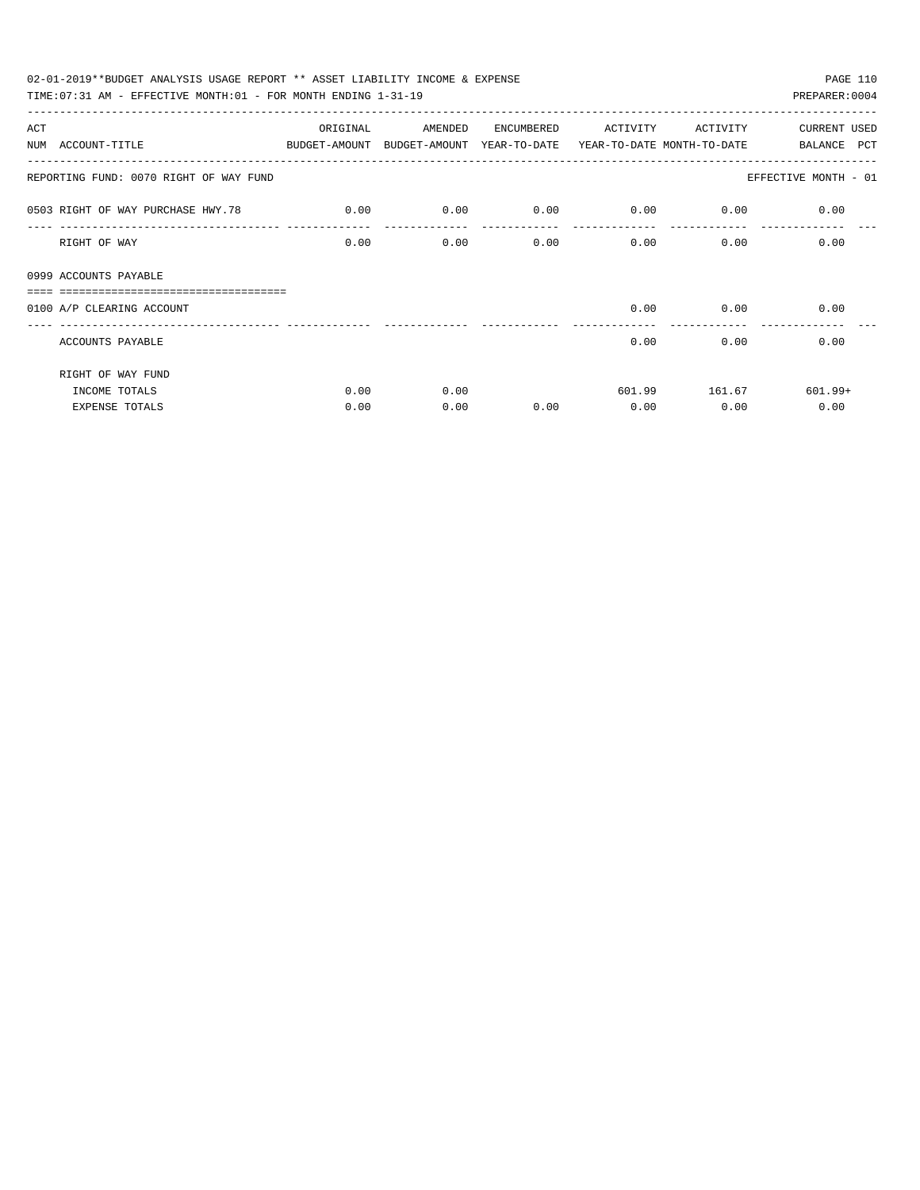02-01-2019**BUDGET ANALYSIS USAGE REPORT ** ASSET LIABILITY INCOME & EXPENSE

TIME:07:31 AM - EFFECTIVE MONTH:01 - FOR MONTH ENDING 1-31-19

PREPARER:0004

| ACT NUM | ACCOUNT-TITLE | ORIGINAL BUDGET-AMOUNT | AMENDED BUDGET-AMOUNT | ENCUMBERED YEAR-TO-DATE | ACTIVITY YEAR-TO-DATE | ACTIVITY MONTH-TO-DATE | CURRENT BALANCE | USED PCT |
|---|---|---|---|---|---|---|---|---|
| | REPORTING FUND: 0070 RIGHT OF WAY FUND | | | | | | EFFECTIVE MONTH - 01 | |
| 0503 | RIGHT OF WAY PURCHASE HWY.78 | 0.00 | 0.00 | 0.00 | 0.00 | 0.00 | 0.00 | |
| | RIGHT OF WAY | 0.00 | 0.00 | 0.00 | 0.00 | 0.00 | 0.00 | |
| 0999 | ACCOUNTS PAYABLE | | | | | | | |
| 0100 | A/P CLEARING ACCOUNT | | | | 0.00 | 0.00 | 0.00 | |
| | ACCOUNTS PAYABLE | | | | 0.00 | 0.00 | 0.00 | |
| | RIGHT OF WAY FUND | | | | | | | |
| | INCOME TOTALS | 0.00 | 0.00 | | 601.99 | 161.67 | 601.99+ | |
| | EXPENSE TOTALS | 0.00 | 0.00 | 0.00 | 0.00 | 0.00 | 0.00 | |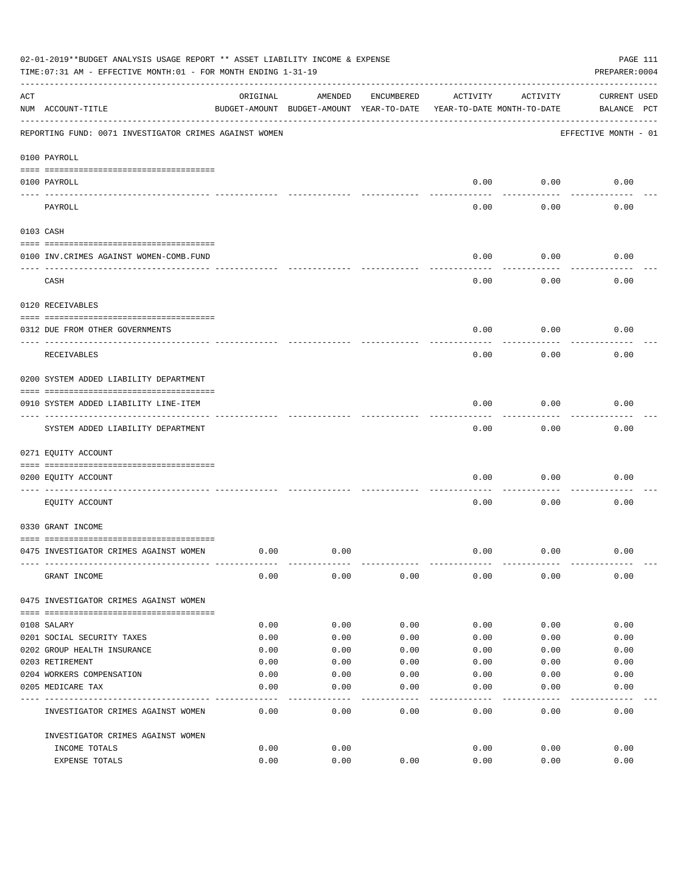02-01-2019**BUDGET ANALYSIS USAGE REPORT ** ASSET LIABILITY INCOME & EXPENSE

TIME:07:31 AM - EFFECTIVE MONTH:01 - FOR MONTH ENDING 1-31-19

PREPARER:0004

REPORTING FUND: 0071 INVESTIGATOR CRIMES AGAINST WOMEN — EFFECTIVE MONTH - 01

| ACT NUM | ACCOUNT-TITLE | ORIGINAL BUDGET-AMOUNT | AMENDED BUDGET-AMOUNT | ENCUMBERED YEAR-TO-DATE | ACTIVITY YEAR-TO-DATE | ACTIVITY MONTH-TO-DATE | CURRENT BALANCE | USED PCT |
|---|---|---|---|---|---|---|---|---|
| **0100** | **PAYROLL** | | | | | | | |
| 0100 | PAYROLL | | | | 0.00 | 0.00 | 0.00 | |
| | PAYROLL | | | | 0.00 | 0.00 | 0.00 | |
| **0103** | **CASH** | | | | | | | |
| 0100 | INV.CRIMES AGAINST WOMEN-COMB.FUND | | | | 0.00 | 0.00 | 0.00 | |
| | CASH | | | | 0.00 | 0.00 | 0.00 | |
| **0120** | **RECEIVABLES** | | | | | | | |
| 0312 | DUE FROM OTHER GOVERNMENTS | | | | 0.00 | 0.00 | 0.00 | |
| | RECEIVABLES | | | | 0.00 | 0.00 | 0.00 | |
| **0200** | **SYSTEM ADDED LIABILITY DEPARTMENT** | | | | | | | |
| 0910 | SYSTEM ADDED LIABILITY LINE-ITEM | | | | 0.00 | 0.00 | 0.00 | |
| | SYSTEM ADDED LIABILITY DEPARTMENT | | | | 0.00 | 0.00 | 0.00 | |
| **0271** | **EQUITY ACCOUNT** | | | | | | | |
| 0200 | EQUITY ACCOUNT | | | | 0.00 | 0.00 | 0.00 | |
| | EQUITY ACCOUNT | | | | 0.00 | 0.00 | 0.00 | |
| **0330** | **GRANT INCOME** | | | | | | | |
| 0475 | INVESTIGATOR CRIMES AGAINST WOMEN | 0.00 | 0.00 | | 0.00 | 0.00 | 0.00 | |
| | GRANT INCOME | 0.00 | 0.00 | 0.00 | 0.00 | 0.00 | 0.00 | |
| **0475** | **INVESTIGATOR CRIMES AGAINST WOMEN** | | | | | | | |
| 0108 | SALARY | 0.00 | 0.00 | 0.00 | 0.00 | 0.00 | 0.00 | |
| 0201 | SOCIAL SECURITY TAXES | 0.00 | 0.00 | 0.00 | 0.00 | 0.00 | 0.00 | |
| 0202 | GROUP HEALTH INSURANCE | 0.00 | 0.00 | 0.00 | 0.00 | 0.00 | 0.00 | |
| 0203 | RETIREMENT | 0.00 | 0.00 | 0.00 | 0.00 | 0.00 | 0.00 | |
| 0204 | WORKERS COMPENSATION | 0.00 | 0.00 | 0.00 | 0.00 | 0.00 | 0.00 | |
| 0205 | MEDICARE TAX | 0.00 | 0.00 | 0.00 | 0.00 | 0.00 | 0.00 | |
| | INVESTIGATOR CRIMES AGAINST WOMEN | 0.00 | 0.00 | 0.00 | 0.00 | 0.00 | 0.00 | |
| | **INVESTIGATOR CRIMES AGAINST WOMEN** | | | | | | | |
| | INCOME TOTALS | 0.00 | 0.00 | | 0.00 | 0.00 | 0.00 | |
| | EXPENSE TOTALS | 0.00 | 0.00 | 0.00 | 0.00 | 0.00 | 0.00 | |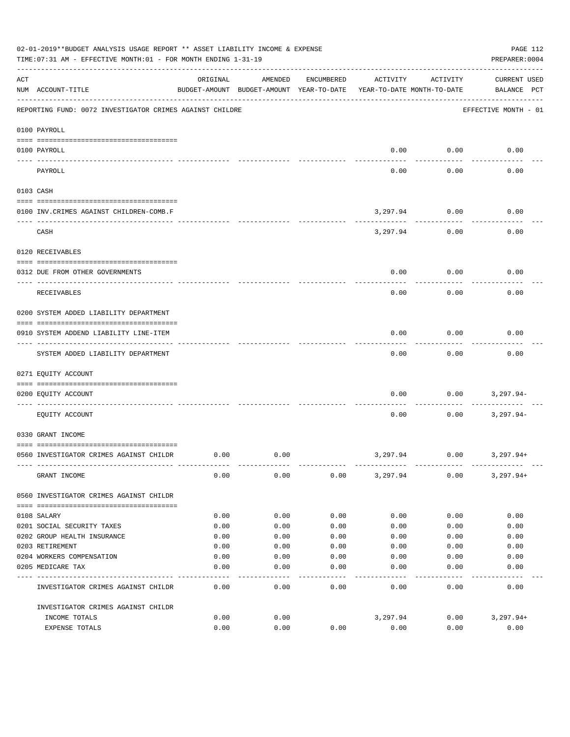02-01-2019**BUDGET ANALYSIS USAGE REPORT ** ASSET LIABILITY INCOME & EXPENSE

TIME:07:31 AM - EFFECTIVE MONTH:01 - FOR MONTH ENDING 1-31-19

PREPARER:0004

REPORTING FUND: 0072 INVESTIGATOR CRIMES AGAINST CHILDRE — EFFECTIVE MONTH - 01

| ACT NUM | ACCOUNT-TITLE | ORIGINAL BUDGET-AMOUNT | AMENDED BUDGET-AMOUNT | ENCUMBERED YEAR-TO-DATE | ACTIVITY YEAR-TO-DATE | ACTIVITY MONTH-TO-DATE | CURRENT USED BALANCE | PCT |
|---|---|---|---|---|---|---|---|---|
| | **0100 PAYROLL** | | | | | | | |
| 0100 | PAYROLL | | | | 0.00 | 0.00 | 0.00 | |
| | PAYROLL | | | | 0.00 | 0.00 | 0.00 | |
| | **0103 CASH** | | | | | | | |
| 0100 | INV.CRIMES AGAINST CHILDREN-COMB.F | | | | 3,297.94 | 0.00 | 0.00 | |
| | CASH | | | | 3,297.94 | 0.00 | 0.00 | |
| | **0120 RECEIVABLES** | | | | | | | |
| 0312 | DUE FROM OTHER GOVERNMENTS | | | | 0.00 | 0.00 | 0.00 | |
| | RECEIVABLES | | | | 0.00 | 0.00 | 0.00 | |
| | **0200 SYSTEM ADDED LIABILITY DEPARTMENT** | | | | | | | |
| 0910 | SYSTEM ADDEND LIABILITY LINE-ITEM | | | | 0.00 | 0.00 | 0.00 | |
| | SYSTEM ADDED LIABILITY DEPARTMENT | | | | 0.00 | 0.00 | 0.00 | |
| | **0271 EQUITY ACCOUNT** | | | | | | | |
| 0200 | EQUITY ACCOUNT | | | | 0.00 | 0.00 | 3,297.94- | |
| | EQUITY ACCOUNT | | | | 0.00 | 0.00 | 3,297.94- | |
| | **0330 GRANT INCOME** | | | | | | | |
| 0560 | INVESTIGATOR CRIMES AGAINST CHILDR | 0.00 | 0.00 | | 3,297.94 | 0.00 | 3,297.94+ | |
| | GRANT INCOME | 0.00 | 0.00 | 0.00 | 3,297.94 | 0.00 | 3,297.94+ | |
| | **0560 INVESTIGATOR CRIMES AGAINST CHILDR** | | | | | | | |
| 0108 | SALARY | 0.00 | 0.00 | 0.00 | 0.00 | 0.00 | 0.00 | |
| 0201 | SOCIAL SECURITY TAXES | 0.00 | 0.00 | 0.00 | 0.00 | 0.00 | 0.00 | |
| 0202 | GROUP HEALTH INSURANCE | 0.00 | 0.00 | 0.00 | 0.00 | 0.00 | 0.00 | |
| 0203 | RETIREMENT | 0.00 | 0.00 | 0.00 | 0.00 | 0.00 | 0.00 | |
| 0204 | WORKERS COMPENSATION | 0.00 | 0.00 | 0.00 | 0.00 | 0.00 | 0.00 | |
| 0205 | MEDICARE TAX | 0.00 | 0.00 | 0.00 | 0.00 | 0.00 | 0.00 | |
| | INVESTIGATOR CRIMES AGAINST CHILDR | 0.00 | 0.00 | 0.00 | 0.00 | 0.00 | 0.00 | |
| | **INVESTIGATOR CRIMES AGAINST CHILDR** | | | | | | | |
| | INCOME TOTALS | 0.00 | 0.00 | | 3,297.94 | 0.00 | 3,297.94+ | |
| | EXPENSE TOTALS | 0.00 | 0.00 | 0.00 | 0.00 | 0.00 | 0.00 | |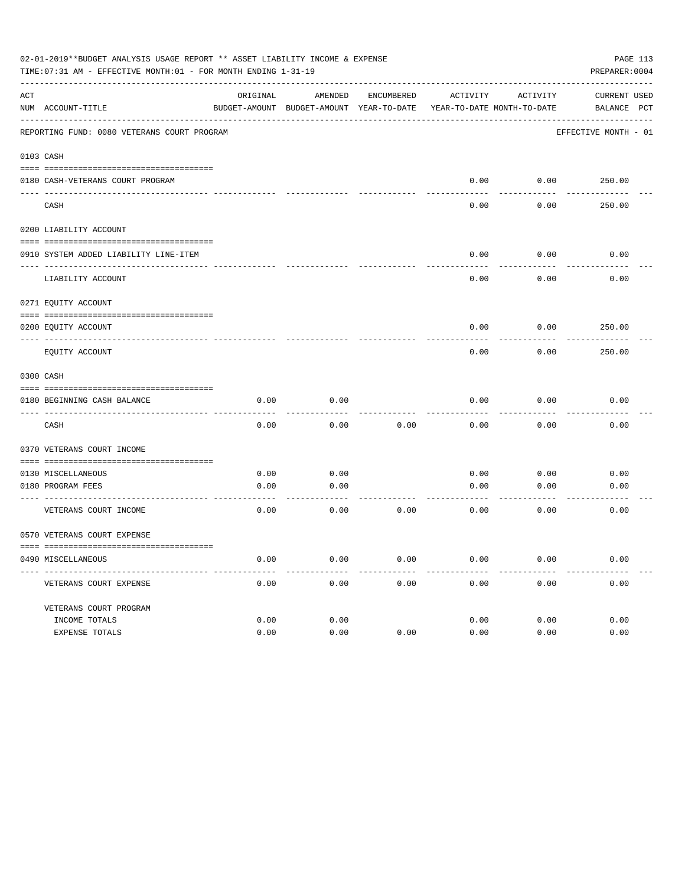02-01-2019**BUDGET ANALYSIS USAGE REPORT ** ASSET LIABILITY INCOME & EXPENSE

TIME:07:31 AM - EFFECTIVE MONTH:01 - FOR MONTH ENDING 1-31-19

PREPARER:0004

| ACT NUM | ACCOUNT-TITLE | ORIGINAL BUDGET-AMOUNT | AMENDED BUDGET-AMOUNT | ENCUMBERED YEAR-TO-DATE | ACTIVITY YEAR-TO-DATE | ACTIVITY MONTH-TO-DATE | CURRENT BALANCE | USED PCT |
|---|---|---|---|---|---|---|---|---|
| | REPORTING FUND: 0080 VETERANS COURT PROGRAM | | | | | | EFFECTIVE MONTH - 01 | |
| 0103 | CASH | | | | | | | |
| 0180 | CASH-VETERANS COURT PROGRAM | | | | 0.00 | 0.00 | 250.00 | |
| | CASH | | | | 0.00 | 0.00 | 250.00 | |
| 0200 | LIABILITY ACCOUNT | | | | | | | |
| 0910 | SYSTEM ADDED LIABILITY LINE-ITEM | | | | 0.00 | 0.00 | 0.00 | |
| | LIABILITY ACCOUNT | | | | 0.00 | 0.00 | 0.00 | |
| 0271 | EQUITY ACCOUNT | | | | | | | |
| 0200 | EQUITY ACCOUNT | | | | 0.00 | 0.00 | 250.00 | |
| | EQUITY ACCOUNT | | | | 0.00 | 0.00 | 250.00 | |
| 0300 | CASH | | | | | | | |
| 0180 | BEGINNING CASH BALANCE | 0.00 | 0.00 | | 0.00 | 0.00 | 0.00 | |
| | CASH | 0.00 | 0.00 | 0.00 | 0.00 | 0.00 | 0.00 | |
| 0370 | VETERANS COURT INCOME | | | | | | | |
| 0130 | MISCELLANEOUS | 0.00 | 0.00 | | 0.00 | 0.00 | 0.00 | |
| 0180 | PROGRAM FEES | 0.00 | 0.00 | | 0.00 | 0.00 | 0.00 | |
| | VETERANS COURT INCOME | 0.00 | 0.00 | 0.00 | 0.00 | 0.00 | 0.00 | |
| 0570 | VETERANS COURT EXPENSE | | | | | | | |
| 0490 | MISCELLANEOUS | 0.00 | 0.00 | 0.00 | 0.00 | 0.00 | 0.00 | |
| | VETERANS COURT EXPENSE | 0.00 | 0.00 | 0.00 | 0.00 | 0.00 | 0.00 | |
| | VETERANS COURT PROGRAM | | | | | | | |
| | INCOME TOTALS | 0.00 | 0.00 | | 0.00 | 0.00 | 0.00 | |
| | EXPENSE TOTALS | 0.00 | 0.00 | 0.00 | 0.00 | 0.00 | 0.00 | |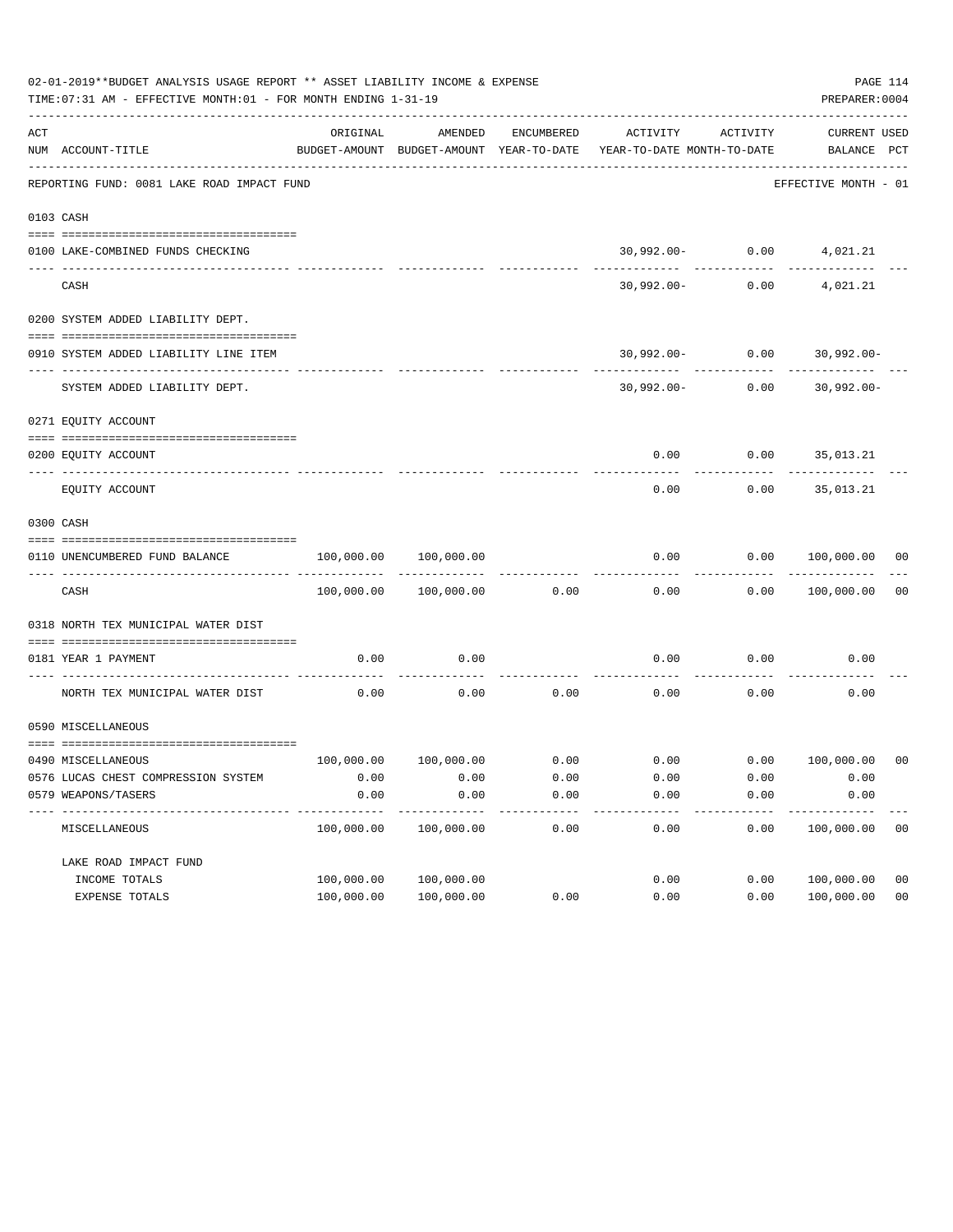02-01-2019**BUDGET ANALYSIS USAGE REPORT ** ASSET LIABILITY INCOME & EXPENSE

TIME:07:31 AM - EFFECTIVE MONTH:01 - FOR MONTH ENDING 1-31-19

PREPARER:0004

REPORTING FUND: 0081 LAKE ROAD IMPACT FUND — EFFECTIVE MONTH - 01

| ACT NUM | ACCOUNT-TITLE | ORIGINAL BUDGET-AMOUNT | AMENDED BUDGET-AMOUNT | ENCUMBERED YEAR-TO-DATE | ACTIVITY YEAR-TO-DATE | ACTIVITY MONTH-TO-DATE | CURRENT BALANCE | USED PCT |
|---|---|---|---|---|---|---|---|---|
| 0103 | CASH | | | | | | | |
| 0100 | LAKE-COMBINED FUNDS CHECKING | | | | 30,992.00- | 0.00 | 4,021.21 | |
| | CASH | | | | 30,992.00- | 0.00 | 4,021.21 | |
| 0200 | SYSTEM ADDED LIABILITY DEPT. | | | | | | | |
| 0910 | SYSTEM ADDED LIABILITY LINE ITEM | | | | 30,992.00- | 0.00 | 30,992.00- | |
| | SYSTEM ADDED LIABILITY DEPT. | | | | 30,992.00- | 0.00 | 30,992.00- | |
| 0271 | EQUITY ACCOUNT | | | | | | | |
| 0200 | EQUITY ACCOUNT | | | | 0.00 | 0.00 | 35,013.21 | |
| | EQUITY ACCOUNT | | | | 0.00 | 0.00 | 35,013.21 | |
| 0300 | CASH | | | | | | | |
| 0110 | UNENCUMBERED FUND BALANCE | 100,000.00 | 100,000.00 | | 0.00 | 0.00 | 100,000.00 | 00 |
| | CASH | 100,000.00 | 100,000.00 | 0.00 | 0.00 | 0.00 | 100,000.00 | 00 |
| 0318 | NORTH TEX MUNICIPAL WATER DIST | | | | | | | |
| 0181 | YEAR 1 PAYMENT | 0.00 | 0.00 | | 0.00 | 0.00 | 0.00 | |
| | NORTH TEX MUNICIPAL WATER DIST | 0.00 | 0.00 | 0.00 | 0.00 | 0.00 | 0.00 | |
| 0590 | MISCELLANEOUS | | | | | | | |
| 0490 | MISCELLANEOUS | 100,000.00 | 100,000.00 | 0.00 | 0.00 | 0.00 | 100,000.00 | 00 |
| 0576 | LUCAS CHEST COMPRESSION SYSTEM | 0.00 | 0.00 | 0.00 | 0.00 | 0.00 | 0.00 | |
| 0579 | WEAPONS/TASERS | 0.00 | 0.00 | 0.00 | 0.00 | 0.00 | 0.00 | |
| | MISCELLANEOUS | 100,000.00 | 100,000.00 | 0.00 | 0.00 | 0.00 | 100,000.00 | 00 |
| | LAKE ROAD IMPACT FUND | | | | | | | |
| | INCOME TOTALS | 100,000.00 | 100,000.00 | | 0.00 | 0.00 | 100,000.00 | 00 |
| | EXPENSE TOTALS | 100,000.00 | 100,000.00 | 0.00 | 0.00 | 0.00 | 100,000.00 | 00 |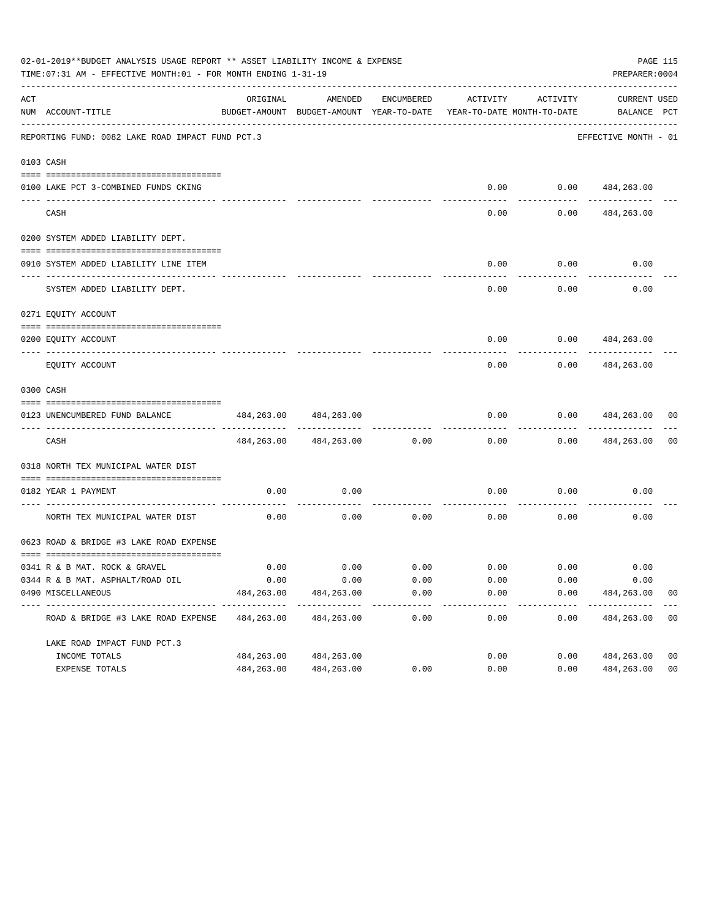02-01-2019**BUDGET ANALYSIS USAGE REPORT ** ASSET LIABILITY INCOME & EXPENSE

TIME:07:31 AM - EFFECTIVE MONTH:01 - FOR MONTH ENDING 1-31-19

PREPARER:0004

| ACT NUM | ACCOUNT-TITLE | ORIGINAL BUDGET-AMOUNT | AMENDED BUDGET-AMOUNT | ENCUMBERED YEAR-TO-DATE | ACTIVITY YEAR-TO-DATE | ACTIVITY MONTH-TO-DATE | CURRENT BALANCE | USED PCT |
|---|---|---|---|---|---|---|---|---|
| | REPORTING FUND: 0082 LAKE ROAD IMPACT FUND PCT.3 | | | | | | EFFECTIVE MONTH - 01 | |
| 0103 | CASH | | | | | | | |
| 0100 | LAKE PCT 3-COMBINED FUNDS CKING | | | | 0.00 | 0.00 | 484,263.00 | |
| | CASH | | | | 0.00 | 0.00 | 484,263.00 | |
| 0200 | SYSTEM ADDED LIABILITY DEPT. | | | | | | | |
| 0910 | SYSTEM ADDED LIABILITY LINE ITEM | | | | 0.00 | 0.00 | 0.00 | |
| | SYSTEM ADDED LIABILITY DEPT. | | | | 0.00 | 0.00 | 0.00 | |
| 0271 | EQUITY ACCOUNT | | | | | | | |
| 0200 | EQUITY ACCOUNT | | | | 0.00 | 0.00 | 484,263.00 | |
| | EQUITY ACCOUNT | | | | 0.00 | 0.00 | 484,263.00 | |
| 0300 | CASH | | | | | | | |
| 0123 | UNENCUMBERED FUND BALANCE | 484,263.00 | 484,263.00 | | 0.00 | 0.00 | 484,263.00 | 00 |
| | CASH | 484,263.00 | 484,263.00 | 0.00 | 0.00 | 0.00 | 484,263.00 | 00 |
| 0318 | NORTH TEX MUNICIPAL WATER DIST | | | | | | | |
| 0182 | YEAR 1 PAYMENT | 0.00 | 0.00 | | 0.00 | 0.00 | 0.00 | |
| | NORTH TEX MUNICIPAL WATER DIST | 0.00 | 0.00 | 0.00 | 0.00 | 0.00 | 0.00 | |
| 0623 | ROAD & BRIDGE #3 LAKE ROAD EXPENSE | | | | | | | |
| 0341 | R & B MAT. ROCK & GRAVEL | 0.00 | 0.00 | 0.00 | 0.00 | 0.00 | 0.00 | |
| 0344 | R & B MAT. ASPHALT/ROAD OIL | 0.00 | 0.00 | 0.00 | 0.00 | 0.00 | 0.00 | |
| 0490 | MISCELLANEOUS | 484,263.00 | 484,263.00 | 0.00 | 0.00 | 0.00 | 484,263.00 | 00 |
| | ROAD & BRIDGE #3 LAKE ROAD EXPENSE | 484,263.00 | 484,263.00 | 0.00 | 0.00 | 0.00 | 484,263.00 | 00 |
| | LAKE ROAD IMPACT FUND PCT.3 | | | | | | | |
| | INCOME TOTALS | 484,263.00 | 484,263.00 | | 0.00 | 0.00 | 484,263.00 | 00 |
| | EXPENSE TOTALS | 484,263.00 | 484,263.00 | 0.00 | 0.00 | 0.00 | 484,263.00 | 00 |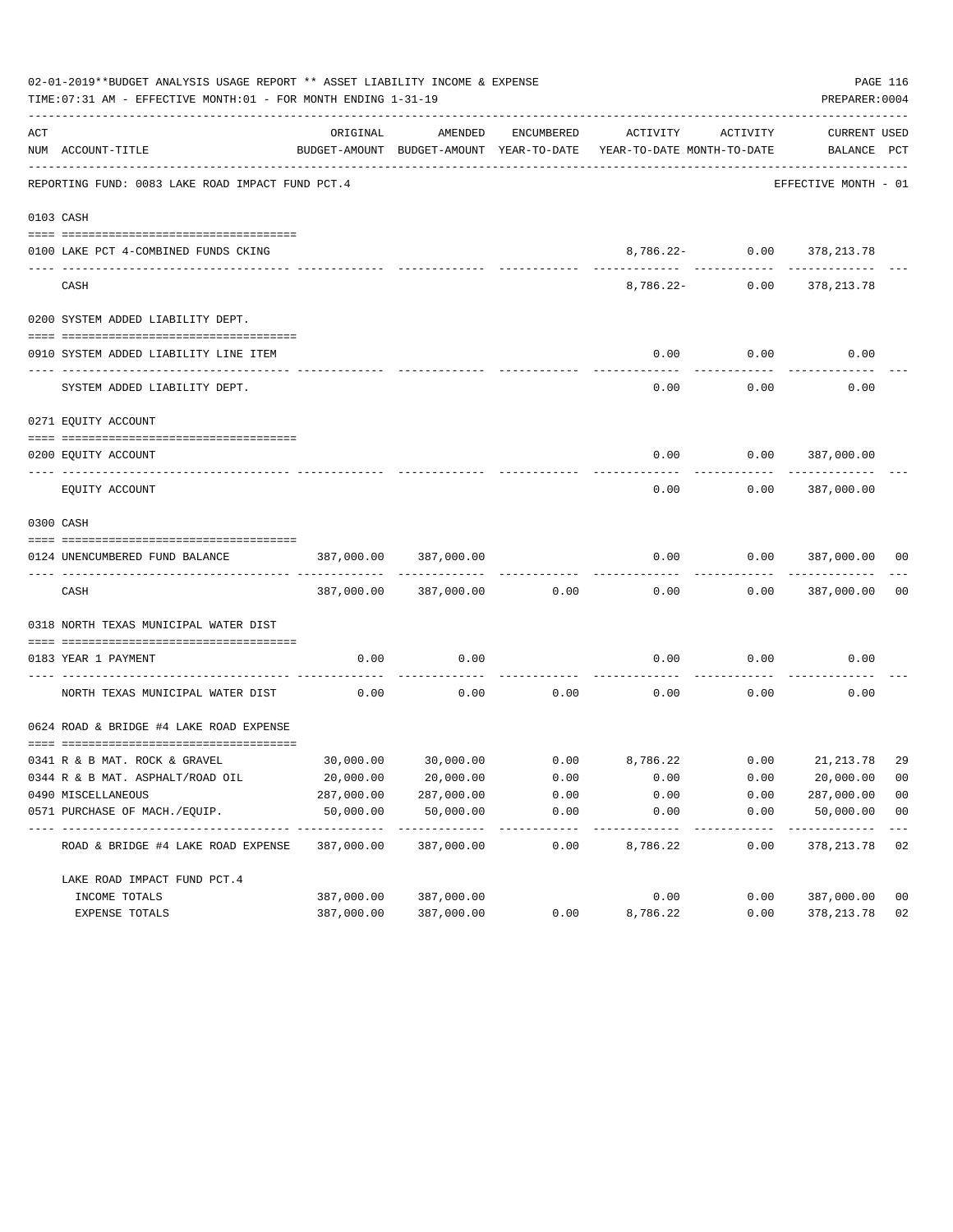02-01-2019**BUDGET ANALYSIS USAGE REPORT ** ASSET LIABILITY INCOME & EXPENSE

TIME:07:31 AM - EFFECTIVE MONTH:01 - FOR MONTH ENDING 1-31-19

PREPARER:0004

| ACT NUM | ACCOUNT-TITLE | ORIGINAL BUDGET-AMOUNT | AMENDED BUDGET-AMOUNT | ENCUMBERED YEAR-TO-DATE | ACTIVITY YEAR-TO-DATE | ACTIVITY MONTH-TO-DATE | CURRENT BALANCE | USED PCT |
|---|---|---|---|---|---|---|---|---|
| | REPORTING FUND: 0083 LAKE ROAD IMPACT FUND PCT.4 | | | | | | EFFECTIVE MONTH - 01 | |
| 0103 | CASH | | | | | | | |
| 0100 | LAKE PCT 4-COMBINED FUNDS CKING | | | | 8,786.22- | 0.00 | 378,213.78 | |
| | CASH | | | | 8,786.22- | 0.00 | 378,213.78 | |
| 0200 | SYSTEM ADDED LIABILITY DEPT. | | | | | | | |
| 0910 | SYSTEM ADDED LIABILITY LINE ITEM | | | | 0.00 | 0.00 | 0.00 | |
| | SYSTEM ADDED LIABILITY DEPT. | | | | 0.00 | 0.00 | 0.00 | |
| 0271 | EQUITY ACCOUNT | | | | | | | |
| 0200 | EQUITY ACCOUNT | | | | 0.00 | 0.00 | 387,000.00 | |
| | EQUITY ACCOUNT | | | | 0.00 | 0.00 | 387,000.00 | |
| 0300 | CASH | | | | | | | |
| 0124 | UNENCUMBERED FUND BALANCE | 387,000.00 | 387,000.00 | | 0.00 | 0.00 | 387,000.00 | 00 |
| | CASH | 387,000.00 | 387,000.00 | 0.00 | 0.00 | 0.00 | 387,000.00 | 00 |
| 0318 | NORTH TEXAS MUNICIPAL WATER DIST | | | | | | | |
| 0183 | YEAR 1 PAYMENT | 0.00 | 0.00 | | 0.00 | 0.00 | 0.00 | |
| | NORTH TEXAS MUNICIPAL WATER DIST | 0.00 | 0.00 | 0.00 | 0.00 | 0.00 | 0.00 | |
| 0624 | ROAD & BRIDGE #4 LAKE ROAD EXPENSE | | | | | | | |
| 0341 | R & B MAT. ROCK & GRAVEL | 30,000.00 | 30,000.00 | 0.00 | 8,786.22 | 0.00 | 21,213.78 | 29 |
| 0344 | R & B MAT. ASPHALT/ROAD OIL | 20,000.00 | 20,000.00 | 0.00 | 0.00 | 0.00 | 20,000.00 | 00 |
| 0490 | MISCELLANEOUS | 287,000.00 | 287,000.00 | 0.00 | 0.00 | 0.00 | 287,000.00 | 00 |
| 0571 | PURCHASE OF MACH./EQUIP. | 50,000.00 | 50,000.00 | 0.00 | 0.00 | 0.00 | 50,000.00 | 00 |
| | ROAD & BRIDGE #4 LAKE ROAD EXPENSE | 387,000.00 | 387,000.00 | 0.00 | 8,786.22 | 0.00 | 378,213.78 | 02 |
| | LAKE ROAD IMPACT FUND PCT.4 | | | | | | | |
| | INCOME TOTALS | 387,000.00 | 387,000.00 | | 0.00 | 0.00 | 387,000.00 | 00 |
| | EXPENSE TOTALS | 387,000.00 | 387,000.00 | 0.00 | 8,786.22 | 0.00 | 378,213.78 | 02 |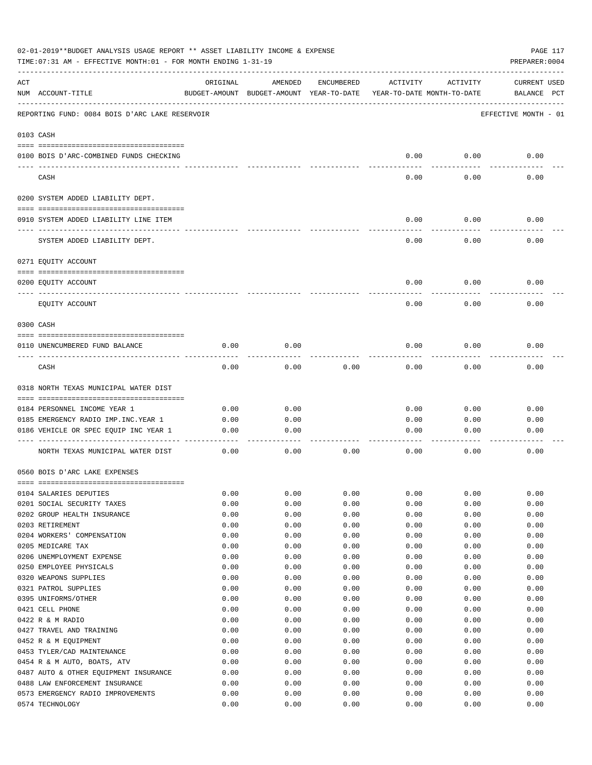02-01-2019**BUDGET ANALYSIS USAGE REPORT ** ASSET LIABILITY INCOME & EXPENSE

TIME:07:31 AM - EFFECTIVE MONTH:01 - FOR MONTH ENDING 1-31-19

PREPARER:0004

REPORTING FUND: 0084 BOIS D'ARC LAKE RESERVOIR — EFFECTIVE MONTH - 01

| ACT NUM | ACCOUNT-TITLE | ORIGINAL BUDGET-AMOUNT | AMENDED BUDGET-AMOUNT | ENCUMBERED YEAR-TO-DATE | ACTIVITY YEAR-TO-DATE | ACTIVITY MONTH-TO-DATE | CURRENT USED BALANCE | PCT |
|---|---|---|---|---|---|---|---|---|
| | **0103 CASH** | | | | | | | |
| 0100 | BOIS D'ARC-COMBINED FUNDS CHECKING | | | | 0.00 | 0.00 | 0.00 | |
| | CASH | | | | 0.00 | 0.00 | 0.00 | |
| | **0200 SYSTEM ADDED LIABILITY DEPT.** | | | | | | | |
| 0910 | SYSTEM ADDED LIABILITY LINE ITEM | | | | 0.00 | 0.00 | 0.00 | |
| | SYSTEM ADDED LIABILITY DEPT. | | | | 0.00 | 0.00 | 0.00 | |
| | **0271 EQUITY ACCOUNT** | | | | | | | |
| 0200 | EQUITY ACCOUNT | | | | 0.00 | 0.00 | 0.00 | |
| | EQUITY ACCOUNT | | | | 0.00 | 0.00 | 0.00 | |
| | **0300 CASH** | | | | | | | |
| 0110 | UNENCUMBERED FUND BALANCE | 0.00 | 0.00 | | 0.00 | 0.00 | 0.00 | |
| | CASH | 0.00 | 0.00 | 0.00 | 0.00 | 0.00 | 0.00 | |
| | **0318 NORTH TEXAS MUNICIPAL WATER DIST** | | | | | | | |
| 0184 | PERSONNEL INCOME YEAR 1 | 0.00 | 0.00 | | 0.00 | 0.00 | 0.00 | |
| 0185 | EMERGENCY RADIO IMP.INC.YEAR 1 | 0.00 | 0.00 | | 0.00 | 0.00 | 0.00 | |
| 0186 | VEHICLE OR SPEC EQUIP INC YEAR 1 | 0.00 | 0.00 | | 0.00 | 0.00 | 0.00 | |
| | NORTH TEXAS MUNICIPAL WATER DIST | 0.00 | 0.00 | 0.00 | 0.00 | 0.00 | 0.00 | |
| | **0560 BOIS D'ARC LAKE EXPENSES** | | | | | | | |
| 0104 | SALARIES DEPUTIES | 0.00 | 0.00 | 0.00 | 0.00 | 0.00 | 0.00 | |
| 0201 | SOCIAL SECURITY TAXES | 0.00 | 0.00 | 0.00 | 0.00 | 0.00 | 0.00 | |
| 0202 | GROUP HEALTH INSURANCE | 0.00 | 0.00 | 0.00 | 0.00 | 0.00 | 0.00 | |
| 0203 | RETIREMENT | 0.00 | 0.00 | 0.00 | 0.00 | 0.00 | 0.00 | |
| 0204 | WORKERS' COMPENSATION | 0.00 | 0.00 | 0.00 | 0.00 | 0.00 | 0.00 | |
| 0205 | MEDICARE TAX | 0.00 | 0.00 | 0.00 | 0.00 | 0.00 | 0.00 | |
| 0206 | UNEMPLOYMENT EXPENSE | 0.00 | 0.00 | 0.00 | 0.00 | 0.00 | 0.00 | |
| 0250 | EMPLOYEE PHYSICALS | 0.00 | 0.00 | 0.00 | 0.00 | 0.00 | 0.00 | |
| 0320 | WEAPONS SUPPLIES | 0.00 | 0.00 | 0.00 | 0.00 | 0.00 | 0.00 | |
| 0321 | PATROL SUPPLIES | 0.00 | 0.00 | 0.00 | 0.00 | 0.00 | 0.00 | |
| 0395 | UNIFORMS/OTHER | 0.00 | 0.00 | 0.00 | 0.00 | 0.00 | 0.00 | |
| 0421 | CELL PHONE | 0.00 | 0.00 | 0.00 | 0.00 | 0.00 | 0.00 | |
| 0422 | R & M RADIO | 0.00 | 0.00 | 0.00 | 0.00 | 0.00 | 0.00 | |
| 0427 | TRAVEL AND TRAINING | 0.00 | 0.00 | 0.00 | 0.00 | 0.00 | 0.00 | |
| 0452 | R & M EQUIPMENT | 0.00 | 0.00 | 0.00 | 0.00 | 0.00 | 0.00 | |
| 0453 | TYLER/CAD MAINTENANCE | 0.00 | 0.00 | 0.00 | 0.00 | 0.00 | 0.00 | |
| 0454 | R & M AUTO, BOATS, ATV | 0.00 | 0.00 | 0.00 | 0.00 | 0.00 | 0.00 | |
| 0487 | AUTO & OTHER EQUIPMENT INSURANCE | 0.00 | 0.00 | 0.00 | 0.00 | 0.00 | 0.00 | |
| 0488 | LAW ENFORCEMENT INSURANCE | 0.00 | 0.00 | 0.00 | 0.00 | 0.00 | 0.00 | |
| 0573 | EMERGENCY RADIO IMPROVEMENTS | 0.00 | 0.00 | 0.00 | 0.00 | 0.00 | 0.00 | |
| 0574 | TECHNOLOGY | 0.00 | 0.00 | 0.00 | 0.00 | 0.00 | 0.00 | |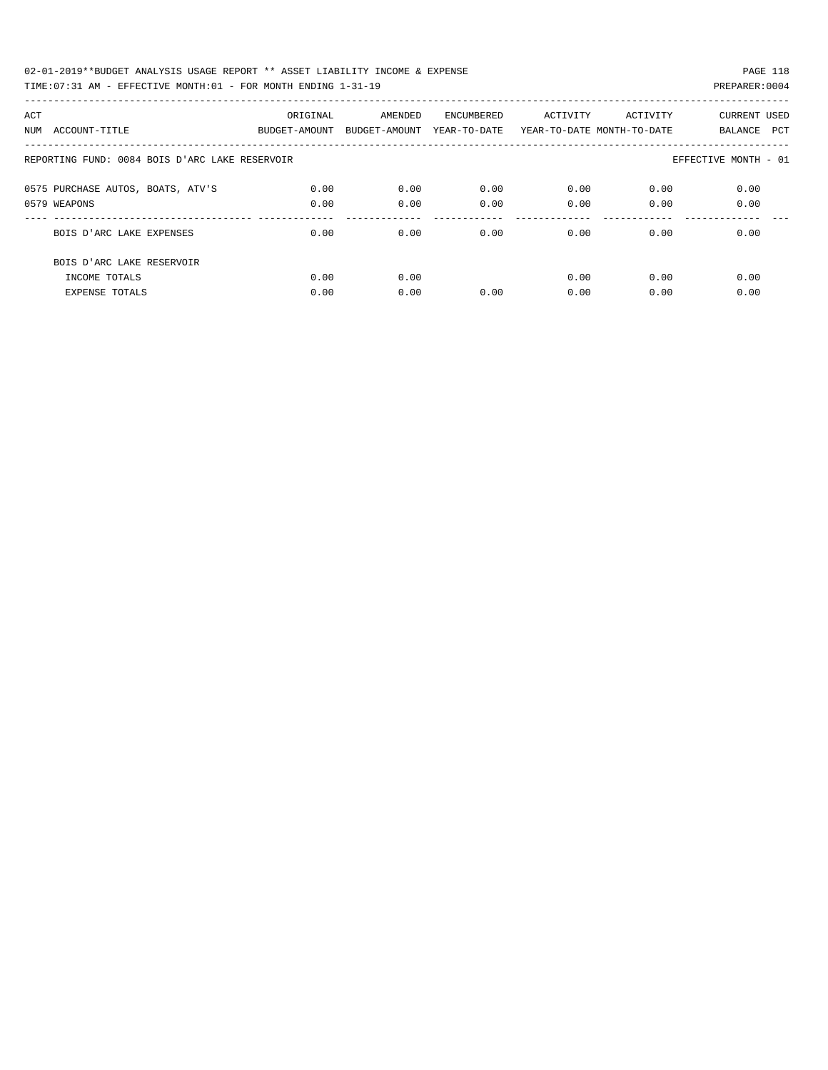02-01-2019**BUDGET ANALYSIS USAGE REPORT ** ASSET LIABILITY INCOME & EXPENSE

TIME:07:31 AM - EFFECTIVE MONTH:01 - FOR MONTH ENDING 1-31-19 PREPARER:0004

| ACT NUM | ACCOUNT-TITLE | ORIGINAL BUDGET-AMOUNT | AMENDED BUDGET-AMOUNT | ENCUMBERED YEAR-TO-DATE | ACTIVITY YEAR-TO-DATE | ACTIVITY MONTH-TO-DATE | CURRENT BALANCE | USED PCT |
|---|---|---|---|---|---|---|---|---|
| | REPORTING FUND: 0084 BOIS D'ARC LAKE RESERVOIR | | | | | | EFFECTIVE MONTH - 01 | |
| 0575 | PURCHASE AUTOS, BOATS, ATV'S | 0.00 | 0.00 | 0.00 | 0.00 | 0.00 | 0.00 | |
| 0579 | WEAPONS | 0.00 | 0.00 | 0.00 | 0.00 | 0.00 | 0.00 | |
| | BOIS D'ARC LAKE EXPENSES | 0.00 | 0.00 | 0.00 | 0.00 | 0.00 | 0.00 | |
| | BOIS D'ARC LAKE RESERVOIR | | | | | | | |
| | INCOME TOTALS | 0.00 | 0.00 | | 0.00 | 0.00 | 0.00 | |
| | EXPENSE TOTALS | 0.00 | 0.00 | 0.00 | 0.00 | 0.00 | 0.00 | |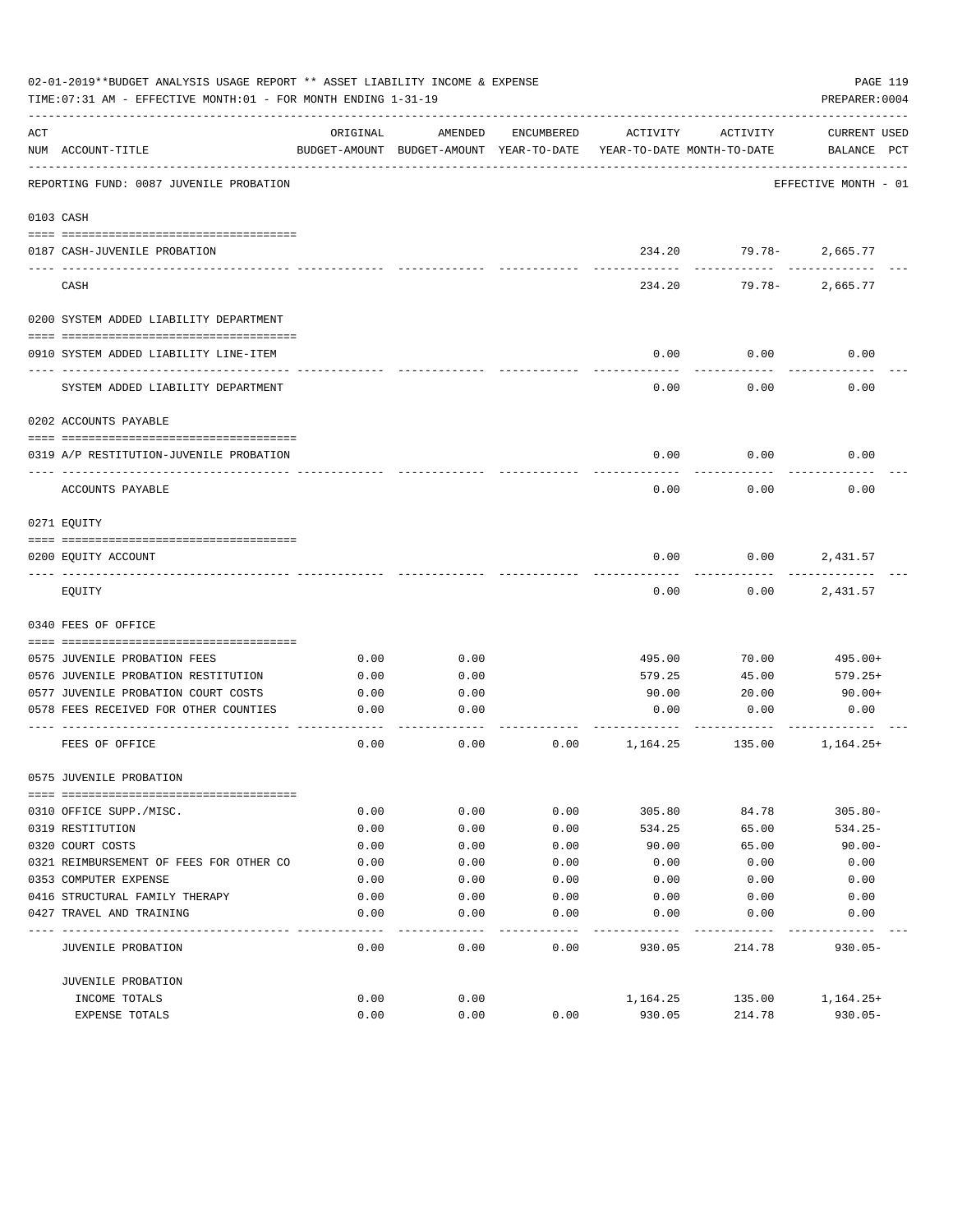02-01-2019**BUDGET ANALYSIS USAGE REPORT ** ASSET LIABILITY INCOME & EXPENSE

TIME:07:31 AM - EFFECTIVE MONTH:01 - FOR MONTH ENDING 1-31-19

PREPARER:0004

| ACT NUM | ACCOUNT-TITLE | ORIGINAL BUDGET-AMOUNT | AMENDED BUDGET-AMOUNT | ENCUMBERED YEAR-TO-DATE | ACTIVITY YEAR-TO-DATE | ACTIVITY MONTH-TO-DATE | CURRENT BALANCE | USED PCT |
|---|---|---|---|---|---|---|---|---|
| | REPORTING FUND: 0087 JUVENILE PROBATION | | | | | | EFFECTIVE MONTH - 01 | |
| | 0103 CASH | | | | | | | |
| 0187 | CASH-JUVENILE PROBATION | | | | 234.20 | 79.78- | 2,665.77 | |
| | CASH | | | | 234.20 | 79.78- | 2,665.77 | |
| | 0200 SYSTEM ADDED LIABILITY DEPARTMENT | | | | | | | |
| 0910 | SYSTEM ADDED LIABILITY LINE-ITEM | | | | 0.00 | 0.00 | 0.00 | |
| | SYSTEM ADDED LIABILITY DEPARTMENT | | | | 0.00 | 0.00 | 0.00 | |
| | 0202 ACCOUNTS PAYABLE | | | | | | | |
| 0319 | A/P RESTITUTION-JUVENILE PROBATION | | | | 0.00 | 0.00 | 0.00 | |
| | ACCOUNTS PAYABLE | | | | 0.00 | 0.00 | 0.00 | |
| | 0271 EQUITY | | | | | | | |
| 0200 | EQUITY ACCOUNT | | | | 0.00 | 0.00 | 2,431.57 | |
| | EQUITY | | | | 0.00 | 0.00 | 2,431.57 | |
| | 0340 FEES OF OFFICE | | | | | | | |
| 0575 | JUVENILE PROBATION FEES | 0.00 | 0.00 | | 495.00 | 70.00 | 495.00+ | |
| 0576 | JUVENILE PROBATION RESTITUTION | 0.00 | 0.00 | | 579.25 | 45.00 | 579.25+ | |
| 0577 | JUVENILE PROBATION COURT COSTS | 0.00 | 0.00 | | 90.00 | 20.00 | 90.00+ | |
| 0578 | FEES RECEIVED FOR OTHER COUNTIES | 0.00 | 0.00 | | 0.00 | 0.00 | 0.00 | |
| | FEES OF OFFICE | 0.00 | 0.00 | 0.00 | 1,164.25 | 135.00 | 1,164.25+ | |
| | 0575 JUVENILE PROBATION | | | | | | | |
| 0310 | OFFICE SUPP./MISC. | 0.00 | 0.00 | 0.00 | 305.80 | 84.78 | 305.80- | |
| 0319 | RESTITUTION | 0.00 | 0.00 | 0.00 | 534.25 | 65.00 | 534.25- | |
| 0320 | COURT COSTS | 0.00 | 0.00 | 0.00 | 90.00 | 65.00 | 90.00- | |
| 0321 | REIMBURSEMENT OF FEES FOR OTHER CO | 0.00 | 0.00 | 0.00 | 0.00 | 0.00 | 0.00 | |
| 0353 | COMPUTER EXPENSE | 0.00 | 0.00 | 0.00 | 0.00 | 0.00 | 0.00 | |
| 0416 | STRUCTURAL FAMILY THERAPY | 0.00 | 0.00 | 0.00 | 0.00 | 0.00 | 0.00 | |
| 0427 | TRAVEL AND TRAINING | 0.00 | 0.00 | 0.00 | 0.00 | 0.00 | 0.00 | |
| | JUVENILE PROBATION | 0.00 | 0.00 | 0.00 | 930.05 | 214.78 | 930.05- | |
| | JUVENILE PROBATION | | | | | | | |
| | INCOME TOTALS | 0.00 | 0.00 | | 1,164.25 | 135.00 | 1,164.25+ | |
| | EXPENSE TOTALS | 0.00 | 0.00 | 0.00 | 930.05 | 214.78 | 930.05- | |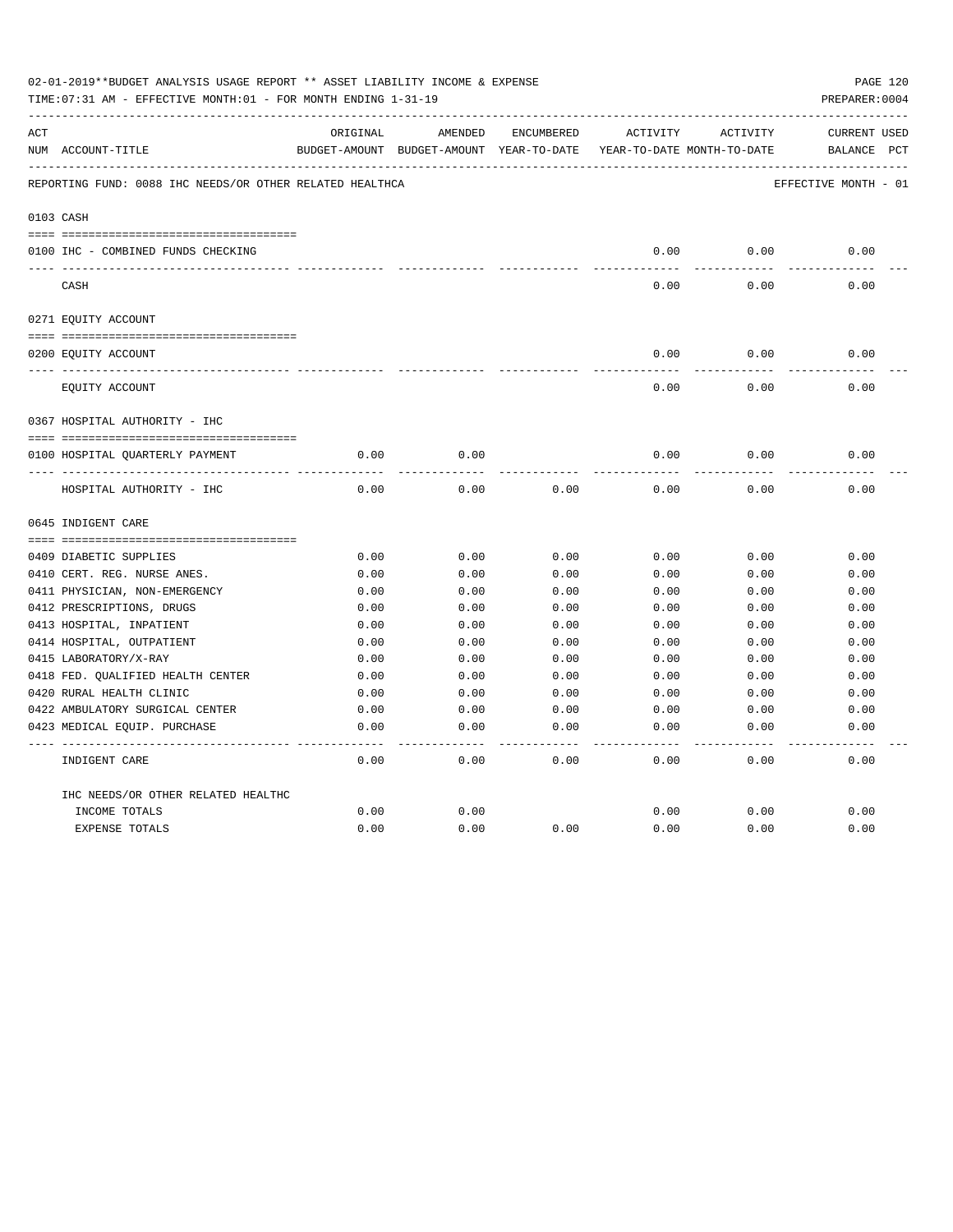02-01-2019**BUDGET ANALYSIS USAGE REPORT ** ASSET LIABILITY INCOME & EXPENSE

TIME:07:31 AM - EFFECTIVE MONTH:01 - FOR MONTH ENDING 1-31-19 PREPARER:0004

| ACT NUM | ACCOUNT-TITLE | ORIGINAL BUDGET-AMOUNT | AMENDED BUDGET-AMOUNT | ENCUMBERED YEAR-TO-DATE | ACTIVITY YEAR-TO-DATE | ACTIVITY MONTH-TO-DATE | CURRENT BALANCE | USED PCT |
|---|---|---|---|---|---|---|---|---|
| | REPORTING FUND: 0088 IHC NEEDS/OR OTHER RELATED HEALTHCA | | | | | | EFFECTIVE MONTH - 01 | |
| 0103 | CASH | | | | | | | |
| 0100 | IHC - COMBINED FUNDS CHECKING | | | | 0.00 | 0.00 | 0.00 | |
| | CASH | | | | 0.00 | 0.00 | 0.00 | |
| 0271 | EQUITY ACCOUNT | | | | | | | |
| 0200 | EQUITY ACCOUNT | | | | 0.00 | 0.00 | 0.00 | |
| | EQUITY ACCOUNT | | | | 0.00 | 0.00 | 0.00 | |
| 0367 | HOSPITAL AUTHORITY - IHC | | | | | | | |
| 0100 | HOSPITAL QUARTERLY PAYMENT | 0.00 | 0.00 | | 0.00 | 0.00 | 0.00 | |
| | HOSPITAL AUTHORITY - IHC | 0.00 | 0.00 | 0.00 | 0.00 | 0.00 | 0.00 | |
| 0645 | INDIGENT CARE | | | | | | | |
| 0409 | DIABETIC SUPPLIES | 0.00 | 0.00 | 0.00 | 0.00 | 0.00 | 0.00 | |
| 0410 | CERT. REG. NURSE ANES. | 0.00 | 0.00 | 0.00 | 0.00 | 0.00 | 0.00 | |
| 0411 | PHYSICIAN, NON-EMERGENCY | 0.00 | 0.00 | 0.00 | 0.00 | 0.00 | 0.00 | |
| 0412 | PRESCRIPTIONS, DRUGS | 0.00 | 0.00 | 0.00 | 0.00 | 0.00 | 0.00 | |
| 0413 | HOSPITAL, INPATIENT | 0.00 | 0.00 | 0.00 | 0.00 | 0.00 | 0.00 | |
| 0414 | HOSPITAL, OUTPATIENT | 0.00 | 0.00 | 0.00 | 0.00 | 0.00 | 0.00 | |
| 0415 | LABORATORY/X-RAY | 0.00 | 0.00 | 0.00 | 0.00 | 0.00 | 0.00 | |
| 0418 | FED. QUALIFIED HEALTH CENTER | 0.00 | 0.00 | 0.00 | 0.00 | 0.00 | 0.00 | |
| 0420 | RURAL HEALTH CLINIC | 0.00 | 0.00 | 0.00 | 0.00 | 0.00 | 0.00 | |
| 0422 | AMBULATORY SURGICAL CENTER | 0.00 | 0.00 | 0.00 | 0.00 | 0.00 | 0.00 | |
| 0423 | MEDICAL EQUIP. PURCHASE | 0.00 | 0.00 | 0.00 | 0.00 | 0.00 | 0.00 | |
| | INDIGENT CARE | 0.00 | 0.00 | 0.00 | 0.00 | 0.00 | 0.00 | |
| | IHC NEEDS/OR OTHER RELATED HEALTHC | | | | | | | |
| | INCOME TOTALS | 0.00 | 0.00 | | 0.00 | 0.00 | 0.00 | |
| | EXPENSE TOTALS | 0.00 | 0.00 | 0.00 | 0.00 | 0.00 | 0.00 | |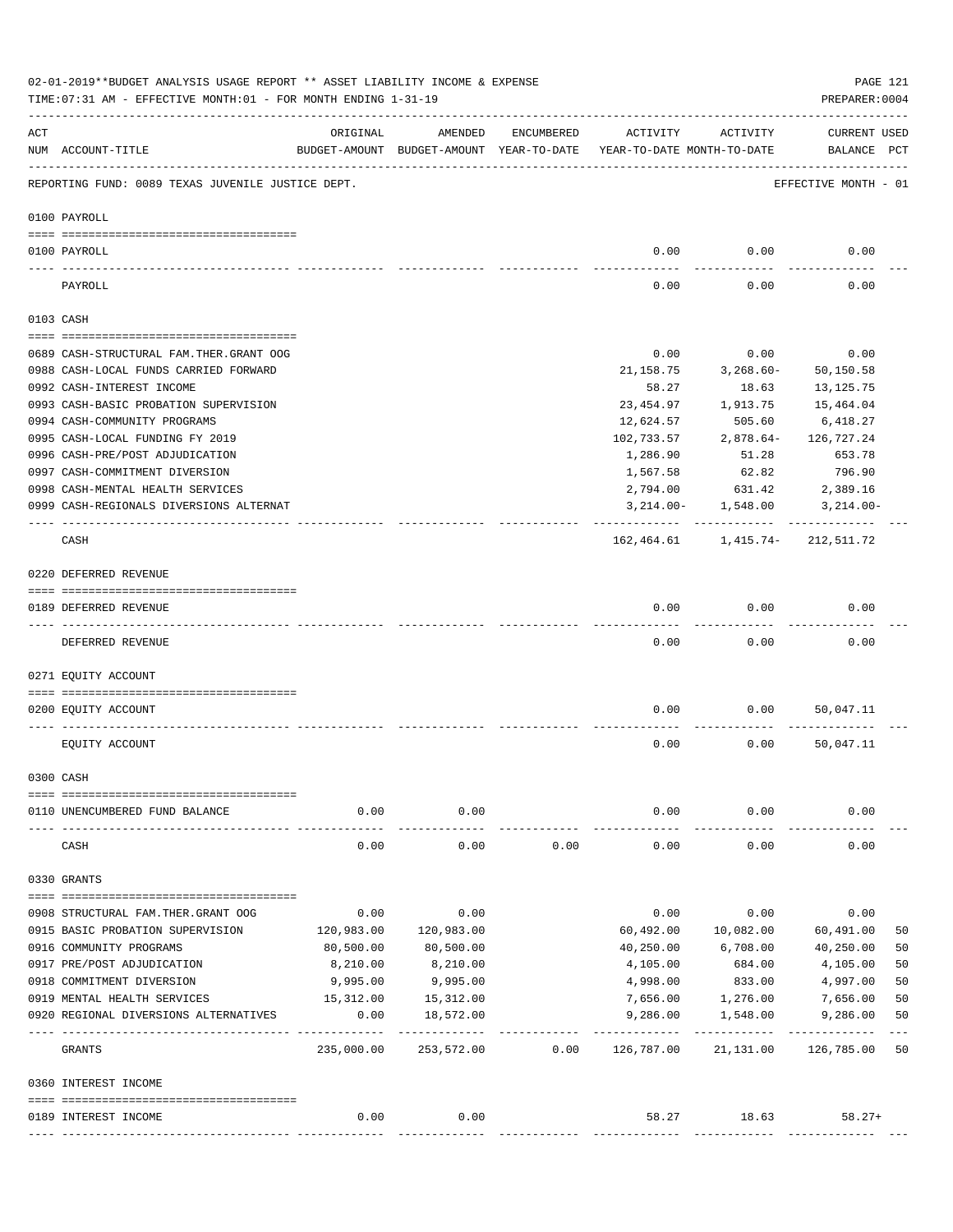02-01-2019**BUDGET ANALYSIS USAGE REPORT ** ASSET LIABILITY INCOME & EXPENSE

TIME:07:31 AM - EFFECTIVE MONTH:01 - FOR MONTH ENDING 1-31-19

PREPARER:0004

REPORTING FUND: 0089 TEXAS JUVENILE JUSTICE DEPT. — EFFECTIVE MONTH - 01

| ACT NUM | ACCOUNT-TITLE | ORIGINAL BUDGET-AMOUNT | AMENDED BUDGET-AMOUNT | ENCUMBERED YEAR-TO-DATE | ACTIVITY YEAR-TO-DATE | ACTIVITY MONTH-TO-DATE | CURRENT BALANCE | USED PCT |
|---|---|---|---|---|---|---|---|---|
| **0100 PAYROLL** | | | | | | | | |
| 0100 | PAYROLL | | | | 0.00 | 0.00 | 0.00 | |
| | PAYROLL | | | | 0.00 | 0.00 | 0.00 | |
| **0103 CASH** | | | | | | | | |
| 0689 | CASH-STRUCTURAL FAM.THER.GRANT OOG | | | | 0.00 | 0.00 | 0.00 | |
| 0988 | CASH-LOCAL FUNDS CARRIED FORWARD | | | | 21,158.75 | 3,268.60- | 50,150.58 | |
| 0992 | CASH-INTEREST INCOME | | | | 58.27 | 18.63 | 13,125.75 | |
| 0993 | CASH-BASIC PROBATION SUPERVISION | | | | 23,454.97 | 1,913.75 | 15,464.04 | |
| 0994 | CASH-COMMUNITY PROGRAMS | | | | 12,624.57 | 505.60 | 6,418.27 | |
| 0995 | CASH-LOCAL FUNDING FY 2019 | | | | 102,733.57 | 2,878.64- | 126,727.24 | |
| 0996 | CASH-PRE/POST ADJUDICATION | | | | 1,286.90 | 51.28 | 653.78 | |
| 0997 | CASH-COMMITMENT DIVERSION | | | | 1,567.58 | 62.82 | 796.90 | |
| 0998 | CASH-MENTAL HEALTH SERVICES | | | | 2,794.00 | 631.42 | 2,389.16 | |
| 0999 | CASH-REGIONALS DIVERSIONS ALTERNAT | | | | 3,214.00- | 1,548.00 | 3,214.00- | |
| | CASH | | | | 162,464.61 | 1,415.74- | 212,511.72 | |
| **0220 DEFERRED REVENUE** | | | | | | | | |
| 0189 | DEFERRED REVENUE | | | | 0.00 | 0.00 | 0.00 | |
| | DEFERRED REVENUE | | | | 0.00 | 0.00 | 0.00 | |
| **0271 EQUITY ACCOUNT** | | | | | | | | |
| 0200 | EQUITY ACCOUNT | | | | 0.00 | 0.00 | 50,047.11 | |
| | EQUITY ACCOUNT | | | | 0.00 | 0.00 | 50,047.11 | |
| **0300 CASH** | | | | | | | | |
| 0110 | UNENCUMBERED FUND BALANCE | 0.00 | 0.00 | | 0.00 | 0.00 | 0.00 | |
| | CASH | 0.00 | 0.00 | 0.00 | 0.00 | 0.00 | 0.00 | |
| **0330 GRANTS** | | | | | | | | |
| 0908 | STRUCTURAL FAM.THER.GRANT OOG | 0.00 | 0.00 | | 0.00 | 0.00 | 0.00 | |
| 0915 | BASIC PROBATION SUPERVISION | 120,983.00 | 120,983.00 | | 60,492.00 | 10,082.00 | 60,491.00 | 50 |
| 0916 | COMMUNITY PROGRAMS | 80,500.00 | 80,500.00 | | 40,250.00 | 6,708.00 | 40,250.00 | 50 |
| 0917 | PRE/POST ADJUDICATION | 8,210.00 | 8,210.00 | | 4,105.00 | 684.00 | 4,105.00 | 50 |
| 0918 | COMMITMENT DIVERSION | 9,995.00 | 9,995.00 | | 4,998.00 | 833.00 | 4,997.00 | 50 |
| 0919 | MENTAL HEALTH SERVICES | 15,312.00 | 15,312.00 | | 7,656.00 | 1,276.00 | 7,656.00 | 50 |
| 0920 | REGIONAL DIVERSIONS ALTERNATIVES | 0.00 | 18,572.00 | | 9,286.00 | 1,548.00 | 9,286.00 | 50 |
| | GRANTS | 235,000.00 | 253,572.00 | 0.00 | 126,787.00 | 21,131.00 | 126,785.00 | 50 |
| **0360 INTEREST INCOME** | | | | | | | | |
| 0189 | INTEREST INCOME | 0.00 | 0.00 | | 58.27 | 18.63 | 58.27+ | |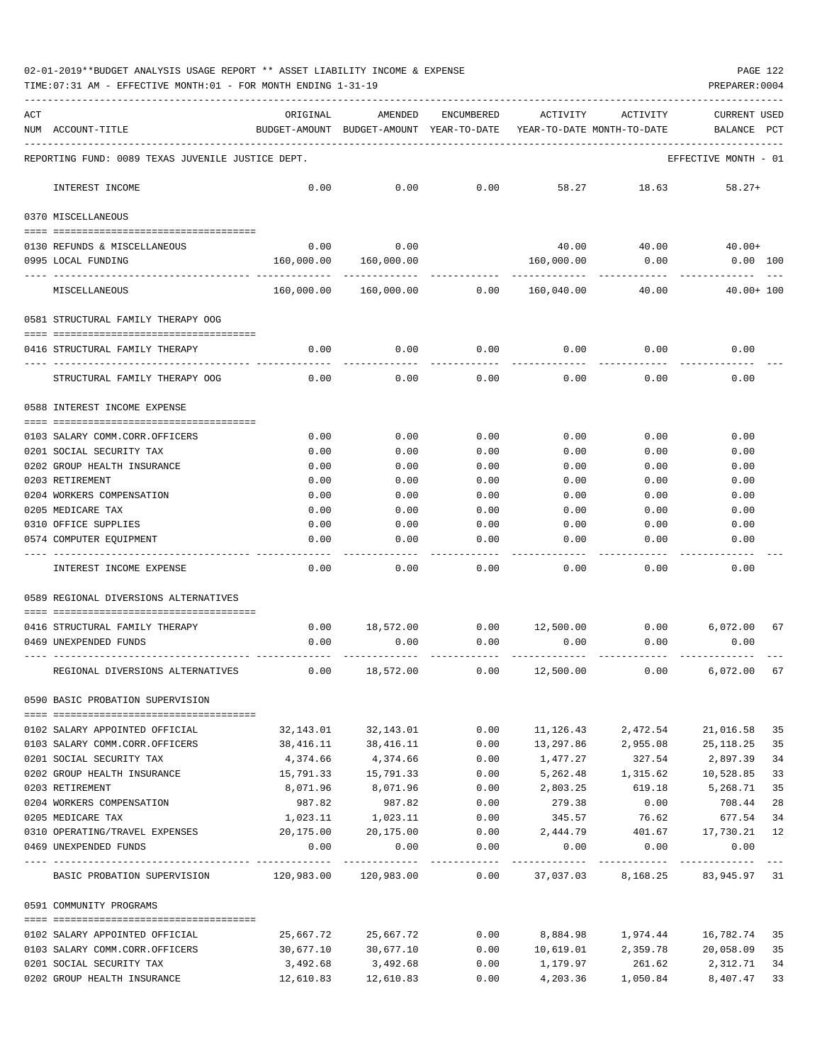02-01-2019**BUDGET ANALYSIS USAGE REPORT ** ASSET LIABILITY INCOME & EXPENSE

TIME:07:31 AM - EFFECTIVE MONTH:01 - FOR MONTH ENDING 1-31-19

PREPARER:0004

| ACT NUM | ACCOUNT-TITLE | ORIGINAL BUDGET-AMOUNT | AMENDED BUDGET-AMOUNT | ENCUMBERED YEAR-TO-DATE | ACTIVITY YEAR-TO-DATE | ACTIVITY MONTH-TO-DATE | CURRENT USED BALANCE | PCT |
|---|---|---|---|---|---|---|---|---|
| | REPORTING FUND: 0089 TEXAS JUVENILE JUSTICE DEPT. | | | | | | EFFECTIVE MONTH - 01 | |
| | INTEREST INCOME | 0.00 | 0.00 | 0.00 | 58.27 | 18.63 | 58.27+ | |
| | 0370 MISCELLANEOUS | | | | | | | |
| 0130 | REFUNDS & MISCELLANEOUS | 0.00 | 0.00 | | 40.00 | 40.00 | 40.00+ | |
| 0995 | LOCAL FUNDING | 160,000.00 | 160,000.00 | | 160,000.00 | 0.00 | 0.00 | 100 |
| | MISCELLANEOUS | 160,000.00 | 160,000.00 | 0.00 | 160,040.00 | 40.00 | 40.00+ | 100 |
| | 0581 STRUCTURAL FAMILY THERAPY OOG | | | | | | | |
| 0416 | STRUCTURAL FAMILY THERAPY | 0.00 | 0.00 | 0.00 | 0.00 | 0.00 | 0.00 | |
| | STRUCTURAL FAMILY THERAPY OOG | 0.00 | 0.00 | 0.00 | 0.00 | 0.00 | 0.00 | |
| | 0588 INTEREST INCOME EXPENSE | | | | | | | |
| 0103 | SALARY COMM.CORR.OFFICERS | 0.00 | 0.00 | 0.00 | 0.00 | 0.00 | 0.00 | |
| 0201 | SOCIAL SECURITY TAX | 0.00 | 0.00 | 0.00 | 0.00 | 0.00 | 0.00 | |
| 0202 | GROUP HEALTH INSURANCE | 0.00 | 0.00 | 0.00 | 0.00 | 0.00 | 0.00 | |
| 0203 | RETIREMENT | 0.00 | 0.00 | 0.00 | 0.00 | 0.00 | 0.00 | |
| 0204 | WORKERS COMPENSATION | 0.00 | 0.00 | 0.00 | 0.00 | 0.00 | 0.00 | |
| 0205 | MEDICARE TAX | 0.00 | 0.00 | 0.00 | 0.00 | 0.00 | 0.00 | |
| 0310 | OFFICE SUPPLIES | 0.00 | 0.00 | 0.00 | 0.00 | 0.00 | 0.00 | |
| 0574 | COMPUTER EQUIPMENT | 0.00 | 0.00 | 0.00 | 0.00 | 0.00 | 0.00 | |
| | INTEREST INCOME EXPENSE | 0.00 | 0.00 | 0.00 | 0.00 | 0.00 | 0.00 | |
| | 0589 REGIONAL DIVERSIONS ALTERNATIVES | | | | | | | |
| 0416 | STRUCTURAL FAMILY THERAPY | 0.00 | 18,572.00 | 0.00 | 12,500.00 | 0.00 | 6,072.00 | 67 |
| 0469 | UNEXPENDED FUNDS | 0.00 | 0.00 | 0.00 | 0.00 | 0.00 | 0.00 | |
| | REGIONAL DIVERSIONS ALTERNATIVES | 0.00 | 18,572.00 | 0.00 | 12,500.00 | 0.00 | 6,072.00 | 67 |
| | 0590 BASIC PROBATION SUPERVISION | | | | | | | |
| 0102 | SALARY APPOINTED OFFICIAL | 32,143.01 | 32,143.01 | 0.00 | 11,126.43 | 2,472.54 | 21,016.58 | 35 |
| 0103 | SALARY COMM.CORR.OFFICERS | 38,416.11 | 38,416.11 | 0.00 | 13,297.86 | 2,955.08 | 25,118.25 | 35 |
| 0201 | SOCIAL SECURITY TAX | 4,374.66 | 4,374.66 | 0.00 | 1,477.27 | 327.54 | 2,897.39 | 34 |
| 0202 | GROUP HEALTH INSURANCE | 15,791.33 | 15,791.33 | 0.00 | 5,262.48 | 1,315.62 | 10,528.85 | 33 |
| 0203 | RETIREMENT | 8,071.96 | 8,071.96 | 0.00 | 2,803.25 | 619.18 | 5,268.71 | 35 |
| 0204 | WORKERS COMPENSATION | 987.82 | 987.82 | 0.00 | 279.38 | 0.00 | 708.44 | 28 |
| 0205 | MEDICARE TAX | 1,023.11 | 1,023.11 | 0.00 | 345.57 | 76.62 | 677.54 | 34 |
| 0310 | OPERATING/TRAVEL EXPENSES | 20,175.00 | 20,175.00 | 0.00 | 2,444.79 | 401.67 | 17,730.21 | 12 |
| 0469 | UNEXPENDED FUNDS | 0.00 | 0.00 | 0.00 | 0.00 | 0.00 | 0.00 | |
| | BASIC PROBATION SUPERVISION | 120,983.00 | 120,983.00 | 0.00 | 37,037.03 | 8,168.25 | 83,945.97 | 31 |
| | 0591 COMMUNITY PROGRAMS | | | | | | | |
| 0102 | SALARY APPOINTED OFFICIAL | 25,667.72 | 25,667.72 | 0.00 | 8,884.98 | 1,974.44 | 16,782.74 | 35 |
| 0103 | SALARY COMM.CORR.OFFICERS | 30,677.10 | 30,677.10 | 0.00 | 10,619.01 | 2,359.78 | 20,058.09 | 35 |
| 0201 | SOCIAL SECURITY TAX | 3,492.68 | 3,492.68 | 0.00 | 1,179.97 | 261.62 | 2,312.71 | 34 |
| 0202 | GROUP HEALTH INSURANCE | 12,610.83 | 12,610.83 | 0.00 | 4,203.36 | 1,050.84 | 8,407.47 | 33 |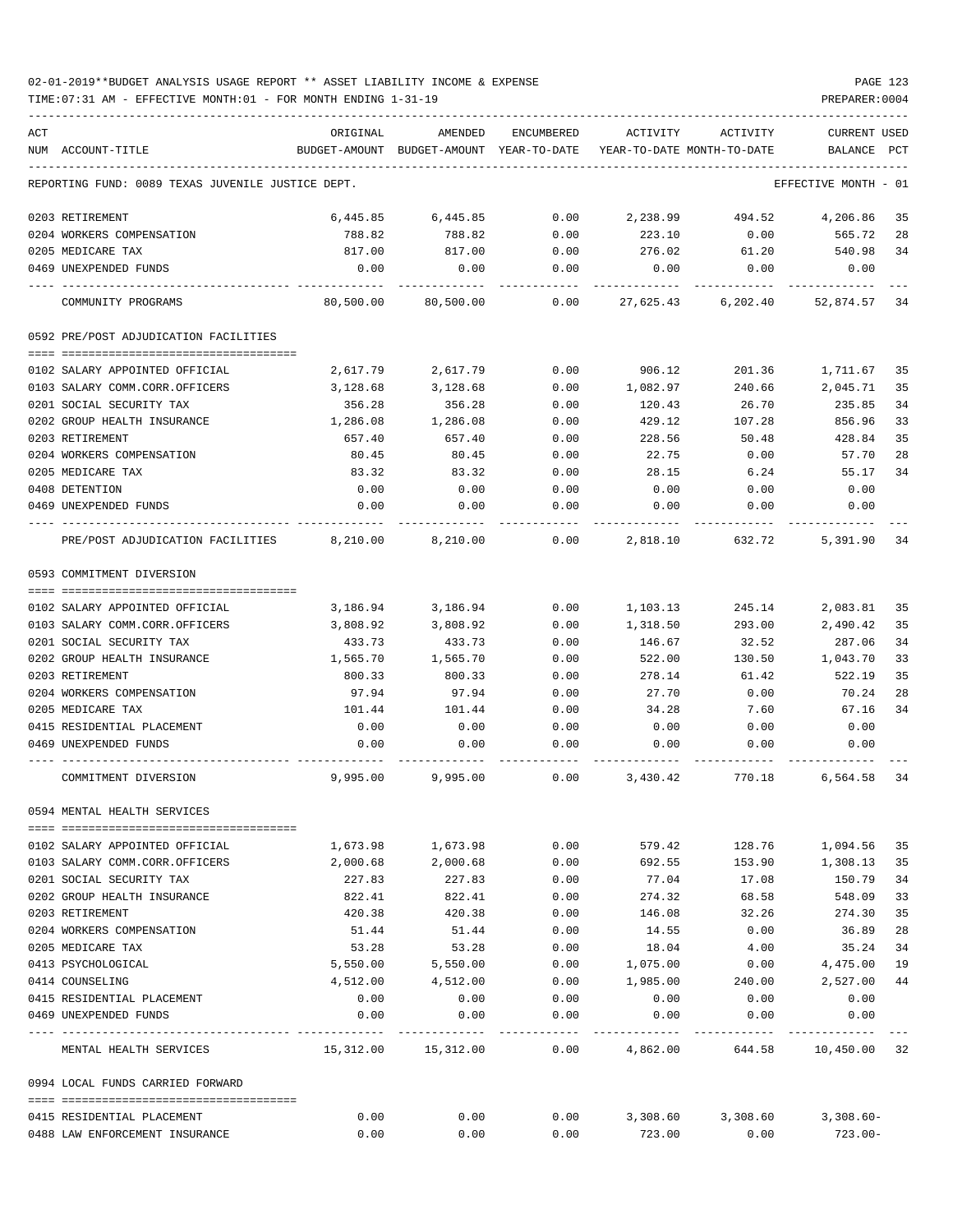02-01-2019**BUDGET ANALYSIS USAGE REPORT ** ASSET LIABILITY INCOME & EXPENSE

TIME:07:31 AM - EFFECTIVE MONTH:01 - FOR MONTH ENDING 1-31-19

PREPARER:0004

| ACT NUM | ACCOUNT-TITLE | ORIGINAL BUDGET-AMOUNT | AMENDED BUDGET-AMOUNT | ENCUMBERED YEAR-TO-DATE | ACTIVITY YEAR-TO-DATE | ACTIVITY MONTH-TO-DATE | CURRENT BALANCE | USED PCT |
|---|---|---|---|---|---|---|---|---|
| | REPORTING FUND: 0089 TEXAS JUVENILE JUSTICE DEPT. | | | | | | EFFECTIVE MONTH - 01 | |
| 0203 | RETIREMENT | 6,445.85 | 6,445.85 | 0.00 | 2,238.99 | 494.52 | 4,206.86 | 35 |
| 0204 | WORKERS COMPENSATION | 788.82 | 788.82 | 0.00 | 223.10 | 0.00 | 565.72 | 28 |
| 0205 | MEDICARE TAX | 817.00 | 817.00 | 0.00 | 276.02 | 61.20 | 540.98 | 34 |
| 0469 | UNEXPENDED FUNDS | 0.00 | 0.00 | 0.00 | 0.00 | 0.00 | 0.00 | |
| | COMMUNITY PROGRAMS | 80,500.00 | 80,500.00 | 0.00 | 27,625.43 | 6,202.40 | 52,874.57 | 34 |
| | 0592 PRE/POST ADJUDICATION FACILITIES | | | | | | | |
| 0102 | SALARY APPOINTED OFFICIAL | 2,617.79 | 2,617.79 | 0.00 | 906.12 | 201.36 | 1,711.67 | 35 |
| 0103 | SALARY COMM.CORR.OFFICERS | 3,128.68 | 3,128.68 | 0.00 | 1,082.97 | 240.66 | 2,045.71 | 35 |
| 0201 | SOCIAL SECURITY TAX | 356.28 | 356.28 | 0.00 | 120.43 | 26.70 | 235.85 | 34 |
| 0202 | GROUP HEALTH INSURANCE | 1,286.08 | 1,286.08 | 0.00 | 429.12 | 107.28 | 856.96 | 33 |
| 0203 | RETIREMENT | 657.40 | 657.40 | 0.00 | 228.56 | 50.48 | 428.84 | 35 |
| 0204 | WORKERS COMPENSATION | 80.45 | 80.45 | 0.00 | 22.75 | 0.00 | 57.70 | 28 |
| 0205 | MEDICARE TAX | 83.32 | 83.32 | 0.00 | 28.15 | 6.24 | 55.17 | 34 |
| 0408 | DETENTION | 0.00 | 0.00 | 0.00 | 0.00 | 0.00 | 0.00 | |
| 0469 | UNEXPENDED FUNDS | 0.00 | 0.00 | 0.00 | 0.00 | 0.00 | 0.00 | |
| | PRE/POST ADJUDICATION FACILITIES | 8,210.00 | 8,210.00 | 0.00 | 2,818.10 | 632.72 | 5,391.90 | 34 |
| | 0593 COMMITMENT DIVERSION | | | | | | | |
| 0102 | SALARY APPOINTED OFFICIAL | 3,186.94 | 3,186.94 | 0.00 | 1,103.13 | 245.14 | 2,083.81 | 35 |
| 0103 | SALARY COMM.CORR.OFFICERS | 3,808.92 | 3,808.92 | 0.00 | 1,318.50 | 293.00 | 2,490.42 | 35 |
| 0201 | SOCIAL SECURITY TAX | 433.73 | 433.73 | 0.00 | 146.67 | 32.52 | 287.06 | 34 |
| 0202 | GROUP HEALTH INSURANCE | 1,565.70 | 1,565.70 | 0.00 | 522.00 | 130.50 | 1,043.70 | 33 |
| 0203 | RETIREMENT | 800.33 | 800.33 | 0.00 | 278.14 | 61.42 | 522.19 | 35 |
| 0204 | WORKERS COMPENSATION | 97.94 | 97.94 | 0.00 | 27.70 | 0.00 | 70.24 | 28 |
| 0205 | MEDICARE TAX | 101.44 | 101.44 | 0.00 | 34.28 | 7.60 | 67.16 | 34 |
| 0415 | RESIDENTIAL PLACEMENT | 0.00 | 0.00 | 0.00 | 0.00 | 0.00 | 0.00 | |
| 0469 | UNEXPENDED FUNDS | 0.00 | 0.00 | 0.00 | 0.00 | 0.00 | 0.00 | |
| | COMMITMENT DIVERSION | 9,995.00 | 9,995.00 | 0.00 | 3,430.42 | 770.18 | 6,564.58 | 34 |
| | 0594 MENTAL HEALTH SERVICES | | | | | | | |
| 0102 | SALARY APPOINTED OFFICIAL | 1,673.98 | 1,673.98 | 0.00 | 579.42 | 128.76 | 1,094.56 | 35 |
| 0103 | SALARY COMM.CORR.OFFICERS | 2,000.68 | 2,000.68 | 0.00 | 692.55 | 153.90 | 1,308.13 | 35 |
| 0201 | SOCIAL SECURITY TAX | 227.83 | 227.83 | 0.00 | 77.04 | 17.08 | 150.79 | 34 |
| 0202 | GROUP HEALTH INSURANCE | 822.41 | 822.41 | 0.00 | 274.32 | 68.58 | 548.09 | 33 |
| 0203 | RETIREMENT | 420.38 | 420.38 | 0.00 | 146.08 | 32.26 | 274.30 | 35 |
| 0204 | WORKERS COMPENSATION | 51.44 | 51.44 | 0.00 | 14.55 | 0.00 | 36.89 | 28 |
| 0205 | MEDICARE TAX | 53.28 | 53.28 | 0.00 | 18.04 | 4.00 | 35.24 | 34 |
| 0413 | PSYCHOLOGICAL | 5,550.00 | 5,550.00 | 0.00 | 1,075.00 | 0.00 | 4,475.00 | 19 |
| 0414 | COUNSELING | 4,512.00 | 4,512.00 | 0.00 | 1,985.00 | 240.00 | 2,527.00 | 44 |
| 0415 | RESIDENTIAL PLACEMENT | 0.00 | 0.00 | 0.00 | 0.00 | 0.00 | 0.00 | |
| 0469 | UNEXPENDED FUNDS | 0.00 | 0.00 | 0.00 | 0.00 | 0.00 | 0.00 | |
| | MENTAL HEALTH SERVICES | 15,312.00 | 15,312.00 | 0.00 | 4,862.00 | 644.58 | 10,450.00 | 32 |
| | 0994 LOCAL FUNDS CARRIED FORWARD | | | | | | | |
| 0415 | RESIDENTIAL PLACEMENT | 0.00 | 0.00 | 0.00 | 3,308.60 | 3,308.60 | 3,308.60- | |
| 0488 | LAW ENFORCEMENT INSURANCE | 0.00 | 0.00 | 0.00 | 723.00 | 0.00 | 723.00- | |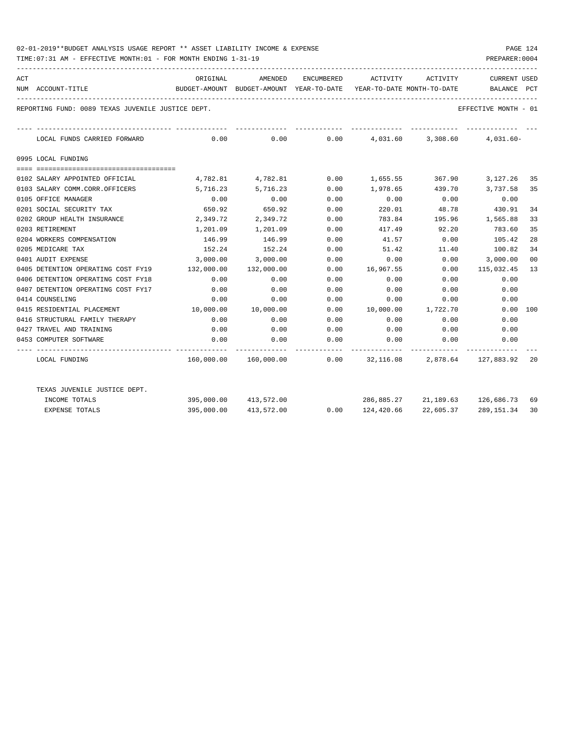02-01-2019**BUDGET ANALYSIS USAGE REPORT ** ASSET LIABILITY INCOME & EXPENSE

TIME:07:31 AM - EFFECTIVE MONTH:01 - FOR MONTH ENDING 1-31-19

PREPARER:0004

REPORTING FUND: 0089 TEXAS JUVENILE JUSTICE DEPT.

EFFECTIVE MONTH - 01

| ACT NUM | ACCOUNT-TITLE | ORIGINAL BUDGET-AMOUNT | AMENDED BUDGET-AMOUNT | ENCUMBERED YEAR-TO-DATE | ACTIVITY YEAR-TO-DATE | ACTIVITY MONTH-TO-DATE | CURRENT BALANCE | USED PCT |
|---|---|---|---|---|---|---|---|---|
| | LOCAL FUNDS CARRIED FORWARD | 0.00 | 0.00 | 0.00 | 4,031.60 | 3,308.60 | 4,031.60- | |
| | **0995 LOCAL FUNDING** | | | | | | | |
| 0102 | SALARY APPOINTED OFFICIAL | 4,782.81 | 4,782.81 | 0.00 | 1,655.55 | 367.90 | 3,127.26 | 35 |
| 0103 | SALARY COMM.CORR.OFFICERS | 5,716.23 | 5,716.23 | 0.00 | 1,978.65 | 439.70 | 3,737.58 | 35 |
| 0105 | OFFICE MANAGER | 0.00 | 0.00 | 0.00 | 0.00 | 0.00 | 0.00 | |
| 0201 | SOCIAL SECURITY TAX | 650.92 | 650.92 | 0.00 | 220.01 | 48.78 | 430.91 | 34 |
| 0202 | GROUP HEALTH INSURANCE | 2,349.72 | 2,349.72 | 0.00 | 783.84 | 195.96 | 1,565.88 | 33 |
| 0203 | RETIREMENT | 1,201.09 | 1,201.09 | 0.00 | 417.49 | 92.20 | 783.60 | 35 |
| 0204 | WORKERS COMPENSATION | 146.99 | 146.99 | 0.00 | 41.57 | 0.00 | 105.42 | 28 |
| 0205 | MEDICARE TAX | 152.24 | 152.24 | 0.00 | 51.42 | 11.40 | 100.82 | 34 |
| 0401 | AUDIT EXPENSE | 3,000.00 | 3,000.00 | 0.00 | 0.00 | 0.00 | 3,000.00 | 00 |
| 0405 | DETENTION OPERATING COST FY19 | 132,000.00 | 132,000.00 | 0.00 | 16,967.55 | 0.00 | 115,032.45 | 13 |
| 0406 | DETENTION OPERATING COST FY18 | 0.00 | 0.00 | 0.00 | 0.00 | 0.00 | 0.00 | |
| 0407 | DETENTION OPERATING COST FY17 | 0.00 | 0.00 | 0.00 | 0.00 | 0.00 | 0.00 | |
| 0414 | COUNSELING | 0.00 | 0.00 | 0.00 | 0.00 | 0.00 | 0.00 | |
| 0415 | RESIDENTIAL PLACEMENT | 10,000.00 | 10,000.00 | 0.00 | 10,000.00 | 1,722.70 | 0.00 | 100 |
| 0416 | STRUCTURAL FAMILY THERAPY | 0.00 | 0.00 | 0.00 | 0.00 | 0.00 | 0.00 | |
| 0427 | TRAVEL AND TRAINING | 0.00 | 0.00 | 0.00 | 0.00 | 0.00 | 0.00 | |
| 0453 | COMPUTER SOFTWARE | 0.00 | 0.00 | 0.00 | 0.00 | 0.00 | 0.00 | |
| | LOCAL FUNDING | 160,000.00 | 160,000.00 | 0.00 | 32,116.08 | 2,878.64 | 127,883.92 | 20 |
| | TEXAS JUVENILE JUSTICE DEPT. | | | | | | | |
| | INCOME TOTALS | 395,000.00 | 413,572.00 | | 286,885.27 | 21,189.63 | 126,686.73 | 69 |
| | EXPENSE TOTALS | 395,000.00 | 413,572.00 | 0.00 | 124,420.66 | 22,605.37 | 289,151.34 | 30 |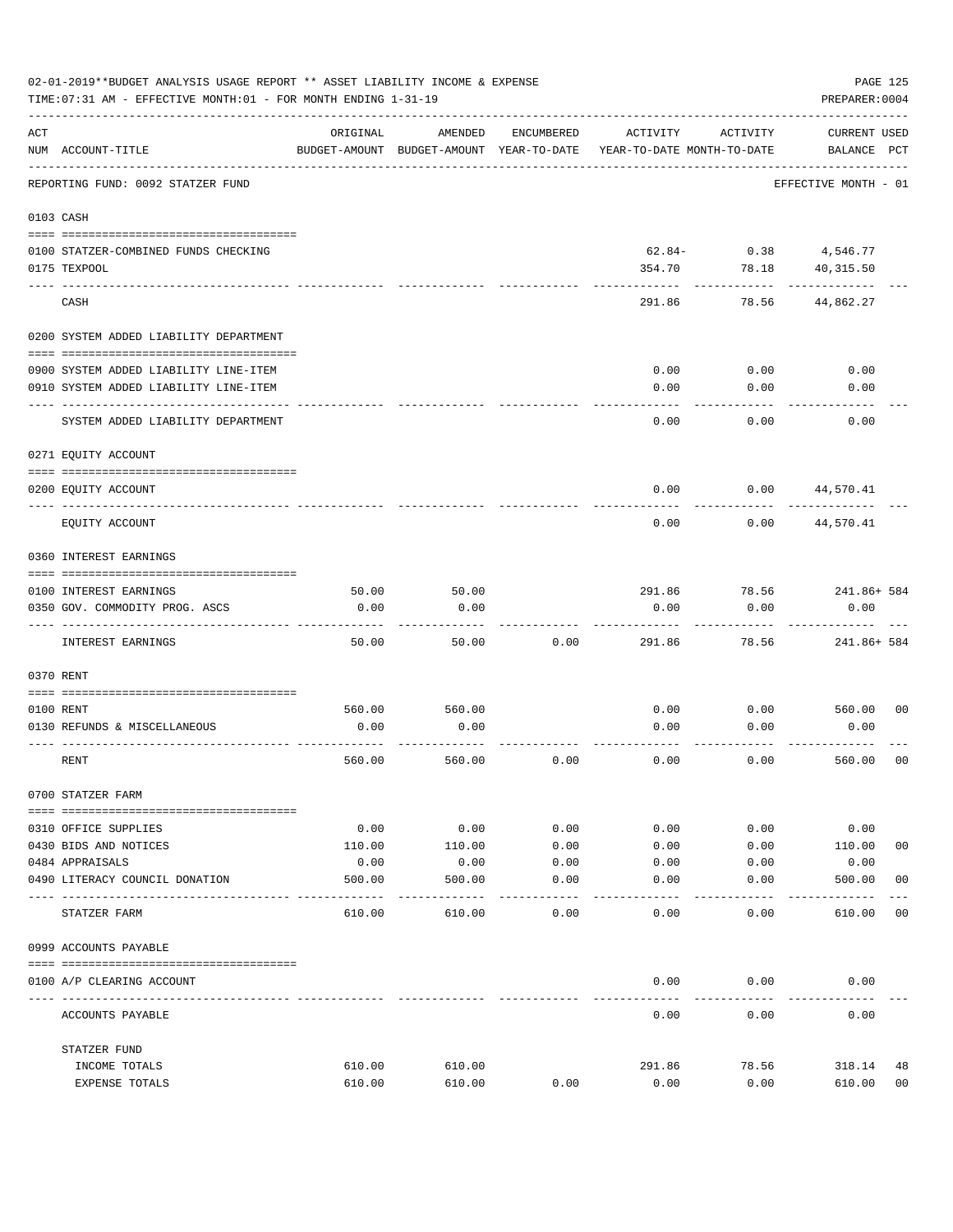02-01-2019**BUDGET ANALYSIS USAGE REPORT ** ASSET LIABILITY INCOME & EXPENSE

TIME:07:31 AM - EFFECTIVE MONTH:01 - FOR MONTH ENDING 1-31-19

PREPARER:0004

| ACT NUM | ACCOUNT-TITLE | ORIGINAL BUDGET-AMOUNT | AMENDED BUDGET-AMOUNT | ENCUMBERED YEAR-TO-DATE | ACTIVITY YEAR-TO-DATE | ACTIVITY MONTH-TO-DATE | CURRENT BALANCE | USED PCT |
|---|---|---|---|---|---|---|---|---|
| | REPORTING FUND: 0092 STATZER FUND | | | | | | EFFECTIVE MONTH - 01 | |
| 0103 | CASH | | | | | | | |
| 0100 | STATZER-COMBINED FUNDS CHECKING | | | | 62.84- | 0.38 | 4,546.77 | |
| 0175 | TEXPOOL | | | | 354.70 | 78.18 | 40,315.50 | |
| | CASH | | | | 291.86 | 78.56 | 44,862.27 | |
| 0200 | SYSTEM ADDED LIABILITY DEPARTMENT | | | | | | | |
| 0900 | SYSTEM ADDED LIABILITY LINE-ITEM | | | | 0.00 | 0.00 | 0.00 | |
| 0910 | SYSTEM ADDED LIABILITY LINE-ITEM | | | | 0.00 | 0.00 | 0.00 | |
| | SYSTEM ADDED LIABILITY DEPARTMENT | | | | 0.00 | 0.00 | 0.00 | |
| 0271 | EQUITY ACCOUNT | | | | | | | |
| 0200 | EQUITY ACCOUNT | | | | 0.00 | 0.00 | 44,570.41 | |
| | EQUITY ACCOUNT | | | | 0.00 | 0.00 | 44,570.41 | |
| 0360 | INTEREST EARNINGS | | | | | | | |
| 0100 | INTEREST EARNINGS | 50.00 | 50.00 | | 291.86 | 78.56 | 241.86+ | 584 |
| 0350 | GOV. COMMODITY PROG. ASCS | 0.00 | 0.00 | | 0.00 | 0.00 | 0.00 | |
| | INTEREST EARNINGS | 50.00 | 50.00 | 0.00 | 291.86 | 78.56 | 241.86+ | 584 |
| 0370 | RENT | | | | | | | |
| 0100 | RENT | 560.00 | 560.00 | | 0.00 | 0.00 | 560.00 | 00 |
| 0130 | REFUNDS & MISCELLANEOUS | 0.00 | 0.00 | | 0.00 | 0.00 | 0.00 | |
| | RENT | 560.00 | 560.00 | 0.00 | 0.00 | 0.00 | 560.00 | 00 |
| 0700 | STATZER FARM | | | | | | | |
| 0310 | OFFICE SUPPLIES | 0.00 | 0.00 | 0.00 | 0.00 | 0.00 | 0.00 | |
| 0430 | BIDS AND NOTICES | 110.00 | 110.00 | 0.00 | 0.00 | 0.00 | 110.00 | 00 |
| 0484 | APPRAISALS | 0.00 | 0.00 | 0.00 | 0.00 | 0.00 | 0.00 | |
| 0490 | LITERACY COUNCIL DONATION | 500.00 | 500.00 | 0.00 | 0.00 | 0.00 | 500.00 | 00 |
| | STATZER FARM | 610.00 | 610.00 | 0.00 | 0.00 | 0.00 | 610.00 | 00 |
| 0999 | ACCOUNTS PAYABLE | | | | | | | |
| 0100 | A/P CLEARING ACCOUNT | | | | 0.00 | 0.00 | 0.00 | |
| | ACCOUNTS PAYABLE | | | | 0.00 | 0.00 | 0.00 | |
| | STATZER FUND | | | | | | | |
| | INCOME TOTALS | 610.00 | 610.00 | | 291.86 | 78.56 | 318.14 | 48 |
| | EXPENSE TOTALS | 610.00 | 610.00 | 0.00 | 0.00 | 0.00 | 610.00 | 00 |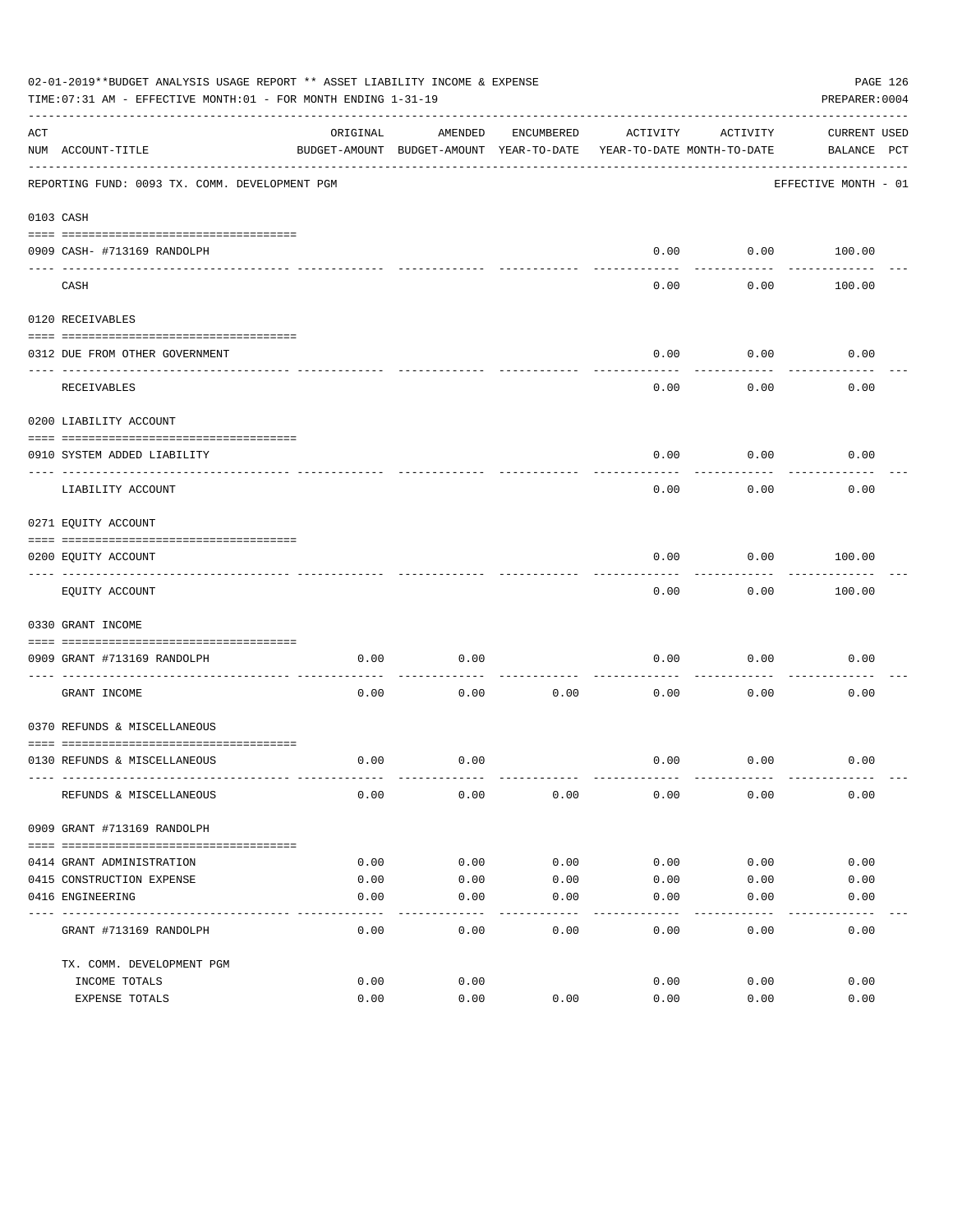02-01-2019**BUDGET ANALYSIS USAGE REPORT ** ASSET LIABILITY INCOME & EXPENSE

TIME:07:31 AM - EFFECTIVE MONTH:01 - FOR MONTH ENDING 1-31-19

PREPARER:0004

REPORTING FUND: 0093 TX. COMM. DEVELOPMENT PGM — EFFECTIVE MONTH - 01

| ACT NUM | ACCOUNT-TITLE | ORIGINAL BUDGET-AMOUNT | AMENDED BUDGET-AMOUNT | ENCUMBERED YEAR-TO-DATE | ACTIVITY YEAR-TO-DATE | ACTIVITY MONTH-TO-DATE | CURRENT BALANCE | USED PCT |
|---|---|---|---|---|---|---|---|---|
| | **0103 CASH** | | | | | | | |
| 0909 | CASH- #713169 RANDOLPH | | | | 0.00 | 0.00 | 100.00 | |
| | CASH | | | | 0.00 | 0.00 | 100.00 | |
| | **0120 RECEIVABLES** | | | | | | | |
| 0312 | DUE FROM OTHER GOVERNMENT | | | | 0.00 | 0.00 | 0.00 | |
| | RECEIVABLES | | | | 0.00 | 0.00 | 0.00 | |
| | **0200 LIABILITY ACCOUNT** | | | | | | | |
| 0910 | SYSTEM ADDED LIABILITY | | | | 0.00 | 0.00 | 0.00 | |
| | LIABILITY ACCOUNT | | | | 0.00 | 0.00 | 0.00 | |
| | **0271 EQUITY ACCOUNT** | | | | | | | |
| 0200 | EQUITY ACCOUNT | | | | 0.00 | 0.00 | 100.00 | |
| | EQUITY ACCOUNT | | | | 0.00 | 0.00 | 100.00 | |
| | **0330 GRANT INCOME** | | | | | | | |
| 0909 | GRANT #713169 RANDOLPH | 0.00 | 0.00 | | 0.00 | 0.00 | 0.00 | |
| | GRANT INCOME | 0.00 | 0.00 | 0.00 | 0.00 | 0.00 | 0.00 | |
| | **0370 REFUNDS & MISCELLANEOUS** | | | | | | | |
| 0130 | REFUNDS & MISCELLANEOUS | 0.00 | 0.00 | | 0.00 | 0.00 | 0.00 | |
| | REFUNDS & MISCELLANEOUS | 0.00 | 0.00 | 0.00 | 0.00 | 0.00 | 0.00 | |
| | **0909 GRANT #713169 RANDOLPH** | | | | | | | |
| 0414 | GRANT ADMINISTRATION | 0.00 | 0.00 | 0.00 | 0.00 | 0.00 | 0.00 | |
| 0415 | CONSTRUCTION EXPENSE | 0.00 | 0.00 | 0.00 | 0.00 | 0.00 | 0.00 | |
| 0416 | ENGINEERING | 0.00 | 0.00 | 0.00 | 0.00 | 0.00 | 0.00 | |
| | GRANT #713169 RANDOLPH | 0.00 | 0.00 | 0.00 | 0.00 | 0.00 | 0.00 | |
| | **TX. COMM. DEVELOPMENT PGM** | | | | | | | |
| | INCOME TOTALS | 0.00 | 0.00 | | 0.00 | 0.00 | 0.00 | |
| | EXPENSE TOTALS | 0.00 | 0.00 | 0.00 | 0.00 | 0.00 | 0.00 | |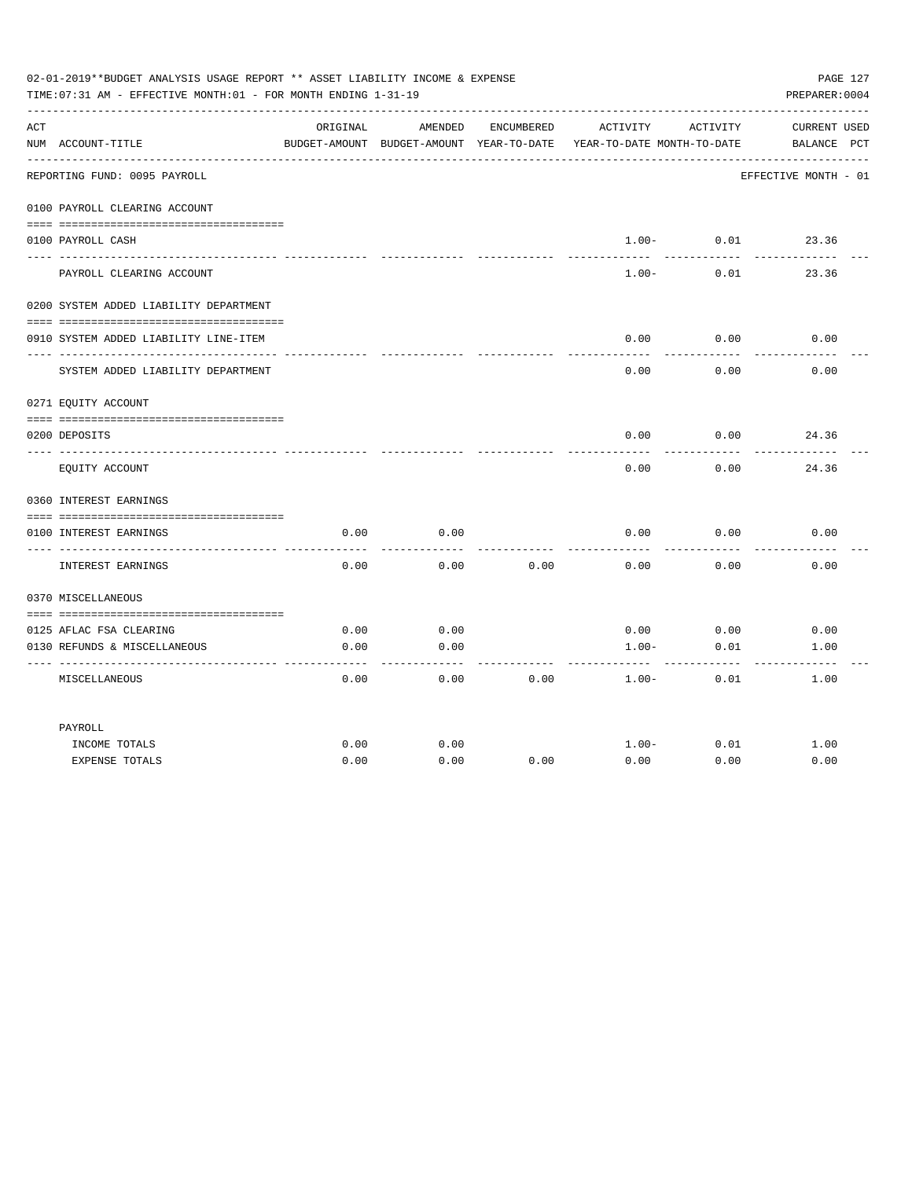02-01-2019**BUDGET ANALYSIS USAGE REPORT ** ASSET LIABILITY INCOME & EXPENSE

TIME:07:31 AM - EFFECTIVE MONTH:01 - FOR MONTH ENDING 1-31-19

PREPARER:0004

| ACT NUM | ACCOUNT-TITLE | ORIGINAL BUDGET-AMOUNT | AMENDED BUDGET-AMOUNT | ENCUMBERED YEAR-TO-DATE | ACTIVITY YEAR-TO-DATE | ACTIVITY MONTH-TO-DATE | CURRENT BALANCE | USED PCT |
|---|---|---|---|---|---|---|---|---|
| | REPORTING FUND: 0095 PAYROLL | | | | | | EFFECTIVE MONTH - 01 | |
| | 0100 PAYROLL CLEARING ACCOUNT | | | | | | | |
| 0100 | PAYROLL CASH | | | | 1.00- | 0.01 | 23.36 | |
| | PAYROLL CLEARING ACCOUNT | | | | 1.00- | 0.01 | 23.36 | |
| | 0200 SYSTEM ADDED LIABILITY DEPARTMENT | | | | | | | |
| 0910 | SYSTEM ADDED LIABILITY LINE-ITEM | | | | 0.00 | 0.00 | 0.00 | |
| | SYSTEM ADDED LIABILITY DEPARTMENT | | | | 0.00 | 0.00 | 0.00 | |
| | 0271 EQUITY ACCOUNT | | | | | | | |
| 0200 | DEPOSITS | | | | 0.00 | 0.00 | 24.36 | |
| | EQUITY ACCOUNT | | | | 0.00 | 0.00 | 24.36 | |
| | 0360 INTEREST EARNINGS | | | | | | | |
| 0100 | INTEREST EARNINGS | 0.00 | 0.00 | | 0.00 | 0.00 | 0.00 | |
| | INTEREST EARNINGS | 0.00 | 0.00 | 0.00 | 0.00 | 0.00 | 0.00 | |
| | 0370 MISCELLANEOUS | | | | | | | |
| 0125 | AFLAC FSA CLEARING | 0.00 | 0.00 | | 0.00 | 0.00 | 0.00 | |
| 0130 | REFUNDS & MISCELLANEOUS | 0.00 | 0.00 | | 1.00- | 0.01 | 1.00 | |
| | MISCELLANEOUS | 0.00 | 0.00 | 0.00 | 1.00- | 0.01 | 1.00 | |
| | PAYROLL | | | | | | | |
| | INCOME TOTALS | 0.00 | 0.00 | | 1.00- | 0.01 | 1.00 | |
| | EXPENSE TOTALS | 0.00 | 0.00 | 0.00 | 0.00 | 0.00 | 0.00 | |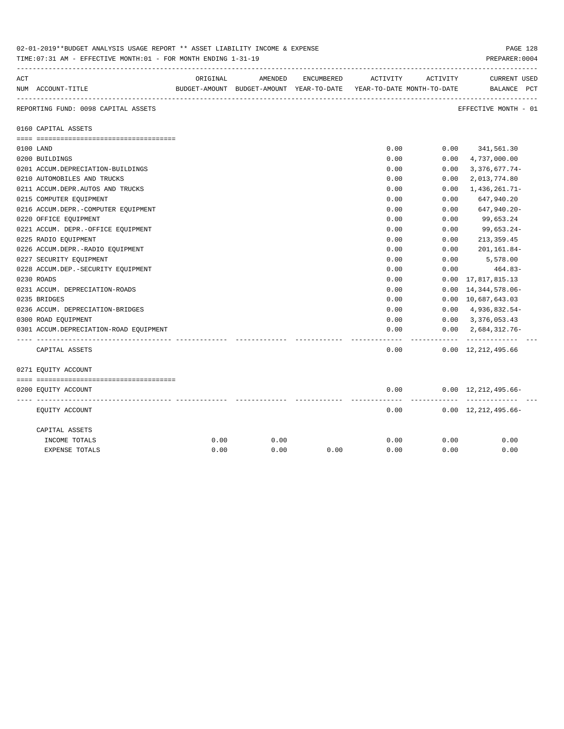02-01-2019**BUDGET ANALYSIS USAGE REPORT ** ASSET LIABILITY INCOME & EXPENSE

TIME:07:31 AM - EFFECTIVE MONTH:01 - FOR MONTH ENDING 1-31-19

PREPARER:0004

| ACT NUM | ACCOUNT-TITLE | ORIGINAL BUDGET-AMOUNT | AMENDED BUDGET-AMOUNT | ENCUMBERED YEAR-TO-DATE | ACTIVITY YEAR-TO-DATE | ACTIVITY MONTH-TO-DATE | CURRENT BALANCE | USED PCT |
|---|---|---|---|---|---|---|---|---|
| | REPORTING FUND: 0098 CAPITAL ASSETS | | | | | | EFFECTIVE MONTH - 01 | |
| | **0160 CAPITAL ASSETS** | | | | | | | |
| 0100 | LAND | | | | 0.00 | 0.00 | 341,561.30 | |
| 0200 | BUILDINGS | | | | 0.00 | 0.00 | 4,737,000.00 | |
| 0201 | ACCUM.DEPRECIATION-BUILDINGS | | | | 0.00 | 0.00 | 3,376,677.74- | |
| 0210 | AUTOMOBILES AND TRUCKS | | | | 0.00 | 0.00 | 2,013,774.80 | |
| 0211 | ACCUM.DEPR.AUTOS AND TRUCKS | | | | 0.00 | 0.00 | 1,436,261.71- | |
| 0215 | COMPUTER EQUIPMENT | | | | 0.00 | 0.00 | 647,940.20 | |
| 0216 | ACCUM.DEPR.-COMPUTER EQUIPMENT | | | | 0.00 | 0.00 | 647,940.20- | |
| 0220 | OFFICE EQUIPMENT | | | | 0.00 | 0.00 | 99,653.24 | |
| 0221 | ACCUM. DEPR.-OFFICE EQUIPMENT | | | | 0.00 | 0.00 | 99,653.24- | |
| 0225 | RADIO EQUIPMENT | | | | 0.00 | 0.00 | 213,359.45 | |
| 0226 | ACCUM.DEPR.-RADIO EQUIPMENT | | | | 0.00 | 0.00 | 201,161.84- | |
| 0227 | SECURITY EQUIPMENT | | | | 0.00 | 0.00 | 5,578.00 | |
| 0228 | ACCUM.DEP.-SECURITY EQUIPMENT | | | | 0.00 | 0.00 | 464.83- | |
| 0230 | ROADS | | | | 0.00 | 0.00 | 17,817,815.13 | |
| 0231 | ACCUM. DEPRECIATION-ROADS | | | | 0.00 | 0.00 | 14,344,578.06- | |
| 0235 | BRIDGES | | | | 0.00 | 0.00 | 10,687,643.03 | |
| 0236 | ACCUM. DEPRECIATION-BRIDGES | | | | 0.00 | 0.00 | 4,936,832.54- | |
| 0300 | ROAD EQUIPMENT | | | | 0.00 | 0.00 | 3,376,053.43 | |
| 0301 | ACCUM.DEPRECIATION-ROAD EQUIPMENT | | | | 0.00 | 0.00 | 2,684,312.76- | |
| | CAPITAL ASSETS | | | | 0.00 | 0.00 | 12,212,495.66 | |
| | **0271 EQUITY ACCOUNT** | | | | | | | |
| 0200 | EQUITY ACCOUNT | | | | 0.00 | 0.00 | 12,212,495.66- | |
| | EQUITY ACCOUNT | | | | 0.00 | 0.00 | 12,212,495.66- | |
| | CAPITAL ASSETS | | | | | | | |
| | INCOME TOTALS | 0.00 | 0.00 | | 0.00 | 0.00 | 0.00 | |
| | EXPENSE TOTALS | 0.00 | 0.00 | 0.00 | 0.00 | 0.00 | 0.00 | |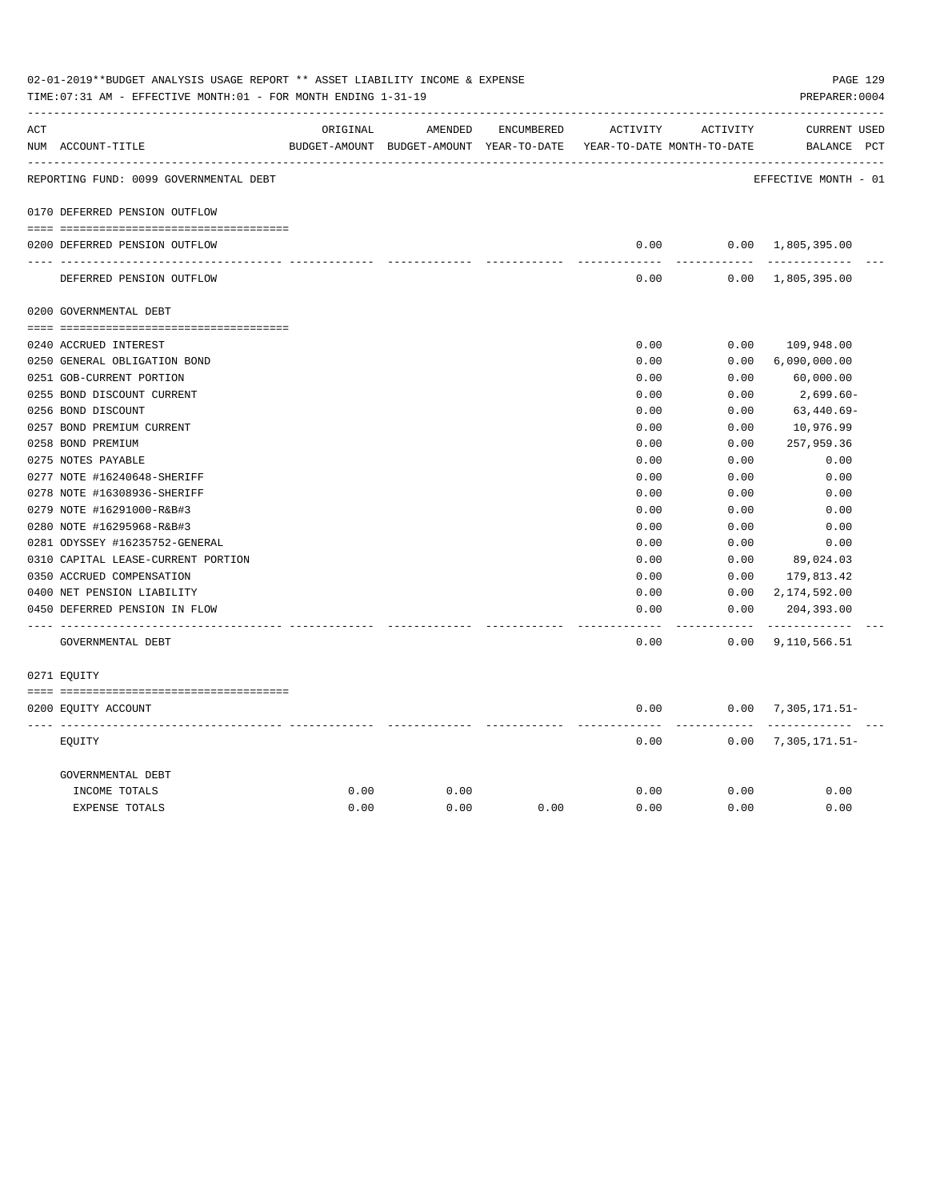02-01-2019**BUDGET ANALYSIS USAGE REPORT ** ASSET LIABILITY INCOME & EXPENSE

TIME:07:31 AM - EFFECTIVE MONTH:01 - FOR MONTH ENDING 1-31-19

PREPARER:0004

| ACT NUM | ACCOUNT-TITLE | ORIGINAL BUDGET-AMOUNT | AMENDED BUDGET-AMOUNT | ENCUMBERED YEAR-TO-DATE | ACTIVITY YEAR-TO-DATE | ACTIVITY MONTH-TO-DATE | CURRENT BALANCE | USED PCT |
|---|---|---|---|---|---|---|---|---|
| | REPORTING FUND: 0099 GOVERNMENTAL DEBT | | | | | | EFFECTIVE MONTH - 01 | |
| 0170 | DEFERRED PENSION OUTFLOW | | | | | | | |
| 0200 | DEFERRED PENSION OUTFLOW | | | | 0.00 | 0.00 | 1,805,395.00 | |
| | DEFERRED PENSION OUTFLOW | | | | 0.00 | 0.00 | 1,805,395.00 | |
| 0200 | GOVERNMENTAL DEBT | | | | | | | |
| 0240 | ACCRUED INTEREST | | | | 0.00 | 0.00 | 109,948.00 | |
| 0250 | GENERAL OBLIGATION BOND | | | | 0.00 | 0.00 | 6,090,000.00 | |
| 0251 | GOB-CURRENT PORTION | | | | 0.00 | 0.00 | 60,000.00 | |
| 0255 | BOND DISCOUNT CURRENT | | | | 0.00 | 0.00 | 2,699.60- | |
| 0256 | BOND DISCOUNT | | | | 0.00 | 0.00 | 63,440.69- | |
| 0257 | BOND PREMIUM CURRENT | | | | 0.00 | 0.00 | 10,976.99 | |
| 0258 | BOND PREMIUM | | | | 0.00 | 0.00 | 257,959.36 | |
| 0275 | NOTES PAYABLE | | | | 0.00 | 0.00 | 0.00 | |
| 0277 | NOTE #16240648-SHERIFF | | | | 0.00 | 0.00 | 0.00 | |
| 0278 | NOTE #16308936-SHERIFF | | | | 0.00 | 0.00 | 0.00 | |
| 0279 | NOTE #16291000-R&B#3 | | | | 0.00 | 0.00 | 0.00 | |
| 0280 | NOTE #16295968-R&B#3 | | | | 0.00 | 0.00 | 0.00 | |
| 0281 | ODYSSEY #16235752-GENERAL | | | | 0.00 | 0.00 | 0.00 | |
| 0310 | CAPITAL LEASE-CURRENT PORTION | | | | 0.00 | 0.00 | 89,024.03 | |
| 0350 | ACCRUED COMPENSATION | | | | 0.00 | 0.00 | 179,813.42 | |
| 0400 | NET PENSION LIABILITY | | | | 0.00 | 0.00 | 2,174,592.00 | |
| 0450 | DEFERRED PENSION IN FLOW | | | | 0.00 | 0.00 | 204,393.00 | |
| | GOVERNMENTAL DEBT | | | | 0.00 | 0.00 | 9,110,566.51 | |
| 0271 | EQUITY | | | | | | | |
| 0200 | EQUITY ACCOUNT | | | | 0.00 | 0.00 | 7,305,171.51- | |
| | EQUITY | | | | 0.00 | 0.00 | 7,305,171.51- | |
| | GOVERNMENTAL DEBT | | | | | | | |
| | INCOME TOTALS | 0.00 | 0.00 | | 0.00 | 0.00 | 0.00 | |
| | EXPENSE TOTALS | 0.00 | 0.00 | 0.00 | 0.00 | 0.00 | 0.00 | |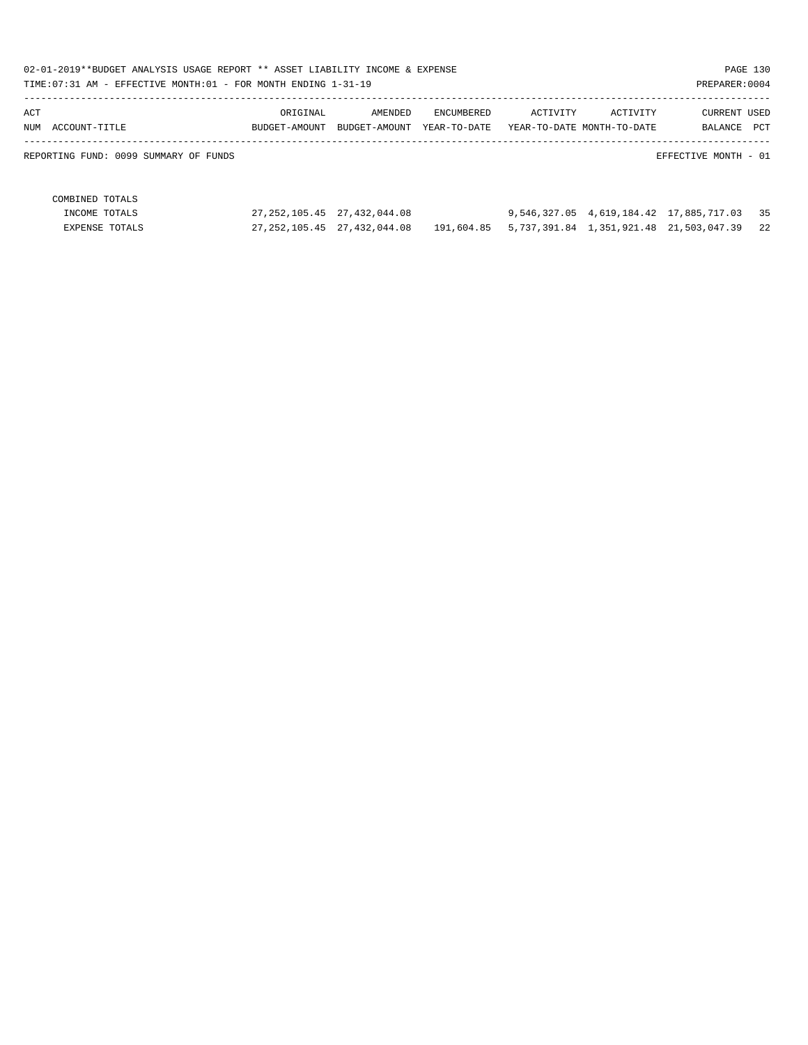02-01-2019**BUDGET ANALYSIS USAGE REPORT ** ASSET LIABILITY INCOME & EXPENSE

TIME:07:31 AM - EFFECTIVE MONTH:01 - FOR MONTH ENDING 1-31-19

PREPARER:0004

| ACT NUM ACCOUNT-TITLE | ORIGINAL BUDGET-AMOUNT | AMENDED BUDGET-AMOUNT | ENCUMBERED YEAR-TO-DATE | ACTIVITY YEAR-TO-DATE | ACTIVITY MONTH-TO-DATE | CURRENT BALANCE | USED PCT |
|---|---|---|---|---|---|---|---|
| REPORTING FUND: 0099 SUMMARY OF FUNDS | | | | | | EFFECTIVE MONTH - 01 | |
| COMBINED TOTALS | | | | | | | |
| INCOME TOTALS | 27,252,105.45 | 27,432,044.08 | | 9,546,327.05 | 4,619,184.42 | 17,885,717.03 | 35 |
| EXPENSE TOTALS | 27,252,105.45 | 27,432,044.08 | 191,604.85 | 5,737,391.84 | 1,351,921.48 | 21,503,047.39 | 22 |